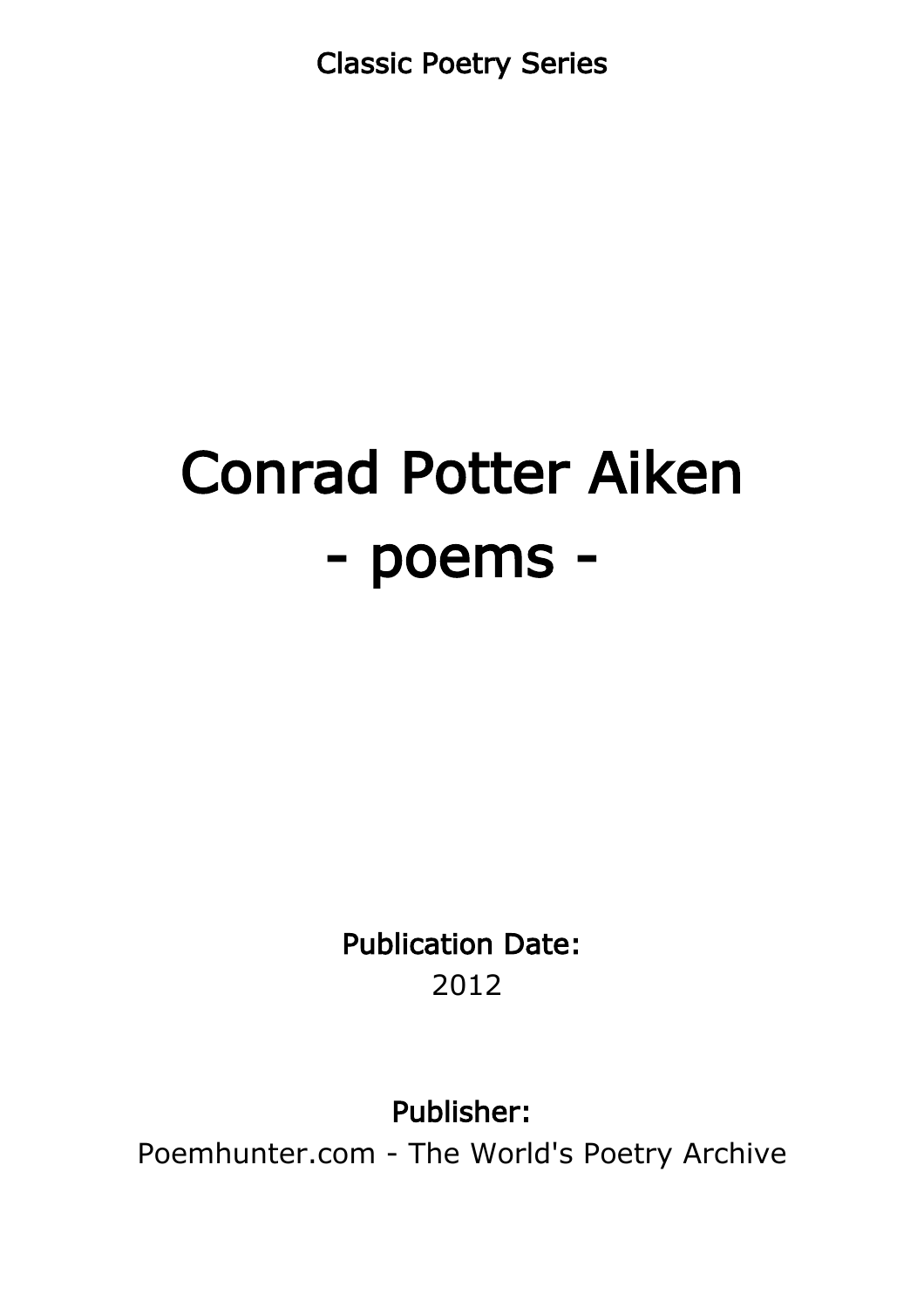Classic Poetry Series

# Conrad Potter Aiken
# - poems -

**Publication Date:**
2012

**Publisher:**
Poemhunter.com - The World's Poetry Archive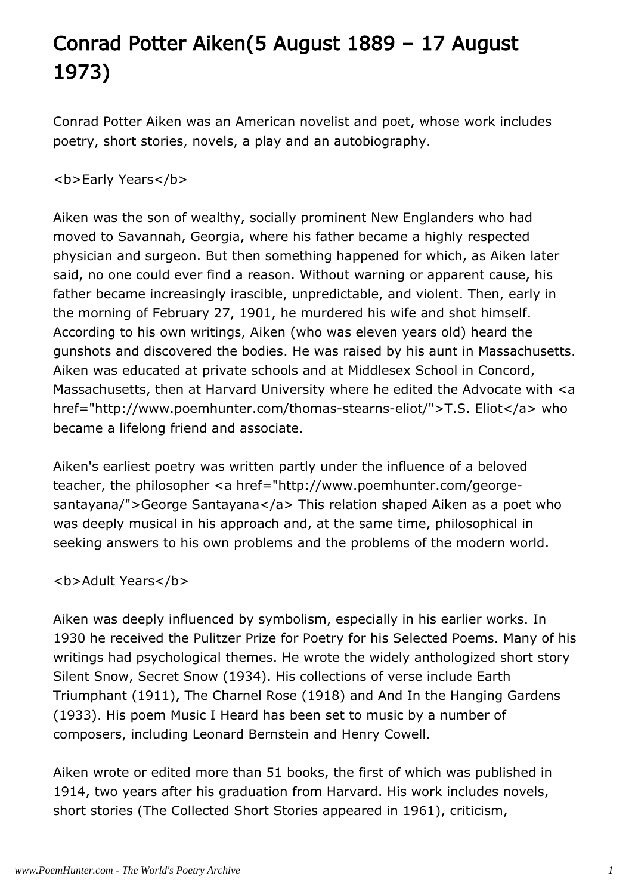# Conrad Potter Aiken(5 August 1889 – 17 August 1973)

Conrad Potter Aiken was an American novelist and poet, whose work includes poetry, short stories, novels, a play and an autobiography.

<b>Early Years</b>

Aiken was the son of wealthy, socially prominent New Englanders who had moved to Savannah, Georgia, where his father became a highly respected physician and surgeon. But then something happened for which, as Aiken later said, no one could ever find a reason. Without warning or apparent cause, his father became increasingly irascible, unpredictable, and violent. Then, early in the morning of February 27, 1901, he murdered his wife and shot himself. According to his own writings, Aiken (who was eleven years old) heard the gunshots and discovered the bodies. He was raised by his aunt in Massachusetts. Aiken was educated at private schools and at Middlesex School in Concord, Massachusetts, then at Harvard University where he edited the Advocate with <a href="http://www.poemhunter.com/thomas-stearns-eliot/">T.S. Eliot</a> who became a lifelong friend and associate.

Aiken's earliest poetry was written partly under the influence of a beloved teacher, the philosopher <a href="http://www.poemhunter.com/george-santayana/">George Santayana</a> This relation shaped Aiken as a poet who was deeply musical in his approach and, at the same time, philosophical in seeking answers to his own problems and the problems of the modern world.

<b>Adult Years</b>

Aiken was deeply influenced by symbolism, especially in his earlier works. In 1930 he received the Pulitzer Prize for Poetry for his Selected Poems. Many of his writings had psychological themes. He wrote the widely anthologized short story Silent Snow, Secret Snow (1934). His collections of verse include Earth Triumphant (1911), The Charnel Rose (1918) and And In the Hanging Gardens (1933). His poem Music I Heard has been set to music by a number of composers, including Leonard Bernstein and Henry Cowell.

Aiken wrote or edited more than 51 books, the first of which was published in 1914, two years after his graduation from Harvard. His work includes novels, short stories (The Collected Short Stories appeared in 1961), criticism,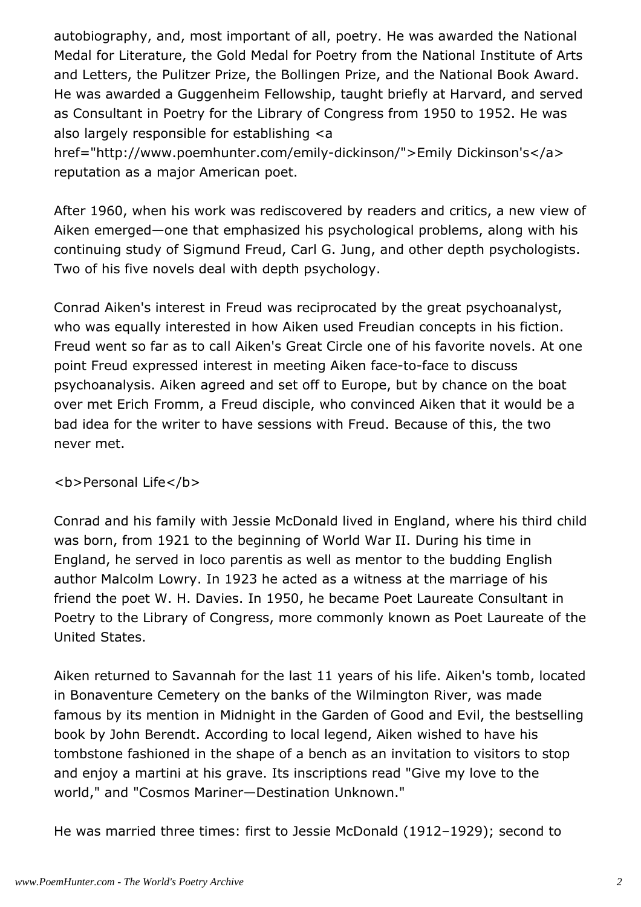autobiography, and, most important of all, poetry. He was awarded the National Medal for Literature, the Gold Medal for Poetry from the National Institute of Arts and Letters, the Pulitzer Prize, the Bollingen Prize, and the National Book Award. He was awarded a Guggenheim Fellowship, taught briefly at Harvard, and served as Consultant in Poetry for the Library of Congress from 1950 to 1952. He was also largely responsible for establishing <a href="http://www.poemhunter.com/emily-dickinson/">Emily Dickinson's</a> reputation as a major American poet.

After 1960, when his work was rediscovered by readers and critics, a new view of Aiken emerged—one that emphasized his psychological problems, along with his continuing study of Sigmund Freud, Carl G. Jung, and other depth psychologists. Two of his five novels deal with depth psychology.

Conrad Aiken's interest in Freud was reciprocated by the great psychoanalyst, who was equally interested in how Aiken used Freudian concepts in his fiction. Freud went so far as to call Aiken's Great Circle one of his favorite novels. At one point Freud expressed interest in meeting Aiken face-to-face to discuss psychoanalysis. Aiken agreed and set off to Europe, but by chance on the boat over met Erich Fromm, a Freud disciple, who convinced Aiken that it would be a bad idea for the writer to have sessions with Freud. Because of this, the two never met.

<b>Personal Life</b>

Conrad and his family with Jessie McDonald lived in England, where his third child was born, from 1921 to the beginning of World War II. During his time in England, he served in loco parentis as well as mentor to the budding English author Malcolm Lowry. In 1923 he acted as a witness at the marriage of his friend the poet W. H. Davies. In 1950, he became Poet Laureate Consultant in Poetry to the Library of Congress, more commonly known as Poet Laureate of the United States.

Aiken returned to Savannah for the last 11 years of his life. Aiken's tomb, located in Bonaventure Cemetery on the banks of the Wilmington River, was made famous by its mention in Midnight in the Garden of Good and Evil, the bestselling book by John Berendt. According to local legend, Aiken wished to have his tombstone fashioned in the shape of a bench as an invitation to visitors to stop and enjoy a martini at his grave. Its inscriptions read "Give my love to the world," and "Cosmos Mariner—Destination Unknown."

He was married three times: first to Jessie McDonald (1912–1929); second to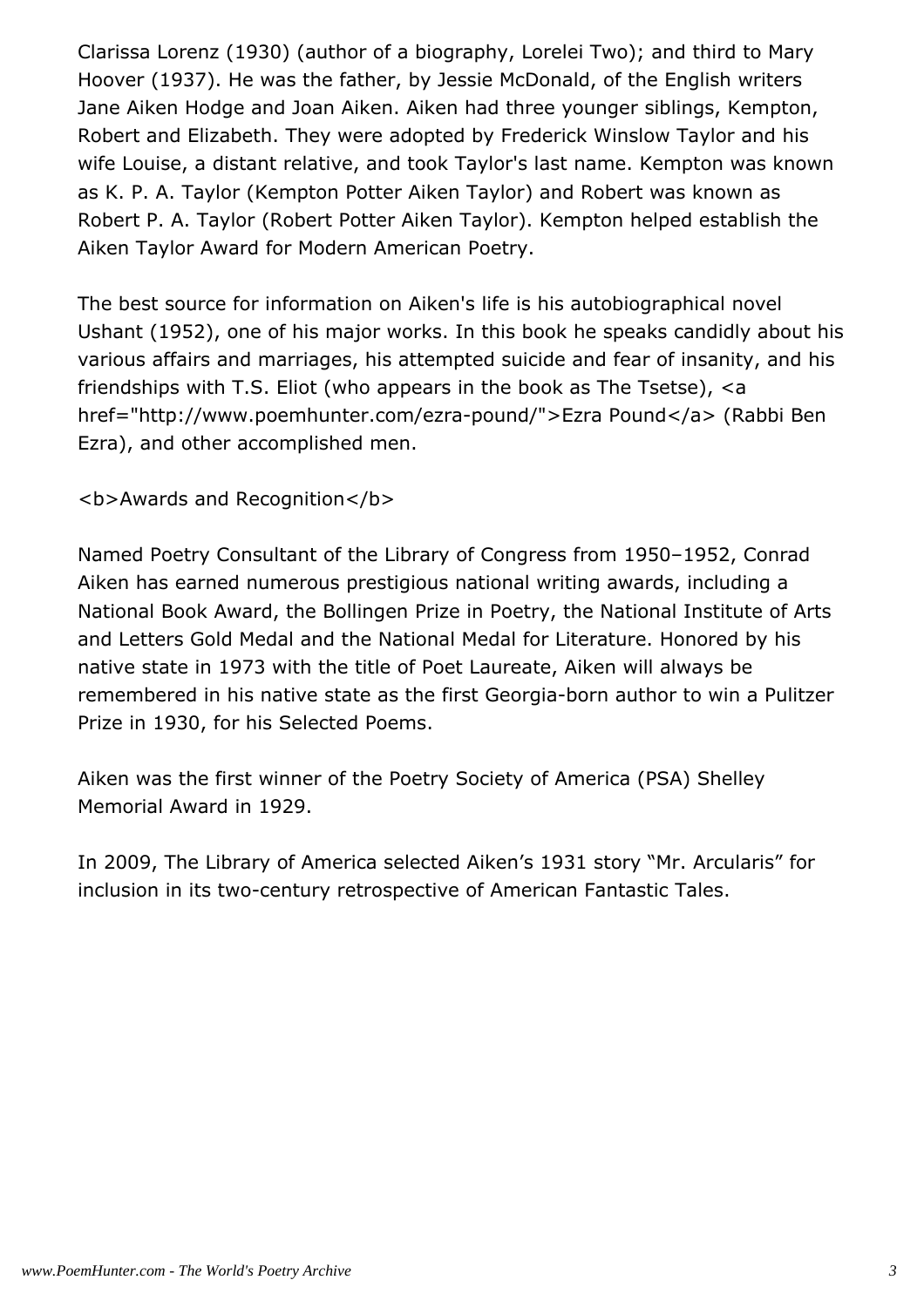Clarissa Lorenz (1930) (author of a biography, Lorelei Two); and third to Mary Hoover (1937). He was the father, by Jessie McDonald, of the English writers Jane Aiken Hodge and Joan Aiken. Aiken had three younger siblings, Kempton, Robert and Elizabeth. They were adopted by Frederick Winslow Taylor and his wife Louise, a distant relative, and took Taylor's last name. Kempton was known as K. P. A. Taylor (Kempton Potter Aiken Taylor) and Robert was known as Robert P. A. Taylor (Robert Potter Aiken Taylor). Kempton helped establish the Aiken Taylor Award for Modern American Poetry.

The best source for information on Aiken's life is his autobiographical novel Ushant (1952), one of his major works. In this book he speaks candidly about his various affairs and marriages, his attempted suicide and fear of insanity, and his friendships with T.S. Eliot (who appears in the book as The Tsetse), <a href="http://www.poemhunter.com/ezra-pound/">Ezra Pound</a> (Rabbi Ben Ezra), and other accomplished men.

<b>Awards and Recognition</b>

Named Poetry Consultant of the Library of Congress from 1950–1952, Conrad Aiken has earned numerous prestigious national writing awards, including a National Book Award, the Bollingen Prize in Poetry, the National Institute of Arts and Letters Gold Medal and the National Medal for Literature. Honored by his native state in 1973 with the title of Poet Laureate, Aiken will always be remembered in his native state as the first Georgia-born author to win a Pulitzer Prize in 1930, for his Selected Poems.

Aiken was the first winner of the Poetry Society of America (PSA) Shelley Memorial Award in 1929.

In 2009, The Library of America selected Aiken's 1931 story "Mr. Arcularis" for inclusion in its two-century retrospective of American Fantastic Tales.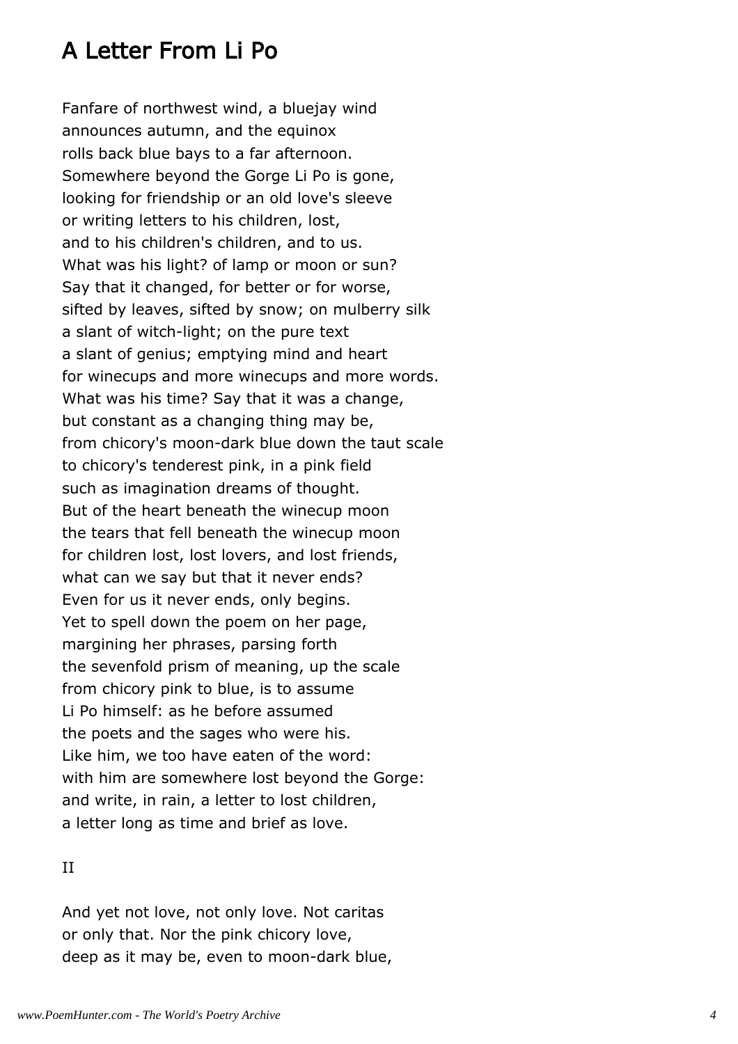# A Letter From Li Po

Fanfare of northwest wind, a bluejay wind
announces autumn, and the equinox
rolls back blue bays to a far afternoon.
Somewhere beyond the Gorge Li Po is gone,
looking for friendship or an old love's sleeve
or writing letters to his children, lost,
and to his children's children, and to us.
What was his light? of lamp or moon or sun?
Say that it changed, for better or for worse,
sifted by leaves, sifted by snow; on mulberry silk
a slant of witch-light; on the pure text
a slant of genius; emptying mind and heart
for winecups and more winecups and more words.
What was his time? Say that it was a change,
but constant as a changing thing may be,
from chicory's moon-dark blue down the taut scale
to chicory's tenderest pink, in a pink field
such as imagination dreams of thought.
But of the heart beneath the winecup moon
the tears that fell beneath the winecup moon
for children lost, lost lovers, and lost friends,
what can we say but that it never ends?
Even for us it never ends, only begins.
Yet to spell down the poem on her page,
margining her phrases, parsing forth
the sevenfold prism of meaning, up the scale
from chicory pink to blue, is to assume
Li Po himself: as he before assumed
the poets and the sages who were his.
Like him, we too have eaten of the word:
with him are somewhere lost beyond the Gorge:
and write, in rain, a letter to lost children,
a letter long as time and brief as love.

II

And yet not love, not only love. Not caritas
or only that. Nor the pink chicory love,
deep as it may be, even to moon-dark blue,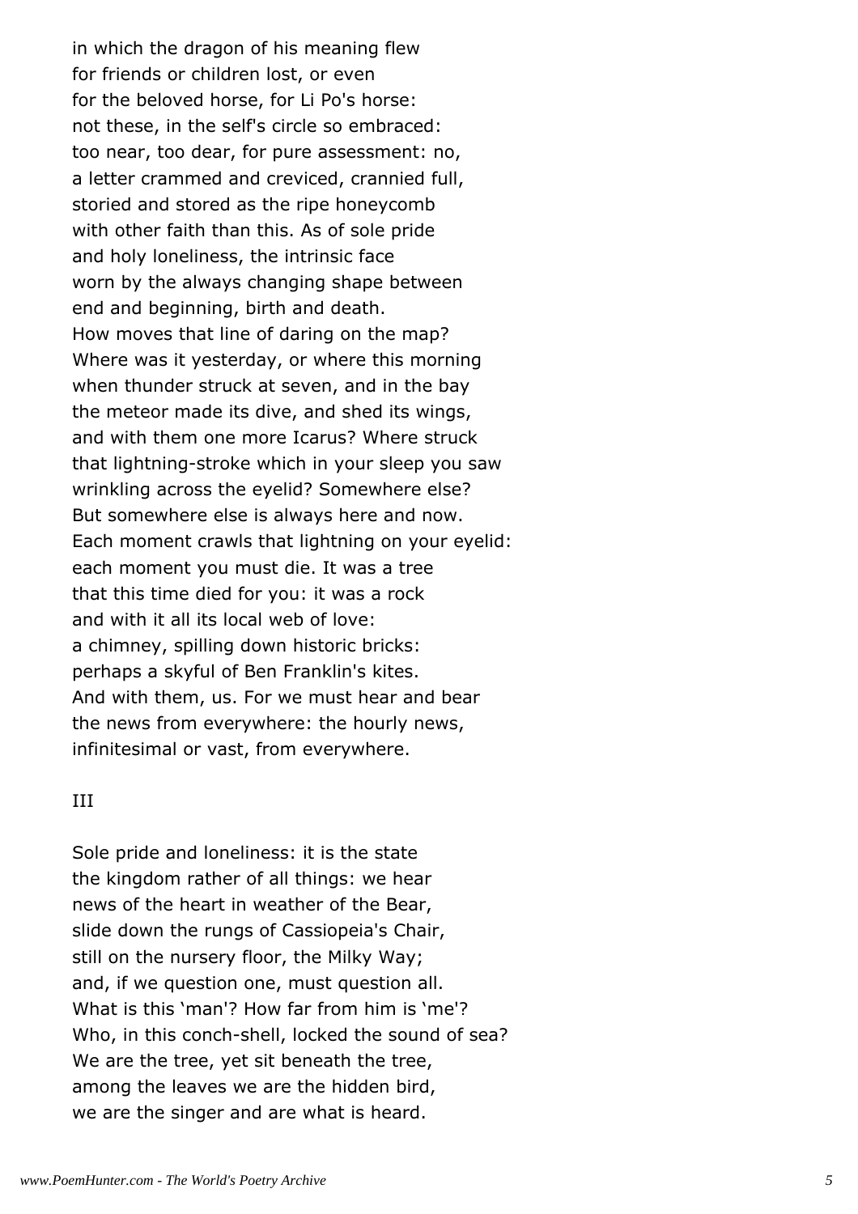in which the dragon of his meaning flew
for friends or children lost, or even
for the beloved horse, for Li Po's horse:
not these, in the self's circle so embraced:
too near, too dear, for pure assessment: no,
a letter crammed and creviced, crannied full,
storied and stored as the ripe honeycomb
with other faith than this. As of sole pride
and holy loneliness, the intrinsic face
worn by the always changing shape between
end and beginning, birth and death.
How moves that line of daring on the map?
Where was it yesterday, or where this morning
when thunder struck at seven, and in the bay
the meteor made its dive, and shed its wings,
and with them one more Icarus? Where struck
that lightning-stroke which in your sleep you saw
wrinkling across the eyelid? Somewhere else?
But somewhere else is always here and now.
Each moment crawls that lightning on your eyelid:
each moment you must die. It was a tree
that this time died for you: it was a rock
and with it all its local web of love:
a chimney, spilling down historic bricks:
perhaps a skyful of Ben Franklin's kites.
And with them, us. For we must hear and bear
the news from everywhere: the hourly news,
infinitesimal or vast, from everywhere.

III

Sole pride and loneliness: it is the state
the kingdom rather of all things: we hear
news of the heart in weather of the Bear,
slide down the rungs of Cassiopeia's Chair,
still on the nursery floor, the Milky Way;
and, if we question one, must question all.
What is this 'man'? How far from him is 'me'?
Who, in this conch-shell, locked the sound of sea?
We are the tree, yet sit beneath the tree,
among the leaves we are the hidden bird,
we are the singer and are what is heard.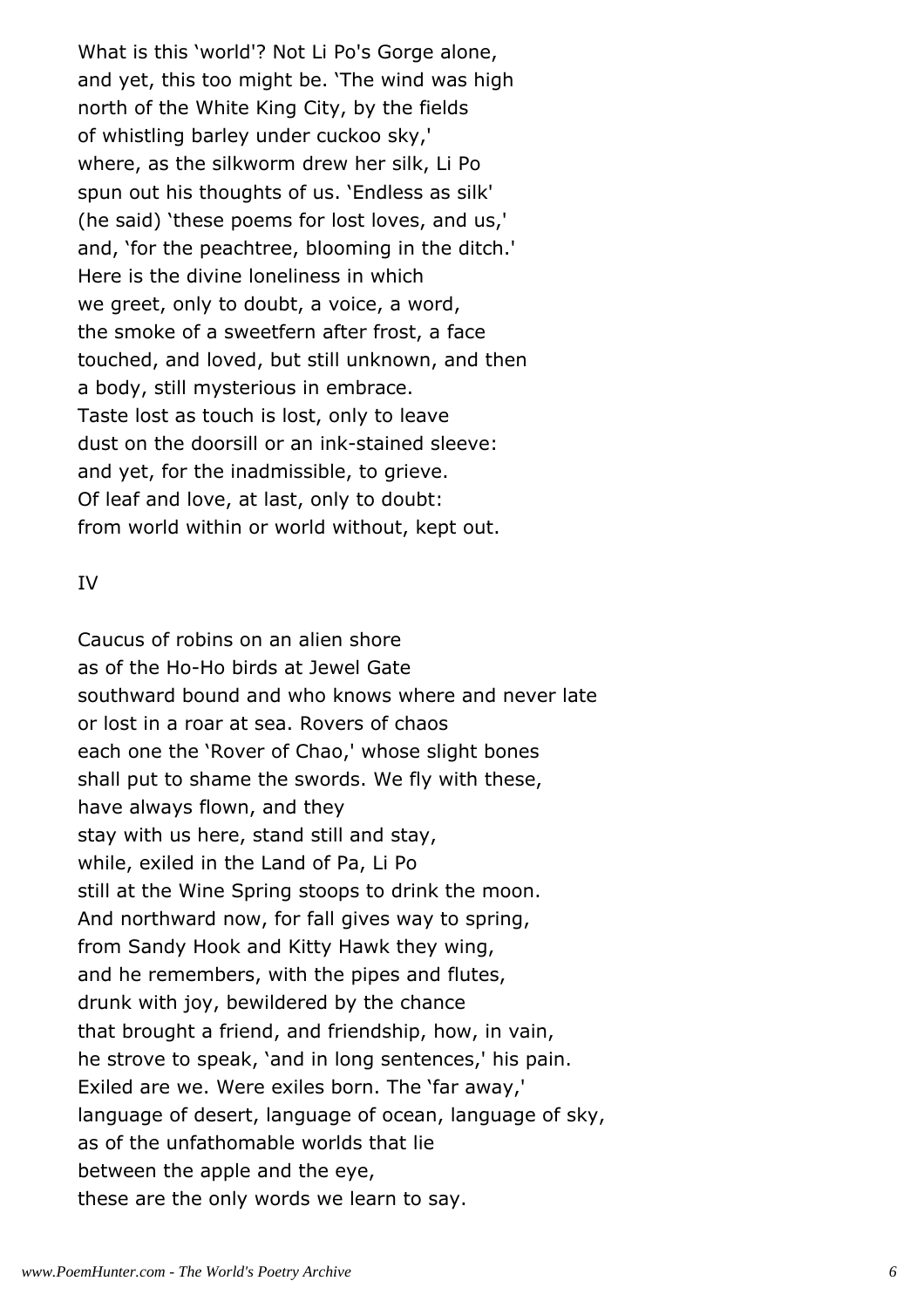What is this ‘world'? Not Li Po's Gorge alone,
and yet, this too might be. ‘The wind was high
north of the White King City, by the fields
of whistling barley under cuckoo sky,'
where, as the silkworm drew her silk, Li Po
spun out his thoughts of us. ‘Endless as silk'
(he said) ‘these poems for lost loves, and us,'
and, ‘for the peachtree, blooming in the ditch.'
Here is the divine loneliness in which
we greet, only to doubt, a voice, a word,
the smoke of a sweetfern after frost, a face
touched, and loved, but still unknown, and then
a body, still mysterious in embrace.
Taste lost as touch is lost, only to leave
dust on the doorsill or an ink-stained sleeve:
and yet, for the inadmissible, to grieve.
Of leaf and love, at last, only to doubt:
from world within or world without, kept out.

IV

Caucus of robins on an alien shore
as of the Ho-Ho birds at Jewel Gate
southward bound and who knows where and never late
or lost in a roar at sea. Rovers of chaos
each one the ‘Rover of Chao,' whose slight bones
shall put to shame the swords. We fly with these,
have always flown, and they
stay with us here, stand still and stay,
while, exiled in the Land of Pa, Li Po
still at the Wine Spring stoops to drink the moon.
And northward now, for fall gives way to spring,
from Sandy Hook and Kitty Hawk they wing,
and he remembers, with the pipes and flutes,
drunk with joy, bewildered by the chance
that brought a friend, and friendship, how, in vain,
he strove to speak, ‘and in long sentences,' his pain.
Exiled are we. Were exiles born. The ‘far away,'
language of desert, language of ocean, language of sky,
as of the unfathomable worlds that lie
between the apple and the eye,
these are the only words we learn to say.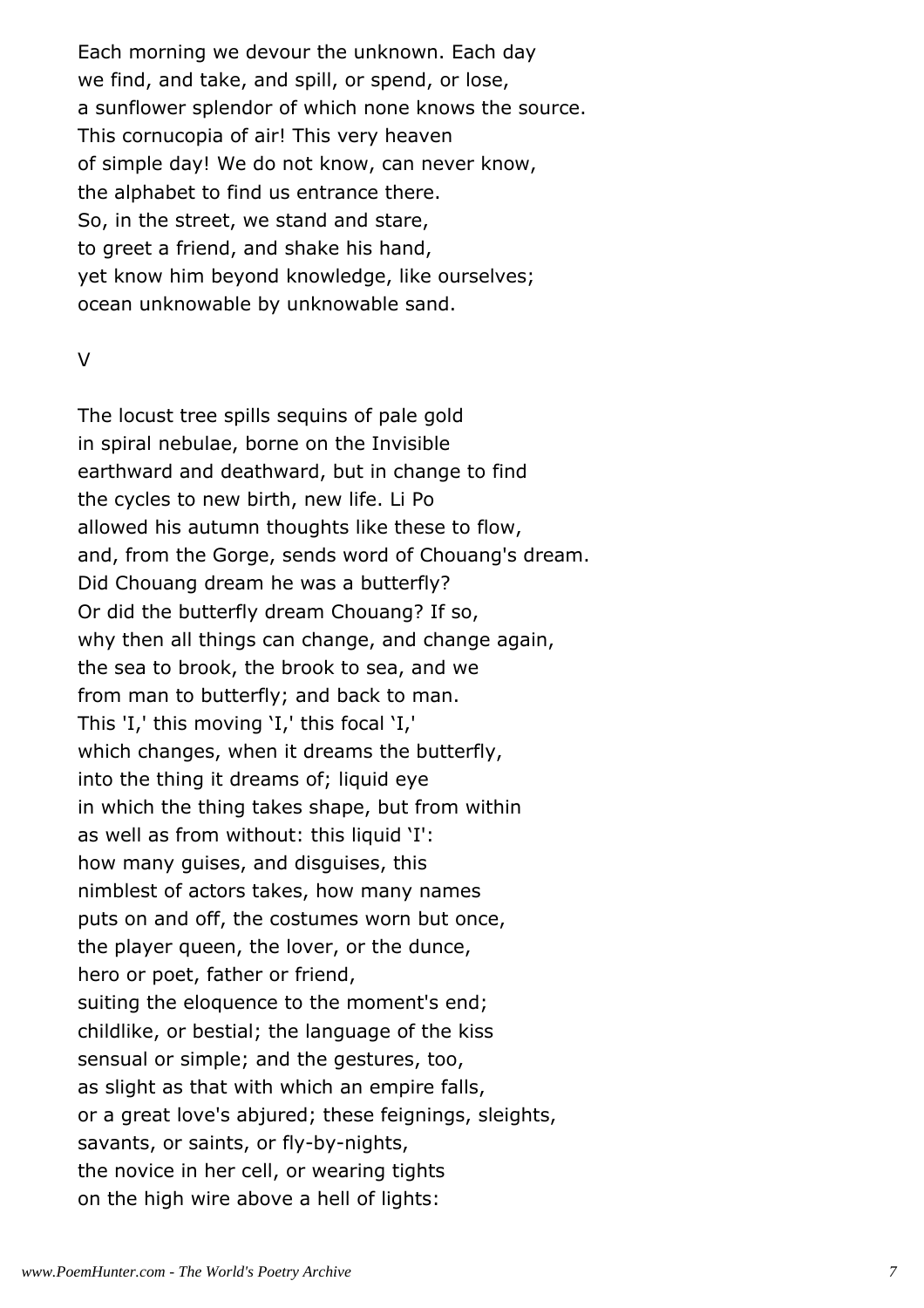Each morning we devour the unknown. Each day
we find, and take, and spill, or spend, or lose,
a sunflower splendor of which none knows the source.
This cornucopia of air! This very heaven
of simple day! We do not know, can never know,
the alphabet to find us entrance there.
So, in the street, we stand and stare,
to greet a friend, and shake his hand,
yet know him beyond knowledge, like ourselves;
ocean unknowable by unknowable sand.

V

The locust tree spills sequins of pale gold
in spiral nebulae, borne on the Invisible
earthward and deathward, but in change to find
the cycles to new birth, new life. Li Po
allowed his autumn thoughts like these to flow,
and, from the Gorge, sends word of Chouang's dream.
Did Chouang dream he was a butterfly?
Or did the butterfly dream Chouang? If so,
why then all things can change, and change again,
the sea to brook, the brook to sea, and we
from man to butterfly; and back to man.
This 'I,' this moving 'I,' this focal 'I,'
which changes, when it dreams the butterfly,
into the thing it dreams of; liquid eye
in which the thing takes shape, but from within
as well as from without: this liquid 'I':
how many guises, and disguises, this
nimblest of actors takes, how many names
puts on and off, the costumes worn but once,
the player queen, the lover, or the dunce,
hero or poet, father or friend,
suiting the eloquence to the moment's end;
childlike, or bestial; the language of the kiss
sensual or simple; and the gestures, too,
as slight as that with which an empire falls,
or a great love's abjured; these feignings, sleights,
savants, or saints, or fly-by-nights,
the novice in her cell, or wearing tights
on the high wire above a hell of lights: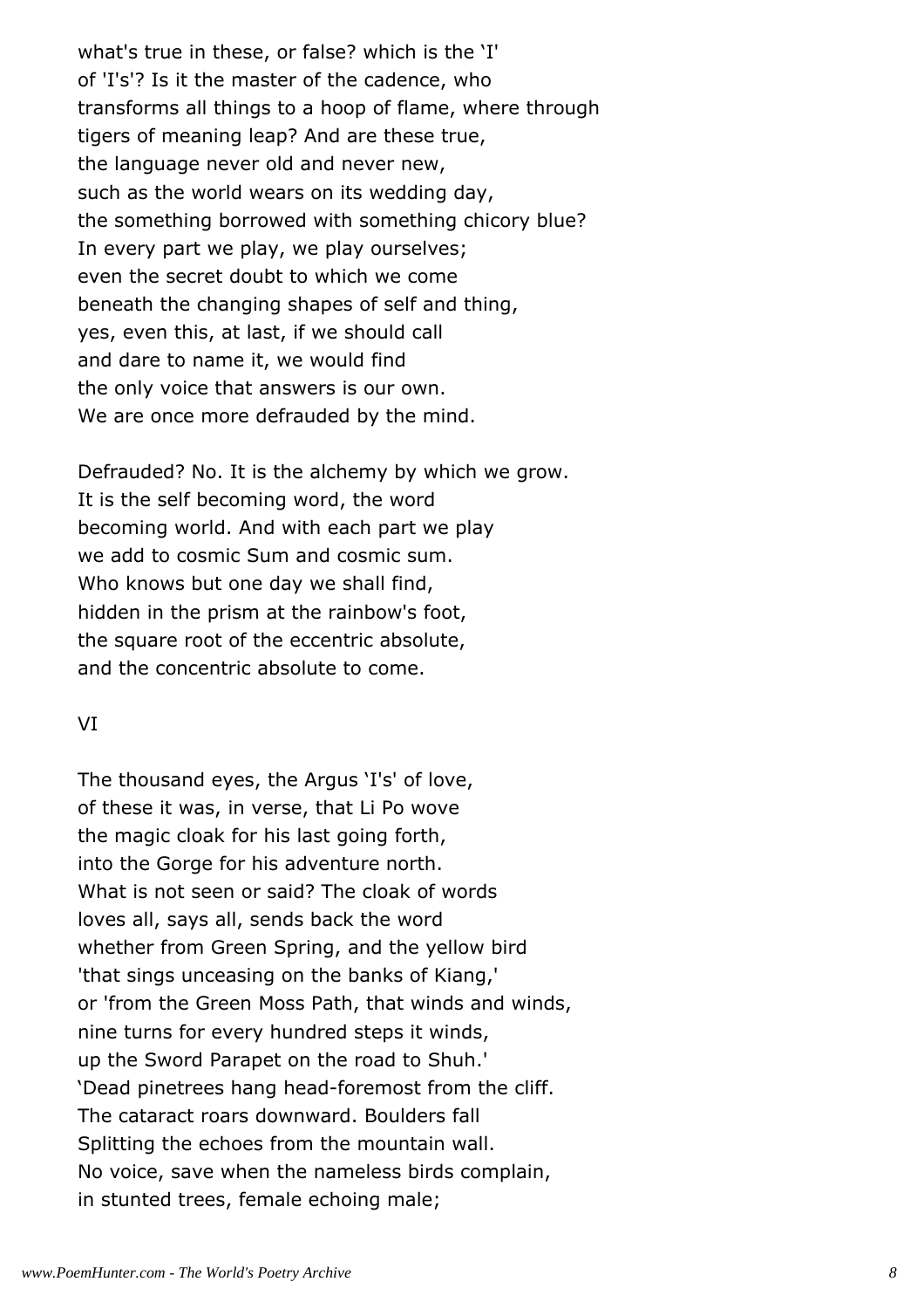what's true in these, or false? which is the 'I'
of 'I's'? Is it the master of the cadence, who
transforms all things to a hoop of flame, where through
tigers of meaning leap? And are these true,
the language never old and never new,
such as the world wears on its wedding day,
the something borrowed with something chicory blue?
In every part we play, we play ourselves;
even the secret doubt to which we come
beneath the changing shapes of self and thing,
yes, even this, at last, if we should call
and dare to name it, we would find
the only voice that answers is our own.
We are once more defrauded by the mind.

Defrauded? No. It is the alchemy by which we grow.
It is the self becoming word, the word
becoming world. And with each part we play
we add to cosmic Sum and cosmic sum.
Who knows but one day we shall find,
hidden in the prism at the rainbow's foot,
the square root of the eccentric absolute,
and the concentric absolute to come.

VI

The thousand eyes, the Argus 'I's' of love,
of these it was, in verse, that Li Po wove
the magic cloak for his last going forth,
into the Gorge for his adventure north.
What is not seen or said? The cloak of words
loves all, says all, sends back the word
whether from Green Spring, and the yellow bird
'that sings unceasing on the banks of Kiang,'
or 'from the Green Moss Path, that winds and winds,
nine turns for every hundred steps it winds,
up the Sword Parapet on the road to Shuh.'
'Dead pinetrees hang head-foremost from the cliff.
The cataract roars downward. Boulders fall
Splitting the echoes from the mountain wall.
No voice, save when the nameless birds complain,
in stunted trees, female echoing male;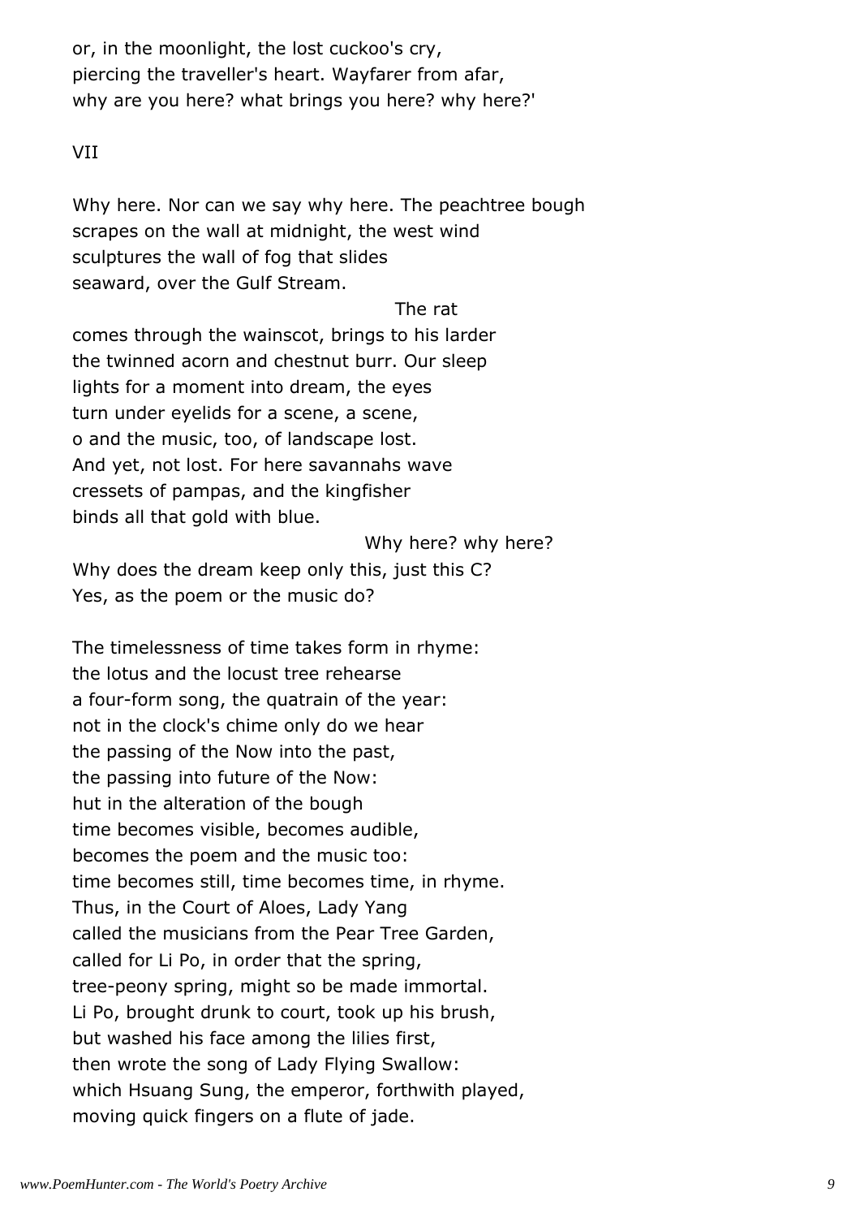or, in the moonlight, the lost cuckoo's cry,
piercing the traveller's heart. Wayfarer from afar,
why are you here? what brings you here? why here?'

VII

Why here. Nor can we say why here. The peachtree bough
scrapes on the wall at midnight, the west wind
sculptures the wall of fog that slides
seaward, over the Gulf Stream.

The rat

comes through the wainscot, brings to his larder
the twinned acorn and chestnut burr. Our sleep
lights for a moment into dream, the eyes
turn under eyelids for a scene, a scene,
o and the music, too, of landscape lost.
And yet, not lost. For here savannahs wave
cressets of pampas, and the kingfisher
binds all that gold with blue.

Why here? why here?

Why does the dream keep only this, just this C?
Yes, as the poem or the music do?

The timelessness of time takes form in rhyme:
the lotus and the locust tree rehearse
a four-form song, the quatrain of the year:
not in the clock's chime only do we hear
the passing of the Now into the past,
the passing into future of the Now:
hut in the alteration of the bough
time becomes visible, becomes audible,
becomes the poem and the music too:
time becomes still, time becomes time, in rhyme.
Thus, in the Court of Aloes, Lady Yang
called the musicians from the Pear Tree Garden,
called for Li Po, in order that the spring,
tree-peony spring, might so be made immortal.
Li Po, brought drunk to court, took up his brush,
but washed his face among the lilies first,
then wrote the song of Lady Flying Swallow:
which Hsuang Sung, the emperor, forthwith played,
moving quick fingers on a flute of jade.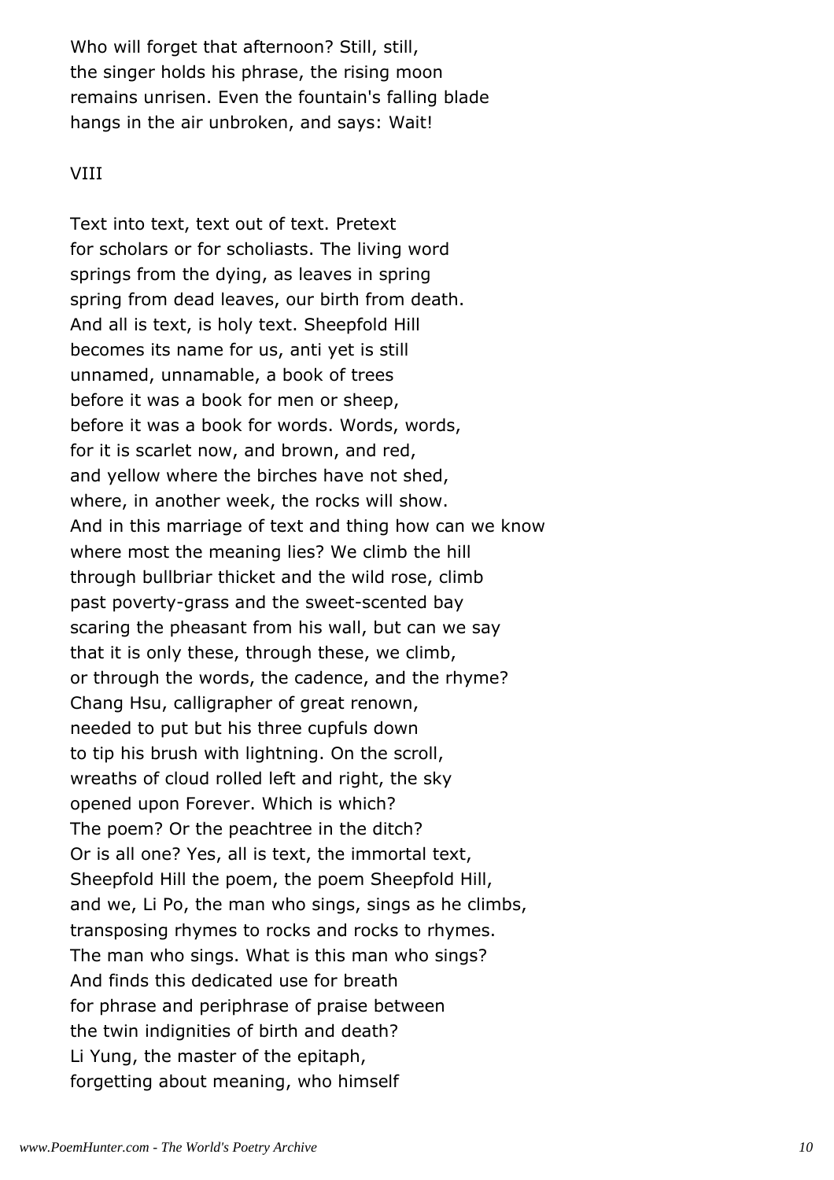Who will forget that afternoon? Still, still,
the singer holds his phrase, the rising moon
remains unrisen. Even the fountain's falling blade
hangs in the air unbroken, and says: Wait!

VIII

Text into text, text out of text. Pretext
for scholars or for scholiasts. The living word
springs from the dying, as leaves in spring
spring from dead leaves, our birth from death.
And all is text, is holy text. Sheepfold Hill
becomes its name for us, anti yet is still
unnamed, unnamable, a book of trees
before it was a book for men or sheep,
before it was a book for words. Words, words,
for it is scarlet now, and brown, and red,
and yellow where the birches have not shed,
where, in another week, the rocks will show.
And in this marriage of text and thing how can we know
where most the meaning lies? We climb the hill
through bullbriar thicket and the wild rose, climb
past poverty-grass and the sweet-scented bay
scaring the pheasant from his wall, but can we say
that it is only these, through these, we climb,
or through the words, the cadence, and the rhyme?
Chang Hsu, calligrapher of great renown,
needed to put but his three cupfuls down
to tip his brush with lightning. On the scroll,
wreaths of cloud rolled left and right, the sky
opened upon Forever. Which is which?
The poem? Or the peachtree in the ditch?
Or is all one? Yes, all is text, the immortal text,
Sheepfold Hill the poem, the poem Sheepfold Hill,
and we, Li Po, the man who sings, sings as he climbs,
transposing rhymes to rocks and rocks to rhymes.
The man who sings. What is this man who sings?
And finds this dedicated use for breath
for phrase and periphrase of praise between
the twin indignities of birth and death?
Li Yung, the master of the epitaph,
forgetting about meaning, who himself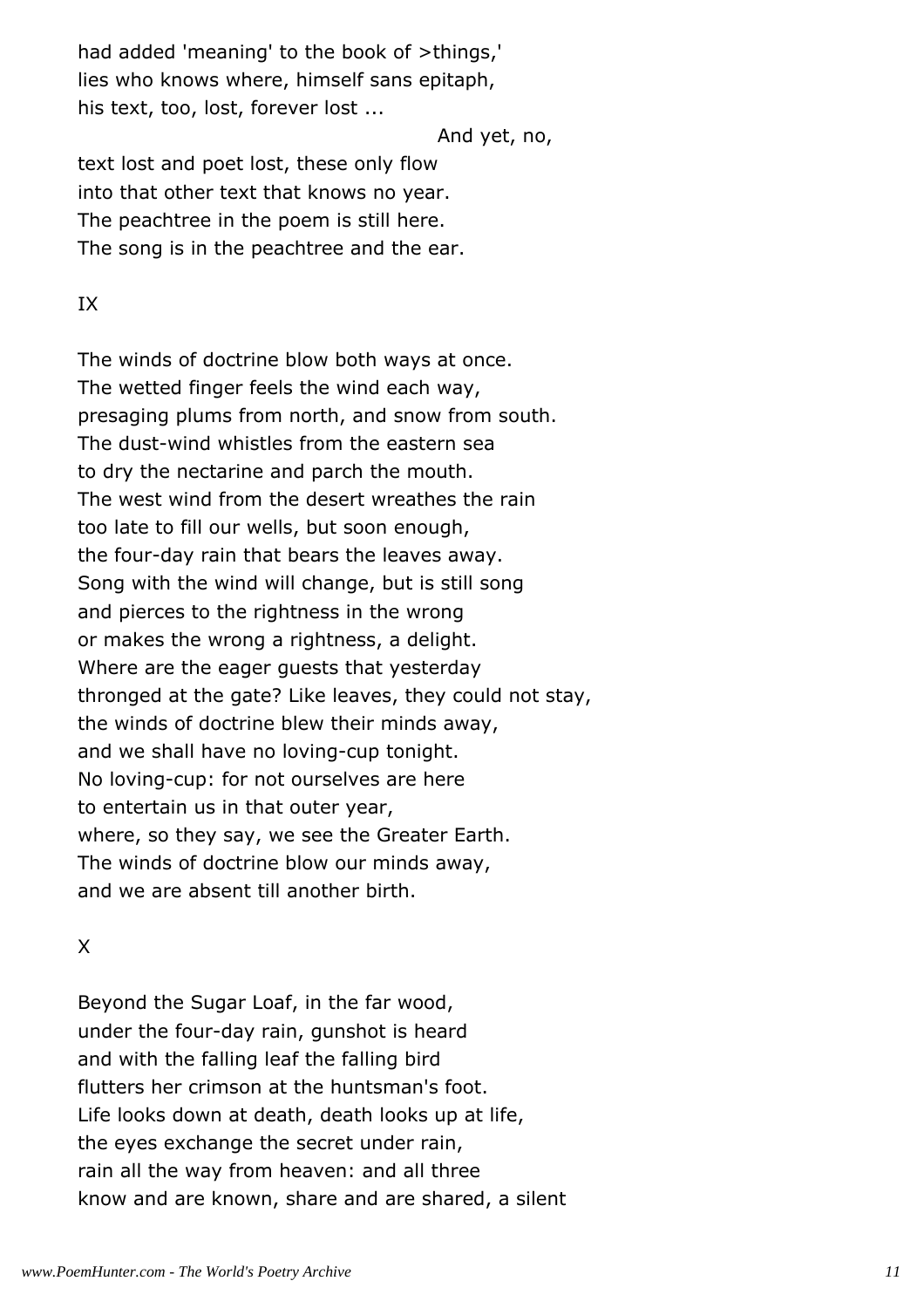had added 'meaning' to the book of >things,'
lies who knows where, himself sans epitaph,
his text, too, lost, forever lost ...

And yet, no,

text lost and poet lost, these only flow
into that other text that knows no year.
The peachtree in the poem is still here.
The song is in the peachtree and the ear.

IX

The winds of doctrine blow both ways at once.
The wetted finger feels the wind each way,
presaging plums from north, and snow from south.
The dust-wind whistles from the eastern sea
to dry the nectarine and parch the mouth.
The west wind from the desert wreathes the rain
too late to fill our wells, but soon enough,
the four-day rain that bears the leaves away.
Song with the wind will change, but is still song
and pierces to the rightness in the wrong
or makes the wrong a rightness, a delight.
Where are the eager guests that yesterday
thronged at the gate? Like leaves, they could not stay,
the winds of doctrine blew their minds away,
and we shall have no loving-cup tonight.
No loving-cup: for not ourselves are here
to entertain us in that outer year,
where, so they say, we see the Greater Earth.
The winds of doctrine blow our minds away,
and we are absent till another birth.

X

Beyond the Sugar Loaf, in the far wood,
under the four-day rain, gunshot is heard
and with the falling leaf the falling bird
flutters her crimson at the huntsman's foot.
Life looks down at death, death looks up at life,
the eyes exchange the secret under rain,
rain all the way from heaven: and all three
know and are known, share and are shared, a silent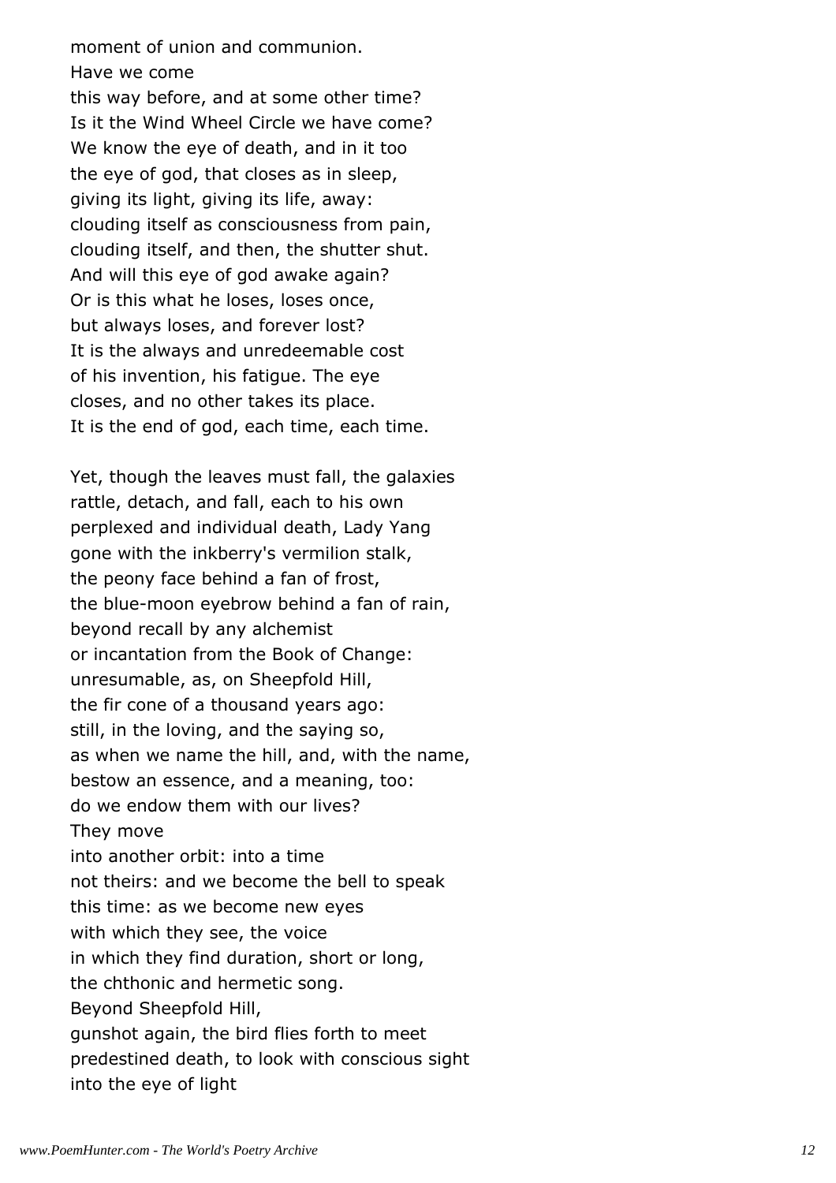moment of union and communion.
Have we come
this way before, and at some other time?
Is it the Wind Wheel Circle we have come?
We know the eye of death, and in it too
the eye of god, that closes as in sleep,
giving its light, giving its life, away:
clouding itself as consciousness from pain,
clouding itself, and then, the shutter shut.
And will this eye of god awake again?
Or is this what he loses, loses once,
but always loses, and forever lost?
It is the always and unredeemable cost
of his invention, his fatigue. The eye
closes, and no other takes its place.
It is the end of god, each time, each time.

Yet, though the leaves must fall, the galaxies
rattle, detach, and fall, each to his own
perplexed and individual death, Lady Yang
gone with the inkberry's vermilion stalk,
the peony face behind a fan of frost,
the blue-moon eyebrow behind a fan of rain,
beyond recall by any alchemist
or incantation from the Book of Change:
unresumable, as, on Sheepfold Hill,
the fir cone of a thousand years ago:
still, in the loving, and the saying so,
as when we name the hill, and, with the name,
bestow an essence, and a meaning, too:
do we endow them with our lives?
They move
into another orbit: into a time
not theirs: and we become the bell to speak
this time: as we become new eyes
with which they see, the voice
in which they find duration, short or long,
the chthonic and hermetic song.
Beyond Sheepfold Hill,
gunshot again, the bird flies forth to meet
predestined death, to look with conscious sight
into the eye of light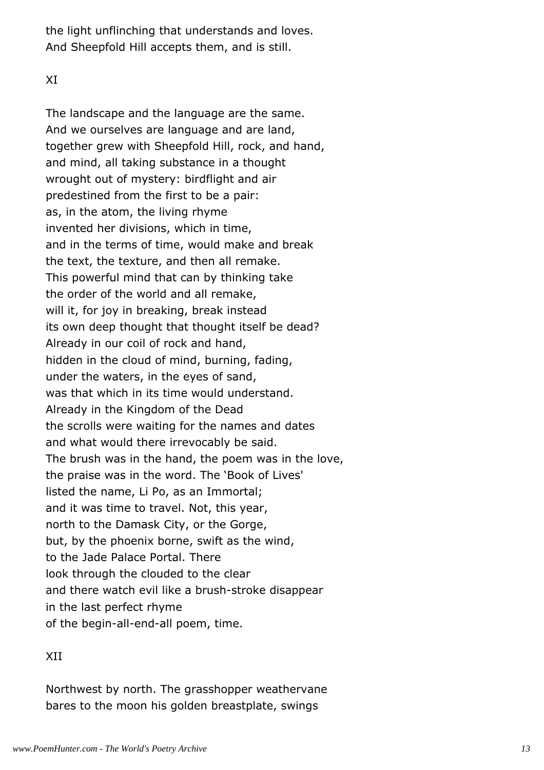the light unflinching that understands and loves.
And Sheepfold Hill accepts them, and is still.

XI

The landscape and the language are the same.
And we ourselves are language and are land,
together grew with Sheepfold Hill, rock, and hand,
and mind, all taking substance in a thought
wrought out of mystery: birdflight and air
predestined from the first to be a pair:
as, in the atom, the living rhyme
invented her divisions, which in time,
and in the terms of time, would make and break
the text, the texture, and then all remake.
This powerful mind that can by thinking take
the order of the world and all remake,
will it, for joy in breaking, break instead
its own deep thought that thought itself be dead?
Already in our coil of rock and hand,
hidden in the cloud of mind, burning, fading,
under the waters, in the eyes of sand,
was that which in its time would understand.
Already in the Kingdom of the Dead
the scrolls were waiting for the names and dates
and what would there irrevocably be said.
The brush was in the hand, the poem was in the love,
the praise was in the word. The 'Book of Lives'
listed the name, Li Po, as an Immortal;
and it was time to travel. Not, this year,
north to the Damask City, or the Gorge,
but, by the phoenix borne, swift as the wind,
to the Jade Palace Portal. There
look through the clouded to the clear
and there watch evil like a brush-stroke disappear
in the last perfect rhyme
of the begin-all-end-all poem, time.

XII

Northwest by north. The grasshopper weathervane
bares to the moon his golden breastplate, swings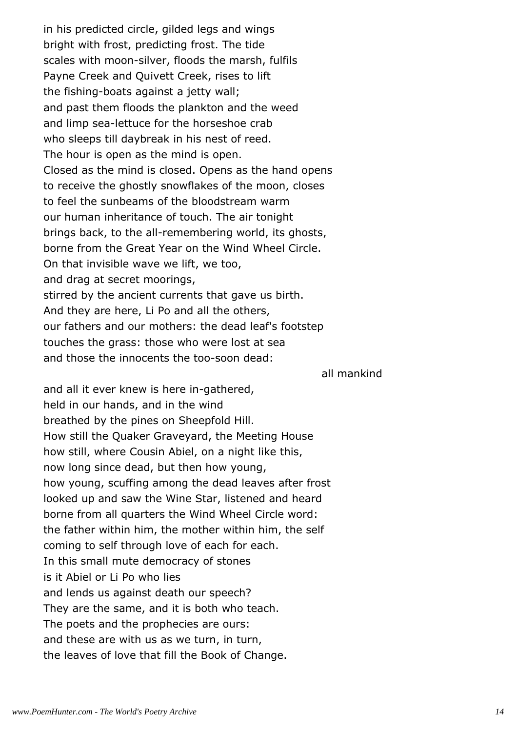in his predicted circle, gilded legs and wings
bright with frost, predicting frost. The tide
scales with moon-silver, floods the marsh, fulfils
Payne Creek and Quivett Creek, rises to lift
the fishing-boats against a jetty wall;
and past them floods the plankton and the weed
and limp sea-lettuce for the horseshoe crab
who sleeps till daybreak in his nest of reed.
The hour is open as the mind is open.
Closed as the mind is closed. Opens as the hand opens
to receive the ghostly snowflakes of the moon, closes
to feel the sunbeams of the bloodstream warm
our human inheritance of touch. The air tonight
brings back, to the all-remembering world, its ghosts,
borne from the Great Year on the Wind Wheel Circle.
On that invisible wave we lift, we too,
and drag at secret moorings,
stirred by the ancient currents that gave us birth.
And they are here, Li Po and all the others,
our fathers and our mothers: the dead leaf's footstep
touches the grass: those who were lost at sea
and those the innocents the too-soon dead:

all mankind

and all it ever knew is here in-gathered,
held in our hands, and in the wind
breathed by the pines on Sheepfold Hill.
How still the Quaker Graveyard, the Meeting House
how still, where Cousin Abiel, on a night like this,
now long since dead, but then how young,
how young, scuffing among the dead leaves after frost
looked up and saw the Wine Star, listened and heard
borne from all quarters the Wind Wheel Circle word:
the father within him, the mother within him, the self
coming to self through love of each for each.
In this small mute democracy of stones
is it Abiel or Li Po who lies
and lends us against death our speech?
They are the same, and it is both who teach.
The poets and the prophecies are ours:
and these are with us as we turn, in turn,
the leaves of love that fill the Book of Change.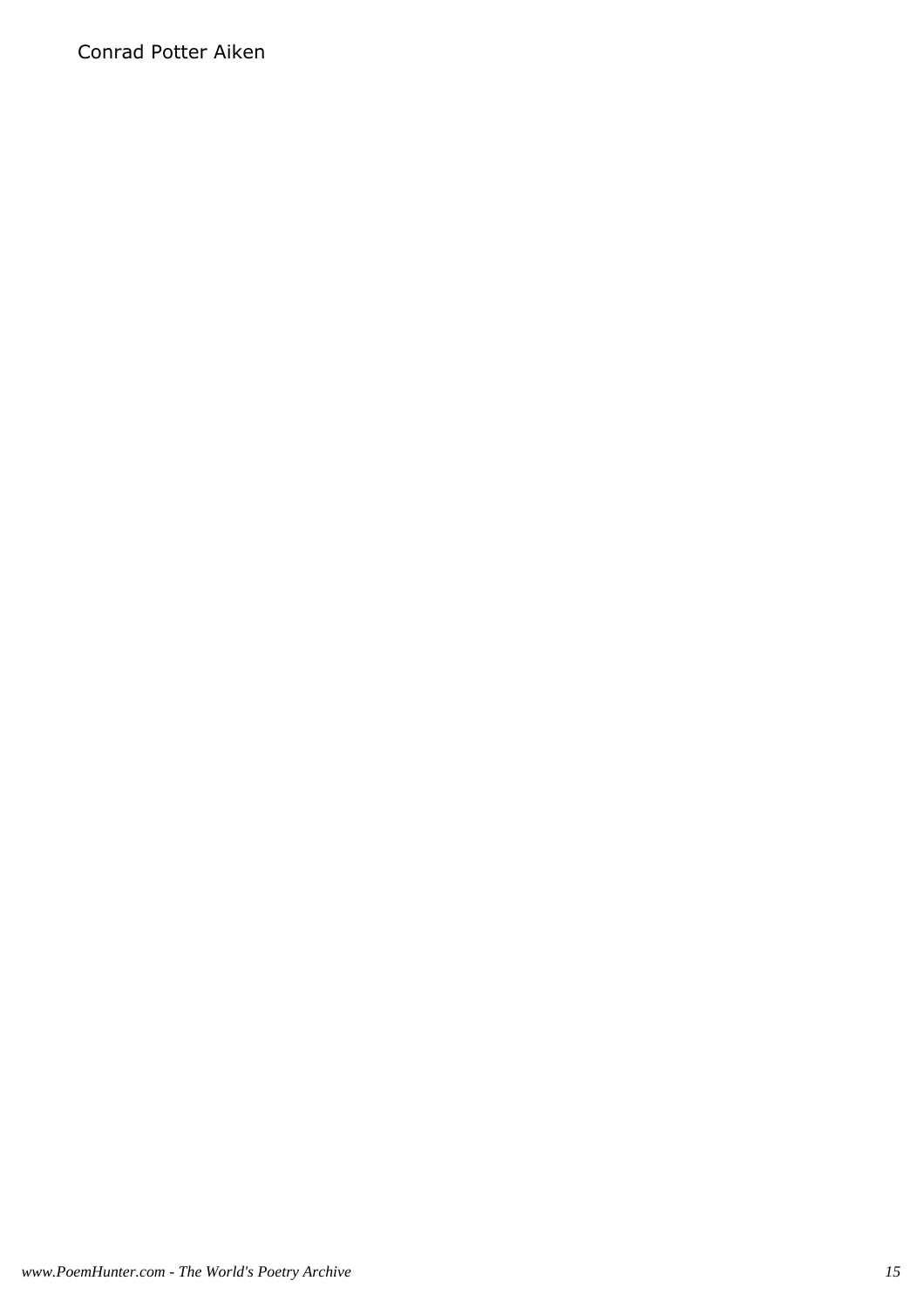Conrad Potter Aiken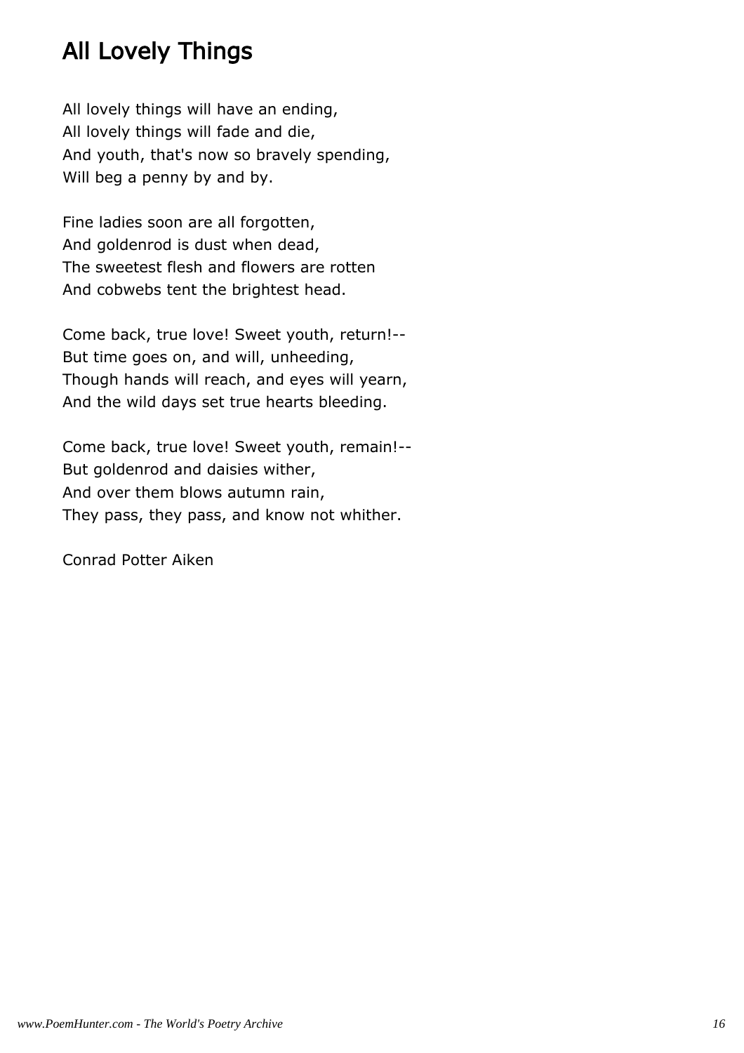## All Lovely Things

All lovely things will have an ending,  
All lovely things will fade and die,  
And youth, that's now so bravely spending,  
Will beg a penny by and by.

Fine ladies soon are all forgotten,  
And goldenrod is dust when dead,  
The sweetest flesh and flowers are rotten  
And cobwebs tent the brightest head.

Come back, true love! Sweet youth, return!--  
But time goes on, and will, unheeding,  
Though hands will reach, and eyes will yearn,  
And the wild days set true hearts bleeding.

Come back, true love! Sweet youth, remain!--  
But goldenrod and daisies wither,  
And over them blows autumn rain,  
They pass, they pass, and know not whither.

Conrad Potter Aiken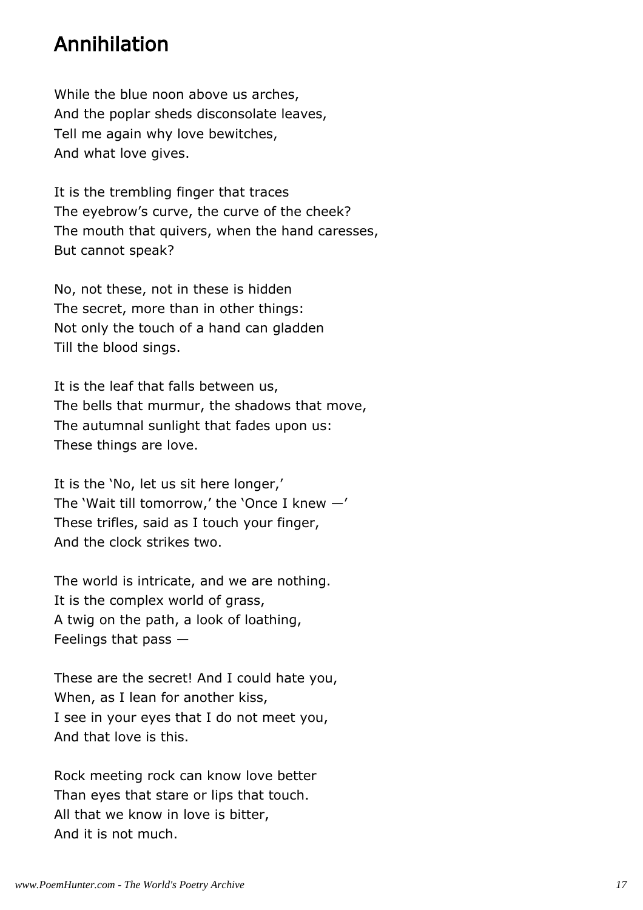## Annihilation

While the blue noon above us arches,  
And the poplar sheds disconsolate leaves,  
Tell me again why love bewitches,  
And what love gives.

It is the trembling finger that traces  
The eyebrow's curve, the curve of the cheek?  
The mouth that quivers, when the hand caresses,  
But cannot speak?

No, not these, not in these is hidden  
The secret, more than in other things:  
Not only the touch of a hand can gladden  
Till the blood sings.

It is the leaf that falls between us,  
The bells that murmur, the shadows that move,  
The autumnal sunlight that fades upon us:  
These things are love.

It is the 'No, let us sit here longer,'  
The 'Wait till tomorrow,' the 'Once I knew —'  
These trifles, said as I touch your finger,  
And the clock strikes two.

The world is intricate, and we are nothing.  
It is the complex world of grass,  
A twig on the path, a look of loathing,  
Feelings that pass —

These are the secret! And I could hate you,  
When, as I lean for another kiss,  
I see in your eyes that I do not meet you,  
And that love is this.

Rock meeting rock can know love better  
Than eyes that stare or lips that touch.  
All that we know in love is bitter,  
And it is not much.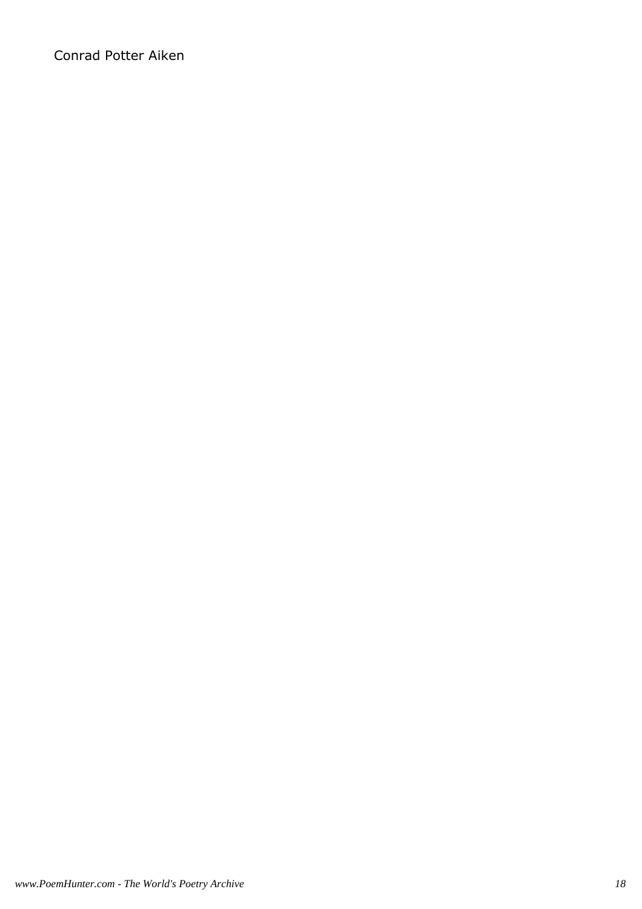Conrad Potter Aiken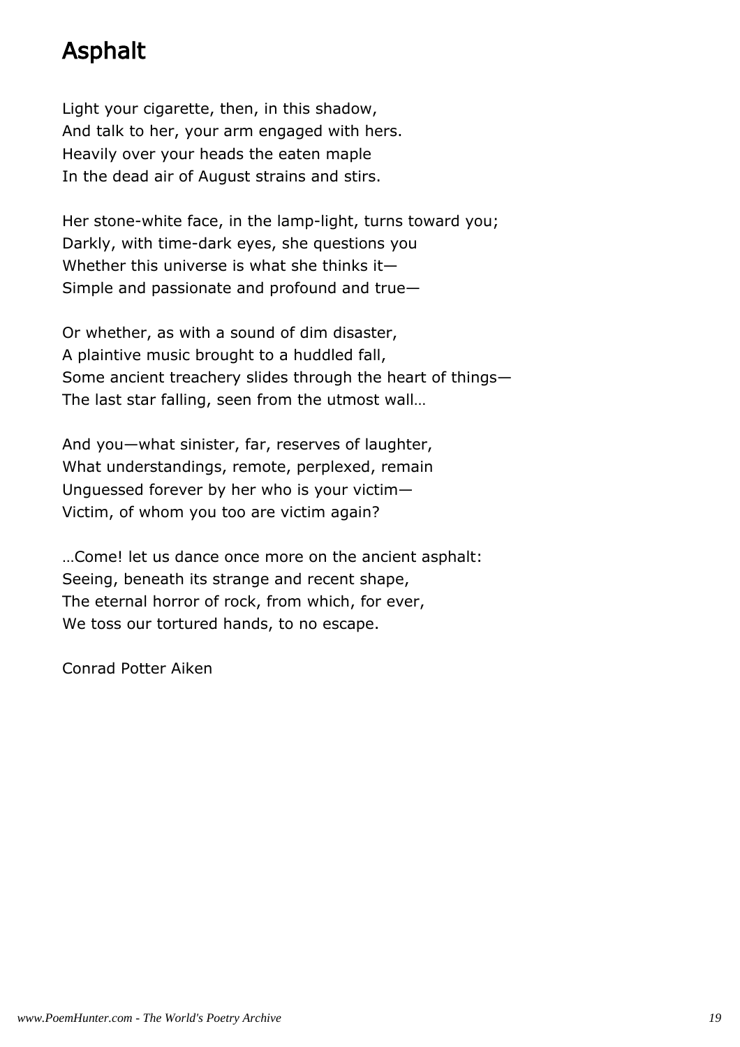# Asphalt

Light your cigarette, then, in this shadow,
And talk to her, your arm engaged with hers.
Heavily over your heads the eaten maple
In the dead air of August strains and stirs.

Her stone-white face, in the lamp-light, turns toward you;
Darkly, with time-dark eyes, she questions you
Whether this universe is what she thinks it—
Simple and passionate and profound and true—

Or whether, as with a sound of dim disaster,
A plaintive music brought to a huddled fall,
Some ancient treachery slides through the heart of things—
The last star falling, seen from the utmost wall…

And you—what sinister, far, reserves of laughter,
What understandings, remote, perplexed, remain
Unguessed forever by her who is your victim—
Victim, of whom you too are victim again?

…Come! let us dance once more on the ancient asphalt:
Seeing, beneath its strange and recent shape,
The eternal horror of rock, from which, for ever,
We toss our tortured hands, to no escape.

Conrad Potter Aiken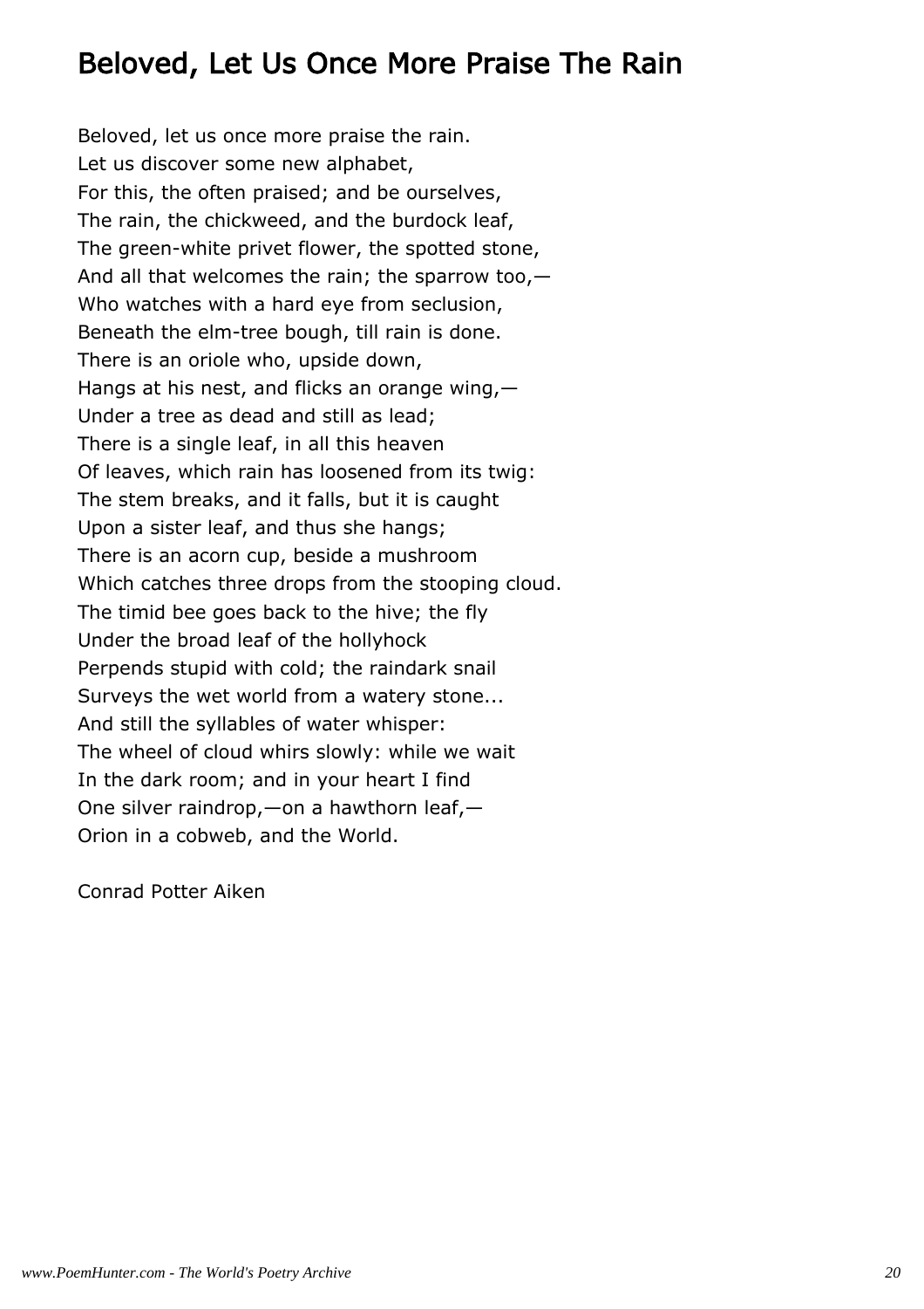## Beloved, Let Us Once More Praise The Rain

Beloved, let us once more praise the rain.
Let us discover some new alphabet,
For this, the often praised; and be ourselves,
The rain, the chickweed, and the burdock leaf,
The green-white privet flower, the spotted stone,
And all that welcomes the rain; the sparrow too,—
Who watches with a hard eye from seclusion,
Beneath the elm-tree bough, till rain is done.
There is an oriole who, upside down,
Hangs at his nest, and flicks an orange wing,—
Under a tree as dead and still as lead;
There is a single leaf, in all this heaven
Of leaves, which rain has loosened from its twig:
The stem breaks, and it falls, but it is caught
Upon a sister leaf, and thus she hangs;
There is an acorn cup, beside a mushroom
Which catches three drops from the stooping cloud.
The timid bee goes back to the hive; the fly
Under the broad leaf of the hollyhock
Perpends stupid with cold; the raindark snail
Surveys the wet world from a watery stone...
And still the syllables of water whisper:
The wheel of cloud whirs slowly: while we wait
In the dark room; and in your heart I find
One silver raindrop,—on a hawthorn leaf,—
Orion in a cobweb, and the World.

Conrad Potter Aiken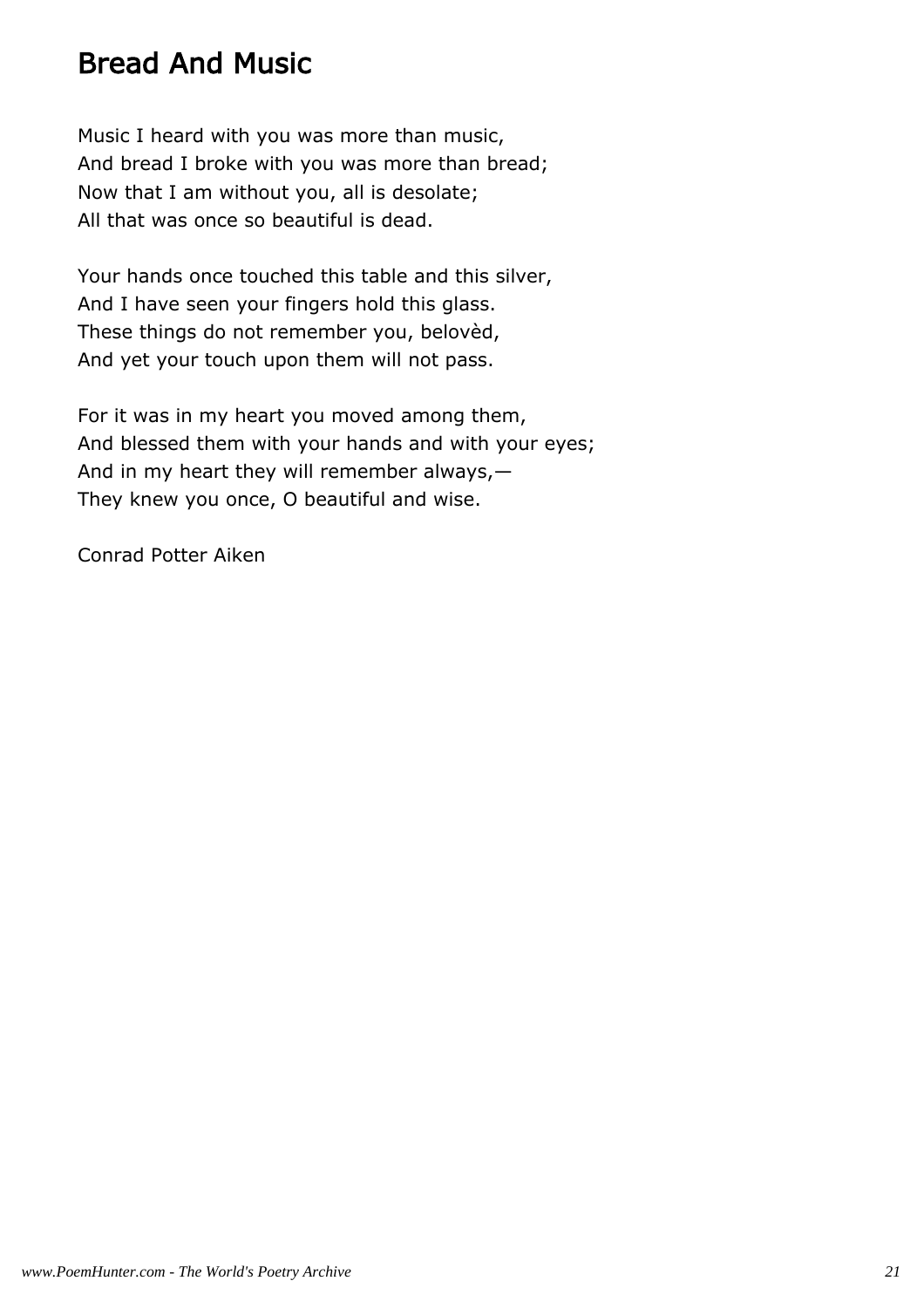## Bread And Music

Music I heard with you was more than music,  
And bread I broke with you was more than bread;  
Now that I am without you, all is desolate;  
All that was once so beautiful is dead.

Your hands once touched this table and this silver,  
And I have seen your fingers hold this glass.  
These things do not remember you, belovèd,  
And yet your touch upon them will not pass.

For it was in my heart you moved among them,  
And blessed them with your hands and with your eyes;  
And in my heart they will remember always,—  
They knew you once, O beautiful and wise.

Conrad Potter Aiken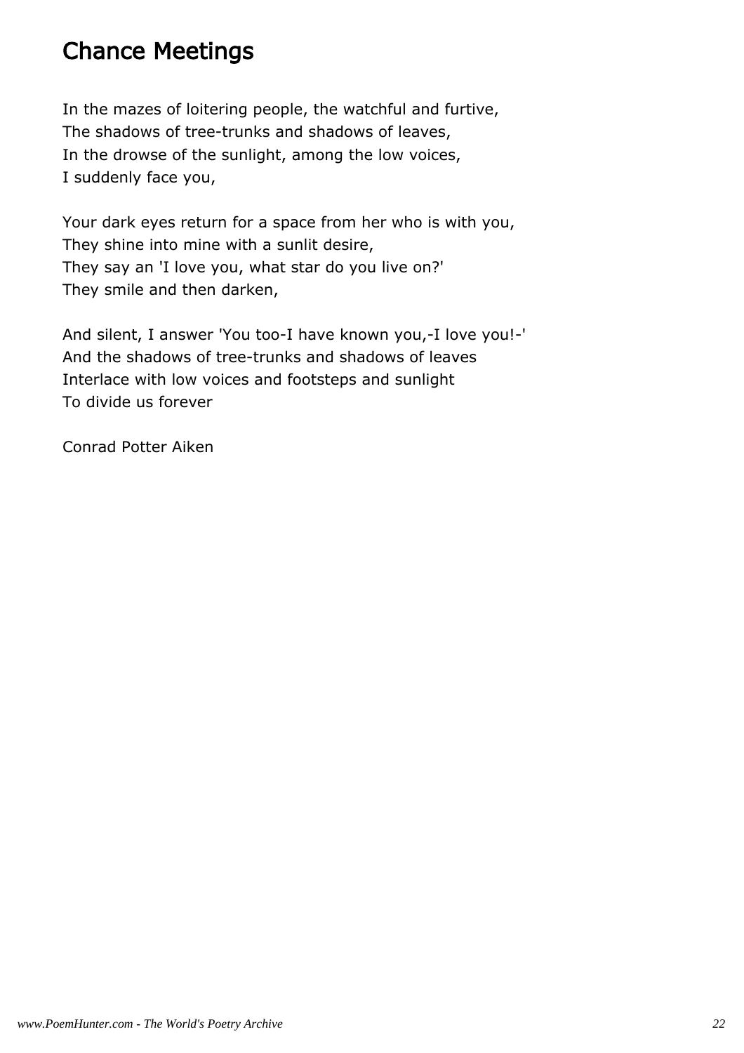## Chance Meetings

In the mazes of loitering people, the watchful and furtive,
The shadows of tree-trunks and shadows of leaves,
In the drowse of the sunlight, among the low voices,
I suddenly face you,

Your dark eyes return for a space from her who is with you,
They shine into mine with a sunlit desire,
They say an 'I love you, what star do you live on?'
They smile and then darken,

And silent, I answer 'You too-I have known you,-I love you!-'
And the shadows of tree-trunks and shadows of leaves
Interlace with low voices and footsteps and sunlight
To divide us forever

Conrad Potter Aiken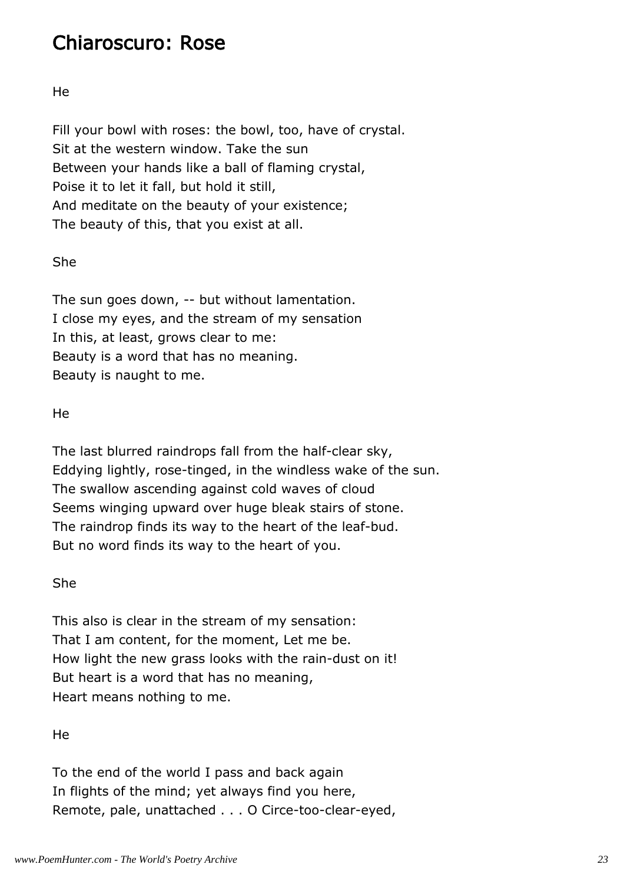## Chiaroscuro: Rose

He

Fill your bowl with roses: the bowl, too, have of crystal.  
Sit at the western window. Take the sun  
Between your hands like a ball of flaming crystal,  
Poise it to let it fall, but hold it still,  
And meditate on the beauty of your existence;  
The beauty of this, that you exist at all.

She

The sun goes down, -- but without lamentation.  
I close my eyes, and the stream of my sensation  
In this, at least, grows clear to me:  
Beauty is a word that has no meaning.  
Beauty is naught to me.

He

The last blurred raindrops fall from the half-clear sky,  
Eddying lightly, rose-tinged, in the windless wake of the sun.  
The swallow ascending against cold waves of cloud  
Seems winging upward over huge bleak stairs of stone.  
The raindrop finds its way to the heart of the leaf-bud.  
But no word finds its way to the heart of you.

She

This also is clear in the stream of my sensation:  
That I am content, for the moment, Let me be.  
How light the new grass looks with the rain-dust on it!  
But heart is a word that has no meaning,  
Heart means nothing to me.

He

To the end of the world I pass and back again  
In flights of the mind; yet always find you here,  
Remote, pale, unattached . . . O Circe-too-clear-eyed,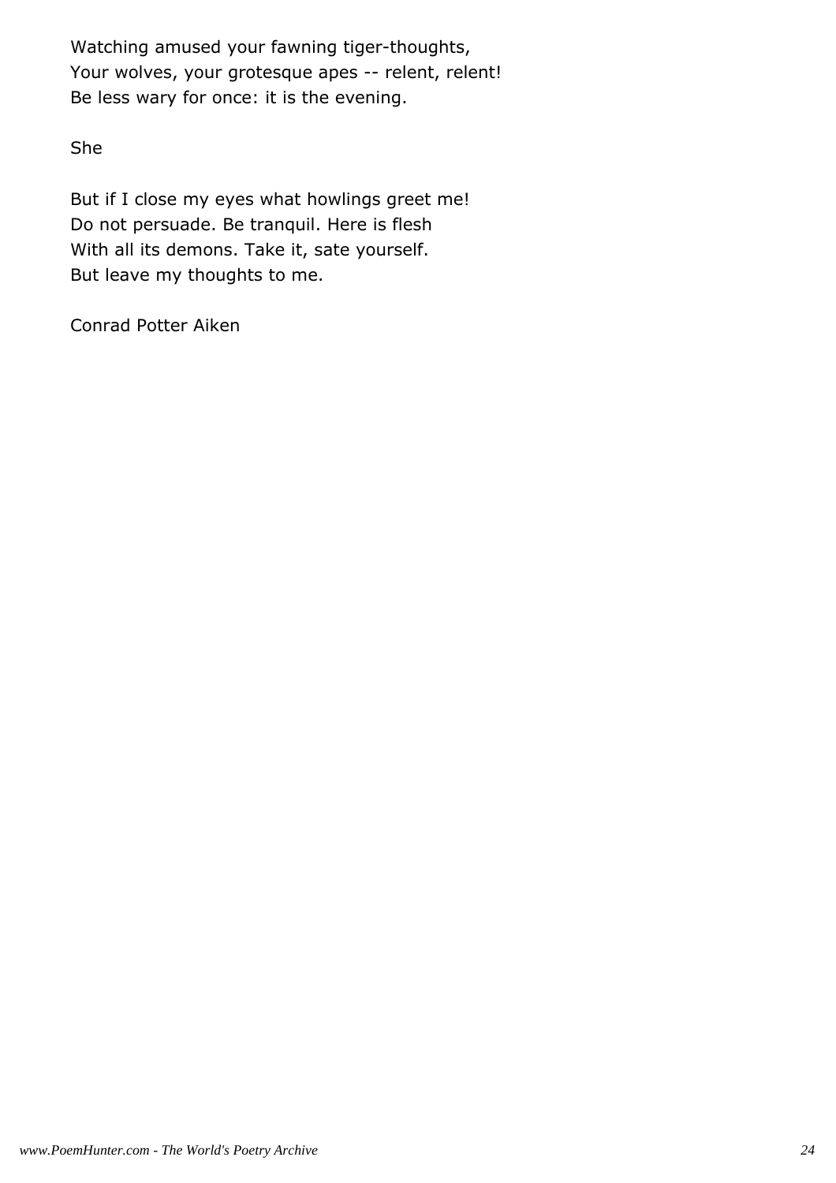Watching amused your fawning tiger-thoughts,
Your wolves, your grotesque apes -- relent, relent!
Be less wary for once: it is the evening.

She

But if I close my eyes what howlings greet me!
Do not persuade. Be tranquil. Here is flesh
With all its demons. Take it, sate yourself.
But leave my thoughts to me.

Conrad Potter Aiken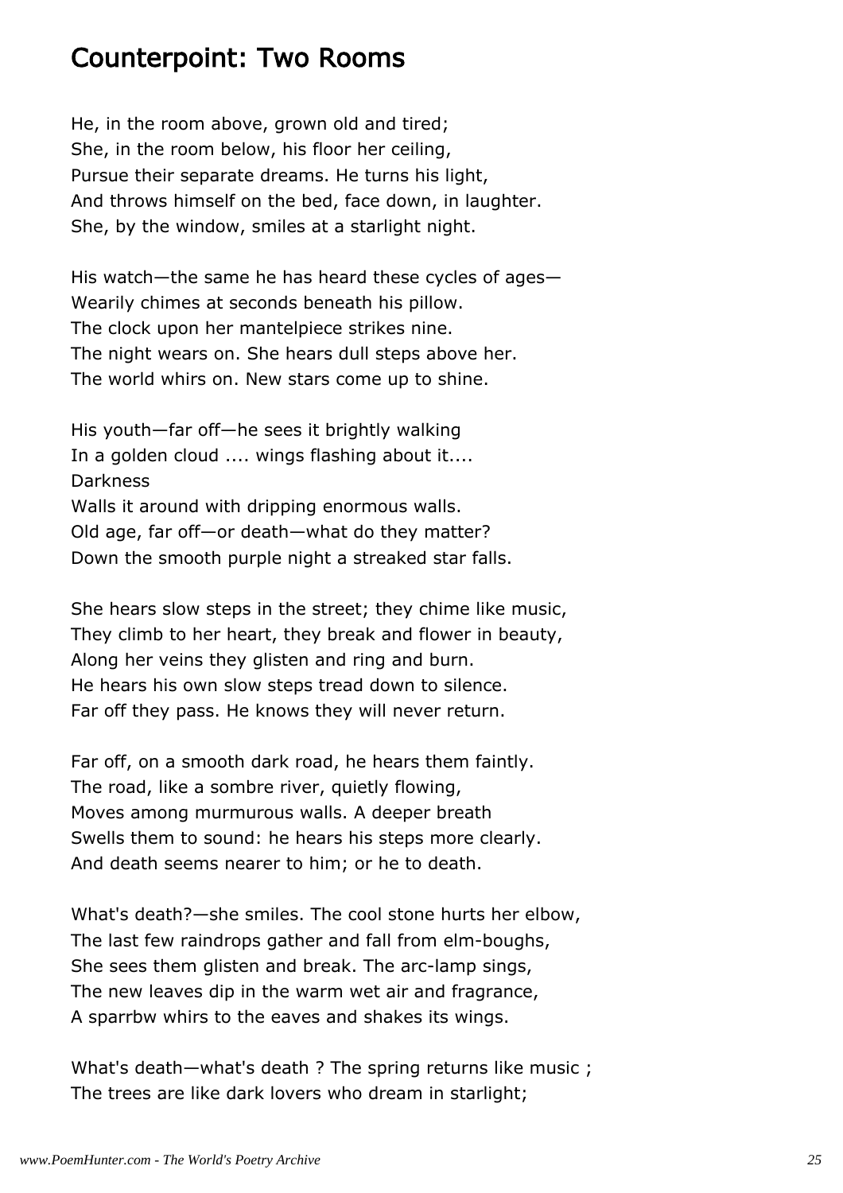## Counterpoint: Two Rooms

He, in the room above, grown old and tired;
She, in the room below, his floor her ceiling,
Pursue their separate dreams. He turns his light,
And throws himself on the bed, face down, in laughter.
She, by the window, smiles at a starlight night.

His watch—the same he has heard these cycles of ages—
Wearily chimes at seconds beneath his pillow.
The clock upon her mantelpiece strikes nine.
The night wears on. She hears dull steps above her.
The world whirs on. New stars come up to shine.

His youth—far off—he sees it brightly walking
In a golden cloud .... wings flashing about it....
Darkness
Walls it around with dripping enormous walls.
Old age, far off—or death—what do they matter?
Down the smooth purple night a streaked star falls.

She hears slow steps in the street; they chime like music,
They climb to her heart, they break and flower in beauty,
Along her veins they glisten and ring and burn.
He hears his own slow steps tread down to silence.
Far off they pass. He knows they will never return.

Far off, on a smooth dark road, he hears them faintly.
The road, like a sombre river, quietly flowing,
Moves among murmurous walls. A deeper breath
Swells them to sound: he hears his steps more clearly.
And death seems nearer to him; or he to death.

What's death?—she smiles. The cool stone hurts her elbow,
The last few raindrops gather and fall from elm-boughs,
She sees them glisten and break. The arc-lamp sings,
The new leaves dip in the warm wet air and fragrance,
A sparrbw whirs to the eaves and shakes its wings.

What's death—what's death ? The spring returns like music ;
The trees are like dark lovers who dream in starlight;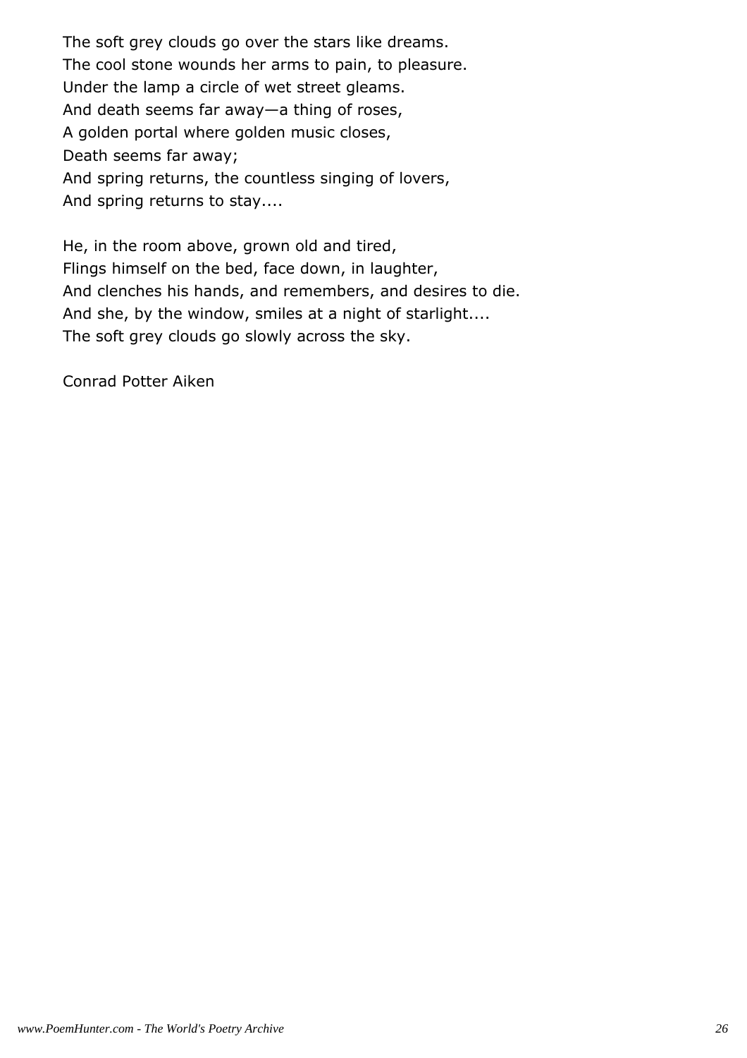The soft grey clouds go over the stars like dreams.
The cool stone wounds her arms to pain, to pleasure.
Under the lamp a circle of wet street gleams.
And death seems far away—a thing of roses,
A golden portal where golden music closes,
Death seems far away;
And spring returns, the countless singing of lovers,
And spring returns to stay....

He, in the room above, grown old and tired,
Flings himself on the bed, face down, in laughter,
And clenches his hands, and remembers, and desires to die.
And she, by the window, smiles at a night of starlight....
The soft grey clouds go slowly across the sky.

Conrad Potter Aiken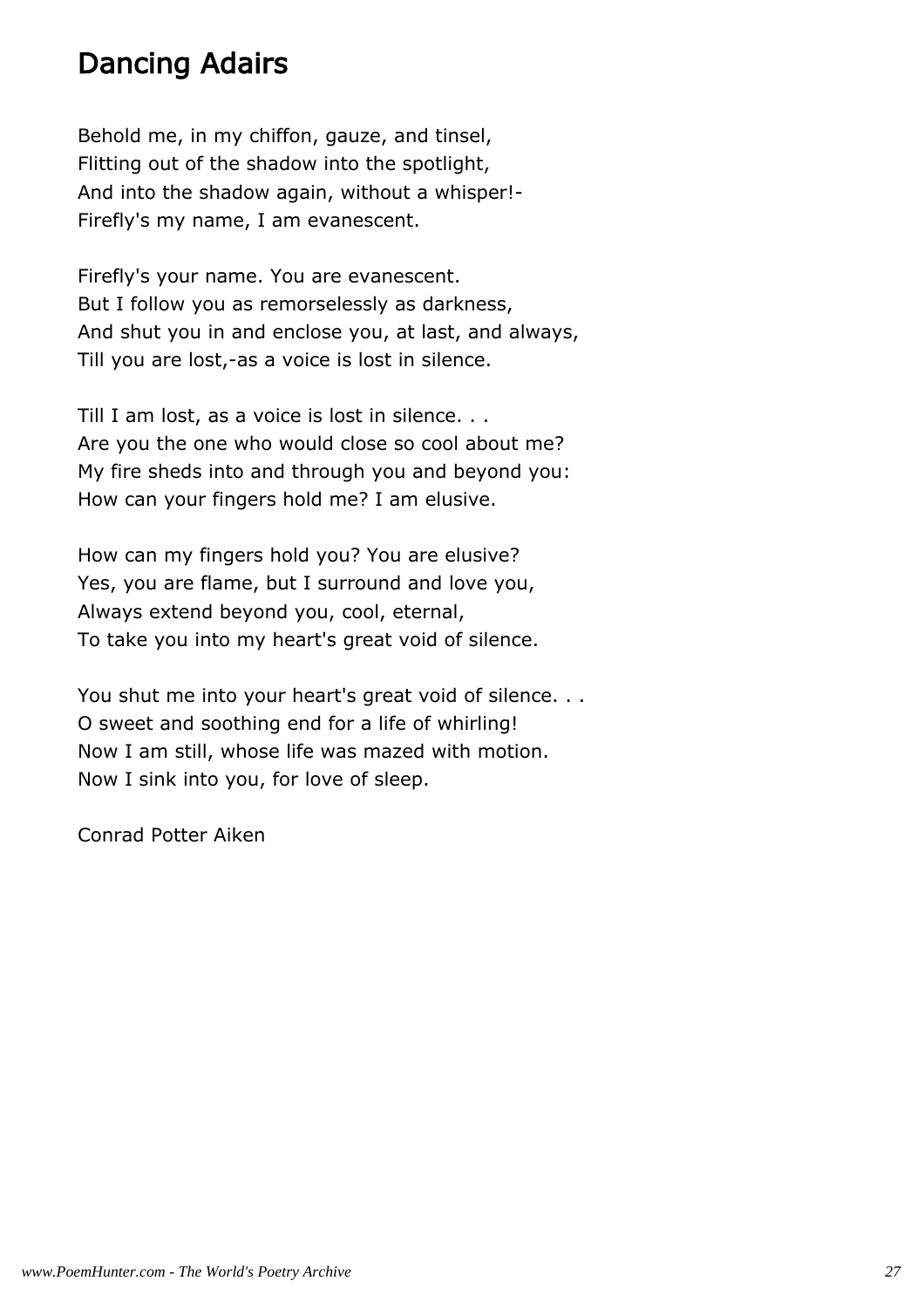## Dancing Adairs

Behold me, in my chiffon, gauze, and tinsel,
Flitting out of the shadow into the spotlight,
And into the shadow again, without a whisper!-
Firefly's my name, I am evanescent.

Firefly's your name. You are evanescent.
But I follow you as remorselessly as darkness,
And shut you in and enclose you, at last, and always,
Till you are lost,-as a voice is lost in silence.

Till I am lost, as a voice is lost in silence. . .
Are you the one who would close so cool about me?
My fire sheds into and through you and beyond you:
How can your fingers hold me? I am elusive.

How can my fingers hold you? You are elusive?
Yes, you are flame, but I surround and love you,
Always extend beyond you, cool, eternal,
To take you into my heart's great void of silence.

You shut me into your heart's great void of silence. . .
O sweet and soothing end for a life of whirling!
Now I am still, whose life was mazed with motion.
Now I sink into you, for love of sleep.

Conrad Potter Aiken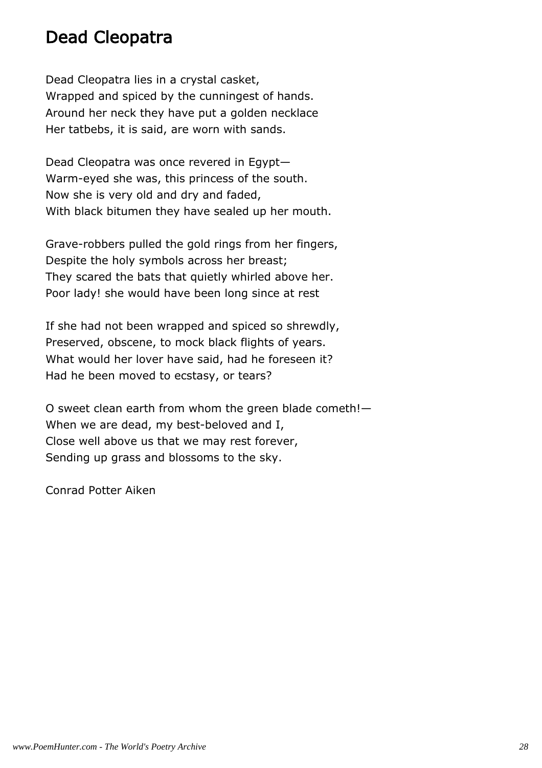## Dead Cleopatra

Dead Cleopatra lies in a crystal casket,  
Wrapped and spiced by the cunningest of hands.  
Around her neck they have put a golden necklace  
Her tatbebs, it is said, are worn with sands.

Dead Cleopatra was once revered in Egypt—  
Warm-eyed she was, this princess of the south.  
Now she is very old and dry and faded,  
With black bitumen they have sealed up her mouth.

Grave-robbers pulled the gold rings from her fingers,  
Despite the holy symbols across her breast;  
They scared the bats that quietly whirled above her.  
Poor lady! she would have been long since at rest

If she had not been wrapped and spiced so shrewdly,  
Preserved, obscene, to mock black flights of years.  
What would her lover have said, had he foreseen it?  
Had he been moved to ecstasy, or tears?

O sweet clean earth from whom the green blade cometh!—  
When we are dead, my best-beloved and I,  
Close well above us that we may rest forever,  
Sending up grass and blossoms to the sky.

Conrad Potter Aiken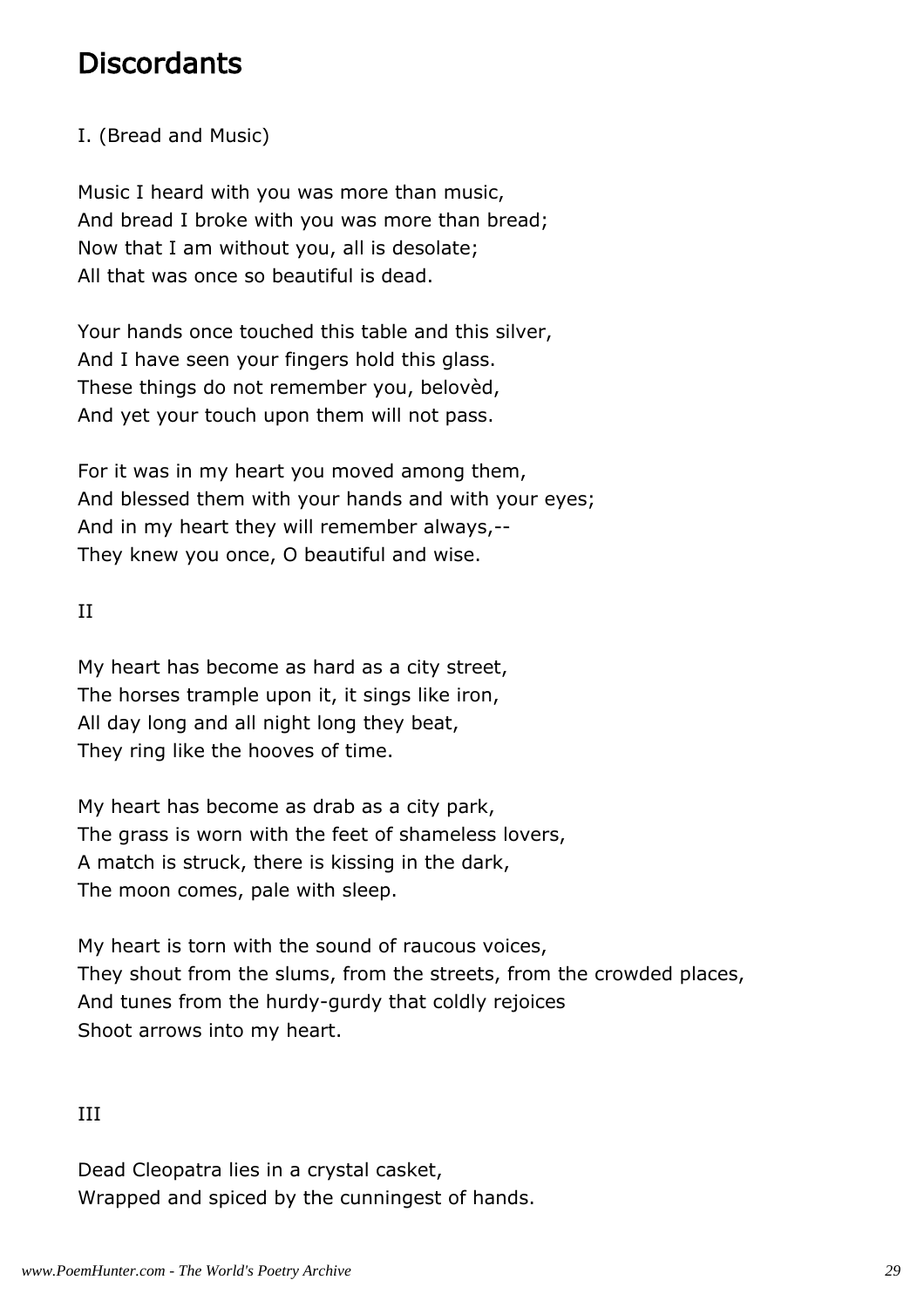# Discordants

I. (Bread and Music)

Music I heard with you was more than music,  
And bread I broke with you was more than bread;  
Now that I am without you, all is desolate;  
All that was once so beautiful is dead.

Your hands once touched this table and this silver,  
And I have seen your fingers hold this glass.  
These things do not remember you, belovèd,  
And yet your touch upon them will not pass.

For it was in my heart you moved among them,  
And blessed them with your hands and with your eyes;  
And in my heart they will remember always,--  
They knew you once, O beautiful and wise.

II

My heart has become as hard as a city street,  
The horses trample upon it, it sings like iron,  
All day long and all night long they beat,  
They ring like the hooves of time.

My heart has become as drab as a city park,  
The grass is worn with the feet of shameless lovers,  
A match is struck, there is kissing in the dark,  
The moon comes, pale with sleep.

My heart is torn with the sound of raucous voices,  
They shout from the slums, from the streets, from the crowded places,  
And tunes from the hurdy-gurdy that coldly rejoices  
Shoot arrows into my heart.

III

Dead Cleopatra lies in a crystal casket,  
Wrapped and spiced by the cunningest of hands.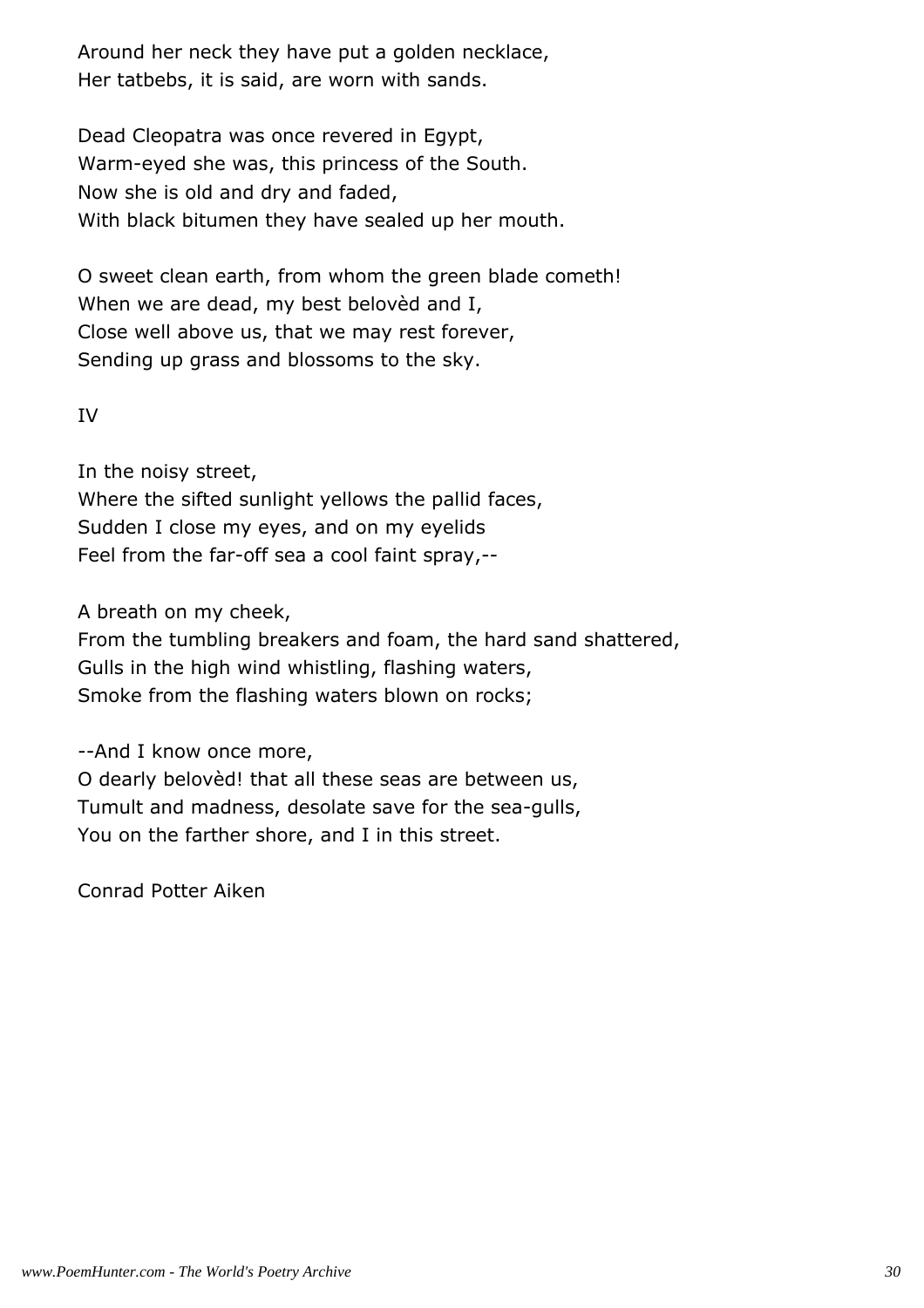Around her neck they have put a golden necklace,
Her tatbebs, it is said, are worn with sands.

Dead Cleopatra was once revered in Egypt,
Warm-eyed she was, this princess of the South.
Now she is old and dry and faded,
With black bitumen they have sealed up her mouth.

O sweet clean earth, from whom the green blade cometh!
When we are dead, my best belovèd and I,
Close well above us, that we may rest forever,
Sending up grass and blossoms to the sky.

IV

In the noisy street,
Where the sifted sunlight yellows the pallid faces,
Sudden I close my eyes, and on my eyelids
Feel from the far-off sea a cool faint spray,--

A breath on my cheek,
From the tumbling breakers and foam, the hard sand shattered,
Gulls in the high wind whistling, flashing waters,
Smoke from the flashing waters blown on rocks;

--And I know once more,
O dearly belovèd! that all these seas are between us,
Tumult and madness, desolate save for the sea-gulls,
You on the farther shore, and I in this street.

Conrad Potter Aiken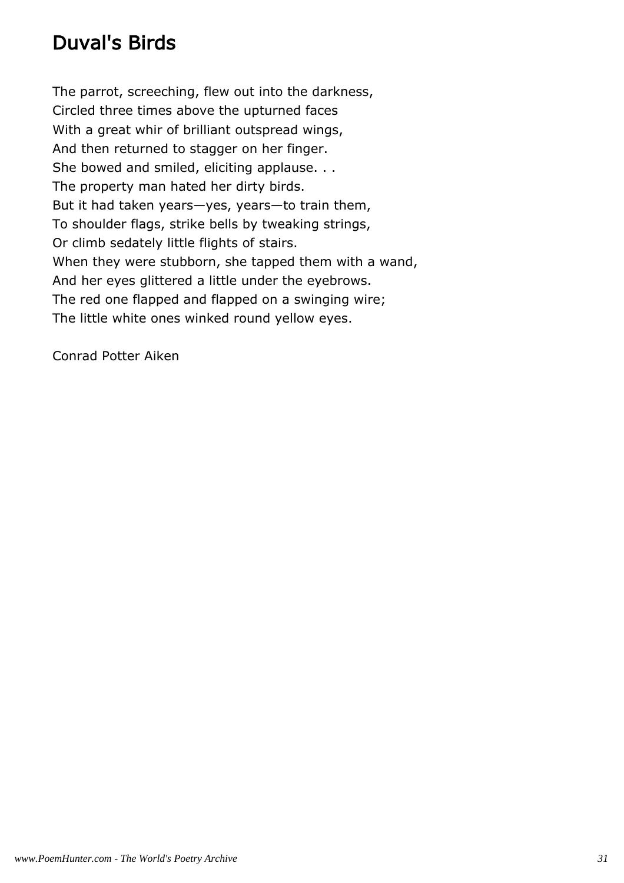# Duval's Birds

The parrot, screeching, flew out into the darkness,
Circled three times above the upturned faces
With a great whir of brilliant outspread wings,
And then returned to stagger on her finger.
She bowed and smiled, eliciting applause. . .
The property man hated her dirty birds.
But it had taken years—yes, years—to train them,
To shoulder flags, strike bells by tweaking strings,
Or climb sedately little flights of stairs.
When they were stubborn, she tapped them with a wand,
And her eyes glittered a little under the eyebrows.
The red one flapped and flapped on a swinging wire;
The little white ones winked round yellow eyes.

Conrad Potter Aiken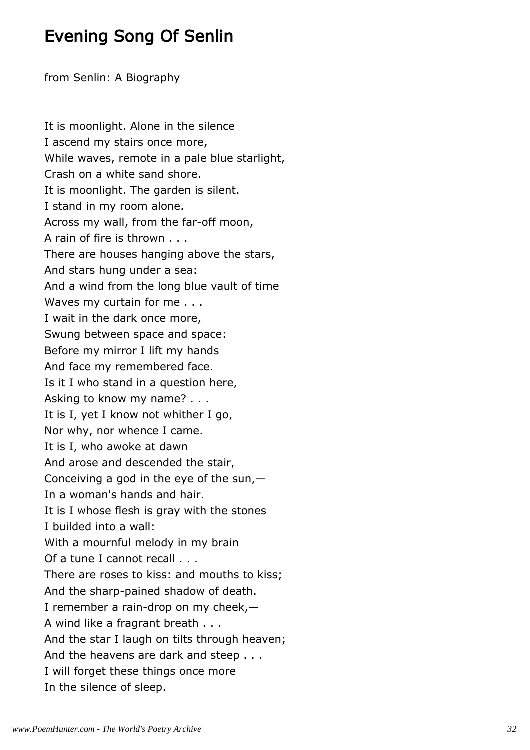# Evening Song Of Senlin

from Senlin: A Biography

It is moonlight. Alone in the silence
I ascend my stairs once more,
While waves, remote in a pale blue starlight,
Crash on a white sand shore.
It is moonlight. The garden is silent.
I stand in my room alone.
Across my wall, from the far-off moon,
A rain of fire is thrown . . .
There are houses hanging above the stars,
And stars hung under a sea:
And a wind from the long blue vault of time
Waves my curtain for me . . .
I wait in the dark once more,
Swung between space and space:
Before my mirror I lift my hands
And face my remembered face.
Is it I who stand in a question here,
Asking to know my name? . . .
It is I, yet I know not whither I go,
Nor why, nor whence I came.
It is I, who awoke at dawn
And arose and descended the stair,
Conceiving a god in the eye of the sun,—
In a woman's hands and hair.
It is I whose flesh is gray with the stones
I builded into a wall:
With a mournful melody in my brain
Of a tune I cannot recall . . .
There are roses to kiss: and mouths to kiss;
And the sharp-pained shadow of death.
I remember a rain-drop on my cheek,—
A wind like a fragrant breath . . .
And the star I laugh on tilts through heaven;
And the heavens are dark and steep . . .
I will forget these things once more
In the silence of sleep.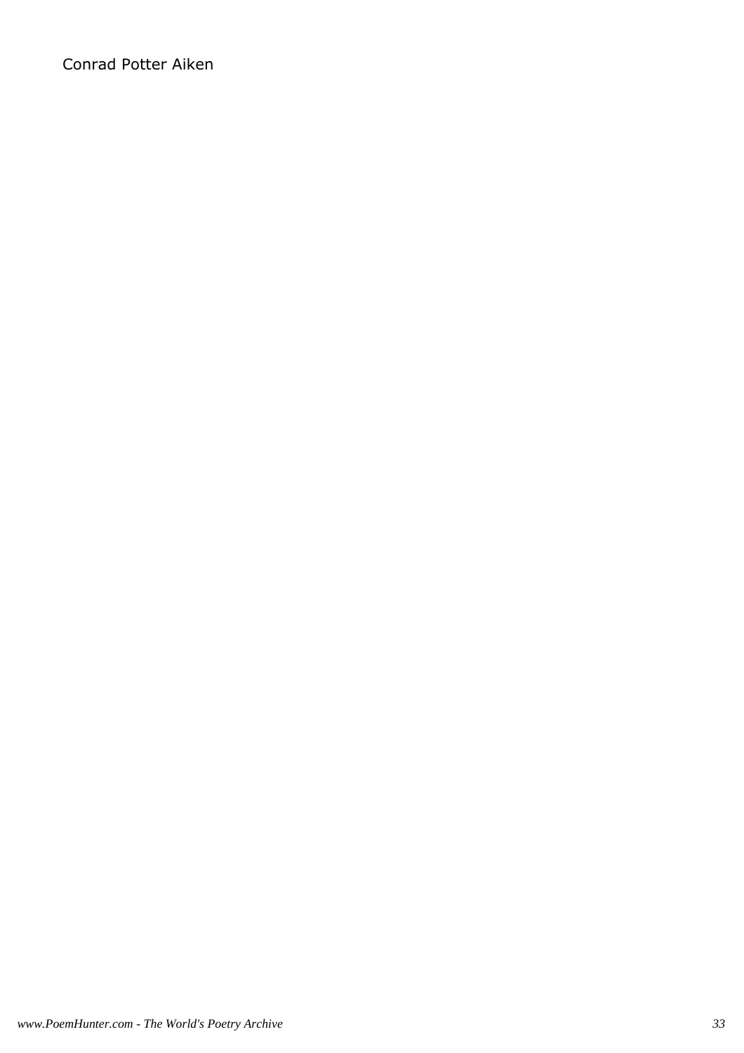Conrad Potter Aiken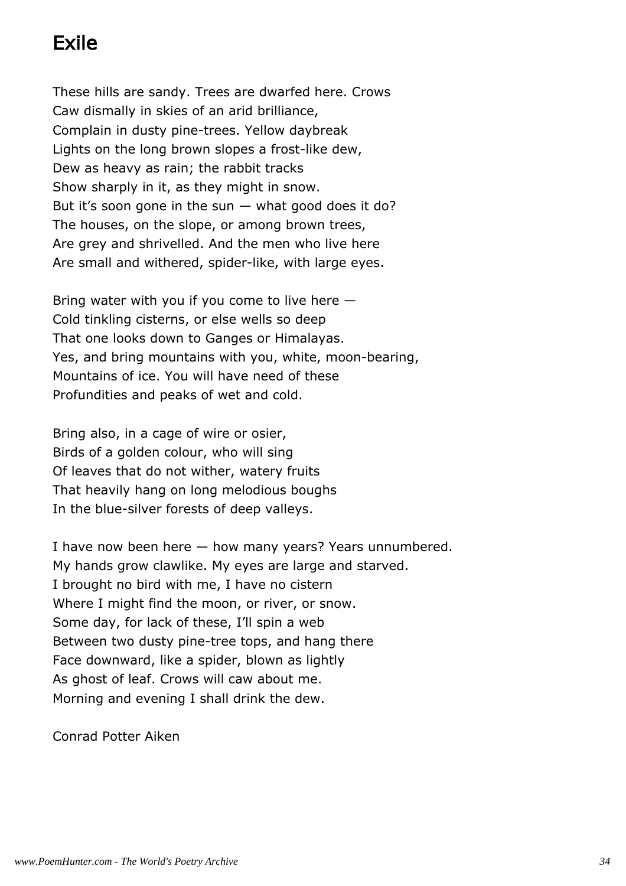# Exile

These hills are sandy. Trees are dwarfed here. Crows
Caw dismally in skies of an arid brilliance,
Complain in dusty pine-trees. Yellow daybreak
Lights on the long brown slopes a frost-like dew,
Dew as heavy as rain; the rabbit tracks
Show sharply in it, as they might in snow.
But it's soon gone in the sun — what good does it do?
The houses, on the slope, or among brown trees,
Are grey and shrivelled. And the men who live here
Are small and withered, spider-like, with large eyes.

Bring water with you if you come to live here —
Cold tinkling cisterns, or else wells so deep
That one looks down to Ganges or Himalayas.
Yes, and bring mountains with you, white, moon-bearing,
Mountains of ice. You will have need of these
Profundities and peaks of wet and cold.

Bring also, in a cage of wire or osier,
Birds of a golden colour, who will sing
Of leaves that do not wither, watery fruits
That heavily hang on long melodious boughs
In the blue-silver forests of deep valleys.

I have now been here — how many years? Years unnumbered.
My hands grow clawlike. My eyes are large and starved.
I brought no bird with me, I have no cistern
Where I might find the moon, or river, or snow.
Some day, for lack of these, I'll spin a web
Between two dusty pine-tree tops, and hang there
Face downward, like a spider, blown as lightly
As ghost of leaf. Crows will caw about me.
Morning and evening I shall drink the dew.

Conrad Potter Aiken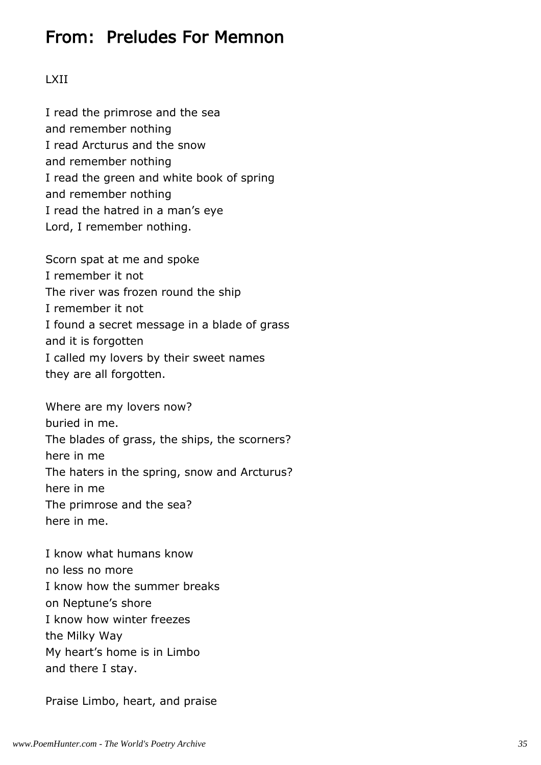# From: Preludes For Memnon

LXII

I read the primrose and the sea  
and remember nothing  
I read Arcturus and the snow  
and remember nothing  
I read the green and white book of spring  
and remember nothing  
I read the hatred in a man's eye  
Lord, I remember nothing.

Scorn spat at me and spoke  
I remember it not  
The river was frozen round the ship  
I remember it not  
I found a secret message in a blade of grass  
and it is forgotten  
I called my lovers by their sweet names  
they are all forgotten.

Where are my lovers now?  
buried in me.  
The blades of grass, the ships, the scorners?  
here in me  
The haters in the spring, snow and Arcturus?  
here in me  
The primrose and the sea?  
here in me.

I know what humans know  
no less no more  
I know how the summer breaks  
on Neptune's shore  
I know how winter freezes  
the Milky Way  
My heart's home is in Limbo  
and there I stay.

Praise Limbo, heart, and praise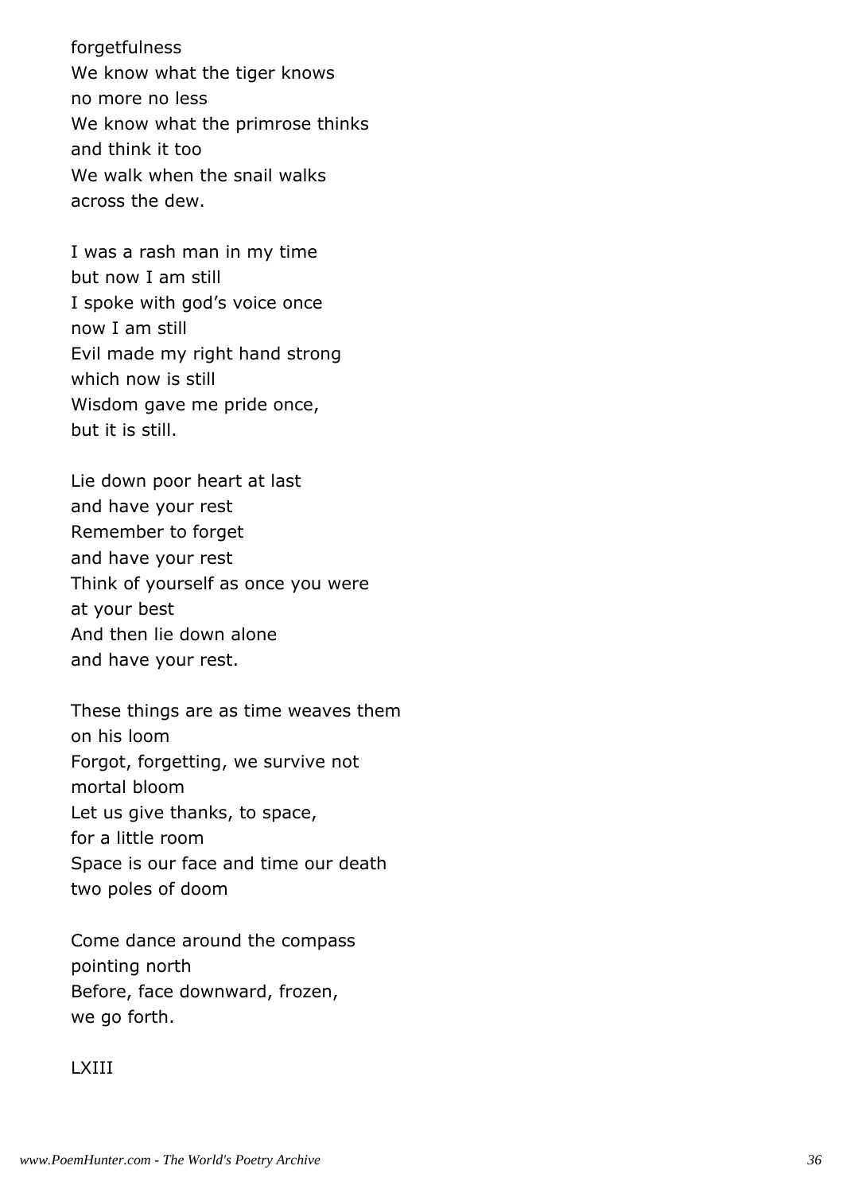forgetfulness
We know what the tiger knows
no more no less
We know what the primrose thinks
and think it too
We walk when the snail walks
across the dew.

I was a rash man in my time
but now I am still
I spoke with god’s voice once
now I am still
Evil made my right hand strong
which now is still
Wisdom gave me pride once,
but it is still.

Lie down poor heart at last
and have your rest
Remember to forget
and have your rest
Think of yourself as once you were
at your best
And then lie down alone
and have your rest.

These things are as time weaves them
on his loom
Forgot, forgetting, we survive not
mortal bloom
Let us give thanks, to space,
for a little room
Space is our face and time our death
two poles of doom

Come dance around the compass
pointing north
Before, face downward, frozen,
we go forth.

LXIII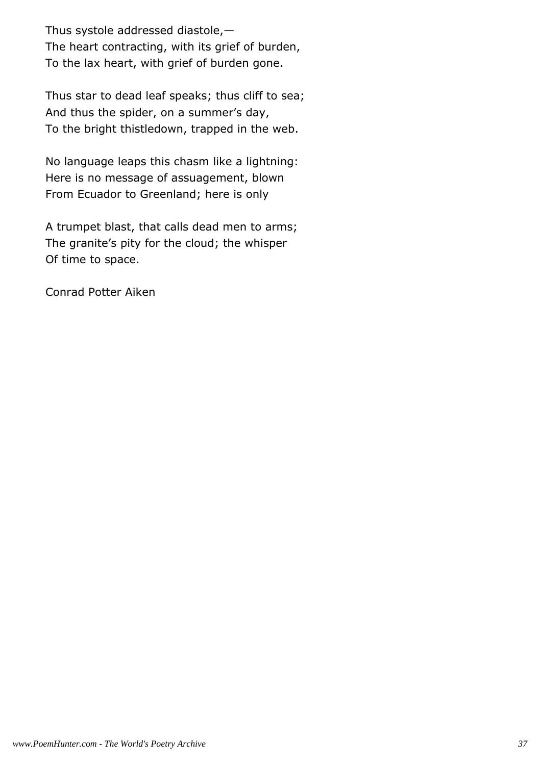Thus systole addressed diastole,—  
The heart contracting, with its grief of burden,  
To the lax heart, with grief of burden gone.

Thus star to dead leaf speaks; thus cliff to sea;  
And thus the spider, on a summer's day,  
To the bright thistledown, trapped in the web.

No language leaps this chasm like a lightning:  
Here is no message of assuagement, blown  
From Ecuador to Greenland; here is only

A trumpet blast, that calls dead men to arms;  
The granite's pity for the cloud; the whisper  
Of time to space.

Conrad Potter Aiken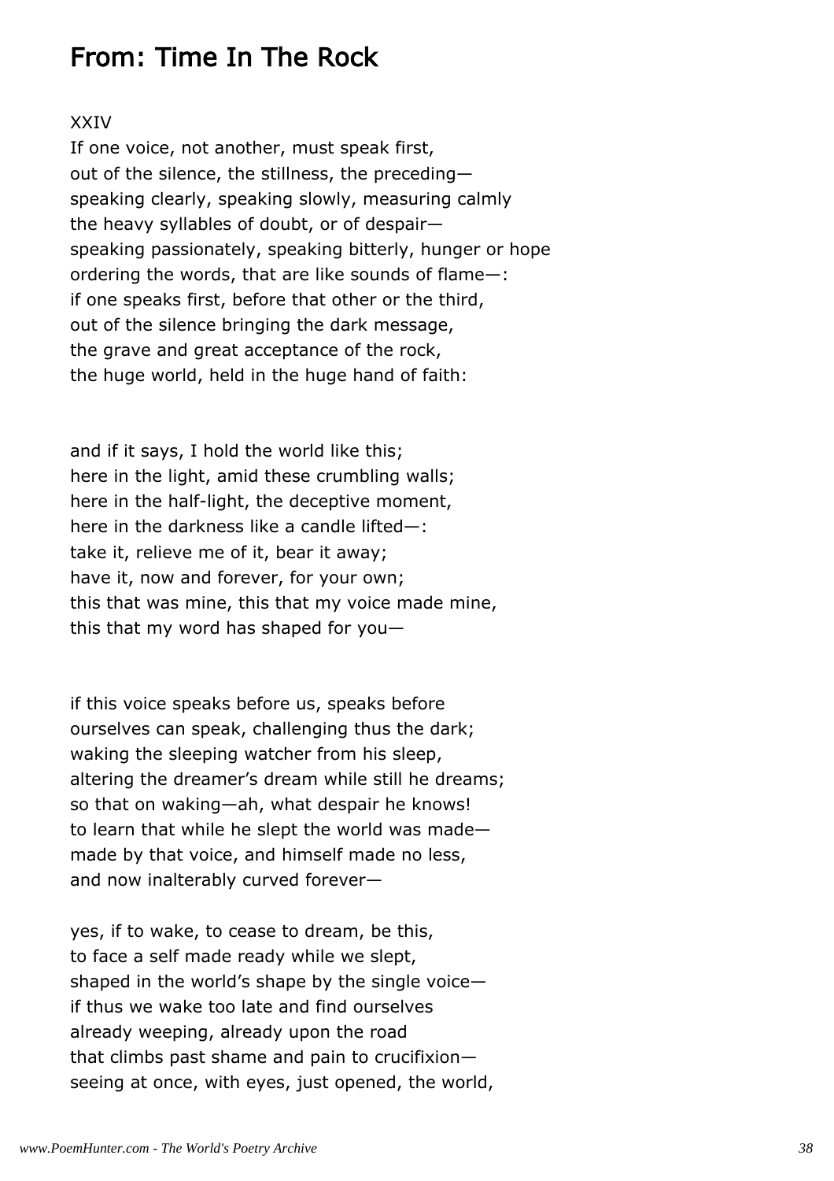## From: Time In The Rock

XXIV

If one voice, not another, must speak first,  
out of the silence, the stillness, the preceding—  
speaking clearly, speaking slowly, measuring calmly  
the heavy syllables of doubt, or of despair—  
speaking passionately, speaking bitterly, hunger or hope  
ordering the words, that are like sounds of flame—:  
if one speaks first, before that other or the third,  
out of the silence bringing the dark message,  
the grave and great acceptance of the rock,  
the huge world, held in the huge hand of faith:

and if it says, I hold the world like this;  
here in the light, amid these crumbling walls;  
here in the half-light, the deceptive moment,  
here in the darkness like a candle lifted—:  
take it, relieve me of it, bear it away;  
have it, now and forever, for your own;  
this that was mine, this that my voice made mine,  
this that my word has shaped for you—

if this voice speaks before us, speaks before  
ourselves can speak, challenging thus the dark;  
waking the sleeping watcher from his sleep,  
altering the dreamer's dream while still he dreams;  
so that on waking—ah, what despair he knows!  
to learn that while he slept the world was made—  
made by that voice, and himself made no less,  
and now inalterably curved forever—

yes, if to wake, to cease to dream, be this,  
to face a self made ready while we slept,  
shaped in the world's shape by the single voice—  
if thus we wake too late and find ourselves  
already weeping, already upon the road  
that climbs past shame and pain to crucifixion—  
seeing at once, with eyes, just opened, the world,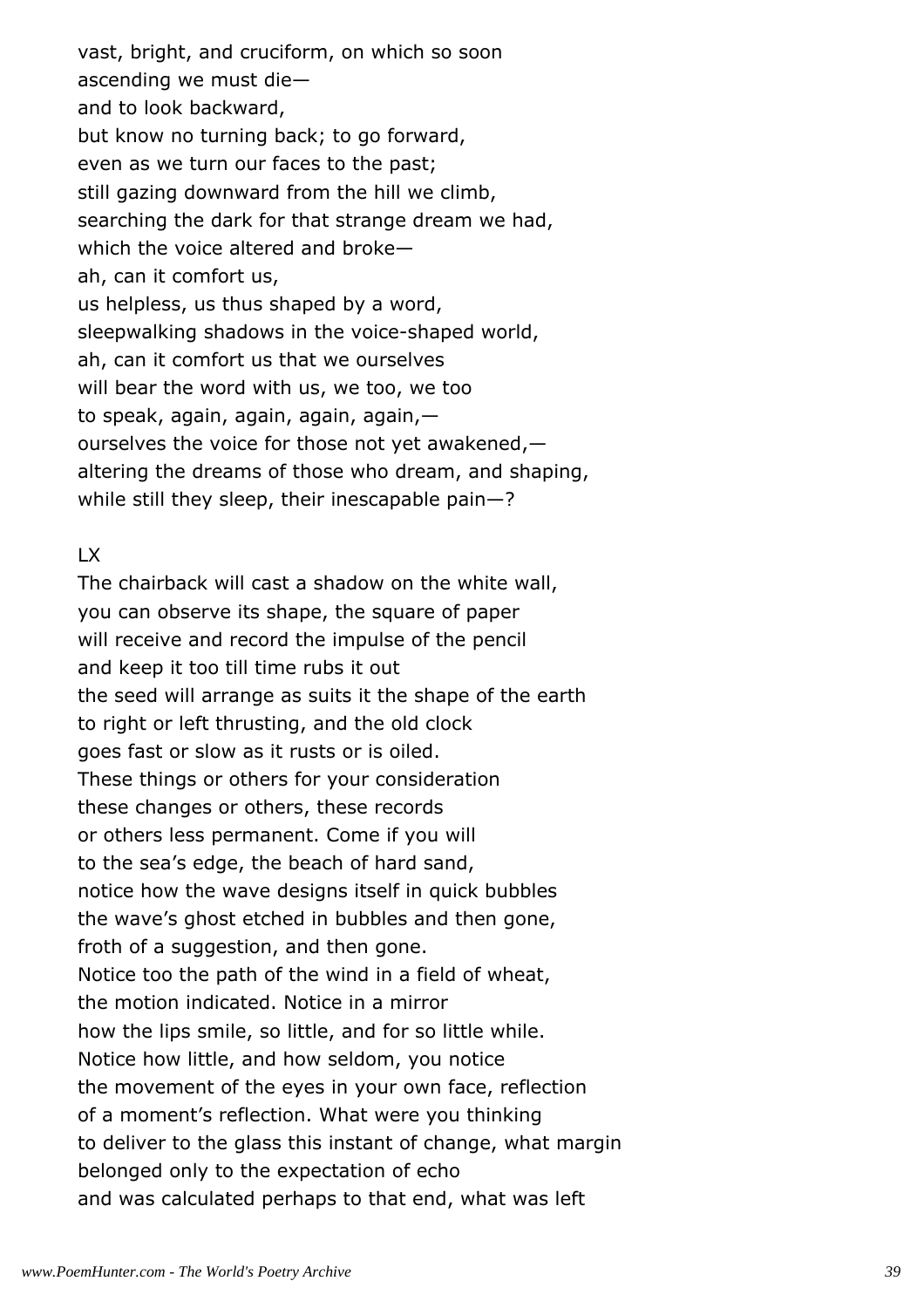vast, bright, and cruciform, on which so soon
ascending we must die—
and to look backward,
but know no turning back; to go forward,
even as we turn our faces to the past;
still gazing downward from the hill we climb,
searching the dark for that strange dream we had,
which the voice altered and broke—
ah, can it comfort us,
us helpless, us thus shaped by a word,
sleepwalking shadows in the voice-shaped world,
ah, can it comfort us that we ourselves
will bear the word with us, we too, we too
to speak, again, again, again, again,—
ourselves the voice for those not yet awakened,—
altering the dreams of those who dream, and shaping,
while still they sleep, their inescapable pain—?

LX

The chairback will cast a shadow on the white wall,
you can observe its shape, the square of paper
will receive and record the impulse of the pencil
and keep it too till time rubs it out
the seed will arrange as suits it the shape of the earth
to right or left thrusting, and the old clock
goes fast or slow as it rusts or is oiled.
These things or others for your consideration
these changes or others, these records
or others less permanent. Come if you will
to the sea's edge, the beach of hard sand,
notice how the wave designs itself in quick bubbles
the wave's ghost etched in bubbles and then gone,
froth of a suggestion, and then gone.
Notice too the path of the wind in a field of wheat,
the motion indicated. Notice in a mirror
how the lips smile, so little, and for so little while.
Notice how little, and how seldom, you notice
the movement of the eyes in your own face, reflection
of a moment's reflection. What were you thinking
to deliver to the glass this instant of change, what margin
belonged only to the expectation of echo
and was calculated perhaps to that end, what was left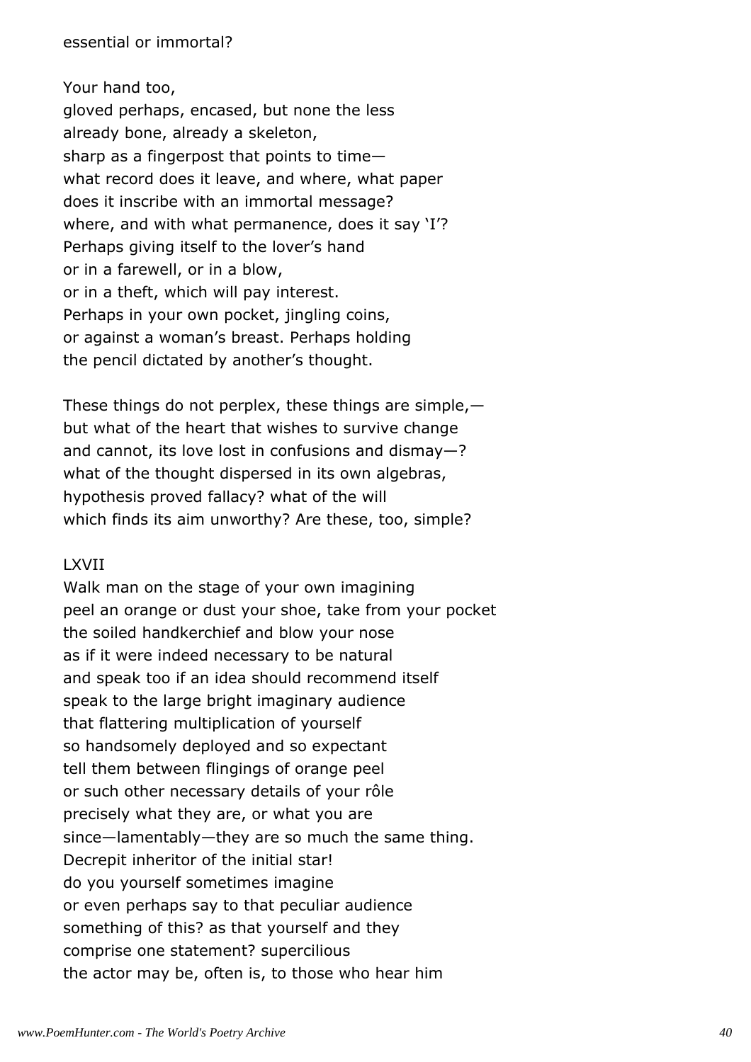essential or immortal?

Your hand too,
gloved perhaps, encased, but none the less
already bone, already a skeleton,
sharp as a fingerpost that points to time—
what record does it leave, and where, what paper
does it inscribe with an immortal message?
where, and with what permanence, does it say 'I'?
Perhaps giving itself to the lover's hand
or in a farewell, or in a blow,
or in a theft, which will pay interest.
Perhaps in your own pocket, jingling coins,
or against a woman's breast. Perhaps holding
the pencil dictated by another's thought.

These things do not perplex, these things are simple,—
but what of the heart that wishes to survive change
and cannot, its love lost in confusions and dismay—?
what of the thought dispersed in its own algebras,
hypothesis proved fallacy? what of the will
which finds its aim unworthy? Are these, too, simple?

LXVII

Walk man on the stage of your own imagining
peel an orange or dust your shoe, take from your pocket
the soiled handkerchief and blow your nose
as if it were indeed necessary to be natural
and speak too if an idea should recommend itself
speak to the large bright imaginary audience
that flattering multiplication of yourself
so handsomely deployed and so expectant
tell them between flingings of orange peel
or such other necessary details of your rôle
precisely what they are, or what you are
since—lamentably—they are so much the same thing.
Decrepit inheritor of the initial star!
do you yourself sometimes imagine
or even perhaps say to that peculiar audience
something of this? as that yourself and they
comprise one statement? supercilious
the actor may be, often is, to those who hear him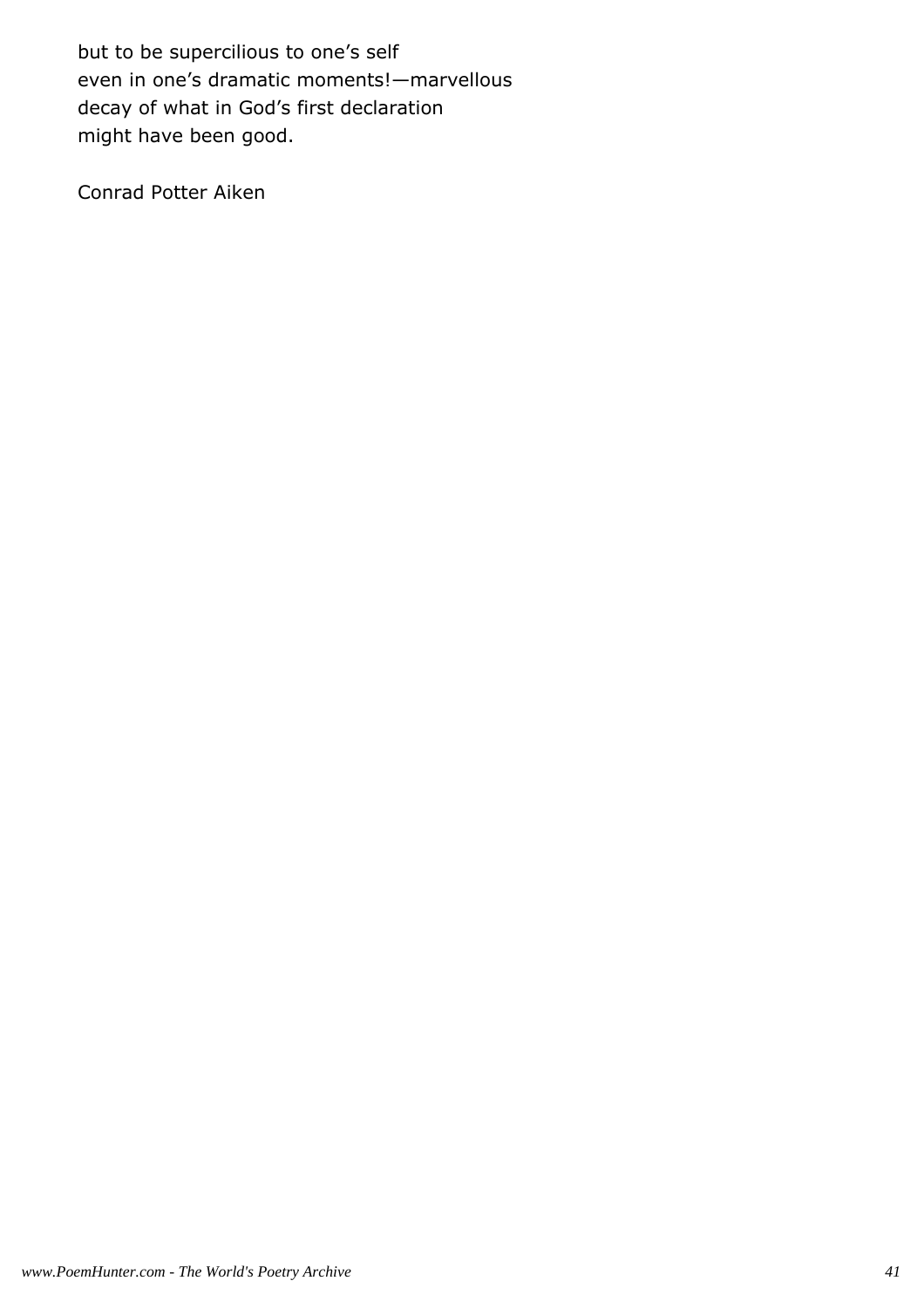but to be supercilious to one’s self
even in one’s dramatic moments!—marvellous
decay of what in God’s first declaration
might have been good.

Conrad Potter Aiken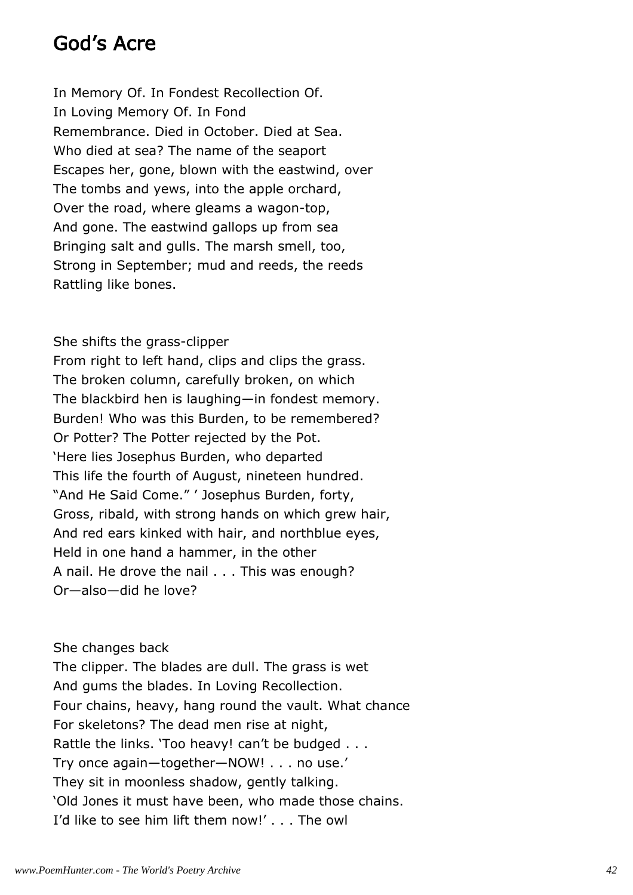## God's Acre

In Memory Of. In Fondest Recollection Of.
In Loving Memory Of. In Fond
Remembrance. Died in October. Died at Sea.
Who died at sea? The name of the seaport
Escapes her, gone, blown with the eastwind, over
The tombs and yews, into the apple orchard,
Over the road, where gleams a wagon-top,
And gone. The eastwind gallops up from sea
Bringing salt and gulls. The marsh smell, too,
Strong in September; mud and reeds, the reeds
Rattling like bones.

She shifts the grass-clipper
From right to left hand, clips and clips the grass.
The broken column, carefully broken, on which
The blackbird hen is laughing—in fondest memory.
Burden! Who was this Burden, to be remembered?
Or Potter? The Potter rejected by the Pot.
'Here lies Josephus Burden, who departed
This life the fourth of August, nineteen hundred.
"And He Said Come." ' Josephus Burden, forty,
Gross, ribald, with strong hands on which grew hair,
And red ears kinked with hair, and northblue eyes,
Held in one hand a hammer, in the other
A nail. He drove the nail . . . This was enough?
Or—also—did he love?

She changes back
The clipper. The blades are dull. The grass is wet
And gums the blades. In Loving Recollection.
Four chains, heavy, hang round the vault. What chance
For skeletons? The dead men rise at night,
Rattle the links. 'Too heavy! can't be budged . . .
Try once again—together—NOW! . . . no use.'
They sit in moonless shadow, gently talking.
'Old Jones it must have been, who made those chains.
I'd like to see him lift them now!' . . . The owl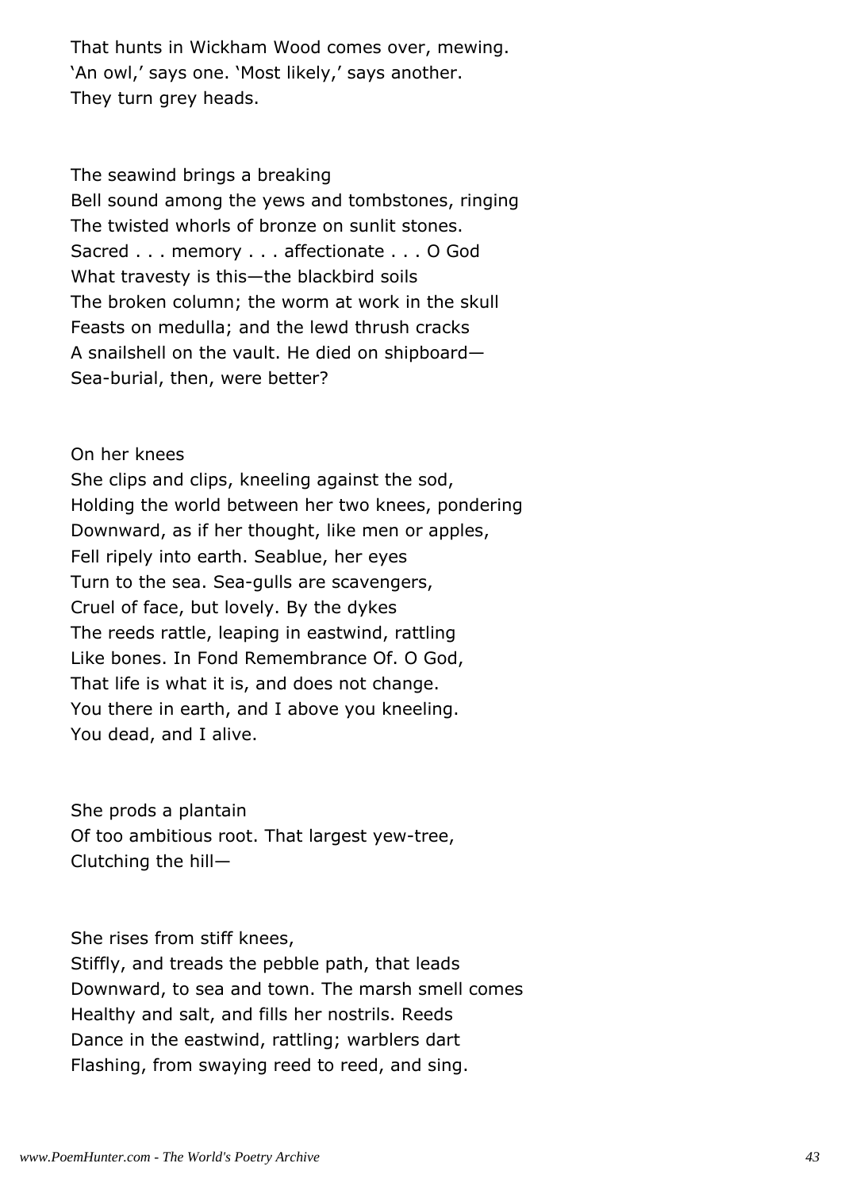That hunts in Wickham Wood comes over, mewing.
'An owl,' says one. 'Most likely,' says another.
They turn grey heads.

The seawind brings a breaking
Bell sound among the yews and tombstones, ringing
The twisted whorls of bronze on sunlit stones.
Sacred . . . memory . . . affectionate . . . O God
What travesty is this—the blackbird soils
The broken column; the worm at work in the skull
Feasts on medulla; and the lewd thrush cracks
A snailshell on the vault. He died on shipboard—
Sea-burial, then, were better?

On her knees
She clips and clips, kneeling against the sod,
Holding the world between her two knees, pondering
Downward, as if her thought, like men or apples,
Fell ripely into earth. Seablue, her eyes
Turn to the sea. Sea-gulls are scavengers,
Cruel of face, but lovely. By the dykes
The reeds rattle, leaping in eastwind, rattling
Like bones. In Fond Remembrance Of. O God,
That life is what it is, and does not change.
You there in earth, and I above you kneeling.
You dead, and I alive.

She prods a plantain
Of too ambitious root. That largest yew-tree,
Clutching the hill—

She rises from stiff knees,
Stiffly, and treads the pebble path, that leads
Downward, to sea and town. The marsh smell comes
Healthy and salt, and fills her nostrils. Reeds
Dance in the eastwind, rattling; warblers dart
Flashing, from swaying reed to reed, and sing.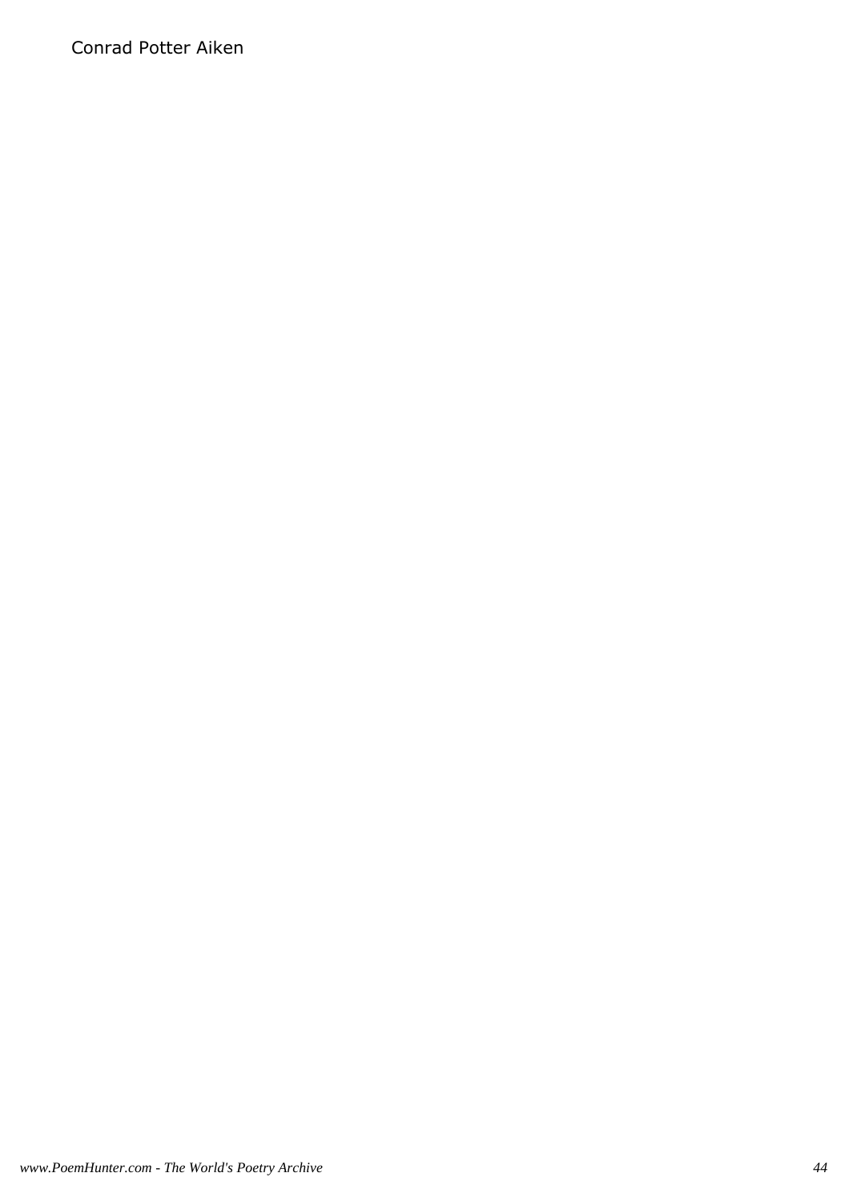Conrad Potter Aiken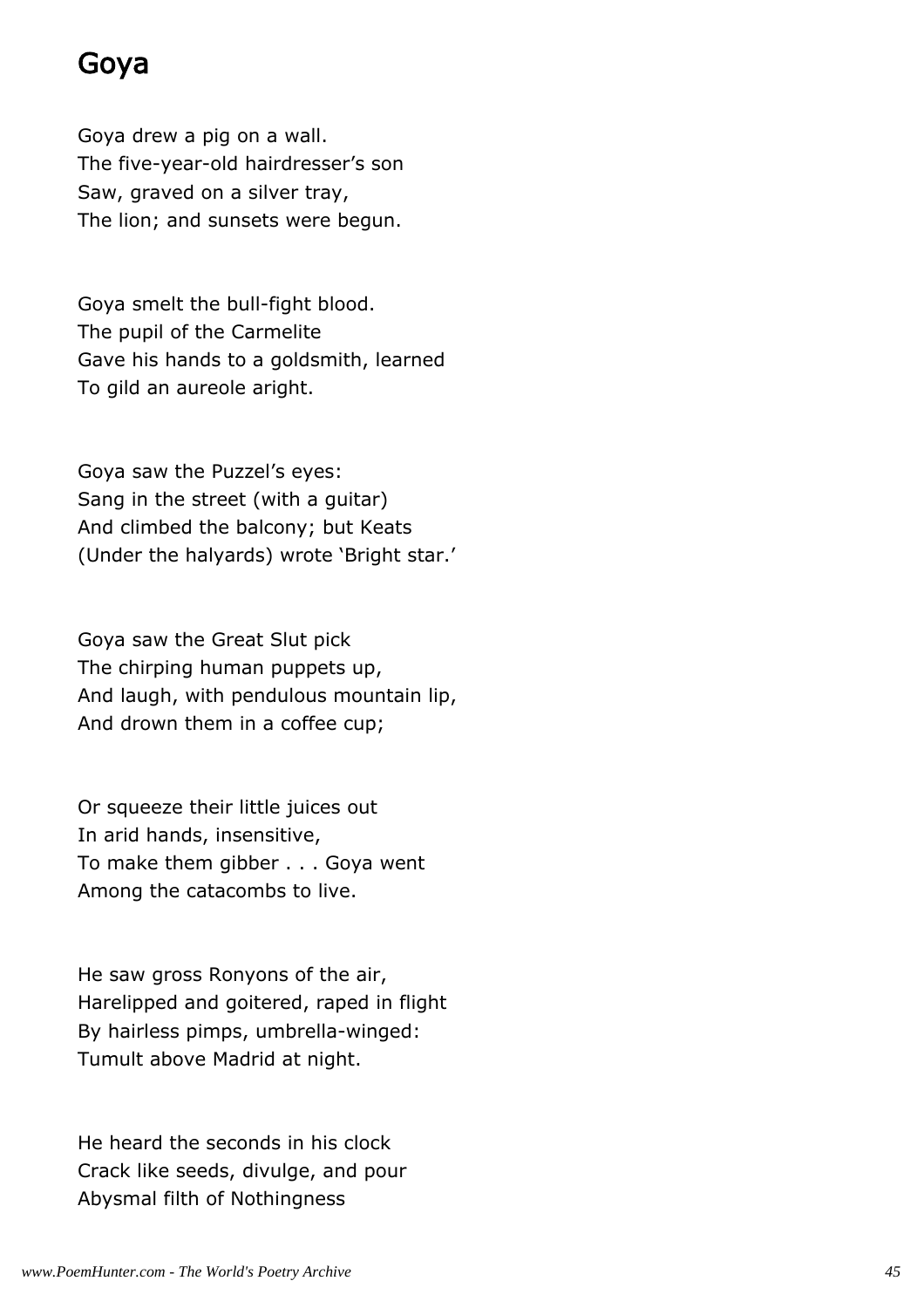# Goya

Goya drew a pig on a wall.  
The five-year-old hairdresser's son  
Saw, graved on a silver tray,  
The lion; and sunsets were begun.

Goya smelt the bull-fight blood.  
The pupil of the Carmelite  
Gave his hands to a goldsmith, learned  
To gild an aureole aright.

Goya saw the Puzzel's eyes:  
Sang in the street (with a guitar)  
And climbed the balcony; but Keats  
(Under the halyards) wrote 'Bright star.'

Goya saw the Great Slut pick  
The chirping human puppets up,  
And laugh, with pendulous mountain lip,  
And drown them in a coffee cup;

Or squeeze their little juices out  
In arid hands, insensitive,  
To make them gibber . . . Goya went  
Among the catacombs to live.

He saw gross Ronyons of the air,  
Harelipped and goitered, raped in flight  
By hairless pimps, umbrella-winged:  
Tumult above Madrid at night.

He heard the seconds in his clock  
Crack like seeds, divulge, and pour  
Abysmal filth of Nothingness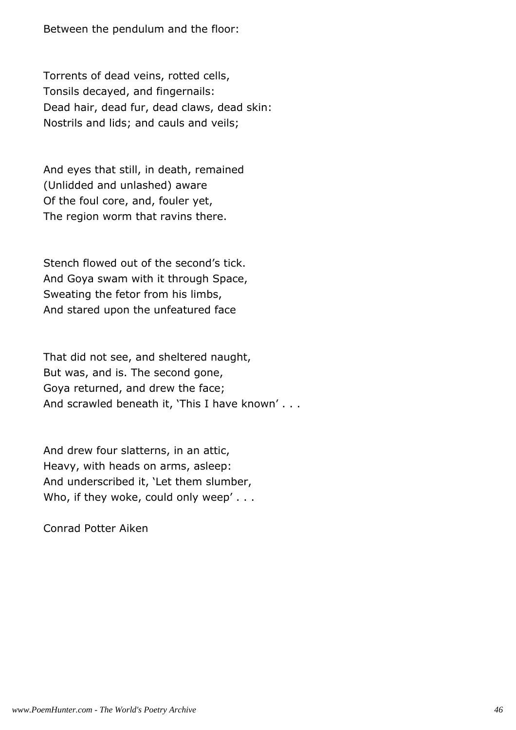Between the pendulum and the floor:

Torrents of dead veins, rotted cells,
Tonsils decayed, and fingernails:
Dead hair, dead fur, dead claws, dead skin:
Nostrils and lids; and cauls and veils;

And eyes that still, in death, remained
(Unlidded and unlashed) aware
Of the foul core, and, fouler yet,
The region worm that ravins there.

Stench flowed out of the second's tick.
And Goya swam with it through Space,
Sweating the fetor from his limbs,
And stared upon the unfeatured face

That did not see, and sheltered naught,
But was, and is. The second gone,
Goya returned, and drew the face;
And scrawled beneath it, 'This I have known' . . .

And drew four slatterns, in an attic,
Heavy, with heads on arms, asleep:
And underscribed it, 'Let them slumber,
Who, if they woke, could only weep' . . .

Conrad Potter Aiken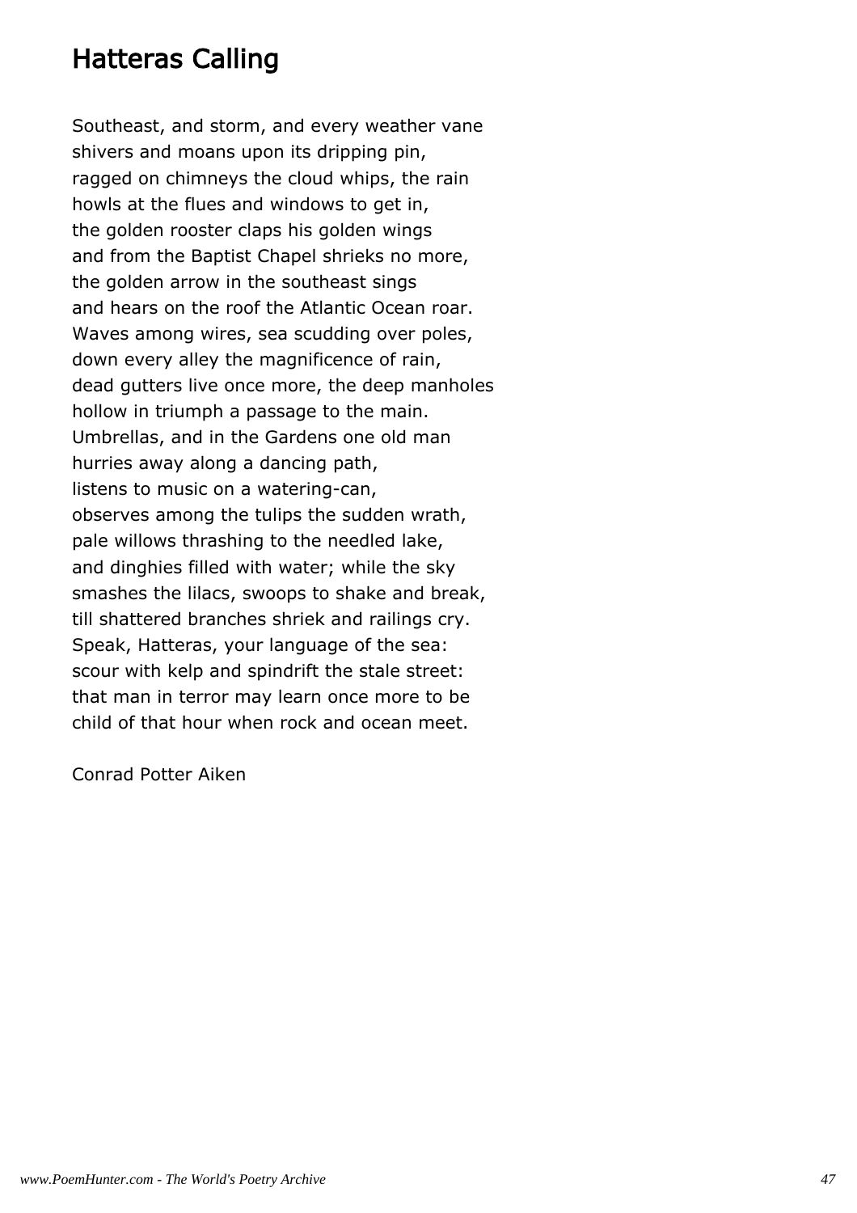## Hatteras Calling

Southeast, and storm, and every weather vane  
shivers and moans upon its dripping pin,  
ragged on chimneys the cloud whips, the rain  
howls at the flues and windows to get in,  
the golden rooster claps his golden wings  
and from the Baptist Chapel shrieks no more,  
the golden arrow in the southeast sings  
and hears on the roof the Atlantic Ocean roar.  
Waves among wires, sea scudding over poles,  
down every alley the magnificence of rain,  
dead gutters live once more, the deep manholes  
hollow in triumph a passage to the main.  
Umbrellas, and in the Gardens one old man  
hurries away along a dancing path,  
listens to music on a watering-can,  
observes among the tulips the sudden wrath,  
pale willows thrashing to the needled lake,  
and dinghies filled with water; while the sky  
smashes the lilacs, swoops to shake and break,  
till shattered branches shriek and railings cry.  
Speak, Hatteras, your language of the sea:  
scour with kelp and spindrift the stale street:  
that man in terror may learn once more to be  
child of that hour when rock and ocean meet.

Conrad Potter Aiken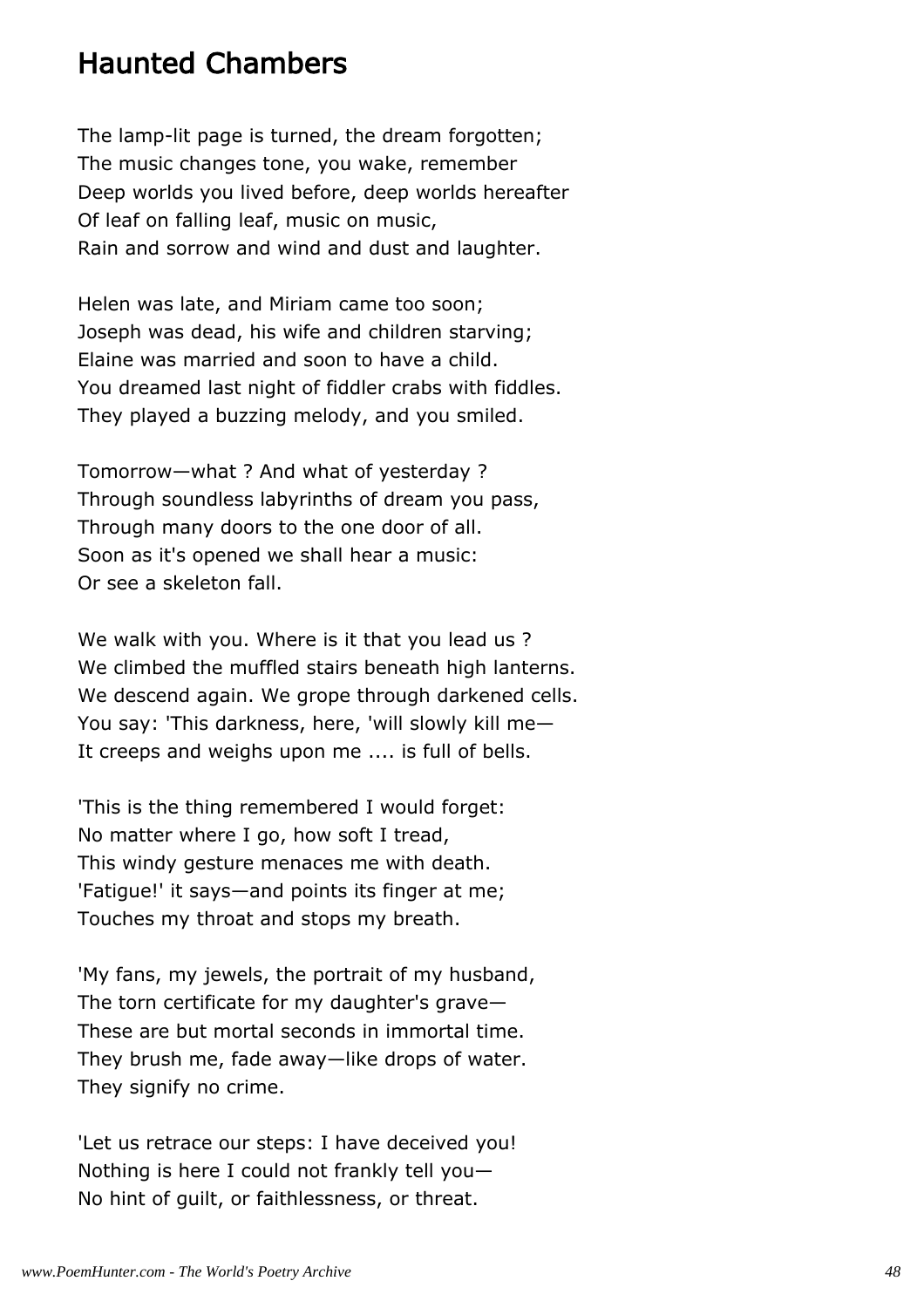## Haunted Chambers

The lamp-lit page is turned, the dream forgotten;  
The music changes tone, you wake, remember  
Deep worlds you lived before, deep worlds hereafter  
Of leaf on falling leaf, music on music,  
Rain and sorrow and wind and dust and laughter.

Helen was late, and Miriam came too soon;  
Joseph was dead, his wife and children starving;  
Elaine was married and soon to have a child.  
You dreamed last night of fiddler crabs with fiddles.  
They played a buzzing melody, and you smiled.

Tomorrow—what ? And what of yesterday ?  
Through soundless labyrinths of dream you pass,  
Through many doors to the one door of all.  
Soon as it's opened we shall hear a music:  
Or see a skeleton fall.

We walk with you. Where is it that you lead us ?  
We climbed the muffled stairs beneath high lanterns.  
We descend again. We grope through darkened cells.  
You say: 'This darkness, here, 'will slowly kill me—  
It creeps and weighs upon me .... is full of bells.

'This is the thing remembered I would forget:  
No matter where I go, how soft I tread,  
This windy gesture menaces me with death.  
'Fatigue!' it says—and points its finger at me;  
Touches my throat and stops my breath.

'My fans, my jewels, the portrait of my husband,  
The torn certificate for my daughter's grave—  
These are but mortal seconds in immortal time.  
They brush me, fade away—like drops of water.  
They signify no crime.

'Let us retrace our steps: I have deceived you!  
Nothing is here I could not frankly tell you—  
No hint of guilt, or faithlessness, or threat.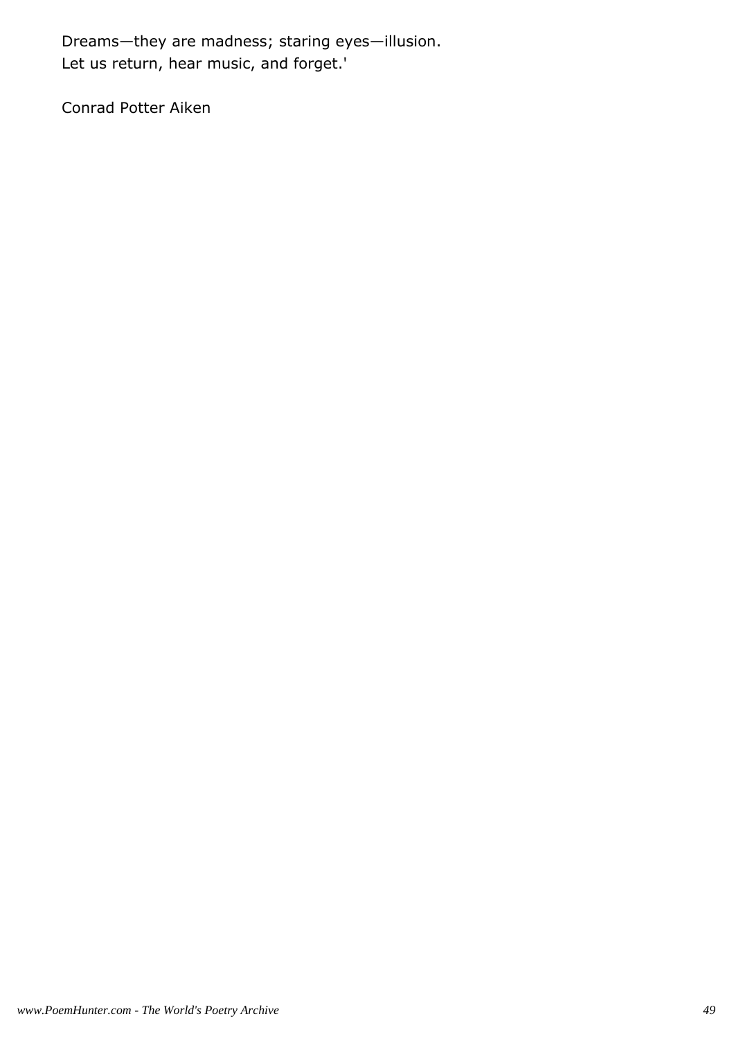Dreams—they are madness; staring eyes—illusion.
Let us return, hear music, and forget.'

Conrad Potter Aiken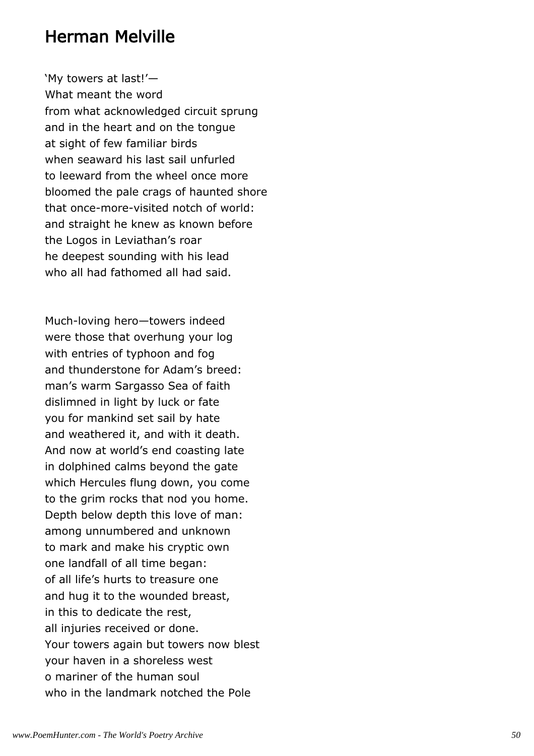## Herman Melville

'My towers at last!'—  
What meant the word  
from what acknowledged circuit sprung  
and in the heart and on the tongue  
at sight of few familiar birds  
when seaward his last sail unfurled  
to leeward from the wheel once more  
bloomed the pale crags of haunted shore  
that once-more-visited notch of world:  
and straight he knew as known before  
the Logos in Leviathan's roar  
he deepest sounding with his lead  
who all had fathomed all had said.

Much-loving hero—towers indeed  
were those that overhung your log  
with entries of typhoon and fog  
and thunderstone for Adam's breed:  
man's warm Sargasso Sea of faith  
dislimned in light by luck or fate  
you for mankind set sail by hate  
and weathered it, and with it death.  
And now at world's end coasting late  
in dolphined calms beyond the gate  
which Hercules flung down, you come  
to the grim rocks that nod you home.  
Depth below depth this love of man:  
among unnumbered and unknown  
to mark and make his cryptic own  
one landfall of all time began:  
of all life's hurts to treasure one  
and hug it to the wounded breast,  
in this to dedicate the rest,  
all injuries received or done.  
Your towers again but towers now blest  
your haven in a shoreless west  
o mariner of the human soul  
who in the landmark notched the Pole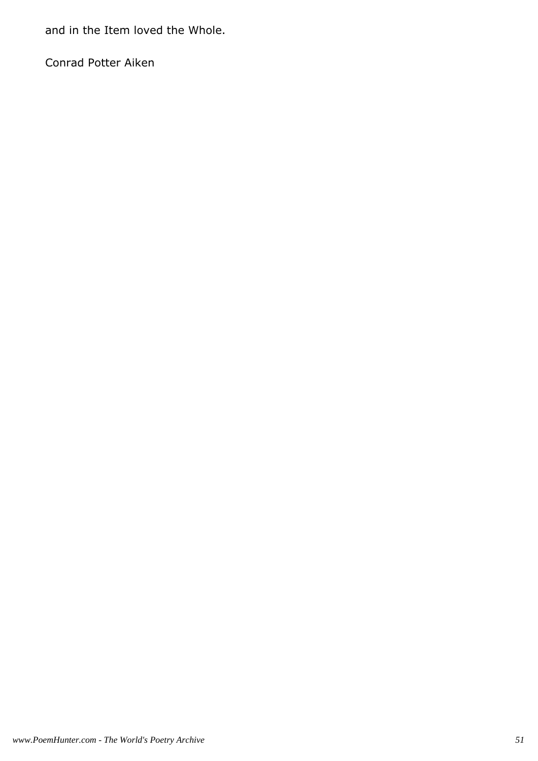and in the Item loved the Whole.

Conrad Potter Aiken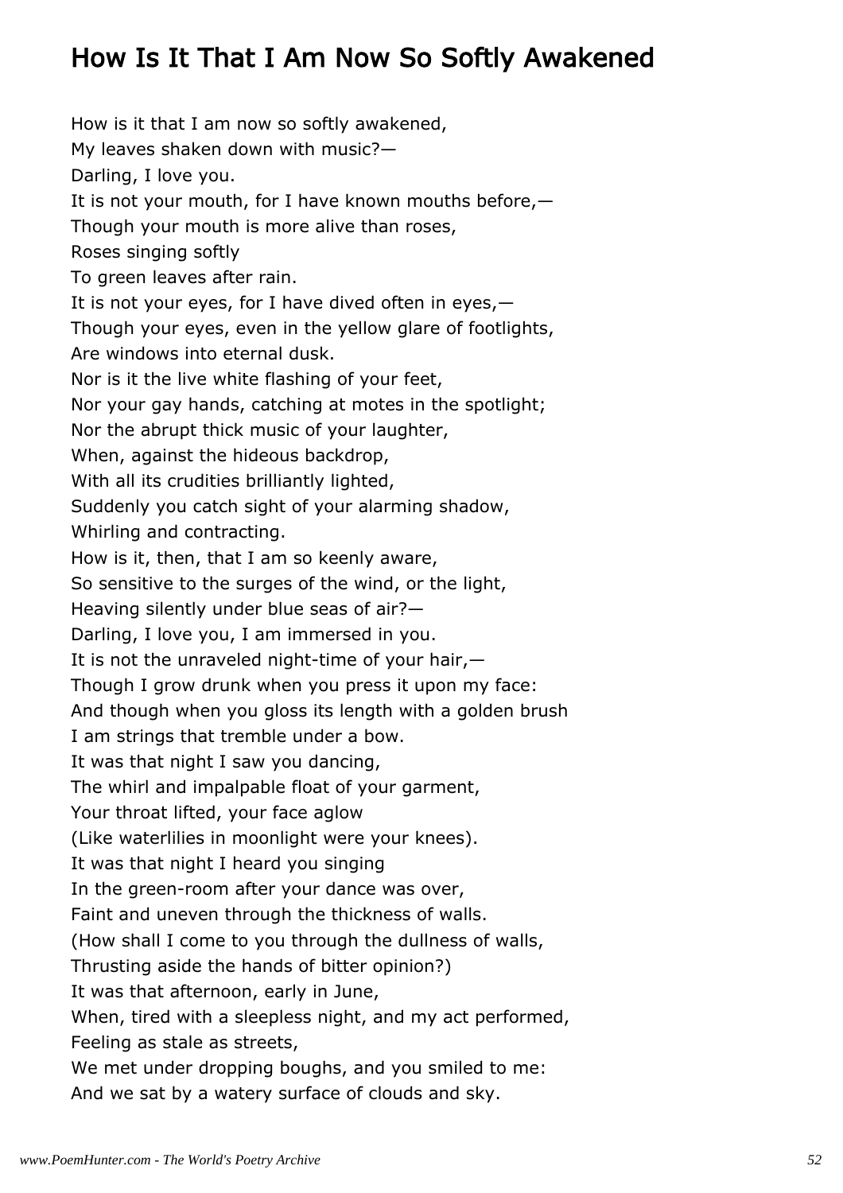## How Is It That I Am Now So Softly Awakened

How is it that I am now so softly awakened,  
My leaves shaken down with music?—  
Darling, I love you.  
It is not your mouth, for I have known mouths before,—  
Though your mouth is more alive than roses,  
Roses singing softly  
To green leaves after rain.  
It is not your eyes, for I have dived often in eyes,—  
Though your eyes, even in the yellow glare of footlights,  
Are windows into eternal dusk.  
Nor is it the live white flashing of your feet,  
Nor your gay hands, catching at motes in the spotlight;  
Nor the abrupt thick music of your laughter,  
When, against the hideous backdrop,  
With all its crudities brilliantly lighted,  
Suddenly you catch sight of your alarming shadow,  
Whirling and contracting.  
How is it, then, that I am so keenly aware,  
So sensitive to the surges of the wind, or the light,  
Heaving silently under blue seas of air?—  
Darling, I love you, I am immersed in you.  
It is not the unraveled night-time of your hair,—  
Though I grow drunk when you press it upon my face:  
And though when you gloss its length with a golden brush  
I am strings that tremble under a bow.  
It was that night I saw you dancing,  
The whirl and impalpable float of your garment,  
Your throat lifted, your face aglow  
(Like waterlilies in moonlight were your knees).  
It was that night I heard you singing  
In the green-room after your dance was over,  
Faint and uneven through the thickness of walls.  
(How shall I come to you through the dullness of walls,  
Thrusting aside the hands of bitter opinion?)  
It was that afternoon, early in June,  
When, tired with a sleepless night, and my act performed,  
Feeling as stale as streets,  
We met under dropping boughs, and you smiled to me:  
And we sat by a watery surface of clouds and sky.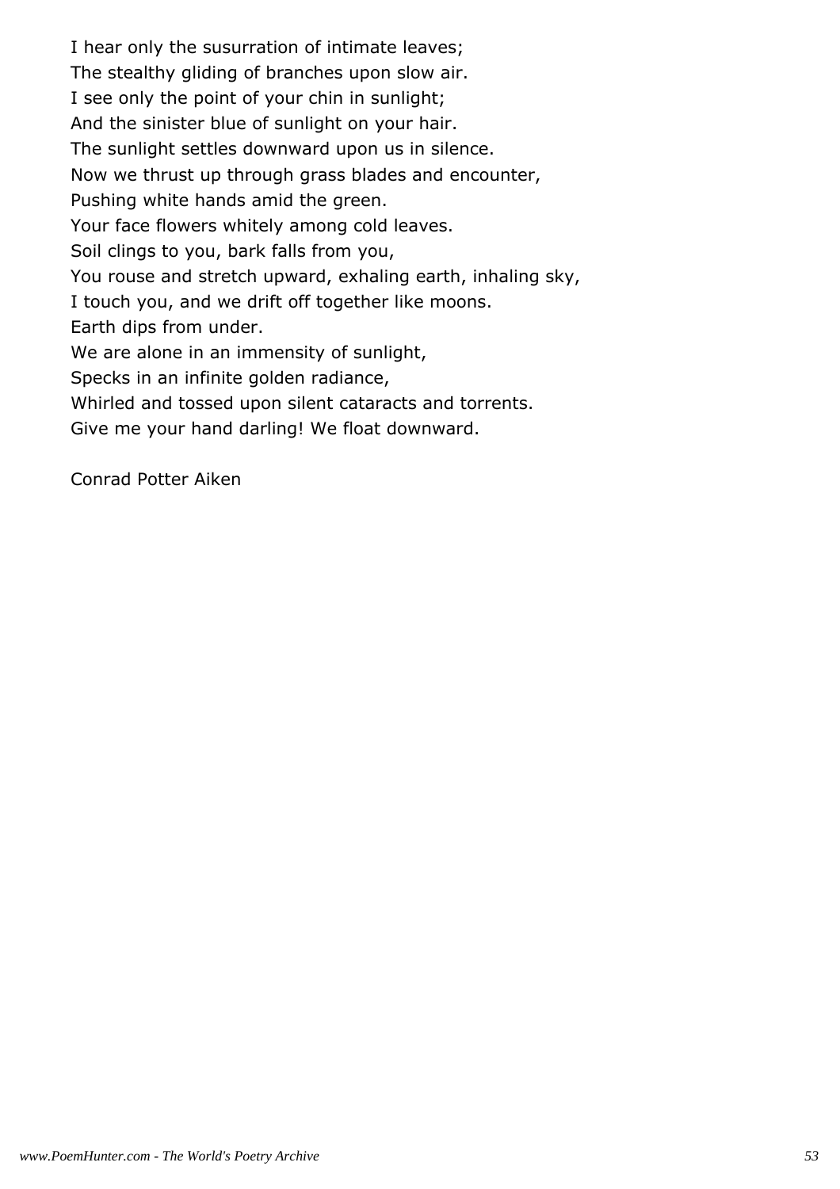I hear only the susurration of intimate leaves;  
The stealthy gliding of branches upon slow air.  
I see only the point of your chin in sunlight;  
And the sinister blue of sunlight on your hair.  
The sunlight settles downward upon us in silence.  
Now we thrust up through grass blades and encounter,  
Pushing white hands amid the green.  
Your face flowers whitely among cold leaves.  
Soil clings to you, bark falls from you,  
You rouse and stretch upward, exhaling earth, inhaling sky,  
I touch you, and we drift off together like moons.  
Earth dips from under.  
We are alone in an immensity of sunlight,  
Specks in an infinite golden radiance,  
Whirled and tossed upon silent cataracts and torrents.  
Give me your hand darling! We float downward.

Conrad Potter Aiken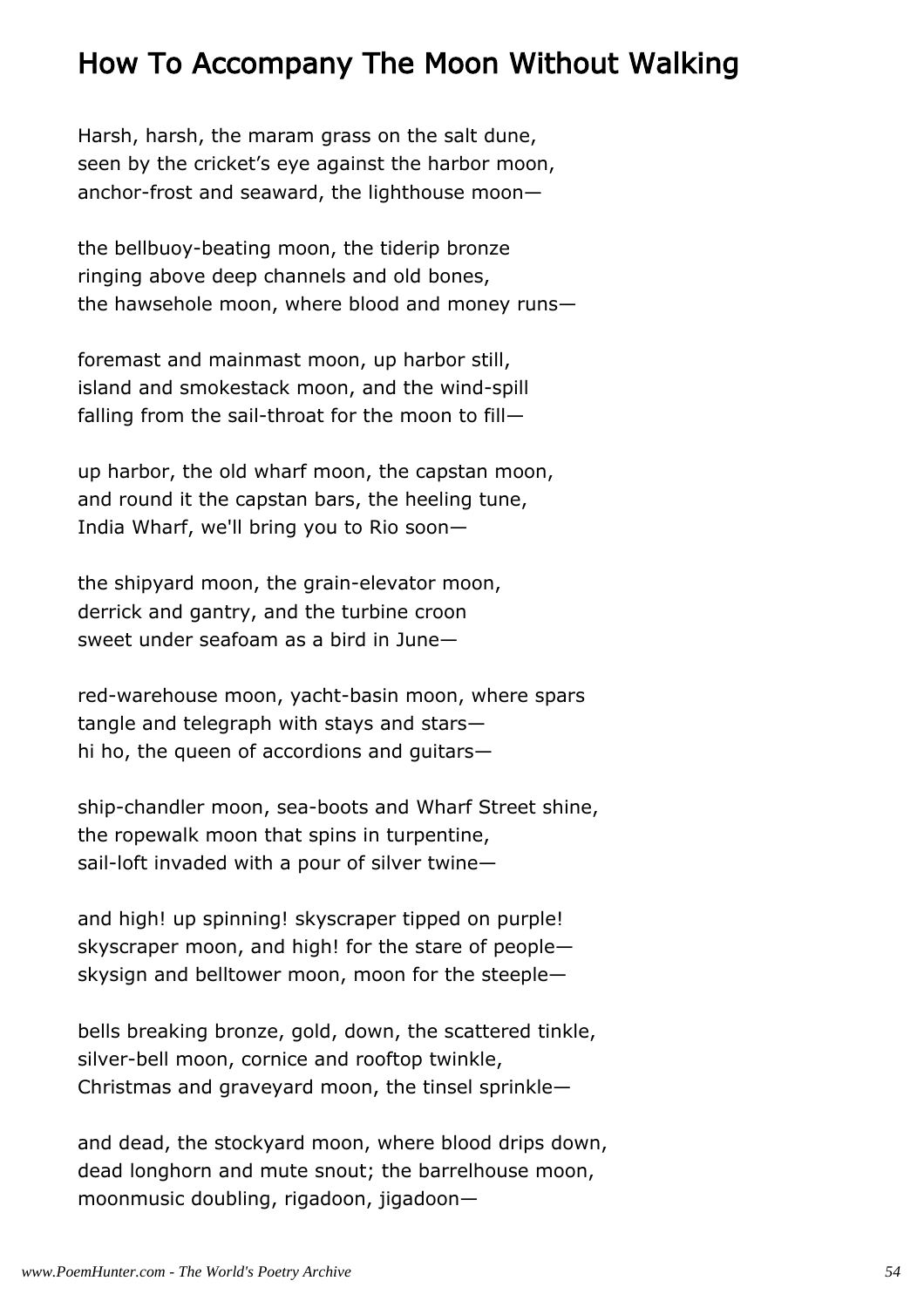# How To Accompany The Moon Without Walking

Harsh, harsh, the maram grass on the salt dune,
seen by the cricket’s eye against the harbor moon,
anchor-frost and seaward, the lighthouse moon—

the bellbuoy-beating moon, the tiderip bronze
ringing above deep channels and old bones,
the hawsehole moon, where blood and money runs—

foremast and mainmast moon, up harbor still,
island and smokestack moon, and the wind-spill
falling from the sail-throat for the moon to fill—

up harbor, the old wharf moon, the capstan moon,
and round it the capstan bars, the heeling tune,
India Wharf, we'll bring you to Rio soon—

the shipyard moon, the grain-elevator moon,
derrick and gantry, and the turbine croon
sweet under seafoam as a bird in June—

red-warehouse moon, yacht-basin moon, where spars
tangle and telegraph with stays and stars—
hi ho, the queen of accordions and guitars—

ship-chandler moon, sea-boots and Wharf Street shine,
the ropewalk moon that spins in turpentine,
sail-loft invaded with a pour of silver twine—

and high! up spinning! skyscraper tipped on purple!
skyscraper moon, and high! for the stare of people—
skysign and belltower moon, moon for the steeple—

bells breaking bronze, gold, down, the scattered tinkle,
silver-bell moon, cornice and rooftop twinkle,
Christmas and graveyard moon, the tinsel sprinkle—

and dead, the stockyard moon, where blood drips down,
dead longhorn and mute snout; the barrelhouse moon,
moonmusic doubling, rigadoon, jigadoon—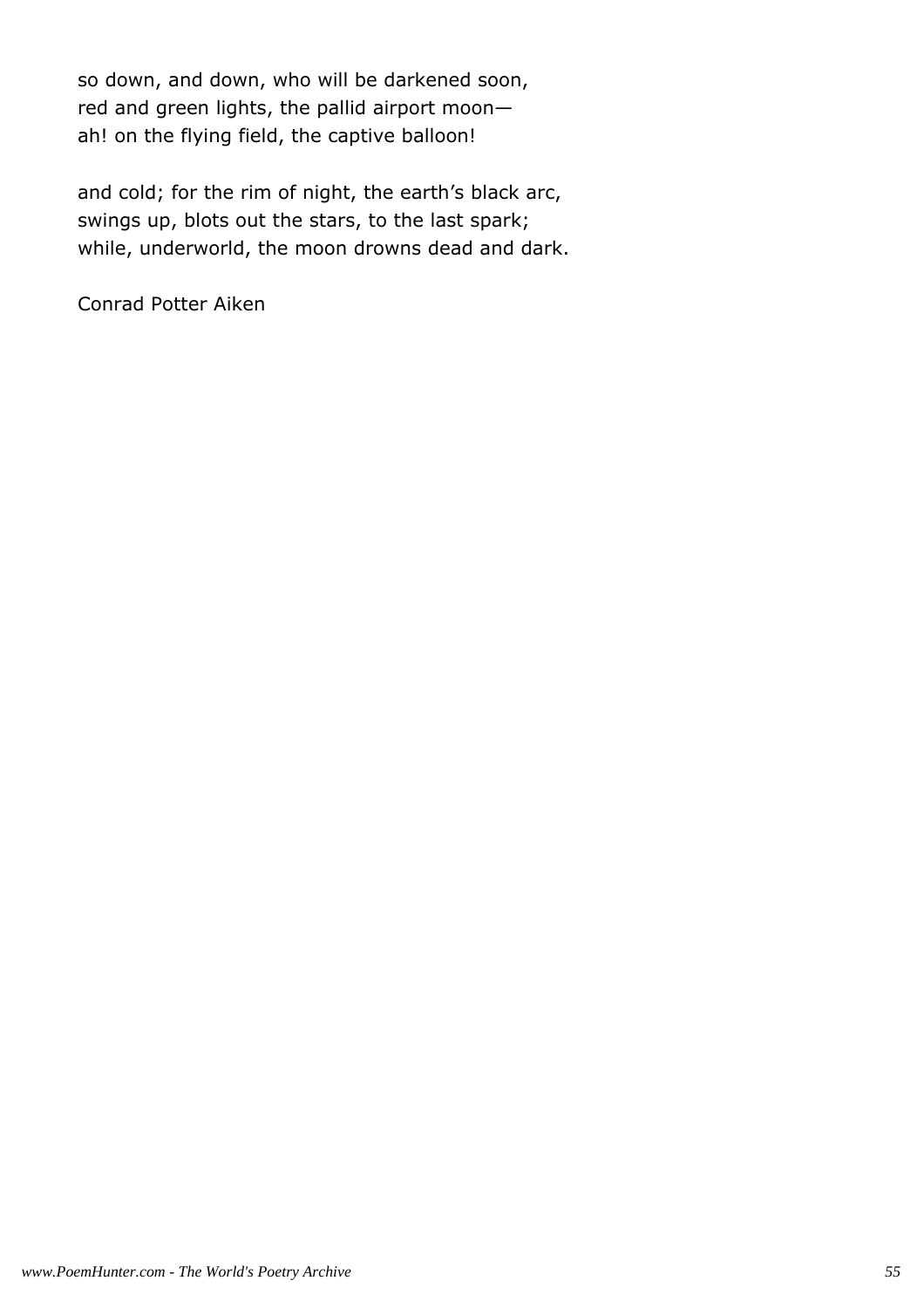so down, and down, who will be darkened soon,
red and green lights, the pallid airport moon—
ah! on the flying field, the captive balloon!

and cold; for the rim of night, the earth's black arc,
swings up, blots out the stars, to the last spark;
while, underworld, the moon drowns dead and dark.

Conrad Potter Aiken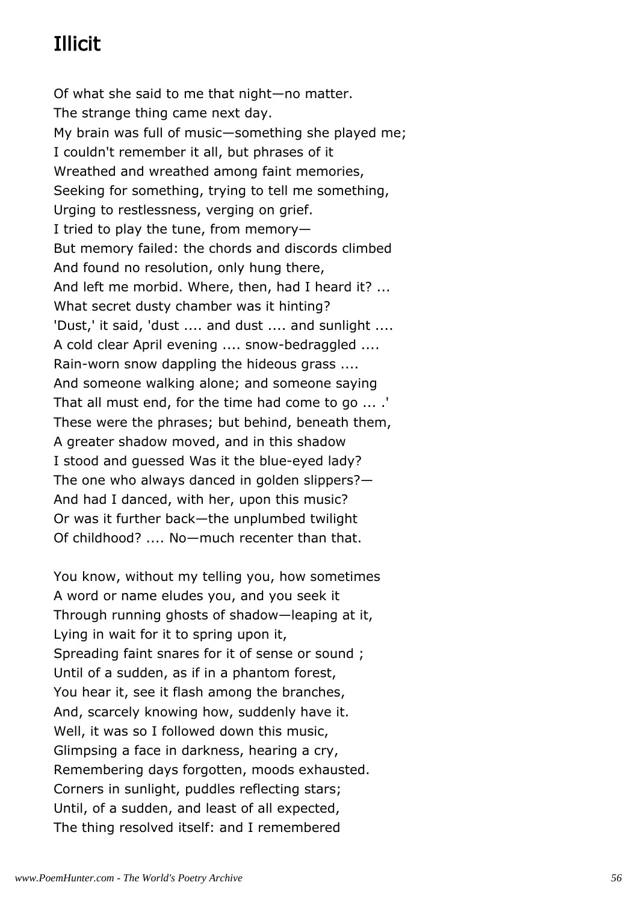# Illicit

Of what she said to me that night—no matter.
The strange thing came next day.
My brain was full of music—something she played me;
I couldn't remember it all, but phrases of it
Wreathed and wreathed among faint memories,
Seeking for something, trying to tell me something,
Urging to restlessness, verging on grief.
I tried to play the tune, from memory—
But memory failed: the chords and discords climbed
And found no resolution, only hung there,
And left me morbid. Where, then, had I heard it? ...
What secret dusty chamber was it hinting?
'Dust,' it said, 'dust .... and dust .... and sunlight ....
A cold clear April evening .... snow-bedraggled ....
Rain-worn snow dappling the hideous grass ....
And someone walking alone; and someone saying
That all must end, for the time had come to go ... .'
These were the phrases; but behind, beneath them,
A greater shadow moved, and in this shadow
I stood and guessed Was it the blue-eyed lady?
The one who always danced in golden slippers?—
And had I danced, with her, upon this music?
Or was it further back—the unplumbed twilight
Of childhood? .... No—much recenter than that.

You know, without my telling you, how sometimes
A word or name eludes you, and you seek it
Through running ghosts of shadow—leaping at it,
Lying in wait for it to spring upon it,
Spreading faint snares for it of sense or sound ;
Until of a sudden, as if in a phantom forest,
You hear it, see it flash among the branches,
And, scarcely knowing how, suddenly have it.
Well, it was so I followed down this music,
Glimpsing a face in darkness, hearing a cry,
Remembering days forgotten, moods exhausted.
Corners in sunlight, puddles reflecting stars;
Until, of a sudden, and least of all expected,
The thing resolved itself: and I remembered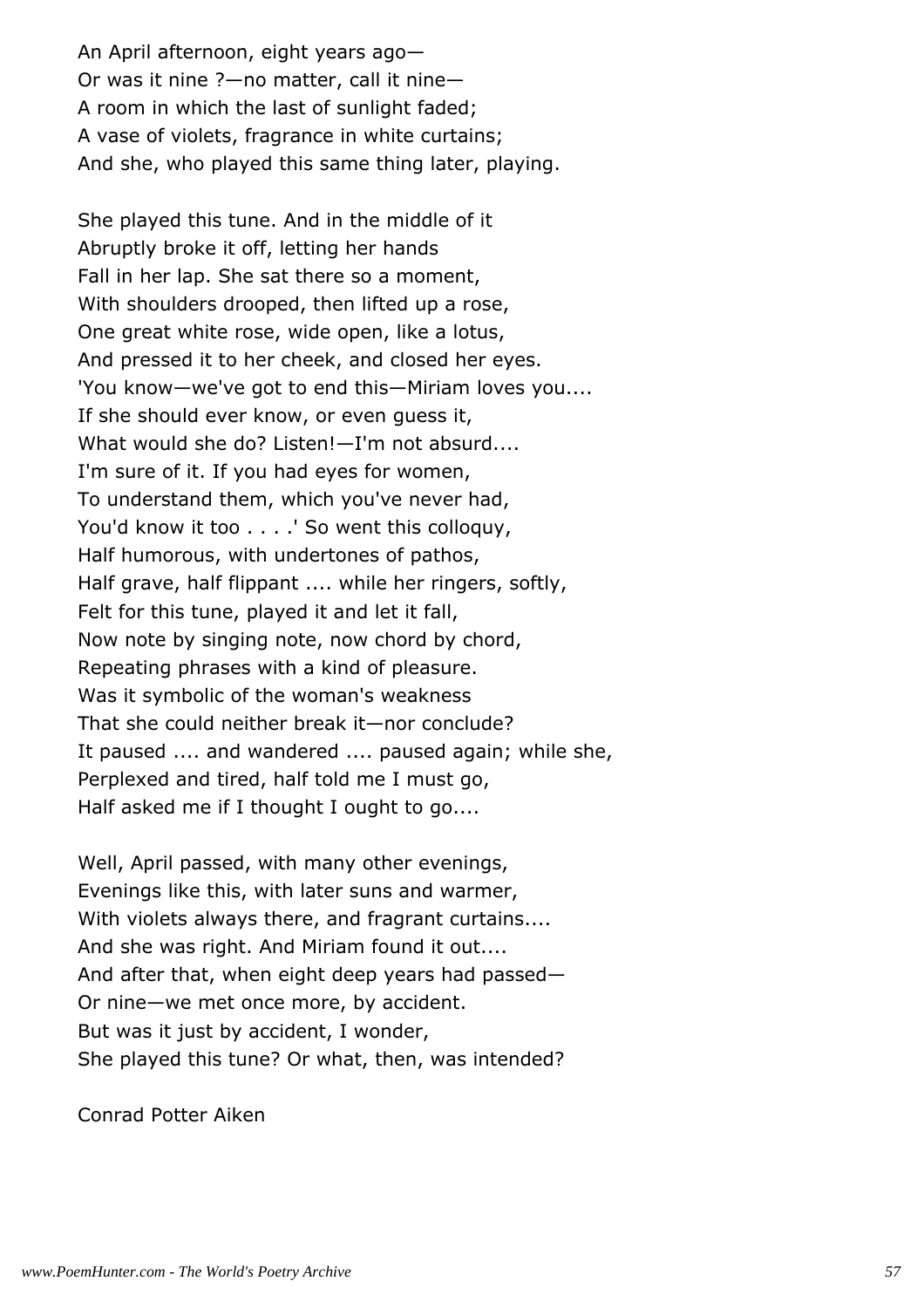An April afternoon, eight years ago—
Or was it nine ?—no matter, call it nine—
A room in which the last of sunlight faded;
A vase of violets, fragrance in white curtains;
And she, who played this same thing later, playing.

She played this tune. And in the middle of it
Abruptly broke it off, letting her hands
Fall in her lap. She sat there so a moment,
With shoulders drooped, then lifted up a rose,
One great white rose, wide open, like a lotus,
And pressed it to her cheek, and closed her eyes.
'You know—we've got to end this—Miriam loves you....
If she should ever know, or even guess it,
What would she do? Listen!—I'm not absurd....
I'm sure of it. If you had eyes for women,
To understand them, which you've never had,
You'd know it too . . . .' So went this colloquy,
Half humorous, with undertones of pathos,
Half grave, half flippant .... while her ringers, softly,
Felt for this tune, played it and let it fall,
Now note by singing note, now chord by chord,
Repeating phrases with a kind of pleasure.
Was it symbolic of the woman's weakness
That she could neither break it—nor conclude?
It paused .... and wandered .... paused again; while she,
Perplexed and tired, half told me I must go,
Half asked me if I thought I ought to go....

Well, April passed, with many other evenings,
Evenings like this, with later suns and warmer,
With violets always there, and fragrant curtains....
And she was right. And Miriam found it out....
And after that, when eight deep years had passed—
Or nine—we met once more, by accident.
But was it just by accident, I wonder,
She played this tune? Or what, then, was intended?

Conrad Potter Aiken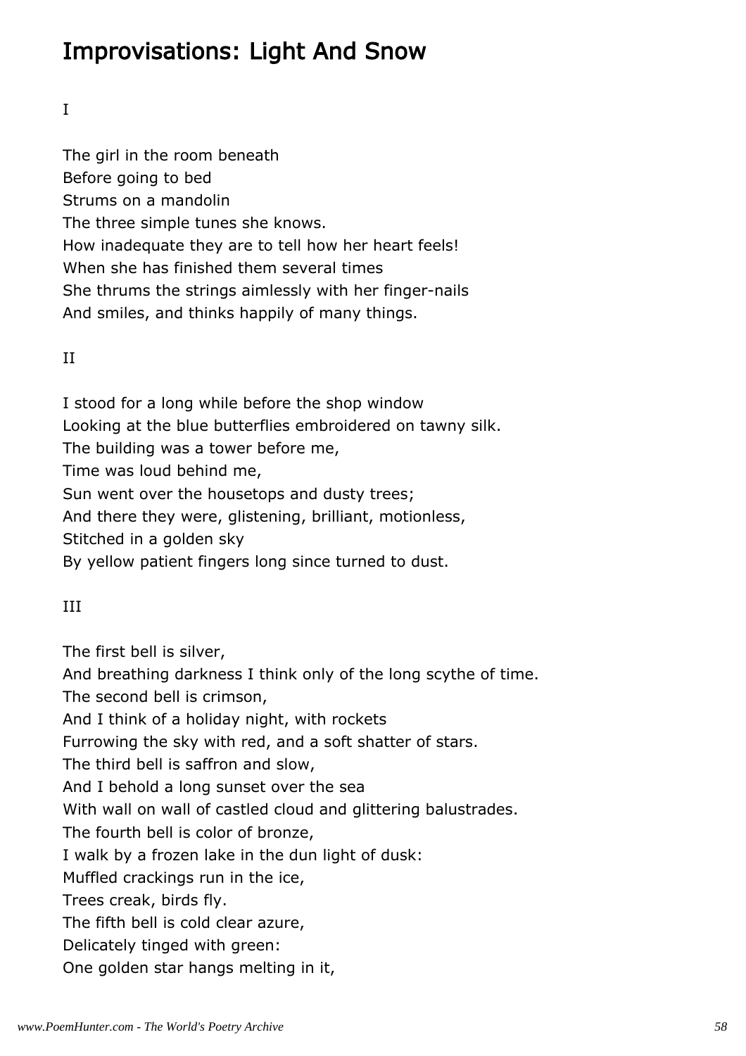## Improvisations: Light And Snow

I

The girl in the room beneath  
Before going to bed  
Strums on a mandolin  
The three simple tunes she knows.  
How inadequate they are to tell how her heart feels!  
When she has finished them several times  
She thrums the strings aimlessly with her finger-nails  
And smiles, and thinks happily of many things.

II

I stood for a long while before the shop window  
Looking at the blue butterflies embroidered on tawny silk.  
The building was a tower before me,  
Time was loud behind me,  
Sun went over the housetops and dusty trees;  
And there they were, glistening, brilliant, motionless,  
Stitched in a golden sky  
By yellow patient fingers long since turned to dust.

III

The first bell is silver,  
And breathing darkness I think only of the long scythe of time.  
The second bell is crimson,  
And I think of a holiday night, with rockets  
Furrowing the sky with red, and a soft shatter of stars.  
The third bell is saffron and slow,  
And I behold a long sunset over the sea  
With wall on wall of castled cloud and glittering balustrades.  
The fourth bell is color of bronze,  
I walk by a frozen lake in the dun light of dusk:  
Muffled crackings run in the ice,  
Trees creak, birds fly.  
The fifth bell is cold clear azure,  
Delicately tinged with green:  
One golden star hangs melting in it,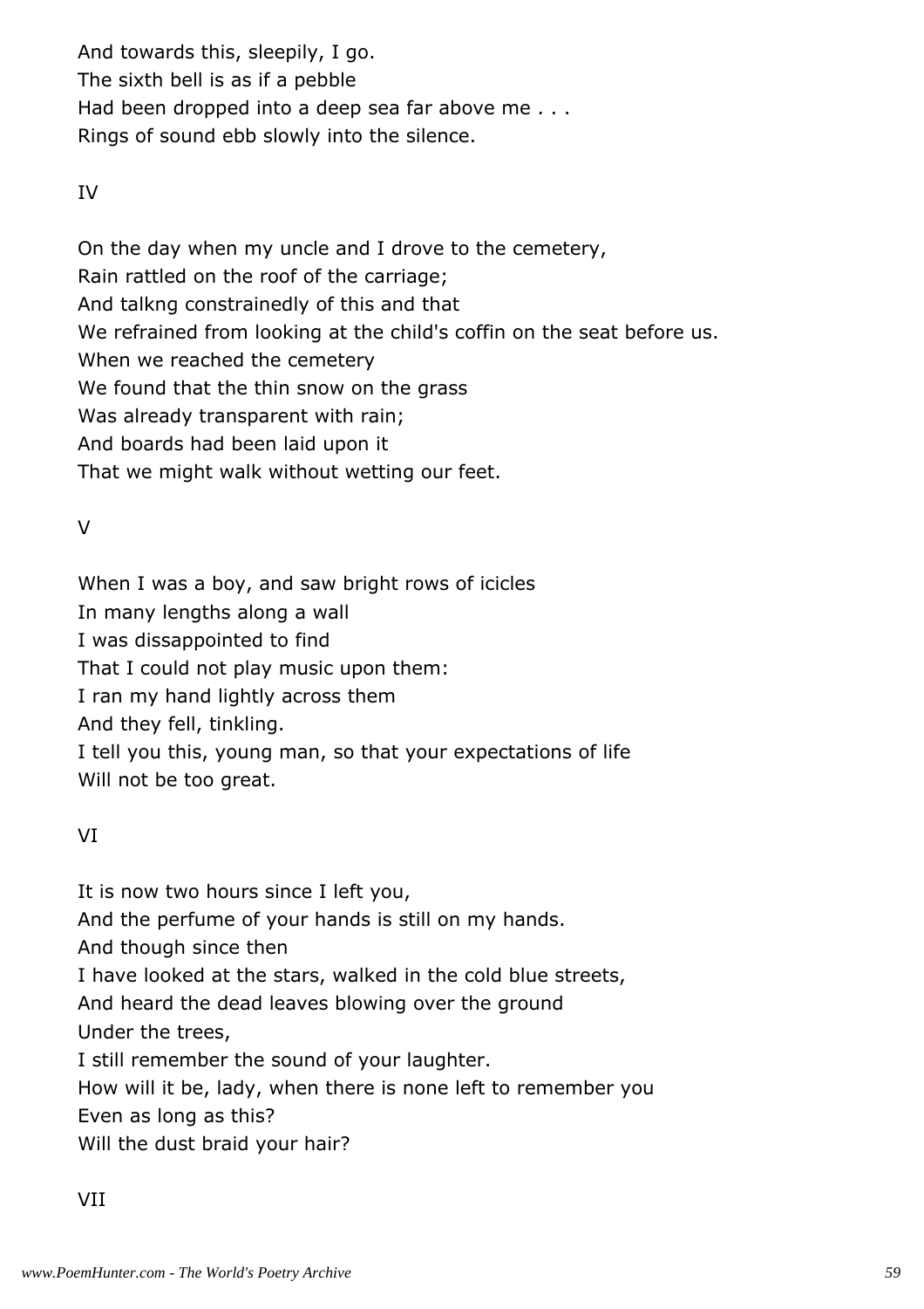And towards this, sleepily, I go.
The sixth bell is as if a pebble
Had been dropped into a deep sea far above me . . .
Rings of sound ebb slowly into the silence.

IV

On the day when my uncle and I drove to the cemetery,
Rain rattled on the roof of the carriage;
And talkng constrainedly of this and that
We refrained from looking at the child's coffin on the seat before us.
When we reached the cemetery
We found that the thin snow on the grass
Was already transparent with rain;
And boards had been laid upon it
That we might walk without wetting our feet.

V

When I was a boy, and saw bright rows of icicles
In many lengths along a wall
I was dissappointed to find
That I could not play music upon them:
I ran my hand lightly across them
And they fell, tinkling.
I tell you this, young man, so that your expectations of life
Will not be too great.

VI

It is now two hours since I left you,
And the perfume of your hands is still on my hands.
And though since then
I have looked at the stars, walked in the cold blue streets,
And heard the dead leaves blowing over the ground
Under the trees,
I still remember the sound of your laughter.
How will it be, lady, when there is none left to remember you
Even as long as this?
Will the dust braid your hair?

VII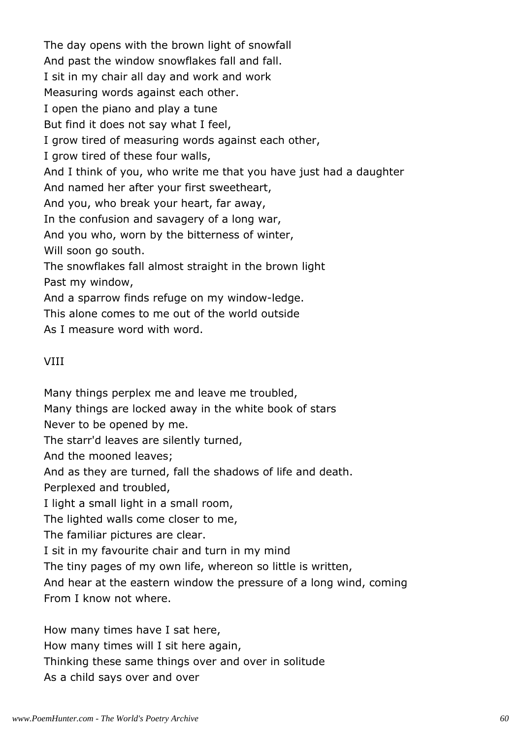The day opens with the brown light of snowfall
And past the window snowflakes fall and fall.
I sit in my chair all day and work and work
Measuring words against each other.
I open the piano and play a tune
But find it does not say what I feel,
I grow tired of measuring words against each other,
I grow tired of these four walls,
And I think of you, who write me that you have just had a daughter
And named her after your first sweetheart,
And you, who break your heart, far away,
In the confusion and savagery of a long war,
And you who, worn by the bitterness of winter,
Will soon go south.
The snowflakes fall almost straight in the brown light
Past my window,
And a sparrow finds refuge on my window-ledge.
This alone comes to me out of the world outside
As I measure word with word.

VIII

Many things perplex me and leave me troubled,
Many things are locked away in the white book of stars
Never to be opened by me.
The starr'd leaves are silently turned,
And the mooned leaves;
And as they are turned, fall the shadows of life and death.
Perplexed and troubled,
I light a small light in a small room,
The lighted walls come closer to me,
The familiar pictures are clear.
I sit in my favourite chair and turn in my mind
The tiny pages of my own life, whereon so little is written,
And hear at the eastern window the pressure of a long wind, coming
From I know not where.

How many times have I sat here,
How many times will I sit here again,
Thinking these same things over and over in solitude
As a child says over and over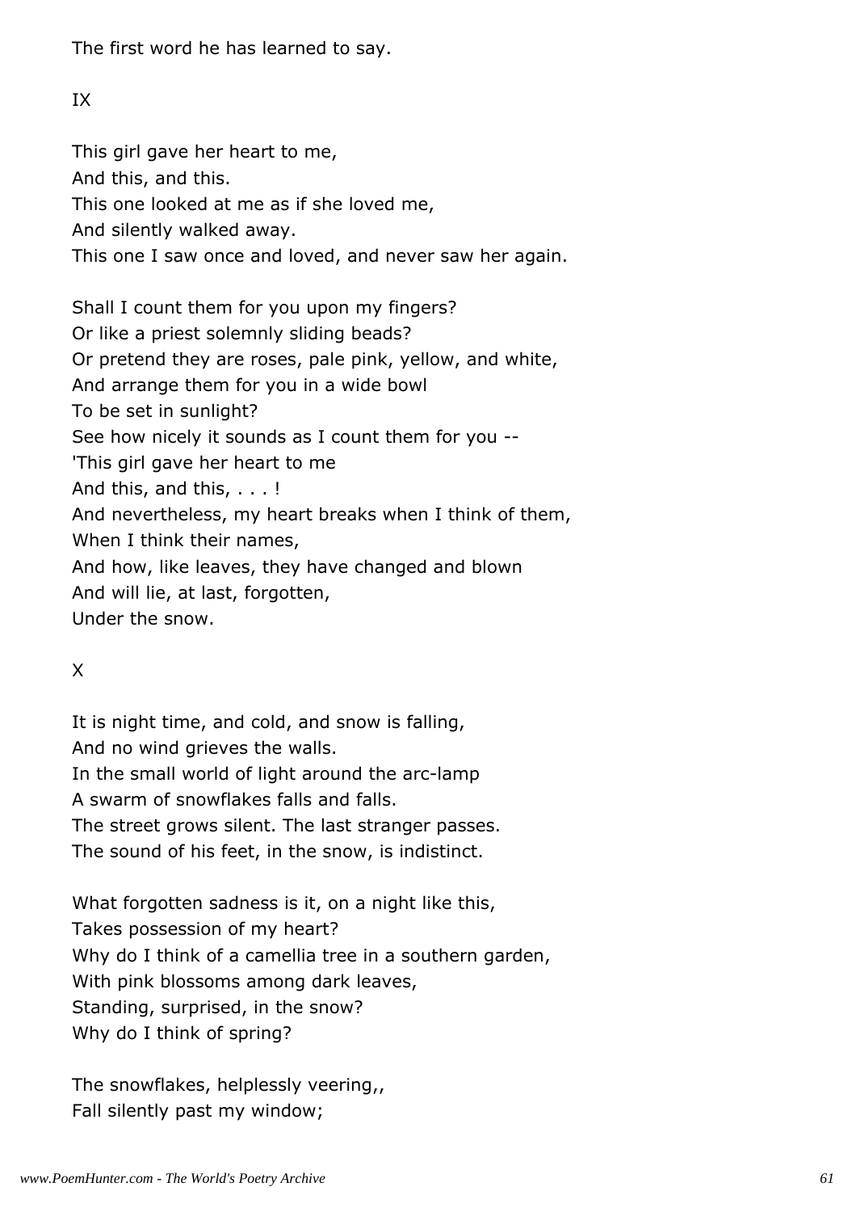The first word he has learned to say.

IX

This girl gave her heart to me,  
And this, and this.  
This one looked at me as if she loved me,  
And silently walked away.  
This one I saw once and loved, and never saw her again.

Shall I count them for you upon my fingers?  
Or like a priest solemnly sliding beads?  
Or pretend they are roses, pale pink, yellow, and white,  
And arrange them for you in a wide bowl  
To be set in sunlight?  
See how nicely it sounds as I count them for you --  
'This girl gave her heart to me  
And this, and this, . . . !  
And nevertheless, my heart breaks when I think of them,  
When I think their names,  
And how, like leaves, they have changed and blown  
And will lie, at last, forgotten,  
Under the snow.

X

It is night time, and cold, and snow is falling,  
And no wind grieves the walls.  
In the small world of light around the arc-lamp  
A swarm of snowflakes falls and falls.  
The street grows silent. The last stranger passes.  
The sound of his feet, in the snow, is indistinct.

What forgotten sadness is it, on a night like this,  
Takes possession of my heart?  
Why do I think of a camellia tree in a southern garden,  
With pink blossoms among dark leaves,  
Standing, surprised, in the snow?  
Why do I think of spring?

The snowflakes, helplessly veering,,  
Fall silently past my window;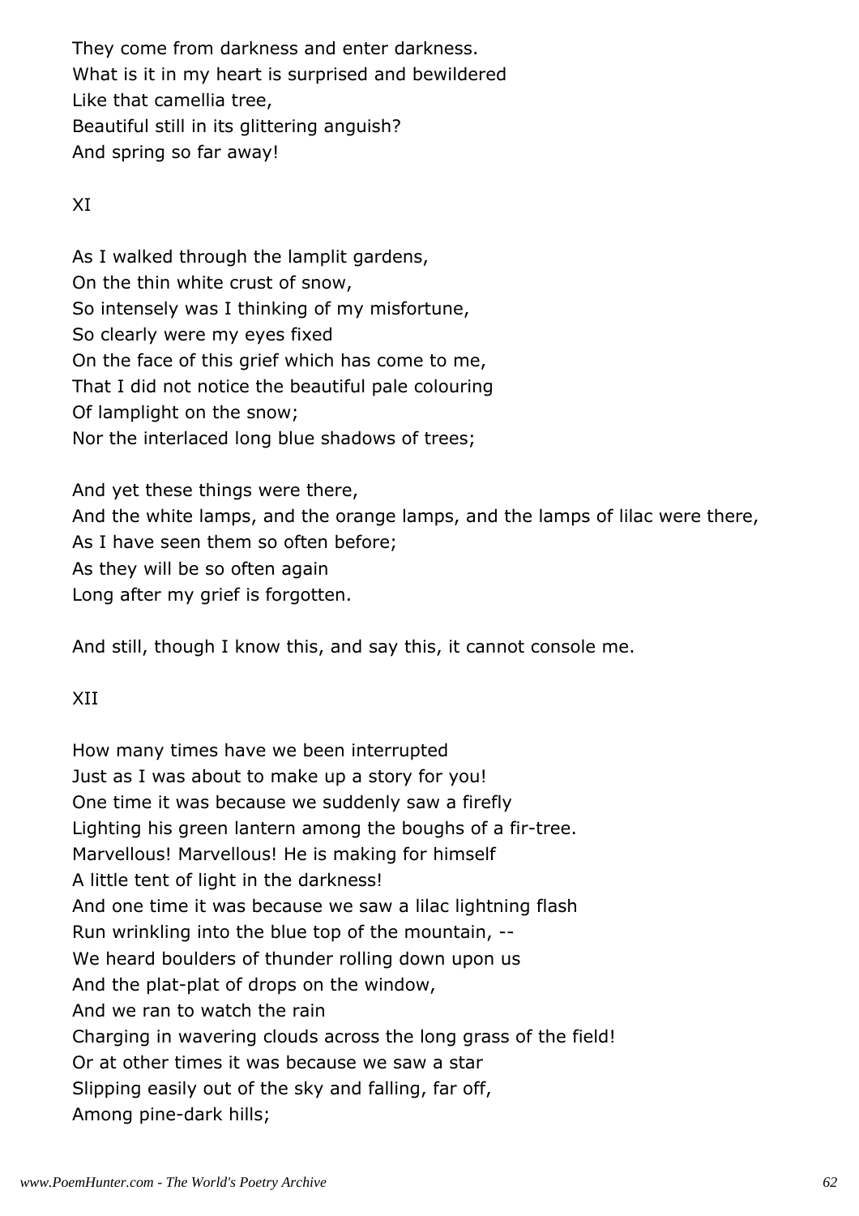They come from darkness and enter darkness.
What is it in my heart is surprised and bewildered
Like that camellia tree,
Beautiful still in its glittering anguish?
And spring so far away!

XI

As I walked through the lamplit gardens,
On the thin white crust of snow,
So intensely was I thinking of my misfortune,
So clearly were my eyes fixed
On the face of this grief which has come to me,
That I did not notice the beautiful pale colouring
Of lamplight on the snow;
Nor the interlaced long blue shadows of trees;

And yet these things were there,
And the white lamps, and the orange lamps, and the lamps of lilac were there,
As I have seen them so often before;
As they will be so often again
Long after my grief is forgotten.

And still, though I know this, and say this, it cannot console me.

XII

How many times have we been interrupted
Just as I was about to make up a story for you!
One time it was because we suddenly saw a firefly
Lighting his green lantern among the boughs of a fir-tree.
Marvellous! Marvellous! He is making for himself
A little tent of light in the darkness!
And one time it was because we saw a lilac lightning flash
Run wrinkling into the blue top of the mountain, --
We heard boulders of thunder rolling down upon us
And the plat-plat of drops on the window,
And we ran to watch the rain
Charging in wavering clouds across the long grass of the field!
Or at other times it was because we saw a star
Slipping easily out of the sky and falling, far off,
Among pine-dark hills;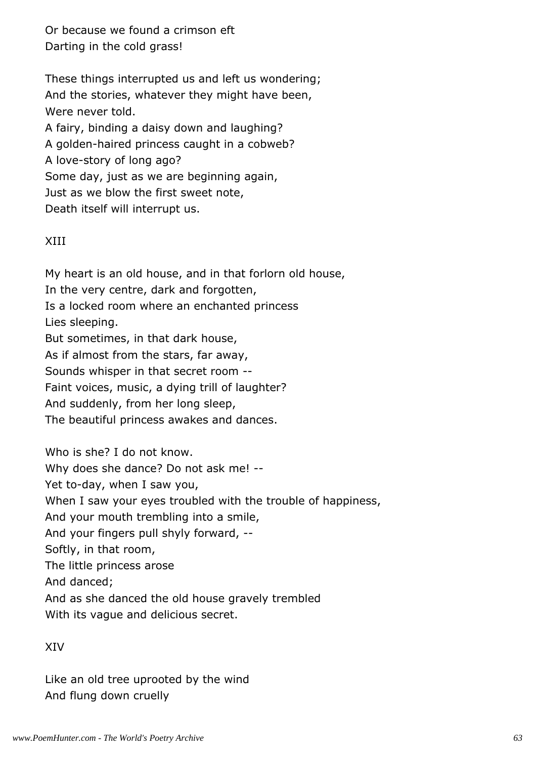Or because we found a crimson eft
Darting in the cold grass!

These things interrupted us and left us wondering;
And the stories, whatever they might have been,
Were never told.
A fairy, binding a daisy down and laughing?
A golden-haired princess caught in a cobweb?
A love-story of long ago?
Some day, just as we are beginning again,
Just as we blow the first sweet note,
Death itself will interrupt us.

XIII

My heart is an old house, and in that forlorn old house,
In the very centre, dark and forgotten,
Is a locked room where an enchanted princess
Lies sleeping.
But sometimes, in that dark house,
As if almost from the stars, far away,
Sounds whisper in that secret room --
Faint voices, music, a dying trill of laughter?
And suddenly, from her long sleep,
The beautiful princess awakes and dances.

Who is she? I do not know.
Why does she dance? Do not ask me! --
Yet to-day, when I saw you,
When I saw your eyes troubled with the trouble of happiness,
And your mouth trembling into a smile,
And your fingers pull shyly forward, --
Softly, in that room,
The little princess arose
And danced;
And as she danced the old house gravely trembled
With its vague and delicious secret.

XIV

Like an old tree uprooted by the wind
And flung down cruelly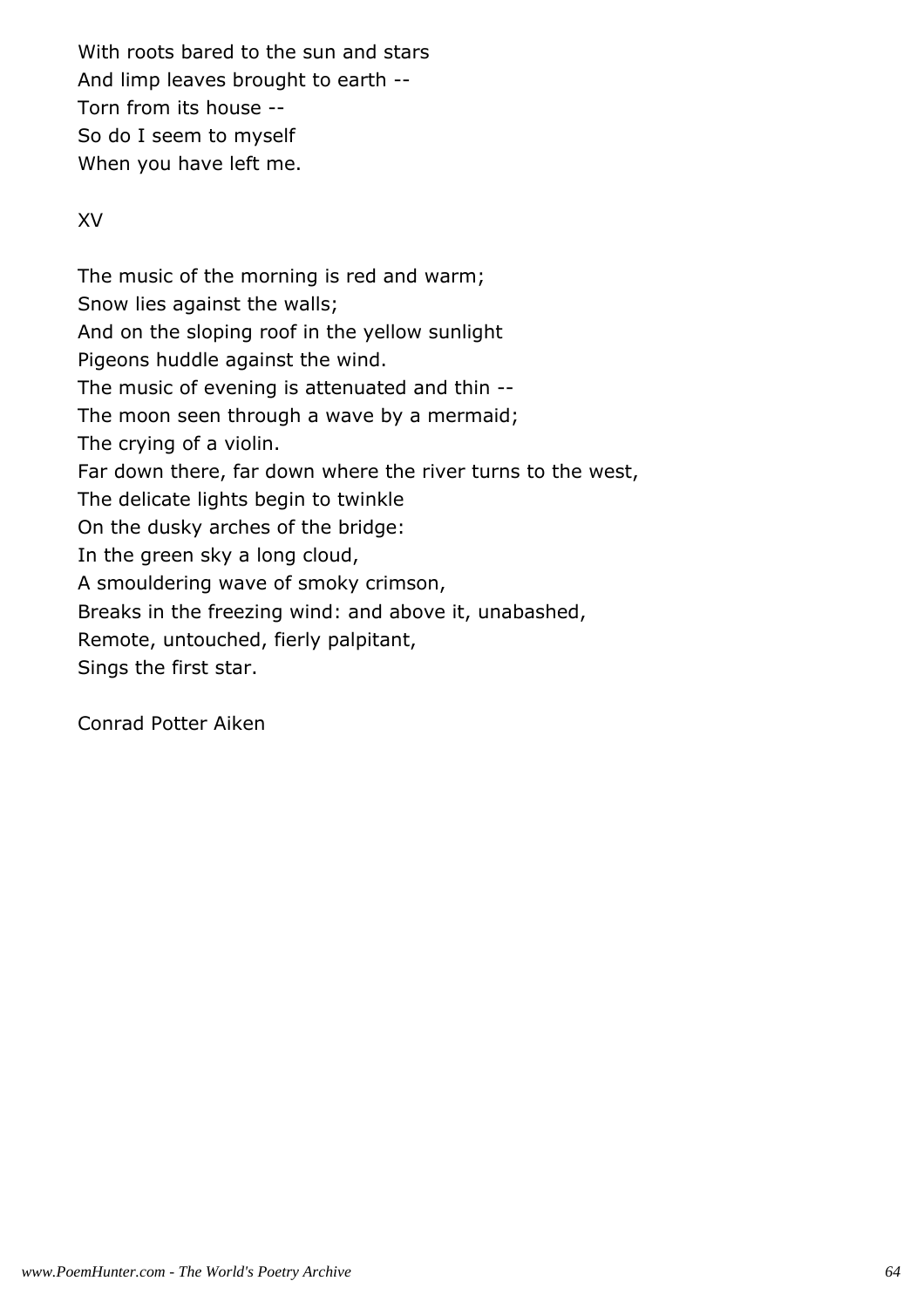With roots bared to the sun and stars  
And limp leaves brought to earth --  
Torn from its house --  
So do I seem to myself  
When you have left me.

XV

The music of the morning is red and warm;  
Snow lies against the walls;  
And on the sloping roof in the yellow sunlight  
Pigeons huddle against the wind.  
The music of evening is attenuated and thin --  
The moon seen through a wave by a mermaid;  
The crying of a violin.  
Far down there, far down where the river turns to the west,  
The delicate lights begin to twinkle  
On the dusky arches of the bridge:  
In the green sky a long cloud,  
A smouldering wave of smoky crimson,  
Breaks in the freezing wind: and above it, unabashed,  
Remote, untouched, fierly palpitant,  
Sings the first star.

Conrad Potter Aiken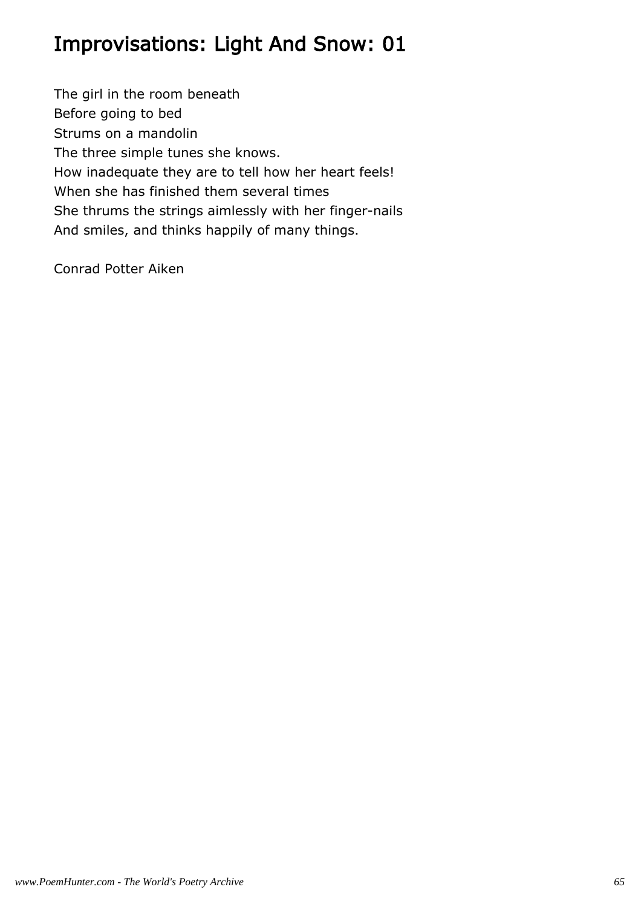# Improvisations: Light And Snow: 01

The girl in the room beneath  
Before going to bed  
Strums on a mandolin  
The three simple tunes she knows.  
How inadequate they are to tell how her heart feels!  
When she has finished them several times  
She thrums the strings aimlessly with her finger-nails  
And smiles, and thinks happily of many things.

Conrad Potter Aiken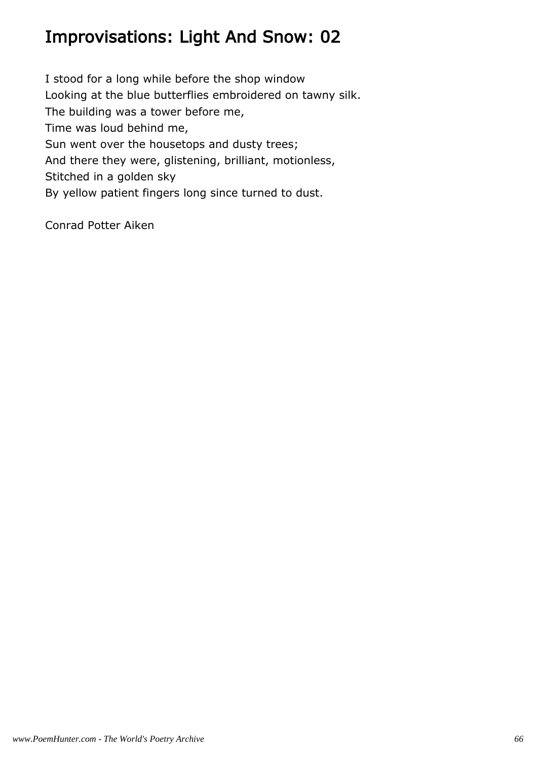# Improvisations: Light And Snow: 02

I stood for a long while before the shop window  
Looking at the blue butterflies embroidered on tawny silk.  
The building was a tower before me,  
Time was loud behind me,  
Sun went over the housetops and dusty trees;  
And there they were, glistening, brilliant, motionless,  
Stitched in a golden sky  
By yellow patient fingers long since turned to dust.

Conrad Potter Aiken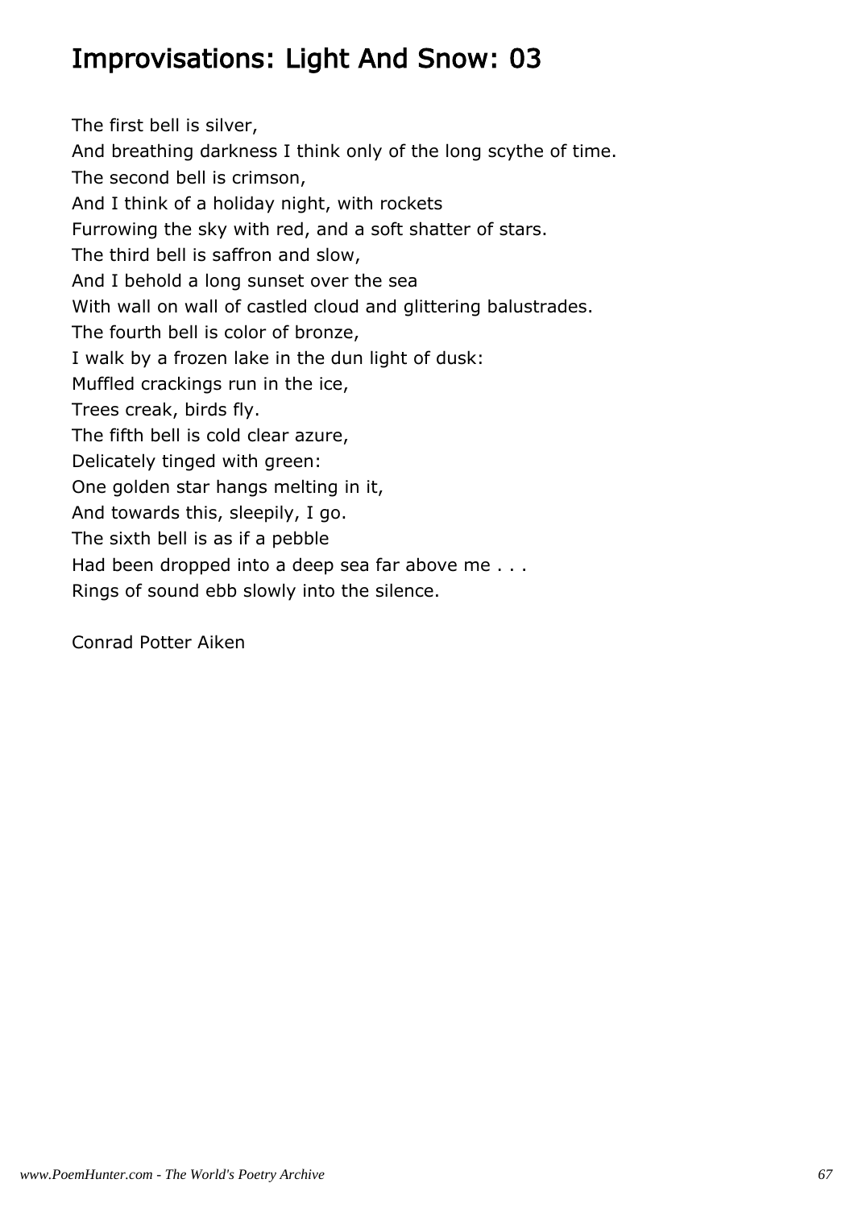# Improvisations: Light And Snow: 03

The first bell is silver,  
And breathing darkness I think only of the long scythe of time.  
The second bell is crimson,  
And I think of a holiday night, with rockets  
Furrowing the sky with red, and a soft shatter of stars.  
The third bell is saffron and slow,  
And I behold a long sunset over the sea  
With wall on wall of castled cloud and glittering balustrades.  
The fourth bell is color of bronze,  
I walk by a frozen lake in the dun light of dusk:  
Muffled crackings run in the ice,  
Trees creak, birds fly.  
The fifth bell is cold clear azure,  
Delicately tinged with green:  
One golden star hangs melting in it,  
And towards this, sleepily, I go.  
The sixth bell is as if a pebble  
Had been dropped into a deep sea far above me . . .  
Rings of sound ebb slowly into the silence.

Conrad Potter Aiken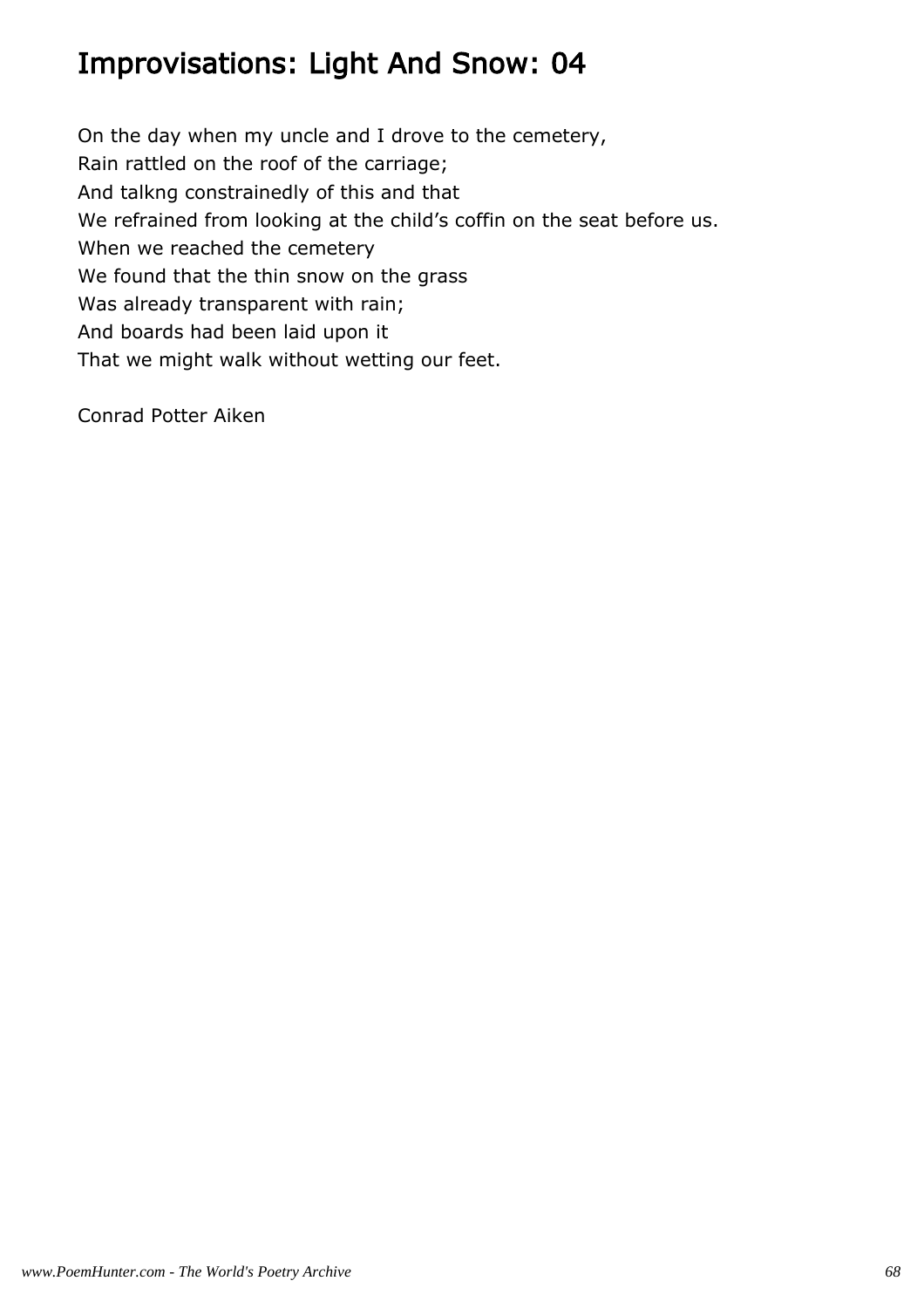# Improvisations: Light And Snow: 04

On the day when my uncle and I drove to the cemetery,
Rain rattled on the roof of the carriage;
And talkng constrainedly of this and that
We refrained from looking at the child's coffin on the seat before us.
When we reached the cemetery
We found that the thin snow on the grass
Was already transparent with rain;
And boards had been laid upon it
That we might walk without wetting our feet.

Conrad Potter Aiken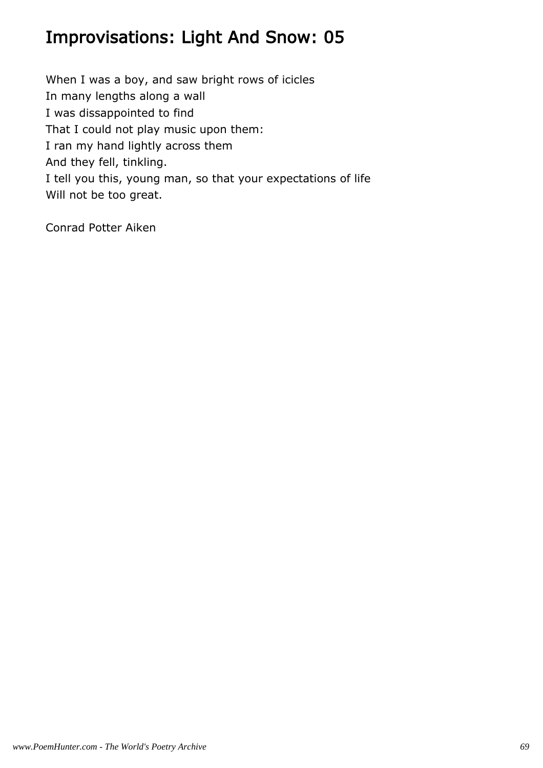# Improvisations: Light And Snow: 05

When I was a boy, and saw bright rows of icicles
In many lengths along a wall
I was dissappointed to find
That I could not play music upon them:
I ran my hand lightly across them
And they fell, tinkling.
I tell you this, young man, so that your expectations of life
Will not be too great.

Conrad Potter Aiken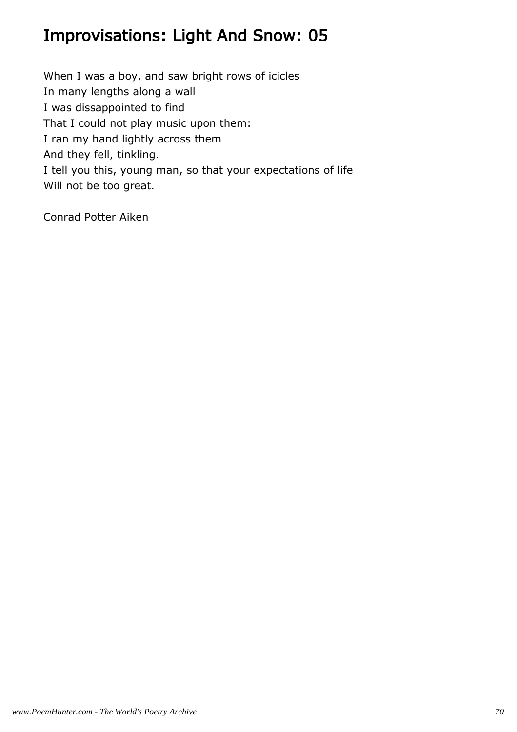# Improvisations: Light And Snow: 05

When I was a boy, and saw bright rows of icicles  
In many lengths along a wall  
I was dissappointed to find  
That I could not play music upon them:  
I ran my hand lightly across them  
And they fell, tinkling.  
I tell you this, young man, so that your expectations of life  
Will not be too great.

Conrad Potter Aiken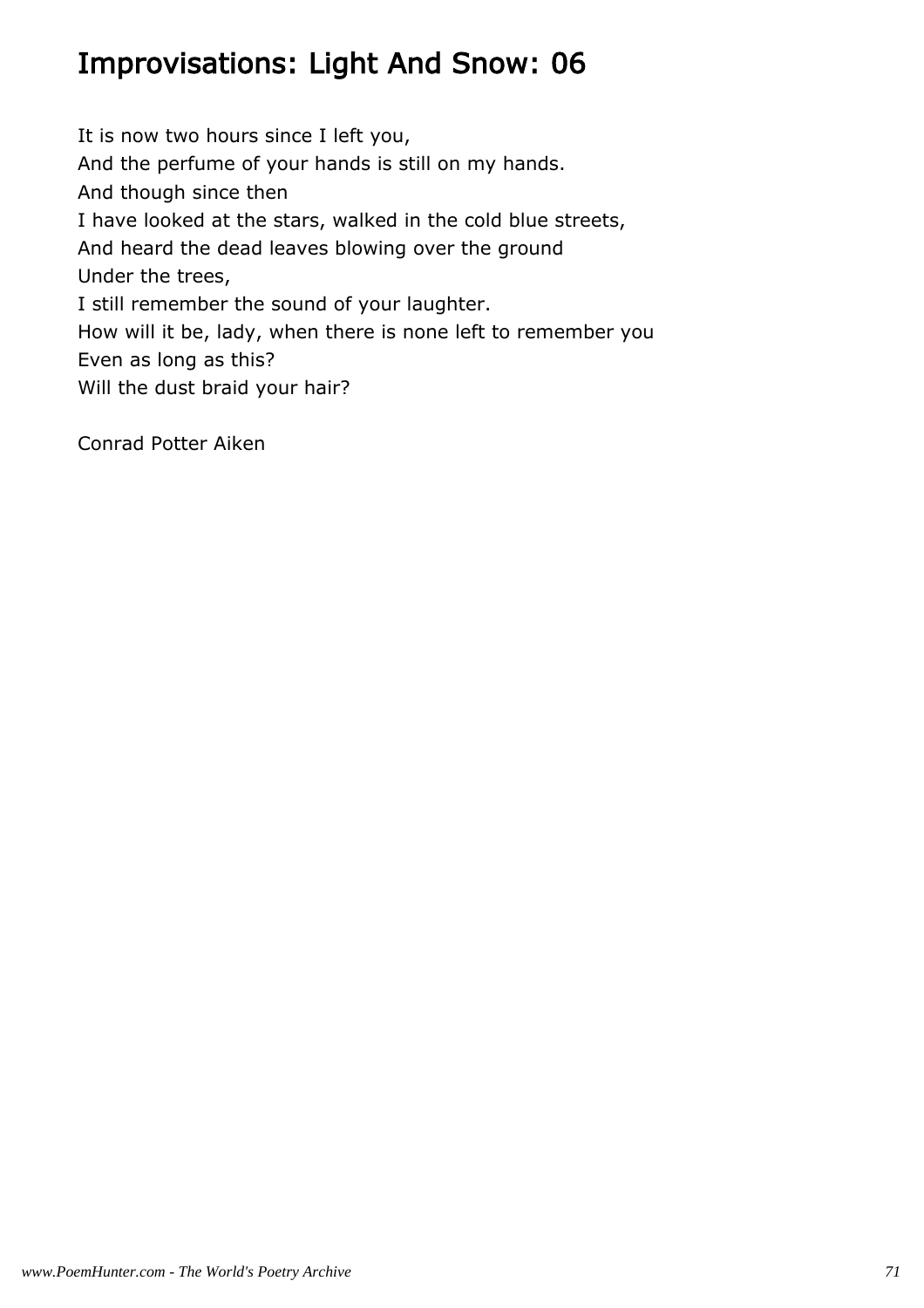# Improvisations: Light And Snow: 06

It is now two hours since I left you,  
And the perfume of your hands is still on my hands.  
And though since then  
I have looked at the stars, walked in the cold blue streets,  
And heard the dead leaves blowing over the ground  
Under the trees,  
I still remember the sound of your laughter.  
How will it be, lady, when there is none left to remember you  
Even as long as this?  
Will the dust braid your hair?

Conrad Potter Aiken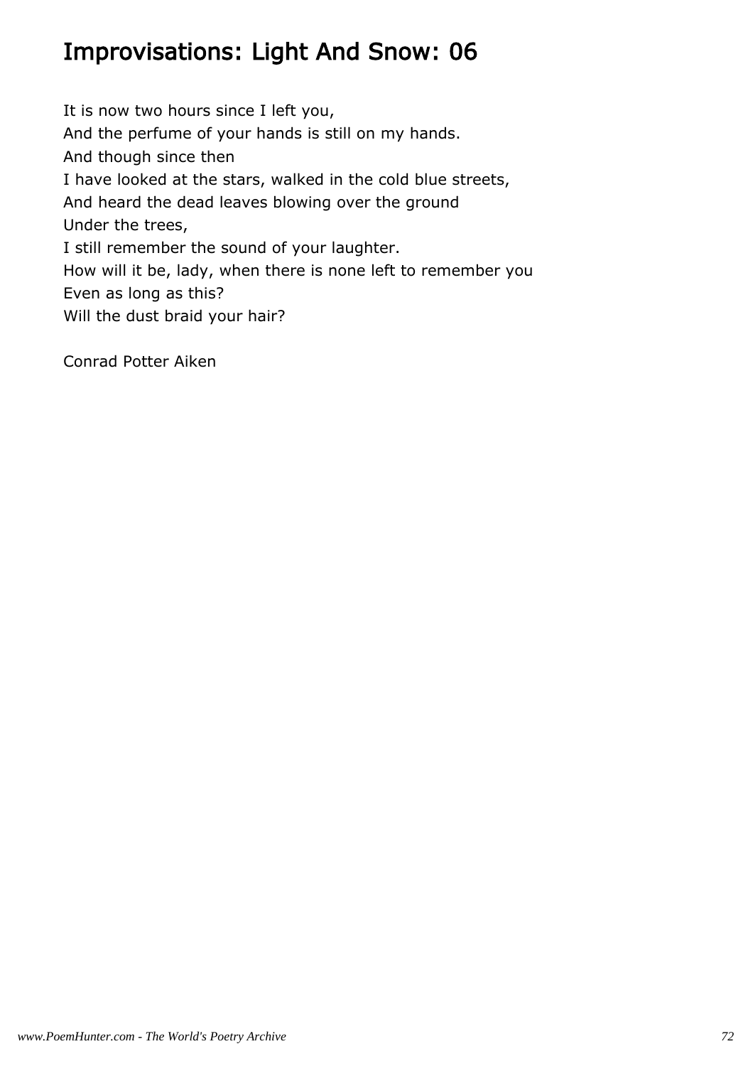# Improvisations: Light And Snow: 06

It is now two hours since I left you,  
And the perfume of your hands is still on my hands.  
And though since then  
I have looked at the stars, walked in the cold blue streets,  
And heard the dead leaves blowing over the ground  
Under the trees,  
I still remember the sound of your laughter.  
How will it be, lady, when there is none left to remember you  
Even as long as this?  
Will the dust braid your hair?

Conrad Potter Aiken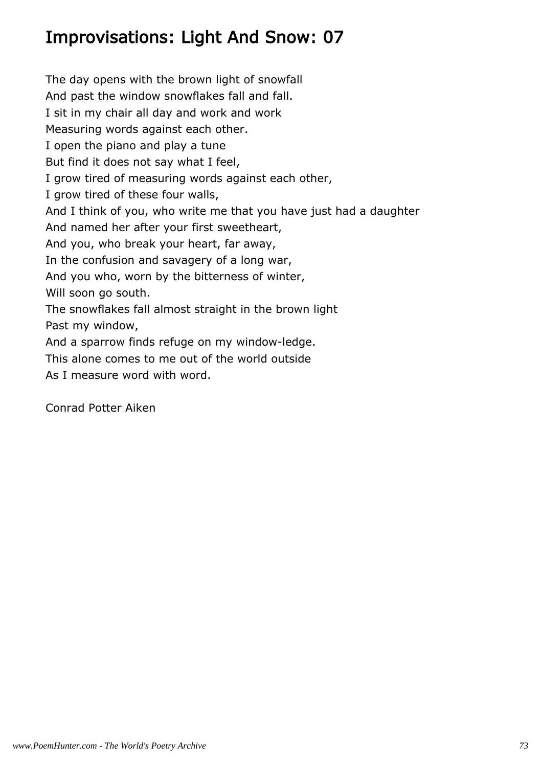# Improvisations: Light And Snow: 07

The day opens with the brown light of snowfall  
And past the window snowflakes fall and fall.  
I sit in my chair all day and work and work  
Measuring words against each other.  
I open the piano and play a tune  
But find it does not say what I feel,  
I grow tired of measuring words against each other,  
I grow tired of these four walls,  
And I think of you, who write me that you have just had a daughter  
And named her after your first sweetheart,  
And you, who break your heart, far away,  
In the confusion and savagery of a long war,  
And you who, worn by the bitterness of winter,  
Will soon go south.  
The snowflakes fall almost straight in the brown light  
Past my window,  
And a sparrow finds refuge on my window-ledge.  
This alone comes to me out of the world outside  
As I measure word with word.

Conrad Potter Aiken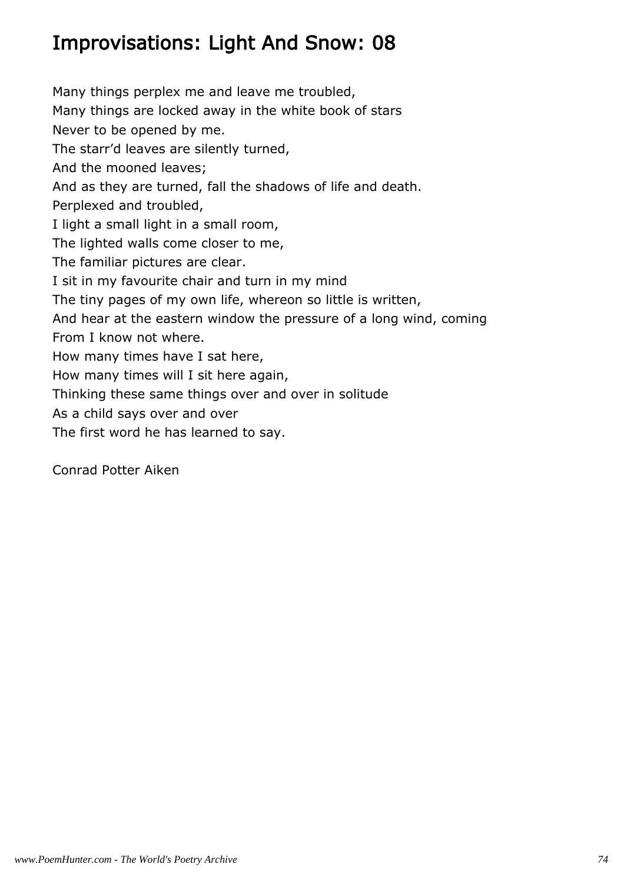# Improvisations: Light And Snow: 08

Many things perplex me and leave me troubled,
Many things are locked away in the white book of stars
Never to be opened by me.
The starr'd leaves are silently turned,
And the mooned leaves;
And as they are turned, fall the shadows of life and death.
Perplexed and troubled,
I light a small light in a small room,
The lighted walls come closer to me,
The familiar pictures are clear.
I sit in my favourite chair and turn in my mind
The tiny pages of my own life, whereon so little is written,
And hear at the eastern window the pressure of a long wind, coming
From I know not where.
How many times have I sat here,
How many times will I sit here again,
Thinking these same things over and over in solitude
As a child says over and over
The first word he has learned to say.

Conrad Potter Aiken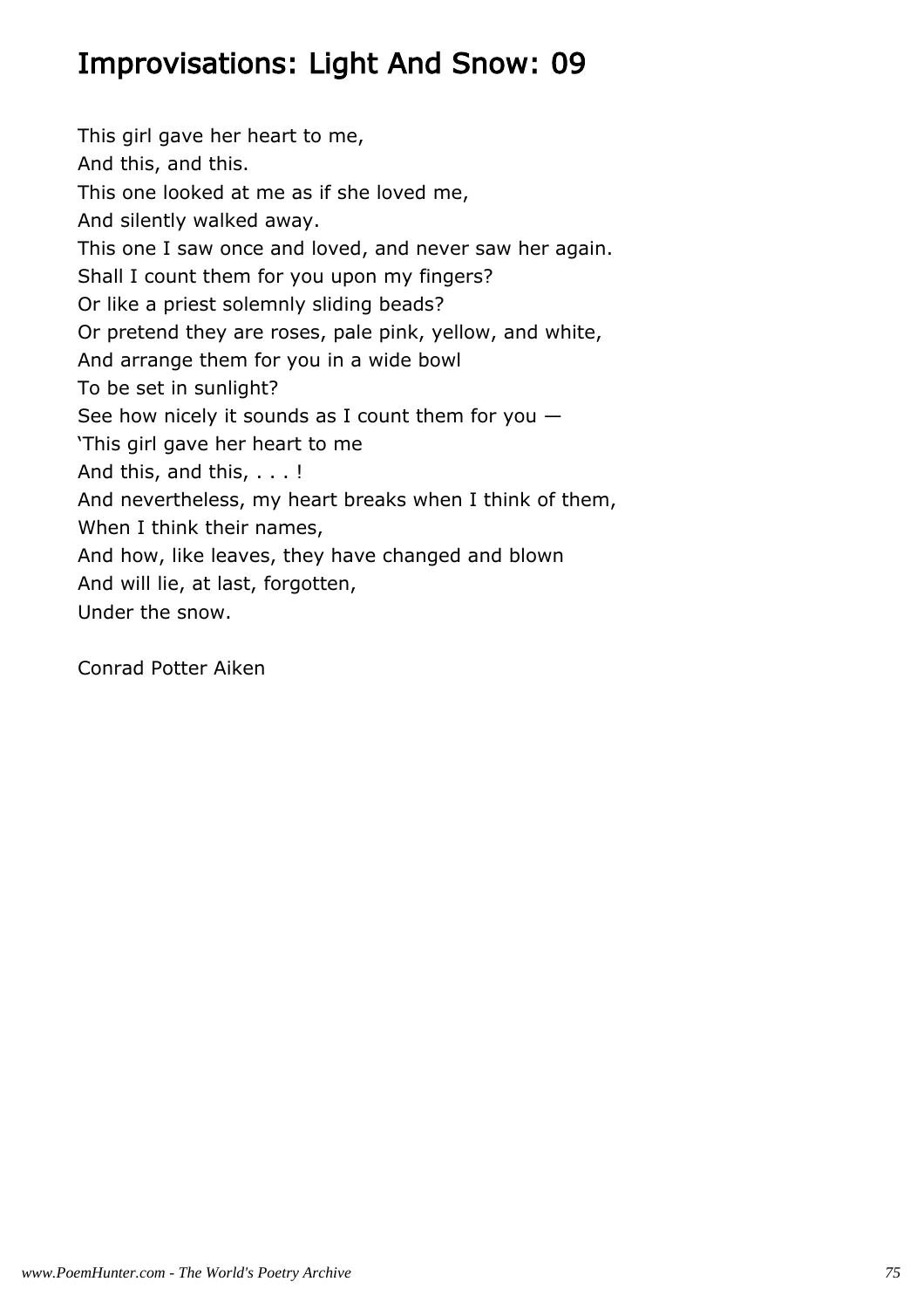# Improvisations: Light And Snow: 09

This girl gave her heart to me,  
And this, and this.  
This one looked at me as if she loved me,  
And silently walked away.  
This one I saw once and loved, and never saw her again.  
Shall I count them for you upon my fingers?  
Or like a priest solemnly sliding beads?  
Or pretend they are roses, pale pink, yellow, and white,  
And arrange them for you in a wide bowl  
To be set in sunlight?  
See how nicely it sounds as I count them for you —  
'This girl gave her heart to me  
And this, and this, . . . !  
And nevertheless, my heart breaks when I think of them,  
When I think their names,  
And how, like leaves, they have changed and blown  
And will lie, at last, forgotten,  
Under the snow.

Conrad Potter Aiken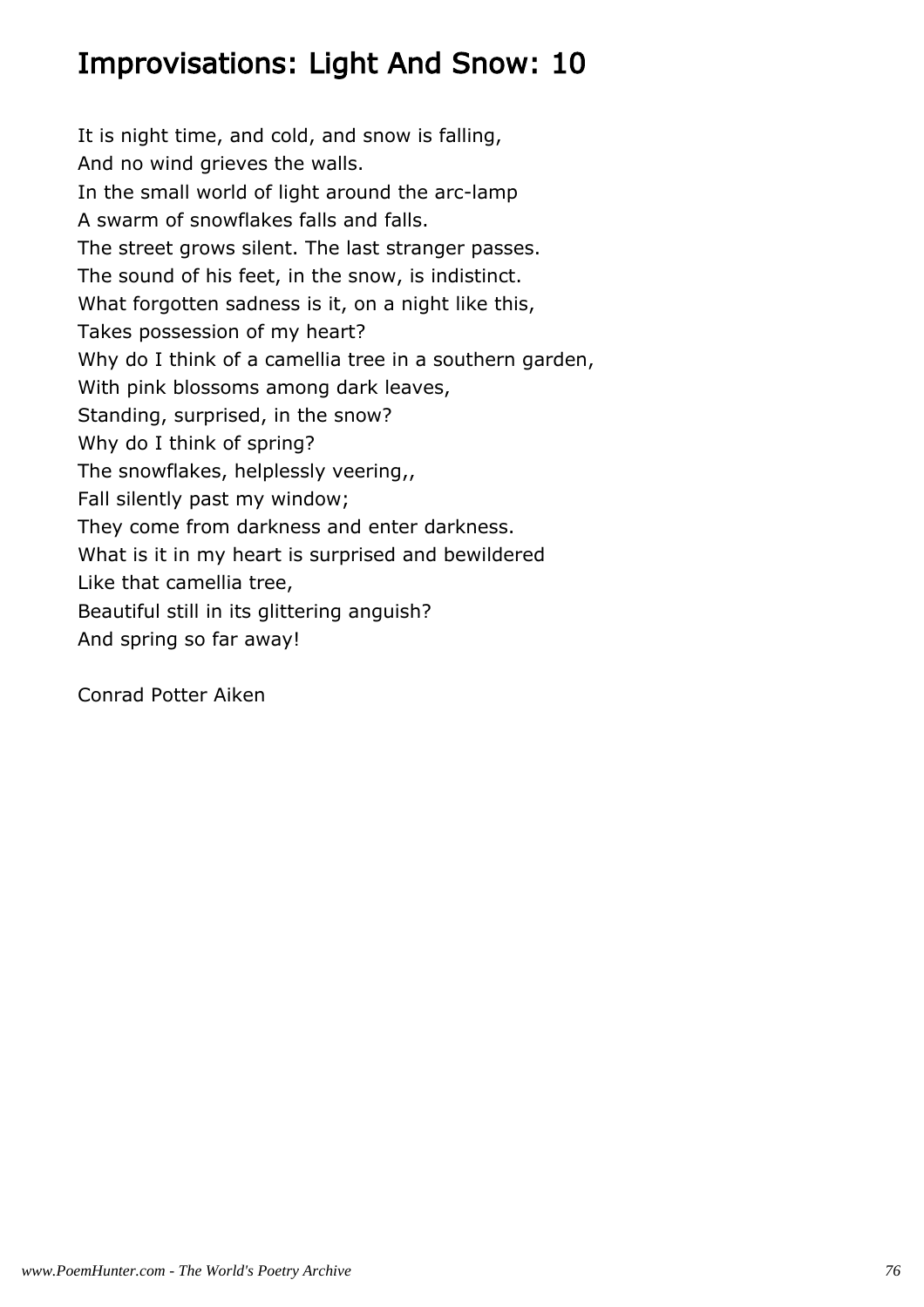# Improvisations: Light And Snow: 10

It is night time, and cold, and snow is falling,
And no wind grieves the walls.
In the small world of light around the arc-lamp
A swarm of snowflakes falls and falls.
The street grows silent. The last stranger passes.
The sound of his feet, in the snow, is indistinct.
What forgotten sadness is it, on a night like this,
Takes possession of my heart?
Why do I think of a camellia tree in a southern garden,
With pink blossoms among dark leaves,
Standing, surprised, in the snow?
Why do I think of spring?
The snowflakes, helplessly veering,,
Fall silently past my window;
They come from darkness and enter darkness.
What is it in my heart is surprised and bewildered
Like that camellia tree,
Beautiful still in its glittering anguish?
And spring so far away!

Conrad Potter Aiken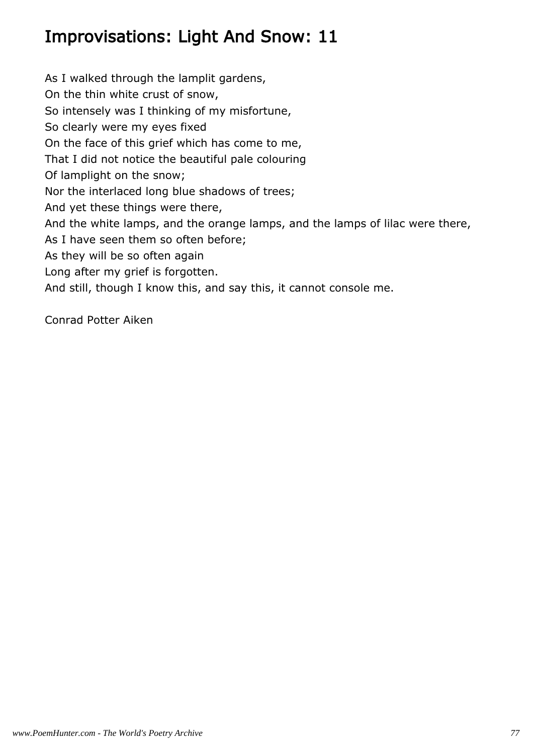# Improvisations: Light And Snow: 11

As I walked through the lamplit gardens,  
On the thin white crust of snow,  
So intensely was I thinking of my misfortune,  
So clearly were my eyes fixed  
On the face of this grief which has come to me,  
That I did not notice the beautiful pale colouring  
Of lamplight on the snow;  
Nor the interlaced long blue shadows of trees;  
And yet these things were there,  
And the white lamps, and the orange lamps, and the lamps of lilac were there,  
As I have seen them so often before;  
As they will be so often again  
Long after my grief is forgotten.  
And still, though I know this, and say this, it cannot console me.

Conrad Potter Aiken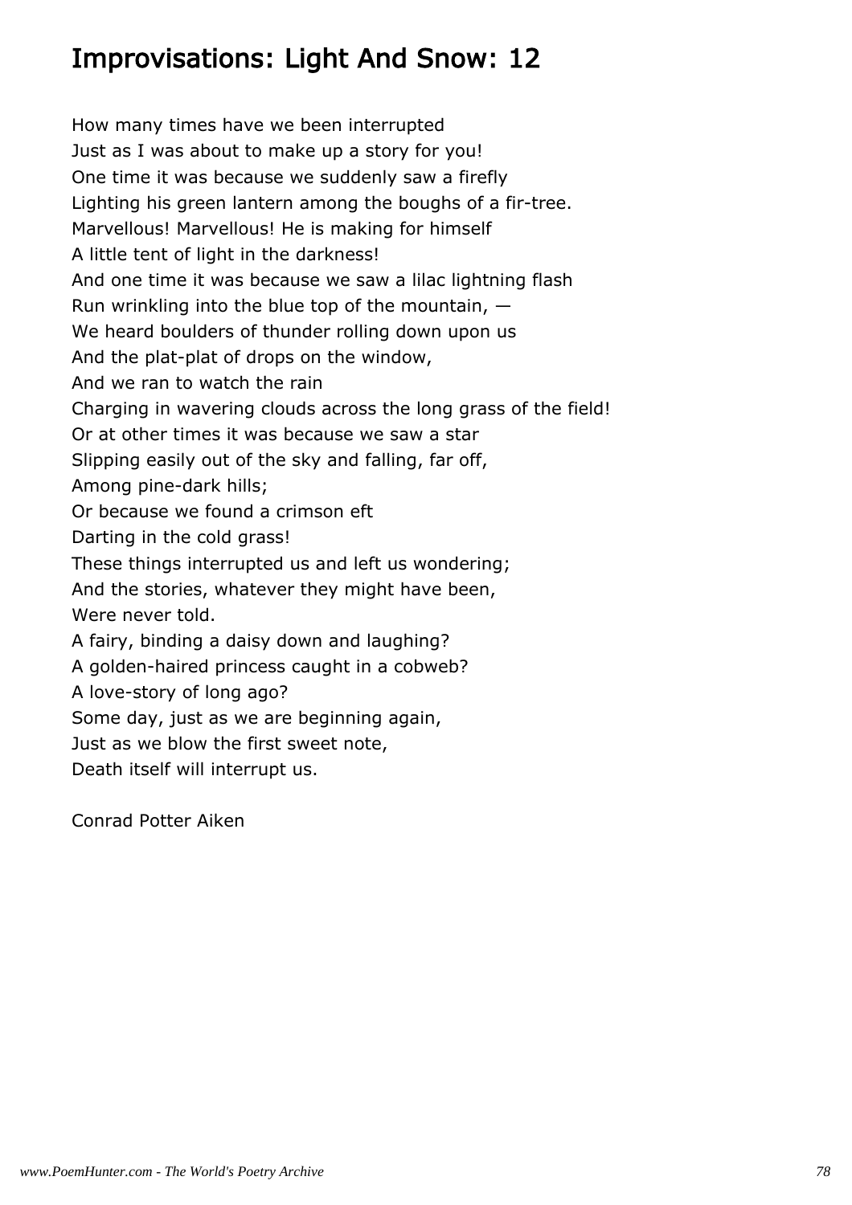## Improvisations: Light And Snow: 12

How many times have we been interrupted  
Just as I was about to make up a story for you!  
One time it was because we suddenly saw a firefly  
Lighting his green lantern among the boughs of a fir-tree.  
Marvellous! Marvellous! He is making for himself  
A little tent of light in the darkness!  
And one time it was because we saw a lilac lightning flash  
Run wrinkling into the blue top of the mountain, —  
We heard boulders of thunder rolling down upon us  
And the plat-plat of drops on the window,  
And we ran to watch the rain  
Charging in wavering clouds across the long grass of the field!  
Or at other times it was because we saw a star  
Slipping easily out of the sky and falling, far off,  
Among pine-dark hills;  
Or because we found a crimson eft  
Darting in the cold grass!  
These things interrupted us and left us wondering;  
And the stories, whatever they might have been,  
Were never told.  
A fairy, binding a daisy down and laughing?  
A golden-haired princess caught in a cobweb?  
A love-story of long ago?  
Some day, just as we are beginning again,  
Just as we blow the first sweet note,  
Death itself will interrupt us.

Conrad Potter Aiken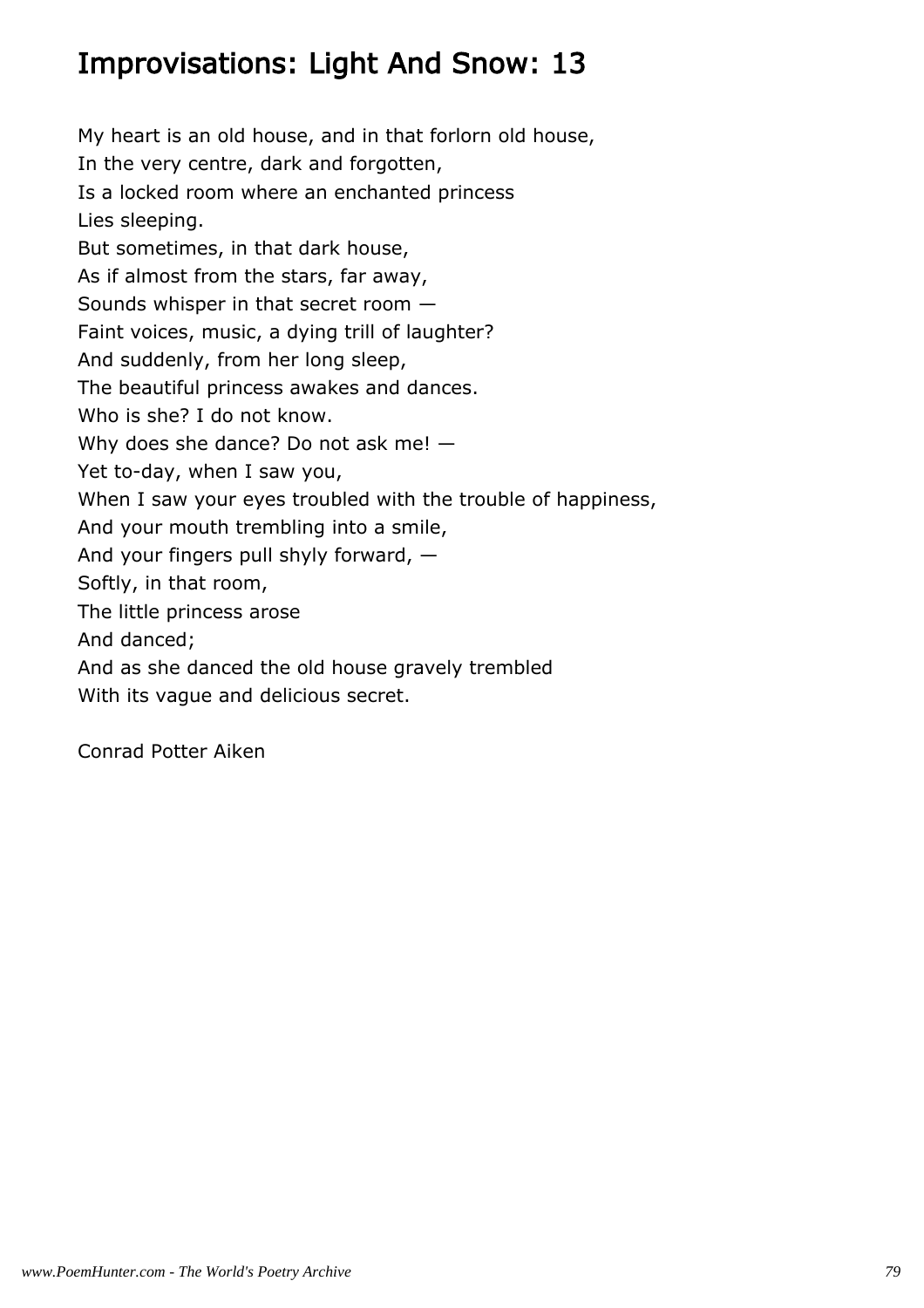## Improvisations: Light And Snow: 13

My heart is an old house, and in that forlorn old house,  
In the very centre, dark and forgotten,  
Is a locked room where an enchanted princess  
Lies sleeping.  
But sometimes, in that dark house,  
As if almost from the stars, far away,  
Sounds whisper in that secret room —  
Faint voices, music, a dying trill of laughter?  
And suddenly, from her long sleep,  
The beautiful princess awakes and dances.  
Who is she? I do not know.  
Why does she dance? Do not ask me! —  
Yet to-day, when I saw you,  
When I saw your eyes troubled with the trouble of happiness,  
And your mouth trembling into a smile,  
And your fingers pull shyly forward, —  
Softly, in that room,  
The little princess arose  
And danced;  
And as she danced the old house gravely trembled  
With its vague and delicious secret.

Conrad Potter Aiken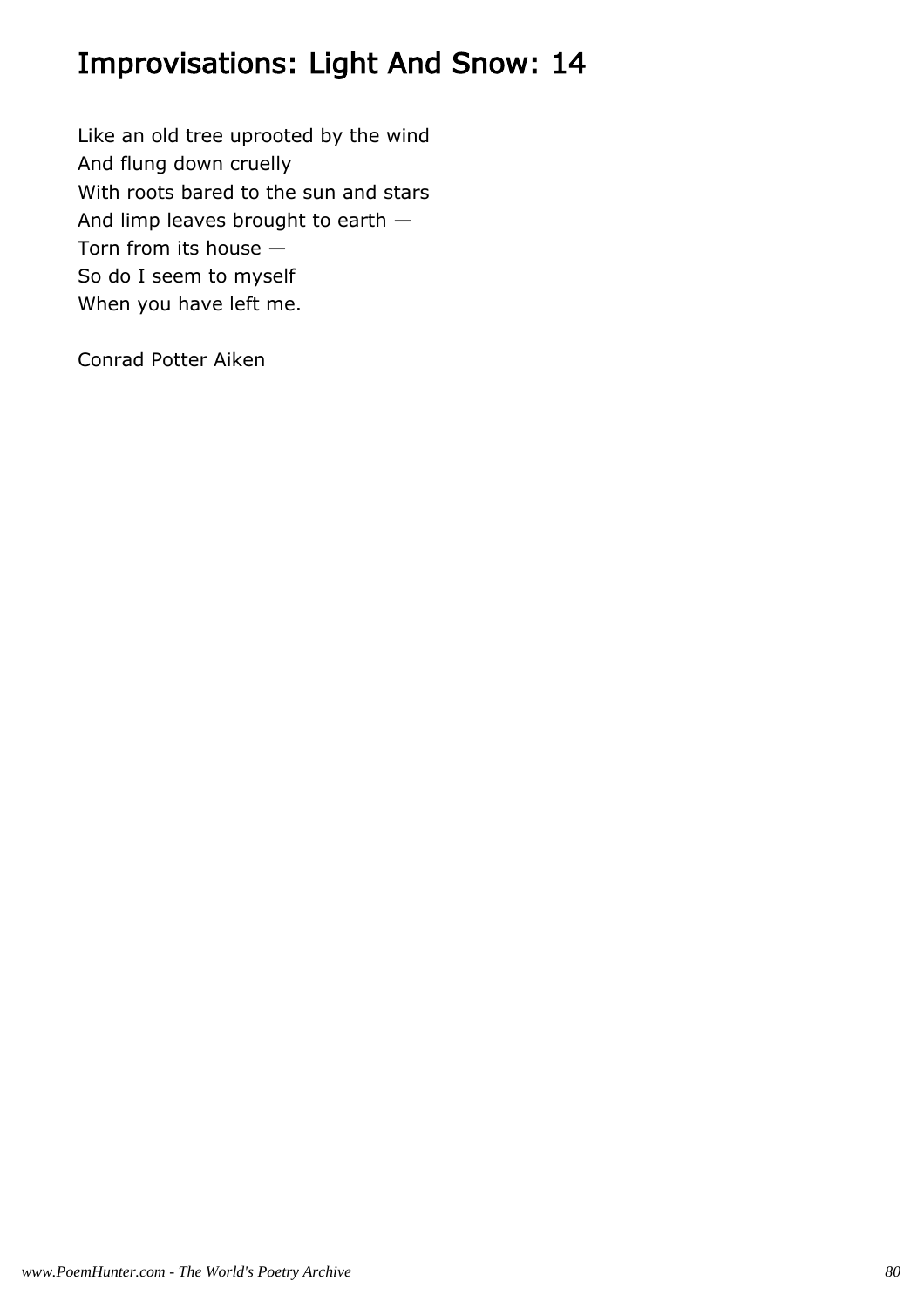# Improvisations: Light And Snow: 14

Like an old tree uprooted by the wind  
And flung down cruelly  
With roots bared to the sun and stars  
And limp leaves brought to earth —  
Torn from its house —  
So do I seem to myself  
When you have left me.

Conrad Potter Aiken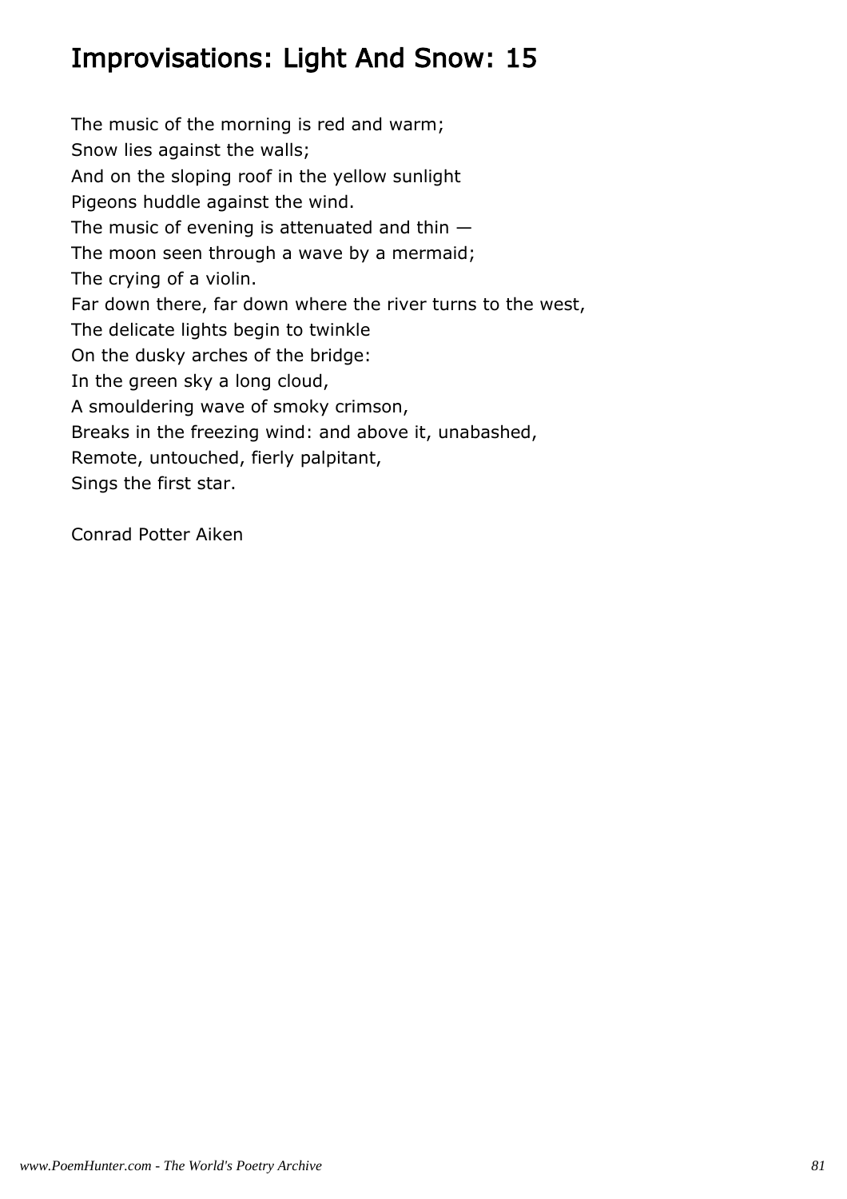# Improvisations: Light And Snow: 15

The music of the morning is red and warm;
Snow lies against the walls;
And on the sloping roof in the yellow sunlight
Pigeons huddle against the wind.
The music of evening is attenuated and thin —
The moon seen through a wave by a mermaid;
The crying of a violin.
Far down there, far down where the river turns to the west,
The delicate lights begin to twinkle
On the dusky arches of the bridge:
In the green sky a long cloud,
A smouldering wave of smoky crimson,
Breaks in the freezing wind: and above it, unabashed,
Remote, untouched, fierly palpitant,
Sings the first star.

Conrad Potter Aiken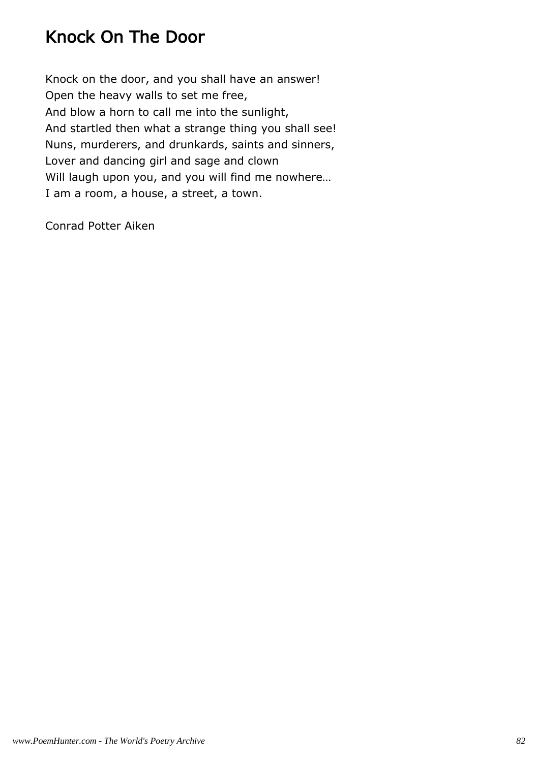# Knock On The Door

Knock on the door, and you shall have an answer!
Open the heavy walls to set me free,
And blow a horn to call me into the sunlight,
And startled then what a strange thing you shall see!
Nuns, murderers, and drunkards, saints and sinners,
Lover and dancing girl and sage and clown
Will laugh upon you, and you will find me nowhere…
I am a room, a house, a street, a town.

Conrad Potter Aiken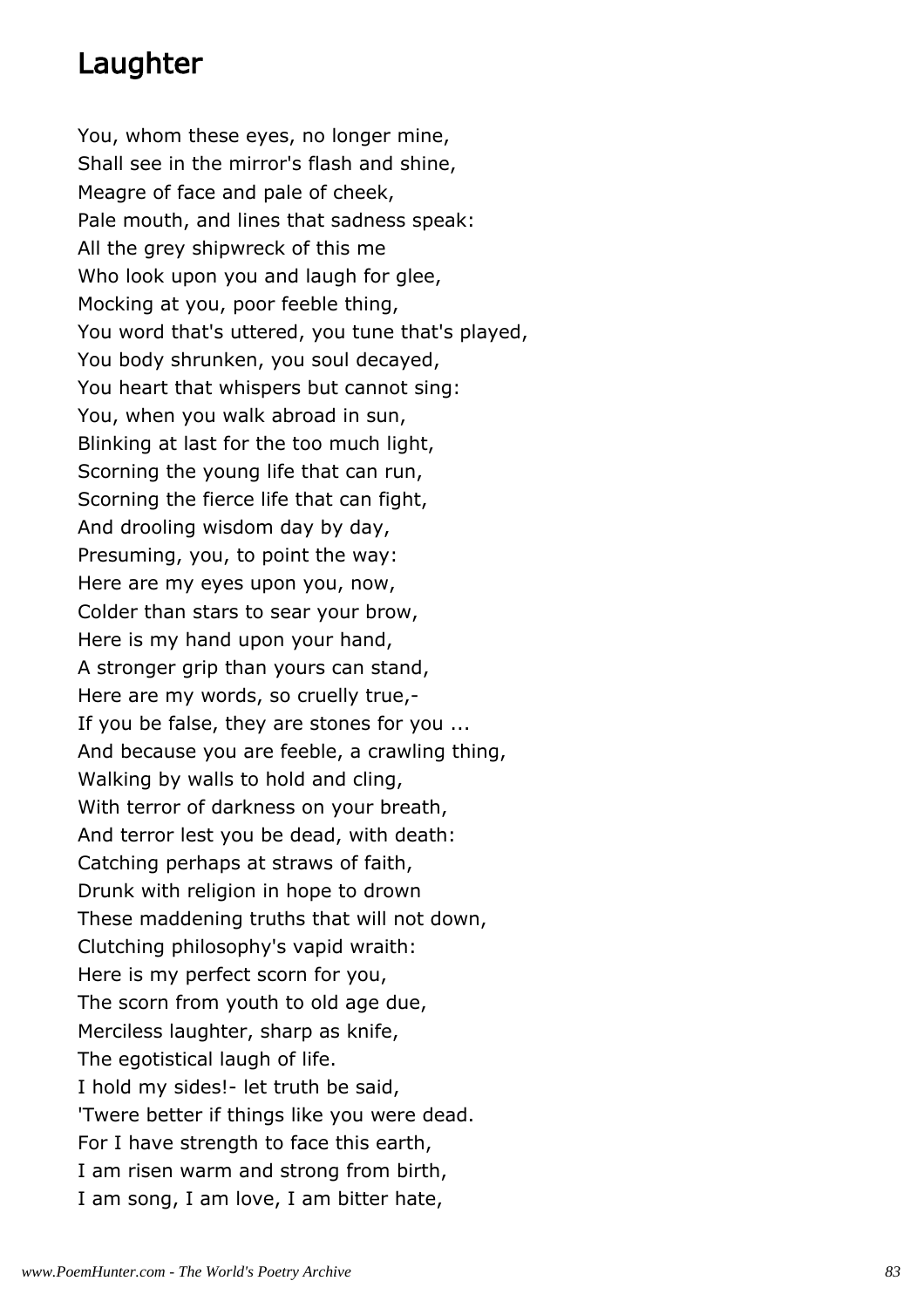## Laughter

You, whom these eyes, no longer mine,
Shall see in the mirror's flash and shine,
Meagre of face and pale of cheek,
Pale mouth, and lines that sadness speak:
All the grey shipwreck of this me
Who look upon you and laugh for glee,
Mocking at you, poor feeble thing,
You word that's uttered, you tune that's played,
You body shrunken, you soul decayed,
You heart that whispers but cannot sing:
You, when you walk abroad in sun,
Blinking at last for the too much light,
Scorning the young life that can run,
Scorning the fierce life that can fight,
And drooling wisdom day by day,
Presuming, you, to point the way:
Here are my eyes upon you, now,
Colder than stars to sear your brow,
Here is my hand upon your hand,
A stronger grip than yours can stand,
Here are my words, so cruelly true,-
If you be false, they are stones for you ...
And because you are feeble, a crawling thing,
Walking by walls to hold and cling,
With terror of darkness on your breath,
And terror lest you be dead, with death:
Catching perhaps at straws of faith,
Drunk with religion in hope to drown
These maddening truths that will not down,
Clutching philosophy's vapid wraith:
Here is my perfect scorn for you,
The scorn from youth to old age due,
Merciless laughter, sharp as knife,
The egotistical laugh of life.
I hold my sides!- let truth be said,
'Twere better if things like you were dead.
For I have strength to face this earth,
I am risen warm and strong from birth,
I am song, I am love, I am bitter hate,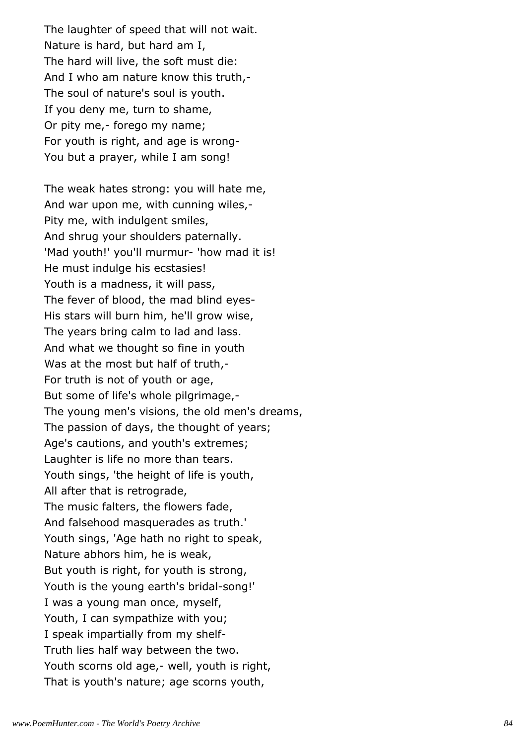The laughter of speed that will not wait.
Nature is hard, but hard am I,
The hard will live, the soft must die:
And I who am nature know this truth,-
The soul of nature's soul is youth.
If you deny me, turn to shame,
Or pity me,- forego my name;
For youth is right, and age is wrong-
You but a prayer, while I am song!

The weak hates strong: you will hate me,
And war upon me, with cunning wiles,-
Pity me, with indulgent smiles,
And shrug your shoulders paternally.
'Mad youth!' you'll murmur- 'how mad it is!
He must indulge his ecstasies!
Youth is a madness, it will pass,
The fever of blood, the mad blind eyes-
His stars will burn him, he'll grow wise,
The years bring calm to lad and lass.
And what we thought so fine in youth
Was at the most but half of truth,-
For truth is not of youth or age,
But some of life's whole pilgrimage,-
The young men's visions, the old men's dreams,
The passion of days, the thought of years;
Age's cautions, and youth's extremes;
Laughter is life no more than tears.
Youth sings, 'the height of life is youth,
All after that is retrograde,
The music falters, the flowers fade,
And falsehood masquerades as truth.'
Youth sings, 'Age hath no right to speak,
Nature abhors him, he is weak,
But youth is right, for youth is strong,
Youth is the young earth's bridal-song!'
I was a young man once, myself,
Youth, I can sympathize with you;
I speak impartially from my shelf-
Truth lies half way between the two.
Youth scorns old age,- well, youth is right,
That is youth's nature; age scorns youth,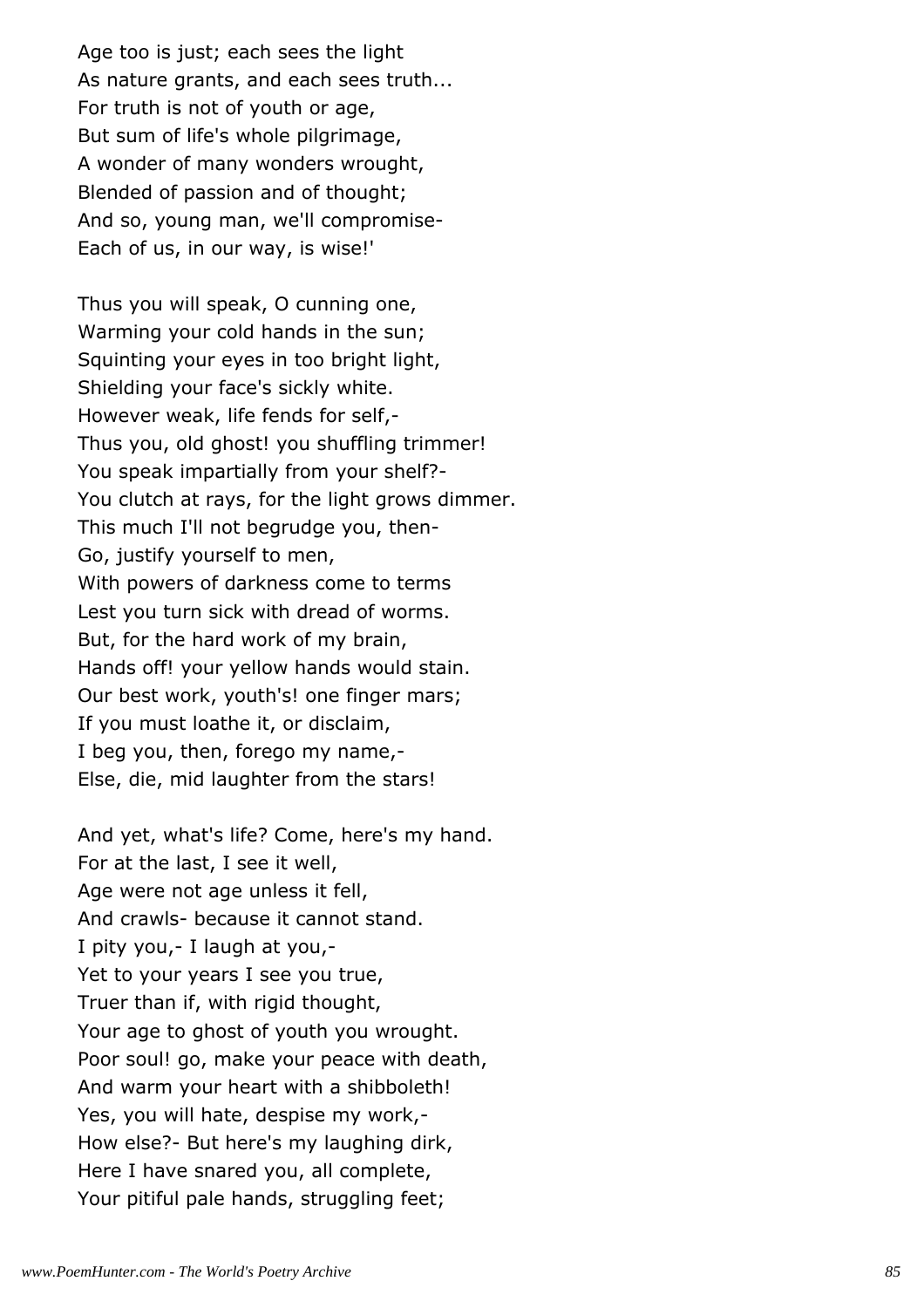Age too is just; each sees the light
As nature grants, and each sees truth...
For truth is not of youth or age,
But sum of life's whole pilgrimage,
A wonder of many wonders wrought,
Blended of passion and of thought;
And so, young man, we'll compromise-
Each of us, in our way, is wise!'

Thus you will speak, O cunning one,
Warming your cold hands in the sun;
Squinting your eyes in too bright light,
Shielding your face's sickly white.
However weak, life fends for self,-
Thus you, old ghost! you shuffling trimmer!
You speak impartially from your shelf?-
You clutch at rays, for the light grows dimmer.
This much I'll not begrudge you, then-
Go, justify yourself to men,
With powers of darkness come to terms
Lest you turn sick with dread of worms.
But, for the hard work of my brain,
Hands off! your yellow hands would stain.
Our best work, youth's! one finger mars;
If you must loathe it, or disclaim,
I beg you, then, forego my name,-
Else, die, mid laughter from the stars!

And yet, what's life? Come, here's my hand.
For at the last, I see it well,
Age were not age unless it fell,
And crawls- because it cannot stand.
I pity you,- I laugh at you,-
Yet to your years I see you true,
Truer than if, with rigid thought,
Your age to ghost of youth you wrought.
Poor soul! go, make your peace with death,
And warm your heart with a shibboleth!
Yes, you will hate, despise my work,-
How else?- But here's my laughing dirk,
Here I have snared you, all complete,
Your pitiful pale hands, struggling feet;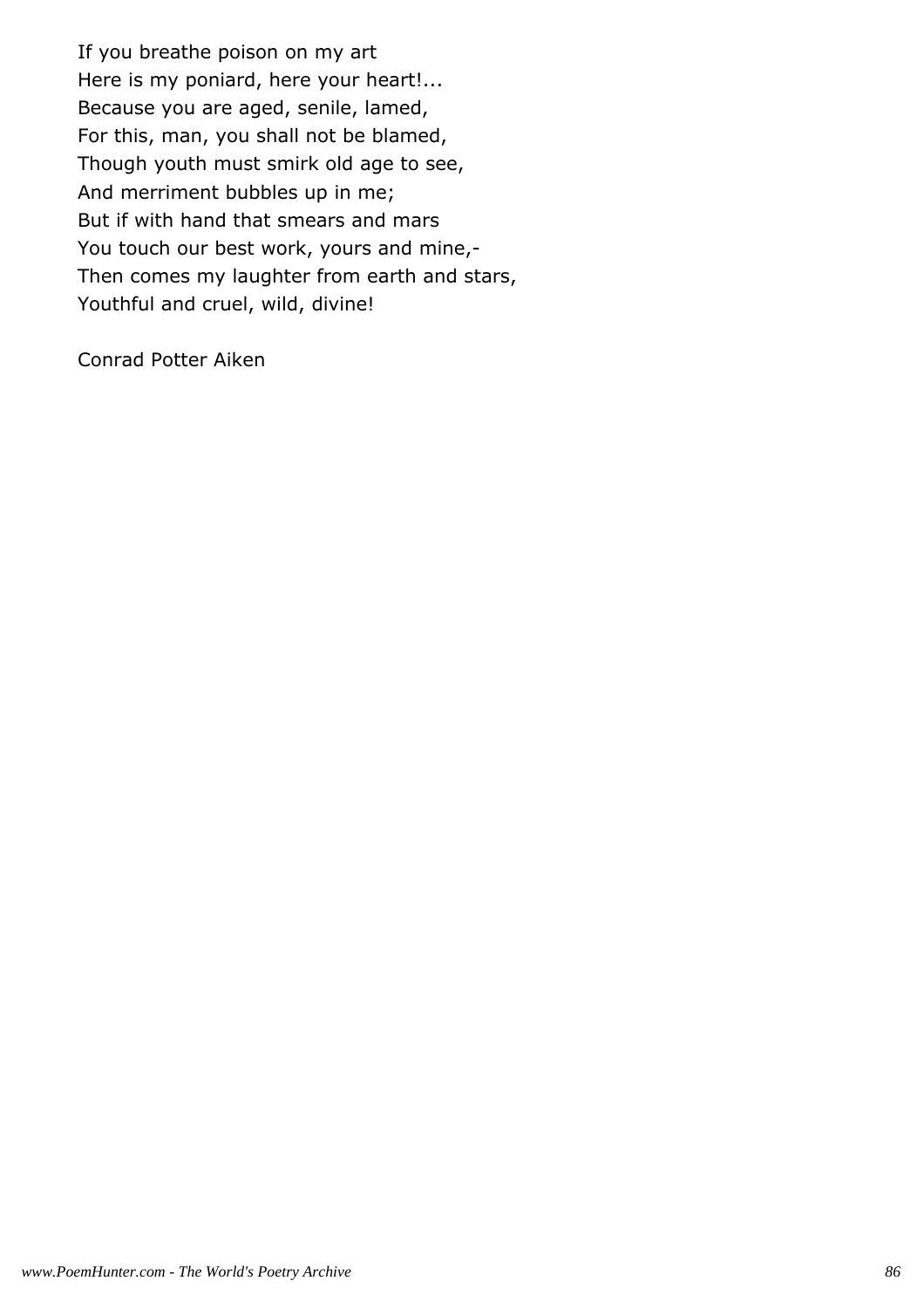If you breathe poison on my art  
Here is my poniard, here your heart!...  
Because you are aged, senile, lamed,  
For this, man, you shall not be blamed,  
Though youth must smirk old age to see,  
And merriment bubbles up in me;  
But if with hand that smears and mars  
You touch our best work, yours and mine,-  
Then comes my laughter from earth and stars,  
Youthful and cruel, wild, divine!

Conrad Potter Aiken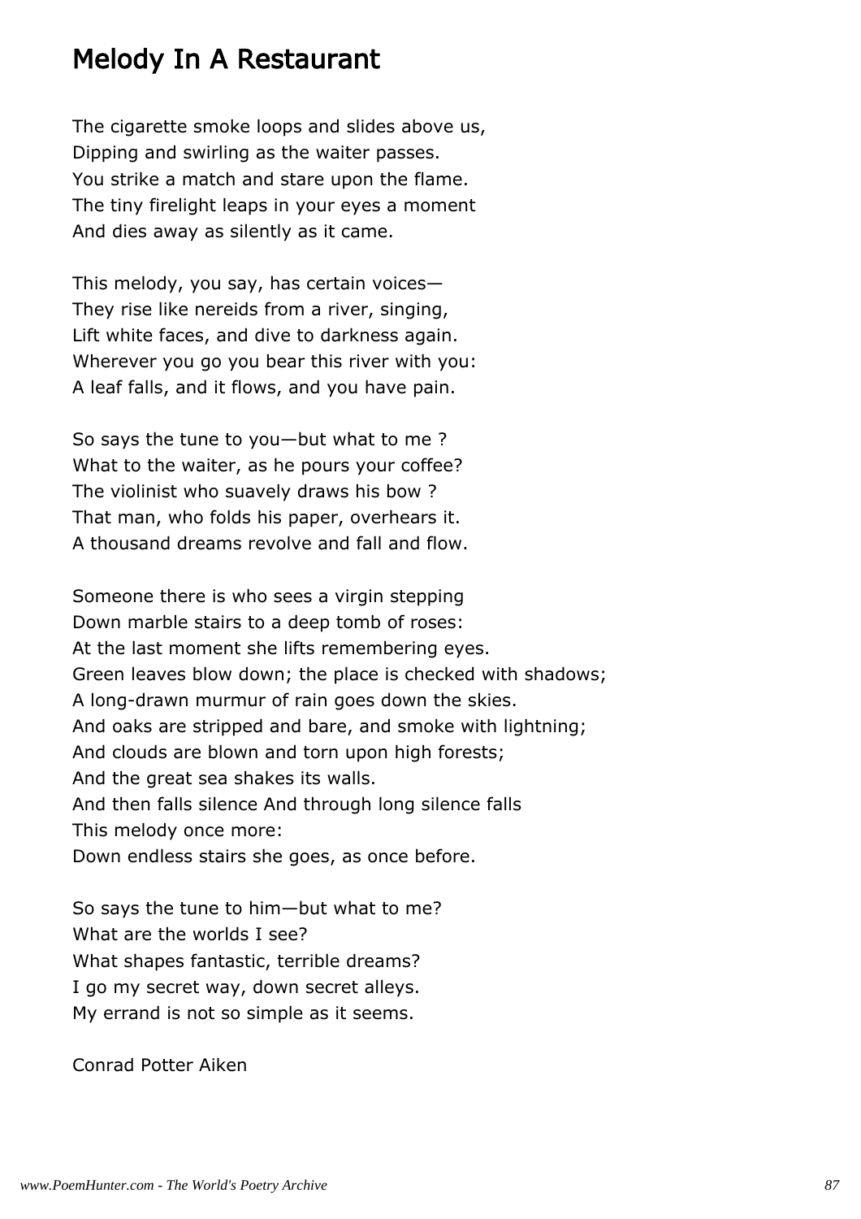# Melody In A Restaurant

The cigarette smoke loops and slides above us,  
Dipping and swirling as the waiter passes.  
You strike a match and stare upon the flame.  
The tiny firelight leaps in your eyes a moment  
And dies away as silently as it came.

This melody, you say, has certain voices—  
They rise like nereids from a river, singing,  
Lift white faces, and dive to darkness again.  
Wherever you go you bear this river with you:  
A leaf falls, and it flows, and you have pain.

So says the tune to you—but what to me ?  
What to the waiter, as he pours your coffee?  
The violinist who suavely draws his bow ?  
That man, who folds his paper, overhears it.  
A thousand dreams revolve and fall and flow.

Someone there is who sees a virgin stepping  
Down marble stairs to a deep tomb of roses:  
At the last moment she lifts remembering eyes.  
Green leaves blow down; the place is checked with shadows;  
A long-drawn murmur of rain goes down the skies.  
And oaks are stripped and bare, and smoke with lightning;  
And clouds are blown and torn upon high forests;  
And the great sea shakes its walls.  
And then falls silence And through long silence falls  
This melody once more:  
Down endless stairs she goes, as once before.

So says the tune to him—but what to me?  
What are the worlds I see?  
What shapes fantastic, terrible dreams?  
I go my secret way, down secret alleys.  
My errand is not so simple as it seems.

Conrad Potter Aiken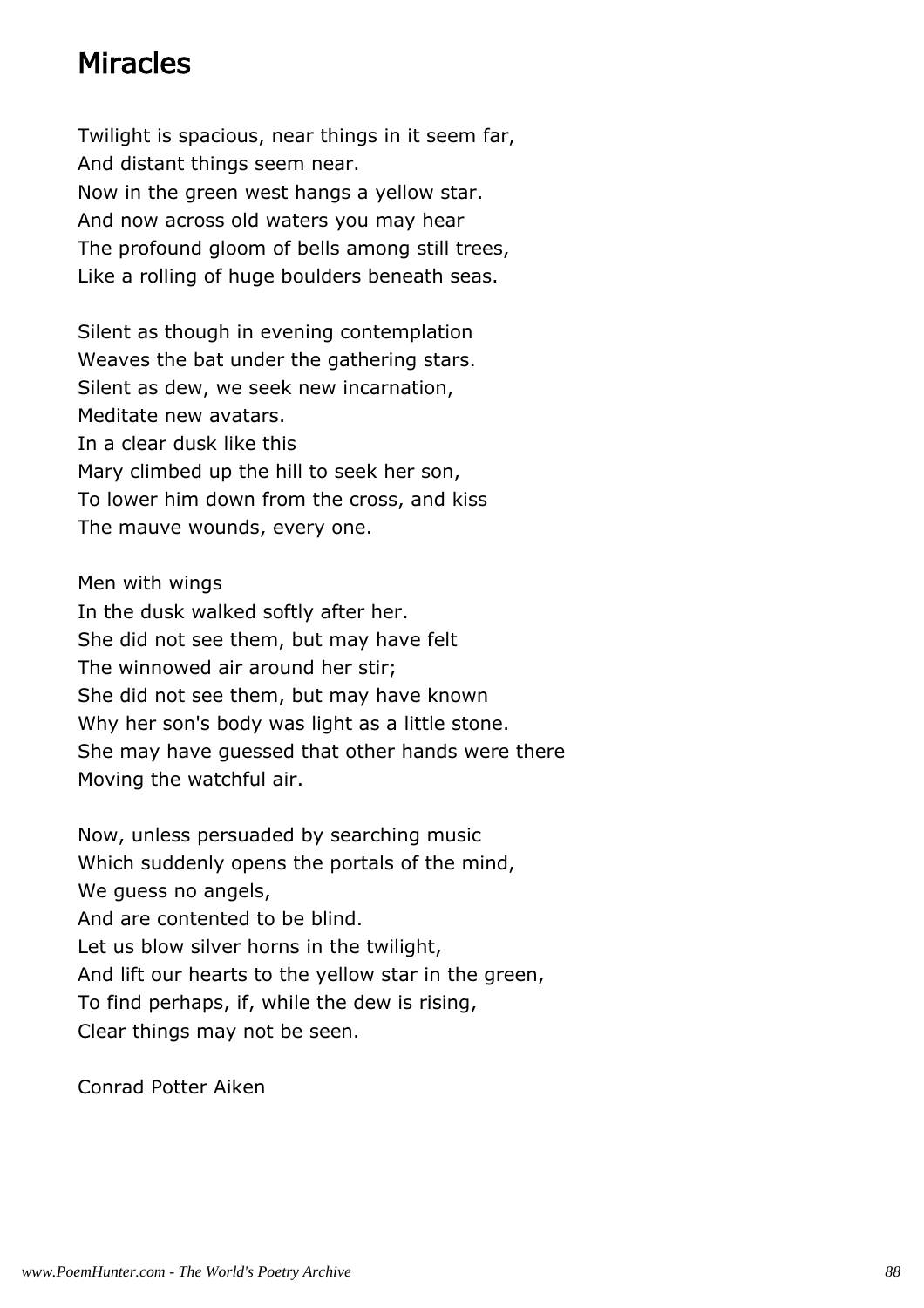## Miracles

Twilight is spacious, near things in it seem far,
And distant things seem near.
Now in the green west hangs a yellow star.
And now across old waters you may hear
The profound gloom of bells among still trees,
Like a rolling of huge boulders beneath seas.

Silent as though in evening contemplation
Weaves the bat under the gathering stars.
Silent as dew, we seek new incarnation,
Meditate new avatars.
In a clear dusk like this
Mary climbed up the hill to seek her son,
To lower him down from the cross, and kiss
The mauve wounds, every one.

Men with wings
In the dusk walked softly after her.
She did not see them, but may have felt
The winnowed air around her stir;
She did not see them, but may have known
Why her son's body was light as a little stone.
She may have guessed that other hands were there
Moving the watchful air.

Now, unless persuaded by searching music
Which suddenly opens the portals of the mind,
We guess no angels,
And are contented to be blind.
Let us blow silver horns in the twilight,
And lift our hearts to the yellow star in the green,
To find perhaps, if, while the dew is rising,
Clear things may not be seen.

Conrad Potter Aiken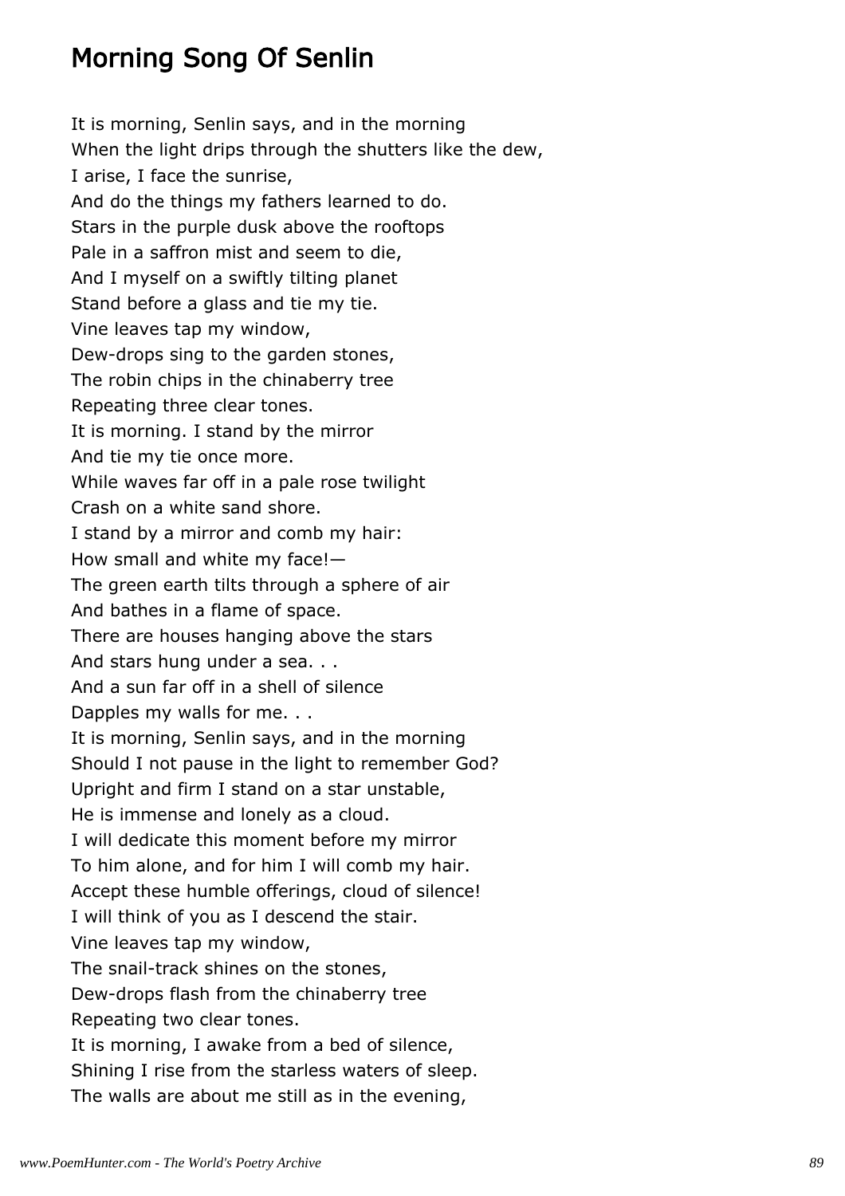## Morning Song Of Senlin

It is morning, Senlin says, and in the morning
When the light drips through the shutters like the dew,
I arise, I face the sunrise,
And do the things my fathers learned to do.
Stars in the purple dusk above the rooftops
Pale in a saffron mist and seem to die,
And I myself on a swiftly tilting planet
Stand before a glass and tie my tie.
Vine leaves tap my window,
Dew-drops sing to the garden stones,
The robin chips in the chinaberry tree
Repeating three clear tones.
It is morning. I stand by the mirror
And tie my tie once more.
While waves far off in a pale rose twilight
Crash on a white sand shore.
I stand by a mirror and comb my hair:
How small and white my face!—
The green earth tilts through a sphere of air
And bathes in a flame of space.
There are houses hanging above the stars
And stars hung under a sea. . .
And a sun far off in a shell of silence
Dapples my walls for me. . .
It is morning, Senlin says, and in the morning
Should I not pause in the light to remember God?
Upright and firm I stand on a star unstable,
He is immense and lonely as a cloud.
I will dedicate this moment before my mirror
To him alone, and for him I will comb my hair.
Accept these humble offerings, cloud of silence!
I will think of you as I descend the stair.
Vine leaves tap my window,
The snail-track shines on the stones,
Dew-drops flash from the chinaberry tree
Repeating two clear tones.
It is morning, I awake from a bed of silence,
Shining I rise from the starless waters of sleep.
The walls are about me still as in the evening,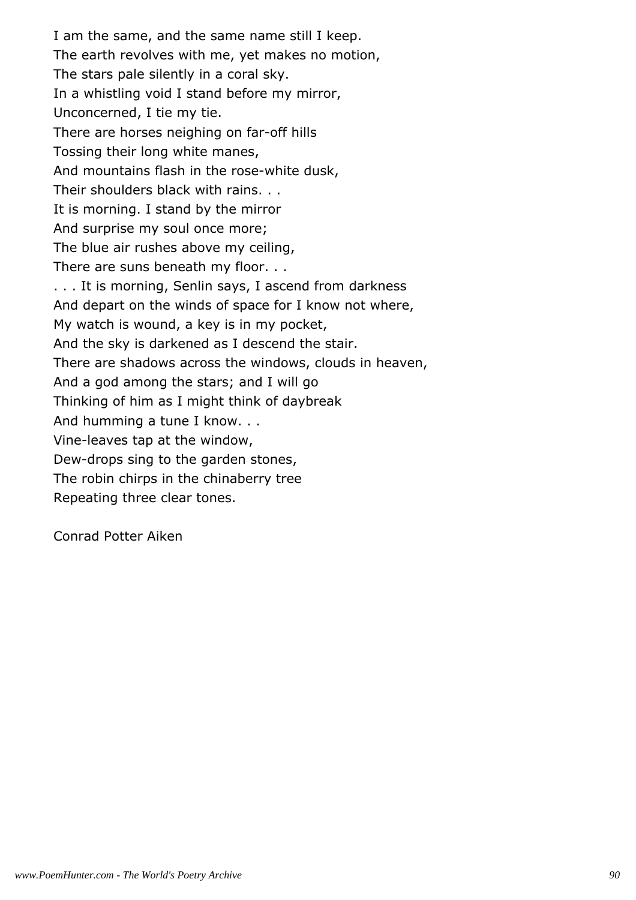I am the same, and the same name still I keep.  
The earth revolves with me, yet makes no motion,  
The stars pale silently in a coral sky.  
In a whistling void I stand before my mirror,  
Unconcerned, I tie my tie.  
There are horses neighing on far-off hills  
Tossing their long white manes,  
And mountains flash in the rose-white dusk,  
Their shoulders black with rains. . .  
It is morning. I stand by the mirror  
And surprise my soul once more;  
The blue air rushes above my ceiling,  
There are suns beneath my floor. . .  
. . . It is morning, Senlin says, I ascend from darkness  
And depart on the winds of space for I know not where,  
My watch is wound, a key is in my pocket,  
And the sky is darkened as I descend the stair.  
There are shadows across the windows, clouds in heaven,  
And a god among the stars; and I will go  
Thinking of him as I might think of daybreak  
And humming a tune I know. . .  
Vine-leaves tap at the window,  
Dew-drops sing to the garden stones,  
The robin chirps in the chinaberry tree  
Repeating three clear tones.

Conrad Potter Aiken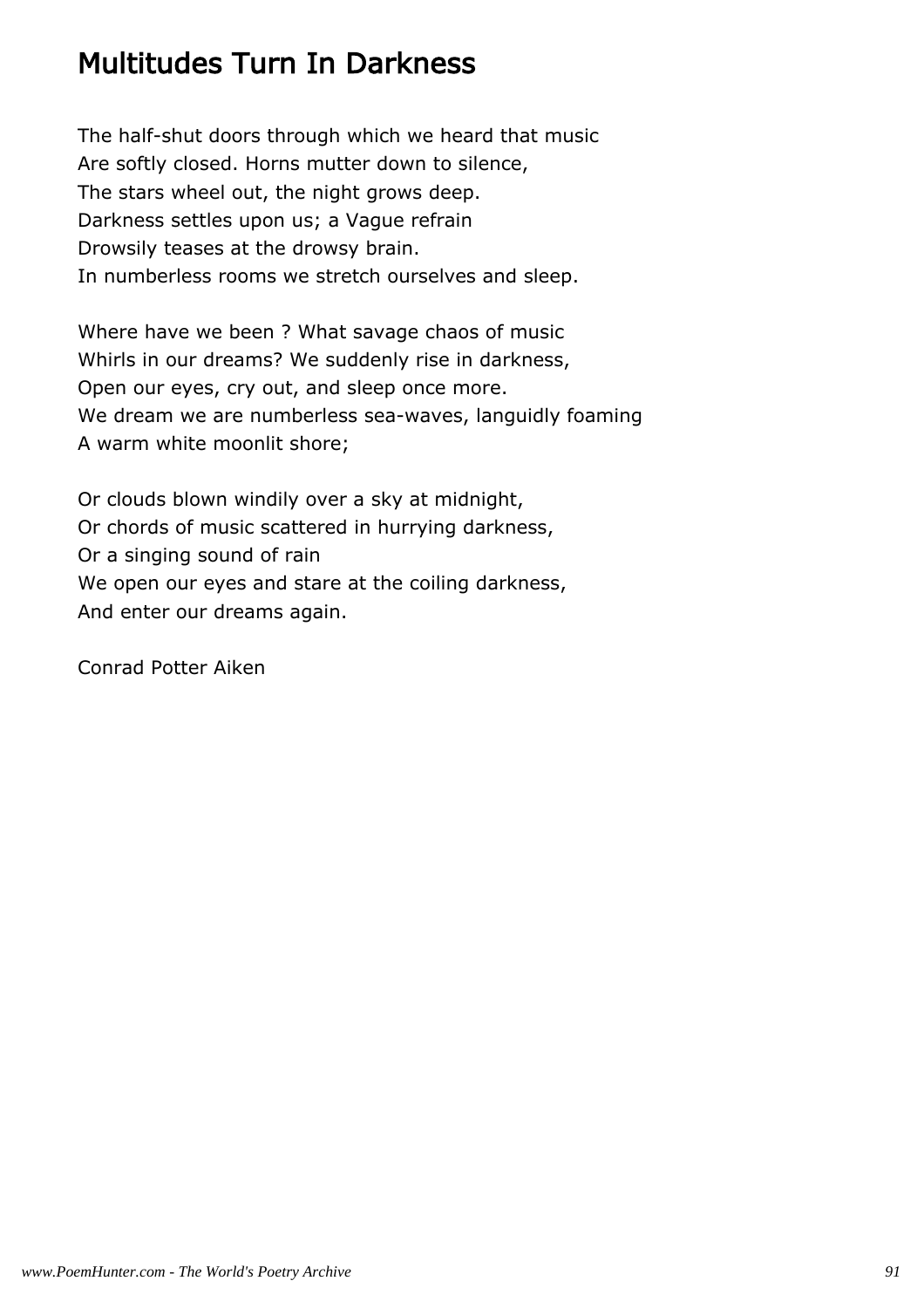# Multitudes Turn In Darkness

The half-shut doors through which we heard that music
Are softly closed. Horns mutter down to silence,
The stars wheel out, the night grows deep.
Darkness settles upon us; a Vague refrain
Drowsily teases at the drowsy brain.
In numberless rooms we stretch ourselves and sleep.

Where have we been ? What savage chaos of music
Whirls in our dreams? We suddenly rise in darkness,
Open our eyes, cry out, and sleep once more.
We dream we are numberless sea-waves, languidly foaming
A warm white moonlit shore;

Or clouds blown windily over a sky at midnight,
Or chords of music scattered in hurrying darkness,
Or a singing sound of rain
We open our eyes and stare at the coiling darkness,
And enter our dreams again.

Conrad Potter Aiken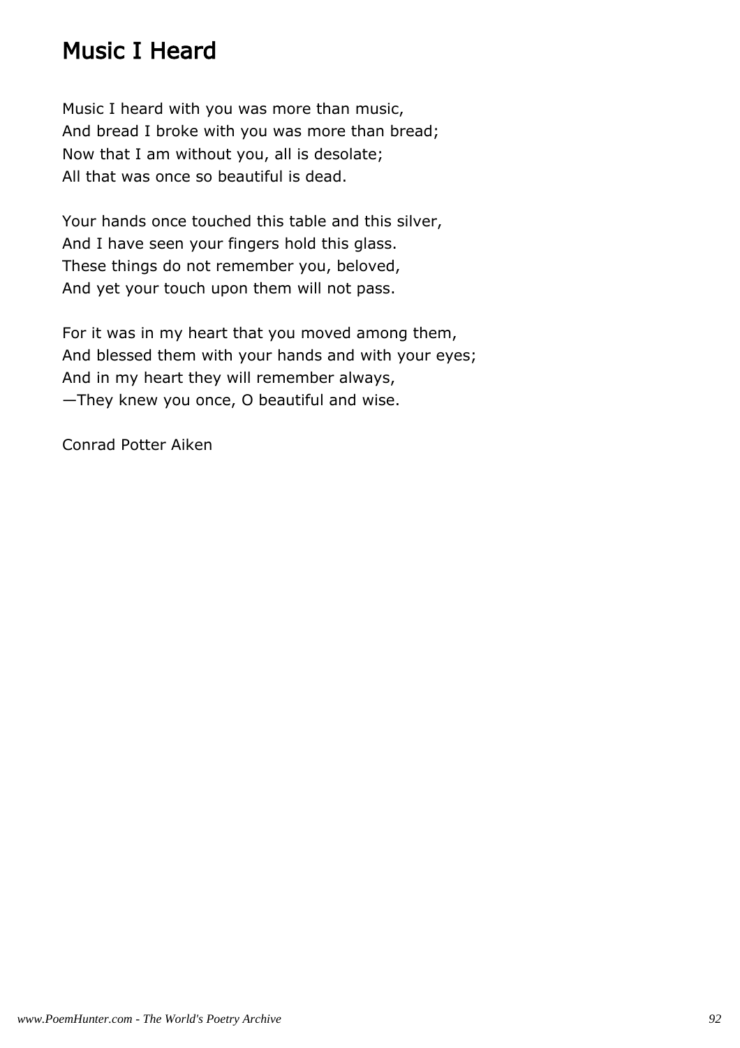# Music I Heard

Music I heard with you was more than music,
And bread I broke with you was more than bread;
Now that I am without you, all is desolate;
All that was once so beautiful is dead.

Your hands once touched this table and this silver,
And I have seen your fingers hold this glass.
These things do not remember you, beloved,
And yet your touch upon them will not pass.

For it was in my heart that you moved among them,
And blessed them with your hands and with your eyes;
And in my heart they will remember always,
—They knew you once, O beautiful and wise.

Conrad Potter Aiken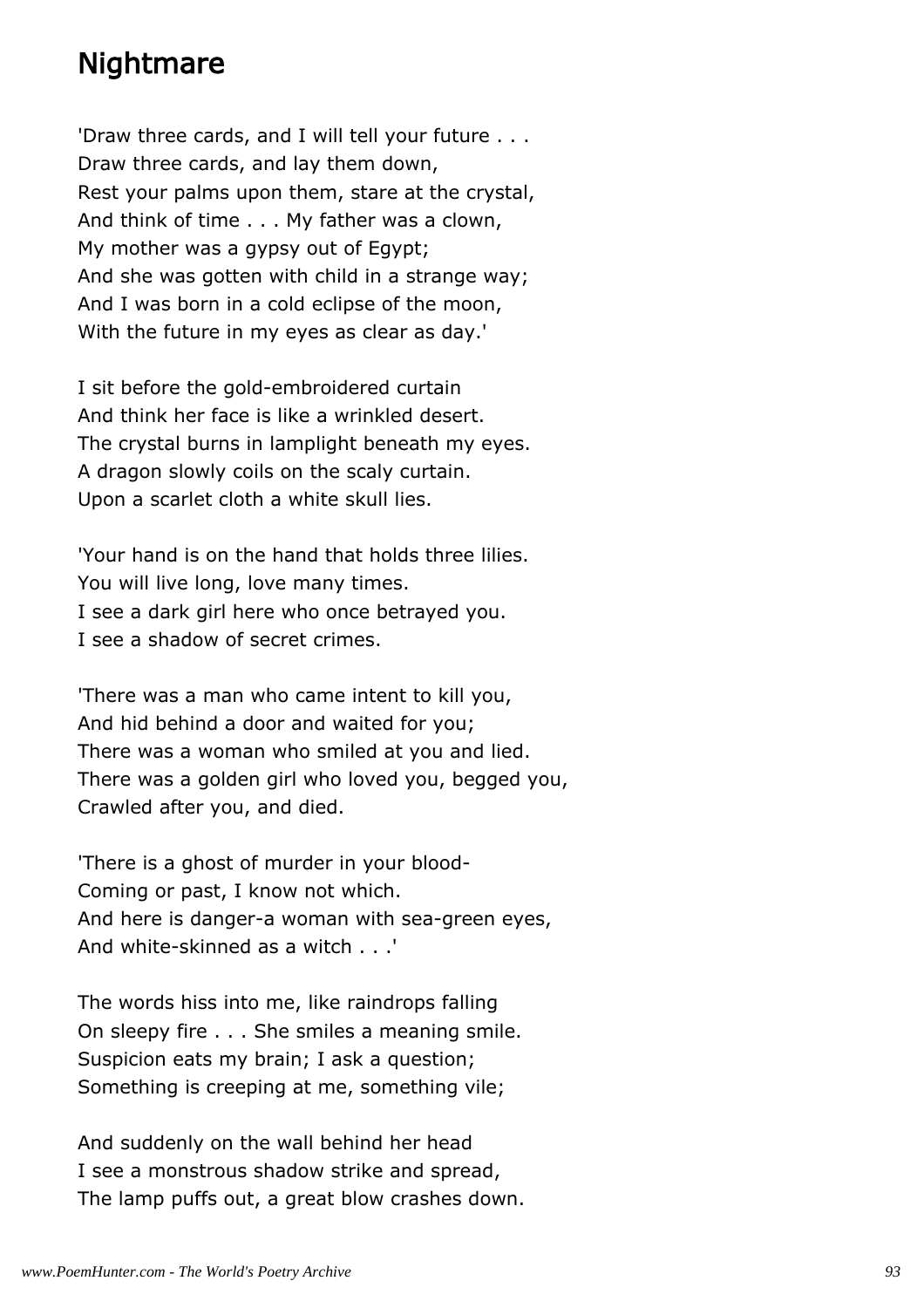## Nightmare

'Draw three cards, and I will tell your future . . .  
Draw three cards, and lay them down,  
Rest your palms upon them, stare at the crystal,  
And think of time . . . My father was a clown,  
My mother was a gypsy out of Egypt;  
And she was gotten with child in a strange way;  
And I was born in a cold eclipse of the moon,  
With the future in my eyes as clear as day.'

I sit before the gold-embroidered curtain  
And think her face is like a wrinkled desert.  
The crystal burns in lamplight beneath my eyes.  
A dragon slowly coils on the scaly curtain.  
Upon a scarlet cloth a white skull lies.

'Your hand is on the hand that holds three lilies.  
You will live long, love many times.  
I see a dark girl here who once betrayed you.  
I see a shadow of secret crimes.

'There was a man who came intent to kill you,  
And hid behind a door and waited for you;  
There was a woman who smiled at you and lied.  
There was a golden girl who loved you, begged you,  
Crawled after you, and died.

'There is a ghost of murder in your blood-  
Coming or past, I know not which.  
And here is danger-a woman with sea-green eyes,  
And white-skinned as a witch . . .'

The words hiss into me, like raindrops falling  
On sleepy fire . . . She smiles a meaning smile.  
Suspicion eats my brain; I ask a question;  
Something is creeping at me, something vile;

And suddenly on the wall behind her head  
I see a monstrous shadow strike and spread,  
The lamp puffs out, a great blow crashes down.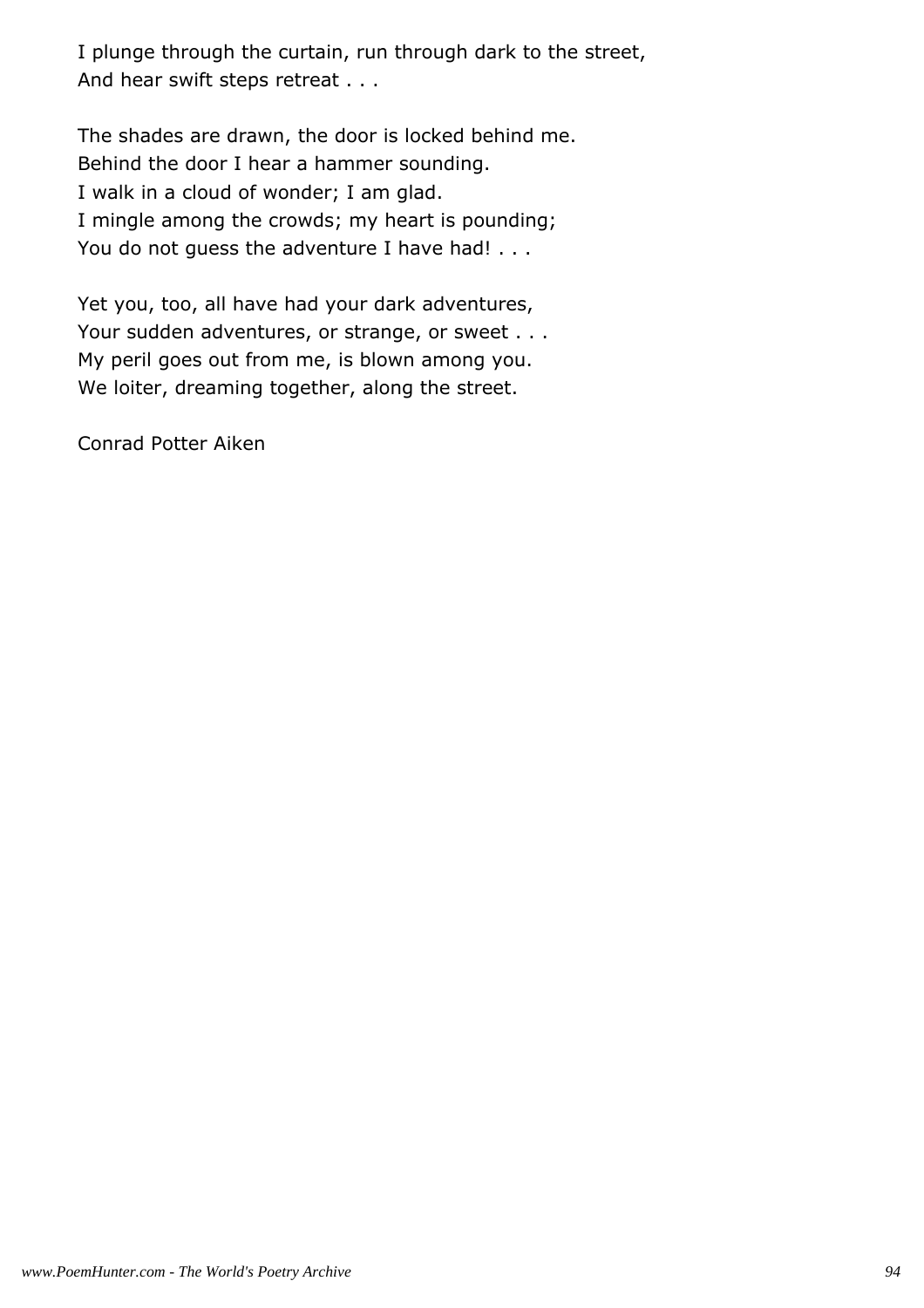I plunge through the curtain, run through dark to the street,
And hear swift steps retreat . . .

The shades are drawn, the door is locked behind me.
Behind the door I hear a hammer sounding.
I walk in a cloud of wonder; I am glad.
I mingle among the crowds; my heart is pounding;
You do not guess the adventure I have had! . . .

Yet you, too, all have had your dark adventures,
Your sudden adventures, or strange, or sweet . . .
My peril goes out from me, is blown among you.
We loiter, dreaming together, along the street.

Conrad Potter Aiken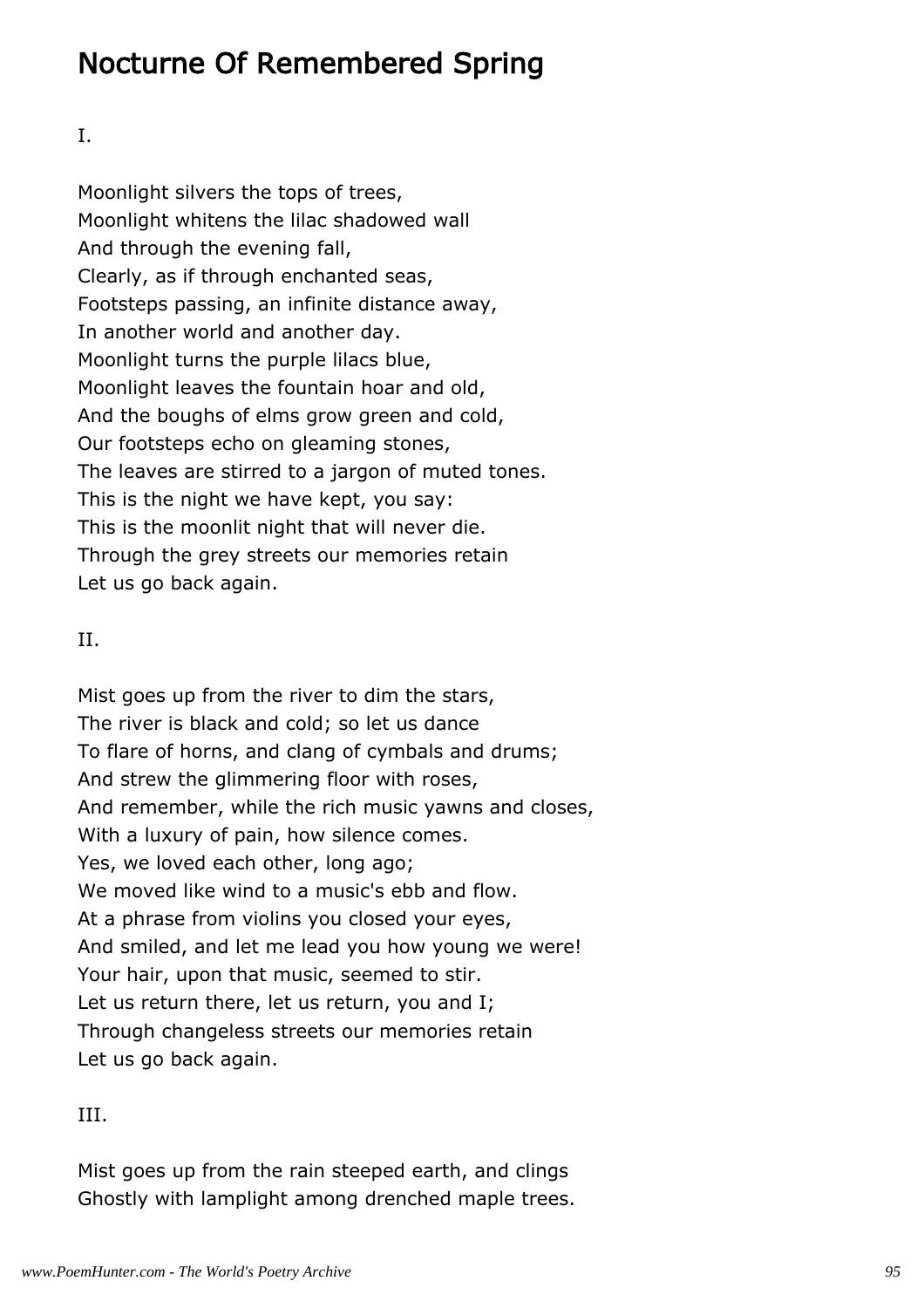# Nocturne Of Remembered Spring

I.

Moonlight silvers the tops of trees,
Moonlight whitens the lilac shadowed wall
And through the evening fall,
Clearly, as if through enchanted seas,
Footsteps passing, an infinite distance away,
In another world and another day.
Moonlight turns the purple lilacs blue,
Moonlight leaves the fountain hoar and old,
And the boughs of elms grow green and cold,
Our footsteps echo on gleaming stones,
The leaves are stirred to a jargon of muted tones.
This is the night we have kept, you say:
This is the moonlit night that will never die.
Through the grey streets our memories retain
Let us go back again.

II.

Mist goes up from the river to dim the stars,
The river is black and cold; so let us dance
To flare of horns, and clang of cymbals and drums;
And strew the glimmering floor with roses,
And remember, while the rich music yawns and closes,
With a luxury of pain, how silence comes.
Yes, we loved each other, long ago;
We moved like wind to a music's ebb and flow.
At a phrase from violins you closed your eyes,
And smiled, and let me lead you how young we were!
Your hair, upon that music, seemed to stir.
Let us return there, let us return, you and I;
Through changeless streets our memories retain
Let us go back again.

III.

Mist goes up from the rain steeped earth, and clings
Ghostly with lamplight among drenched maple trees.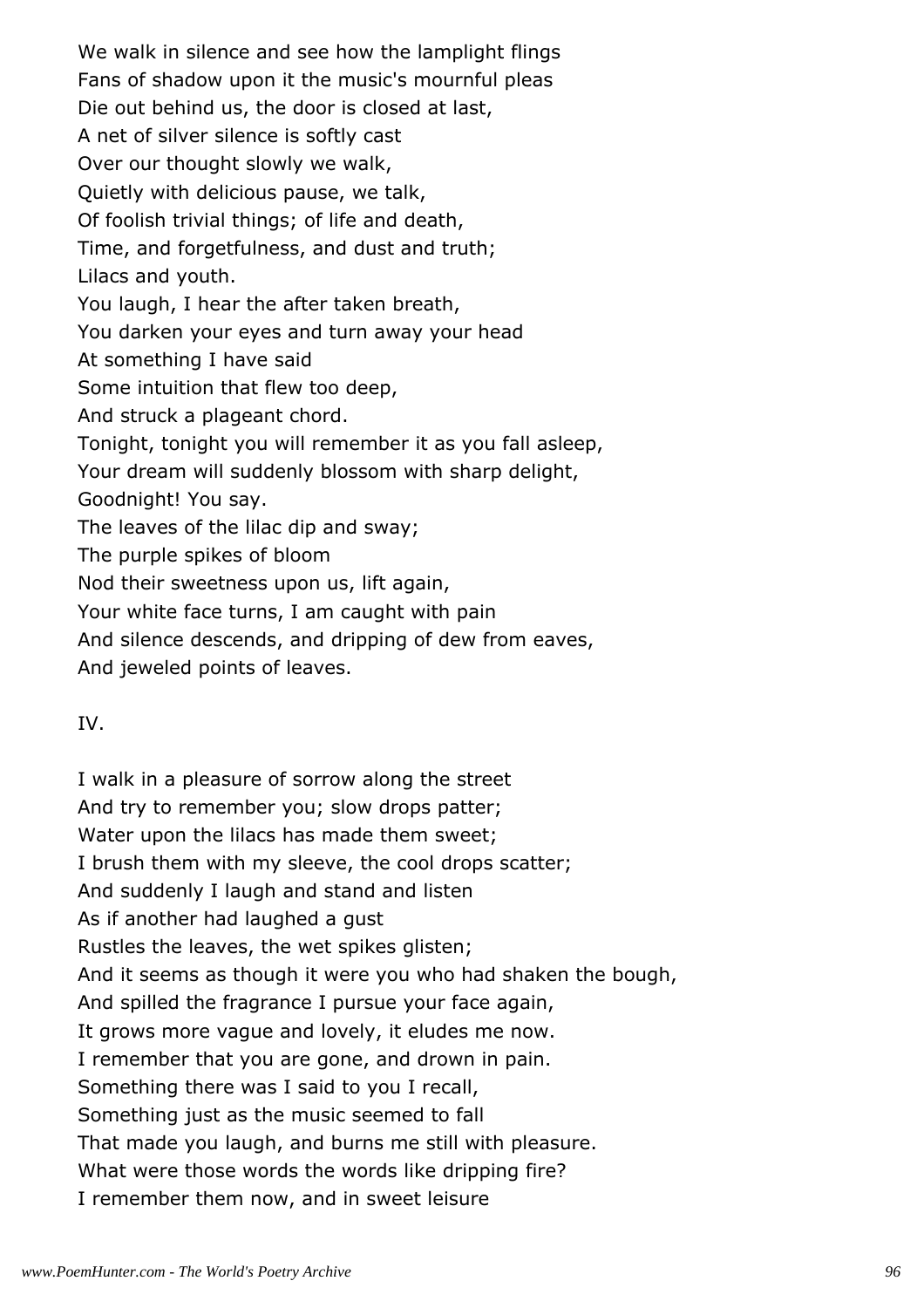We walk in silence and see how the lamplight flings
Fans of shadow upon it the music's mournful pleas
Die out behind us, the door is closed at last,
A net of silver silence is softly cast
Over our thought slowly we walk,
Quietly with delicious pause, we talk,
Of foolish trivial things; of life and death,
Time, and forgetfulness, and dust and truth;
Lilacs and youth.
You laugh, I hear the after taken breath,
You darken your eyes and turn away your head
At something I have said
Some intuition that flew too deep,
And struck a plageant chord.
Tonight, tonight you will remember it as you fall asleep,
Your dream will suddenly blossom with sharp delight,
Goodnight! You say.
The leaves of the lilac dip and sway;
The purple spikes of bloom
Nod their sweetness upon us, lift again,
Your white face turns, I am caught with pain
And silence descends, and dripping of dew from eaves,
And jeweled points of leaves.

IV.

I walk in a pleasure of sorrow along the street
And try to remember you; slow drops patter;
Water upon the lilacs has made them sweet;
I brush them with my sleeve, the cool drops scatter;
And suddenly I laugh and stand and listen
As if another had laughed a gust
Rustles the leaves, the wet spikes glisten;
And it seems as though it were you who had shaken the bough,
And spilled the fragrance I pursue your face again,
It grows more vague and lovely, it eludes me now.
I remember that you are gone, and drown in pain.
Something there was I said to you I recall,
Something just as the music seemed to fall
That made you laugh, and burns me still with pleasure.
What were those words the words like dripping fire?
I remember them now, and in sweet leisure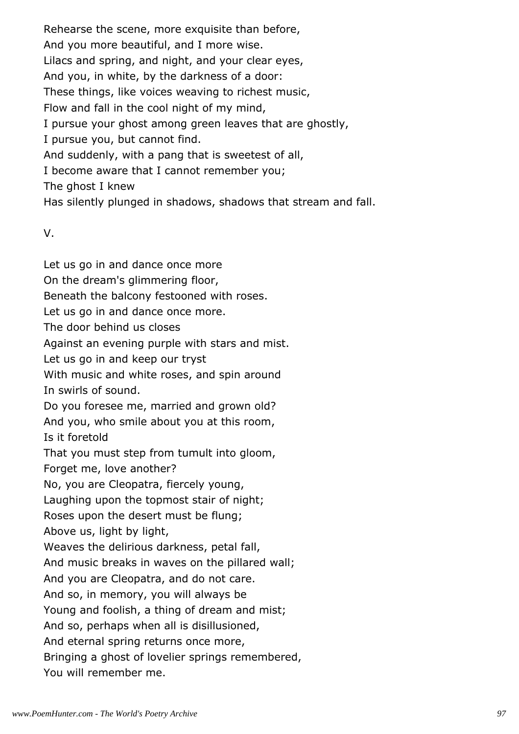Rehearse the scene, more exquisite than before,
And you more beautiful, and I more wise.
Lilacs and spring, and night, and your clear eyes,
And you, in white, by the darkness of a door:
These things, like voices weaving to richest music,
Flow and fall in the cool night of my mind,
I pursue your ghost among green leaves that are ghostly,
I pursue you, but cannot find.
And suddenly, with a pang that is sweetest of all,
I become aware that I cannot remember you;
The ghost I knew
Has silently plunged in shadows, shadows that stream and fall.

V.

Let us go in and dance once more
On the dream's glimmering floor,
Beneath the balcony festooned with roses.
Let us go in and dance once more.
The door behind us closes
Against an evening purple with stars and mist.
Let us go in and keep our tryst
With music and white roses, and spin around
In swirls of sound.
Do you foresee me, married and grown old?
And you, who smile about you at this room,
Is it foretold
That you must step from tumult into gloom,
Forget me, love another?
No, you are Cleopatra, fiercely young,
Laughing upon the topmost stair of night;
Roses upon the desert must be flung;
Above us, light by light,
Weaves the delirious darkness, petal fall,
And music breaks in waves on the pillared wall;
And you are Cleopatra, and do not care.
And so, in memory, you will always be
Young and foolish, a thing of dream and mist;
And so, perhaps when all is disillusioned,
And eternal spring returns once more,
Bringing a ghost of lovelier springs remembered,
You will remember me.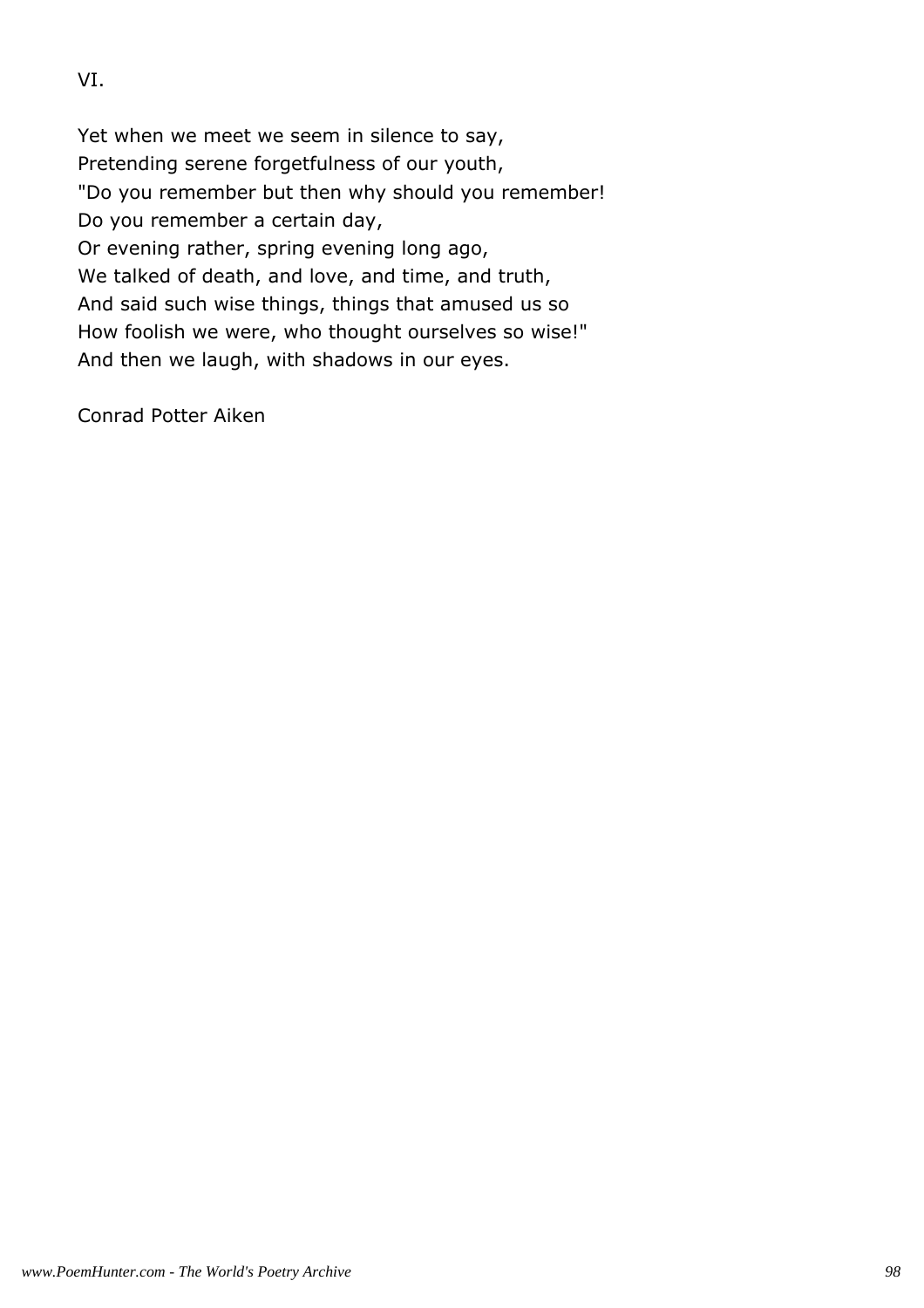VI.

Yet when we meet we seem in silence to say,
Pretending serene forgetfulness of our youth,
"Do you remember but then why should you remember!
Do you remember a certain day,
Or evening rather, spring evening long ago,
We talked of death, and love, and time, and truth,
And said such wise things, things that amused us so
How foolish we were, who thought ourselves so wise!"
And then we laugh, with shadows in our eyes.

Conrad Potter Aiken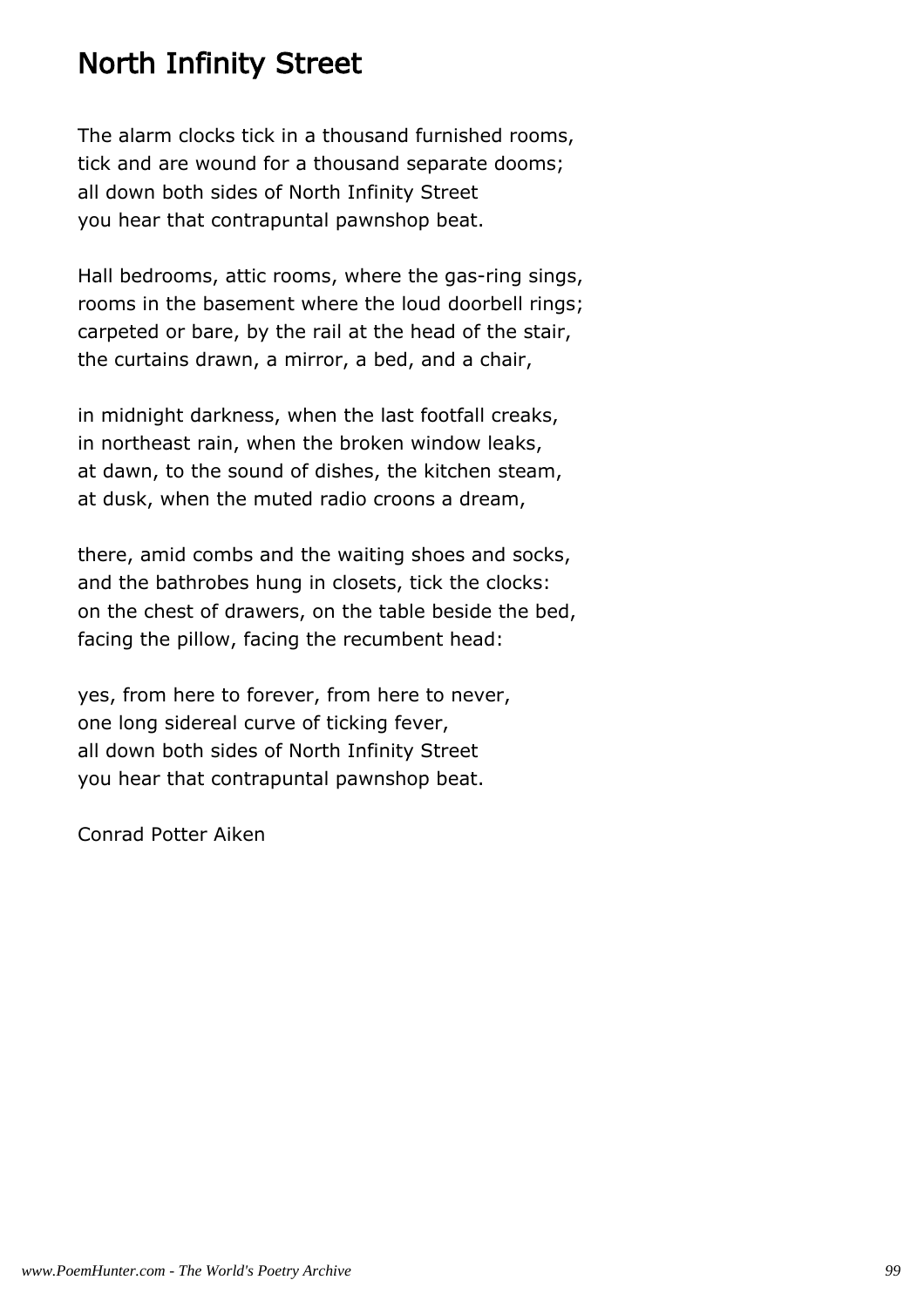# North Infinity Street

The alarm clocks tick in a thousand furnished rooms,
tick and are wound for a thousand separate dooms;
all down both sides of North Infinity Street
you hear that contrapuntal pawnshop beat.

Hall bedrooms, attic rooms, where the gas-ring sings,
rooms in the basement where the loud doorbell rings;
carpeted or bare, by the rail at the head of the stair,
the curtains drawn, a mirror, a bed, and a chair,

in midnight darkness, when the last footfall creaks,
in northeast rain, when the broken window leaks,
at dawn, to the sound of dishes, the kitchen steam,
at dusk, when the muted radio croons a dream,

there, amid combs and the waiting shoes and socks,
and the bathrobes hung in closets, tick the clocks:
on the chest of drawers, on the table beside the bed,
facing the pillow, facing the recumbent head:

yes, from here to forever, from here to never,
one long sidereal curve of ticking fever,
all down both sides of North Infinity Street
you hear that contrapuntal pawnshop beat.

Conrad Potter Aiken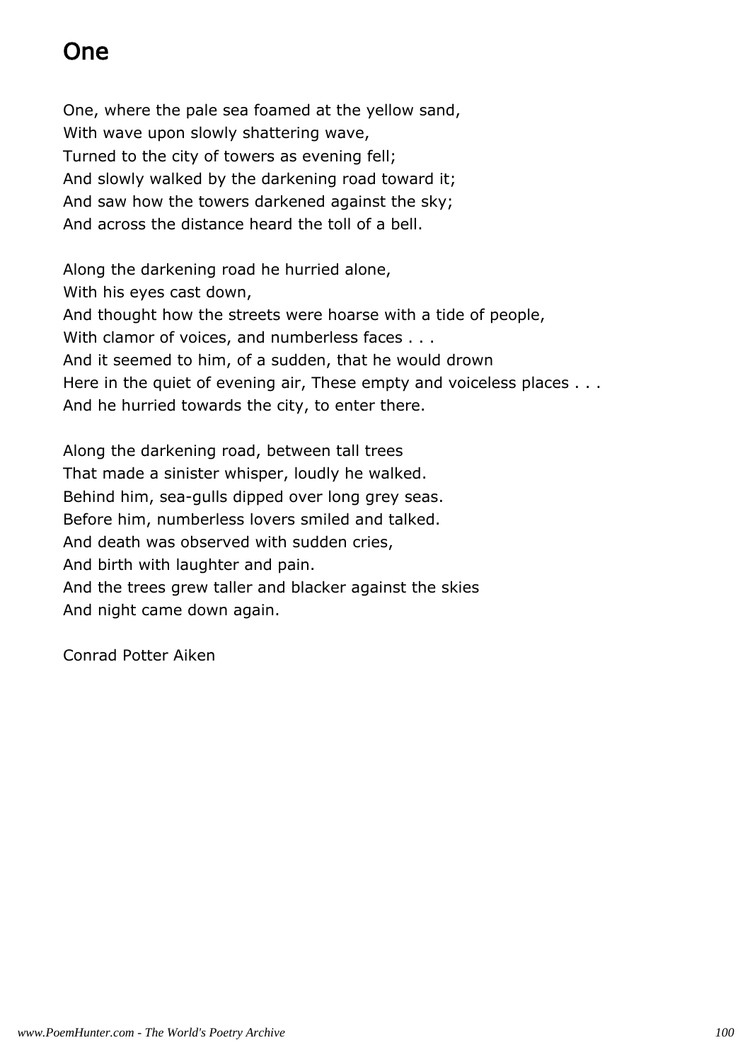## One

One, where the pale sea foamed at the yellow sand,
With wave upon slowly shattering wave,
Turned to the city of towers as evening fell;
And slowly walked by the darkening road toward it;
And saw how the towers darkened against the sky;
And across the distance heard the toll of a bell.

Along the darkening road he hurried alone,
With his eyes cast down,
And thought how the streets were hoarse with a tide of people,
With clamor of voices, and numberless faces . . .
And it seemed to him, of a sudden, that he would drown
Here in the quiet of evening air, These empty and voiceless places . . .
And he hurried towards the city, to enter there.

Along the darkening road, between tall trees
That made a sinister whisper, loudly he walked.
Behind him, sea-gulls dipped over long grey seas.
Before him, numberless lovers smiled and talked.
And death was observed with sudden cries,
And birth with laughter and pain.
And the trees grew taller and blacker against the skies
And night came down again.

Conrad Potter Aiken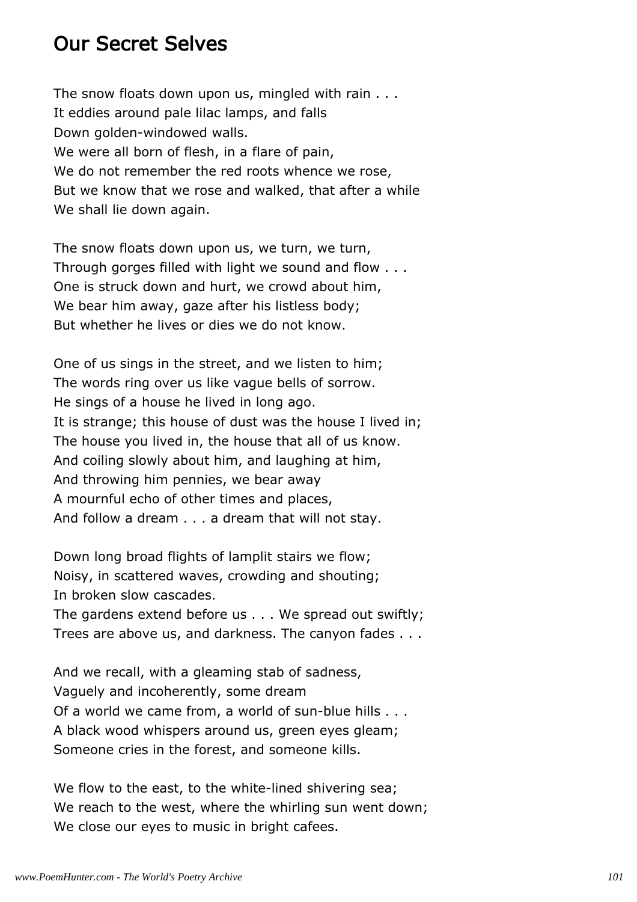## Our Secret Selves

The snow floats down upon us, mingled with rain . . .
It eddies around pale lilac lamps, and falls
Down golden-windowed walls.
We were all born of flesh, in a flare of pain,
We do not remember the red roots whence we rose,
But we know that we rose and walked, that after a while
We shall lie down again.

The snow floats down upon us, we turn, we turn,
Through gorges filled with light we sound and flow . . .
One is struck down and hurt, we crowd about him,
We bear him away, gaze after his listless body;
But whether he lives or dies we do not know.

One of us sings in the street, and we listen to him;
The words ring over us like vague bells of sorrow.
He sings of a house he lived in long ago.
It is strange; this house of dust was the house I lived in;
The house you lived in, the house that all of us know.
And coiling slowly about him, and laughing at him,
And throwing him pennies, we bear away
A mournful echo of other times and places,
And follow a dream . . . a dream that will not stay.

Down long broad flights of lamplit stairs we flow;
Noisy, in scattered waves, crowding and shouting;
In broken slow cascades.
The gardens extend before us . . . We spread out swiftly;
Trees are above us, and darkness. The canyon fades . . .

And we recall, with a gleaming stab of sadness,
Vaguely and incoherently, some dream
Of a world we came from, a world of sun-blue hills . . .
A black wood whispers around us, green eyes gleam;
Someone cries in the forest, and someone kills.

We flow to the east, to the white-lined shivering sea;
We reach to the west, where the whirling sun went down;
We close our eyes to music in bright cafees.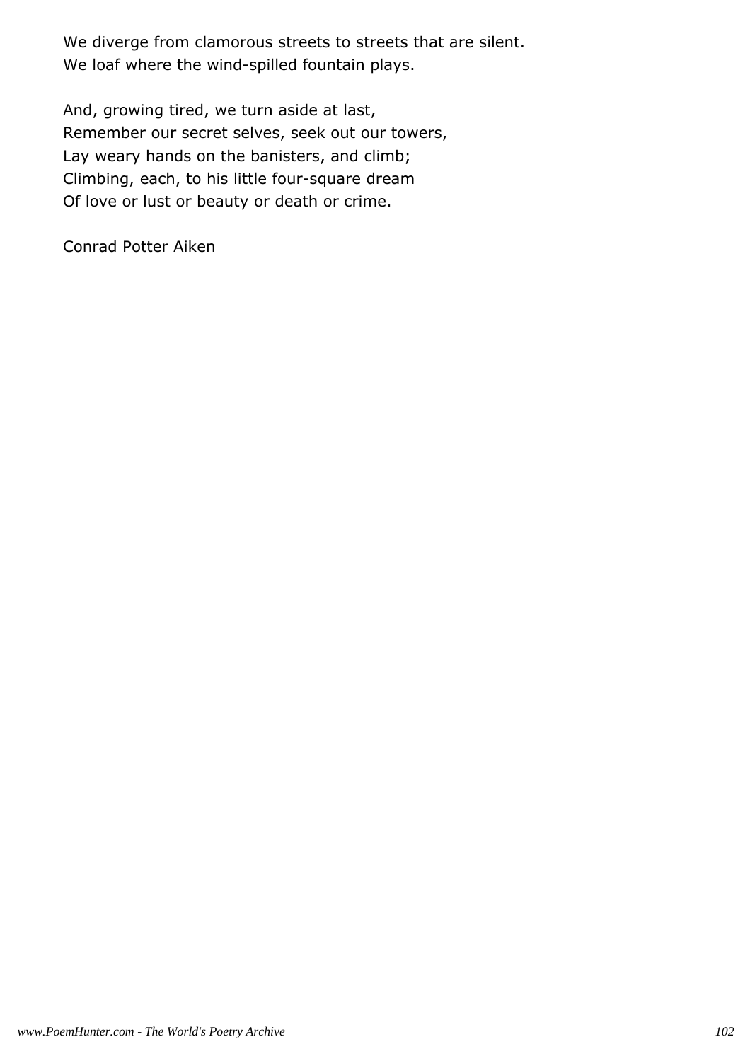We diverge from clamorous streets to streets that are silent.
We loaf where the wind-spilled fountain plays.

And, growing tired, we turn aside at last,
Remember our secret selves, seek out our towers,
Lay weary hands on the banisters, and climb;
Climbing, each, to his little four-square dream
Of love or lust or beauty or death or crime.

Conrad Potter Aiken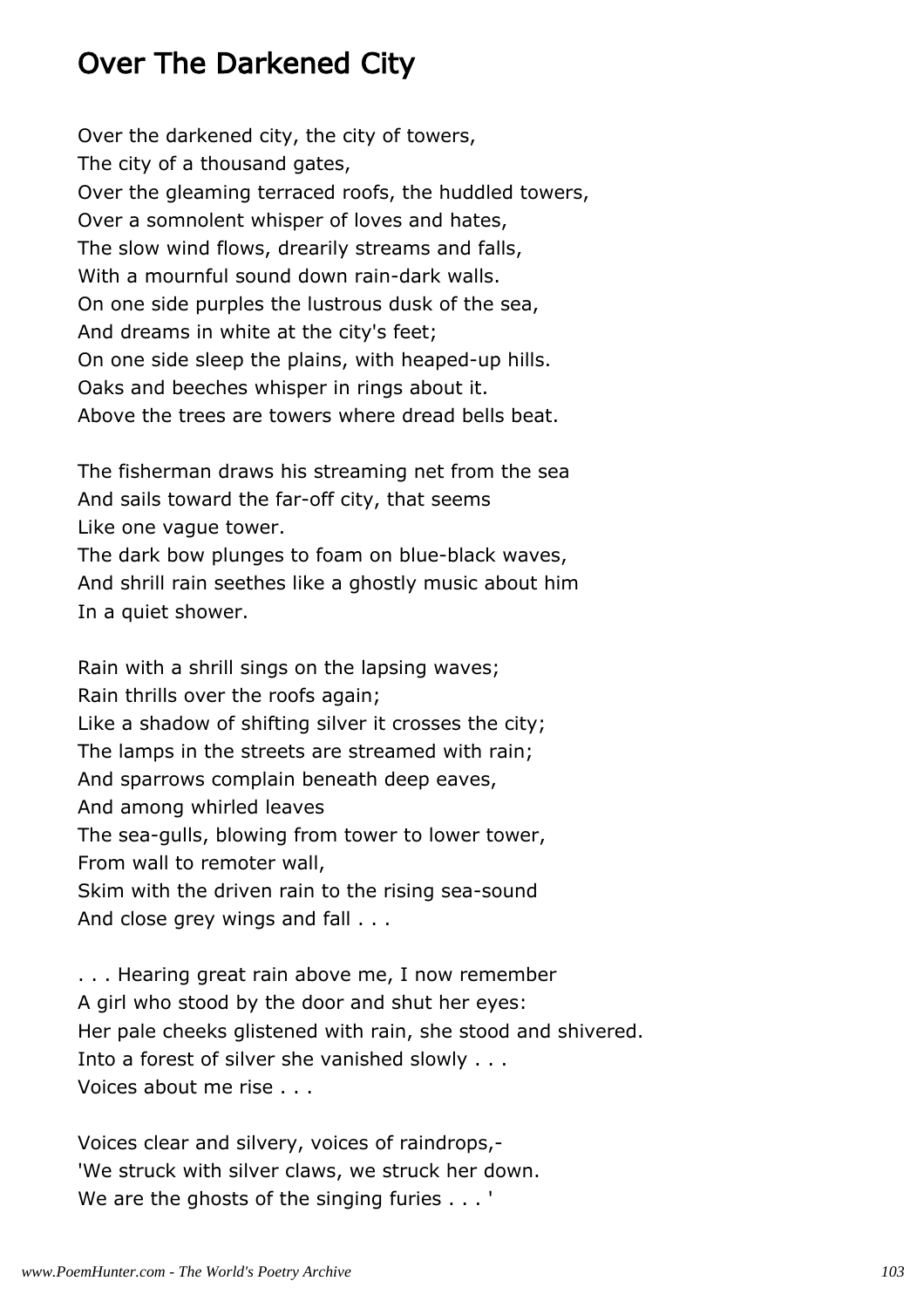## Over The Darkened City

Over the darkened city, the city of towers,  
The city of a thousand gates,  
Over the gleaming terraced roofs, the huddled towers,  
Over a somnolent whisper of loves and hates,  
The slow wind flows, drearily streams and falls,  
With a mournful sound down rain-dark walls.  
On one side purples the lustrous dusk of the sea,  
And dreams in white at the city's feet;  
On one side sleep the plains, with heaped-up hills.  
Oaks and beeches whisper in rings about it.  
Above the trees are towers where dread bells beat.

The fisherman draws his streaming net from the sea  
And sails toward the far-off city, that seems  
Like one vague tower.  
The dark bow plunges to foam on blue-black waves,  
And shrill rain seethes like a ghostly music about him  
In a quiet shower.

Rain with a shrill sings on the lapsing waves;  
Rain thrills over the roofs again;  
Like a shadow of shifting silver it crosses the city;  
The lamps in the streets are streamed with rain;  
And sparrows complain beneath deep eaves,  
And among whirled leaves  
The sea-gulls, blowing from tower to lower tower,  
From wall to remoter wall,  
Skim with the driven rain to the rising sea-sound  
And close grey wings and fall . . .

. . . Hearing great rain above me, I now remember  
A girl who stood by the door and shut her eyes:  
Her pale cheeks glistened with rain, she stood and shivered.  
Into a forest of silver she vanished slowly . . .  
Voices about me rise . . .

Voices clear and silvery, voices of raindrops,-  
'We struck with silver claws, we struck her down.  
We are the ghosts of the singing furies . . . '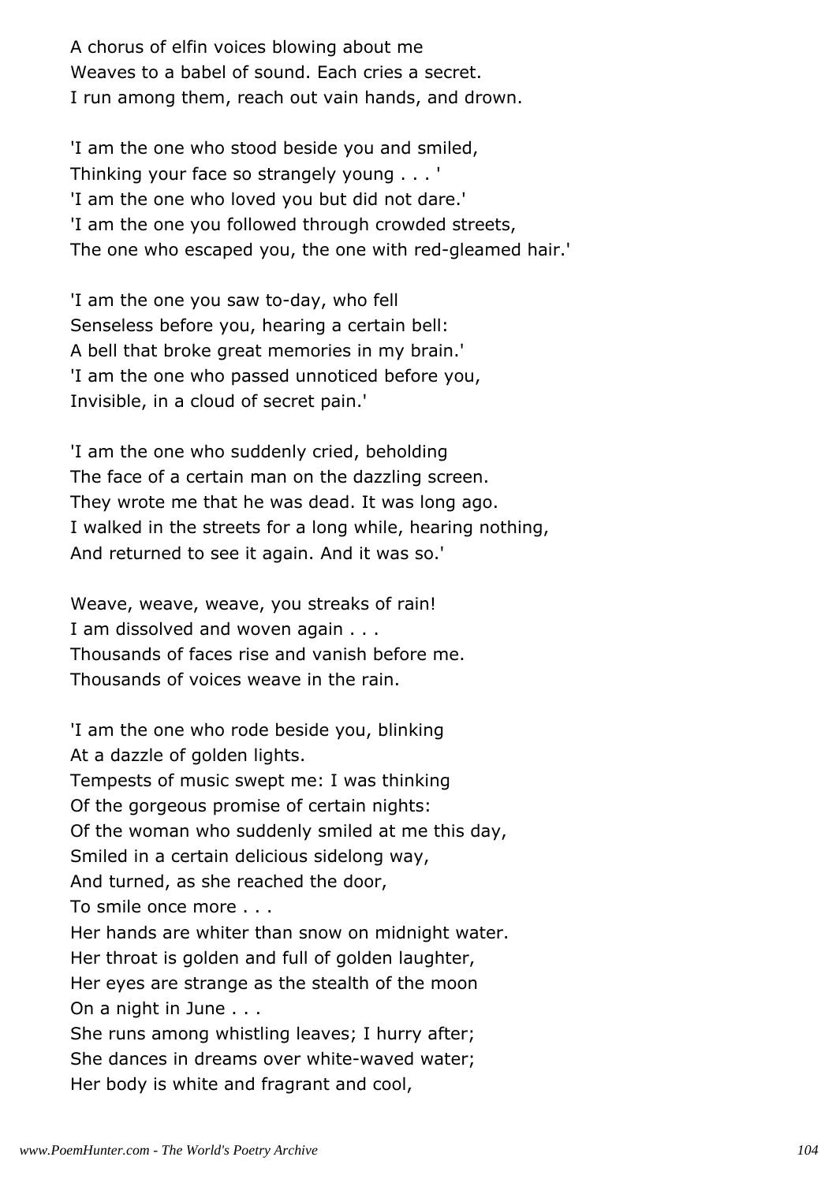A chorus of elfin voices blowing about me
Weaves to a babel of sound. Each cries a secret.
I run among them, reach out vain hands, and drown.

'I am the one who stood beside you and smiled,
Thinking your face so strangely young . . . '
'I am the one who loved you but did not dare.'
'I am the one you followed through crowded streets,
The one who escaped you, the one with red-gleamed hair.'

'I am the one you saw to-day, who fell
Senseless before you, hearing a certain bell:
A bell that broke great memories in my brain.'
'I am the one who passed unnoticed before you,
Invisible, in a cloud of secret pain.'

'I am the one who suddenly cried, beholding
The face of a certain man on the dazzling screen.
They wrote me that he was dead. It was long ago.
I walked in the streets for a long while, hearing nothing,
And returned to see it again. And it was so.'

Weave, weave, weave, you streaks of rain!
I am dissolved and woven again . . .
Thousands of faces rise and vanish before me.
Thousands of voices weave in the rain.

'I am the one who rode beside you, blinking
At a dazzle of golden lights.
Tempests of music swept me: I was thinking
Of the gorgeous promise of certain nights:
Of the woman who suddenly smiled at me this day,
Smiled in a certain delicious sidelong way,
And turned, as she reached the door,
To smile once more . . .
Her hands are whiter than snow on midnight water.
Her throat is golden and full of golden laughter,
Her eyes are strange as the stealth of the moon
On a night in June . . .
She runs among whistling leaves; I hurry after;
She dances in dreams over white-waved water;
Her body is white and fragrant and cool,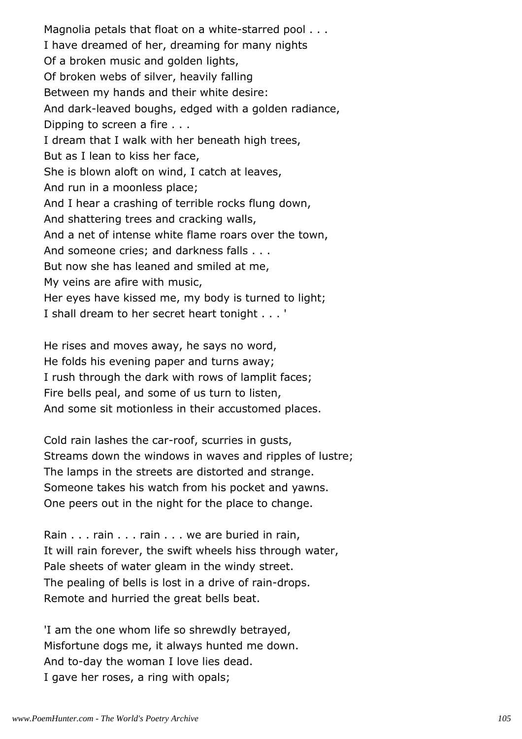Magnolia petals that float on a white-starred pool . . .
I have dreamed of her, dreaming for many nights
Of a broken music and golden lights,
Of broken webs of silver, heavily falling
Between my hands and their white desire:
And dark-leaved boughs, edged with a golden radiance,
Dipping to screen a fire . . .
I dream that I walk with her beneath high trees,
But as I lean to kiss her face,
She is blown aloft on wind, I catch at leaves,
And run in a moonless place;
And I hear a crashing of terrible rocks flung down,
And shattering trees and cracking walls,
And a net of intense white flame roars over the town,
And someone cries; and darkness falls . . .
But now she has leaned and smiled at me,
My veins are afire with music,
Her eyes have kissed me, my body is turned to light;
I shall dream to her secret heart tonight . . . '

He rises and moves away, he says no word,
He folds his evening paper and turns away;
I rush through the dark with rows of lamplit faces;
Fire bells peal, and some of us turn to listen,
And some sit motionless in their accustomed places.

Cold rain lashes the car-roof, scurries in gusts,
Streams down the windows in waves and ripples of lustre;
The lamps in the streets are distorted and strange.
Someone takes his watch from his pocket and yawns.
One peers out in the night for the place to change.

Rain . . . rain . . . rain . . . we are buried in rain,
It will rain forever, the swift wheels hiss through water,
Pale sheets of water gleam in the windy street.
The pealing of bells is lost in a drive of rain-drops.
Remote and hurried the great bells beat.

'I am the one whom life so shrewdly betrayed,
Misfortune dogs me, it always hunted me down.
And to-day the woman I love lies dead.
I gave her roses, a ring with opals;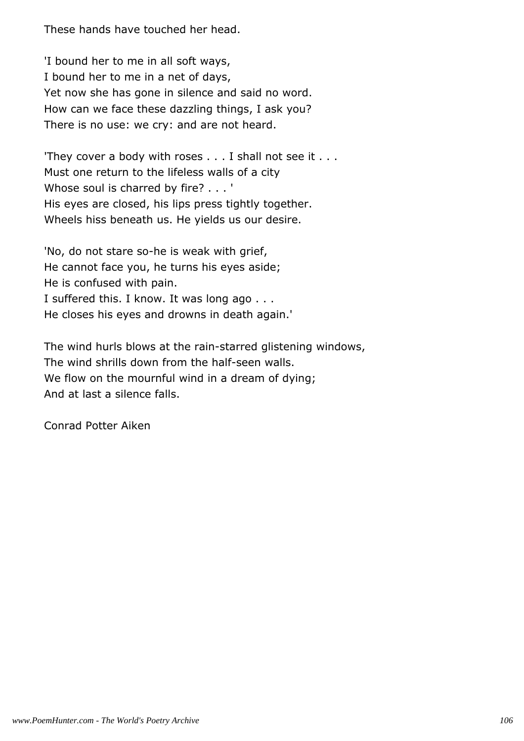These hands have touched her head.

'I bound her to me in all soft ways,  
I bound her to me in a net of days,  
Yet now she has gone in silence and said no word.  
How can we face these dazzling things, I ask you?  
There is no use: we cry: and are not heard.

'They cover a body with roses . . . I shall not see it . . .  
Must one return to the lifeless walls of a city  
Whose soul is charred by fire? . . . '  
His eyes are closed, his lips press tightly together.  
Wheels hiss beneath us. He yields us our desire.

'No, do not stare so-he is weak with grief,  
He cannot face you, he turns his eyes aside;  
He is confused with pain.  
I suffered this. I know. It was long ago . . .  
He closes his eyes and drowns in death again.'

The wind hurls blows at the rain-starred glistening windows,  
The wind shrills down from the half-seen walls.  
We flow on the mournful wind in a dream of dying;  
And at last a silence falls.

Conrad Potter Aiken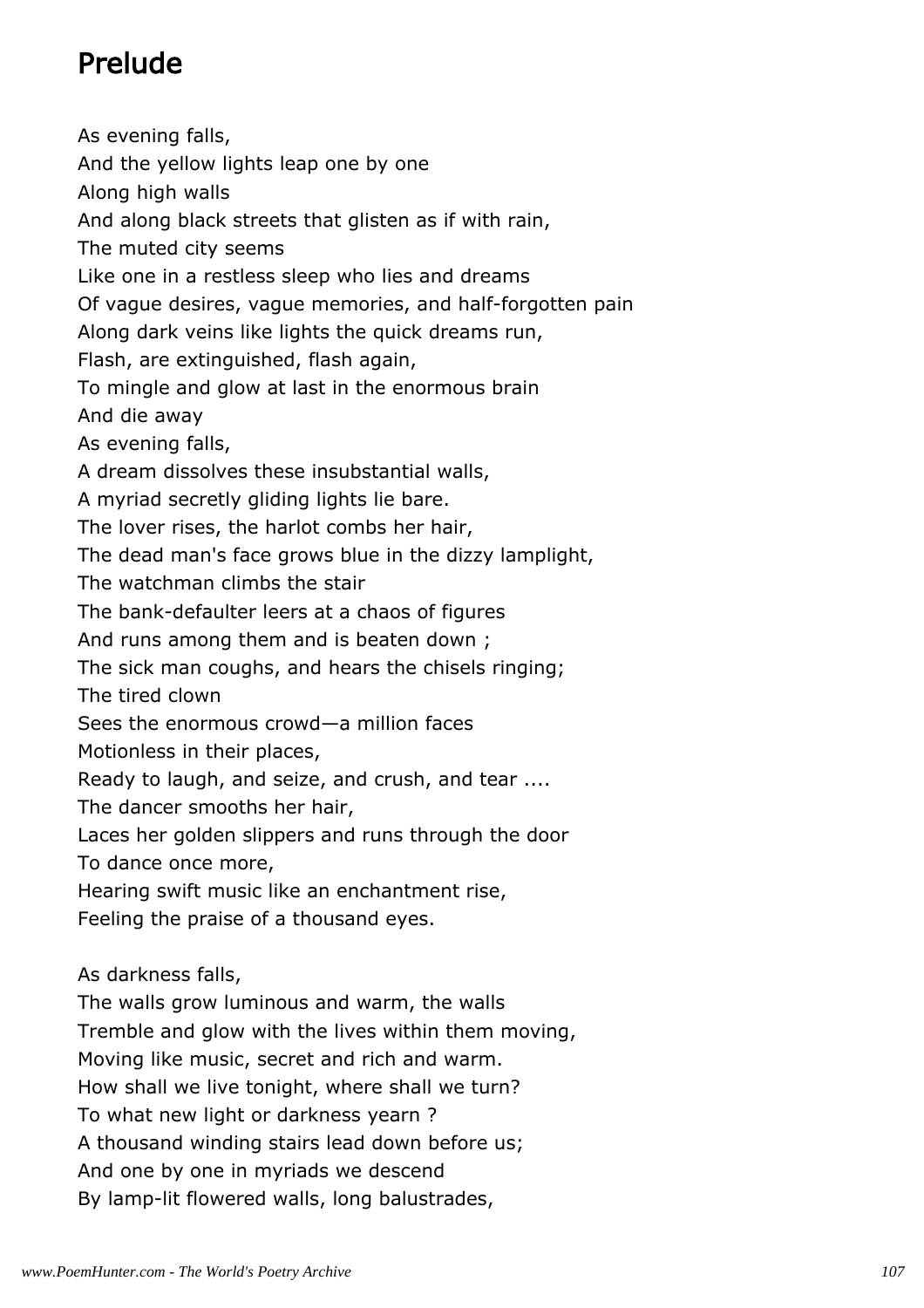# Prelude

As evening falls,  
And the yellow lights leap one by one  
Along high walls  
And along black streets that glisten as if with rain,  
The muted city seems  
Like one in a restless sleep who lies and dreams  
Of vague desires, vague memories, and half-forgotten pain  
Along dark veins like lights the quick dreams run,  
Flash, are extinguished, flash again,  
To mingle and glow at last in the enormous brain  
And die away  
As evening falls,  
A dream dissolves these insubstantial walls,  
A myriad secretly gliding lights lie bare.  
The lover rises, the harlot combs her hair,  
The dead man's face grows blue in the dizzy lamplight,  
The watchman climbs the stair  
The bank-defaulter leers at a chaos of figures  
And runs among them and is beaten down ;  
The sick man coughs, and hears the chisels ringing;  
The tired clown  
Sees the enormous crowd—a million faces  
Motionless in their places,  
Ready to laugh, and seize, and crush, and tear ....  
The dancer smooths her hair,  
Laces her golden slippers and runs through the door  
To dance once more,  
Hearing swift music like an enchantment rise,  
Feeling the praise of a thousand eyes.

As darkness falls,  
The walls grow luminous and warm, the walls  
Tremble and glow with the lives within them moving,  
Moving like music, secret and rich and warm.  
How shall we live tonight, where shall we turn?  
To what new light or darkness yearn ?  
A thousand winding stairs lead down before us;  
And one by one in myriads we descend  
By lamp-lit flowered walls, long balustrades,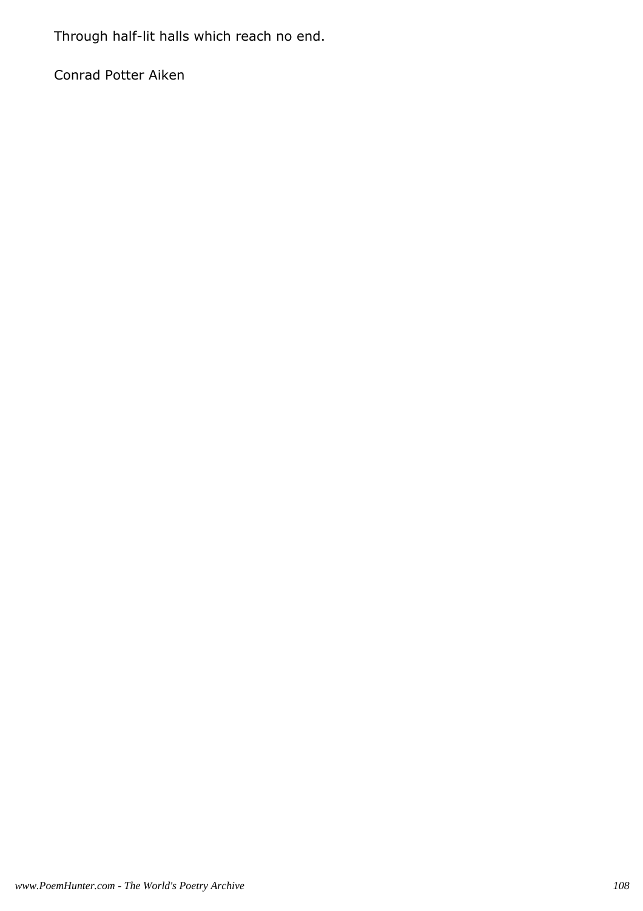Through half-lit halls which reach no end.

Conrad Potter Aiken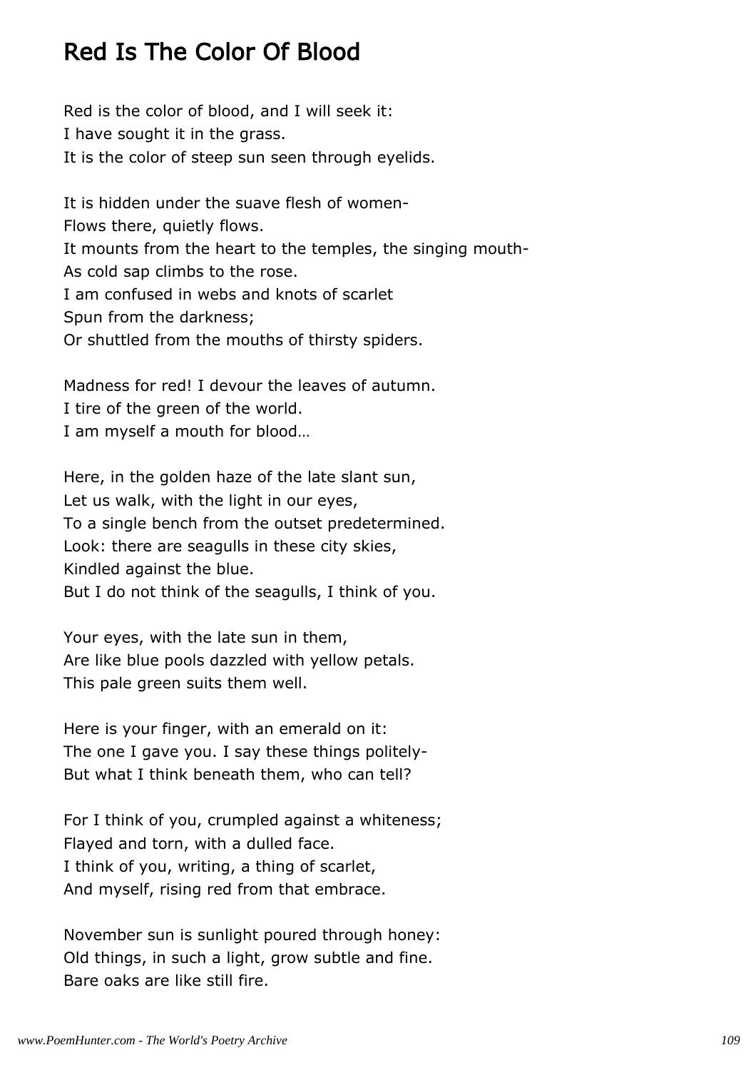## Red Is The Color Of Blood

Red is the color of blood, and I will seek it:
I have sought it in the grass.
It is the color of steep sun seen through eyelids.

It is hidden under the suave flesh of women-
Flows there, quietly flows.
It mounts from the heart to the temples, the singing mouth-
As cold sap climbs to the rose.
I am confused in webs and knots of scarlet
Spun from the darkness;
Or shuttled from the mouths of thirsty spiders.

Madness for red! I devour the leaves of autumn.
I tire of the green of the world.
I am myself a mouth for blood…

Here, in the golden haze of the late slant sun,
Let us walk, with the light in our eyes,
To a single bench from the outset predetermined.
Look: there are seagulls in these city skies,
Kindled against the blue.
But I do not think of the seagulls, I think of you.

Your eyes, with the late sun in them,
Are like blue pools dazzled with yellow petals.
This pale green suits them well.

Here is your finger, with an emerald on it:
The one I gave you. I say these things politely-
But what I think beneath them, who can tell?

For I think of you, crumpled against a whiteness;
Flayed and torn, with a dulled face.
I think of you, writing, a thing of scarlet,
And myself, rising red from that embrace.

November sun is sunlight poured through honey:
Old things, in such a light, grow subtle and fine.
Bare oaks are like still fire.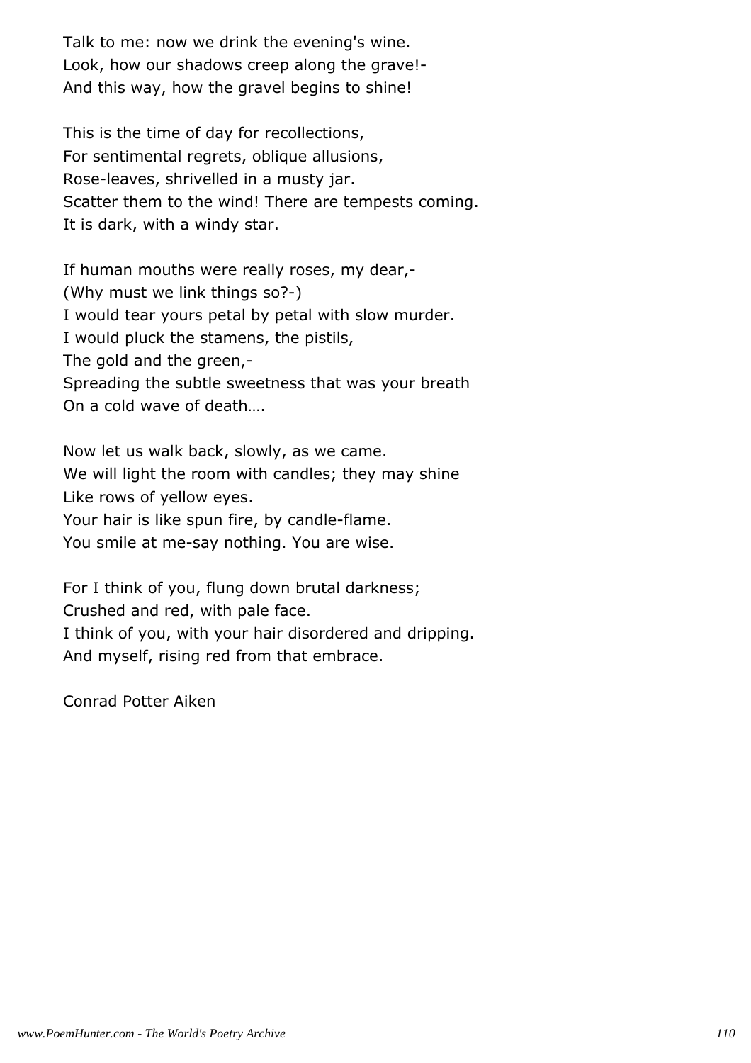Talk to me: now we drink the evening's wine.
Look, how our shadows creep along the grave!-
And this way, how the gravel begins to shine!

This is the time of day for recollections,
For sentimental regrets, oblique allusions,
Rose-leaves, shrivelled in a musty jar.
Scatter them to the wind! There are tempests coming.
It is dark, with a windy star.

If human mouths were really roses, my dear,-
(Why must we link things so?-)
I would tear yours petal by petal with slow murder.
I would pluck the stamens, the pistils,
The gold and the green,-
Spreading the subtle sweetness that was your breath
On a cold wave of death….

Now let us walk back, slowly, as we came.
We will light the room with candles; they may shine
Like rows of yellow eyes.
Your hair is like spun fire, by candle-flame.
You smile at me-say nothing. You are wise.

For I think of you, flung down brutal darkness;
Crushed and red, with pale face.
I think of you, with your hair disordered and dripping.
And myself, rising red from that embrace.

Conrad Potter Aiken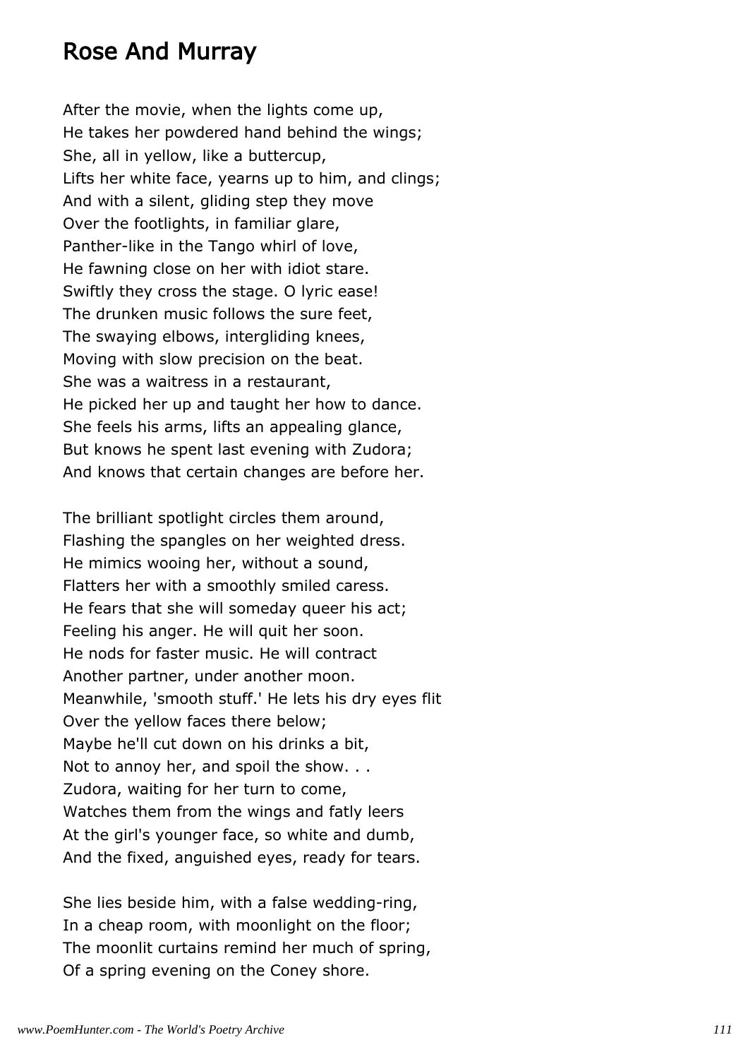# Rose And Murray

After the movie, when the lights come up,  
He takes her powdered hand behind the wings;  
She, all in yellow, like a buttercup,  
Lifts her white face, yearns up to him, and clings;  
And with a silent, gliding step they move  
Over the footlights, in familiar glare,  
Panther-like in the Tango whirl of love,  
He fawning close on her with idiot stare.  
Swiftly they cross the stage. O lyric ease!  
The drunken music follows the sure feet,  
The swaying elbows, intergliding knees,  
Moving with slow precision on the beat.  
She was a waitress in a restaurant,  
He picked her up and taught her how to dance.  
She feels his arms, lifts an appealing glance,  
But knows he spent last evening with Zudora;  
And knows that certain changes are before her.

The brilliant spotlight circles them around,  
Flashing the spangles on her weighted dress.  
He mimics wooing her, without a sound,  
Flatters her with a smoothly smiled caress.  
He fears that she will someday queer his act;  
Feeling his anger. He will quit her soon.  
He nods for faster music. He will contract  
Another partner, under another moon.  
Meanwhile, 'smooth stuff.' He lets his dry eyes flit  
Over the yellow faces there below;  
Maybe he'll cut down on his drinks a bit,  
Not to annoy her, and spoil the show. . .  
Zudora, waiting for her turn to come,  
Watches them from the wings and fatly leers  
At the girl's younger face, so white and dumb,  
And the fixed, anguished eyes, ready for tears.

She lies beside him, with a false wedding-ring,  
In a cheap room, with moonlight on the floor;  
The moonlit curtains remind her much of spring,  
Of a spring evening on the Coney shore.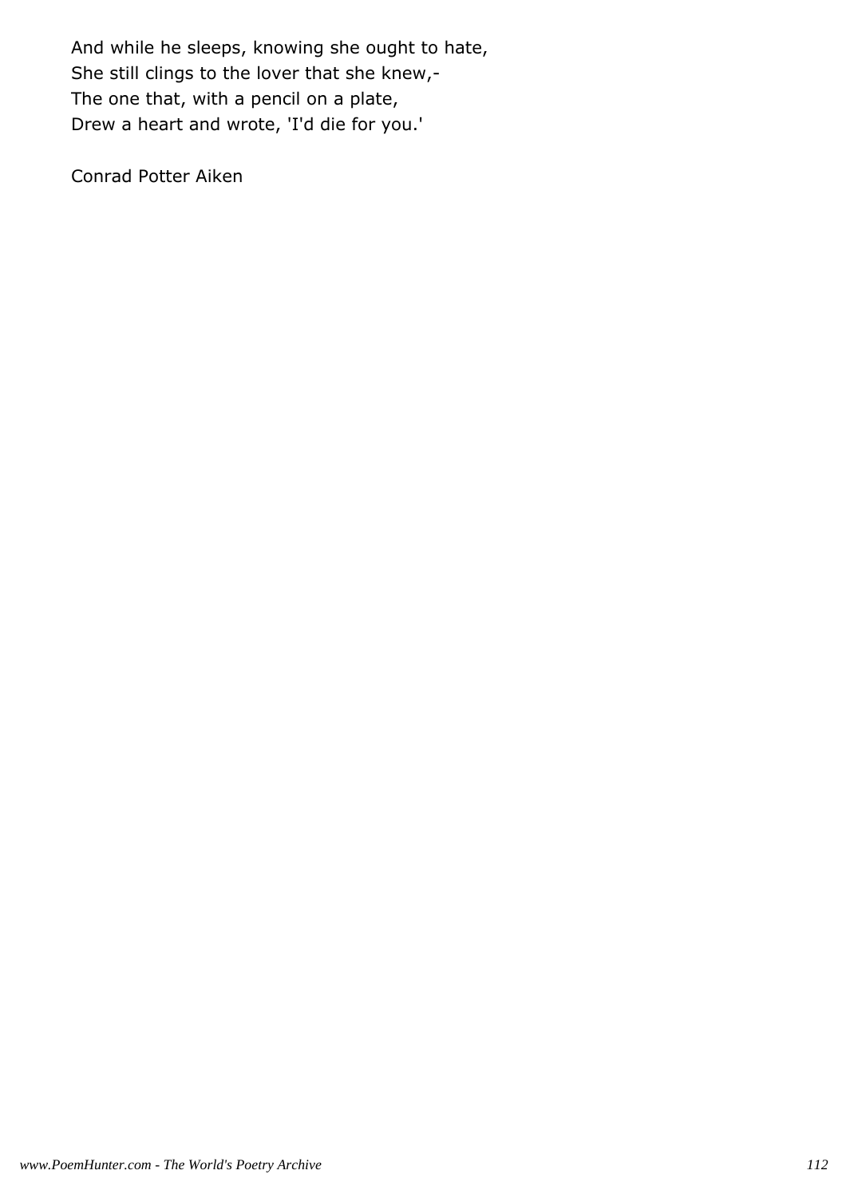And while he sleeps, knowing she ought to hate,  
She still clings to the lover that she knew,-  
The one that, with a pencil on a plate,  
Drew a heart and wrote, 'I'd die for you.'

Conrad Potter Aiken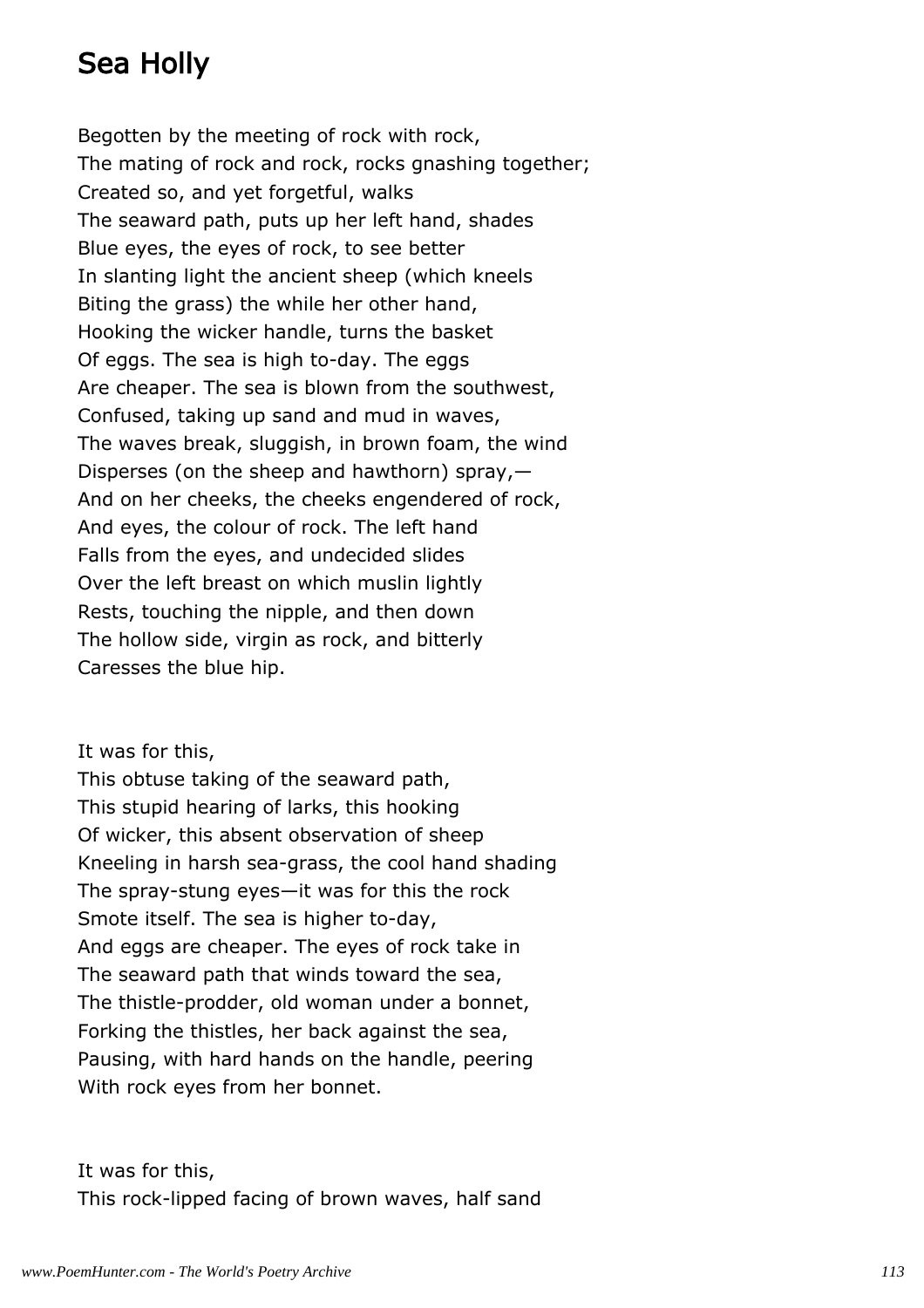# Sea Holly

Begotten by the meeting of rock with rock,
The mating of rock and rock, rocks gnashing together;
Created so, and yet forgetful, walks
The seaward path, puts up her left hand, shades
Blue eyes, the eyes of rock, to see better
In slanting light the ancient sheep (which kneels
Biting the grass) the while her other hand,
Hooking the wicker handle, turns the basket
Of eggs. The sea is high to-day. The eggs
Are cheaper. The sea is blown from the southwest,
Confused, taking up sand and mud in waves,
The waves break, sluggish, in brown foam, the wind
Disperses (on the sheep and hawthorn) spray,—
And on her cheeks, the cheeks engendered of rock,
And eyes, the colour of rock. The left hand
Falls from the eyes, and undecided slides
Over the left breast on which muslin lightly
Rests, touching the nipple, and then down
The hollow side, virgin as rock, and bitterly
Caresses the blue hip.

It was for this,
This obtuse taking of the seaward path,
This stupid hearing of larks, this hooking
Of wicker, this absent observation of sheep
Kneeling in harsh sea-grass, the cool hand shading
The spray-stung eyes—it was for this the rock
Smote itself. The sea is higher to-day,
And eggs are cheaper. The eyes of rock take in
The seaward path that winds toward the sea,
The thistle-prodder, old woman under a bonnet,
Forking the thistles, her back against the sea,
Pausing, with hard hands on the handle, peering
With rock eyes from her bonnet.

It was for this,
This rock-lipped facing of brown waves, half sand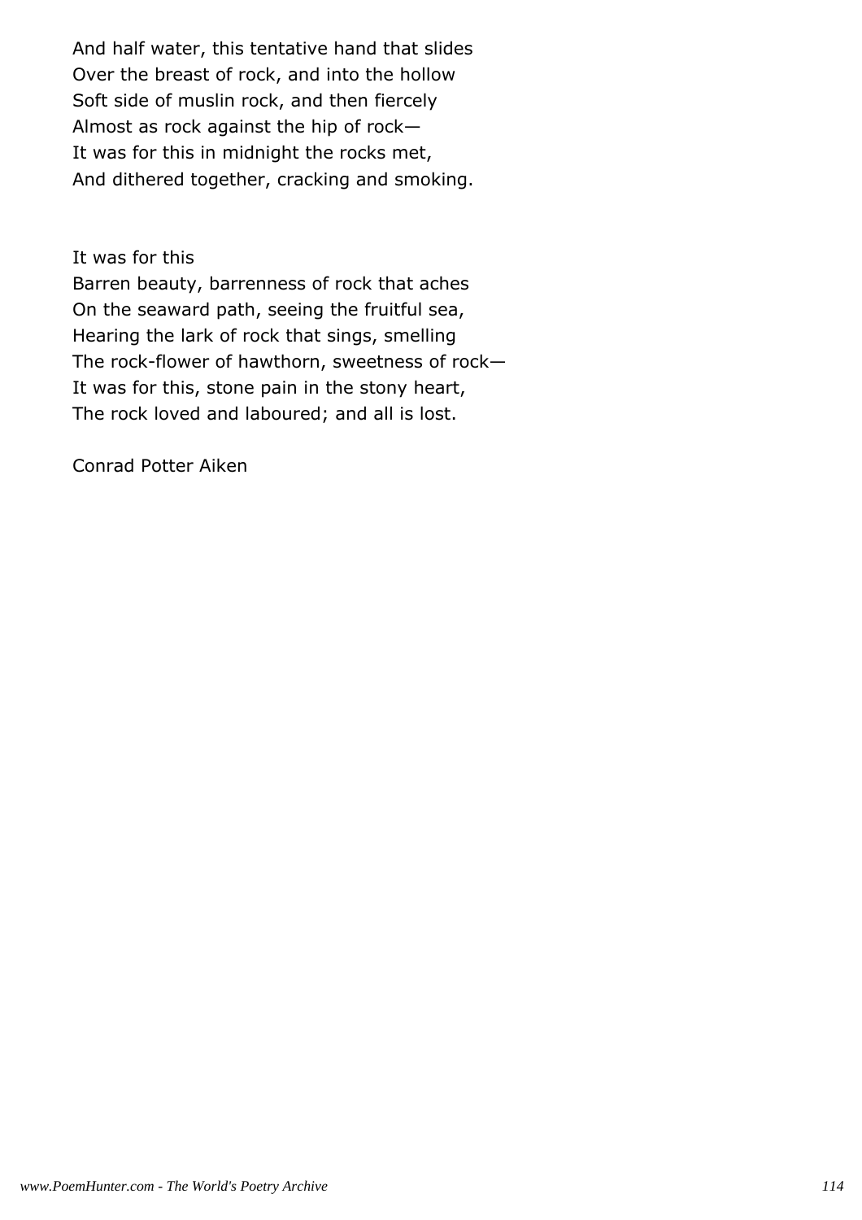And half water, this tentative hand that slides
Over the breast of rock, and into the hollow
Soft side of muslin rock, and then fiercely
Almost as rock against the hip of rock—
It was for this in midnight the rocks met,
And dithered together, cracking and smoking.

It was for this
Barren beauty, barrenness of rock that aches
On the seaward path, seeing the fruitful sea,
Hearing the lark of rock that sings, smelling
The rock-flower of hawthorn, sweetness of rock—
It was for this, stone pain in the stony heart,
The rock loved and laboured; and all is lost.

Conrad Potter Aiken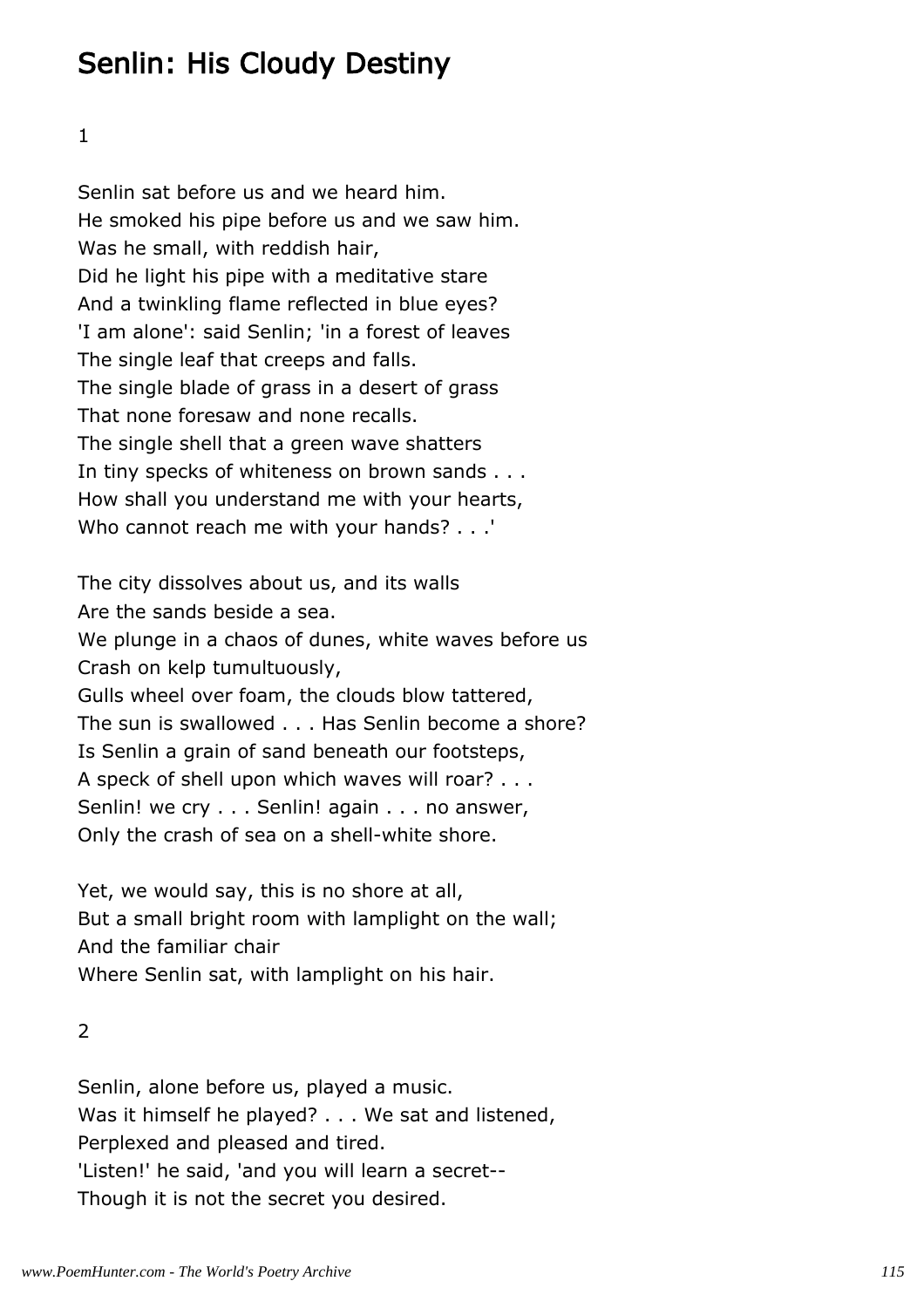# Senlin: His Cloudy Destiny

1

Senlin sat before us and we heard him.
He smoked his pipe before us and we saw him.
Was he small, with reddish hair,
Did he light his pipe with a meditative stare
And a twinkling flame reflected in blue eyes?
'I am alone': said Senlin; 'in a forest of leaves
The single leaf that creeps and falls.
The single blade of grass in a desert of grass
That none foresaw and none recalls.
The single shell that a green wave shatters
In tiny specks of whiteness on brown sands . . .
How shall you understand me with your hearts,
Who cannot reach me with your hands? . . .'

The city dissolves about us, and its walls
Are the sands beside a sea.
We plunge in a chaos of dunes, white waves before us
Crash on kelp tumultuously,
Gulls wheel over foam, the clouds blow tattered,
The sun is swallowed . . . Has Senlin become a shore?
Is Senlin a grain of sand beneath our footsteps,
A speck of shell upon which waves will roar? . . .
Senlin! we cry . . . Senlin! again . . . no answer,
Only the crash of sea on a shell-white shore.

Yet, we would say, this is no shore at all,
But a small bright room with lamplight on the wall;
And the familiar chair
Where Senlin sat, with lamplight on his hair.

2

Senlin, alone before us, played a music.
Was it himself he played? . . . We sat and listened,
Perplexed and pleased and tired.
'Listen!' he said, 'and you will learn a secret--
Though it is not the secret you desired.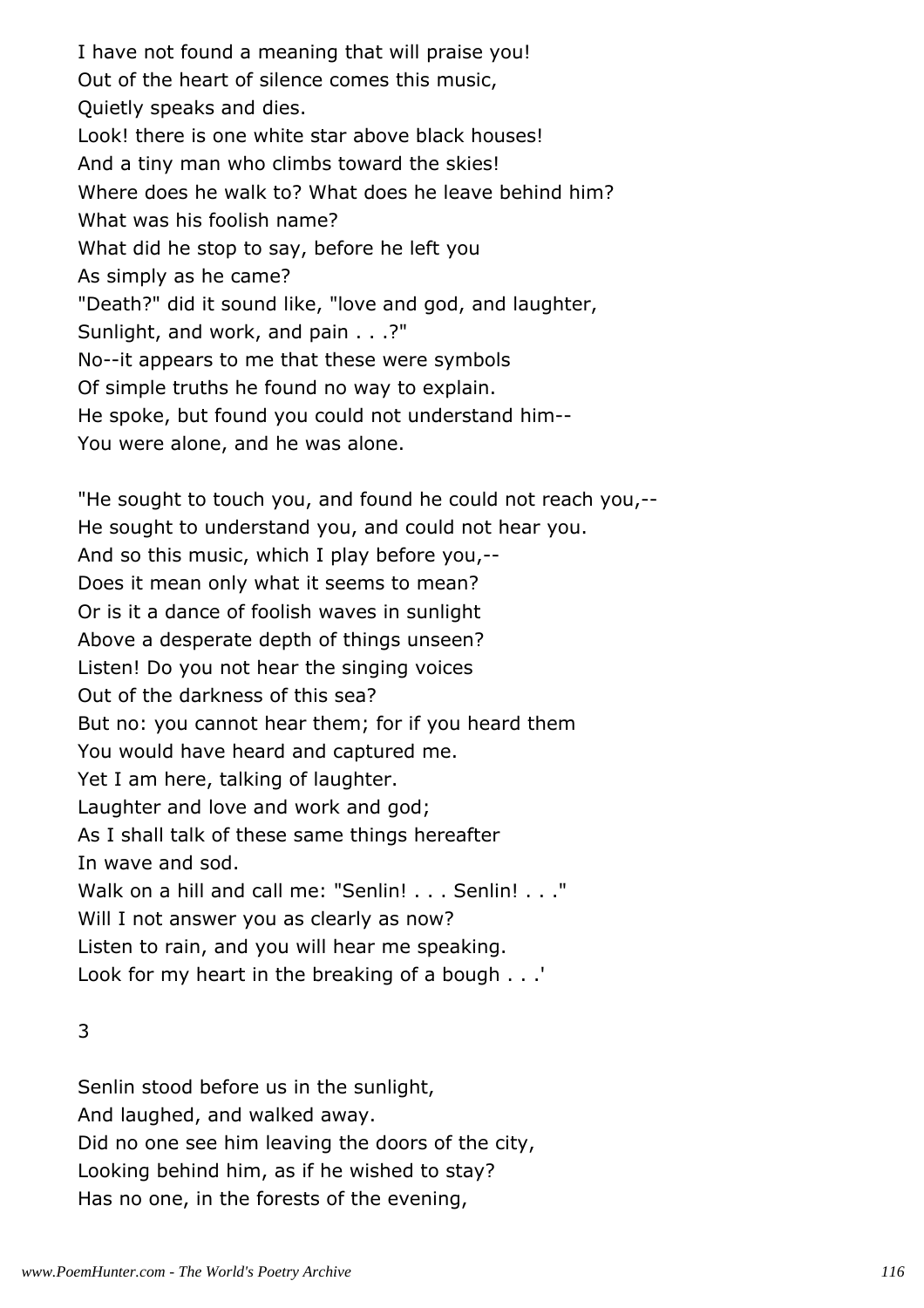I have not found a meaning that will praise you!
Out of the heart of silence comes this music,
Quietly speaks and dies.
Look! there is one white star above black houses!
And a tiny man who climbs toward the skies!
Where does he walk to? What does he leave behind him?
What was his foolish name?
What did he stop to say, before he left you
As simply as he came?
"Death?" did it sound like, "love and god, and laughter,
Sunlight, and work, and pain . . .?"
No--it appears to me that these were symbols
Of simple truths he found no way to explain.
He spoke, but found you could not understand him--
You were alone, and he was alone.

"He sought to touch you, and found he could not reach you,--
He sought to understand you, and could not hear you.
And so this music, which I play before you,--
Does it mean only what it seems to mean?
Or is it a dance of foolish waves in sunlight
Above a desperate depth of things unseen?
Listen! Do you not hear the singing voices
Out of the darkness of this sea?
But no: you cannot hear them; for if you heard them
You would have heard and captured me.
Yet I am here, talking of laughter.
Laughter and love and work and god;
As I shall talk of these same things hereafter
In wave and sod.
Walk on a hill and call me: "Senlin! . . . Senlin! . . ."
Will I not answer you as clearly as now?
Listen to rain, and you will hear me speaking.
Look for my heart in the breaking of a bough . . .'

3

Senlin stood before us in the sunlight,
And laughed, and walked away.
Did no one see him leaving the doors of the city,
Looking behind him, as if he wished to stay?
Has no one, in the forests of the evening,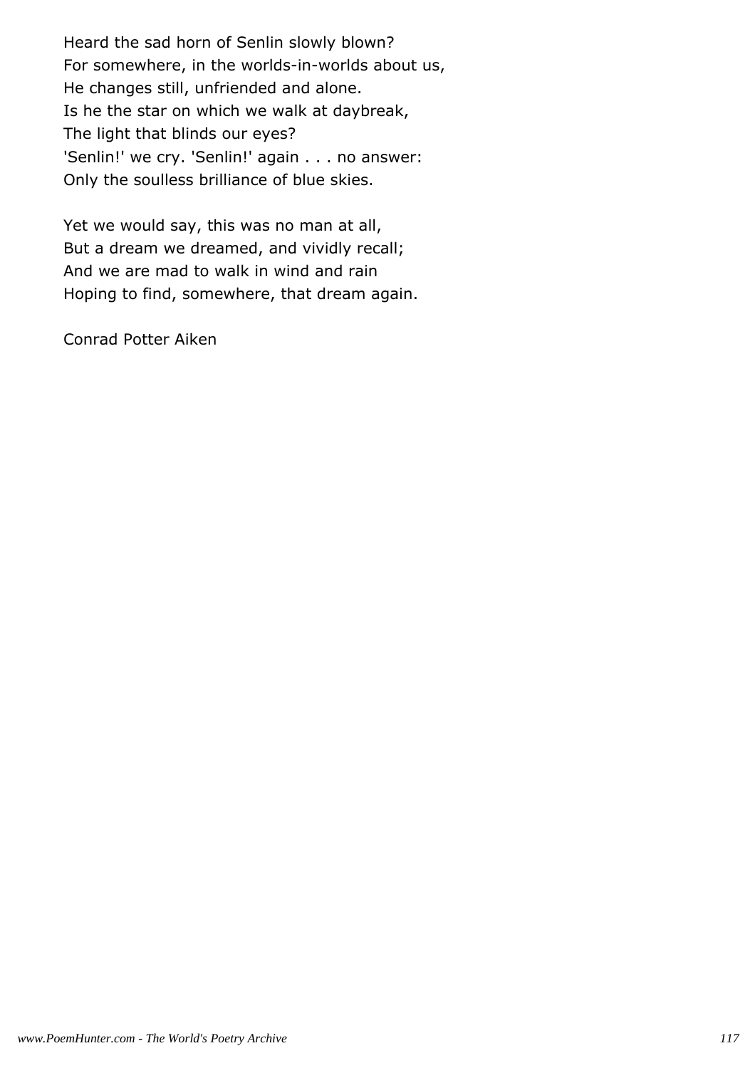Heard the sad horn of Senlin slowly blown?
For somewhere, in the worlds-in-worlds about us,
He changes still, unfriended and alone.
Is he the star on which we walk at daybreak,
The light that blinds our eyes?
'Senlin!' we cry. 'Senlin!' again . . . no answer:
Only the soulless brilliance of blue skies.

Yet we would say, this was no man at all,
But a dream we dreamed, and vividly recall;
And we are mad to walk in wind and rain
Hoping to find, somewhere, that dream again.

Conrad Potter Aiken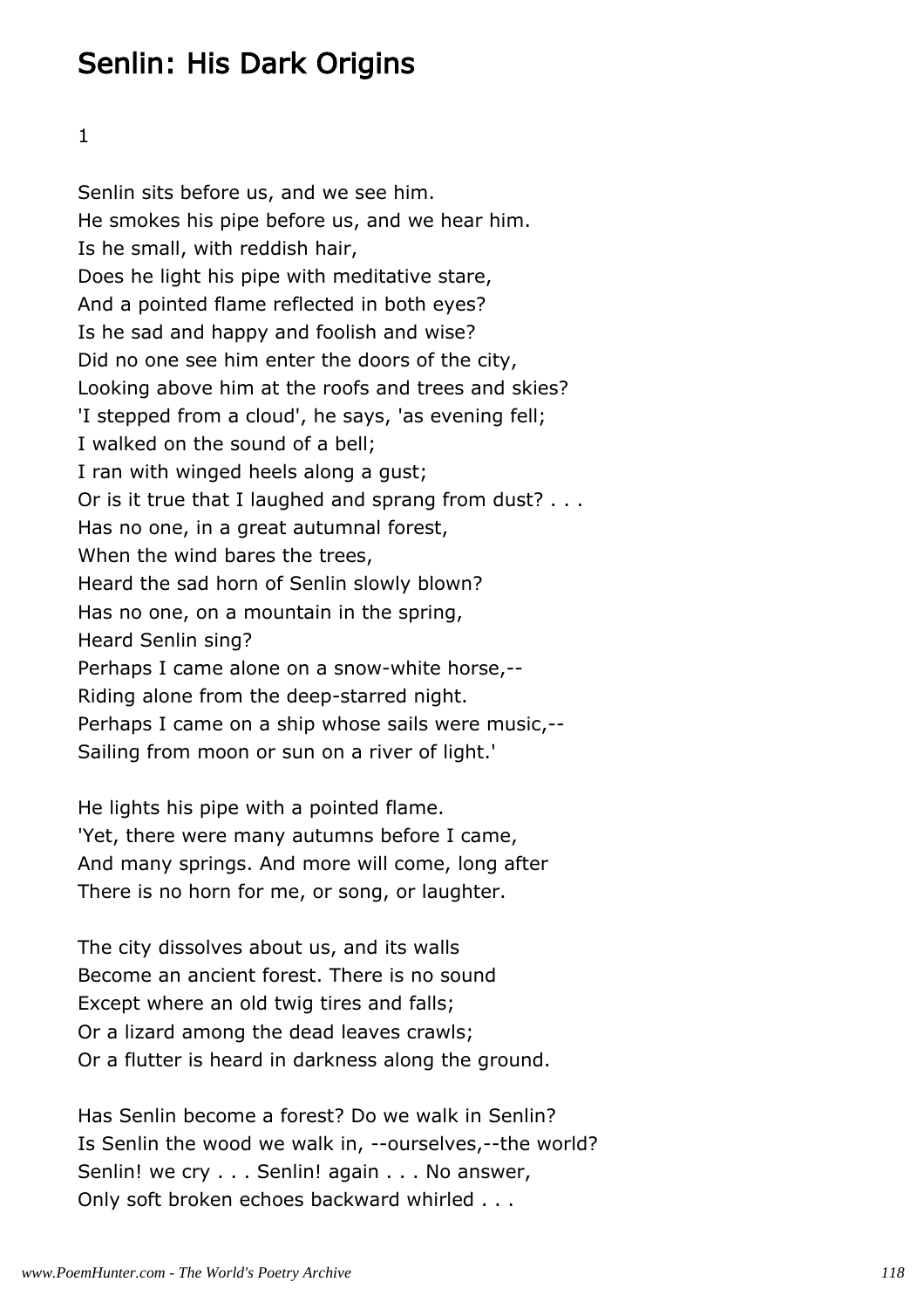# Senlin: His Dark Origins

1

Senlin sits before us, and we see him.
He smokes his pipe before us, and we hear him.
Is he small, with reddish hair,
Does he light his pipe with meditative stare,
And a pointed flame reflected in both eyes?
Is he sad and happy and foolish and wise?
Did no one see him enter the doors of the city,
Looking above him at the roofs and trees and skies?
'I stepped from a cloud', he says, 'as evening fell;
I walked on the sound of a bell;
I ran with winged heels along a gust;
Or is it true that I laughed and sprang from dust? . . .
Has no one, in a great autumnal forest,
When the wind bares the trees,
Heard the sad horn of Senlin slowly blown?
Has no one, on a mountain in the spring,
Heard Senlin sing?
Perhaps I came alone on a snow-white horse,--
Riding alone from the deep-starred night.
Perhaps I came on a ship whose sails were music,--
Sailing from moon or sun on a river of light.'

He lights his pipe with a pointed flame.
'Yet, there were many autumns before I came,
And many springs. And more will come, long after
There is no horn for me, or song, or laughter.

The city dissolves about us, and its walls
Become an ancient forest. There is no sound
Except where an old twig tires and falls;
Or a lizard among the dead leaves crawls;
Or a flutter is heard in darkness along the ground.

Has Senlin become a forest? Do we walk in Senlin?
Is Senlin the wood we walk in, --ourselves,--the world?
Senlin! we cry . . . Senlin! again . . . No answer,
Only soft broken echoes backward whirled . . .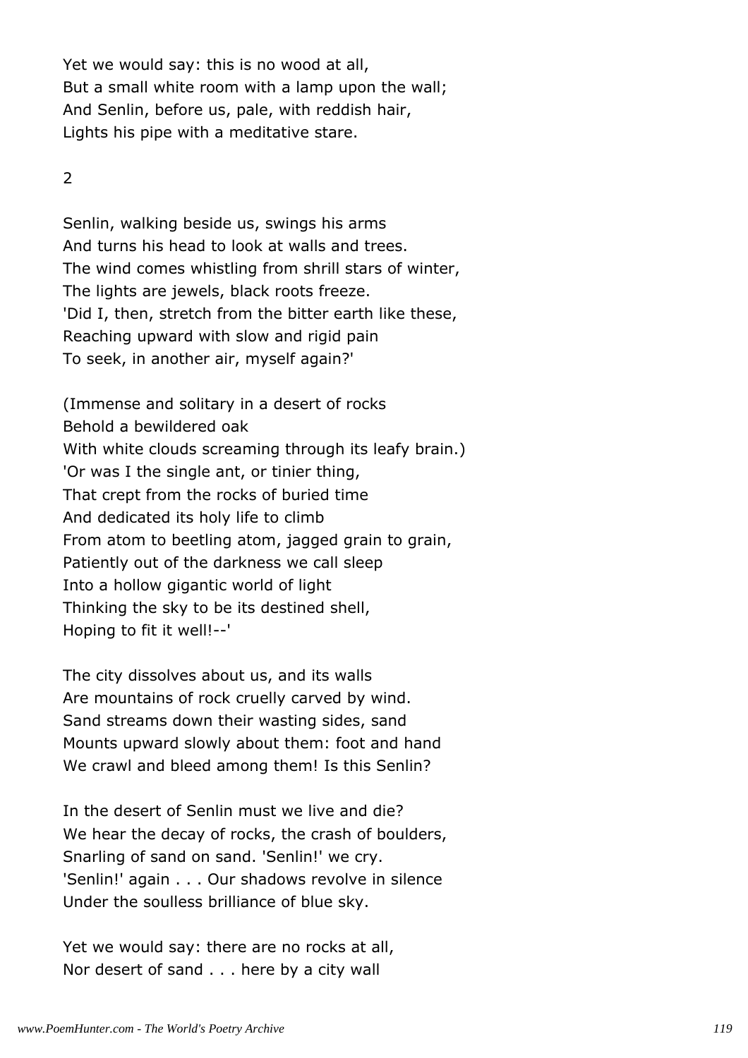Yet we would say: this is no wood at all,  
But a small white room with a lamp upon the wall;  
And Senlin, before us, pale, with reddish hair,  
Lights his pipe with a meditative stare.

2

Senlin, walking beside us, swings his arms  
And turns his head to look at walls and trees.  
The wind comes whistling from shrill stars of winter,  
The lights are jewels, black roots freeze.  
'Did I, then, stretch from the bitter earth like these,  
Reaching upward with slow and rigid pain  
To seek, in another air, myself again?'

(Immense and solitary in a desert of rocks  
Behold a bewildered oak  
With white clouds screaming through its leafy brain.)  
'Or was I the single ant, or tinier thing,  
That crept from the rocks of buried time  
And dedicated its holy life to climb  
From atom to beetling atom, jagged grain to grain,  
Patiently out of the darkness we call sleep  
Into a hollow gigantic world of light  
Thinking the sky to be its destined shell,  
Hoping to fit it well!--'

The city dissolves about us, and its walls  
Are mountains of rock cruelly carved by wind.  
Sand streams down their wasting sides, sand  
Mounts upward slowly about them: foot and hand  
We crawl and bleed among them! Is this Senlin?

In the desert of Senlin must we live and die?  
We hear the decay of rocks, the crash of boulders,  
Snarling of sand on sand. 'Senlin!' we cry.  
'Senlin!' again . . . Our shadows revolve in silence  
Under the soulless brilliance of blue sky.

Yet we would say: there are no rocks at all,  
Nor desert of sand . . . here by a city wall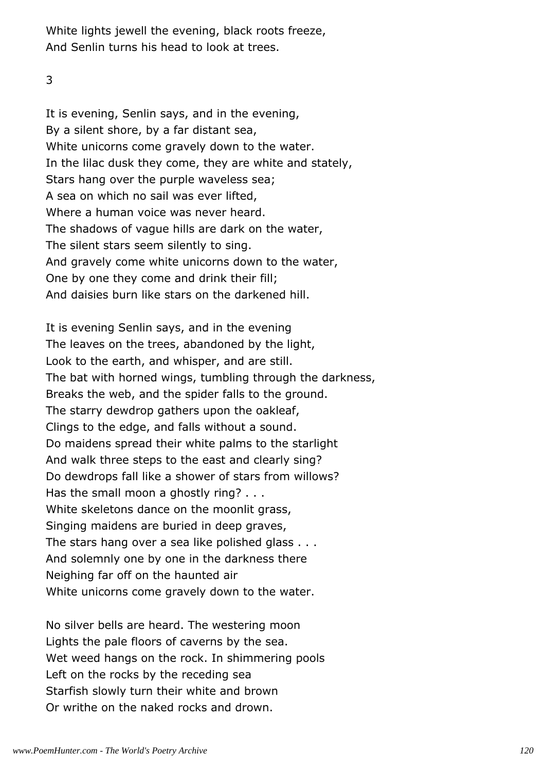White lights jewell the evening, black roots freeze,
And Senlin turns his head to look at trees.

3

It is evening, Senlin says, and in the evening,
By a silent shore, by a far distant sea,
White unicorns come gravely down to the water.
In the lilac dusk they come, they are white and stately,
Stars hang over the purple waveless sea;
A sea on which no sail was ever lifted,
Where a human voice was never heard.
The shadows of vague hills are dark on the water,
The silent stars seem silently to sing.
And gravely come white unicorns down to the water,
One by one they come and drink their fill;
And daisies burn like stars on the darkened hill.

It is evening Senlin says, and in the evening
The leaves on the trees, abandoned by the light,
Look to the earth, and whisper, and are still.
The bat with horned wings, tumbling through the darkness,
Breaks the web, and the spider falls to the ground.
The starry dewdrop gathers upon the oakleaf,
Clings to the edge, and falls without a sound.
Do maidens spread their white palms to the starlight
And walk three steps to the east and clearly sing?
Do dewdrops fall like a shower of stars from willows?
Has the small moon a ghostly ring? . . .
White skeletons dance on the moonlit grass,
Singing maidens are buried in deep graves,
The stars hang over a sea like polished glass . . .
And solemnly one by one in the darkness there
Neighing far off on the haunted air
White unicorns come gravely down to the water.

No silver bells are heard. The westering moon
Lights the pale floors of caverns by the sea.
Wet weed hangs on the rock. In shimmering pools
Left on the rocks by the receding sea
Starfish slowly turn their white and brown
Or writhe on the naked rocks and drown.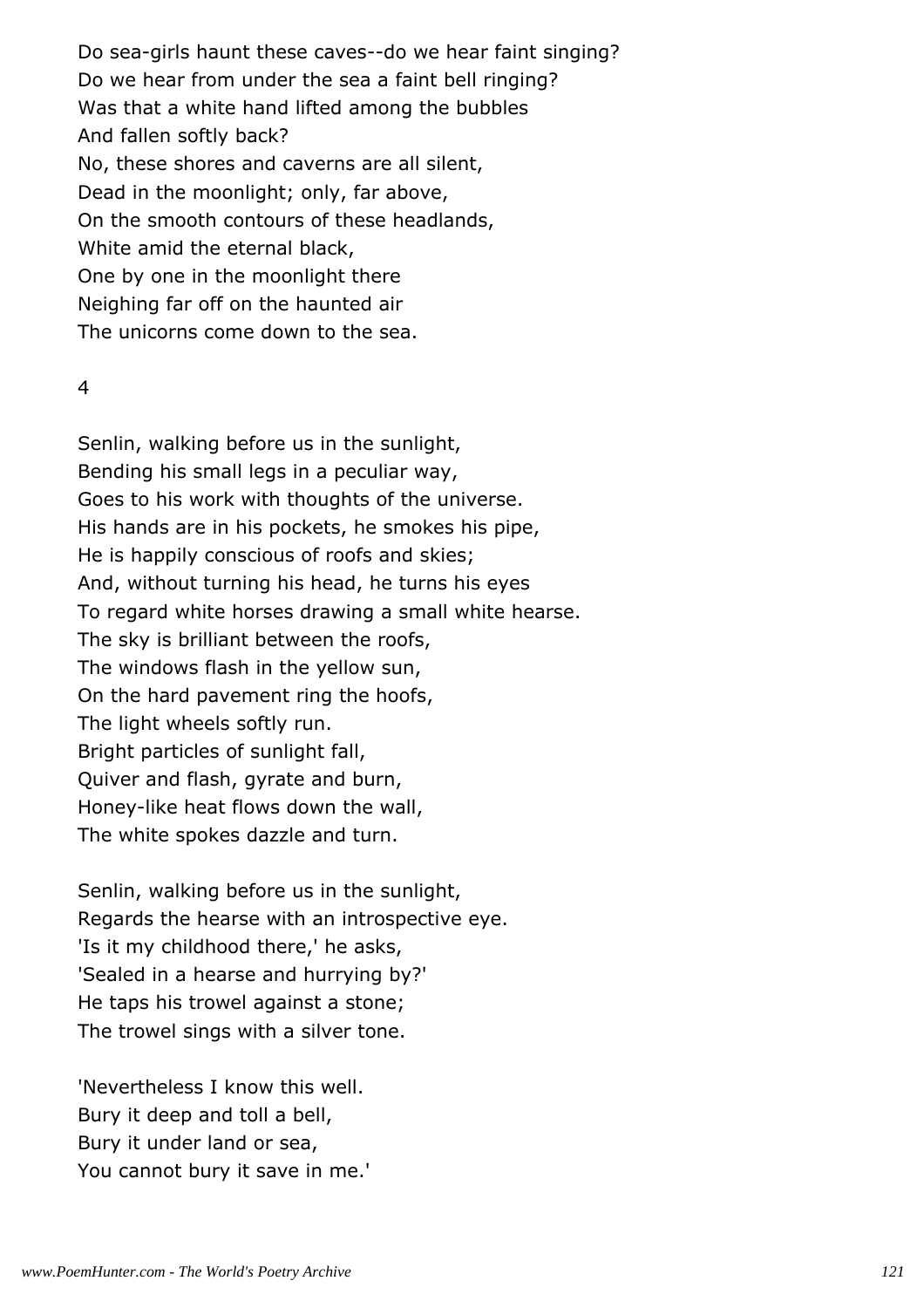Do sea-girls haunt these caves--do we hear faint singing?
Do we hear from under the sea a faint bell ringing?
Was that a white hand lifted among the bubbles
And fallen softly back?
No, these shores and caverns are all silent,
Dead in the moonlight; only, far above,
On the smooth contours of these headlands,
White amid the eternal black,
One by one in the moonlight there
Neighing far off on the haunted air
The unicorns come down to the sea.

4

Senlin, walking before us in the sunlight,
Bending his small legs in a peculiar way,
Goes to his work with thoughts of the universe.
His hands are in his pockets, he smokes his pipe,
He is happily conscious of roofs and skies;
And, without turning his head, he turns his eyes
To regard white horses drawing a small white hearse.
The sky is brilliant between the roofs,
The windows flash in the yellow sun,
On the hard pavement ring the hoofs,
The light wheels softly run.
Bright particles of sunlight fall,
Quiver and flash, gyrate and burn,
Honey-like heat flows down the wall,
The white spokes dazzle and turn.

Senlin, walking before us in the sunlight,
Regards the hearse with an introspective eye.
'Is it my childhood there,' he asks,
'Sealed in a hearse and hurrying by?'
He taps his trowel against a stone;
The trowel sings with a silver tone.

'Nevertheless I know this well.
Bury it deep and toll a bell,
Bury it under land or sea,
You cannot bury it save in me.'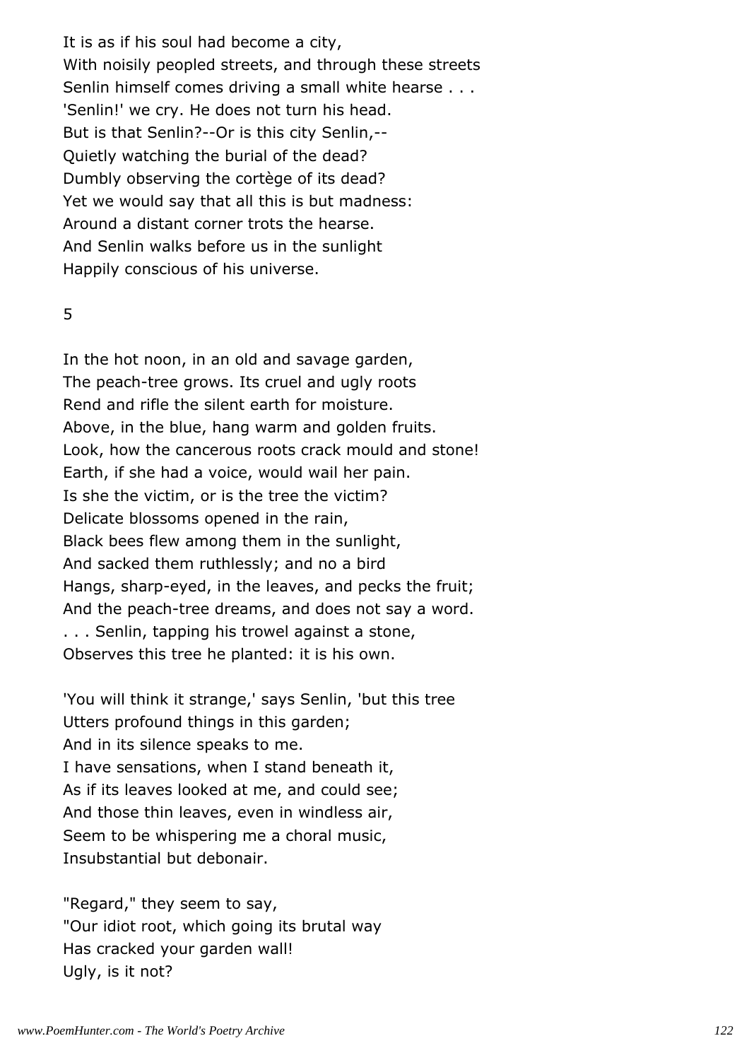It is as if his soul had become a city,
With noisily peopled streets, and through these streets
Senlin himself comes driving a small white hearse . . .
'Senlin!' we cry. He does not turn his head.
But is that Senlin?--Or is this city Senlin,--
Quietly watching the burial of the dead?
Dumbly observing the cortège of its dead?
Yet we would say that all this is but madness:
Around a distant corner trots the hearse.
And Senlin walks before us in the sunlight
Happily conscious of his universe.

5

In the hot noon, in an old and savage garden,
The peach-tree grows. Its cruel and ugly roots
Rend and rifle the silent earth for moisture.
Above, in the blue, hang warm and golden fruits.
Look, how the cancerous roots crack mould and stone!
Earth, if she had a voice, would wail her pain.
Is she the victim, or is the tree the victim?
Delicate blossoms opened in the rain,
Black bees flew among them in the sunlight,
And sacked them ruthlessly; and no a bird
Hangs, sharp-eyed, in the leaves, and pecks the fruit;
And the peach-tree dreams, and does not say a word.
. . . Senlin, tapping his trowel against a stone,
Observes this tree he planted: it is his own.

'You will think it strange,' says Senlin, 'but this tree
Utters profound things in this garden;
And in its silence speaks to me.
I have sensations, when I stand beneath it,
As if its leaves looked at me, and could see;
And those thin leaves, even in windless air,
Seem to be whispering me a choral music,
Insubstantial but debonair.

"Regard," they seem to say,
"Our idiot root, which going its brutal way
Has cracked your garden wall!
Ugly, is it not?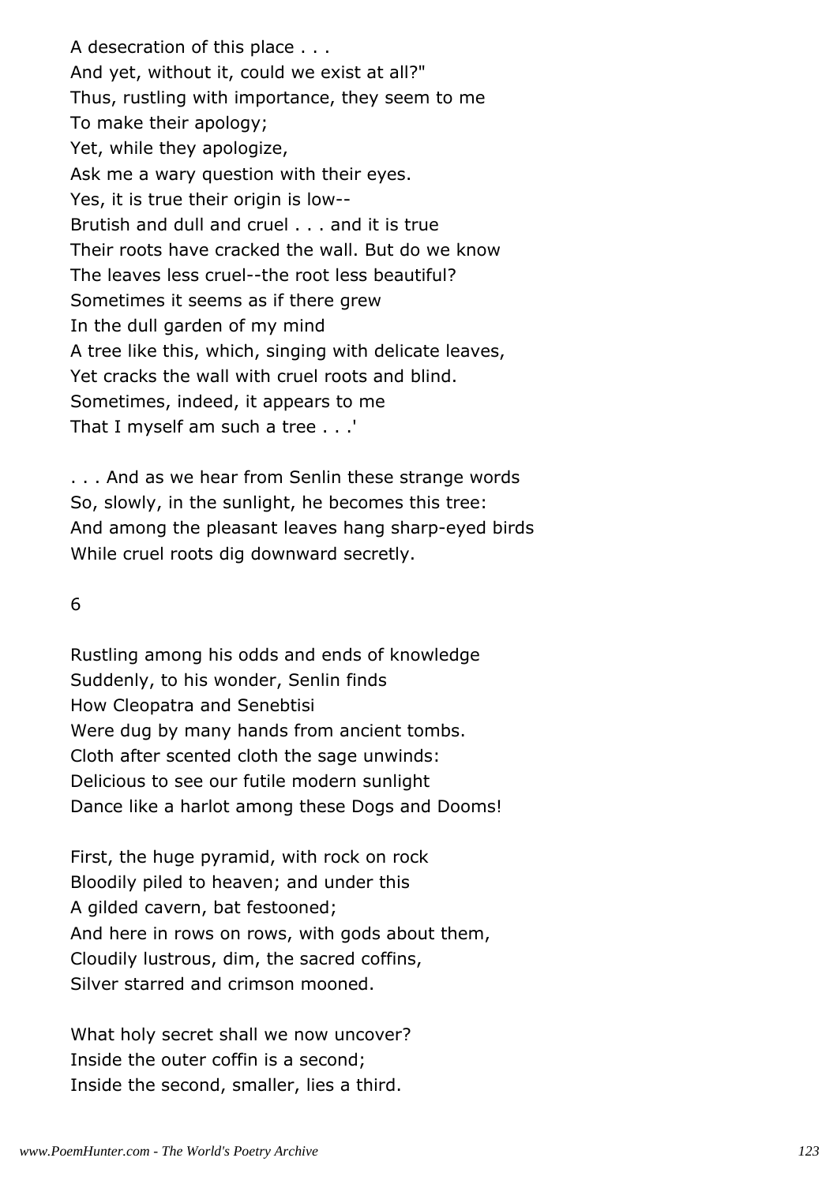A desecration of this place . . .  
And yet, without it, could we exist at all?"  
Thus, rustling with importance, they seem to me  
To make their apology;  
Yet, while they apologize,  
Ask me a wary question with their eyes.  
Yes, it is true their origin is low--  
Brutish and dull and cruel . . . and it is true  
Their roots have cracked the wall. But do we know  
The leaves less cruel--the root less beautiful?  
Sometimes it seems as if there grew  
In the dull garden of my mind  
A tree like this, which, singing with delicate leaves,  
Yet cracks the wall with cruel roots and blind.  
Sometimes, indeed, it appears to me  
That I myself am such a tree . . .'

. . . And as we hear from Senlin these strange words  
So, slowly, in the sunlight, he becomes this tree:  
And among the pleasant leaves hang sharp-eyed birds  
While cruel roots dig downward secretly.

6

Rustling among his odds and ends of knowledge  
Suddenly, to his wonder, Senlin finds  
How Cleopatra and Senebtisi  
Were dug by many hands from ancient tombs.  
Cloth after scented cloth the sage unwinds:  
Delicious to see our futile modern sunlight  
Dance like a harlot among these Dogs and Dooms!

First, the huge pyramid, with rock on rock  
Bloodily piled to heaven; and under this  
A gilded cavern, bat festooned;  
And here in rows on rows, with gods about them,  
Cloudily lustrous, dim, the sacred coffins,  
Silver starred and crimson mooned.

What holy secret shall we now uncover?  
Inside the outer coffin is a second;  
Inside the second, smaller, lies a third.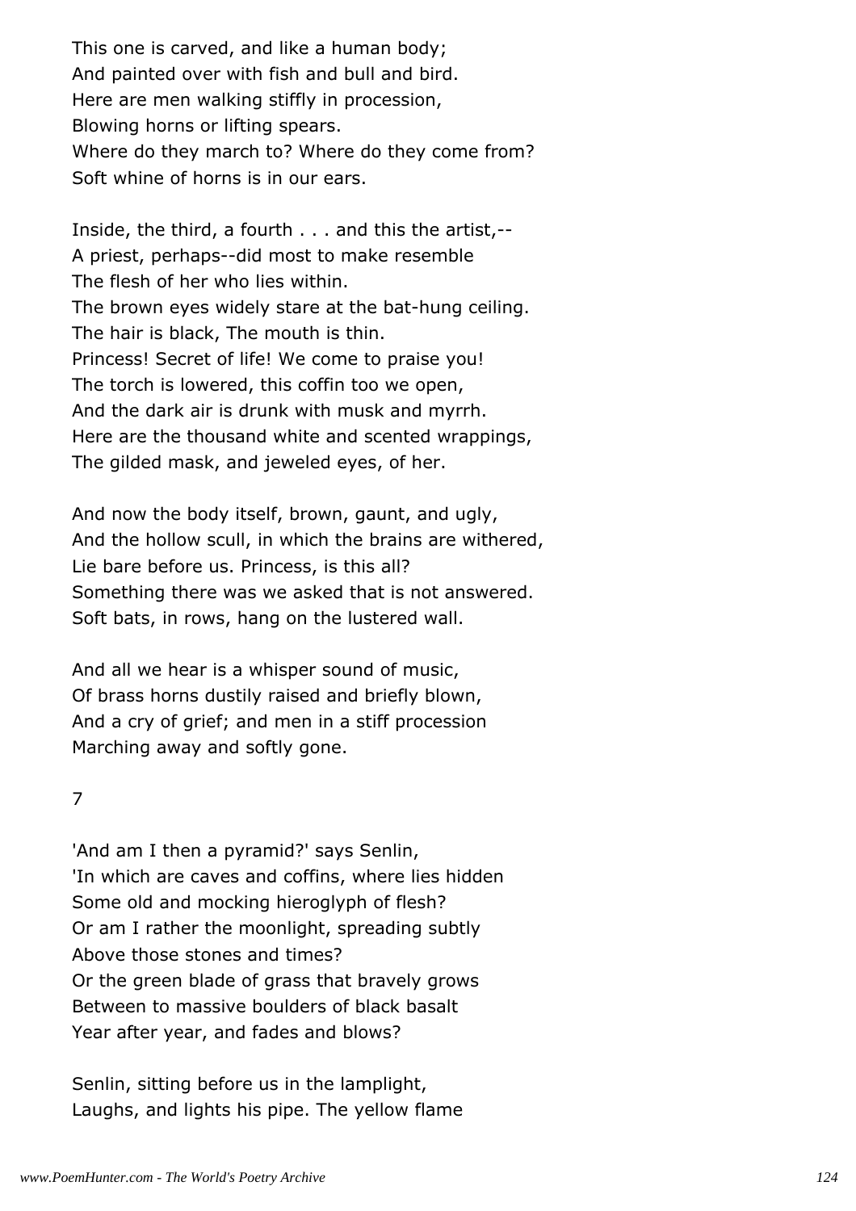This one is carved, and like a human body;
And painted over with fish and bull and bird.
Here are men walking stiffly in procession,
Blowing horns or lifting spears.
Where do they march to? Where do they come from?
Soft whine of horns is in our ears.

Inside, the third, a fourth . . . and this the artist,--
A priest, perhaps--did most to make resemble
The flesh of her who lies within.
The brown eyes widely stare at the bat-hung ceiling.
The hair is black, The mouth is thin.
Princess! Secret of life! We come to praise you!
The torch is lowered, this coffin too we open,
And the dark air is drunk with musk and myrrh.
Here are the thousand white and scented wrappings,
The gilded mask, and jeweled eyes, of her.

And now the body itself, brown, gaunt, and ugly,
And the hollow scull, in which the brains are withered,
Lie bare before us. Princess, is this all?
Something there was we asked that is not answered.
Soft bats, in rows, hang on the lustered wall.

And all we hear is a whisper sound of music,
Of brass horns dustily raised and briefly blown,
And a cry of grief; and men in a stiff procession
Marching away and softly gone.

7

'And am I then a pyramid?' says Senlin,
'In which are caves and coffins, where lies hidden
Some old and mocking hieroglyph of flesh?
Or am I rather the moonlight, spreading subtly
Above those stones and times?
Or the green blade of grass that bravely grows
Between to massive boulders of black basalt
Year after year, and fades and blows?

Senlin, sitting before us in the lamplight,
Laughs, and lights his pipe. The yellow flame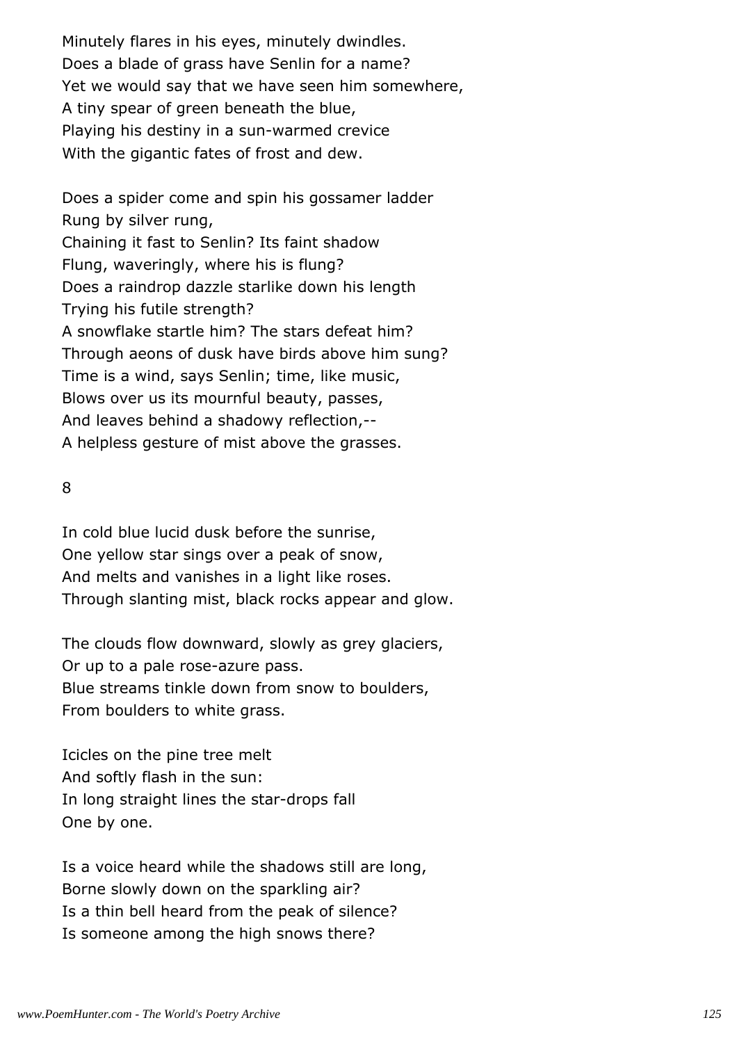Minutely flares in his eyes, minutely dwindles.
Does a blade of grass have Senlin for a name?
Yet we would say that we have seen him somewhere,
A tiny spear of green beneath the blue,
Playing his destiny in a sun-warmed crevice
With the gigantic fates of frost and dew.

Does a spider come and spin his gossamer ladder
Rung by silver rung,
Chaining it fast to Senlin? Its faint shadow
Flung, waveringly, where his is flung?
Does a raindrop dazzle starlike down his length
Trying his futile strength?
A snowflake startle him? The stars defeat him?
Through aeons of dusk have birds above him sung?
Time is a wind, says Senlin; time, like music,
Blows over us its mournful beauty, passes,
And leaves behind a shadowy reflection,--
A helpless gesture of mist above the grasses.

8

In cold blue lucid dusk before the sunrise,
One yellow star sings over a peak of snow,
And melts and vanishes in a light like roses.
Through slanting mist, black rocks appear and glow.

The clouds flow downward, slowly as grey glaciers,
Or up to a pale rose-azure pass.
Blue streams tinkle down from snow to boulders,
From boulders to white grass.

Icicles on the pine tree melt
And softly flash in the sun:
In long straight lines the star-drops fall
One by one.

Is a voice heard while the shadows still are long,
Borne slowly down on the sparkling air?
Is a thin bell heard from the peak of silence?
Is someone among the high snows there?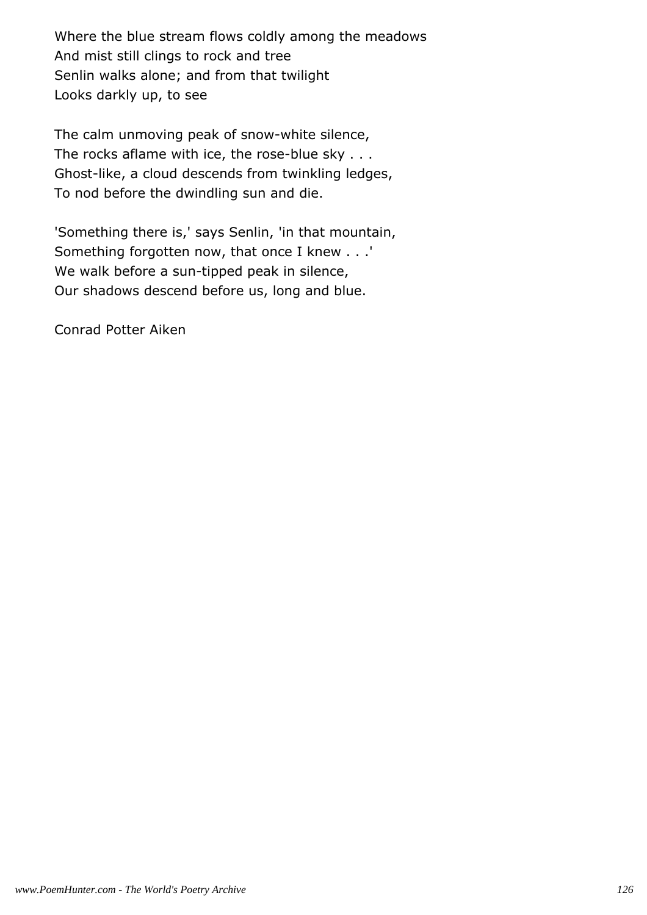Where the blue stream flows coldly among the meadows
And mist still clings to rock and tree
Senlin walks alone; and from that twilight
Looks darkly up, to see

The calm unmoving peak of snow-white silence,
The rocks aflame with ice, the rose-blue sky . . .
Ghost-like, a cloud descends from twinkling ledges,
To nod before the dwindling sun and die.

'Something there is,' says Senlin, 'in that mountain,
Something forgotten now, that once I knew . . .'
We walk before a sun-tipped peak in silence,
Our shadows descend before us, long and blue.

Conrad Potter Aiken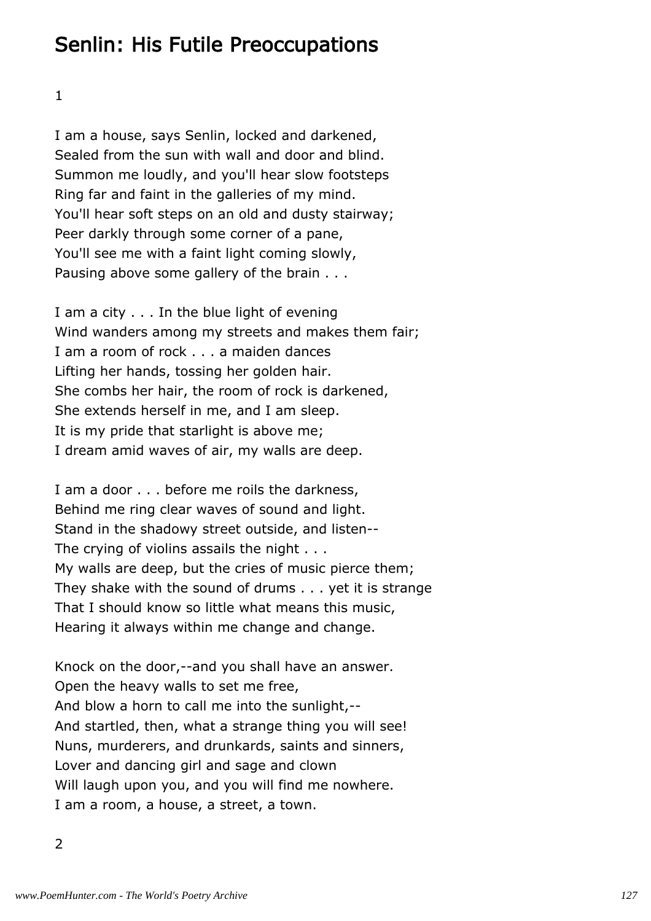## Senlin: His Futile Preoccupations

1

I am a house, says Senlin, locked and darkened,
Sealed from the sun with wall and door and blind.
Summon me loudly, and you'll hear slow footsteps
Ring far and faint in the galleries of my mind.
You'll hear soft steps on an old and dusty stairway;
Peer darkly through some corner of a pane,
You'll see me with a faint light coming slowly,
Pausing above some gallery of the brain . . .

I am a city . . . In the blue light of evening
Wind wanders among my streets and makes them fair;
I am a room of rock . . . a maiden dances
Lifting her hands, tossing her golden hair.
She combs her hair, the room of rock is darkened,
She extends herself in me, and I am sleep.
It is my pride that starlight is above me;
I dream amid waves of air, my walls are deep.

I am a door . . . before me roils the darkness,
Behind me ring clear waves of sound and light.
Stand in the shadowy street outside, and listen--
The crying of violins assails the night . . .
My walls are deep, but the cries of music pierce them;
They shake with the sound of drums . . . yet it is strange
That I should know so little what means this music,
Hearing it always within me change and change.

Knock on the door,--and you shall have an answer.
Open the heavy walls to set me free,
And blow a horn to call me into the sunlight,--
And startled, then, what a strange thing you will see!
Nuns, murderers, and drunkards, saints and sinners,
Lover and dancing girl and sage and clown
Will laugh upon you, and you will find me nowhere.
I am a room, a house, a street, a town.

2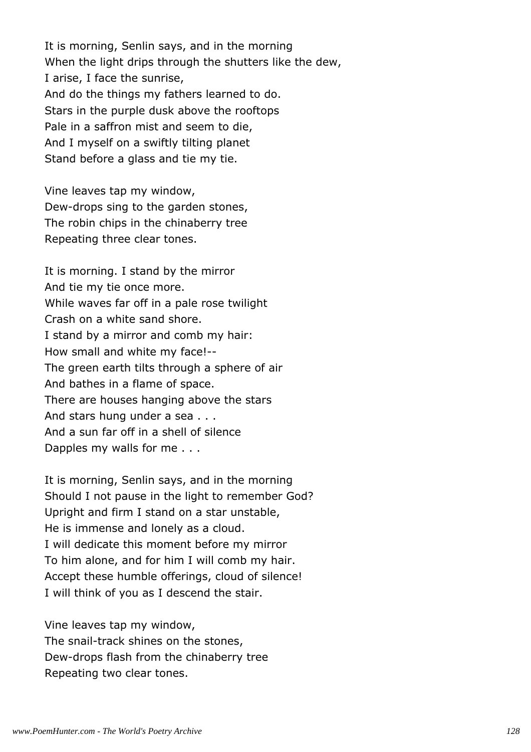It is morning, Senlin says, and in the morning
When the light drips through the shutters like the dew,
I arise, I face the sunrise,
And do the things my fathers learned to do.
Stars in the purple dusk above the rooftops
Pale in a saffron mist and seem to die,
And I myself on a swiftly tilting planet
Stand before a glass and tie my tie.

Vine leaves tap my window,
Dew-drops sing to the garden stones,
The robin chips in the chinaberry tree
Repeating three clear tones.

It is morning. I stand by the mirror
And tie my tie once more.
While waves far off in a pale rose twilight
Crash on a white sand shore.
I stand by a mirror and comb my hair:
How small and white my face!--
The green earth tilts through a sphere of air
And bathes in a flame of space.
There are houses hanging above the stars
And stars hung under a sea . . .
And a sun far off in a shell of silence
Dapples my walls for me . . .

It is morning, Senlin says, and in the morning
Should I not pause in the light to remember God?
Upright and firm I stand on a star unstable,
He is immense and lonely as a cloud.
I will dedicate this moment before my mirror
To him alone, and for him I will comb my hair.
Accept these humble offerings, cloud of silence!
I will think of you as I descend the stair.

Vine leaves tap my window,
The snail-track shines on the stones,
Dew-drops flash from the chinaberry tree
Repeating two clear tones.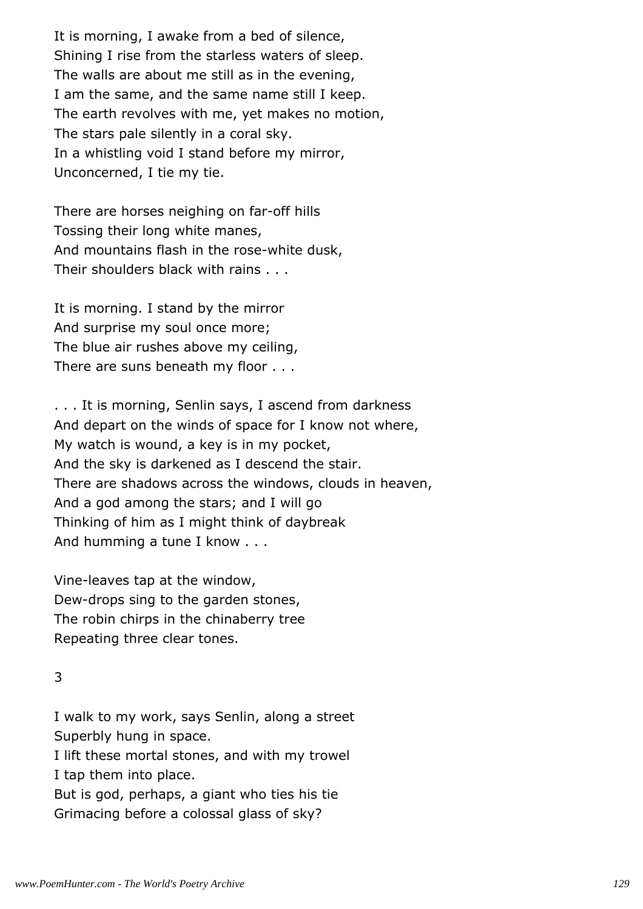It is morning, I awake from a bed of silence,
Shining I rise from the starless waters of sleep.
The walls are about me still as in the evening,
I am the same, and the same name still I keep.
The earth revolves with me, yet makes no motion,
The stars pale silently in a coral sky.
In a whistling void I stand before my mirror,
Unconcerned, I tie my tie.

There are horses neighing on far-off hills
Tossing their long white manes,
And mountains flash in the rose-white dusk,
Their shoulders black with rains . . .

It is morning. I stand by the mirror
And surprise my soul once more;
The blue air rushes above my ceiling,
There are suns beneath my floor . . .

. . . It is morning, Senlin says, I ascend from darkness
And depart on the winds of space for I know not where,
My watch is wound, a key is in my pocket,
And the sky is darkened as I descend the stair.
There are shadows across the windows, clouds in heaven,
And a god among the stars; and I will go
Thinking of him as I might think of daybreak
And humming a tune I know . . .

Vine-leaves tap at the window,
Dew-drops sing to the garden stones,
The robin chirps in the chinaberry tree
Repeating three clear tones.

3

I walk to my work, says Senlin, along a street
Superbly hung in space.
I lift these mortal stones, and with my trowel
I tap them into place.
But is god, perhaps, a giant who ties his tie
Grimacing before a colossal glass of sky?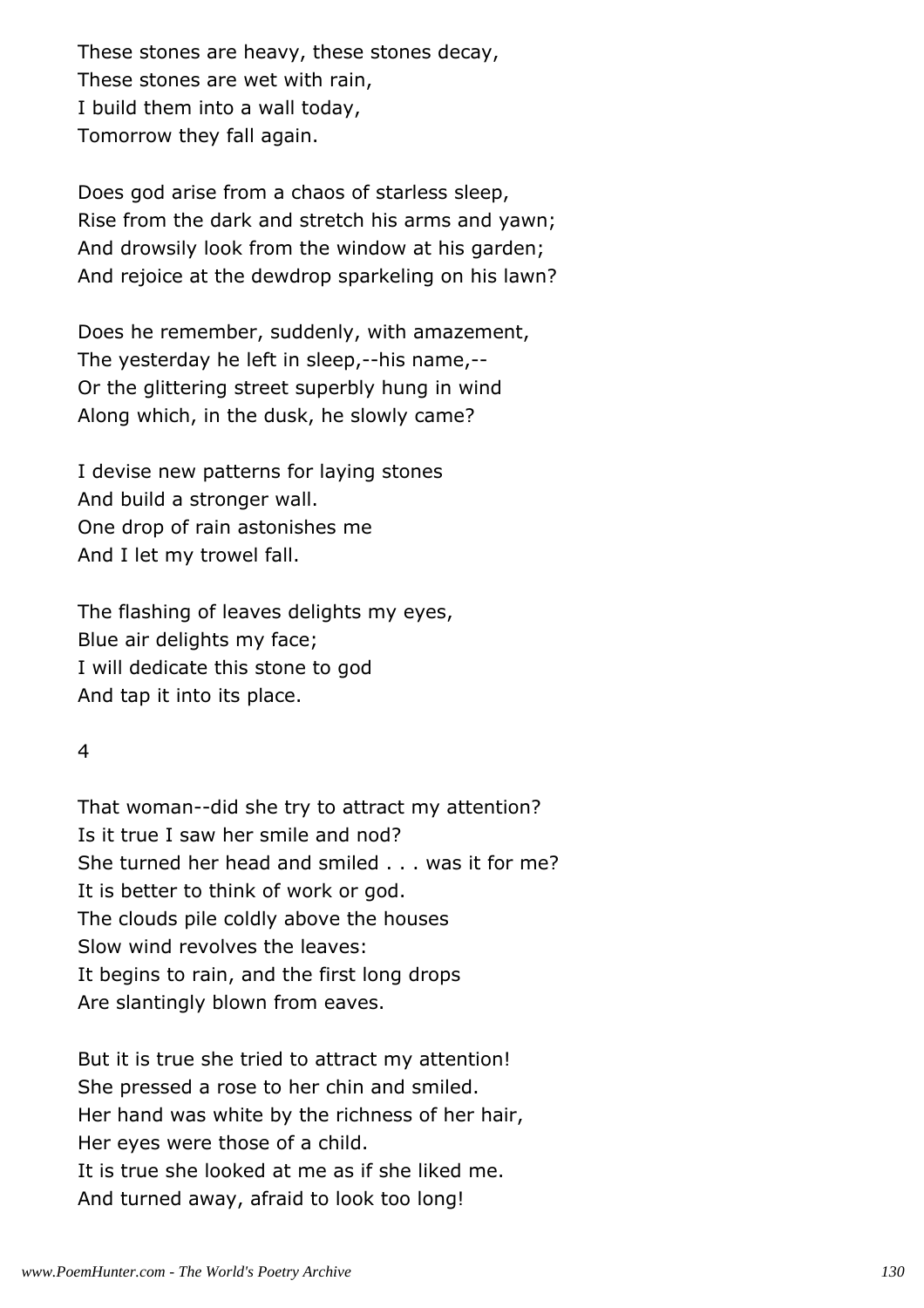These stones are heavy, these stones decay,
These stones are wet with rain,
I build them into a wall today,
Tomorrow they fall again.

Does god arise from a chaos of starless sleep,
Rise from the dark and stretch his arms and yawn;
And drowsily look from the window at his garden;
And rejoice at the dewdrop sparkeling on his lawn?

Does he remember, suddenly, with amazement,
The yesterday he left in sleep,--his name,--
Or the glittering street superbly hung in wind
Along which, in the dusk, he slowly came?

I devise new patterns for laying stones
And build a stronger wall.
One drop of rain astonishes me
And I let my trowel fall.

The flashing of leaves delights my eyes,
Blue air delights my face;
I will dedicate this stone to god
And tap it into its place.

4

That woman--did she try to attract my attention?
Is it true I saw her smile and nod?
She turned her head and smiled . . . was it for me?
It is better to think of work or god.
The clouds pile coldly above the houses
Slow wind revolves the leaves:
It begins to rain, and the first long drops
Are slantingly blown from eaves.

But it is true she tried to attract my attention!
She pressed a rose to her chin and smiled.
Her hand was white by the richness of her hair,
Her eyes were those of a child.
It is true she looked at me as if she liked me.
And turned away, afraid to look too long!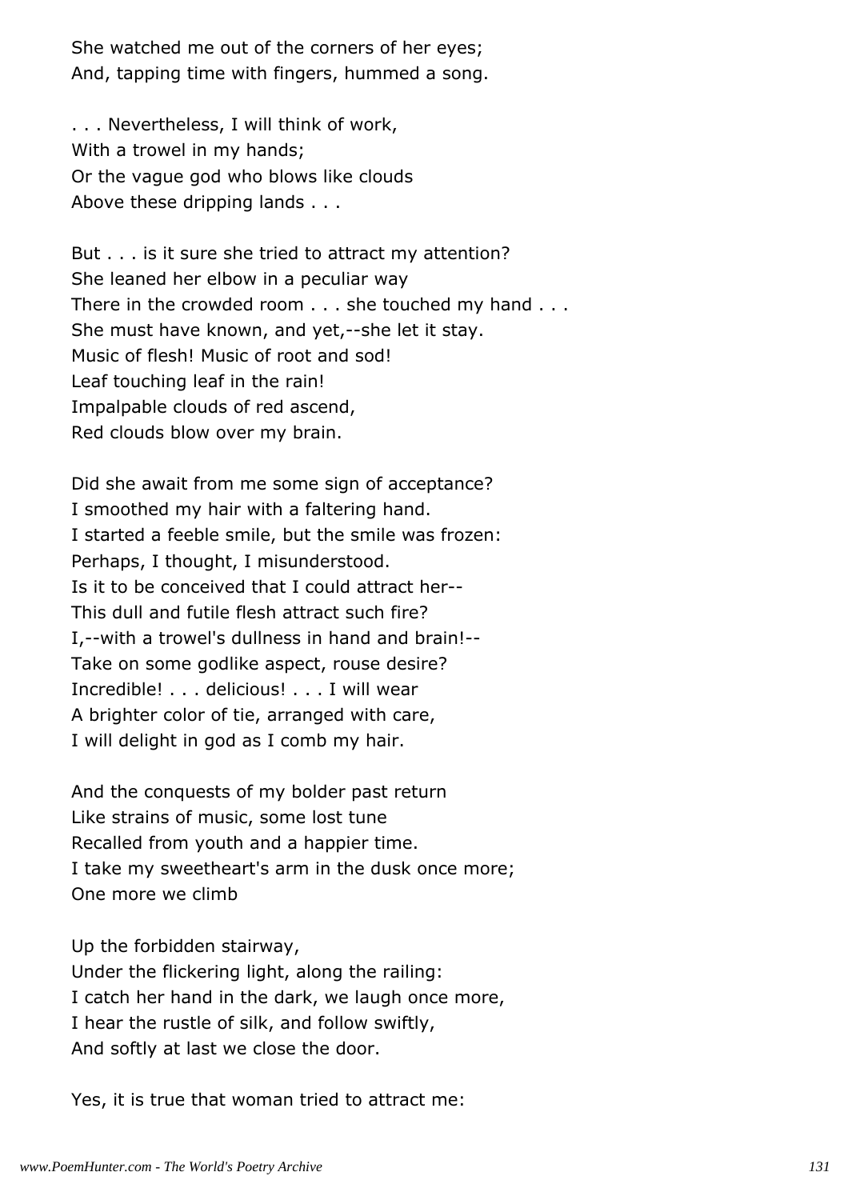She watched me out of the corners of her eyes;
And, tapping time with fingers, hummed a song.

. . . Nevertheless, I will think of work,
With a trowel in my hands;
Or the vague god who blows like clouds
Above these dripping lands . . .

But . . . is it sure she tried to attract my attention?
She leaned her elbow in a peculiar way
There in the crowded room . . . she touched my hand . . .
She must have known, and yet,--she let it stay.
Music of flesh! Music of root and sod!
Leaf touching leaf in the rain!
Impalpable clouds of red ascend,
Red clouds blow over my brain.

Did she await from me some sign of acceptance?
I smoothed my hair with a faltering hand.
I started a feeble smile, but the smile was frozen:
Perhaps, I thought, I misunderstood.
Is it to be conceived that I could attract her--
This dull and futile flesh attract such fire?
I,--with a trowel's dullness in hand and brain!--
Take on some godlike aspect, rouse desire?
Incredible! . . . delicious! . . . I will wear
A brighter color of tie, arranged with care,
I will delight in god as I comb my hair.

And the conquests of my bolder past return
Like strains of music, some lost tune
Recalled from youth and a happier time.
I take my sweetheart's arm in the dusk once more;
One more we climb

Up the forbidden stairway,
Under the flickering light, along the railing:
I catch her hand in the dark, we laugh once more,
I hear the rustle of silk, and follow swiftly,
And softly at last we close the door.

Yes, it is true that woman tried to attract me: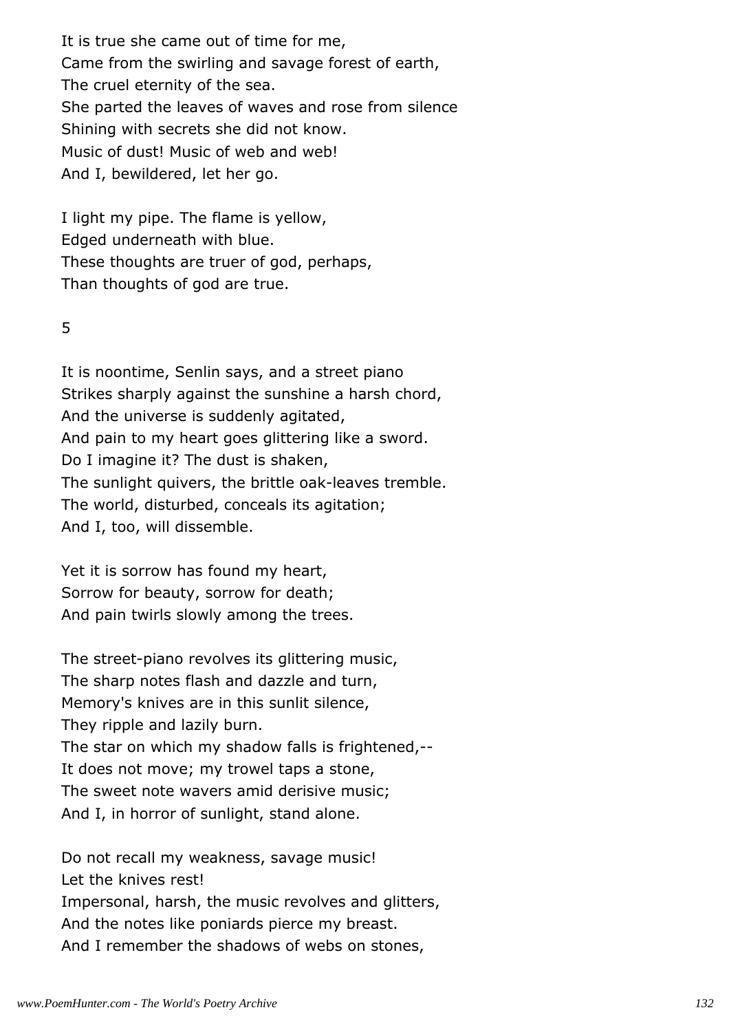It is true she came out of time for me,  
Came from the swirling and savage forest of earth,  
The cruel eternity of the sea.  
She parted the leaves of waves and rose from silence  
Shining with secrets she did not know.  
Music of dust! Music of web and web!  
And I, bewildered, let her go.

I light my pipe. The flame is yellow,  
Edged underneath with blue.  
These thoughts are truer of god, perhaps,  
Than thoughts of god are true.

5

It is noontime, Senlin says, and a street piano  
Strikes sharply against the sunshine a harsh chord,  
And the universe is suddenly agitated,  
And pain to my heart goes glittering like a sword.  
Do I imagine it? The dust is shaken,  
The sunlight quivers, the brittle oak-leaves tremble.  
The world, disturbed, conceals its agitation;  
And I, too, will dissemble.

Yet it is sorrow has found my heart,  
Sorrow for beauty, sorrow for death;  
And pain twirls slowly among the trees.

The street-piano revolves its glittering music,  
The sharp notes flash and dazzle and turn,  
Memory's knives are in this sunlit silence,  
They ripple and lazily burn.  
The star on which my shadow falls is frightened,--  
It does not move; my trowel taps a stone,  
The sweet note wavers amid derisive music;  
And I, in horror of sunlight, stand alone.

Do not recall my weakness, savage music!  
Let the knives rest!  
Impersonal, harsh, the music revolves and glitters,  
And the notes like poniards pierce my breast.  
And I remember the shadows of webs on stones,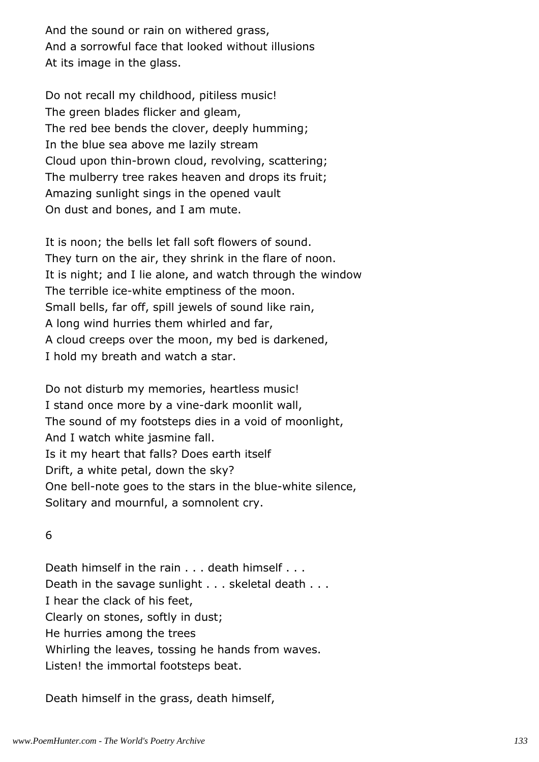And the sound or rain on withered grass,
And a sorrowful face that looked without illusions
At its image in the glass.

Do not recall my childhood, pitiless music!
The green blades flicker and gleam,
The red bee bends the clover, deeply humming;
In the blue sea above me lazily stream
Cloud upon thin-brown cloud, revolving, scattering;
The mulberry tree rakes heaven and drops its fruit;
Amazing sunlight sings in the opened vault
On dust and bones, and I am mute.

It is noon; the bells let fall soft flowers of sound.
They turn on the air, they shrink in the flare of noon.
It is night; and I lie alone, and watch through the window
The terrible ice-white emptiness of the moon.
Small bells, far off, spill jewels of sound like rain,
A long wind hurries them whirled and far,
A cloud creeps over the moon, my bed is darkened,
I hold my breath and watch a star.

Do not disturb my memories, heartless music!
I stand once more by a vine-dark moonlit wall,
The sound of my footsteps dies in a void of moonlight,
And I watch white jasmine fall.
Is it my heart that falls? Does earth itself
Drift, a white petal, down the sky?
One bell-note goes to the stars in the blue-white silence,
Solitary and mournful, a somnolent cry.

6

Death himself in the rain . . . death himself . . .
Death in the savage sunlight . . . skeletal death . . .
I hear the clack of his feet,
Clearly on stones, softly in dust;
He hurries among the trees
Whirling the leaves, tossing he hands from waves.
Listen! the immortal footsteps beat.

Death himself in the grass, death himself,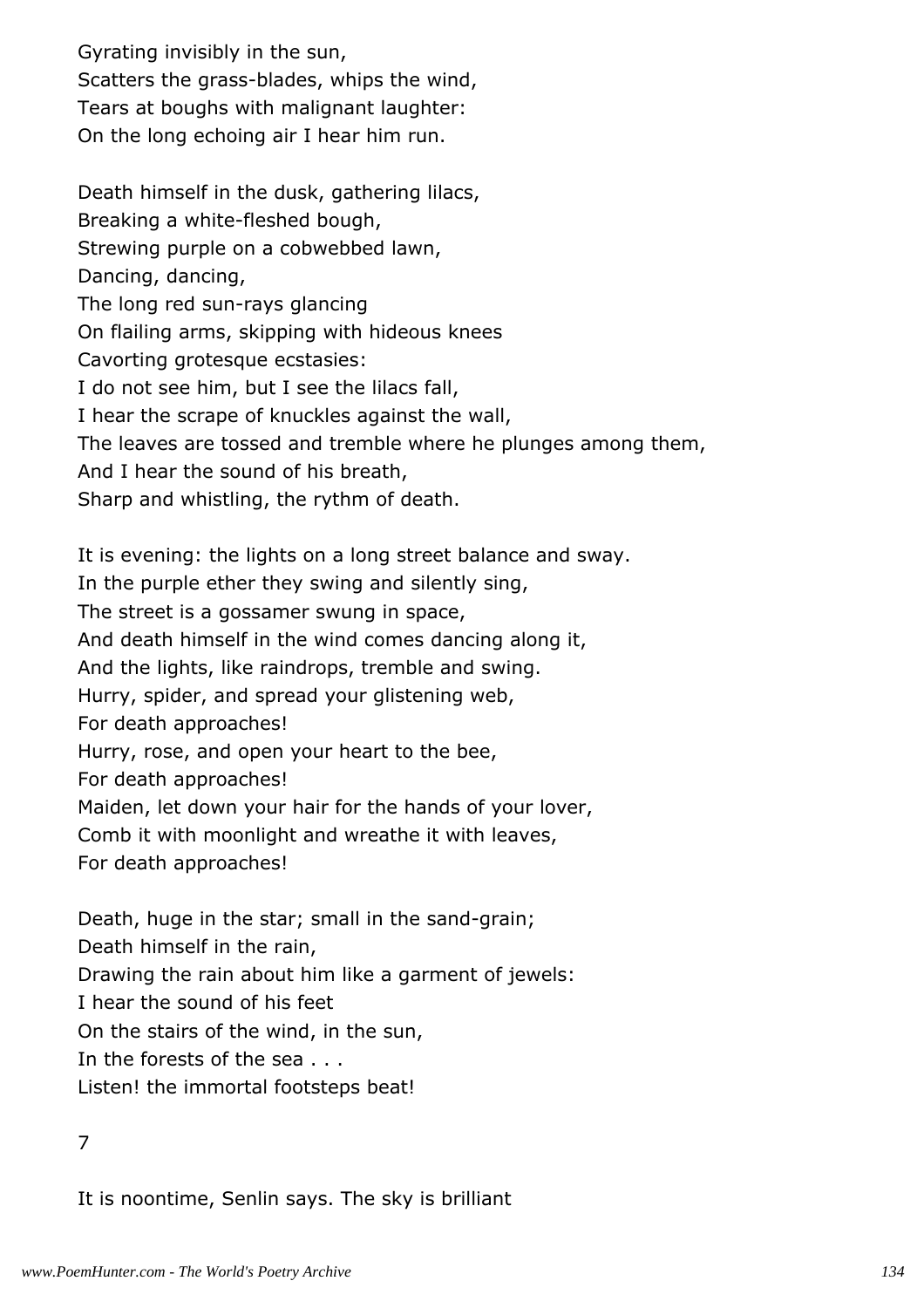Gyrating invisibly in the sun,
Scatters the grass-blades, whips the wind,
Tears at boughs with malignant laughter:
On the long echoing air I hear him run.

Death himself in the dusk, gathering lilacs,
Breaking a white-fleshed bough,
Strewing purple on a cobwebbed lawn,
Dancing, dancing,
The long red sun-rays glancing
On flailing arms, skipping with hideous knees
Cavorting grotesque ecstasies:
I do not see him, but I see the lilacs fall,
I hear the scrape of knuckles against the wall,
The leaves are tossed and tremble where he plunges among them,
And I hear the sound of his breath,
Sharp and whistling, the rythm of death.

It is evening: the lights on a long street balance and sway.
In the purple ether they swing and silently sing,
The street is a gossamer swung in space,
And death himself in the wind comes dancing along it,
And the lights, like raindrops, tremble and swing.
Hurry, spider, and spread your glistening web,
For death approaches!
Hurry, rose, and open your heart to the bee,
For death approaches!
Maiden, let down your hair for the hands of your lover,
Comb it with moonlight and wreathe it with leaves,
For death approaches!

Death, huge in the star; small in the sand-grain;
Death himself in the rain,
Drawing the rain about him like a garment of jewels:
I hear the sound of his feet
On the stairs of the wind, in the sun,
In the forests of the sea . . .
Listen! the immortal footsteps beat!

7

It is noontime, Senlin says. The sky is brilliant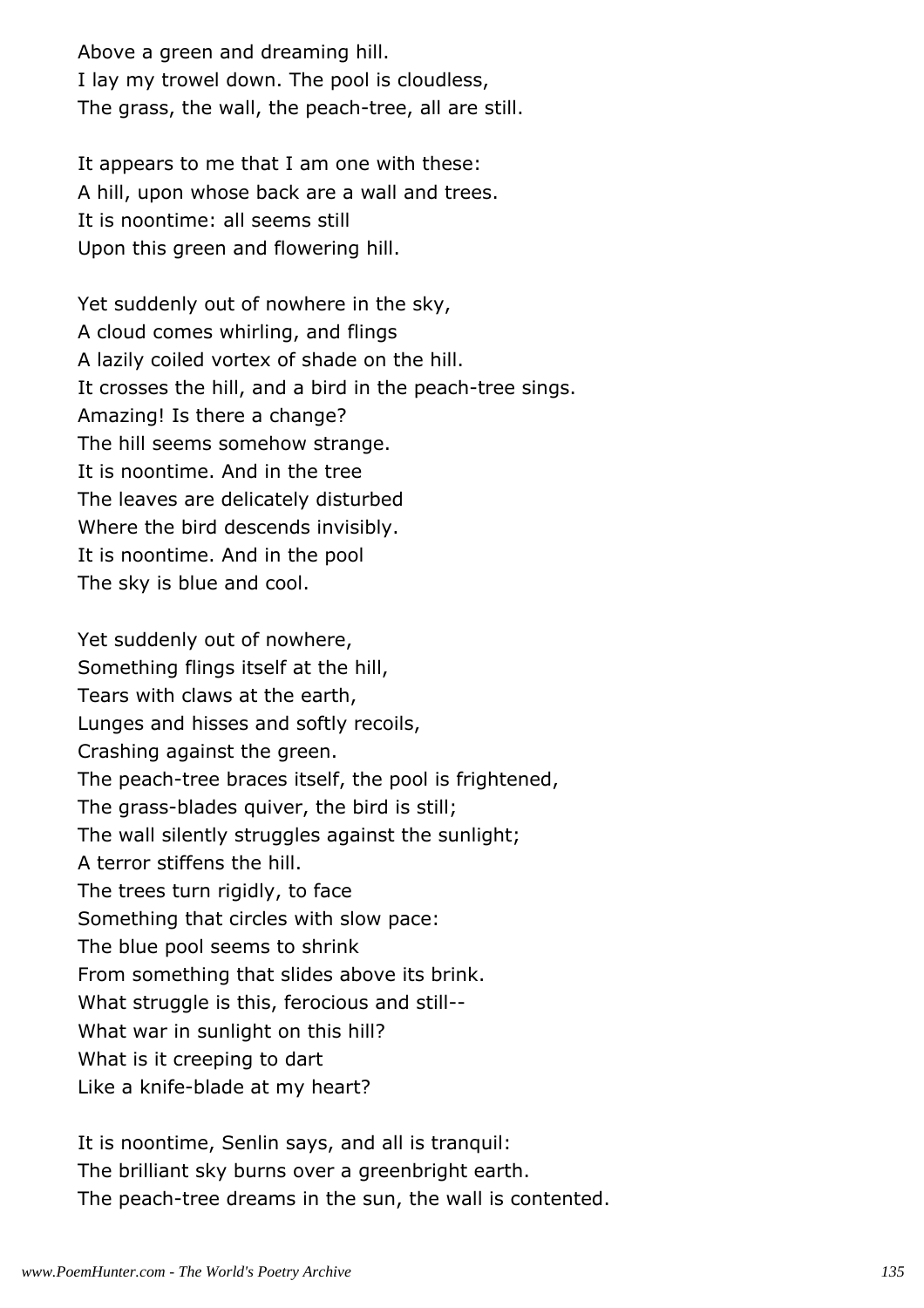Above a green and dreaming hill.
I lay my trowel down. The pool is cloudless,
The grass, the wall, the peach-tree, all are still.

It appears to me that I am one with these:
A hill, upon whose back are a wall and trees.
It is noontime: all seems still
Upon this green and flowering hill.

Yet suddenly out of nowhere in the sky,
A cloud comes whirling, and flings
A lazily coiled vortex of shade on the hill.
It crosses the hill, and a bird in the peach-tree sings.
Amazing! Is there a change?
The hill seems somehow strange.
It is noontime. And in the tree
The leaves are delicately disturbed
Where the bird descends invisibly.
It is noontime. And in the pool
The sky is blue and cool.

Yet suddenly out of nowhere,
Something flings itself at the hill,
Tears with claws at the earth,
Lunges and hisses and softly recoils,
Crashing against the green.
The peach-tree braces itself, the pool is frightened,
The grass-blades quiver, the bird is still;
The wall silently struggles against the sunlight;
A terror stiffens the hill.
The trees turn rigidly, to face
Something that circles with slow pace:
The blue pool seems to shrink
From something that slides above its brink.
What struggle is this, ferocious and still--
What war in sunlight on this hill?
What is it creeping to dart
Like a knife-blade at my heart?

It is noontime, Senlin says, and all is tranquil:
The brilliant sky burns over a greenbright earth.
The peach-tree dreams in the sun, the wall is contented.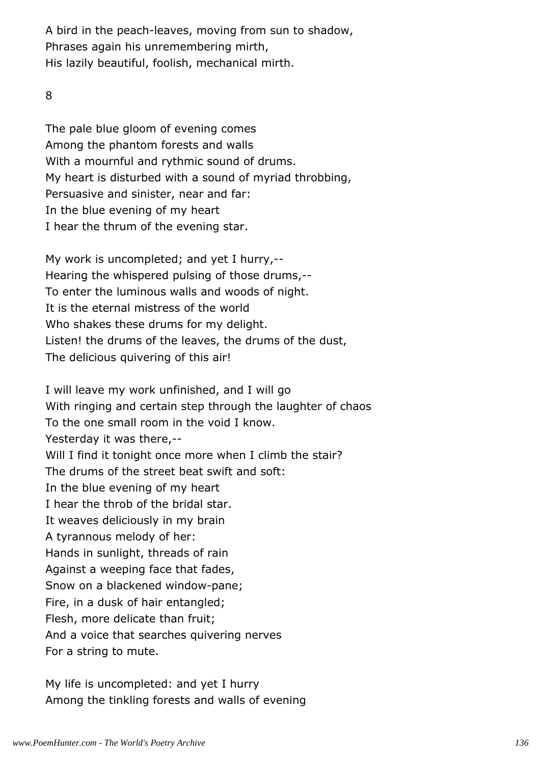A bird in the peach-leaves, moving from sun to shadow,  
Phrases again his unremembering mirth,  
His lazily beautiful, foolish, mechanical mirth.

8

The pale blue gloom of evening comes  
Among the phantom forests and walls  
With a mournful and rythmic sound of drums.  
My heart is disturbed with a sound of myriad throbbing,  
Persuasive and sinister, near and far:  
In the blue evening of my heart  
I hear the thrum of the evening star.

My work is uncompleted; and yet I hurry,--  
Hearing the whispered pulsing of those drums,--  
To enter the luminous walls and woods of night.  
It is the eternal mistress of the world  
Who shakes these drums for my delight.  
Listen! the drums of the leaves, the drums of the dust,  
The delicious quivering of this air!

I will leave my work unfinished, and I will go  
With ringing and certain step through the laughter of chaos  
To the one small room in the void I know.  
Yesterday it was there,--  
Will I find it tonight once more when I climb the stair?  
The drums of the street beat swift and soft:  
In the blue evening of my heart  
I hear the throb of the bridal star.  
It weaves deliciously in my brain  
A tyrannous melody of her:  
Hands in sunlight, threads of rain  
Against a weeping face that fades,  
Snow on a blackened window-pane;  
Fire, in a dusk of hair entangled;  
Flesh, more delicate than fruit;  
And a voice that searches quivering nerves  
For a string to mute.

My life is uncompleted: and yet I hurry  
Among the tinkling forests and walls of evening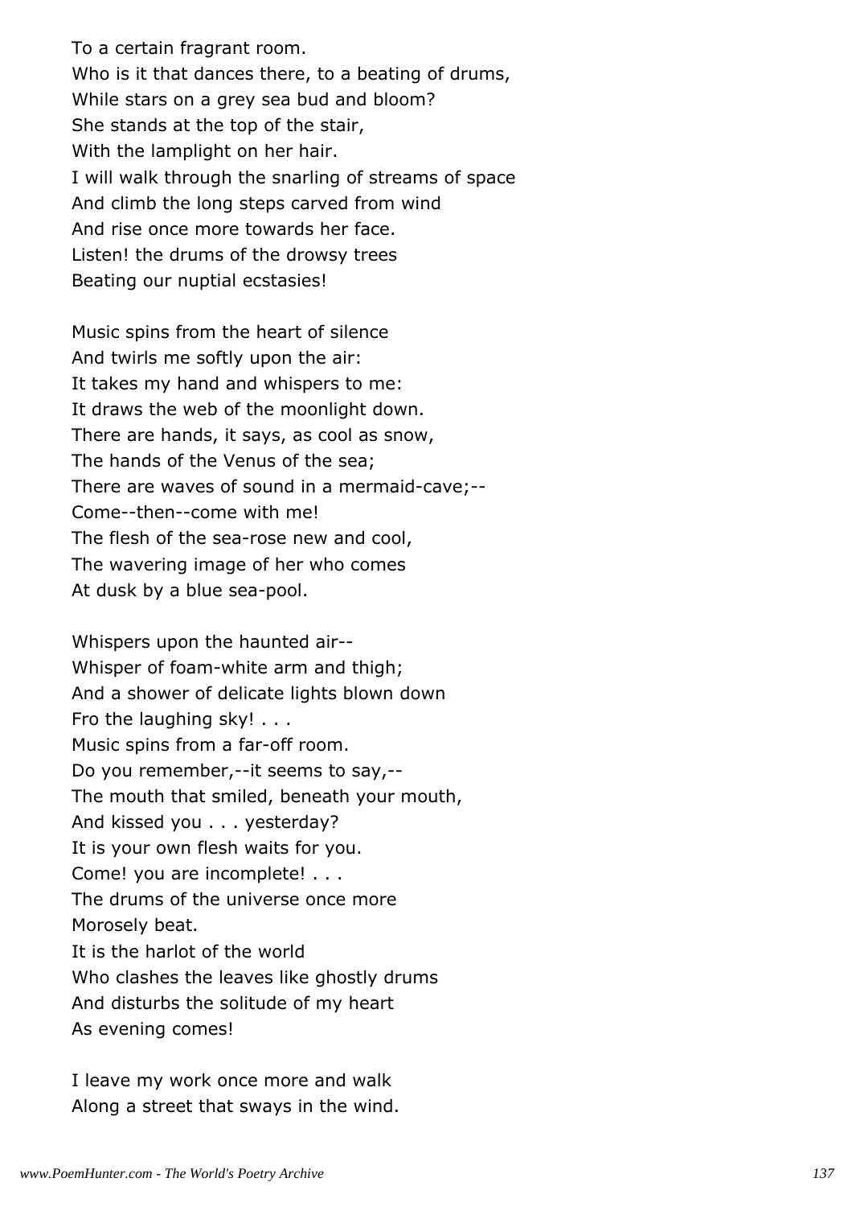To a certain fragrant room.
Who is it that dances there, to a beating of drums,
While stars on a grey sea bud and bloom?
She stands at the top of the stair,
With the lamplight on her hair.
I will walk through the snarling of streams of space
And climb the long steps carved from wind
And rise once more towards her face.
Listen! the drums of the drowsy trees
Beating our nuptial ecstasies!

Music spins from the heart of silence
And twirls me softly upon the air:
It takes my hand and whispers to me:
It draws the web of the moonlight down.
There are hands, it says, as cool as snow,
The hands of the Venus of the sea;
There are waves of sound in a mermaid-cave;--
Come--then--come with me!
The flesh of the sea-rose new and cool,
The wavering image of her who comes
At dusk by a blue sea-pool.

Whispers upon the haunted air--
Whisper of foam-white arm and thigh;
And a shower of delicate lights blown down
Fro the laughing sky! . . .
Music spins from a far-off room.
Do you remember,--it seems to say,--
The mouth that smiled, beneath your mouth,
And kissed you . . . yesterday?
It is your own flesh waits for you.
Come! you are incomplete! . . .
The drums of the universe once more
Morosely beat.
It is the harlot of the world
Who clashes the leaves like ghostly drums
And disturbs the solitude of my heart
As evening comes!

I leave my work once more and walk
Along a street that sways in the wind.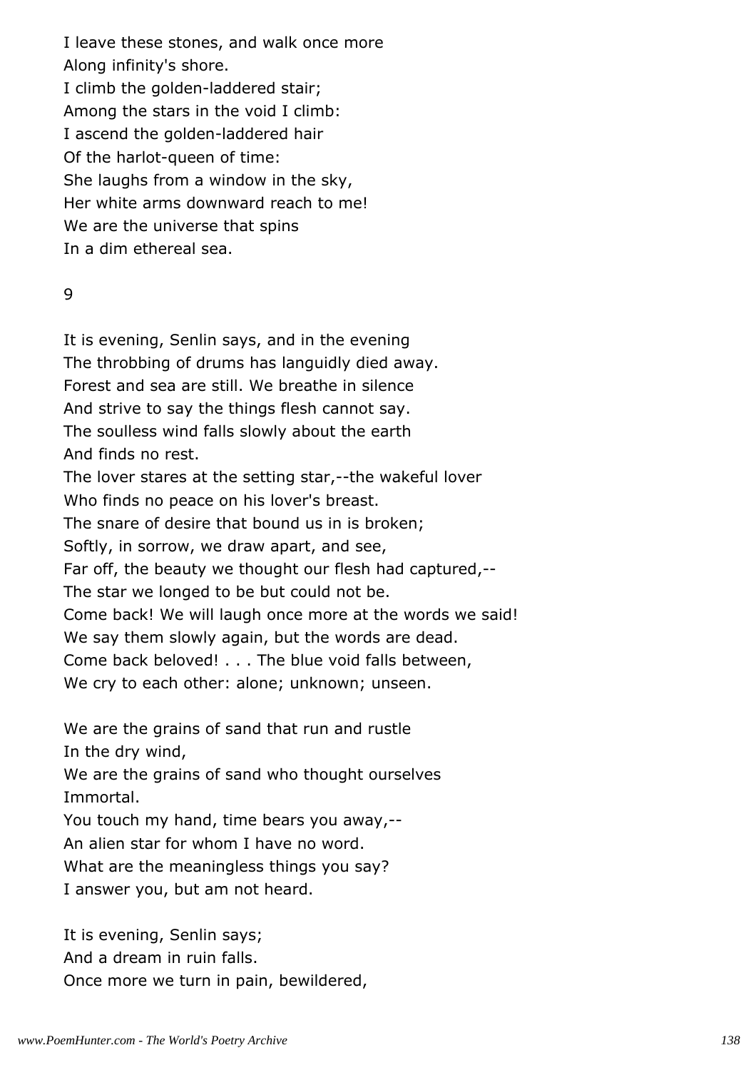I leave these stones, and walk once more
Along infinity's shore.
I climb the golden-laddered stair;
Among the stars in the void I climb:
I ascend the golden-laddered hair
Of the harlot-queen of time:
She laughs from a window in the sky,
Her white arms downward reach to me!
We are the universe that spins
In a dim ethereal sea.

9

It is evening, Senlin says, and in the evening
The throbbing of drums has languidly died away.
Forest and sea are still. We breathe in silence
And strive to say the things flesh cannot say.
The soulless wind falls slowly about the earth
And finds no rest.
The lover stares at the setting star,--the wakeful lover
Who finds no peace on his lover's breast.
The snare of desire that bound us in is broken;
Softly, in sorrow, we draw apart, and see,
Far off, the beauty we thought our flesh had captured,--
The star we longed to be but could not be.
Come back! We will laugh once more at the words we said!
We say them slowly again, but the words are dead.
Come back beloved! . . . The blue void falls between,
We cry to each other: alone; unknown; unseen.

We are the grains of sand that run and rustle
In the dry wind,
We are the grains of sand who thought ourselves
Immortal.
You touch my hand, time bears you away,--
An alien star for whom I have no word.
What are the meaningless things you say?
I answer you, but am not heard.

It is evening, Senlin says;
And a dream in ruin falls.
Once more we turn in pain, bewildered,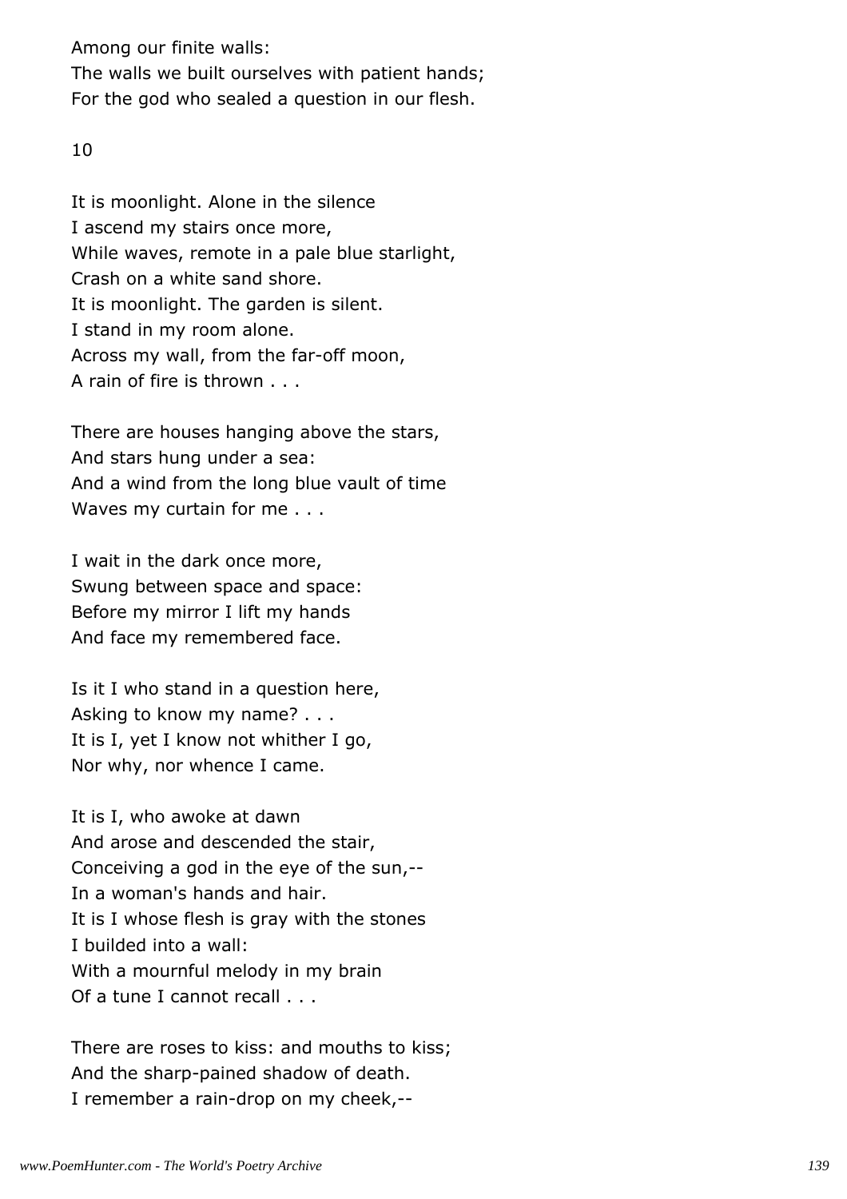Among our finite walls:
The walls we built ourselves with patient hands;
For the god who sealed a question in our flesh.

10

It is moonlight. Alone in the silence
I ascend my stairs once more,
While waves, remote in a pale blue starlight,
Crash on a white sand shore.
It is moonlight. The garden is silent.
I stand in my room alone.
Across my wall, from the far-off moon,
A rain of fire is thrown . . .

There are houses hanging above the stars,
And stars hung under a sea:
And a wind from the long blue vault of time
Waves my curtain for me . . .

I wait in the dark once more,
Swung between space and space:
Before my mirror I lift my hands
And face my remembered face.

Is it I who stand in a question here,
Asking to know my name? . . .
It is I, yet I know not whither I go,
Nor why, nor whence I came.

It is I, who awoke at dawn
And arose and descended the stair,
Conceiving a god in the eye of the sun,--
In a woman's hands and hair.
It is I whose flesh is gray with the stones
I builded into a wall:
With a mournful melody in my brain
Of a tune I cannot recall . . .

There are roses to kiss: and mouths to kiss;
And the sharp-pained shadow of death.
I remember a rain-drop on my cheek,--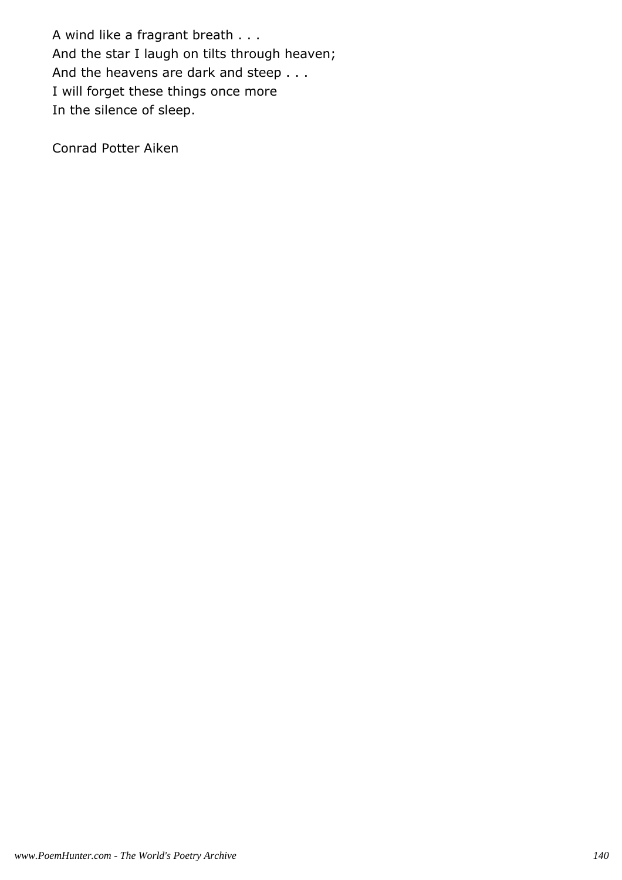A wind like a fragrant breath . . .
And the star I laugh on tilts through heaven;
And the heavens are dark and steep . . .
I will forget these things once more
In the silence of sleep.

Conrad Potter Aiken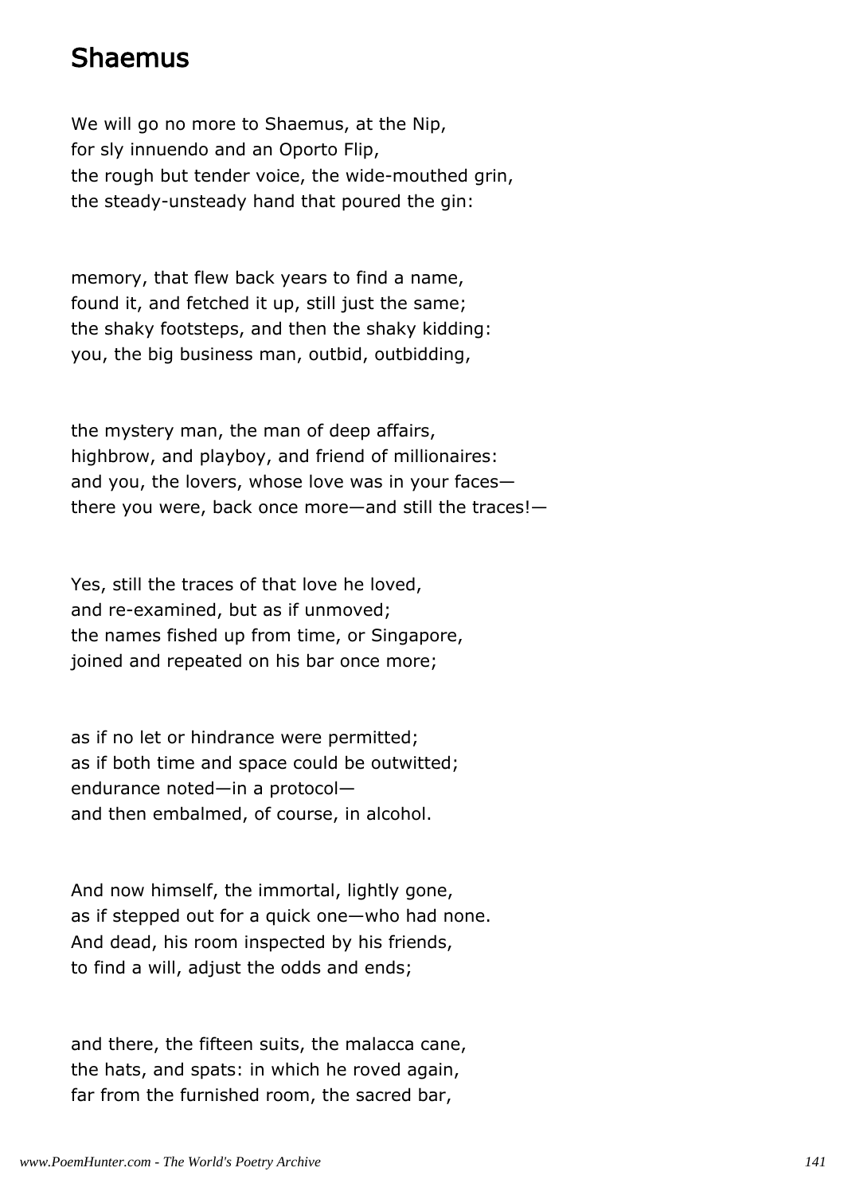## Shaemus

We will go no more to Shaemus, at the Nip,
for sly innuendo and an Oporto Flip,
the rough but tender voice, the wide-mouthed grin,
the steady-unsteady hand that poured the gin:

memory, that flew back years to find a name,
found it, and fetched it up, still just the same;
the shaky footsteps, and then the shaky kidding:
you, the big business man, outbid, outbidding,

the mystery man, the man of deep affairs,
highbrow, and playboy, and friend of millionaires:
and you, the lovers, whose love was in your faces—
there you were, back once more—and still the traces!—

Yes, still the traces of that love he loved,
and re-examined, but as if unmoved;
the names fished up from time, or Singapore,
joined and repeated on his bar once more;

as if no let or hindrance were permitted;
as if both time and space could be outwitted;
endurance noted—in a protocol—
and then embalmed, of course, in alcohol.

And now himself, the immortal, lightly gone,
as if stepped out for a quick one—who had none.
And dead, his room inspected by his friends,
to find a will, adjust the odds and ends;

and there, the fifteen suits, the malacca cane,
the hats, and spats: in which he roved again,
far from the furnished room, the sacred bar,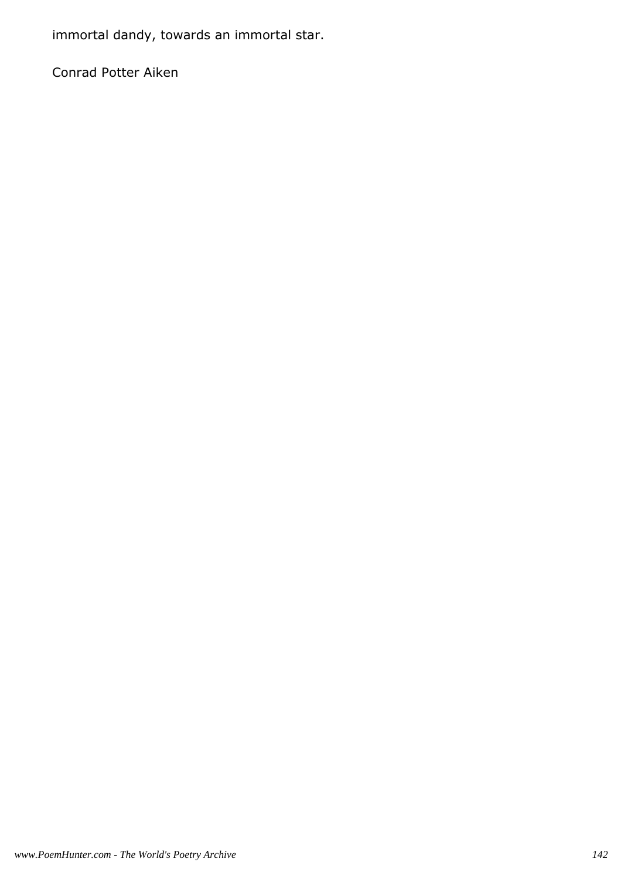immortal dandy, towards an immortal star.

Conrad Potter Aiken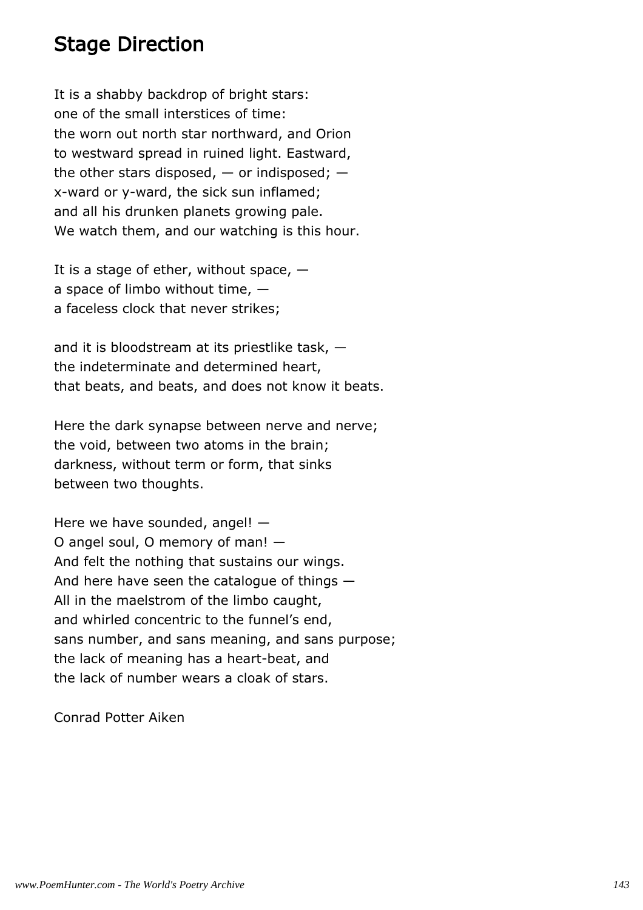## Stage Direction

It is a shabby backdrop of bright stars:
one of the small interstices of time:
the worn out north star northward, and Orion
to westward spread in ruined light. Eastward,
the other stars disposed, — or indisposed; —
x-ward or y-ward, the sick sun inflamed;
and all his drunken planets growing pale.
We watch them, and our watching is this hour.

It is a stage of ether, without space, —
a space of limbo without time, —
a faceless clock that never strikes;

and it is bloodstream at its priestlike task, —
the indeterminate and determined heart,
that beats, and beats, and does not know it beats.

Here the dark synapse between nerve and nerve;
the void, between two atoms in the brain;
darkness, without term or form, that sinks
between two thoughts.

Here we have sounded, angel! —
O angel soul, O memory of man! —
And felt the nothing that sustains our wings.
And here have seen the catalogue of things —
All in the maelstrom of the limbo caught,
and whirled concentric to the funnel's end,
sans number, and sans meaning, and sans purpose;
the lack of meaning has a heart-beat, and
the lack of number wears a cloak of stars.

Conrad Potter Aiken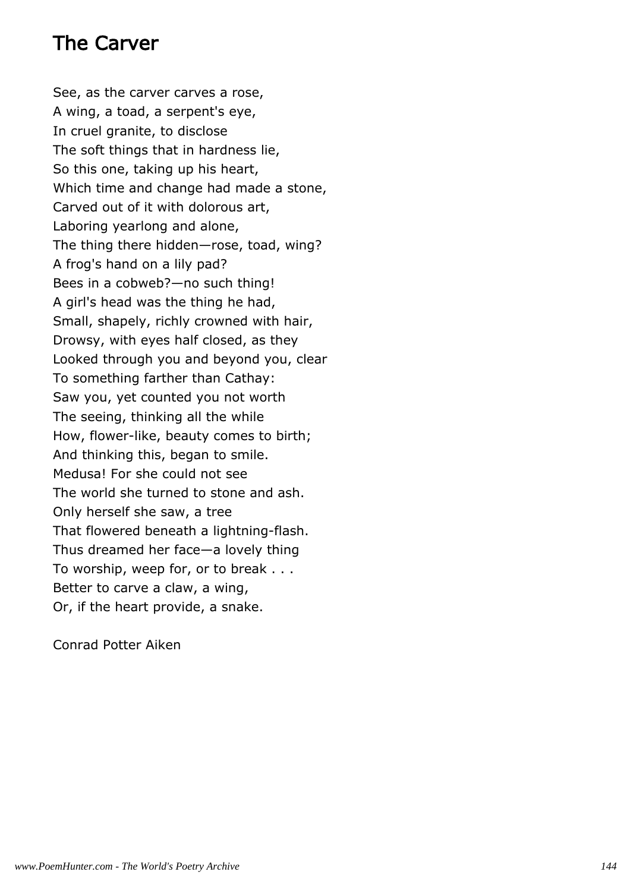# The Carver

See, as the carver carves a rose,
A wing, a toad, a serpent's eye,
In cruel granite, to disclose
The soft things that in hardness lie,
So this one, taking up his heart,
Which time and change had made a stone,
Carved out of it with dolorous art,
Laboring yearlong and alone,
The thing there hidden—rose, toad, wing?
A frog's hand on a lily pad?
Bees in a cobweb?—no such thing!
A girl's head was the thing he had,
Small, shapely, richly crowned with hair,
Drowsy, with eyes half closed, as they
Looked through you and beyond you, clear
To something farther than Cathay:
Saw you, yet counted you not worth
The seeing, thinking all the while
How, flower-like, beauty comes to birth;
And thinking this, began to smile.
Medusa! For she could not see
The world she turned to stone and ash.
Only herself she saw, a tree
That flowered beneath a lightning-flash.
Thus dreamed her face—a lovely thing
To worship, weep for, or to break . . .
Better to carve a claw, a wing,
Or, if the heart provide, a snake.

Conrad Potter Aiken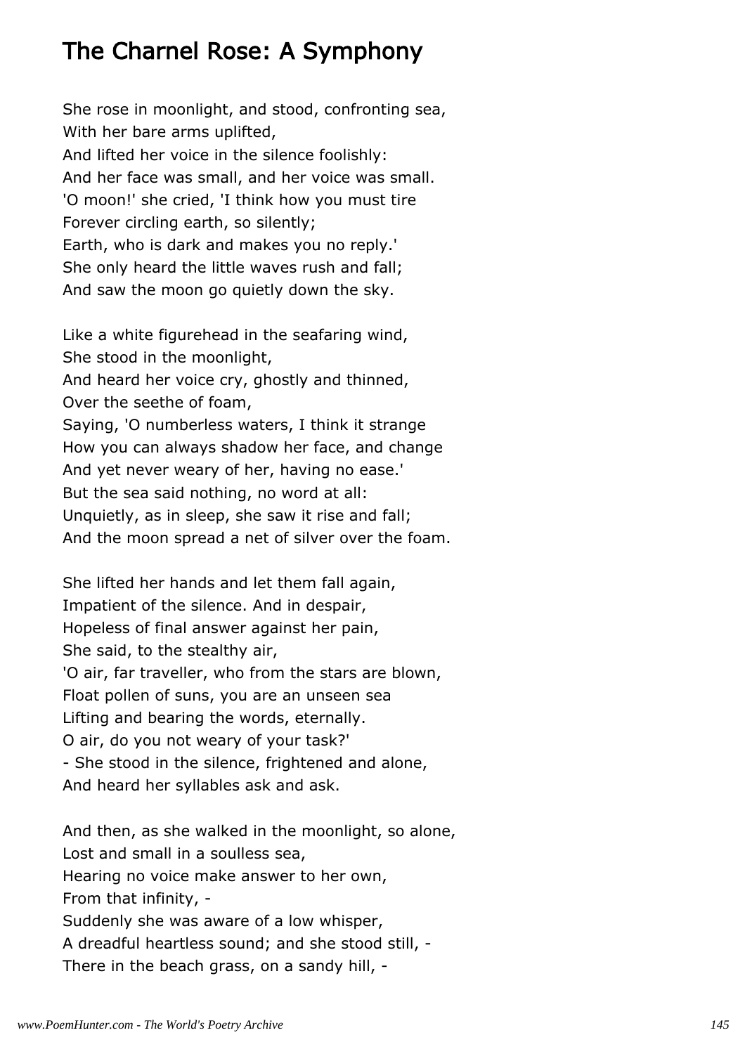## The Charnel Rose: A Symphony

She rose in moonlight, and stood, confronting sea,  
With her bare arms uplifted,  
And lifted her voice in the silence foolishly:  
And her face was small, and her voice was small.  
'O moon!' she cried, 'I think how you must tire  
Forever circling earth, so silently;  
Earth, who is dark and makes you no reply.'  
She only heard the little waves rush and fall;  
And saw the moon go quietly down the sky.

Like a white figurehead in the seafaring wind,  
She stood in the moonlight,  
And heard her voice cry, ghostly and thinned,  
Over the seethe of foam,  
Saying, 'O numberless waters, I think it strange  
How you can always shadow her face, and change  
And yet never weary of her, having no ease.'  
But the sea said nothing, no word at all:  
Unquietly, as in sleep, she saw it rise and fall;  
And the moon spread a net of silver over the foam.

She lifted her hands and let them fall again,  
Impatient of the silence. And in despair,  
Hopeless of final answer against her pain,  
She said, to the stealthy air,  
'O air, far traveller, who from the stars are blown,  
Float pollen of suns, you are an unseen sea  
Lifting and bearing the words, eternally.  
O air, do you not weary of your task?'  
- She stood in the silence, frightened and alone,  
And heard her syllables ask and ask.

And then, as she walked in the moonlight, so alone,  
Lost and small in a soulless sea,  
Hearing no voice make answer to her own,  
From that infinity, -  
Suddenly she was aware of a low whisper,  
A dreadful heartless sound; and she stood still, -  
There in the beach grass, on a sandy hill, -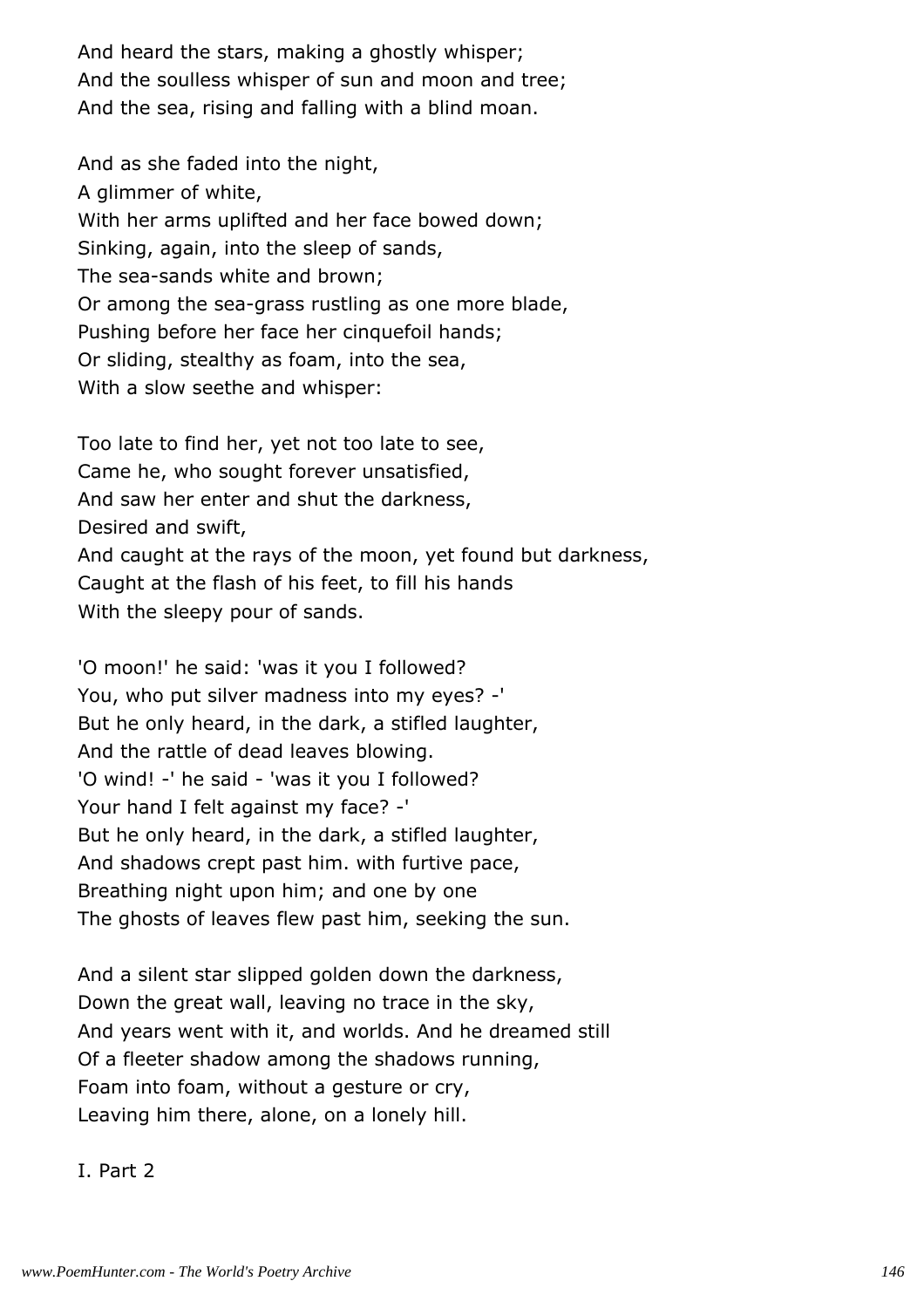And heard the stars, making a ghostly whisper;
And the soulless whisper of sun and moon and tree;
And the sea, rising and falling with a blind moan.

And as she faded into the night,
A glimmer of white,
With her arms uplifted and her face bowed down;
Sinking, again, into the sleep of sands,
The sea-sands white and brown;
Or among the sea-grass rustling as one more blade,
Pushing before her face her cinquefoil hands;
Or sliding, stealthy as foam, into the sea,
With a slow seethe and whisper:

Too late to find her, yet not too late to see,
Came he, who sought forever unsatisfied,
And saw her enter and shut the darkness,
Desired and swift,
And caught at the rays of the moon, yet found but darkness,
Caught at the flash of his feet, to fill his hands
With the sleepy pour of sands.

'O moon!' he said: 'was it you I followed?
You, who put silver madness into my eyes? -'
But he only heard, in the dark, a stifled laughter,
And the rattle of dead leaves blowing.
'O wind! -' he said - 'was it you I followed?
Your hand I felt against my face? -'
But he only heard, in the dark, a stifled laughter,
And shadows crept past him. with furtive pace,
Breathing night upon him; and one by one
The ghosts of leaves flew past him, seeking the sun.

And a silent star slipped golden down the darkness,
Down the great wall, leaving no trace in the sky,
And years went with it, and worlds. And he dreamed still
Of a fleeter shadow among the shadows running,
Foam into foam, without a gesture or cry,
Leaving him there, alone, on a lonely hill.

I. Part 2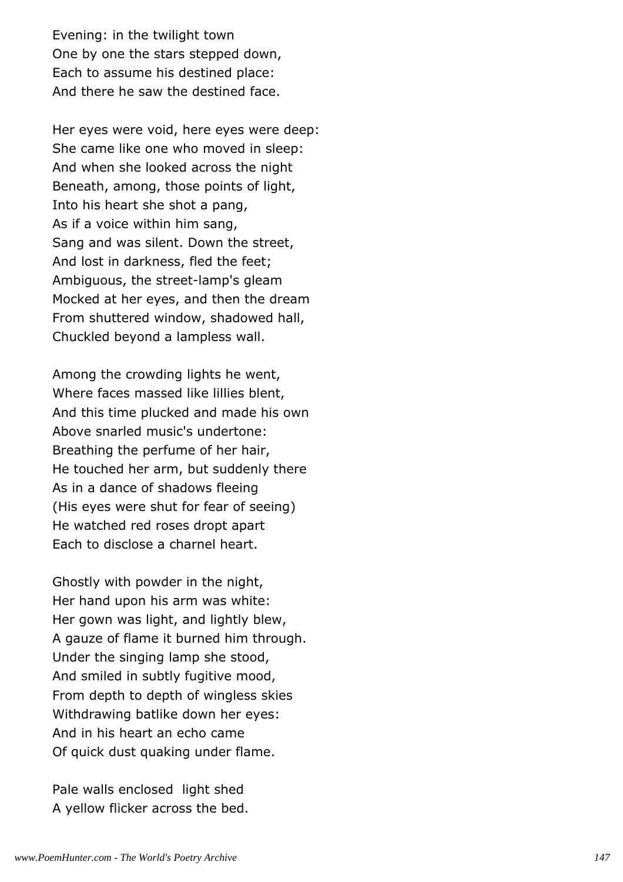Evening: in the twilight town
One by one the stars stepped down,
Each to assume his destined place:
And there he saw the destined face.

Her eyes were void, here eyes were deep:
She came like one who moved in sleep:
And when she looked across the night
Beneath, among, those points of light,
Into his heart she shot a pang,
As if a voice within him sang,
Sang and was silent. Down the street,
And lost in darkness, fled the feet;
Ambiguous, the street-lamp's gleam
Mocked at her eyes, and then the dream
From shuttered window, shadowed hall,
Chuckled beyond a lampless wall.

Among the crowding lights he went,
Where faces massed like lillies blent,
And this time plucked and made his own
Above snarled music's undertone:
Breathing the perfume of her hair,
He touched her arm, but suddenly there
As in a dance of shadows fleeing
(His eyes were shut for fear of seeing)
He watched red roses dropt apart
Each to disclose a charnel heart.

Ghostly with powder in the night,
Her hand upon his arm was white:
Her gown was light, and lightly blew,
A gauze of flame it burned him through.
Under the singing lamp she stood,
And smiled in subtly fugitive mood,
From depth to depth of wingless skies
Withdrawing batlike down her eyes:
And in his heart an echo came
Of quick dust quaking under flame.

Pale walls enclosed  light shed
A yellow flicker across the bed.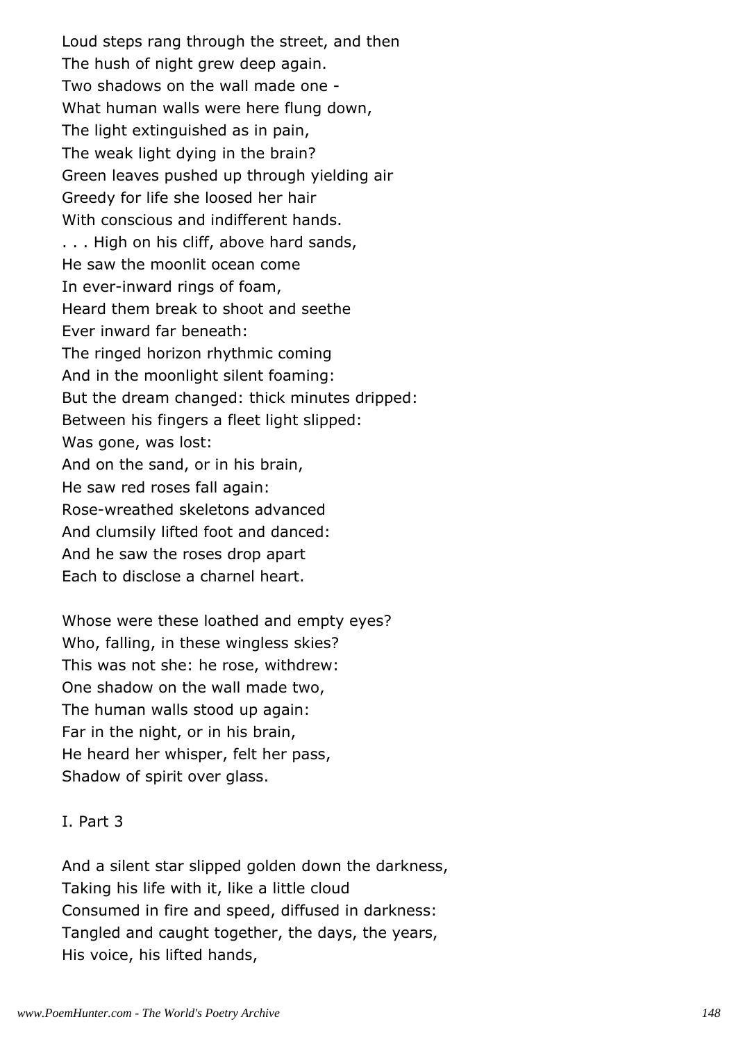Loud steps rang through the street, and then
The hush of night grew deep again.
Two shadows on the wall made one -
What human walls were here flung down,
The light extinguished as in pain,
The weak light dying in the brain?
Green leaves pushed up through yielding air
Greedy for life she loosed her hair
With conscious and indifferent hands.
. . . High on his cliff, above hard sands,
He saw the moonlit ocean come
In ever-inward rings of foam,
Heard them break to shoot and seethe
Ever inward far beneath:
The ringed horizon rhythmic coming
And in the moonlight silent foaming:
But the dream changed: thick minutes dripped:
Between his fingers a fleet light slipped:
Was gone, was lost:
And on the sand, or in his brain,
He saw red roses fall again:
Rose-wreathed skeletons advanced
And clumsily lifted foot and danced:
And he saw the roses drop apart
Each to disclose a charnel heart.

Whose were these loathed and empty eyes?
Who, falling, in these wingless skies?
This was not she: he rose, withdrew:
One shadow on the wall made two,
The human walls stood up again:
Far in the night, or in his brain,
He heard her whisper, felt her pass,
Shadow of spirit over glass.

I. Part 3

And a silent star slipped golden down the darkness,
Taking his life with it, like a little cloud
Consumed in fire and speed, diffused in darkness:
Tangled and caught together, the days, the years,
His voice, his lifted hands,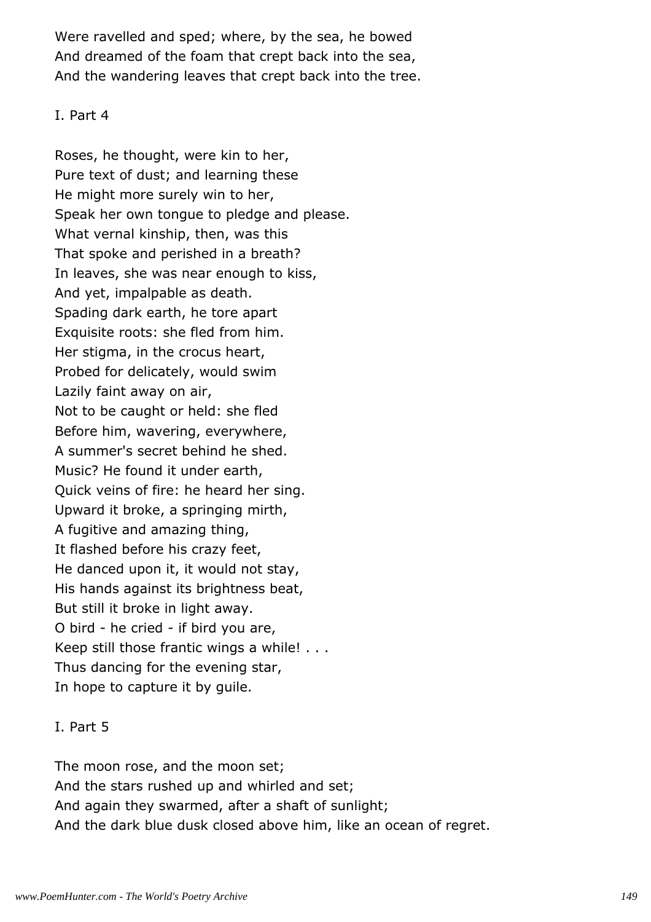Were ravelled and sped; where, by the sea, he bowed
And dreamed of the foam that crept back into the sea,
And the wandering leaves that crept back into the tree.

I. Part 4

Roses, he thought, were kin to her,
Pure text of dust; and learning these
He might more surely win to her,
Speak her own tongue to pledge and please.
What vernal kinship, then, was this
That spoke and perished in a breath?
In leaves, she was near enough to kiss,
And yet, impalpable as death.
Spading dark earth, he tore apart
Exquisite roots: she fled from him.
Her stigma, in the crocus heart,
Probed for delicately, would swim
Lazily faint away on air,
Not to be caught or held: she fled
Before him, wavering, everywhere,
A summer's secret behind he shed.
Music? He found it under earth,
Quick veins of fire: he heard her sing.
Upward it broke, a springing mirth,
A fugitive and amazing thing,
It flashed before his crazy feet,
He danced upon it, it would not stay,
His hands against its brightness beat,
But still it broke in light away.
O bird - he cried - if bird you are,
Keep still those frantic wings a while! . . .
Thus dancing for the evening star,
In hope to capture it by guile.

I. Part 5

The moon rose, and the moon set;
And the stars rushed up and whirled and set;
And again they swarmed, after a shaft of sunlight;
And the dark blue dusk closed above him, like an ocean of regret.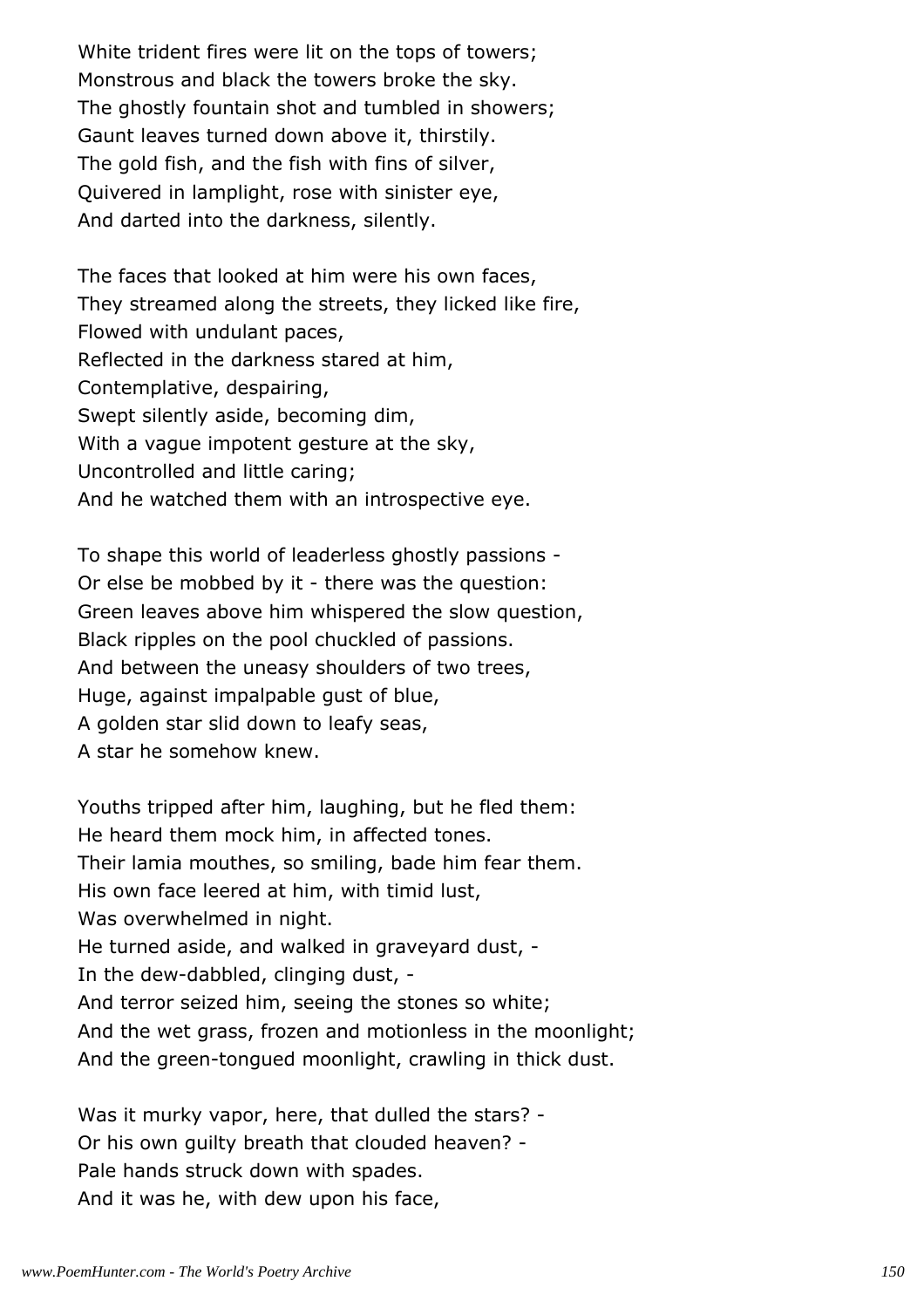White trident fires were lit on the tops of towers;
Monstrous and black the towers broke the sky.
The ghostly fountain shot and tumbled in showers;
Gaunt leaves turned down above it, thirstily.
The gold fish, and the fish with fins of silver,
Quivered in lamplight, rose with sinister eye,
And darted into the darkness, silently.

The faces that looked at him were his own faces,
They streamed along the streets, they licked like fire,
Flowed with undulant paces,
Reflected in the darkness stared at him,
Contemplative, despairing,
Swept silently aside, becoming dim,
With a vague impotent gesture at the sky,
Uncontrolled and little caring;
And he watched them with an introspective eye.

To shape this world of leaderless ghostly passions -
Or else be mobbed by it - there was the question:
Green leaves above him whispered the slow question,
Black ripples on the pool chuckled of passions.
And between the uneasy shoulders of two trees,
Huge, against impalpable gust of blue,
A golden star slid down to leafy seas,
A star he somehow knew.

Youths tripped after him, laughing, but he fled them:
He heard them mock him, in affected tones.
Their lamia mouthes, so smiling, bade him fear them.
His own face leered at him, with timid lust,
Was overwhelmed in night.
He turned aside, and walked in graveyard dust, -
In the dew-dabbled, clinging dust, -
And terror seized him, seeing the stones so white;
And the wet grass, frozen and motionless in the moonlight;
And the green-tongued moonlight, crawling in thick dust.

Was it murky vapor, here, that dulled the stars? -
Or his own guilty breath that clouded heaven? -
Pale hands struck down with spades.
And it was he, with dew upon his face,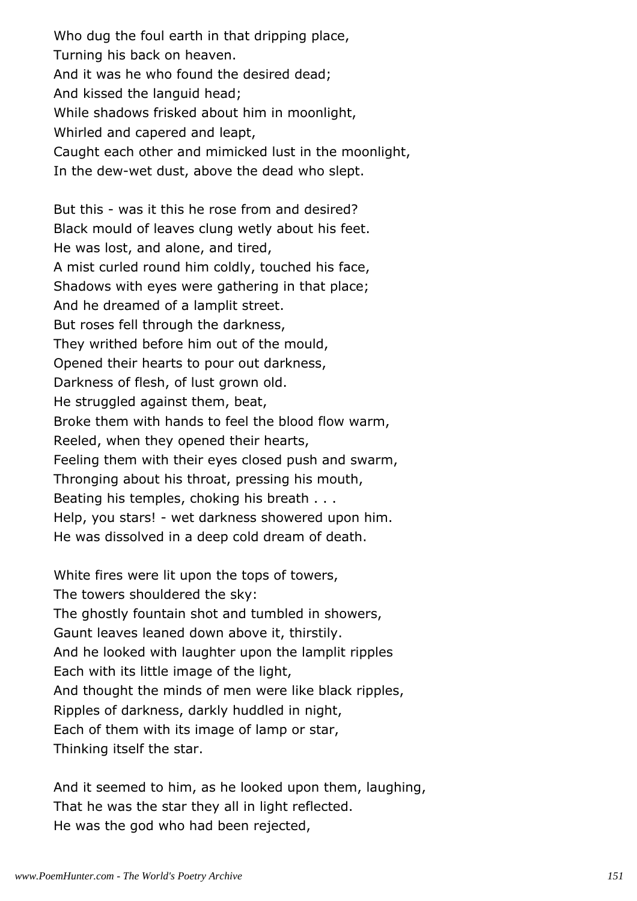Who dug the foul earth in that dripping place,
Turning his back on heaven.
And it was he who found the desired dead;
And kissed the languid head;
While shadows frisked about him in moonlight,
Whirled and capered and leapt,
Caught each other and mimicked lust in the moonlight,
In the dew-wet dust, above the dead who slept.

But this - was it this he rose from and desired?
Black mould of leaves clung wetly about his feet.
He was lost, and alone, and tired,
A mist curled round him coldly, touched his face,
Shadows with eyes were gathering in that place;
And he dreamed of a lamplit street.
But roses fell through the darkness,
They writhed before him out of the mould,
Opened their hearts to pour out darkness,
Darkness of flesh, of lust grown old.
He struggled against them, beat,
Broke them with hands to feel the blood flow warm,
Reeled, when they opened their hearts,
Feeling them with their eyes closed push and swarm,
Thronging about his throat, pressing his mouth,
Beating his temples, choking his breath . . .
Help, you stars! - wet darkness showered upon him.
He was dissolved in a deep cold dream of death.

White fires were lit upon the tops of towers,
The towers shouldered the sky:
The ghostly fountain shot and tumbled in showers,
Gaunt leaves leaned down above it, thirstily.
And he looked with laughter upon the lamplit ripples
Each with its little image of the light,
And thought the minds of men were like black ripples,
Ripples of darkness, darkly huddled in night,
Each of them with its image of lamp or star,
Thinking itself the star.

And it seemed to him, as he looked upon them, laughing,
That he was the star they all in light reflected.
He was the god who had been rejected,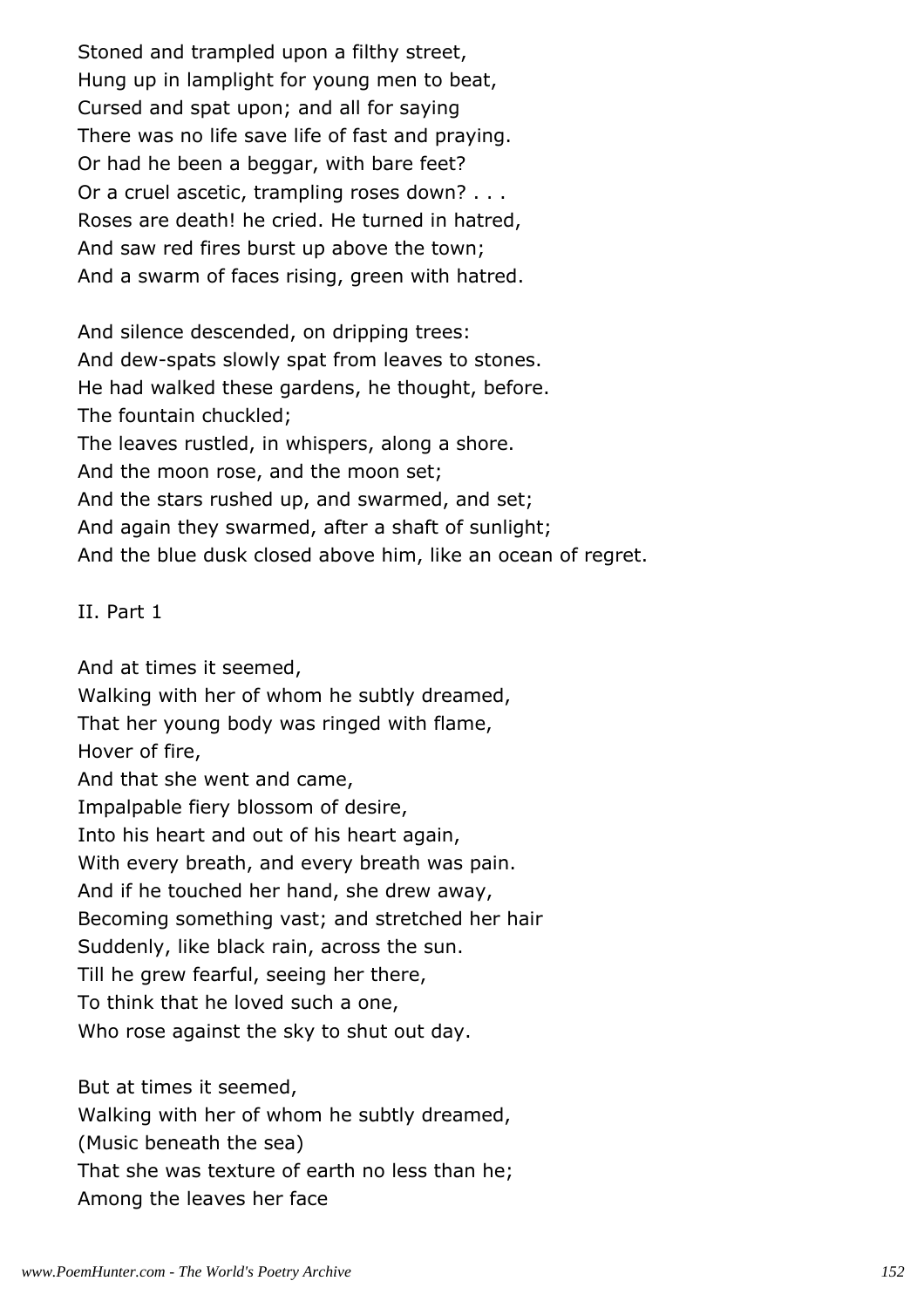Stoned and trampled upon a filthy street,  
Hung up in lamplight for young men to beat,  
Cursed and spat upon; and all for saying  
There was no life save life of fast and praying.  
Or had he been a beggar, with bare feet?  
Or a cruel ascetic, trampling roses down? . . .  
Roses are death! he cried. He turned in hatred,  
And saw red fires burst up above the town;  
And a swarm of faces rising, green with hatred.

And silence descended, on dripping trees:  
And dew-spats slowly spat from leaves to stones.  
He had walked these gardens, he thought, before.  
The fountain chuckled;  
The leaves rustled, in whispers, along a shore.  
And the moon rose, and the moon set;  
And the stars rushed up, and swarmed, and set;  
And again they swarmed, after a shaft of sunlight;  
And the blue dusk closed above him, like an ocean of regret.

II. Part 1

And at times it seemed,  
Walking with her of whom he subtly dreamed,  
That her young body was ringed with flame,  
Hover of fire,  
And that she went and came,  
Impalpable fiery blossom of desire,  
Into his heart and out of his heart again,  
With every breath, and every breath was pain.  
And if he touched her hand, she drew away,  
Becoming something vast; and stretched her hair  
Suddenly, like black rain, across the sun.  
Till he grew fearful, seeing her there,  
To think that he loved such a one,  
Who rose against the sky to shut out day.

But at times it seemed,  
Walking with her of whom he subtly dreamed,  
(Music beneath the sea)  
That she was texture of earth no less than he;  
Among the leaves her face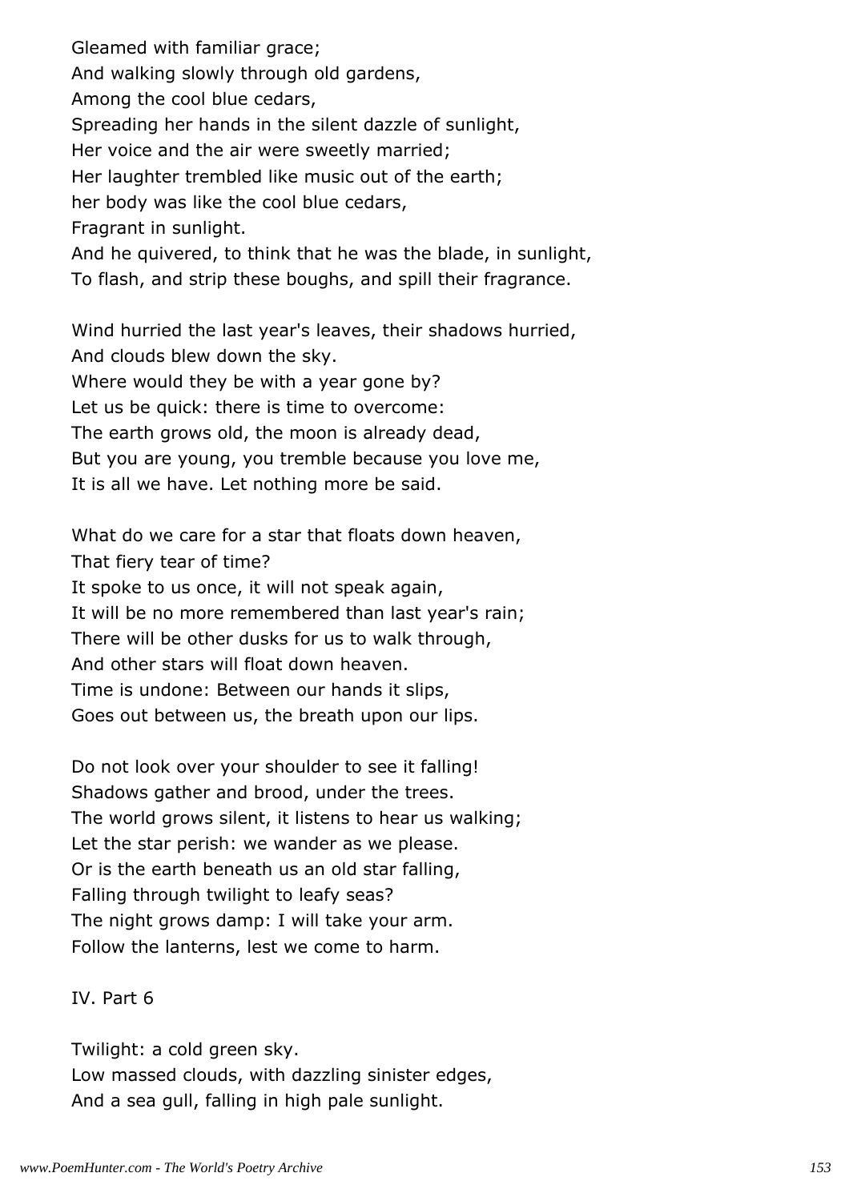Gleamed with familiar grace;
And walking slowly through old gardens,
Among the cool blue cedars,
Spreading her hands in the silent dazzle of sunlight,
Her voice and the air were sweetly married;
Her laughter trembled like music out of the earth;
her body was like the cool blue cedars,
Fragrant in sunlight.
And he quivered, to think that he was the blade, in sunlight,
To flash, and strip these boughs, and spill their fragrance.

Wind hurried the last year's leaves, their shadows hurried,
And clouds blew down the sky.
Where would they be with a year gone by?
Let us be quick: there is time to overcome:
The earth grows old, the moon is already dead,
But you are young, you tremble because you love me,
It is all we have. Let nothing more be said.

What do we care for a star that floats down heaven,
That fiery tear of time?
It spoke to us once, it will not speak again,
It will be no more remembered than last year's rain;
There will be other dusks for us to walk through,
And other stars will float down heaven.
Time is undone: Between our hands it slips,
Goes out between us, the breath upon our lips.

Do not look over your shoulder to see it falling!
Shadows gather and brood, under the trees.
The world grows silent, it listens to hear us walking;
Let the star perish: we wander as we please.
Or is the earth beneath us an old star falling,
Falling through twilight to leafy seas?
The night grows damp: I will take your arm.
Follow the lanterns, lest we come to harm.

IV. Part 6

Twilight: a cold green sky.
Low massed clouds, with dazzling sinister edges,
And a sea gull, falling in high pale sunlight.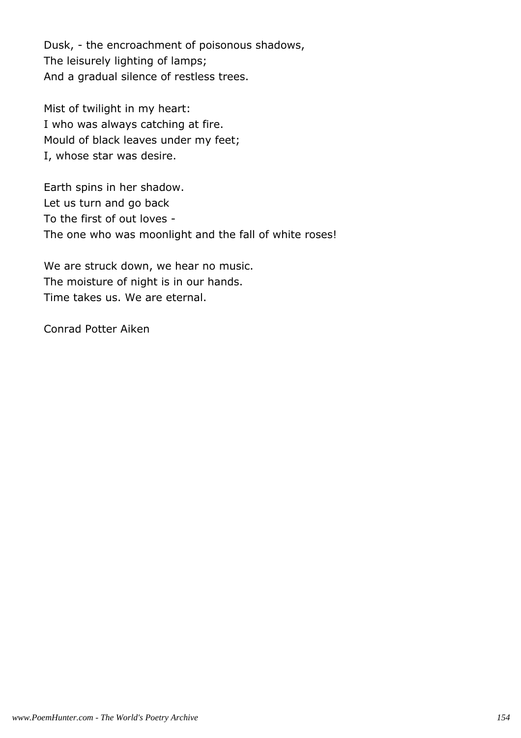Dusk, - the encroachment of poisonous shadows,
The leisurely lighting of lamps;
And a gradual silence of restless trees.

Mist of twilight in my heart:
I who was always catching at fire.
Mould of black leaves under my feet;
I, whose star was desire.

Earth spins in her shadow.
Let us turn and go back
To the first of out loves -
The one who was moonlight and the fall of white roses!

We are struck down, we hear no music.
The moisture of night is in our hands.
Time takes us. We are eternal.

Conrad Potter Aiken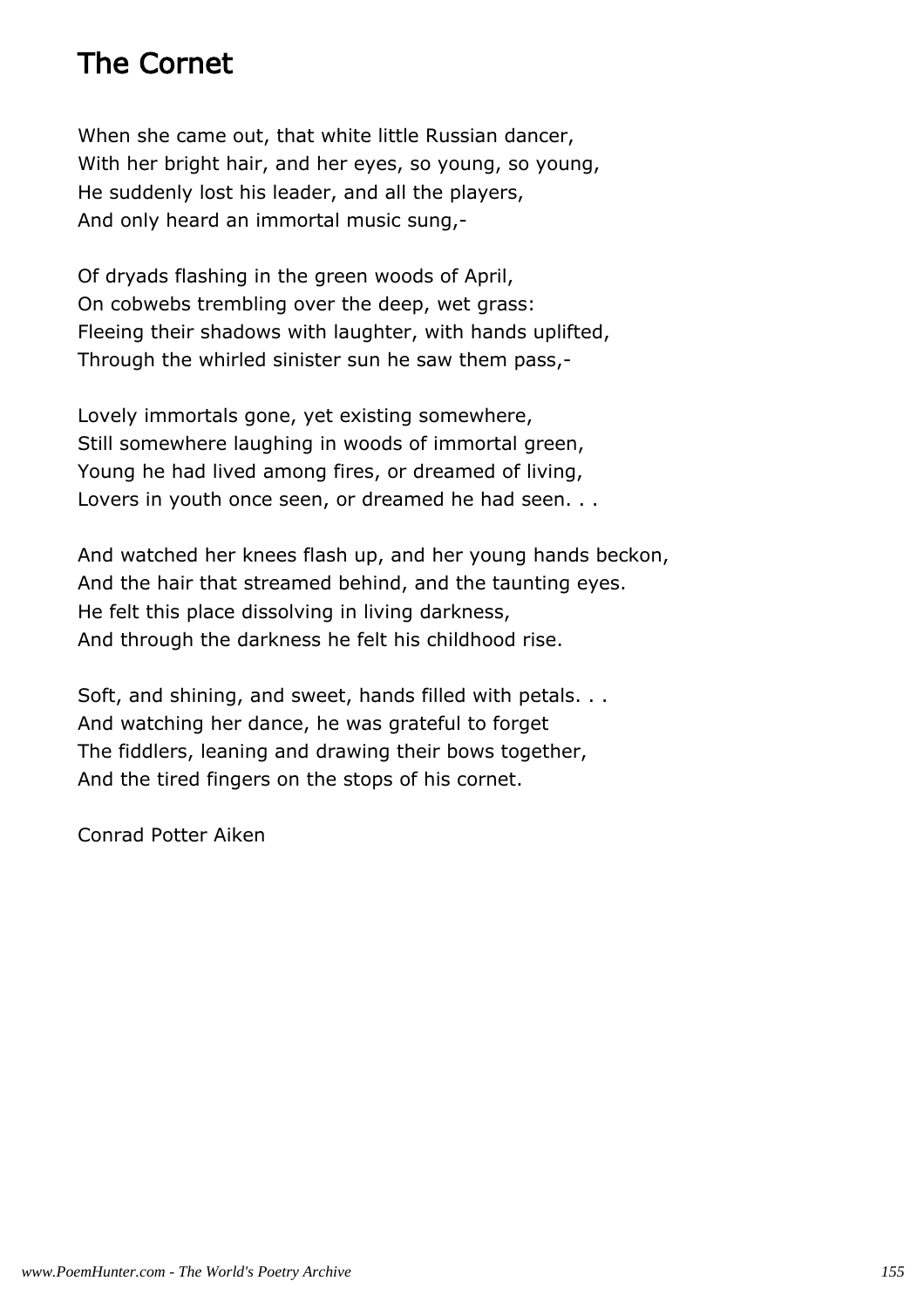# The Cornet

When she came out, that white little Russian dancer,
With her bright hair, and her eyes, so young, so young,
He suddenly lost his leader, and all the players,
And only heard an immortal music sung,-

Of dryads flashing in the green woods of April,
On cobwebs trembling over the deep, wet grass:
Fleeing their shadows with laughter, with hands uplifted,
Through the whirled sinister sun he saw them pass,-

Lovely immortals gone, yet existing somewhere,
Still somewhere laughing in woods of immortal green,
Young he had lived among fires, or dreamed of living,
Lovers in youth once seen, or dreamed he had seen. . .

And watched her knees flash up, and her young hands beckon,
And the hair that streamed behind, and the taunting eyes.
He felt this place dissolving in living darkness,
And through the darkness he felt his childhood rise.

Soft, and shining, and sweet, hands filled with petals. . .
And watching her dance, he was grateful to forget
The fiddlers, leaning and drawing their bows together,
And the tired fingers on the stops of his cornet.

Conrad Potter Aiken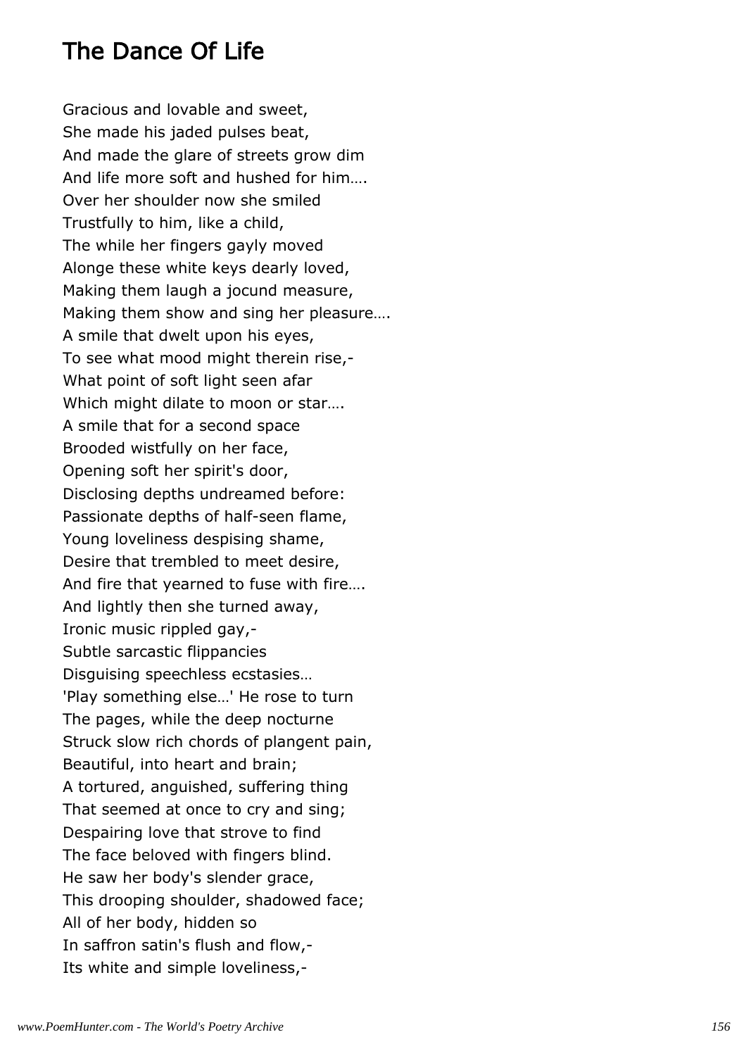# The Dance Of Life

Gracious and lovable and sweet,
She made his jaded pulses beat,
And made the glare of streets grow dim
And life more soft and hushed for him….
Over her shoulder now she smiled
Trustfully to him, like a child,
The while her fingers gayly moved
Alonge these white keys dearly loved,
Making them laugh a jocund measure,
Making them show and sing her pleasure….
A smile that dwelt upon his eyes,
To see what mood might therein rise,-
What point of soft light seen afar
Which might dilate to moon or star….
A smile that for a second space
Brooded wistfully on her face,
Opening soft her spirit's door,
Disclosing depths undreamed before:
Passionate depths of half-seen flame,
Young loveliness despising shame,
Desire that trembled to meet desire,
And fire that yearned to fuse with fire….
And lightly then she turned away,
Ironic music rippled gay,-
Subtle sarcastic flippancies
Disguising speechless ecstasies…
'Play something else…' He rose to turn
The pages, while the deep nocturne
Struck slow rich chords of plangent pain,
Beautiful, into heart and brain;
A tortured, anguished, suffering thing
That seemed at once to cry and sing;
Despairing love that strove to find
The face beloved with fingers blind.
He saw her body's slender grace,
This drooping shoulder, shadowed face;
All of her body, hidden so
In saffron satin's flush and flow,-
Its white and simple loveliness,-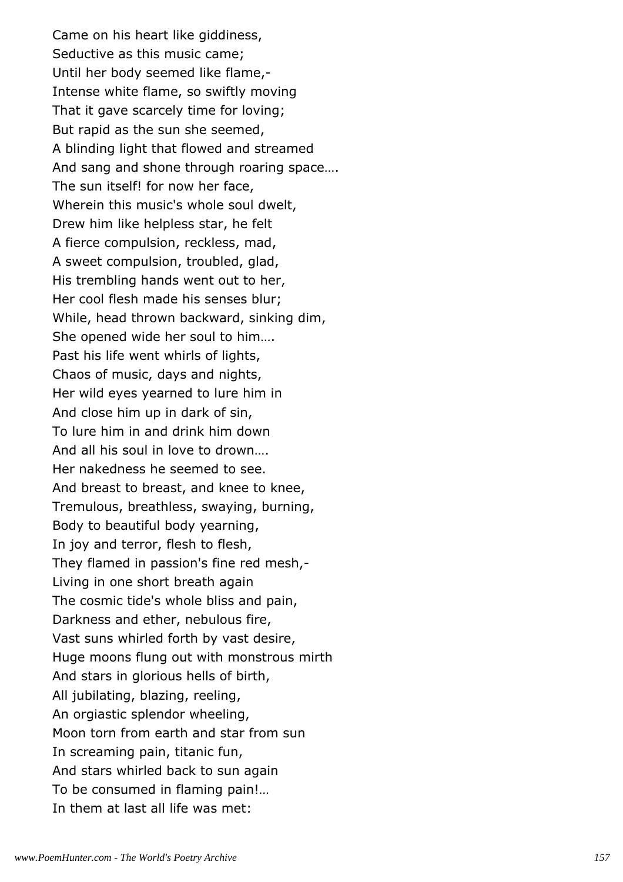Came on his heart like giddiness,  
Seductive as this music came;  
Until her body seemed like flame,-  
Intense white flame, so swiftly moving  
That it gave scarcely time for loving;  
But rapid as the sun she seemed,  
A blinding light that flowed and streamed  
And sang and shone through roaring space….  
The sun itself! for now her face,  
Wherein this music's whole soul dwelt,  
Drew him like helpless star, he felt  
A fierce compulsion, reckless, mad,  
A sweet compulsion, troubled, glad,  
His trembling hands went out to her,  
Her cool flesh made his senses blur;  
While, head thrown backward, sinking dim,  
She opened wide her soul to him….  
Past his life went whirls of lights,  
Chaos of music, days and nights,  
Her wild eyes yearned to lure him in  
And close him up in dark of sin,  
To lure him in and drink him down  
And all his soul in love to drown….  
Her nakedness he seemed to see.  
And breast to breast, and knee to knee,  
Tremulous, breathless, swaying, burning,  
Body to beautiful body yearning,  
In joy and terror, flesh to flesh,  
They flamed in passion's fine red mesh,-  
Living in one short breath again  
The cosmic tide's whole bliss and pain,  
Darkness and ether, nebulous fire,  
Vast suns whirled forth by vast desire,  
Huge moons flung out with monstrous mirth  
And stars in glorious hells of birth,  
All jubilating, blazing, reeling,  
An orgiastic splendor wheeling,  
Moon torn from earth and star from sun  
In screaming pain, titanic fun,  
And stars whirled back to sun again  
To be consumed in flaming pain!…  
In them at last all life was met: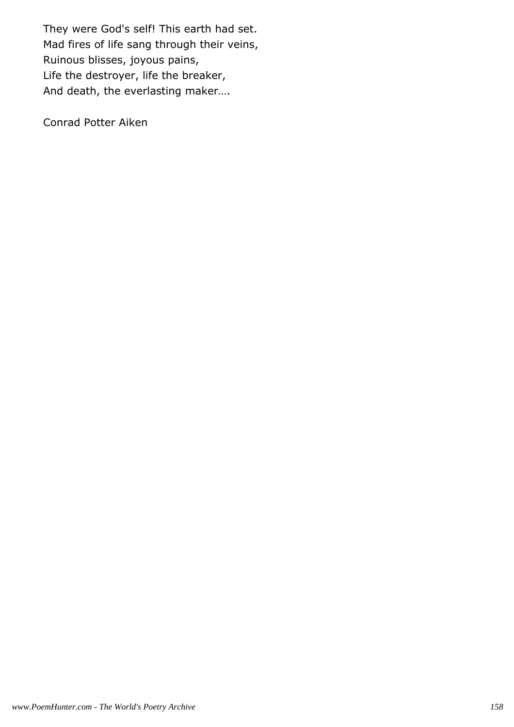They were God's self! This earth had set.
Mad fires of life sang through their veins,
Ruinous blisses, joyous pains,
Life the destroyer, life the breaker,
And death, the everlasting maker….

Conrad Potter Aiken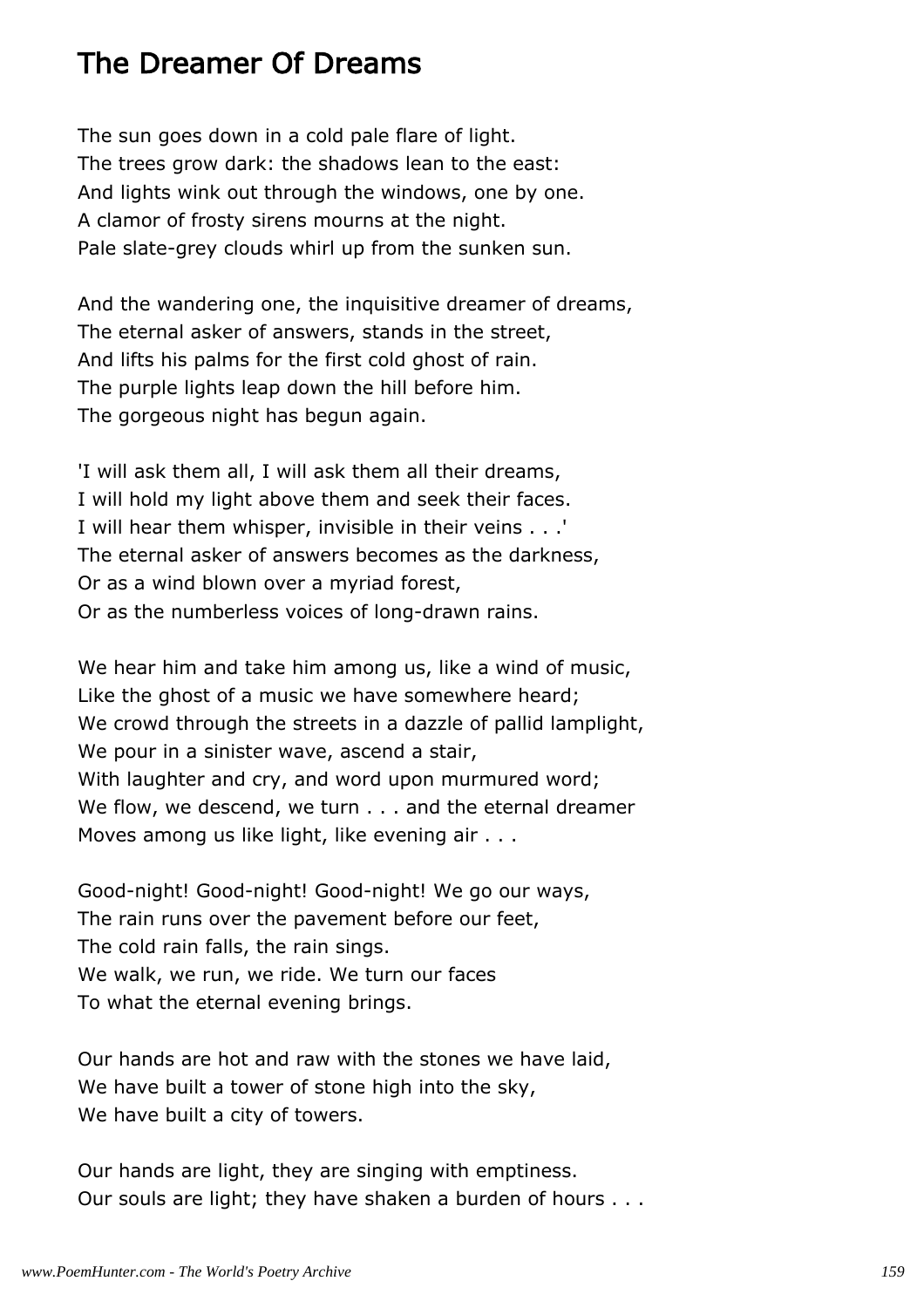## The Dreamer Of Dreams

The sun goes down in a cold pale flare of light.  
The trees grow dark: the shadows lean to the east:  
And lights wink out through the windows, one by one.  
A clamor of frosty sirens mourns at the night.  
Pale slate-grey clouds whirl up from the sunken sun.

And the wandering one, the inquisitive dreamer of dreams,  
The eternal asker of answers, stands in the street,  
And lifts his palms for the first cold ghost of rain.  
The purple lights leap down the hill before him.  
The gorgeous night has begun again.

'I will ask them all, I will ask them all their dreams,  
I will hold my light above them and seek their faces.  
I will hear them whisper, invisible in their veins . . .'  
The eternal asker of answers becomes as the darkness,  
Or as a wind blown over a myriad forest,  
Or as the numberless voices of long-drawn rains.

We hear him and take him among us, like a wind of music,  
Like the ghost of a music we have somewhere heard;  
We crowd through the streets in a dazzle of pallid lamplight,  
We pour in a sinister wave, ascend a stair,  
With laughter and cry, and word upon murmured word;  
We flow, we descend, we turn . . . and the eternal dreamer  
Moves among us like light, like evening air . . .

Good-night! Good-night! Good-night! We go our ways,  
The rain runs over the pavement before our feet,  
The cold rain falls, the rain sings.  
We walk, we run, we ride. We turn our faces  
To what the eternal evening brings.

Our hands are hot and raw with the stones we have laid,  
We have built a tower of stone high into the sky,  
We have built a city of towers.

Our hands are light, they are singing with emptiness.  
Our souls are light; they have shaken a burden of hours . . .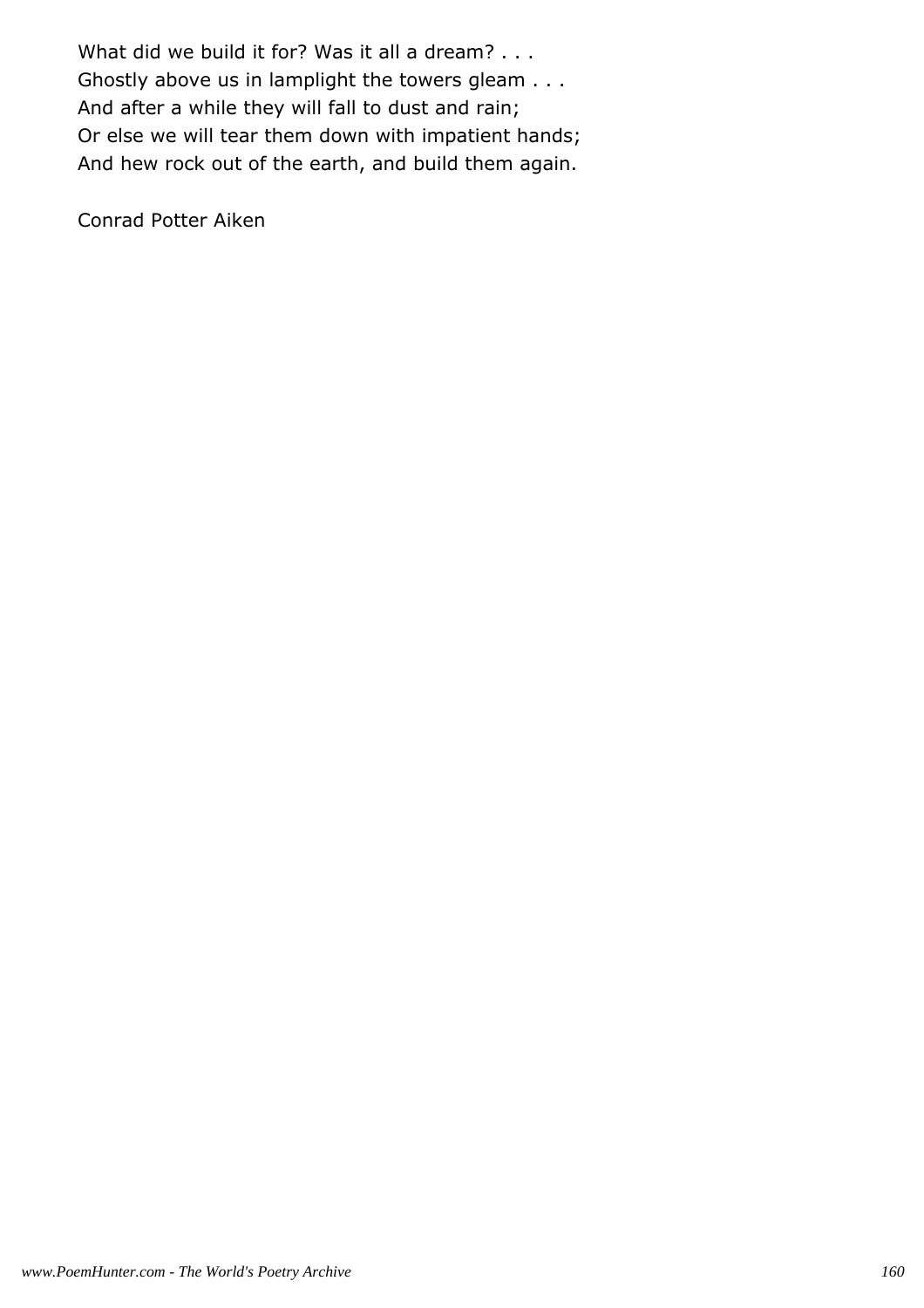What did we build it for? Was it all a dream? . . .  
Ghostly above us in lamplight the towers gleam . . .  
And after a while they will fall to dust and rain;  
Or else we will tear them down with impatient hands;  
And hew rock out of the earth, and build them again.

Conrad Potter Aiken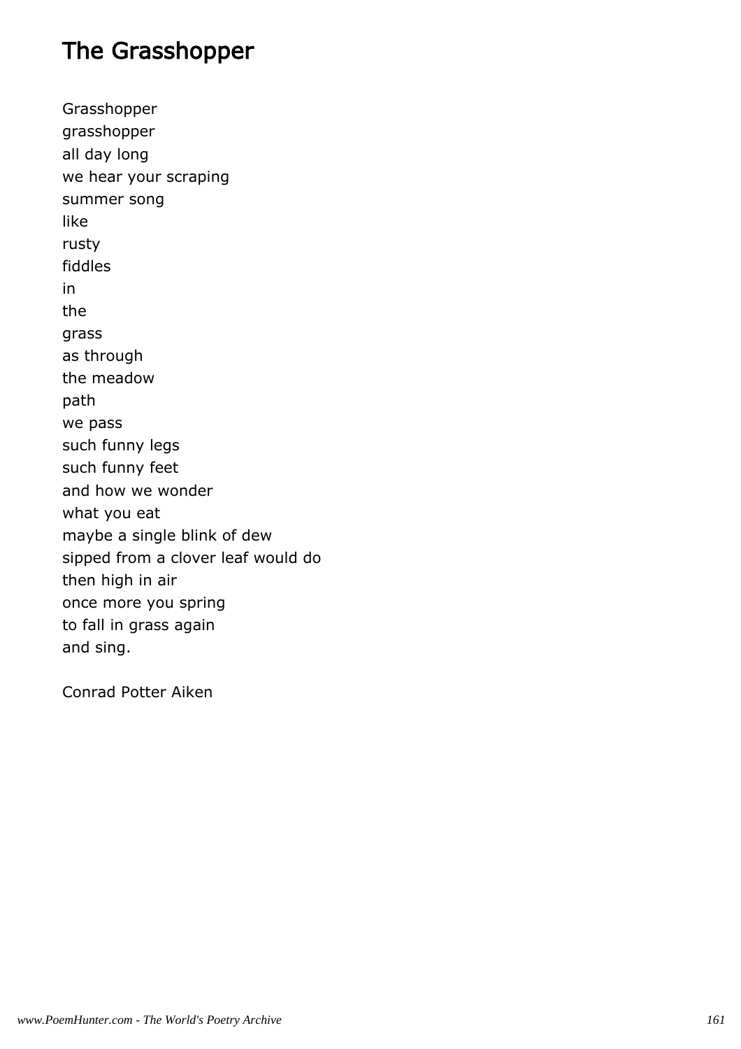# The Grasshopper

Grasshopper
grasshopper
all day long
we hear your scraping
summer song
like
rusty
fiddles
in
the
grass
as through
the meadow
path
we pass
such funny legs
such funny feet
and how we wonder
what you eat
maybe a single blink of dew
sipped from a clover leaf would do
then high in air
once more you spring
to fall in grass again
and sing.

Conrad Potter Aiken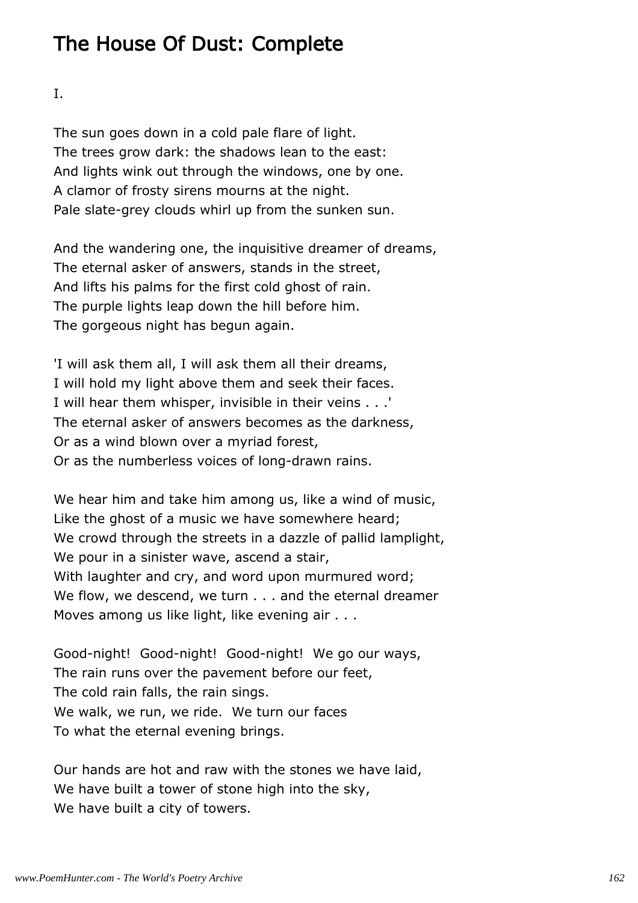# The House Of Dust: Complete

I.

The sun goes down in a cold pale flare of light.  
The trees grow dark: the shadows lean to the east:  
And lights wink out through the windows, one by one.  
A clamor of frosty sirens mourns at the night.  
Pale slate-grey clouds whirl up from the sunken sun.

And the wandering one, the inquisitive dreamer of dreams,  
The eternal asker of answers, stands in the street,  
And lifts his palms for the first cold ghost of rain.  
The purple lights leap down the hill before him.  
The gorgeous night has begun again.

'I will ask them all, I will ask them all their dreams,  
I will hold my light above them and seek their faces.  
I will hear them whisper, invisible in their veins . . .'  
The eternal asker of answers becomes as the darkness,  
Or as a wind blown over a myriad forest,  
Or as the numberless voices of long-drawn rains.

We hear him and take him among us, like a wind of music,  
Like the ghost of a music we have somewhere heard;  
We crowd through the streets in a dazzle of pallid lamplight,  
We pour in a sinister wave, ascend a stair,  
With laughter and cry, and word upon murmured word;  
We flow, we descend, we turn . . . and the eternal dreamer  
Moves among us like light, like evening air . . .

Good-night!  Good-night!  Good-night!  We go our ways,  
The rain runs over the pavement before our feet,  
The cold rain falls, the rain sings.  
We walk, we run, we ride.  We turn our faces  
To what the eternal evening brings.

Our hands are hot and raw with the stones we have laid,  
We have built a tower of stone high into the sky,  
We have built a city of towers.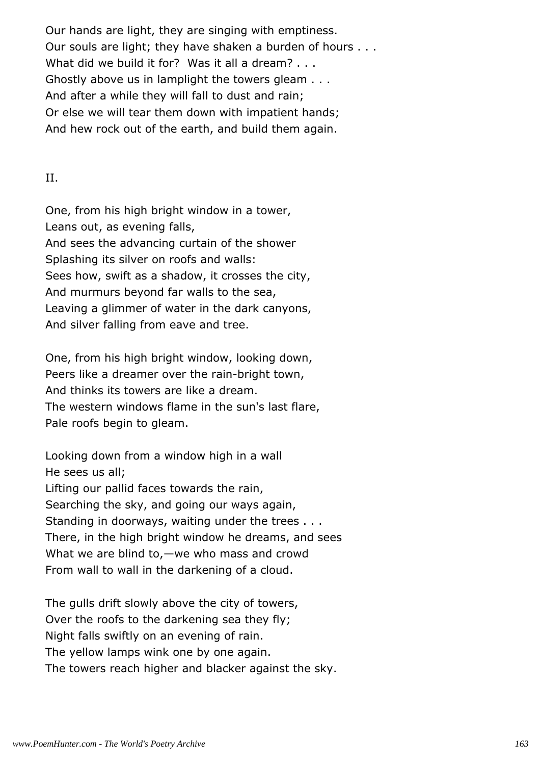Our hands are light, they are singing with emptiness.
Our souls are light; they have shaken a burden of hours . . .
What did we build it for? Was it all a dream? . . .
Ghostly above us in lamplight the towers gleam . . .
And after a while they will fall to dust and rain;
Or else we will tear them down with impatient hands;
And hew rock out of the earth, and build them again.

II.

One, from his high bright window in a tower,
Leans out, as evening falls,
And sees the advancing curtain of the shower
Splashing its silver on roofs and walls:
Sees how, swift as a shadow, it crosses the city,
And murmurs beyond far walls to the sea,
Leaving a glimmer of water in the dark canyons,
And silver falling from eave and tree.

One, from his high bright window, looking down,
Peers like a dreamer over the rain-bright town,
And thinks its towers are like a dream.
The western windows flame in the sun's last flare,
Pale roofs begin to gleam.

Looking down from a window high in a wall
He sees us all;
Lifting our pallid faces towards the rain,
Searching the sky, and going our ways again,
Standing in doorways, waiting under the trees . . .
There, in the high bright window he dreams, and sees
What we are blind to,—we who mass and crowd
From wall to wall in the darkening of a cloud.

The gulls drift slowly above the city of towers,
Over the roofs to the darkening sea they fly;
Night falls swiftly on an evening of rain.
The yellow lamps wink one by one again.
The towers reach higher and blacker against the sky.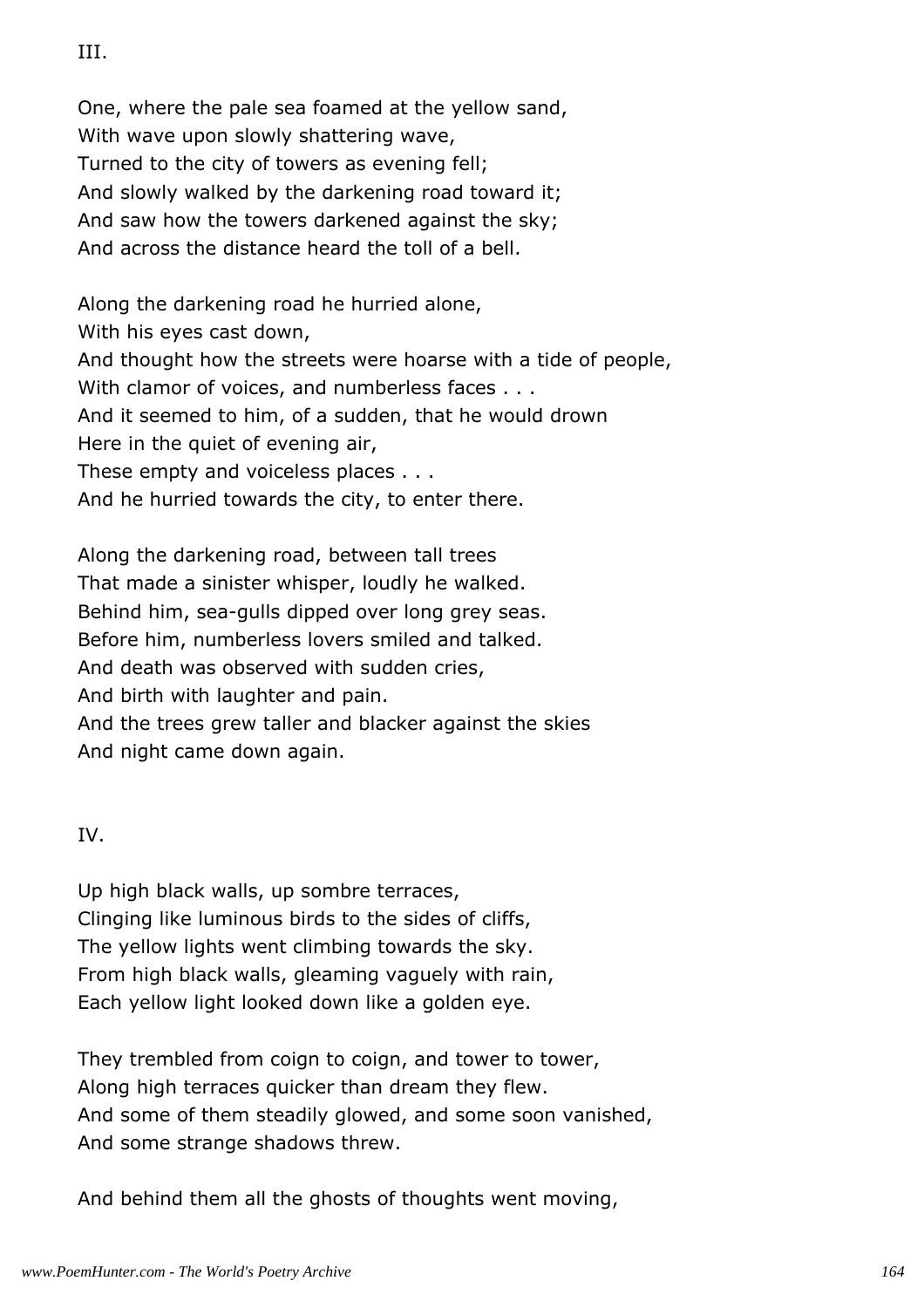III.

One, where the pale sea foamed at the yellow sand,
With wave upon slowly shattering wave,
Turned to the city of towers as evening fell;
And slowly walked by the darkening road toward it;
And saw how the towers darkened against the sky;
And across the distance heard the toll of a bell.

Along the darkening road he hurried alone,
With his eyes cast down,
And thought how the streets were hoarse with a tide of people,
With clamor of voices, and numberless faces . . .
And it seemed to him, of a sudden, that he would drown
Here in the quiet of evening air,
These empty and voiceless places . . .
And he hurried towards the city, to enter there.

Along the darkening road, between tall trees
That made a sinister whisper, loudly he walked.
Behind him, sea-gulls dipped over long grey seas.
Before him, numberless lovers smiled and talked.
And death was observed with sudden cries,
And birth with laughter and pain.
And the trees grew taller and blacker against the skies
And night came down again.

IV.

Up high black walls, up sombre terraces,
Clinging like luminous birds to the sides of cliffs,
The yellow lights went climbing towards the sky.
From high black walls, gleaming vaguely with rain,
Each yellow light looked down like a golden eye.

They trembled from coign to coign, and tower to tower,
Along high terraces quicker than dream they flew.
And some of them steadily glowed, and some soon vanished,
And some strange shadows threw.

And behind them all the ghosts of thoughts went moving,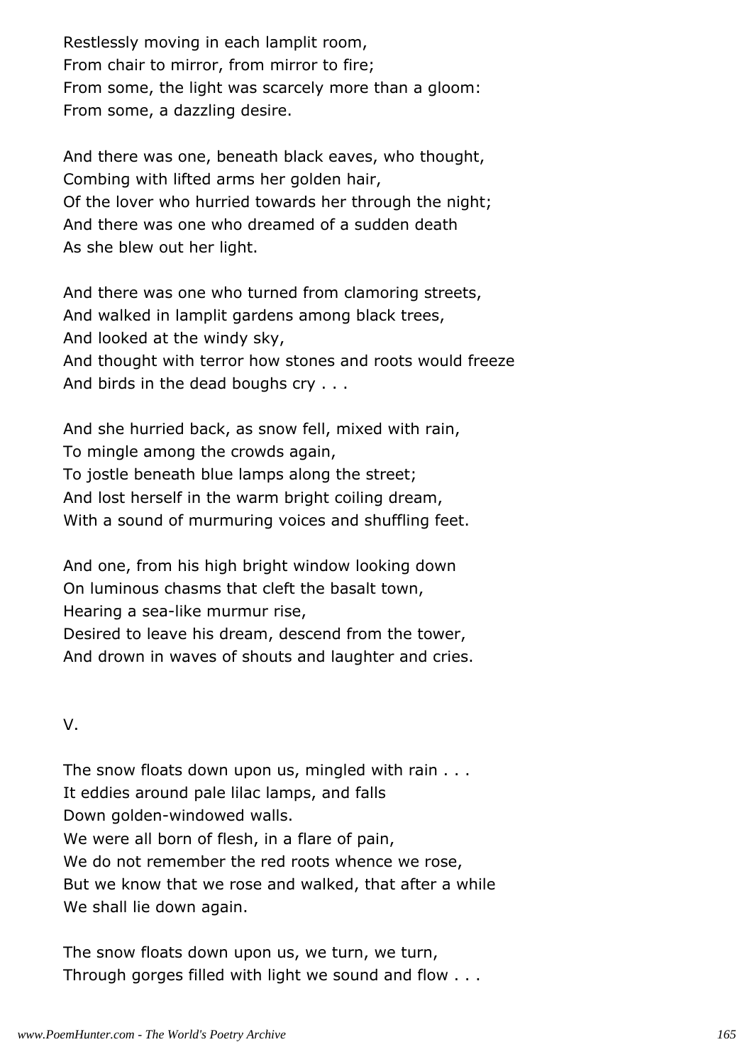Restlessly moving in each lamplit room,
From chair to mirror, from mirror to fire;
From some, the light was scarcely more than a gloom:
From some, a dazzling desire.

And there was one, beneath black eaves, who thought,
Combing with lifted arms her golden hair,
Of the lover who hurried towards her through the night;
And there was one who dreamed of a sudden death
As she blew out her light.

And there was one who turned from clamoring streets,
And walked in lamplit gardens among black trees,
And looked at the windy sky,
And thought with terror how stones and roots would freeze
And birds in the dead boughs cry . . .

And she hurried back, as snow fell, mixed with rain,
To mingle among the crowds again,
To jostle beneath blue lamps along the street;
And lost herself in the warm bright coiling dream,
With a sound of murmuring voices and shuffling feet.

And one, from his high bright window looking down
On luminous chasms that cleft the basalt town,
Hearing a sea-like murmur rise,
Desired to leave his dream, descend from the tower,
And drown in waves of shouts and laughter and cries.

V.

The snow floats down upon us, mingled with rain . . .
It eddies around pale lilac lamps, and falls
Down golden-windowed walls.
We were all born of flesh, in a flare of pain,
We do not remember the red roots whence we rose,
But we know that we rose and walked, that after a while
We shall lie down again.

The snow floats down upon us, we turn, we turn,
Through gorges filled with light we sound and flow . . .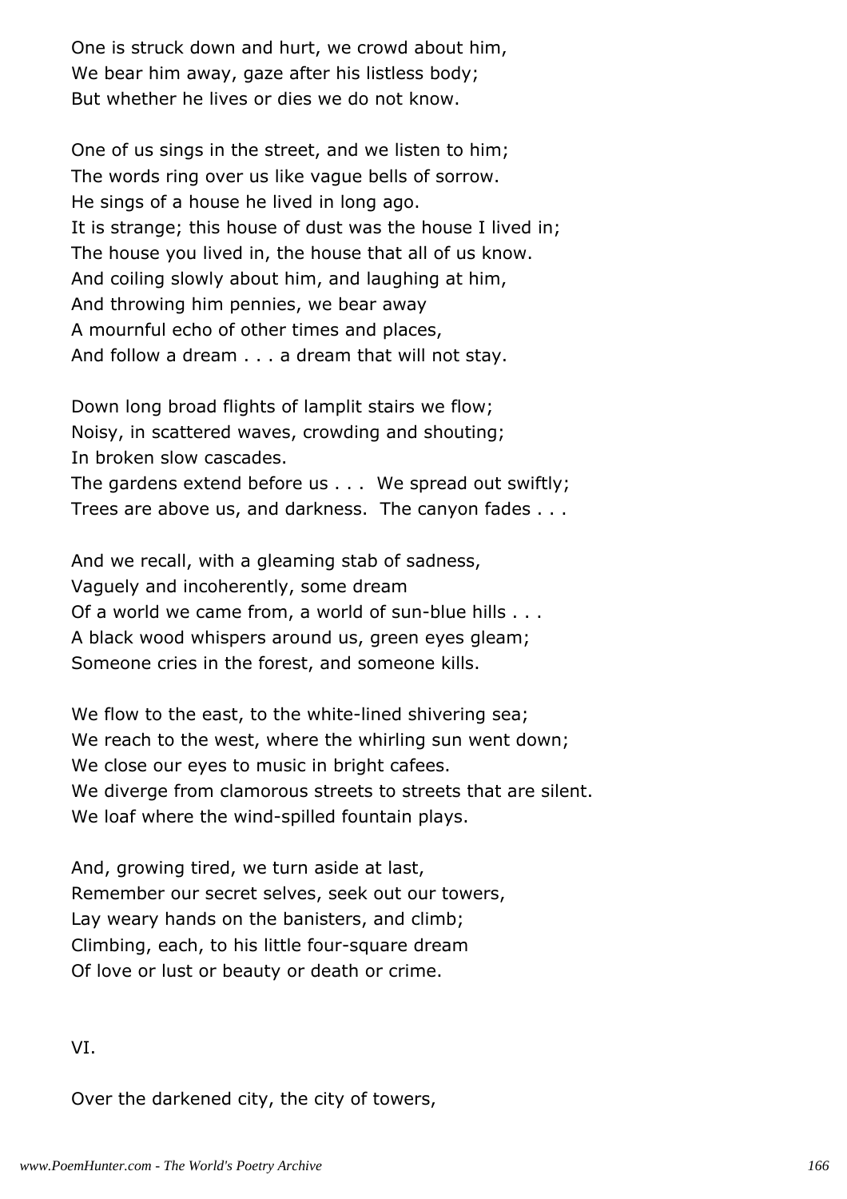One is struck down and hurt, we crowd about him,
We bear him away, gaze after his listless body;
But whether he lives or dies we do not know.

One of us sings in the street, and we listen to him;
The words ring over us like vague bells of sorrow.
He sings of a house he lived in long ago.
It is strange; this house of dust was the house I lived in;
The house you lived in, the house that all of us know.
And coiling slowly about him, and laughing at him,
And throwing him pennies, we bear away
A mournful echo of other times and places,
And follow a dream . . . a dream that will not stay.

Down long broad flights of lamplit stairs we flow;
Noisy, in scattered waves, crowding and shouting;
In broken slow cascades.
The gardens extend before us . . .  We spread out swiftly;
Trees are above us, and darkness.  The canyon fades . . .

And we recall, with a gleaming stab of sadness,
Vaguely and incoherently, some dream
Of a world we came from, a world of sun-blue hills . . .
A black wood whispers around us, green eyes gleam;
Someone cries in the forest, and someone kills.

We flow to the east, to the white-lined shivering sea;
We reach to the west, where the whirling sun went down;
We close our eyes to music in bright cafees.
We diverge from clamorous streets to streets that are silent.
We loaf where the wind-spilled fountain plays.

And, growing tired, we turn aside at last,
Remember our secret selves, seek out our towers,
Lay weary hands on the banisters, and climb;
Climbing, each, to his little four-square dream
Of love or lust or beauty or death or crime.

VI.

Over the darkened city, the city of towers,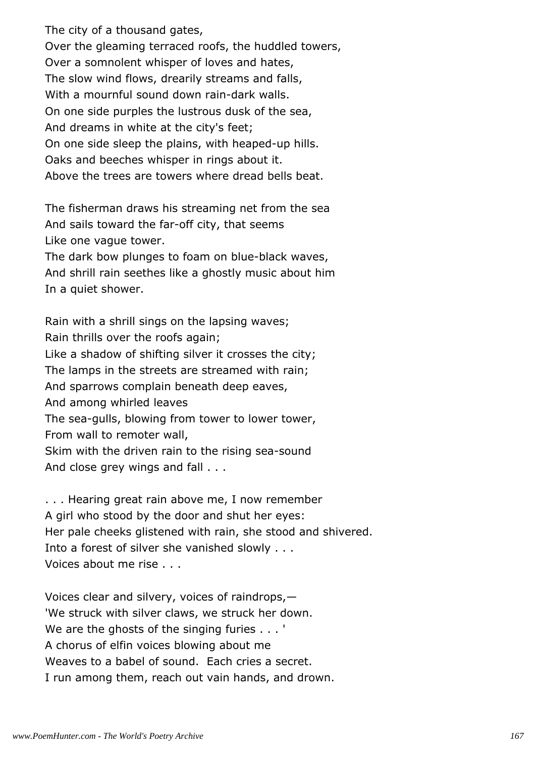The city of a thousand gates,
Over the gleaming terraced roofs, the huddled towers,
Over a somnolent whisper of loves and hates,
The slow wind flows, drearily streams and falls,
With a mournful sound down rain-dark walls.
On one side purples the lustrous dusk of the sea,
And dreams in white at the city's feet;
On one side sleep the plains, with heaped-up hills.
Oaks and beeches whisper in rings about it.
Above the trees are towers where dread bells beat.

The fisherman draws his streaming net from the sea
And sails toward the far-off city, that seems
Like one vague tower.
The dark bow plunges to foam on blue-black waves,
And shrill rain seethes like a ghostly music about him
In a quiet shower.

Rain with a shrill sings on the lapsing waves;
Rain thrills over the roofs again;
Like a shadow of shifting silver it crosses the city;
The lamps in the streets are streamed with rain;
And sparrows complain beneath deep eaves,
And among whirled leaves
The sea-gulls, blowing from tower to lower tower,
From wall to remoter wall,
Skim with the driven rain to the rising sea-sound
And close grey wings and fall . . .

. . . Hearing great rain above me, I now remember
A girl who stood by the door and shut her eyes:
Her pale cheeks glistened with rain, she stood and shivered.
Into a forest of silver she vanished slowly . . .
Voices about me rise . . .

Voices clear and silvery, voices of raindrops,—
'We struck with silver claws, we struck her down.
We are the ghosts of the singing furies . . . '
A chorus of elfin voices blowing about me
Weaves to a babel of sound. Each cries a secret.
I run among them, reach out vain hands, and drown.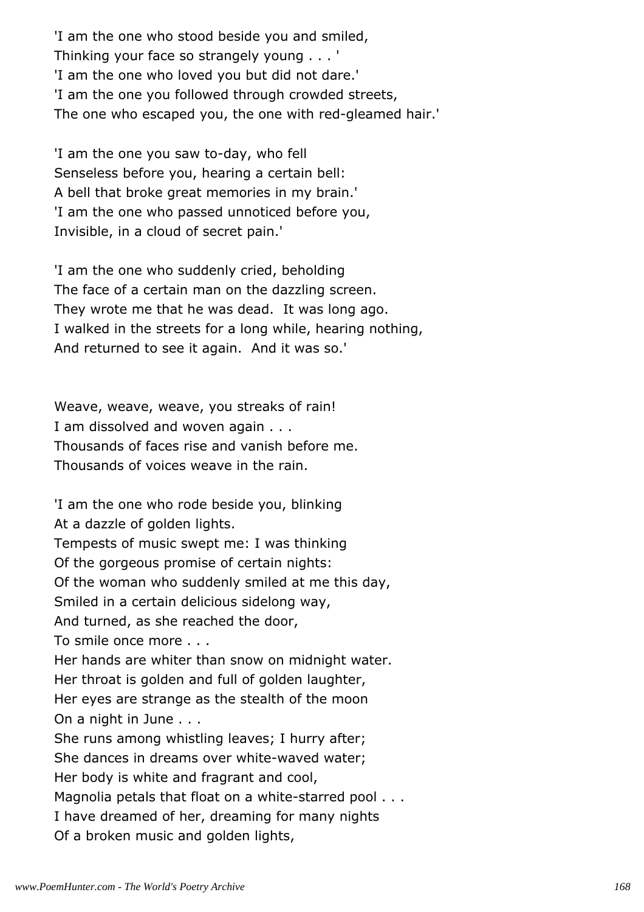'I am the one who stood beside you and smiled,
Thinking your face so strangely young . . . '
'I am the one who loved you but did not dare.'
'I am the one you followed through crowded streets,
The one who escaped you, the one with red-gleamed hair.'

'I am the one you saw to-day, who fell
Senseless before you, hearing a certain bell:
A bell that broke great memories in my brain.'
'I am the one who passed unnoticed before you,
Invisible, in a cloud of secret pain.'

'I am the one who suddenly cried, beholding
The face of a certain man on the dazzling screen.
They wrote me that he was dead. It was long ago.
I walked in the streets for a long while, hearing nothing,
And returned to see it again. And it was so.'

Weave, weave, weave, you streaks of rain!
I am dissolved and woven again . . .
Thousands of faces rise and vanish before me.
Thousands of voices weave in the rain.

'I am the one who rode beside you, blinking
At a dazzle of golden lights.
Tempests of music swept me: I was thinking
Of the gorgeous promise of certain nights:
Of the woman who suddenly smiled at me this day,
Smiled in a certain delicious sidelong way,
And turned, as she reached the door,
To smile once more . . .
Her hands are whiter than snow on midnight water.
Her throat is golden and full of golden laughter,
Her eyes are strange as the stealth of the moon
On a night in June . . .
She runs among whistling leaves; I hurry after;
She dances in dreams over white-waved water;
Her body is white and fragrant and cool,
Magnolia petals that float on a white-starred pool . . .
I have dreamed of her, dreaming for many nights
Of a broken music and golden lights,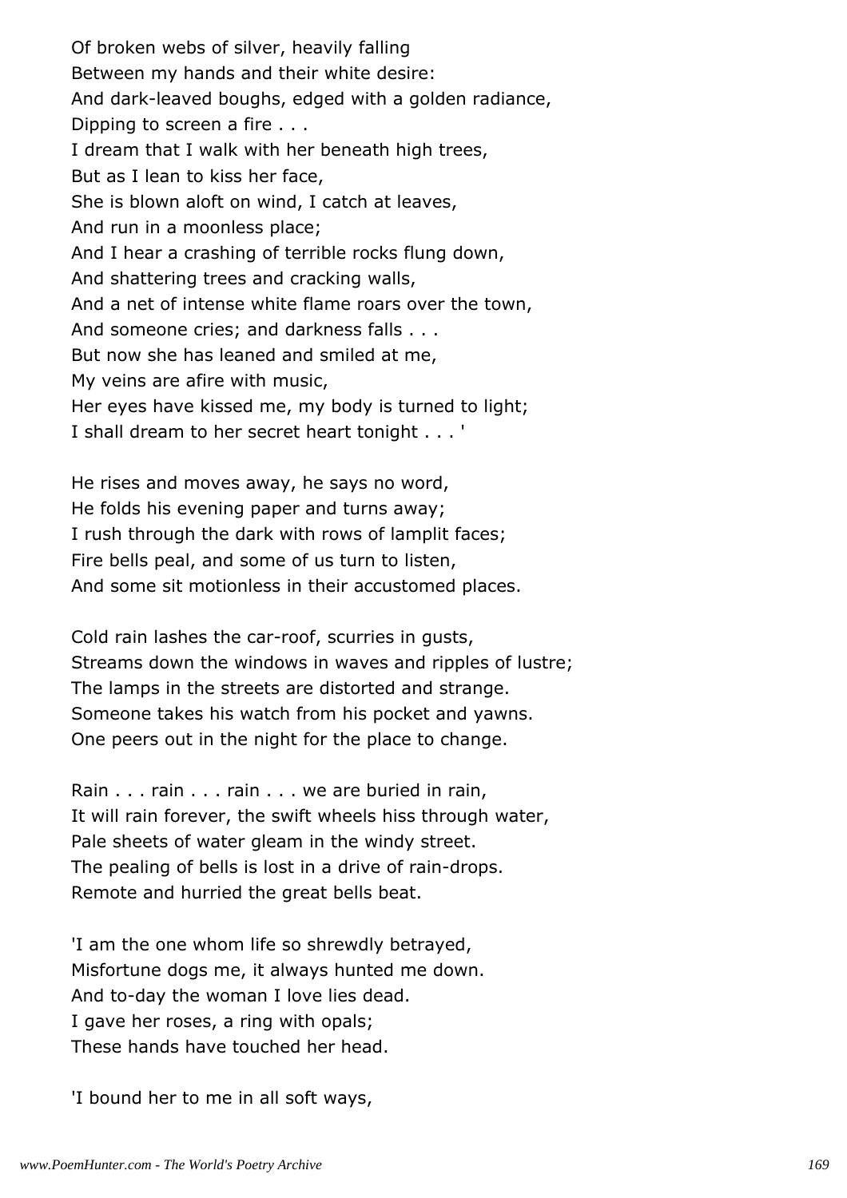Of broken webs of silver, heavily falling
Between my hands and their white desire:
And dark-leaved boughs, edged with a golden radiance,
Dipping to screen a fire . . .
I dream that I walk with her beneath high trees,
But as I lean to kiss her face,
She is blown aloft on wind, I catch at leaves,
And run in a moonless place;
And I hear a crashing of terrible rocks flung down,
And shattering trees and cracking walls,
And a net of intense white flame roars over the town,
And someone cries; and darkness falls . . .
But now she has leaned and smiled at me,
My veins are afire with music,
Her eyes have kissed me, my body is turned to light;
I shall dream to her secret heart tonight . . . '

He rises and moves away, he says no word,
He folds his evening paper and turns away;
I rush through the dark with rows of lamplit faces;
Fire bells peal, and some of us turn to listen,
And some sit motionless in their accustomed places.

Cold rain lashes the car-roof, scurries in gusts,
Streams down the windows in waves and ripples of lustre;
The lamps in the streets are distorted and strange.
Someone takes his watch from his pocket and yawns.
One peers out in the night for the place to change.

Rain . . . rain . . . rain . . . we are buried in rain,
It will rain forever, the swift wheels hiss through water,
Pale sheets of water gleam in the windy street.
The pealing of bells is lost in a drive of rain-drops.
Remote and hurried the great bells beat.

'I am the one whom life so shrewdly betrayed,
Misfortune dogs me, it always hunted me down.
And to-day the woman I love lies dead.
I gave her roses, a ring with opals;
These hands have touched her head.

'I bound her to me in all soft ways,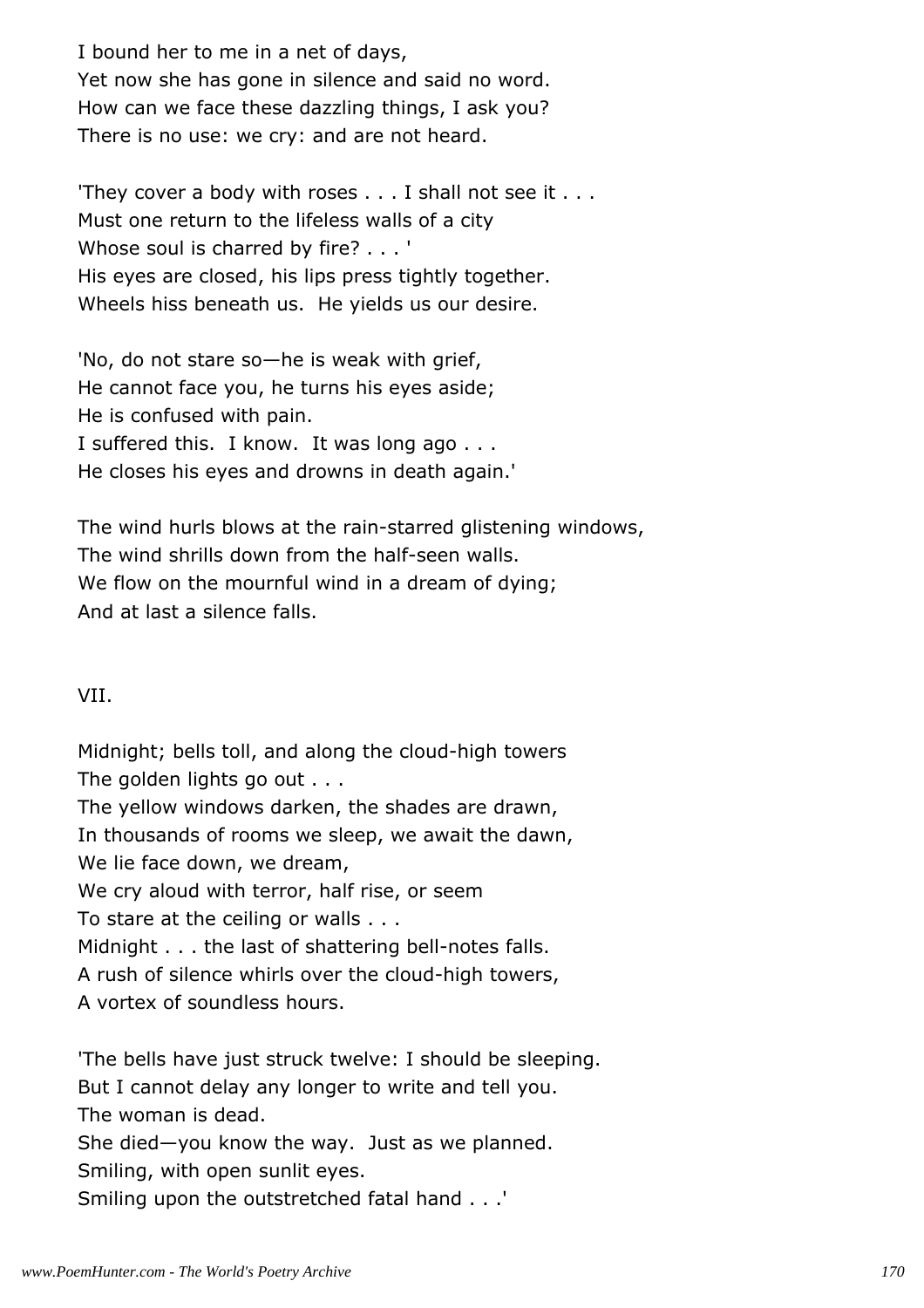I bound her to me in a net of days,
Yet now she has gone in silence and said no word.
How can we face these dazzling things, I ask you?
There is no use: we cry: and are not heard.

'They cover a body with roses . . . I shall not see it . . .
Must one return to the lifeless walls of a city
Whose soul is charred by fire? . . . '
His eyes are closed, his lips press tightly together.
Wheels hiss beneath us.  He yields us our desire.

'No, do not stare so—he is weak with grief,
He cannot face you, he turns his eyes aside;
He is confused with pain.
I suffered this.  I know.  It was long ago . . .
He closes his eyes and drowns in death again.'

The wind hurls blows at the rain-starred glistening windows,
The wind shrills down from the half-seen walls.
We flow on the mournful wind in a dream of dying;
And at last a silence falls.

VII.

Midnight; bells toll, and along the cloud-high towers
The golden lights go out . . .
The yellow windows darken, the shades are drawn,
In thousands of rooms we sleep, we await the dawn,
We lie face down, we dream,
We cry aloud with terror, half rise, or seem
To stare at the ceiling or walls . . .
Midnight . . . the last of shattering bell-notes falls.
A rush of silence whirls over the cloud-high towers,
A vortex of soundless hours.

'The bells have just struck twelve: I should be sleeping.
But I cannot delay any longer to write and tell you.
The woman is dead.
She died—you know the way.  Just as we planned.
Smiling, with open sunlit eyes.
Smiling upon the outstretched fatal hand . . .'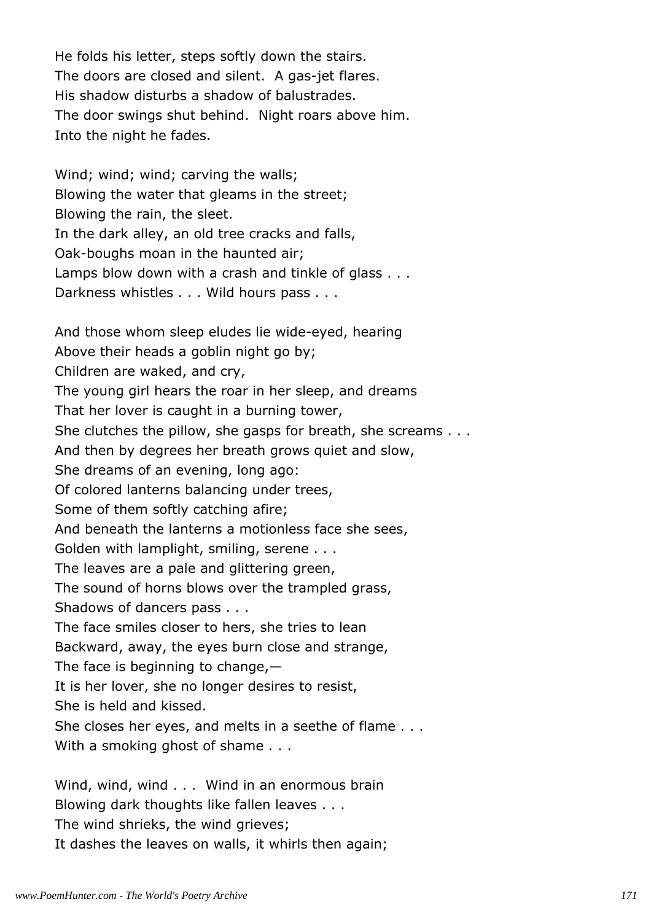He folds his letter, steps softly down the stairs.
The doors are closed and silent.  A gas-jet flares.
His shadow disturbs a shadow of balustrades.
The door swings shut behind.  Night roars above him.
Into the night he fades.

Wind; wind; wind; carving the walls;
Blowing the water that gleams in the street;
Blowing the rain, the sleet.
In the dark alley, an old tree cracks and falls,
Oak-boughs moan in the haunted air;
Lamps blow down with a crash and tinkle of glass . . .
Darkness whistles . . . Wild hours pass . . .

And those whom sleep eludes lie wide-eyed, hearing
Above their heads a goblin night go by;
Children are waked, and cry,
The young girl hears the roar in her sleep, and dreams
That her lover is caught in a burning tower,
She clutches the pillow, she gasps for breath, she screams . . .
And then by degrees her breath grows quiet and slow,
She dreams of an evening, long ago:
Of colored lanterns balancing under trees,
Some of them softly catching afire;
And beneath the lanterns a motionless face she sees,
Golden with lamplight, smiling, serene . . .
The leaves are a pale and glittering green,
The sound of horns blows over the trampled grass,
Shadows of dancers pass . . .
The face smiles closer to hers, she tries to lean
Backward, away, the eyes burn close and strange,
The face is beginning to change,—
It is her lover, she no longer desires to resist,
She is held and kissed.
She closes her eyes, and melts in a seethe of flame . . .
With a smoking ghost of shame . . .

Wind, wind, wind . . .  Wind in an enormous brain
Blowing dark thoughts like fallen leaves . . .
The wind shrieks, the wind grieves;
It dashes the leaves on walls, it whirls then again;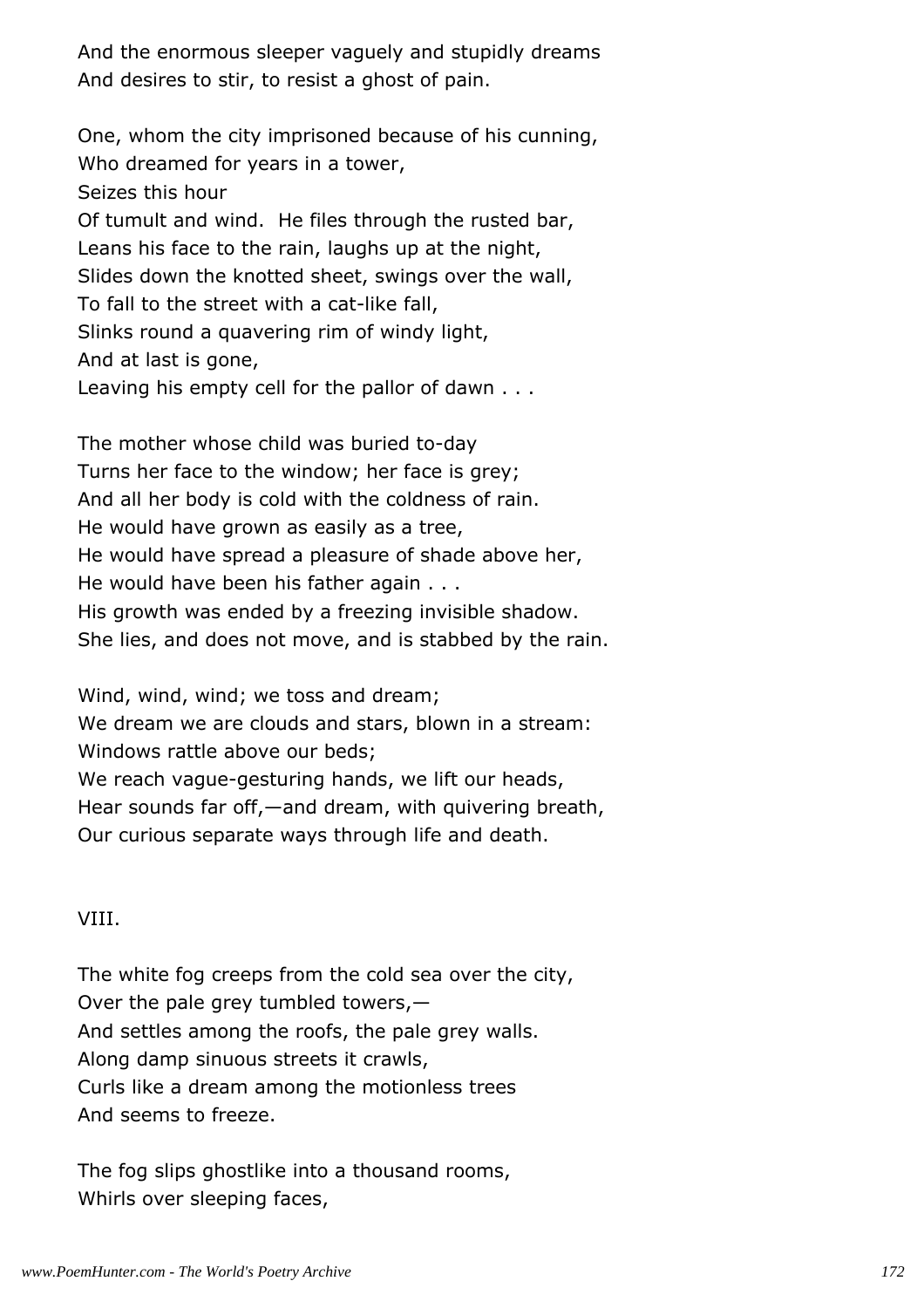And the enormous sleeper vaguely and stupidly dreams
And desires to stir, to resist a ghost of pain.

One, whom the city imprisoned because of his cunning,
Who dreamed for years in a tower,
Seizes this hour
Of tumult and wind. He files through the rusted bar,
Leans his face to the rain, laughs up at the night,
Slides down the knotted sheet, swings over the wall,
To fall to the street with a cat-like fall,
Slinks round a quavering rim of windy light,
And at last is gone,
Leaving his empty cell for the pallor of dawn . . .

The mother whose child was buried to-day
Turns her face to the window; her face is grey;
And all her body is cold with the coldness of rain.
He would have grown as easily as a tree,
He would have spread a pleasure of shade above her,
He would have been his father again . . .
His growth was ended by a freezing invisible shadow.
She lies, and does not move, and is stabbed by the rain.

Wind, wind, wind; we toss and dream;
We dream we are clouds and stars, blown in a stream:
Windows rattle above our beds;
We reach vague-gesturing hands, we lift our heads,
Hear sounds far off,—and dream, with quivering breath,
Our curious separate ways through life and death.

## VIII.

The white fog creeps from the cold sea over the city,
Over the pale grey tumbled towers,—
And settles among the roofs, the pale grey walls.
Along damp sinuous streets it crawls,
Curls like a dream among the motionless trees
And seems to freeze.

The fog slips ghostlike into a thousand rooms,
Whirls over sleeping faces,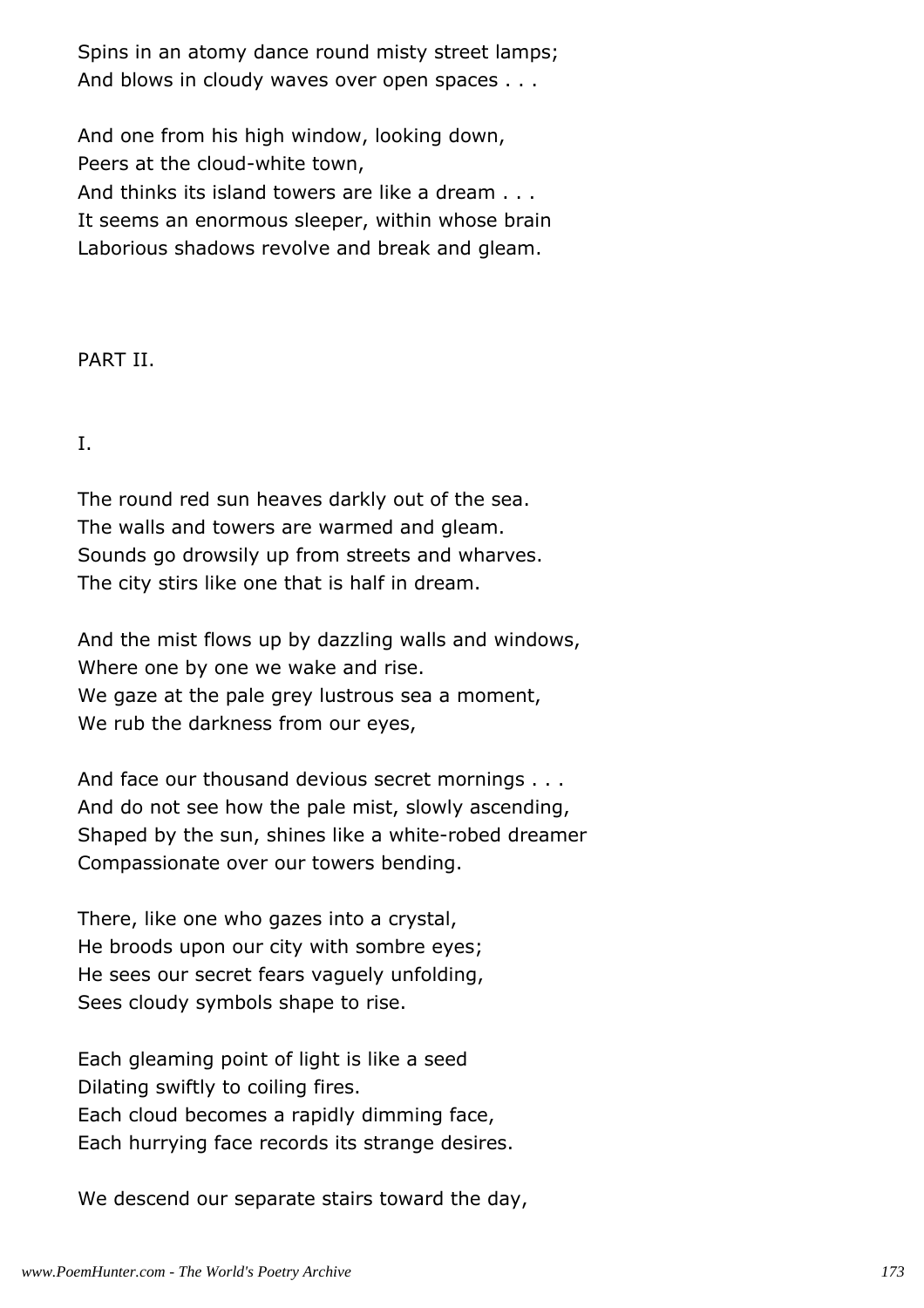Spins in an atomy dance round misty street lamps;
And blows in cloudy waves over open spaces . . .

And one from his high window, looking down,
Peers at the cloud-white town,
And thinks its island towers are like a dream . . .
It seems an enormous sleeper, within whose brain
Laborious shadows revolve and break and gleam.

## PART II.

### I.

The round red sun heaves darkly out of the sea.
The walls and towers are warmed and gleam.
Sounds go drowsily up from streets and wharves.
The city stirs like one that is half in dream.

And the mist flows up by dazzling walls and windows,
Where one by one we wake and rise.
We gaze at the pale grey lustrous sea a moment,
We rub the darkness from our eyes,

And face our thousand devious secret mornings . . .
And do not see how the pale mist, slowly ascending,
Shaped by the sun, shines like a white-robed dreamer
Compassionate over our towers bending.

There, like one who gazes into a crystal,
He broods upon our city with sombre eyes;
He sees our secret fears vaguely unfolding,
Sees cloudy symbols shape to rise.

Each gleaming point of light is like a seed
Dilating swiftly to coiling fires.
Each cloud becomes a rapidly dimming face,
Each hurrying face records its strange desires.

We descend our separate stairs toward the day,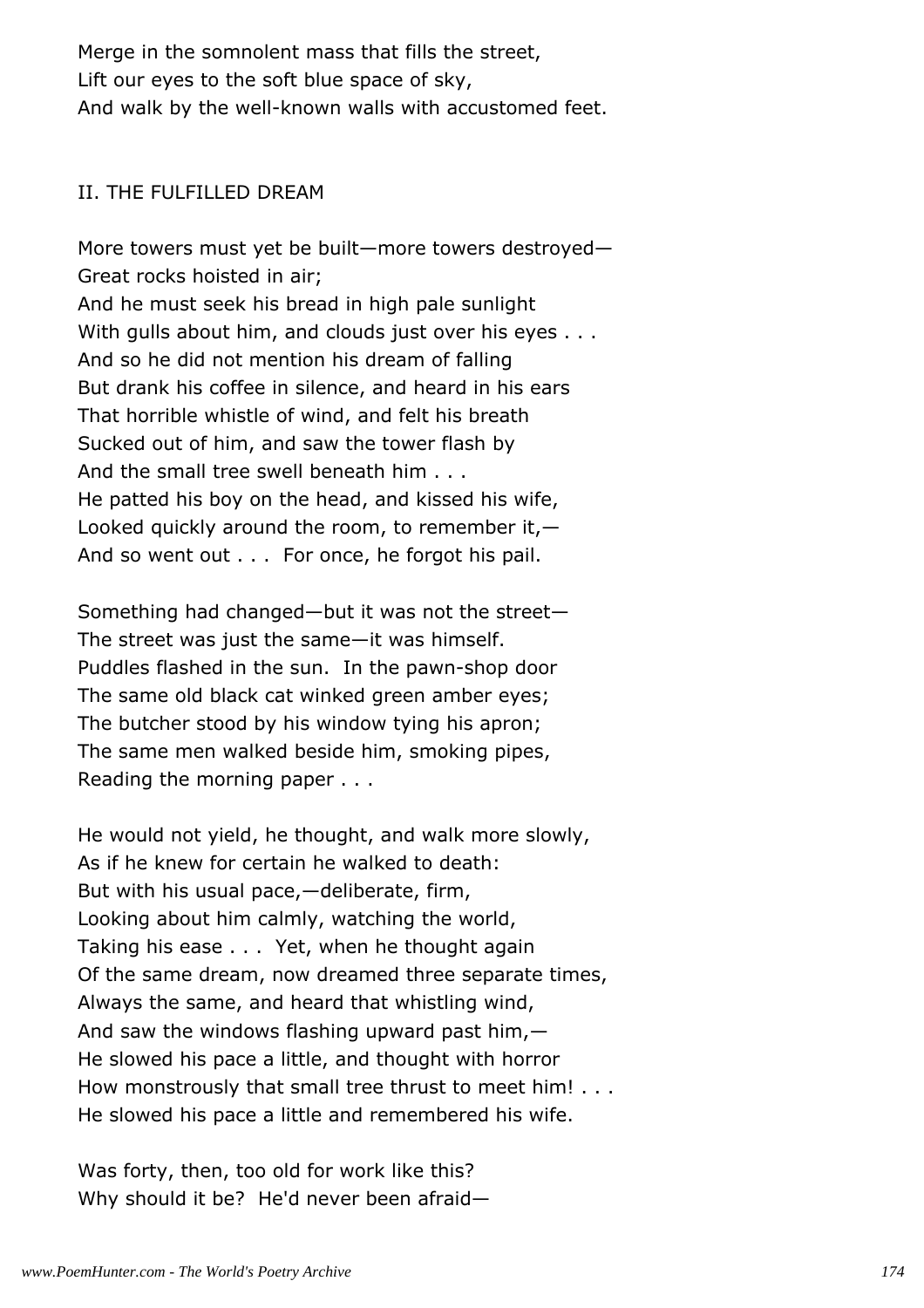Merge in the somnolent mass that fills the street,
Lift our eyes to the soft blue space of sky,
And walk by the well-known walls with accustomed feet.

## II. THE FULFILLED DREAM

More towers must yet be built—more towers destroyed—
Great rocks hoisted in air;
And he must seek his bread in high pale sunlight
With gulls about him, and clouds just over his eyes . . .
And so he did not mention his dream of falling
But drank his coffee in silence, and heard in his ears
That horrible whistle of wind, and felt his breath
Sucked out of him, and saw the tower flash by
And the small tree swell beneath him . . .
He patted his boy on the head, and kissed his wife,
Looked quickly around the room, to remember it,—
And so went out . . . For once, he forgot his pail.

Something had changed—but it was not the street—
The street was just the same—it was himself.
Puddles flashed in the sun. In the pawn-shop door
The same old black cat winked green amber eyes;
The butcher stood by his window tying his apron;
The same men walked beside him, smoking pipes,
Reading the morning paper . . .

He would not yield, he thought, and walk more slowly,
As if he knew for certain he walked to death:
But with his usual pace,—deliberate, firm,
Looking about him calmly, watching the world,
Taking his ease . . . Yet, when he thought again
Of the same dream, now dreamed three separate times,
Always the same, and heard that whistling wind,
And saw the windows flashing upward past him,—
He slowed his pace a little, and thought with horror
How monstrously that small tree thrust to meet him! . . .
He slowed his pace a little and remembered his wife.

Was forty, then, too old for work like this?
Why should it be? He'd never been afraid—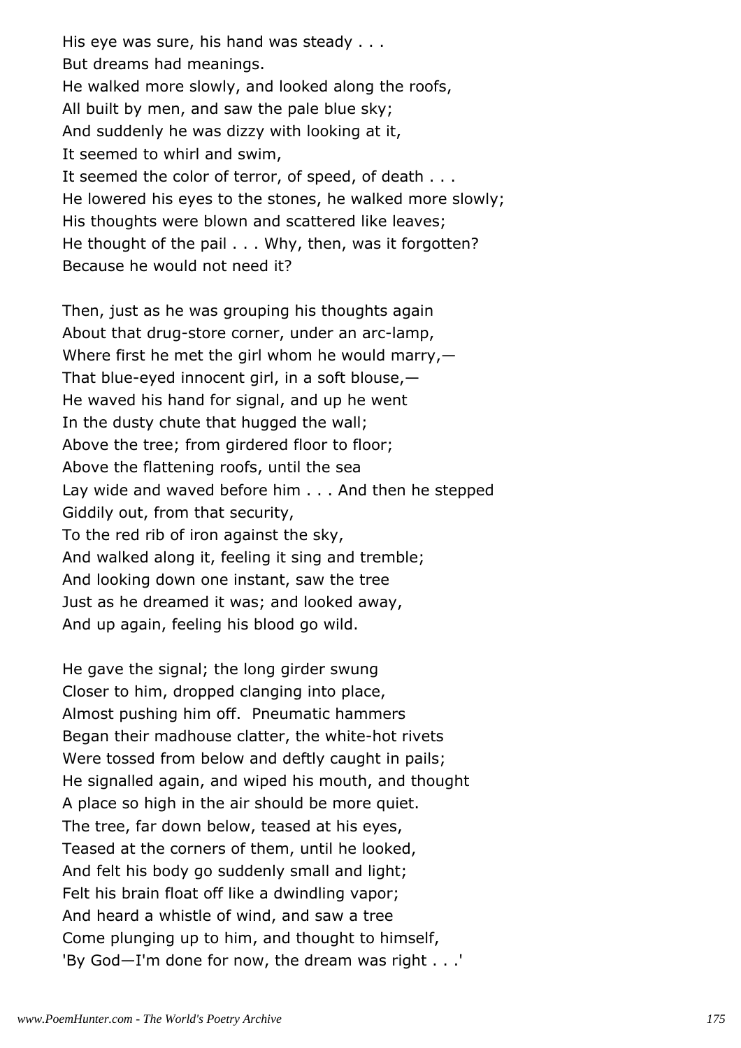His eye was sure, his hand was steady . . .
But dreams had meanings.
He walked more slowly, and looked along the roofs,
All built by men, and saw the pale blue sky;
And suddenly he was dizzy with looking at it,
It seemed to whirl and swim,
It seemed the color of terror, of speed, of death . . .
He lowered his eyes to the stones, he walked more slowly;
His thoughts were blown and scattered like leaves;
He thought of the pail . . . Why, then, was it forgotten?
Because he would not need it?

Then, just as he was grouping his thoughts again
About that drug-store corner, under an arc-lamp,
Where first he met the girl whom he would marry,—
That blue-eyed innocent girl, in a soft blouse,—
He waved his hand for signal, and up he went
In the dusty chute that hugged the wall;
Above the tree; from girdered floor to floor;
Above the flattening roofs, until the sea
Lay wide and waved before him . . . And then he stepped
Giddily out, from that security,
To the red rib of iron against the sky,
And walked along it, feeling it sing and tremble;
And looking down one instant, saw the tree
Just as he dreamed it was; and looked away,
And up again, feeling his blood go wild.

He gave the signal; the long girder swung
Closer to him, dropped clanging into place,
Almost pushing him off. Pneumatic hammers
Began their madhouse clatter, the white-hot rivets
Were tossed from below and deftly caught in pails;
He signalled again, and wiped his mouth, and thought
A place so high in the air should be more quiet.
The tree, far down below, teased at his eyes,
Teased at the corners of them, until he looked,
And felt his body go suddenly small and light;
Felt his brain float off like a dwindling vapor;
And heard a whistle of wind, and saw a tree
Come plunging up to him, and thought to himself,
'By God—I'm done for now, the dream was right . . .'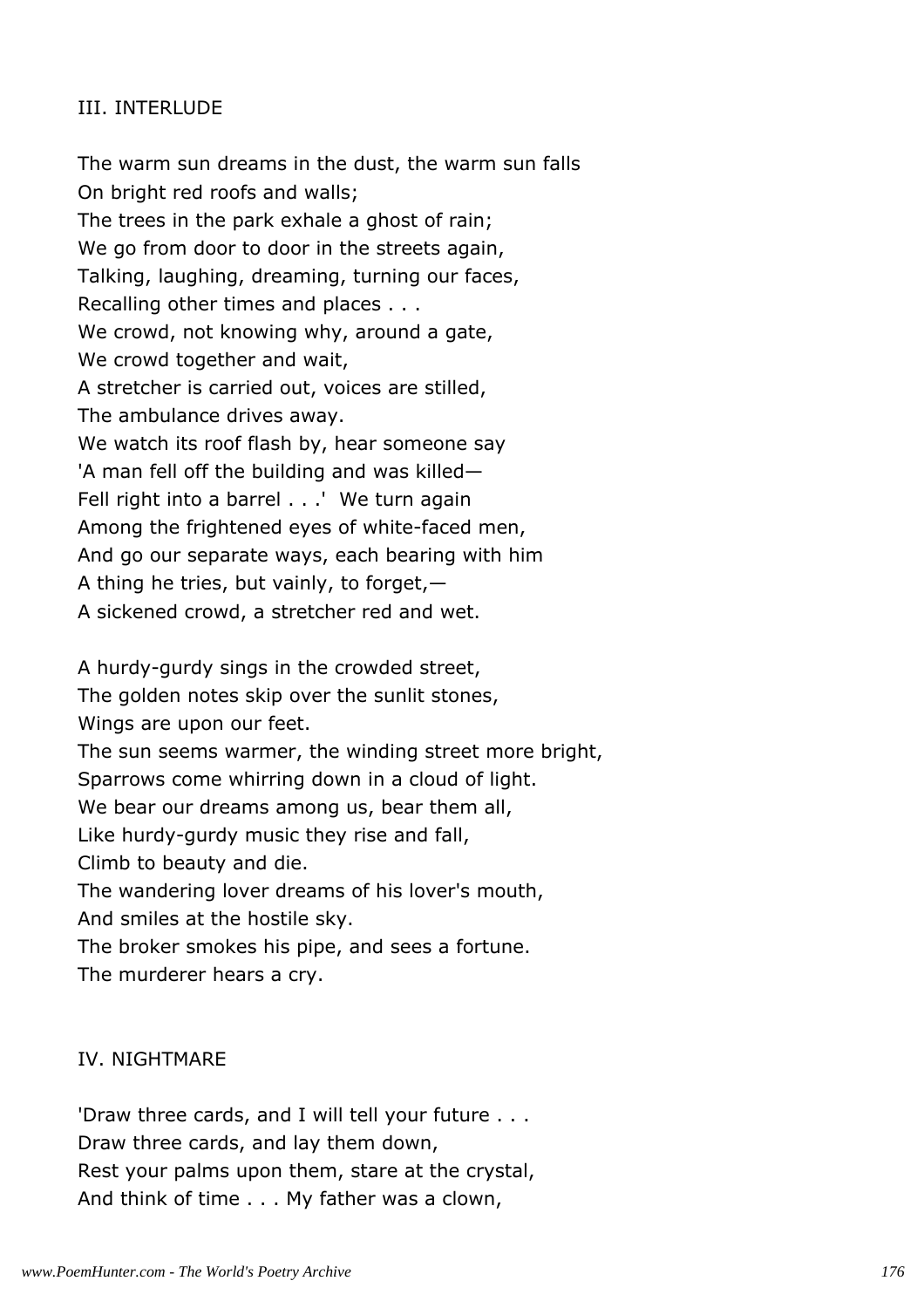### III. INTERLUDE

The warm sun dreams in the dust, the warm sun falls  
On bright red roofs and walls;  
The trees in the park exhale a ghost of rain;  
We go from door to door in the streets again,  
Talking, laughing, dreaming, turning our faces,  
Recalling other times and places . . .  
We crowd, not knowing why, around a gate,  
We crowd together and wait,  
A stretcher is carried out, voices are stilled,  
The ambulance drives away.  
We watch its roof flash by, hear someone say  
'A man fell off the building and was killed—  
Fell right into a barrel . . .' We turn again  
Among the frightened eyes of white-faced men,  
And go our separate ways, each bearing with him  
A thing he tries, but vainly, to forget,—  
A sickened crowd, a stretcher red and wet.

A hurdy-gurdy sings in the crowded street,  
The golden notes skip over the sunlit stones,  
Wings are upon our feet.  
The sun seems warmer, the winding street more bright,  
Sparrows come whirring down in a cloud of light.  
We bear our dreams among us, bear them all,  
Like hurdy-gurdy music they rise and fall,  
Climb to beauty and die.  
The wandering lover dreams of his lover's mouth,  
And smiles at the hostile sky.  
The broker smokes his pipe, and sees a fortune.  
The murderer hears a cry.

### IV. NIGHTMARE

'Draw three cards, and I will tell your future . . .  
Draw three cards, and lay them down,  
Rest your palms upon them, stare at the crystal,  
And think of time . . . My father was a clown,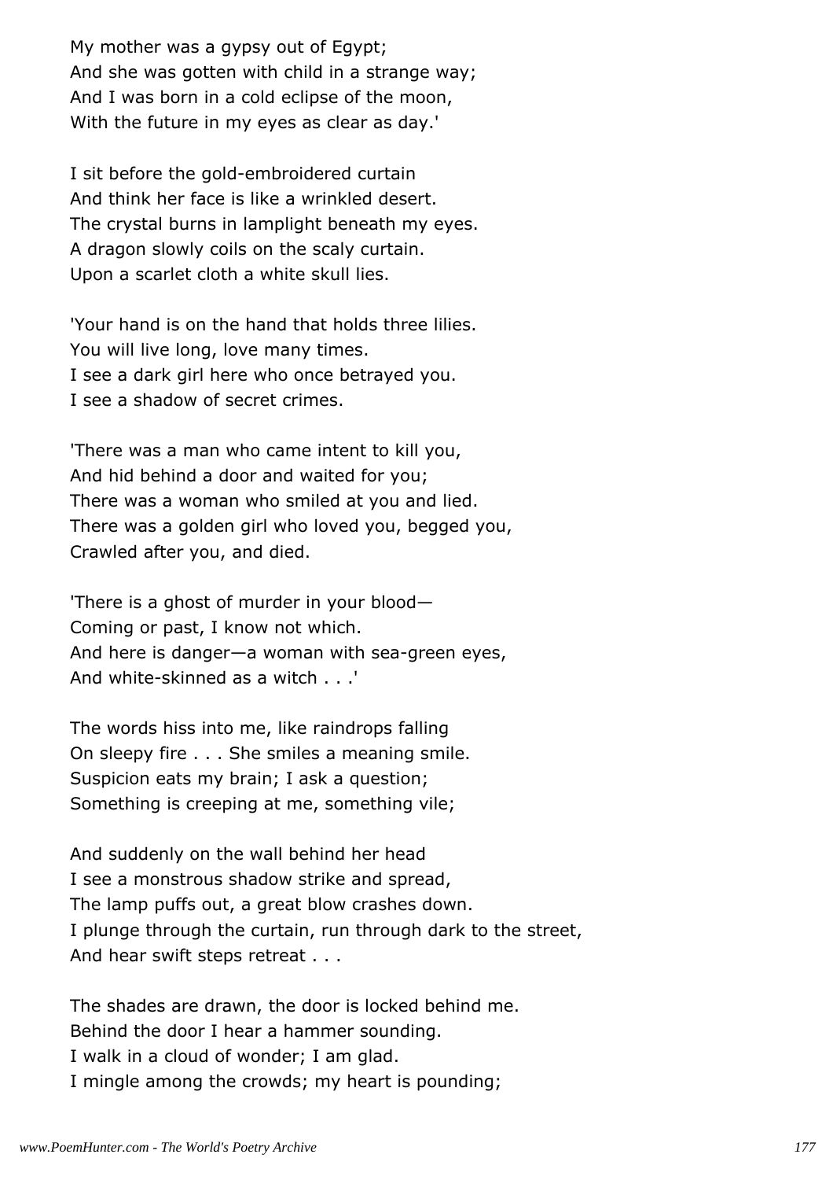My mother was a gypsy out of Egypt;
And she was gotten with child in a strange way;
And I was born in a cold eclipse of the moon,
With the future in my eyes as clear as day.'

I sit before the gold-embroidered curtain
And think her face is like a wrinkled desert.
The crystal burns in lamplight beneath my eyes.
A dragon slowly coils on the scaly curtain.
Upon a scarlet cloth a white skull lies.

'Your hand is on the hand that holds three lilies.
You will live long, love many times.
I see a dark girl here who once betrayed you.
I see a shadow of secret crimes.

'There was a man who came intent to kill you,
And hid behind a door and waited for you;
There was a woman who smiled at you and lied.
There was a golden girl who loved you, begged you,
Crawled after you, and died.

'There is a ghost of murder in your blood—
Coming or past, I know not which.
And here is danger—a woman with sea-green eyes,
And white-skinned as a witch . . .'

The words hiss into me, like raindrops falling
On sleepy fire . . . She smiles a meaning smile.
Suspicion eats my brain; I ask a question;
Something is creeping at me, something vile;

And suddenly on the wall behind her head
I see a monstrous shadow strike and spread,
The lamp puffs out, a great blow crashes down.
I plunge through the curtain, run through dark to the street,
And hear swift steps retreat . . .

The shades are drawn, the door is locked behind me.
Behind the door I hear a hammer sounding.
I walk in a cloud of wonder; I am glad.
I mingle among the crowds; my heart is pounding;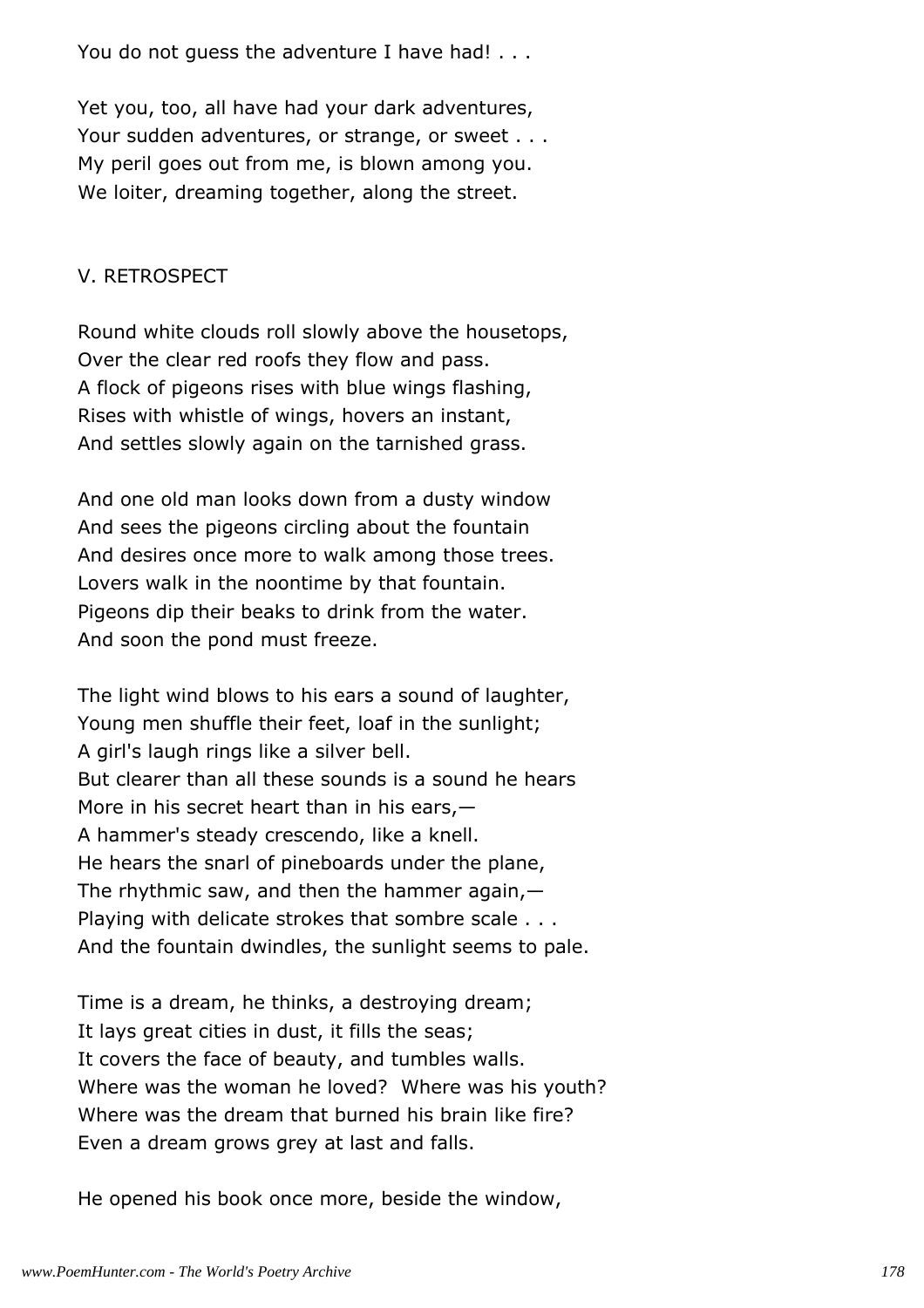You do not guess the adventure I have had! . . .

Yet you, too, all have had your dark adventures,
Your sudden adventures, or strange, or sweet . . .
My peril goes out from me, is blown among you.
We loiter, dreaming together, along the street.

## V. RETROSPECT

Round white clouds roll slowly above the housetops,
Over the clear red roofs they flow and pass.
A flock of pigeons rises with blue wings flashing,
Rises with whistle of wings, hovers an instant,
And settles slowly again on the tarnished grass.

And one old man looks down from a dusty window
And sees the pigeons circling about the fountain
And desires once more to walk among those trees.
Lovers walk in the noontime by that fountain.
Pigeons dip their beaks to drink from the water.
And soon the pond must freeze.

The light wind blows to his ears a sound of laughter,
Young men shuffle their feet, loaf in the sunlight;
A girl's laugh rings like a silver bell.
But clearer than all these sounds is a sound he hears
More in his secret heart than in his ears,—
A hammer's steady crescendo, like a knell.
He hears the snarl of pineboards under the plane,
The rhythmic saw, and then the hammer again,—
Playing with delicate strokes that sombre scale . . .
And the fountain dwindles, the sunlight seems to pale.

Time is a dream, he thinks, a destroying dream;
It lays great cities in dust, it fills the seas;
It covers the face of beauty, and tumbles walls.
Where was the woman he loved? Where was his youth?
Where was the dream that burned his brain like fire?
Even a dream grows grey at last and falls.

He opened his book once more, beside the window,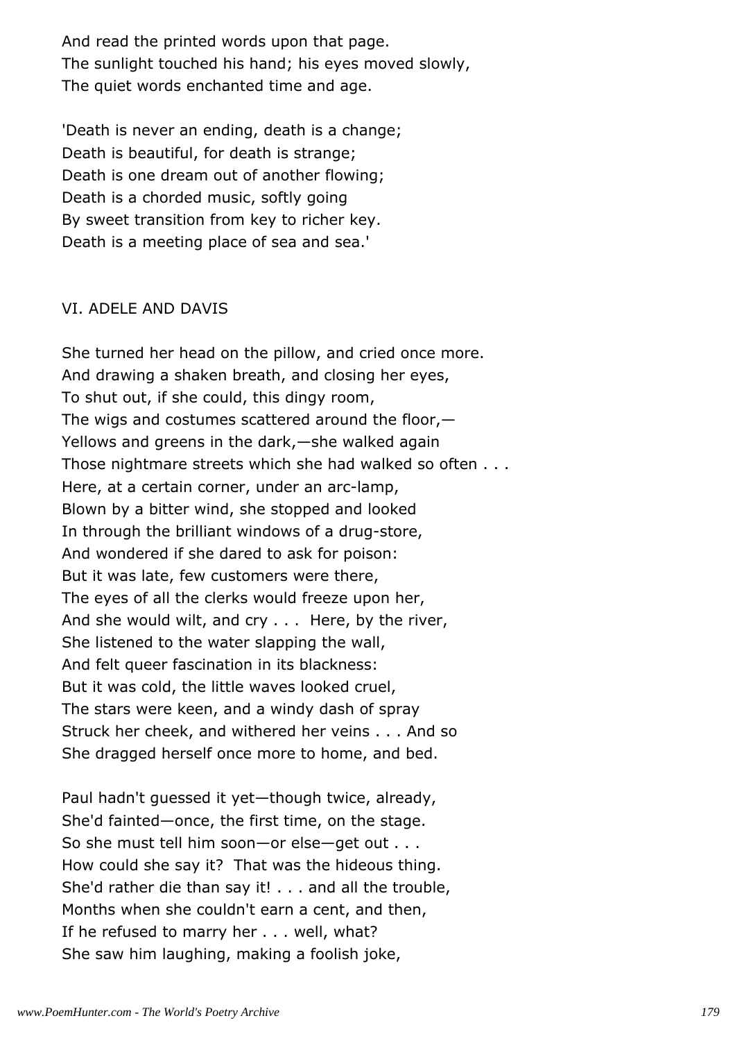And read the printed words upon that page.
The sunlight touched his hand; his eyes moved slowly,
The quiet words enchanted time and age.

'Death is never an ending, death is a change;
Death is beautiful, for death is strange;
Death is one dream out of another flowing;
Death is a chorded music, softly going
By sweet transition from key to richer key.
Death is a meeting place of sea and sea.'

## VI. ADELE AND DAVIS

She turned her head on the pillow, and cried once more.
And drawing a shaken breath, and closing her eyes,
To shut out, if she could, this dingy room,
The wigs and costumes scattered around the floor,—
Yellows and greens in the dark,—she walked again
Those nightmare streets which she had walked so often . . .
Here, at a certain corner, under an arc-lamp,
Blown by a bitter wind, she stopped and looked
In through the brilliant windows of a drug-store,
And wondered if she dared to ask for poison:
But it was late, few customers were there,
The eyes of all the clerks would freeze upon her,
And she would wilt, and cry . . . Here, by the river,
She listened to the water slapping the wall,
And felt queer fascination in its blackness:
But it was cold, the little waves looked cruel,
The stars were keen, and a windy dash of spray
Struck her cheek, and withered her veins . . . And so
She dragged herself once more to home, and bed.

Paul hadn't guessed it yet—though twice, already,
She'd fainted—once, the first time, on the stage.
So she must tell him soon—or else—get out . . .
How could she say it? That was the hideous thing.
She'd rather die than say it! . . . and all the trouble,
Months when she couldn't earn a cent, and then,
If he refused to marry her . . . well, what?
She saw him laughing, making a foolish joke,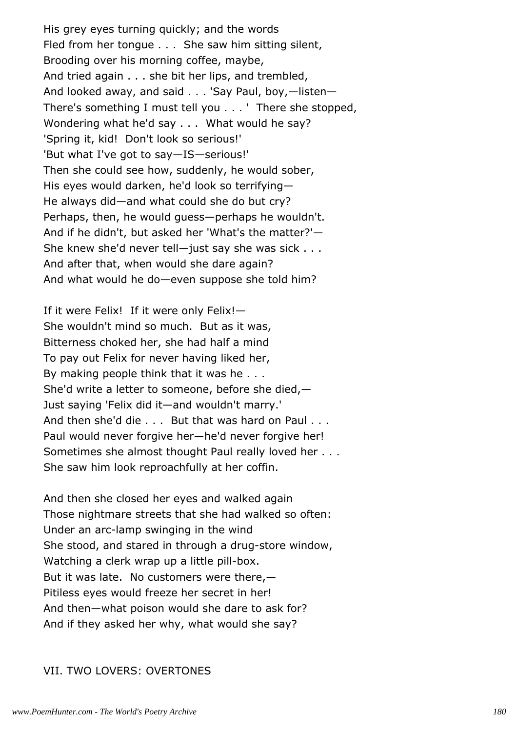His grey eyes turning quickly; and the words
Fled from her tongue . . . She saw him sitting silent,
Brooding over his morning coffee, maybe,
And tried again . . . she bit her lips, and trembled,
And looked away, and said . . . 'Say Paul, boy,—listen—
There's something I must tell you . . . ' There she stopped,
Wondering what he'd say . . . What would he say?
'Spring it, kid! Don't look so serious!'
'But what I've got to say—IS—serious!'
Then she could see how, suddenly, he would sober,
His eyes would darken, he'd look so terrifying—
He always did—and what could she do but cry?
Perhaps, then, he would guess—perhaps he wouldn't.
And if he didn't, but asked her 'What's the matter?'—
She knew she'd never tell—just say she was sick . . .
And after that, when would she dare again?
And what would he do—even suppose she told him?

If it were Felix! If it were only Felix!—
She wouldn't mind so much. But as it was,
Bitterness choked her, she had half a mind
To pay out Felix for never having liked her,
By making people think that it was he . . .
She'd write a letter to someone, before she died,—
Just saying 'Felix did it—and wouldn't marry.'
And then she'd die . . . But that was hard on Paul . . .
Paul would never forgive her—he'd never forgive her!
Sometimes she almost thought Paul really loved her . . .
She saw him look reproachfully at her coffin.

And then she closed her eyes and walked again
Those nightmare streets that she had walked so often:
Under an arc-lamp swinging in the wind
She stood, and stared in through a drug-store window,
Watching a clerk wrap up a little pill-box.
But it was late. No customers were there,—
Pitiless eyes would freeze her secret in her!
And then—what poison would she dare to ask for?
And if they asked her why, what would she say?

## VII. TWO LOVERS: OVERTONES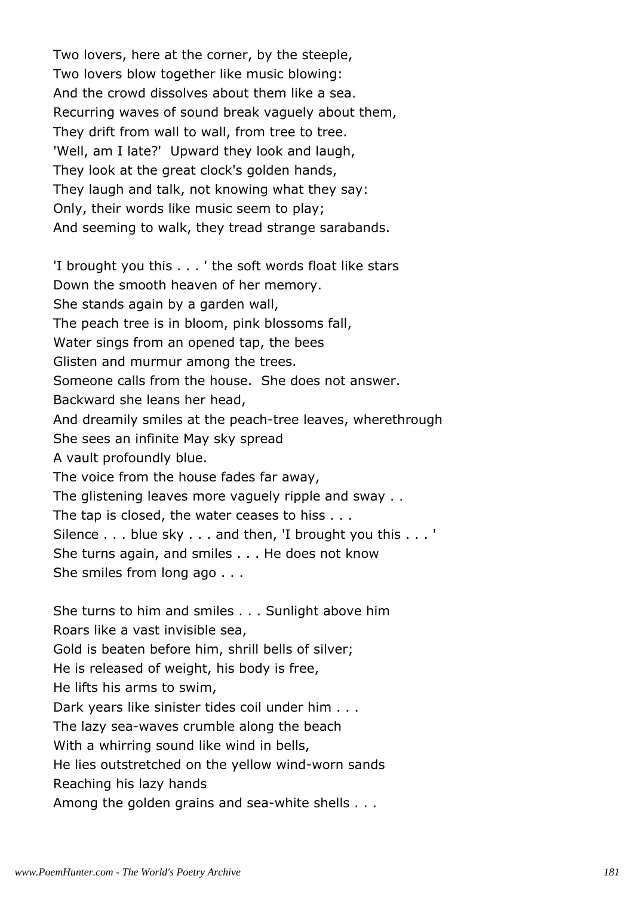Two lovers, here at the corner, by the steeple,  
Two lovers blow together like music blowing:  
And the crowd dissolves about them like a sea.  
Recurring waves of sound break vaguely about them,  
They drift from wall to wall, from tree to tree.  
'Well, am I late?'  Upward they look and laugh,  
They look at the great clock's golden hands,  
They laugh and talk, not knowing what they say:  
Only, their words like music seem to play;  
And seeming to walk, they tread strange sarabands.

'I brought you this . . . ' the soft words float like stars  
Down the smooth heaven of her memory.  
She stands again by a garden wall,  
The peach tree is in bloom, pink blossoms fall,  
Water sings from an opened tap, the bees  
Glisten and murmur among the trees.  
Someone calls from the house.  She does not answer.  
Backward she leans her head,  
And dreamily smiles at the peach-tree leaves, wherethrough  
She sees an infinite May sky spread  
A vault profoundly blue.  
The voice from the house fades far away,  
The glistening leaves more vaguely ripple and sway . .  
The tap is closed, the water ceases to hiss . . .  
Silence . . . blue sky . . . and then, 'I brought you this . . . '  
She turns again, and smiles . . . He does not know  
She smiles from long ago . . .

She turns to him and smiles . . . Sunlight above him  
Roars like a vast invisible sea,  
Gold is beaten before him, shrill bells of silver;  
He is released of weight, his body is free,  
He lifts his arms to swim,  
Dark years like sinister tides coil under him . . .  
The lazy sea-waves crumble along the beach  
With a whirring sound like wind in bells,  
He lies outstretched on the yellow wind-worn sands  
Reaching his lazy hands  
Among the golden grains and sea-white shells . . .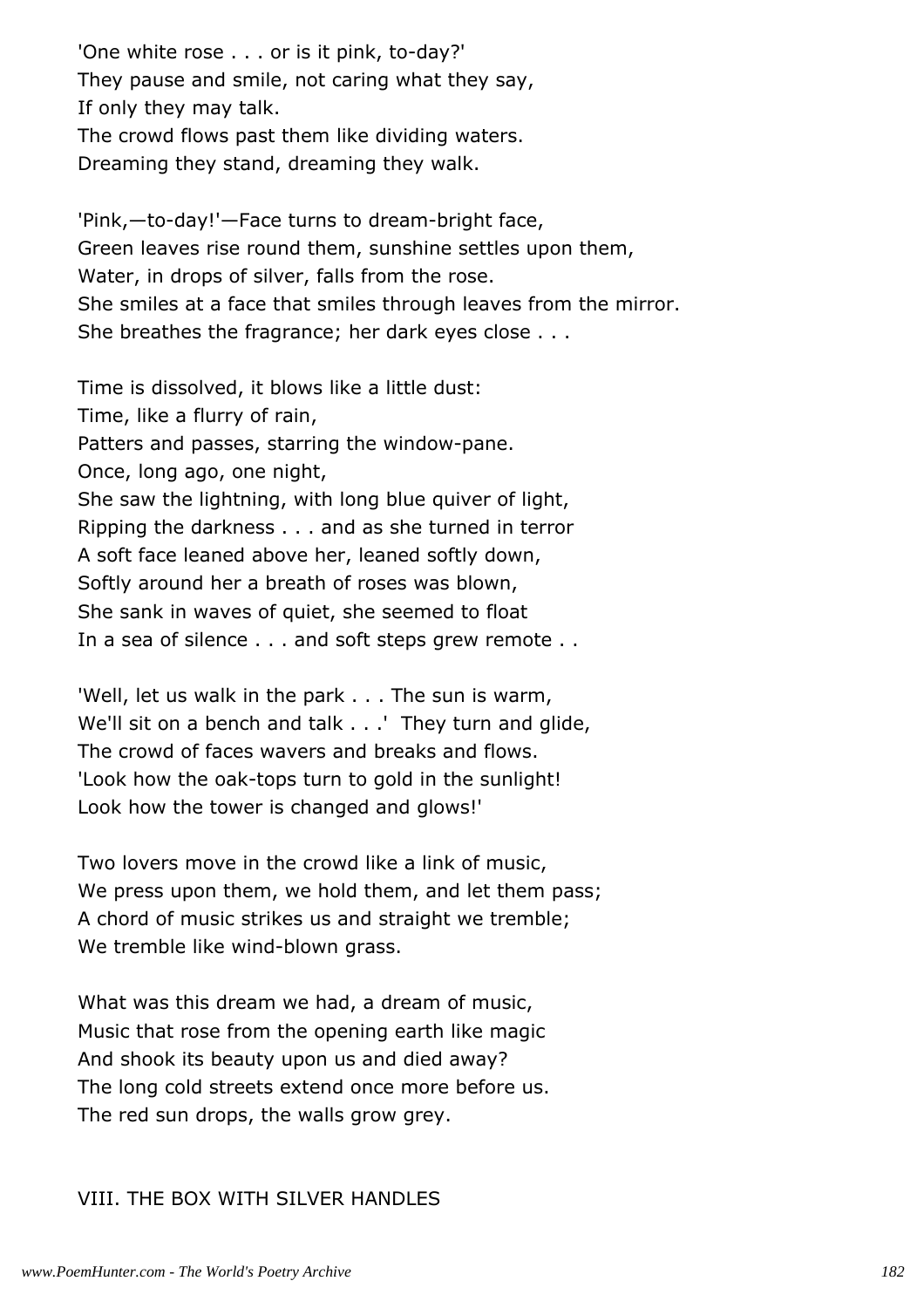'One white rose . . . or is it pink, to-day?'
They pause and smile, not caring what they say,
If only they may talk.
The crowd flows past them like dividing waters.
Dreaming they stand, dreaming they walk.

'Pink,—to-day!'—Face turns to dream-bright face,
Green leaves rise round them, sunshine settles upon them,
Water, in drops of silver, falls from the rose.
She smiles at a face that smiles through leaves from the mirror.
She breathes the fragrance; her dark eyes close . . .

Time is dissolved, it blows like a little dust:
Time, like a flurry of rain,
Patters and passes, starring the window-pane.
Once, long ago, one night,
She saw the lightning, with long blue quiver of light,
Ripping the darkness . . . and as she turned in terror
A soft face leaned above her, leaned softly down,
Softly around her a breath of roses was blown,
She sank in waves of quiet, she seemed to float
In a sea of silence . . . and soft steps grew remote . .

'Well, let us walk in the park . . . The sun is warm,
We'll sit on a bench and talk . . .' They turn and glide,
The crowd of faces wavers and breaks and flows.
'Look how the oak-tops turn to gold in the sunlight!
Look how the tower is changed and glows!'

Two lovers move in the crowd like a link of music,
We press upon them, we hold them, and let them pass;
A chord of music strikes us and straight we tremble;
We tremble like wind-blown grass.

What was this dream we had, a dream of music,
Music that rose from the opening earth like magic
And shook its beauty upon us and died away?
The long cold streets extend once more before us.
The red sun drops, the walls grow grey.

## VIII. THE BOX WITH SILVER HANDLES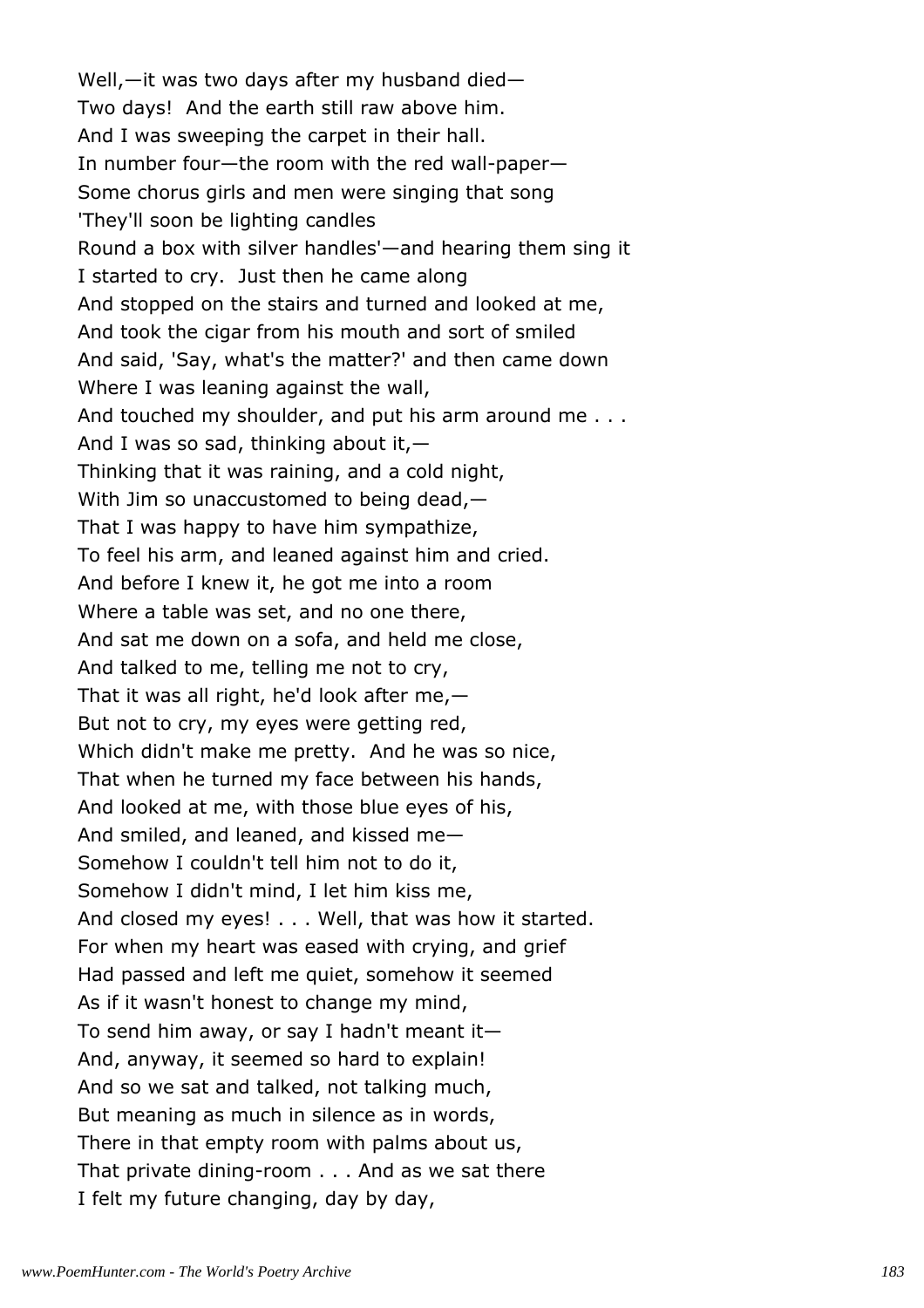Well,—it was two days after my husband died—
Two days! And the earth still raw above him.
And I was sweeping the carpet in their hall.
In number four—the room with the red wall-paper—
Some chorus girls and men were singing that song
'They'll soon be lighting candles
Round a box with silver handles'—and hearing them sing it
I started to cry. Just then he came along
And stopped on the stairs and turned and looked at me,
And took the cigar from his mouth and sort of smiled
And said, 'Say, what's the matter?' and then came down
Where I was leaning against the wall,
And touched my shoulder, and put his arm around me . . .
And I was so sad, thinking about it,—
Thinking that it was raining, and a cold night,
With Jim so unaccustomed to being dead,—
That I was happy to have him sympathize,
To feel his arm, and leaned against him and cried.
And before I knew it, he got me into a room
Where a table was set, and no one there,
And sat me down on a sofa, and held me close,
And talked to me, telling me not to cry,
That it was all right, he'd look after me,—
But not to cry, my eyes were getting red,
Which didn't make me pretty. And he was so nice,
That when he turned my face between his hands,
And looked at me, with those blue eyes of his,
And smiled, and leaned, and kissed me—
Somehow I couldn't tell him not to do it,
Somehow I didn't mind, I let him kiss me,
And closed my eyes! . . . Well, that was how it started.
For when my heart was eased with crying, and grief
Had passed and left me quiet, somehow it seemed
As if it wasn't honest to change my mind,
To send him away, or say I hadn't meant it—
And, anyway, it seemed so hard to explain!
And so we sat and talked, not talking much,
But meaning as much in silence as in words,
There in that empty room with palms about us,
That private dining-room . . . And as we sat there
I felt my future changing, day by day,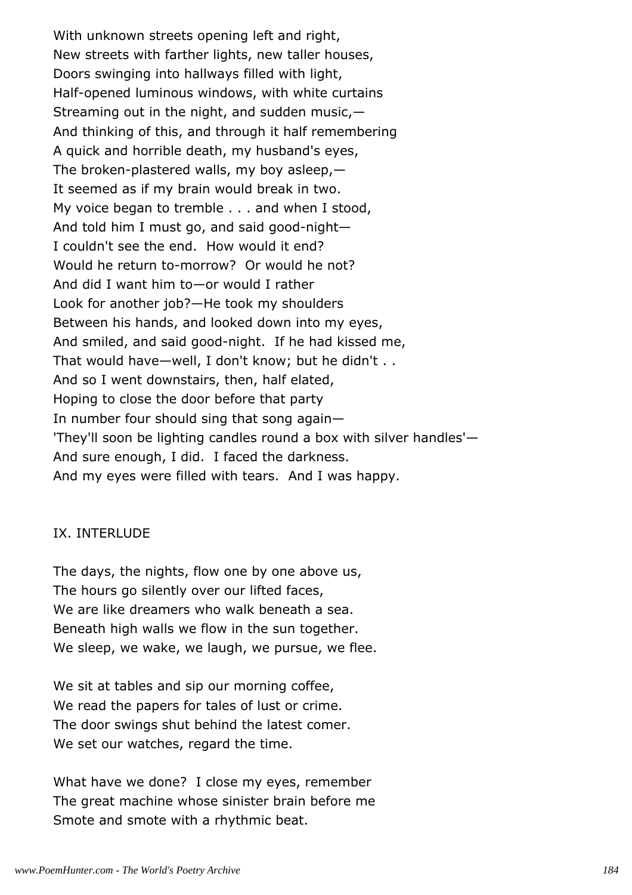With unknown streets opening left and right,
New streets with farther lights, new taller houses,
Doors swinging into hallways filled with light,
Half-opened luminous windows, with white curtains
Streaming out in the night, and sudden music,—
And thinking of this, and through it half remembering
A quick and horrible death, my husband's eyes,
The broken-plastered walls, my boy asleep,—
It seemed as if my brain would break in two.
My voice began to tremble . . . and when I stood,
And told him I must go, and said good-night—
I couldn't see the end. How would it end?
Would he return to-morrow? Or would he not?
And did I want him to—or would I rather
Look for another job?—He took my shoulders
Between his hands, and looked down into my eyes,
And smiled, and said good-night. If he had kissed me,
That would have—well, I don't know; but he didn't . .
And so I went downstairs, then, half elated,
Hoping to close the door before that party
In number four should sing that song again—
'They'll soon be lighting candles round a box with silver handles'—
And sure enough, I did. I faced the darkness.
And my eyes were filled with tears. And I was happy.

## IX. INTERLUDE

The days, the nights, flow one by one above us,
The hours go silently over our lifted faces,
We are like dreamers who walk beneath a sea.
Beneath high walls we flow in the sun together.
We sleep, we wake, we laugh, we pursue, we flee.

We sit at tables and sip our morning coffee,
We read the papers for tales of lust or crime.
The door swings shut behind the latest comer.
We set our watches, regard the time.

What have we done? I close my eyes, remember
The great machine whose sinister brain before me
Smote and smote with a rhythmic beat.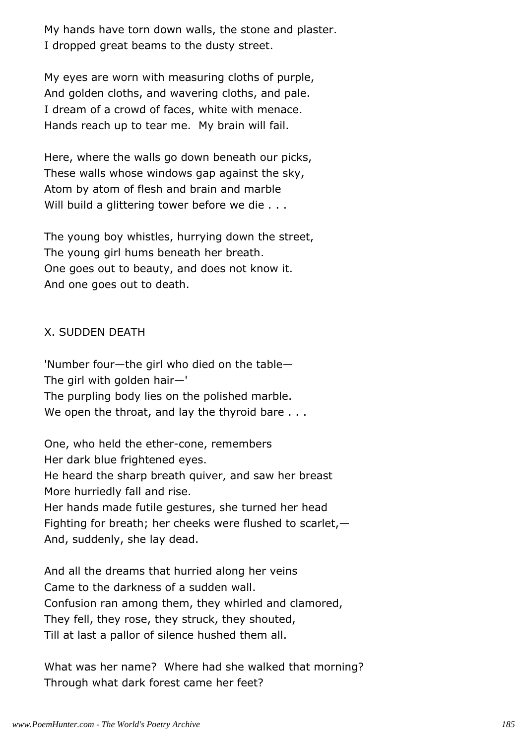My hands have torn down walls, the stone and plaster.
I dropped great beams to the dusty street.

My eyes are worn with measuring cloths of purple,
And golden cloths, and wavering cloths, and pale.
I dream of a crowd of faces, white with menace.
Hands reach up to tear me. My brain will fail.

Here, where the walls go down beneath our picks,
These walls whose windows gap against the sky,
Atom by atom of flesh and brain and marble
Will build a glittering tower before we die . . .

The young boy whistles, hurrying down the street,
The young girl hums beneath her breath.
One goes out to beauty, and does not know it.
And one goes out to death.

## X. SUDDEN DEATH

'Number four—the girl who died on the table—
The girl with golden hair—'
The purpling body lies on the polished marble.
We open the throat, and lay the thyroid bare . . .

One, who held the ether-cone, remembers
Her dark blue frightened eyes.
He heard the sharp breath quiver, and saw her breast
More hurriedly fall and rise.
Her hands made futile gestures, she turned her head
Fighting for breath; her cheeks were flushed to scarlet,—
And, suddenly, she lay dead.

And all the dreams that hurried along her veins
Came to the darkness of a sudden wall.
Confusion ran among them, they whirled and clamored,
They fell, they rose, they struck, they shouted,
Till at last a pallor of silence hushed them all.

What was her name? Where had she walked that morning?
Through what dark forest came her feet?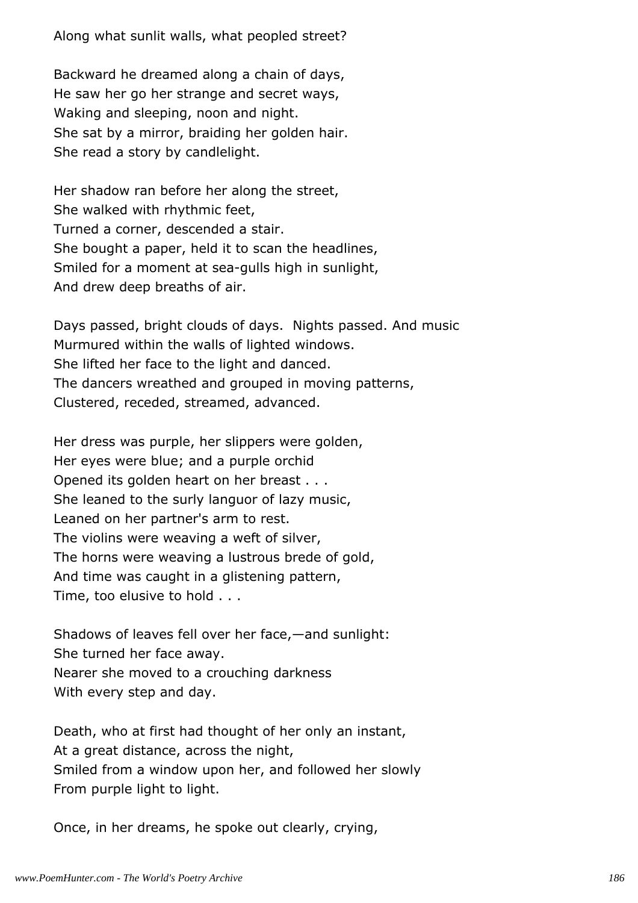Along what sunlit walls, what peopled street?

Backward he dreamed along a chain of days,
He saw her go her strange and secret ways,
Waking and sleeping, noon and night.
She sat by a mirror, braiding her golden hair.
She read a story by candlelight.

Her shadow ran before her along the street,
She walked with rhythmic feet,
Turned a corner, descended a stair.
She bought a paper, held it to scan the headlines,
Smiled for a moment at sea-gulls high in sunlight,
And drew deep breaths of air.

Days passed, bright clouds of days. Nights passed. And music
Murmured within the walls of lighted windows.
She lifted her face to the light and danced.
The dancers wreathed and grouped in moving patterns,
Clustered, receded, streamed, advanced.

Her dress was purple, her slippers were golden,
Her eyes were blue; and a purple orchid
Opened its golden heart on her breast . . .
She leaned to the surly languor of lazy music,
Leaned on her partner's arm to rest.
The violins were weaving a weft of silver,
The horns were weaving a lustrous brede of gold,
And time was caught in a glistening pattern,
Time, too elusive to hold . . .

Shadows of leaves fell over her face,—and sunlight:
She turned her face away.
Nearer she moved to a crouching darkness
With every step and day.

Death, who at first had thought of her only an instant,
At a great distance, across the night,
Smiled from a window upon her, and followed her slowly
From purple light to light.

Once, in her dreams, he spoke out clearly, crying,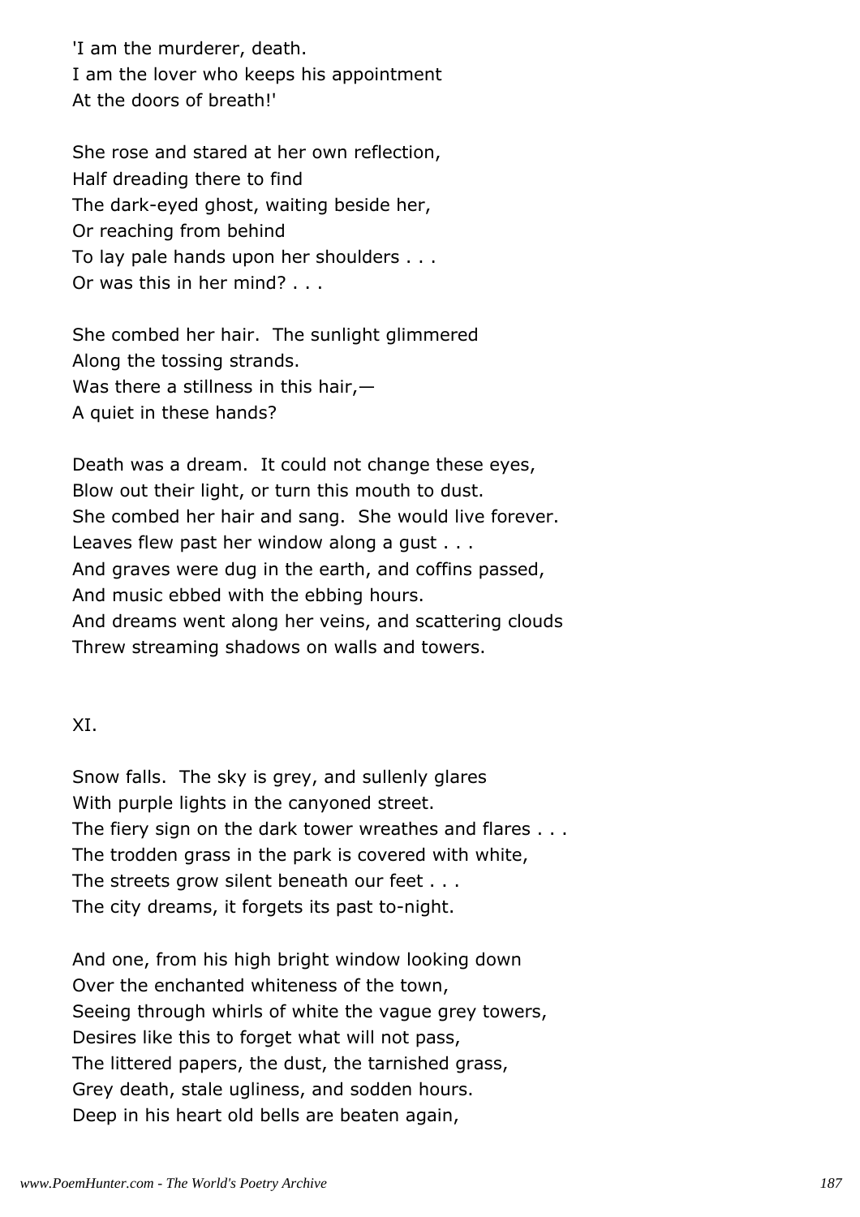'I am the murderer, death.  
I am the lover who keeps his appointment  
At the doors of breath!'

She rose and stared at her own reflection,  
Half dreading there to find  
The dark-eyed ghost, waiting beside her,  
Or reaching from behind  
To lay pale hands upon her shoulders . . .  
Or was this in her mind? . . .

She combed her hair. The sunlight glimmered  
Along the tossing strands.  
Was there a stillness in this hair,—  
A quiet in these hands?

Death was a dream. It could not change these eyes,  
Blow out their light, or turn this mouth to dust.  
She combed her hair and sang. She would live forever.  
Leaves flew past her window along a gust . . .  
And graves were dug in the earth, and coffins passed,  
And music ebbed with the ebbing hours.  
And dreams went along her veins, and scattering clouds  
Threw streaming shadows on walls and towers.

XI.

Snow falls. The sky is grey, and sullenly glares  
With purple lights in the canyoned street.  
The fiery sign on the dark tower wreathes and flares . . .  
The trodden grass in the park is covered with white,  
The streets grow silent beneath our feet . . .  
The city dreams, it forgets its past to-night.

And one, from his high bright window looking down  
Over the enchanted whiteness of the town,  
Seeing through whirls of white the vague grey towers,  
Desires like this to forget what will not pass,  
The littered papers, the dust, the tarnished grass,  
Grey death, stale ugliness, and sodden hours.  
Deep in his heart old bells are beaten again,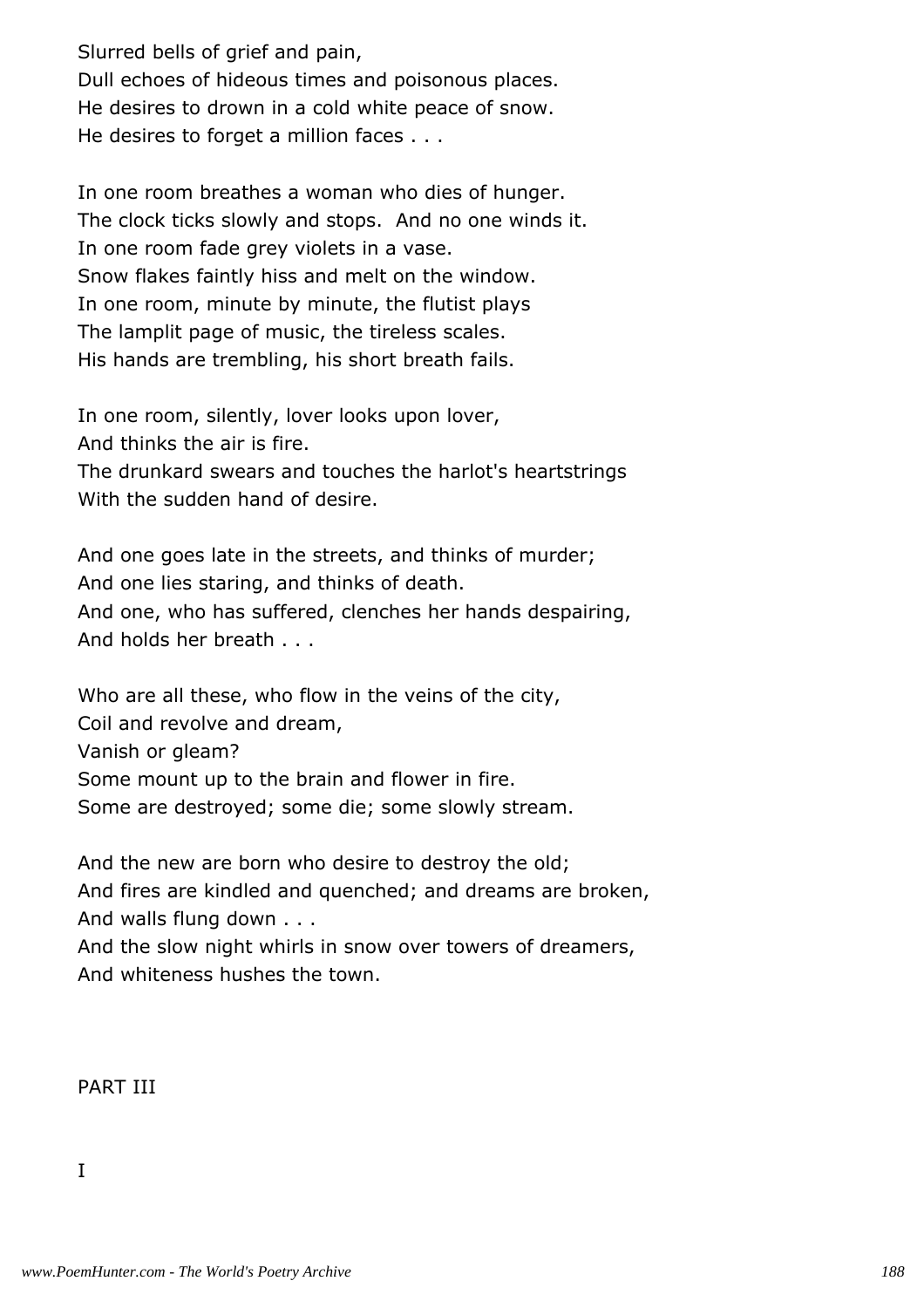Slurred bells of grief and pain,
Dull echoes of hideous times and poisonous places.
He desires to drown in a cold white peace of snow.
He desires to forget a million faces . . .

In one room breathes a woman who dies of hunger.
The clock ticks slowly and stops. And no one winds it.
In one room fade grey violets in a vase.
Snow flakes faintly hiss and melt on the window.
In one room, minute by minute, the flutist plays
The lamplit page of music, the tireless scales.
His hands are trembling, his short breath fails.

In one room, silently, lover looks upon lover,
And thinks the air is fire.
The drunkard swears and touches the harlot's heartstrings
With the sudden hand of desire.

And one goes late in the streets, and thinks of murder;
And one lies staring, and thinks of death.
And one, who has suffered, clenches her hands despairing,
And holds her breath . . .

Who are all these, who flow in the veins of the city,
Coil and revolve and dream,
Vanish or gleam?
Some mount up to the brain and flower in fire.
Some are destroyed; some die; some slowly stream.

And the new are born who desire to destroy the old;
And fires are kindled and quenched; and dreams are broken,
And walls flung down . . .
And the slow night whirls in snow over towers of dreamers,
And whiteness hushes the town.

## PART III

### I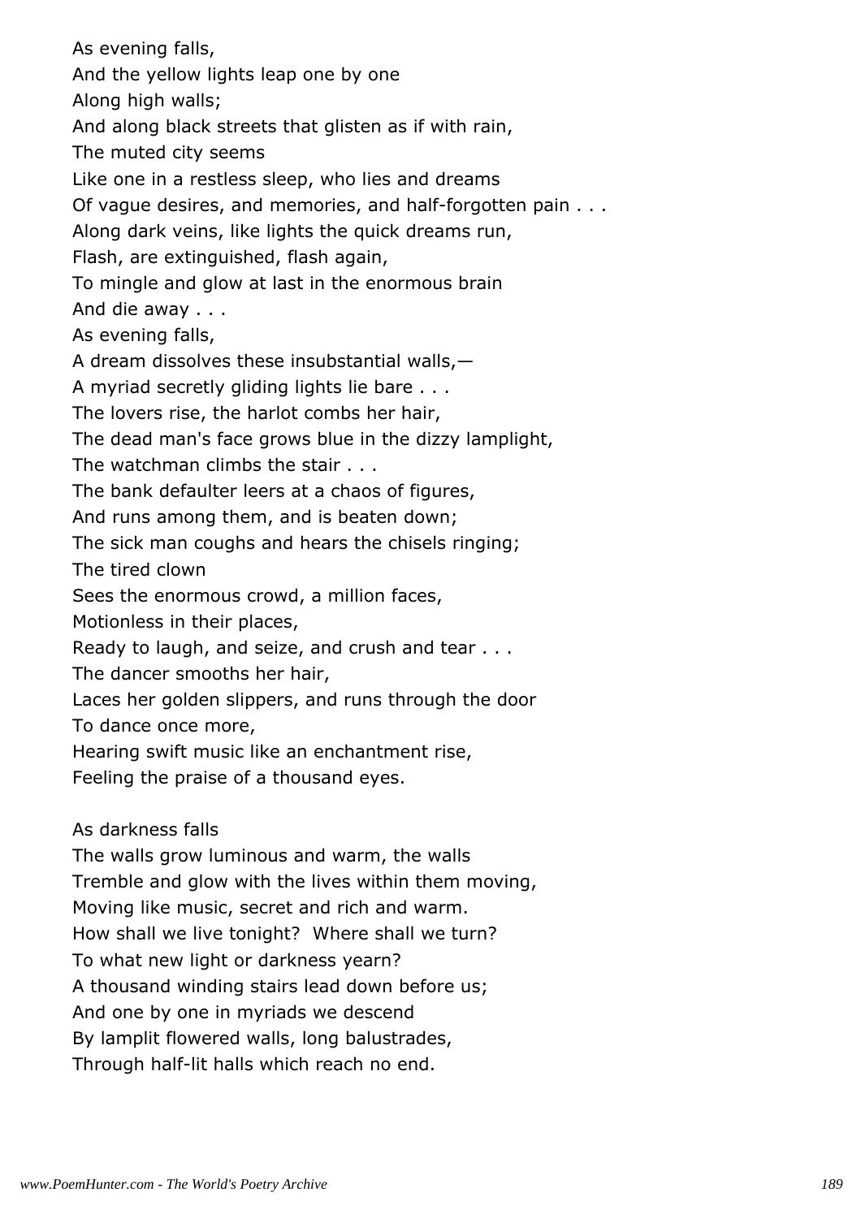As evening falls,  
And the yellow lights leap one by one  
Along high walls;  
And along black streets that glisten as if with rain,  
The muted city seems  
Like one in a restless sleep, who lies and dreams  
Of vague desires, and memories, and half-forgotten pain . . .  
Along dark veins, like lights the quick dreams run,  
Flash, are extinguished, flash again,  
To mingle and glow at last in the enormous brain  
And die away . . .  
As evening falls,  
A dream dissolves these insubstantial walls,—  
A myriad secretly gliding lights lie bare . . .  
The lovers rise, the harlot combs her hair,  
The dead man's face grows blue in the dizzy lamplight,  
The watchman climbs the stair . . .  
The bank defaulter leers at a chaos of figures,  
And runs among them, and is beaten down;  
The sick man coughs and hears the chisels ringing;  
The tired clown  
Sees the enormous crowd, a million faces,  
Motionless in their places,  
Ready to laugh, and seize, and crush and tear . . .  
The dancer smooths her hair,  
Laces her golden slippers, and runs through the door  
To dance once more,  
Hearing swift music like an enchantment rise,  
Feeling the praise of a thousand eyes.

As darkness falls  
The walls grow luminous and warm, the walls  
Tremble and glow with the lives within them moving,  
Moving like music, secret and rich and warm.  
How shall we live tonight? Where shall we turn?  
To what new light or darkness yearn?  
A thousand winding stairs lead down before us;  
And one by one in myriads we descend  
By lamplit flowered walls, long balustrades,  
Through half-lit halls which reach no end.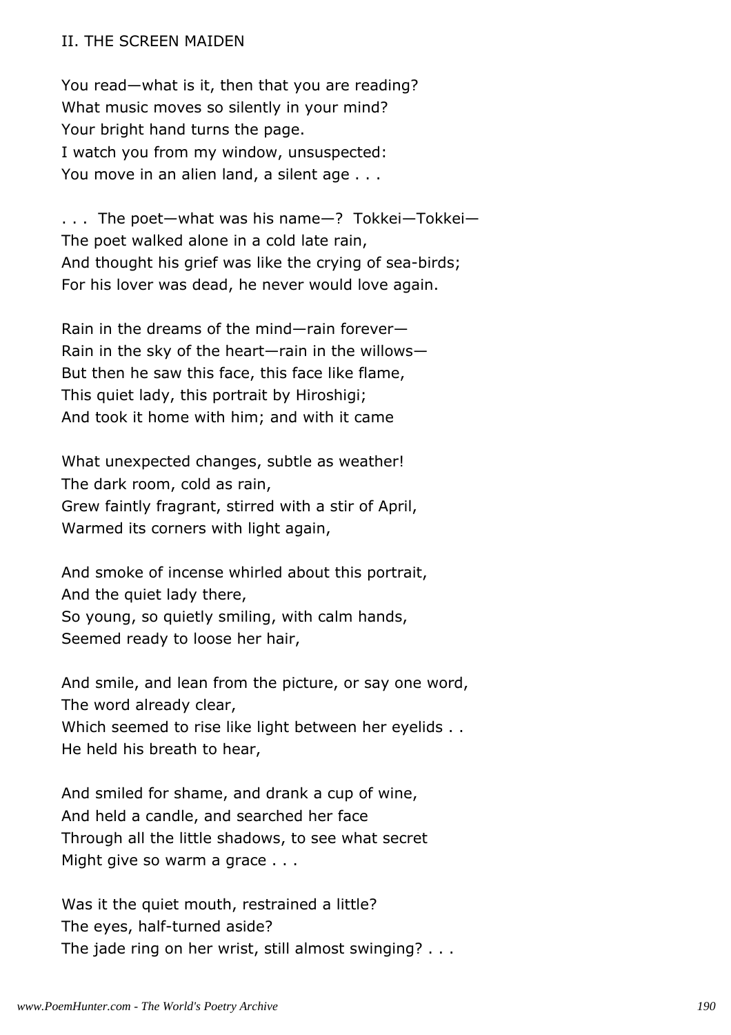## II. THE SCREEN MAIDEN

You read—what is it, then that you are reading?  
What music moves so silently in your mind?  
Your bright hand turns the page.  
I watch you from my window, unsuspected:  
You move in an alien land, a silent age . . .

. . .  The poet—what was his name—?  Tokkei—Tokkei—  
The poet walked alone in a cold late rain,  
And thought his grief was like the crying of sea-birds;  
For his lover was dead, he never would love again.

Rain in the dreams of the mind—rain forever—  
Rain in the sky of the heart—rain in the willows—  
But then he saw this face, this face like flame,  
This quiet lady, this portrait by Hiroshigi;  
And took it home with him; and with it came

What unexpected changes, subtle as weather!  
The dark room, cold as rain,  
Grew faintly fragrant, stirred with a stir of April,  
Warmed its corners with light again,

And smoke of incense whirled about this portrait,  
And the quiet lady there,  
So young, so quietly smiling, with calm hands,  
Seemed ready to loose her hair,

And smile, and lean from the picture, or say one word,  
The word already clear,  
Which seemed to rise like light between her eyelids . .  
He held his breath to hear,

And smiled for shame, and drank a cup of wine,  
And held a candle, and searched her face  
Through all the little shadows, to see what secret  
Might give so warm a grace . . .

Was it the quiet mouth, restrained a little?  
The eyes, half-turned aside?  
The jade ring on her wrist, still almost swinging? . . .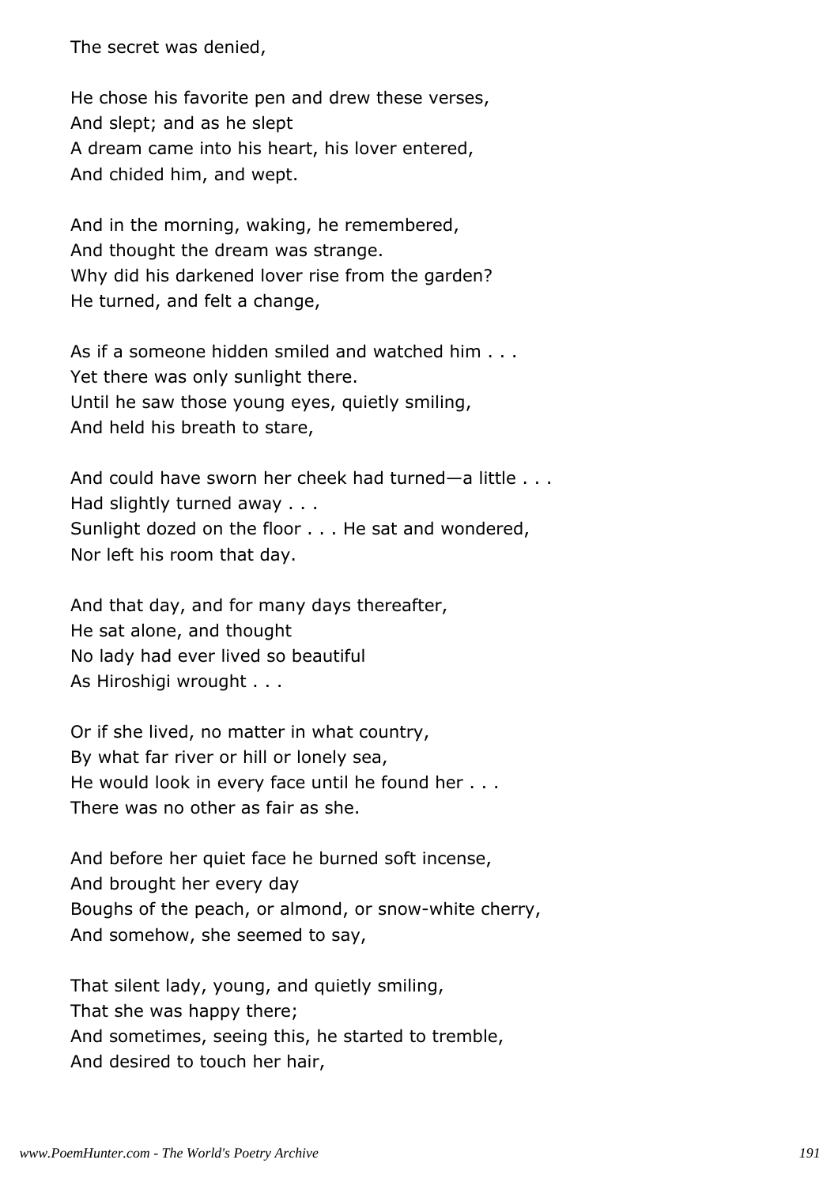The secret was denied,

He chose his favorite pen and drew these verses,
And slept; and as he slept
A dream came into his heart, his lover entered,
And chided him, and wept.

And in the morning, waking, he remembered,
And thought the dream was strange.
Why did his darkened lover rise from the garden?
He turned, and felt a change,

As if a someone hidden smiled and watched him . . .
Yet there was only sunlight there.
Until he saw those young eyes, quietly smiling,
And held his breath to stare,

And could have sworn her cheek had turned—a little . . .
Had slightly turned away . . .
Sunlight dozed on the floor . . . He sat and wondered,
Nor left his room that day.

And that day, and for many days thereafter,
He sat alone, and thought
No lady had ever lived so beautiful
As Hiroshigi wrought . . .

Or if she lived, no matter in what country,
By what far river or hill or lonely sea,
He would look in every face until he found her . . .
There was no other as fair as she.

And before her quiet face he burned soft incense,
And brought her every day
Boughs of the peach, or almond, or snow-white cherry,
And somehow, she seemed to say,

That silent lady, young, and quietly smiling,
That she was happy there;
And sometimes, seeing this, he started to tremble,
And desired to touch her hair,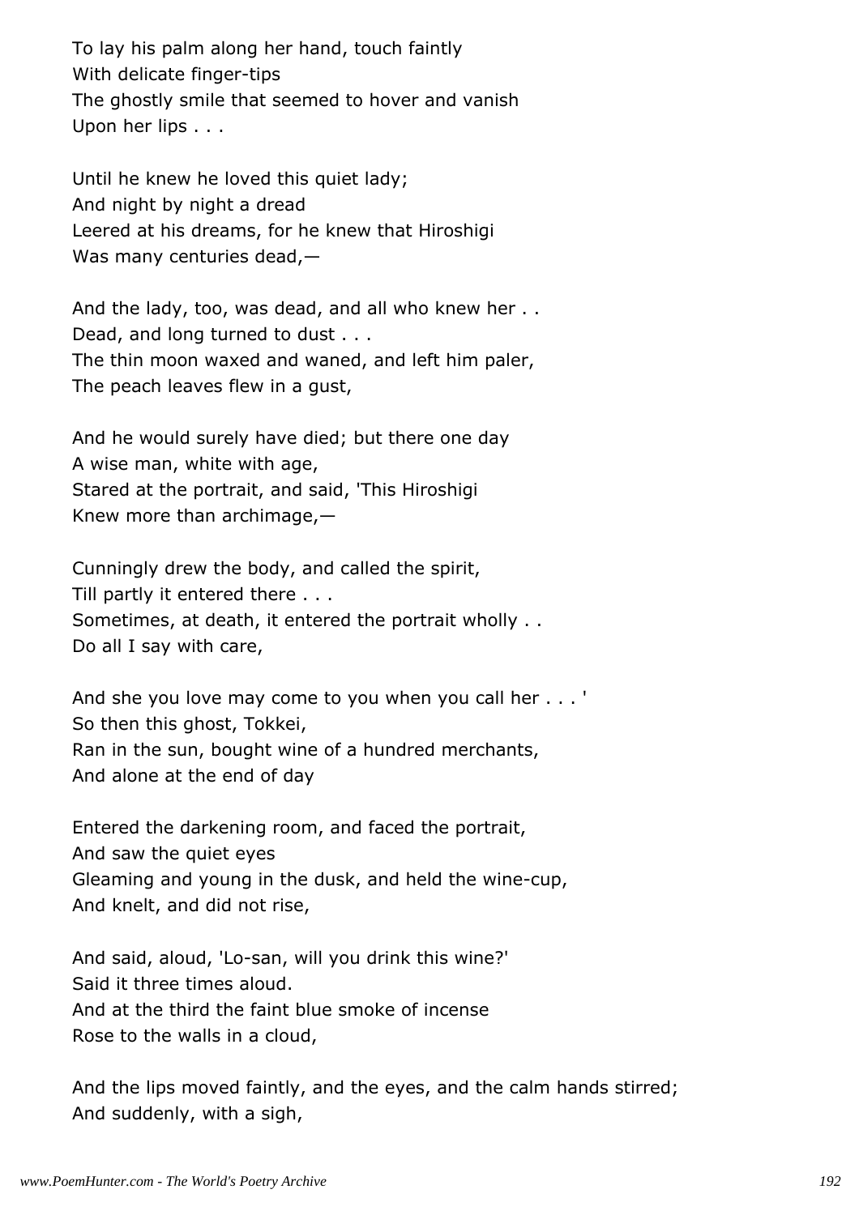To lay his palm along her hand, touch faintly
With delicate finger-tips
The ghostly smile that seemed to hover and vanish
Upon her lips . . .

Until he knew he loved this quiet lady;
And night by night a dread
Leered at his dreams, for he knew that Hiroshigi
Was many centuries dead,—

And the lady, too, was dead, and all who knew her . .
Dead, and long turned to dust . . .
The thin moon waxed and waned, and left him paler,
The peach leaves flew in a gust,

And he would surely have died; but there one day
A wise man, white with age,
Stared at the portrait, and said, 'This Hiroshigi
Knew more than archimage,—

Cunningly drew the body, and called the spirit,
Till partly it entered there . . .
Sometimes, at death, it entered the portrait wholly . .
Do all I say with care,

And she you love may come to you when you call her . . . '
So then this ghost, Tokkei,
Ran in the sun, bought wine of a hundred merchants,
And alone at the end of day

Entered the darkening room, and faced the portrait,
And saw the quiet eyes
Gleaming and young in the dusk, and held the wine-cup,
And knelt, and did not rise,

And said, aloud, 'Lo-san, will you drink this wine?'
Said it three times aloud.
And at the third the faint blue smoke of incense
Rose to the walls in a cloud,

And the lips moved faintly, and the eyes, and the calm hands stirred;
And suddenly, with a sigh,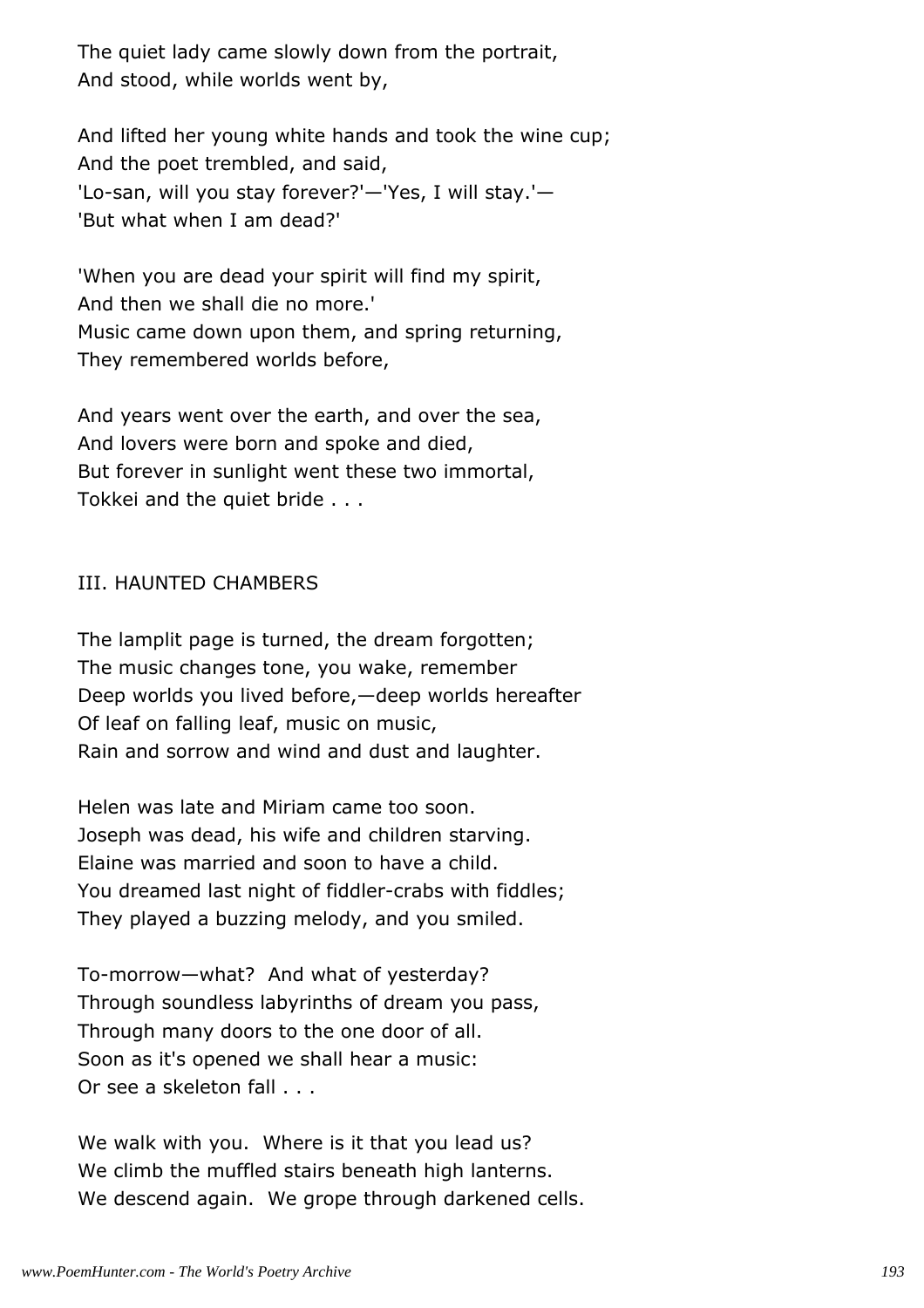The quiet lady came slowly down from the portrait,
And stood, while worlds went by,

And lifted her young white hands and took the wine cup;
And the poet trembled, and said,
'Lo-san, will you stay forever?'—'Yes, I will stay.'—
'But what when I am dead?'

'When you are dead your spirit will find my spirit,
And then we shall die no more.'
Music came down upon them, and spring returning,
They remembered worlds before,

And years went over the earth, and over the sea,
And lovers were born and spoke and died,
But forever in sunlight went these two immortal,
Tokkei and the quiet bride . . .

## III. HAUNTED CHAMBERS

The lamplit page is turned, the dream forgotten;
The music changes tone, you wake, remember
Deep worlds you lived before,—deep worlds hereafter
Of leaf on falling leaf, music on music,
Rain and sorrow and wind and dust and laughter.

Helen was late and Miriam came too soon.
Joseph was dead, his wife and children starving.
Elaine was married and soon to have a child.
You dreamed last night of fiddler-crabs with fiddles;
They played a buzzing melody, and you smiled.

To-morrow—what? And what of yesterday?
Through soundless labyrinths of dream you pass,
Through many doors to the one door of all.
Soon as it's opened we shall hear a music:
Or see a skeleton fall . . .

We walk with you. Where is it that you lead us?
We climb the muffled stairs beneath high lanterns.
We descend again. We grope through darkened cells.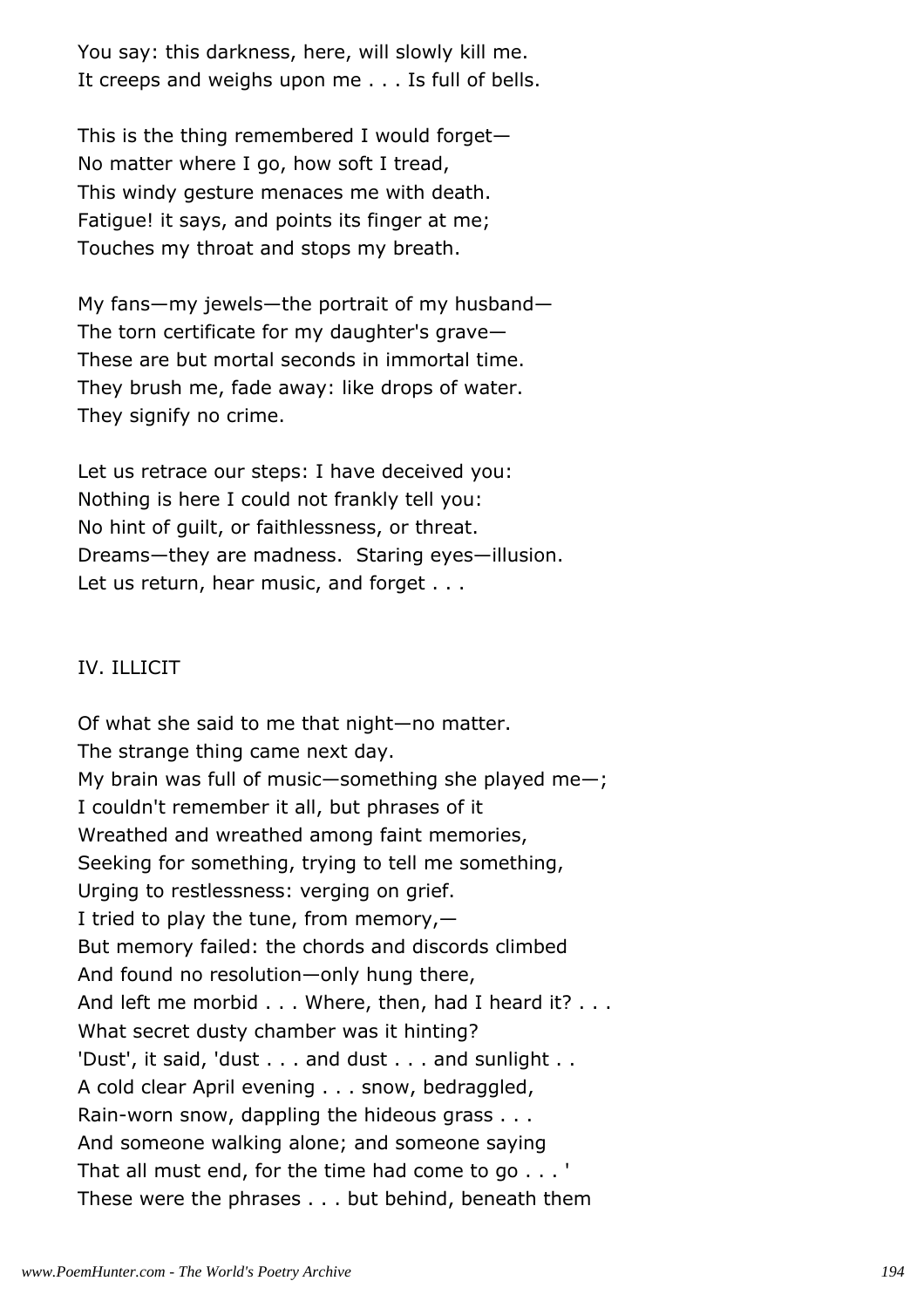You say: this darkness, here, will slowly kill me.
It creeps and weighs upon me . . . Is full of bells.

This is the thing remembered I would forget—
No matter where I go, how soft I tread,
This windy gesture menaces me with death.
Fatigue! it says, and points its finger at me;
Touches my throat and stops my breath.

My fans—my jewels—the portrait of my husband—
The torn certificate for my daughter's grave—
These are but mortal seconds in immortal time.
They brush me, fade away: like drops of water.
They signify no crime.

Let us retrace our steps: I have deceived you:
Nothing is here I could not frankly tell you:
No hint of guilt, or faithlessness, or threat.
Dreams—they are madness. Staring eyes—illusion.
Let us return, hear music, and forget . . .

## IV. ILLICIT

Of what she said to me that night—no matter.
The strange thing came next day.
My brain was full of music—something she played me—;
I couldn't remember it all, but phrases of it
Wreathed and wreathed among faint memories,
Seeking for something, trying to tell me something,
Urging to restlessness: verging on grief.
I tried to play the tune, from memory,—
But memory failed: the chords and discords climbed
And found no resolution—only hung there,
And left me morbid . . . Where, then, had I heard it? . . .
What secret dusty chamber was it hinting?
'Dust', it said, 'dust . . . and dust . . . and sunlight . .
A cold clear April evening . . . snow, bedraggled,
Rain-worn snow, dappling the hideous grass . . .
And someone walking alone; and someone saying
That all must end, for the time had come to go . . . '
These were the phrases . . . but behind, beneath them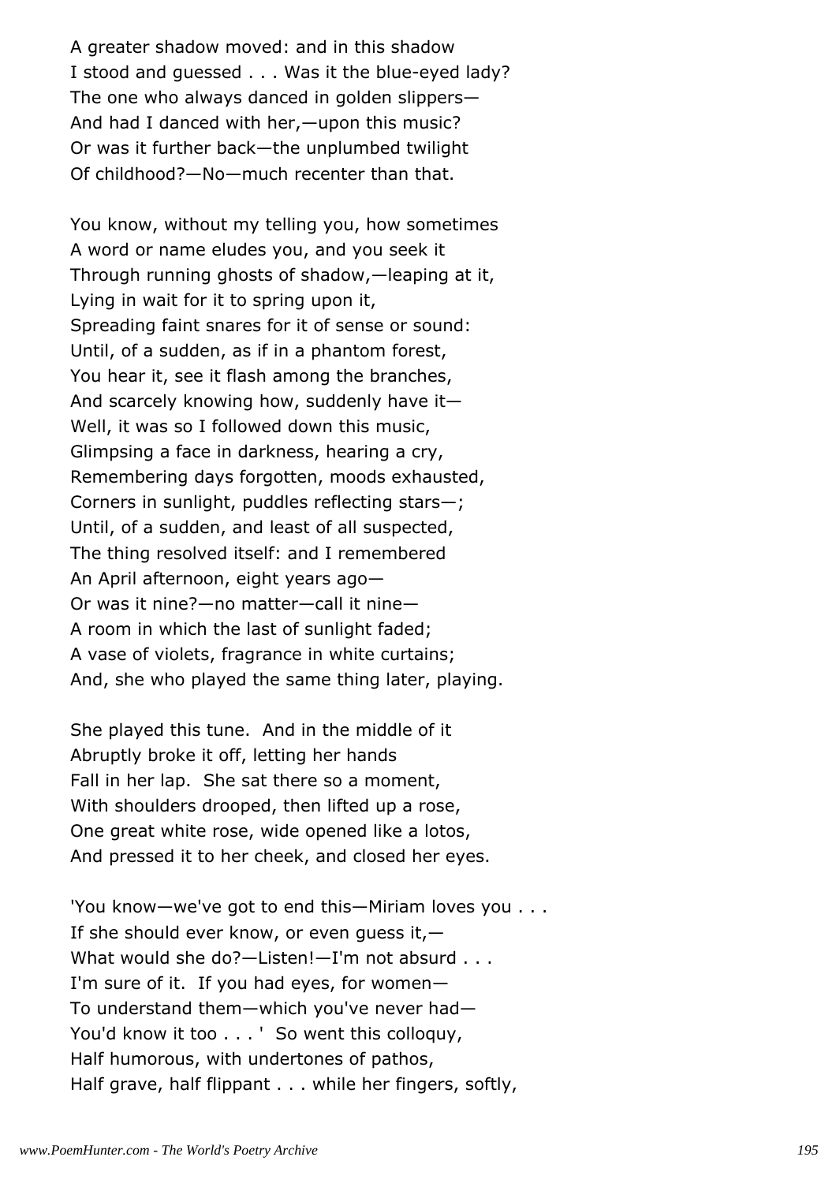A greater shadow moved: and in this shadow
I stood and guessed . . . Was it the blue-eyed lady?
The one who always danced in golden slippers—
And had I danced with her,—upon this music?
Or was it further back—the unplumbed twilight
Of childhood?—No—much recenter than that.

You know, without my telling you, how sometimes
A word or name eludes you, and you seek it
Through running ghosts of shadow,—leaping at it,
Lying in wait for it to spring upon it,
Spreading faint snares for it of sense or sound:
Until, of a sudden, as if in a phantom forest,
You hear it, see it flash among the branches,
And scarcely knowing how, suddenly have it—
Well, it was so I followed down this music,
Glimpsing a face in darkness, hearing a cry,
Remembering days forgotten, moods exhausted,
Corners in sunlight, puddles reflecting stars—;
Until, of a sudden, and least of all suspected,
The thing resolved itself: and I remembered
An April afternoon, eight years ago—
Or was it nine?—no matter—call it nine—
A room in which the last of sunlight faded;
A vase of violets, fragrance in white curtains;
And, she who played the same thing later, playing.

She played this tune. And in the middle of it
Abruptly broke it off, letting her hands
Fall in her lap. She sat there so a moment,
With shoulders drooped, then lifted up a rose,
One great white rose, wide opened like a lotos,
And pressed it to her cheek, and closed her eyes.

'You know—we've got to end this—Miriam loves you . . .
If she should ever know, or even guess it,—
What would she do?—Listen!—I'm not absurd . . .
I'm sure of it. If you had eyes, for women—
To understand them—which you've never had—
You'd know it too . . . ' So went this colloquy,
Half humorous, with undertones of pathos,
Half grave, half flippant . . . while her fingers, softly,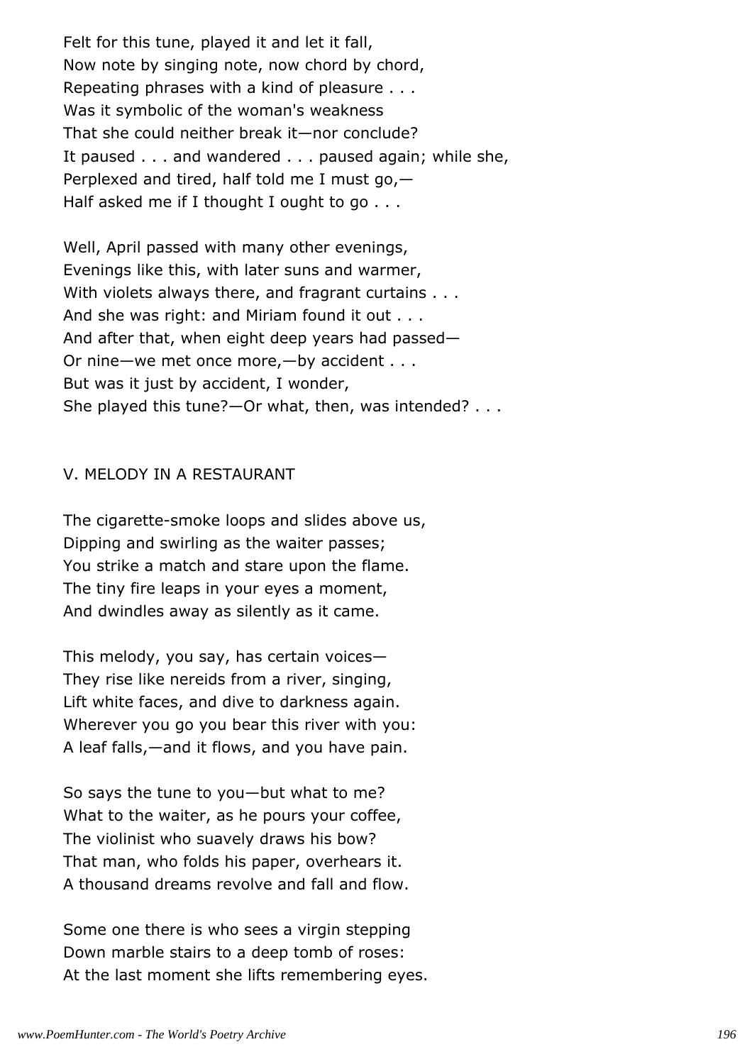Felt for this tune, played it and let it fall,
Now note by singing note, now chord by chord,
Repeating phrases with a kind of pleasure . . .
Was it symbolic of the woman's weakness
That she could neither break it—nor conclude?
It paused . . . and wandered . . . paused again; while she,
Perplexed and tired, half told me I must go,—
Half asked me if I thought I ought to go . . .

Well, April passed with many other evenings,
Evenings like this, with later suns and warmer,
With violets always there, and fragrant curtains . . .
And she was right: and Miriam found it out . . .
And after that, when eight deep years had passed—
Or nine—we met once more,—by accident . . .
But was it just by accident, I wonder,
She played this tune?—Or what, then, was intended? . . .

## V. MELODY IN A RESTAURANT

The cigarette-smoke loops and slides above us,
Dipping and swirling as the waiter passes;
You strike a match and stare upon the flame.
The tiny fire leaps in your eyes a moment,
And dwindles away as silently as it came.

This melody, you say, has certain voices—
They rise like nereids from a river, singing,
Lift white faces, and dive to darkness again.
Wherever you go you bear this river with you:
A leaf falls,—and it flows, and you have pain.

So says the tune to you—but what to me?
What to the waiter, as he pours your coffee,
The violinist who suavely draws his bow?
That man, who folds his paper, overhears it.
A thousand dreams revolve and fall and flow.

Some one there is who sees a virgin stepping
Down marble stairs to a deep tomb of roses:
At the last moment she lifts remembering eyes.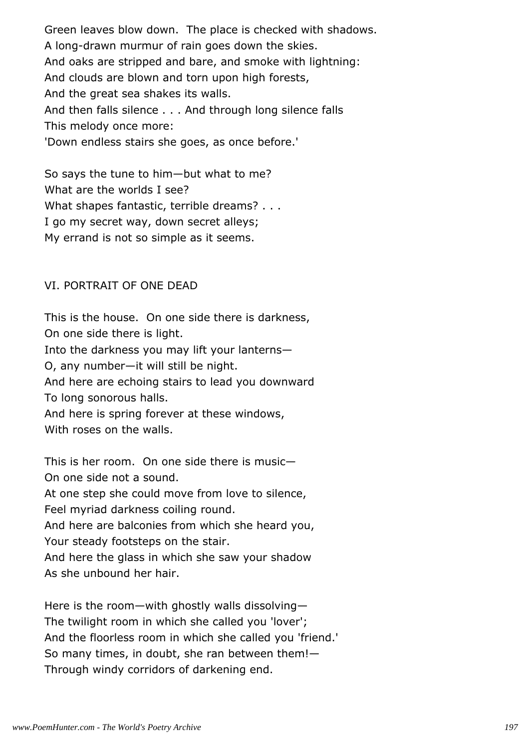Green leaves blow down.  The place is checked with shadows.
A long-drawn murmur of rain goes down the skies.
And oaks are stripped and bare, and smoke with lightning:
And clouds are blown and torn upon high forests,
And the great sea shakes its walls.
And then falls silence . . . And through long silence falls
This melody once more:
'Down endless stairs she goes, as once before.'

So says the tune to him—but what to me?
What are the worlds I see?
What shapes fantastic, terrible dreams? . . .
I go my secret way, down secret alleys;
My errand is not so simple as it seems.

## VI. PORTRAIT OF ONE DEAD

This is the house.  On one side there is darkness,
On one side there is light.
Into the darkness you may lift your lanterns—
O, any number—it will still be night.
And here are echoing stairs to lead you downward
To long sonorous halls.
And here is spring forever at these windows,
With roses on the walls.

This is her room.  On one side there is music—
On one side not a sound.
At one step she could move from love to silence,
Feel myriad darkness coiling round.
And here are balconies from which she heard you,
Your steady footsteps on the stair.
And here the glass in which she saw your shadow
As she unbound her hair.

Here is the room—with ghostly walls dissolving—
The twilight room in which she called you 'lover';
And the floorless room in which she called you 'friend.'
So many times, in doubt, she ran between them!—
Through windy corridors of darkening end.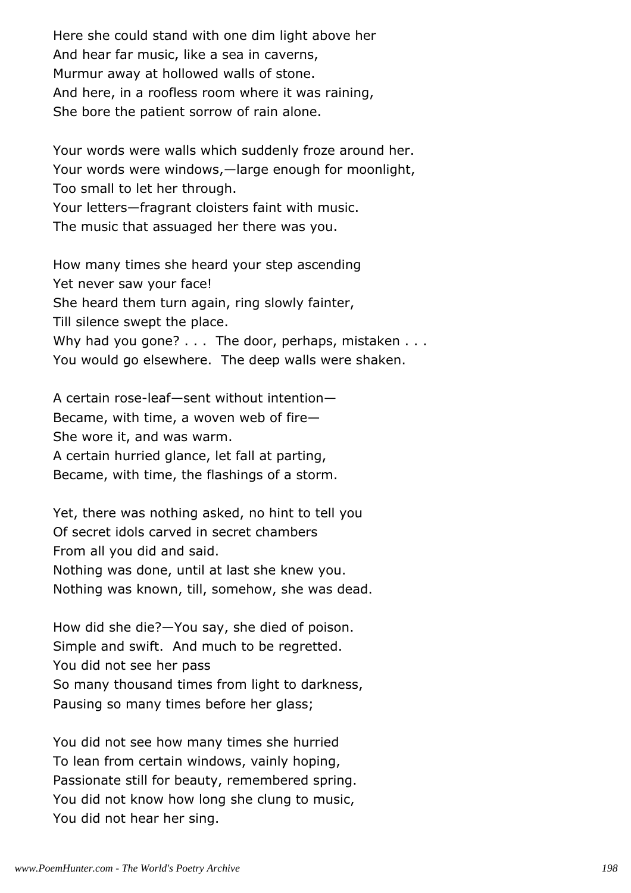Here she could stand with one dim light above her
And hear far music, like a sea in caverns,
Murmur away at hollowed walls of stone.
And here, in a roofless room where it was raining,
She bore the patient sorrow of rain alone.

Your words were walls which suddenly froze around her.
Your words were windows,—large enough for moonlight,
Too small to let her through.
Your letters—fragrant cloisters faint with music.
The music that assuaged her there was you.

How many times she heard your step ascending
Yet never saw your face!
She heard them turn again, ring slowly fainter,
Till silence swept the place.
Why had you gone? . . . The door, perhaps, mistaken . . .
You would go elsewhere. The deep walls were shaken.

A certain rose-leaf—sent without intention—
Became, with time, a woven web of fire—
She wore it, and was warm.
A certain hurried glance, let fall at parting,
Became, with time, the flashings of a storm.

Yet, there was nothing asked, no hint to tell you
Of secret idols carved in secret chambers
From all you did and said.
Nothing was done, until at last she knew you.
Nothing was known, till, somehow, she was dead.

How did she die?—You say, she died of poison.
Simple and swift. And much to be regretted.
You did not see her pass
So many thousand times from light to darkness,
Pausing so many times before her glass;

You did not see how many times she hurried
To lean from certain windows, vainly hoping,
Passionate still for beauty, remembered spring.
You did not know how long she clung to music,
You did not hear her sing.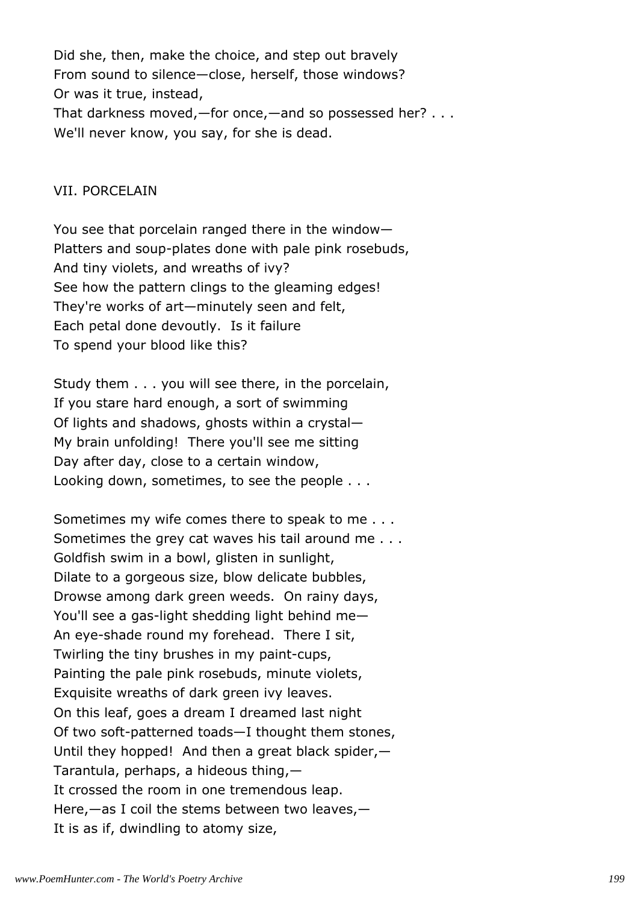Did she, then, make the choice, and step out bravely
From sound to silence—close, herself, those windows?
Or was it true, instead,
That darkness moved,—for once,—and so possessed her? . . .
We'll never know, you say, for she is dead.

## VII. PORCELAIN

You see that porcelain ranged there in the window—
Platters and soup-plates done with pale pink rosebuds,
And tiny violets, and wreaths of ivy?
See how the pattern clings to the gleaming edges!
They're works of art—minutely seen and felt,
Each petal done devoutly. Is it failure
To spend your blood like this?

Study them . . . you will see there, in the porcelain,
If you stare hard enough, a sort of swimming
Of lights and shadows, ghosts within a crystal—
My brain unfolding! There you'll see me sitting
Day after day, close to a certain window,
Looking down, sometimes, to see the people . . .

Sometimes my wife comes there to speak to me . . .
Sometimes the grey cat waves his tail around me . . .
Goldfish swim in a bowl, glisten in sunlight,
Dilate to a gorgeous size, blow delicate bubbles,
Drowse among dark green weeds. On rainy days,
You'll see a gas-light shedding light behind me—
An eye-shade round my forehead. There I sit,
Twirling the tiny brushes in my paint-cups,
Painting the pale pink rosebuds, minute violets,
Exquisite wreaths of dark green ivy leaves.
On this leaf, goes a dream I dreamed last night
Of two soft-patterned toads—I thought them stones,
Until they hopped! And then a great black spider,—
Tarantula, perhaps, a hideous thing,—
It crossed the room in one tremendous leap.
Here,—as I coil the stems between two leaves,—
It is as if, dwindling to atomy size,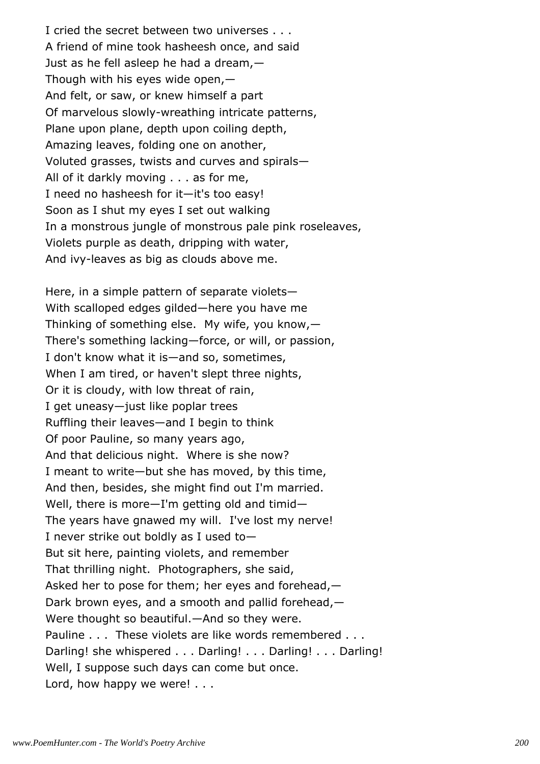I cried the secret between two universes . . .  
A friend of mine took hasheesh once, and said  
Just as he fell asleep he had a dream,—  
Though with his eyes wide open,—  
And felt, or saw, or knew himself a part  
Of marvelous slowly-wreathing intricate patterns,  
Plane upon plane, depth upon coiling depth,  
Amazing leaves, folding one on another,  
Voluted grasses, twists and curves and spirals—  
All of it darkly moving . . . as for me,  
I need no hasheesh for it—it's too easy!  
Soon as I shut my eyes I set out walking  
In a monstrous jungle of monstrous pale pink roseleaves,  
Violets purple as death, dripping with water,  
And ivy-leaves as big as clouds above me.

Here, in a simple pattern of separate violets—  
With scalloped edges gilded—here you have me  
Thinking of something else.  My wife, you know,—  
There's something lacking—force, or will, or passion,  
I don't know what it is—and so, sometimes,  
When I am tired, or haven't slept three nights,  
Or it is cloudy, with low threat of rain,  
I get uneasy—just like poplar trees  
Ruffling their leaves—and I begin to think  
Of poor Pauline, so many years ago,  
And that delicious night.  Where is she now?  
I meant to write—but she has moved, by this time,  
And then, besides, she might find out I'm married.  
Well, there is more—I'm getting old and timid—  
The years have gnawed my will.  I've lost my nerve!  
I never strike out boldly as I used to—  
But sit here, painting violets, and remember  
That thrilling night.  Photographers, she said,  
Asked her to pose for them; her eyes and forehead,—  
Dark brown eyes, and a smooth and pallid forehead,—  
Were thought so beautiful.—And so they were.  
Pauline . . .  These violets are like words remembered . . .  
Darling! she whispered . . . Darling! . . . Darling! . . . Darling!  
Well, I suppose such days can come but once.  
Lord, how happy we were! . . .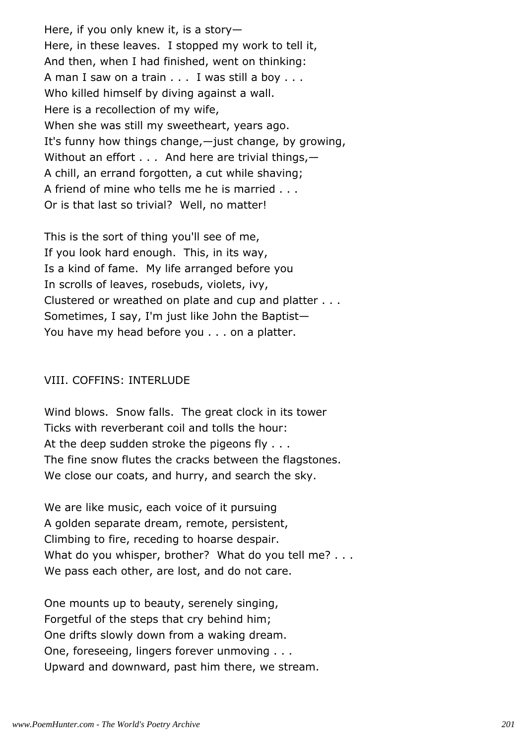Here, if you only knew it, is a story—
Here, in these leaves. I stopped my work to tell it,
And then, when I had finished, went on thinking:
A man I saw on a train . . . I was still a boy . . .
Who killed himself by diving against a wall.
Here is a recollection of my wife,
When she was still my sweetheart, years ago.
It's funny how things change,—just change, by growing,
Without an effort . . . And here are trivial things,—
A chill, an errand forgotten, a cut while shaving;
A friend of mine who tells me he is married . . .
Or is that last so trivial? Well, no matter!

This is the sort of thing you'll see of me,
If you look hard enough. This, in its way,
Is a kind of fame. My life arranged before you
In scrolls of leaves, rosebuds, violets, ivy,
Clustered or wreathed on plate and cup and platter . . .
Sometimes, I say, I'm just like John the Baptist—
You have my head before you . . . on a platter.

## VIII. COFFINS: INTERLUDE

Wind blows. Snow falls. The great clock in its tower
Ticks with reverberant coil and tolls the hour:
At the deep sudden stroke the pigeons fly . . .
The fine snow flutes the cracks between the flagstones.
We close our coats, and hurry, and search the sky.

We are like music, each voice of it pursuing
A golden separate dream, remote, persistent,
Climbing to fire, receding to hoarse despair.
What do you whisper, brother? What do you tell me? . . .
We pass each other, are lost, and do not care.

One mounts up to beauty, serenely singing,
Forgetful of the steps that cry behind him;
One drifts slowly down from a waking dream.
One, foreseeing, lingers forever unmoving . . .
Upward and downward, past him there, we stream.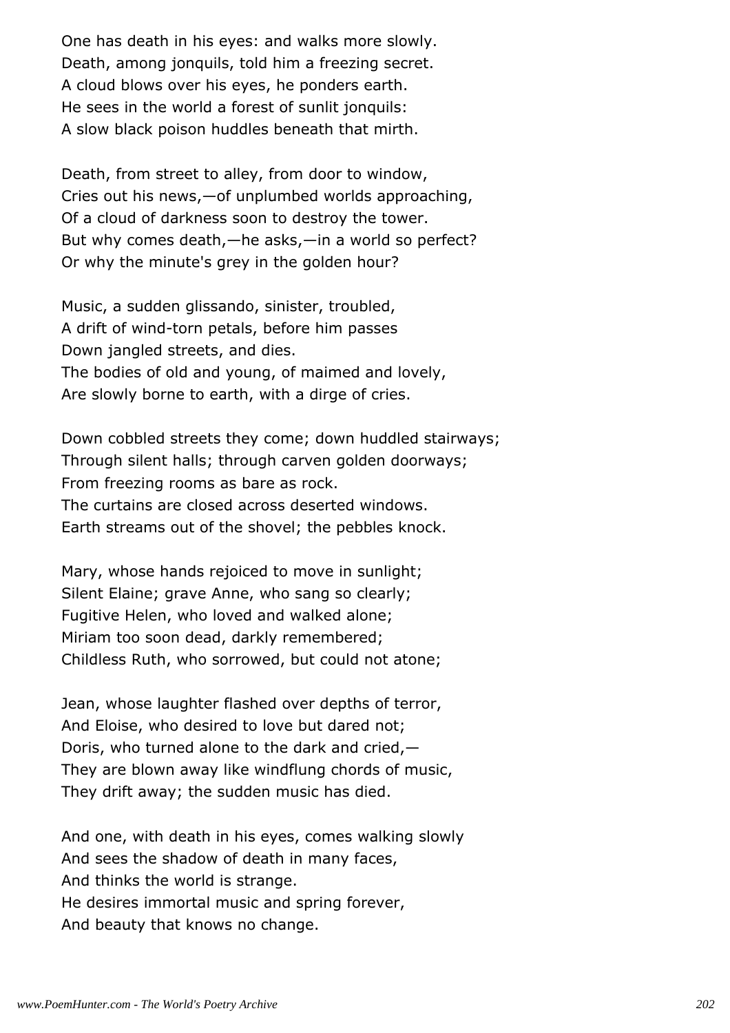One has death in his eyes: and walks more slowly.
Death, among jonquils, told him a freezing secret.
A cloud blows over his eyes, he ponders earth.
He sees in the world a forest of sunlit jonquils:
A slow black poison huddles beneath that mirth.

Death, from street to alley, from door to window,
Cries out his news,—of unplumbed worlds approaching,
Of a cloud of darkness soon to destroy the tower.
But why comes death,—he asks,—in a world so perfect?
Or why the minute's grey in the golden hour?

Music, a sudden glissando, sinister, troubled,
A drift of wind-torn petals, before him passes
Down jangled streets, and dies.
The bodies of old and young, of maimed and lovely,
Are slowly borne to earth, with a dirge of cries.

Down cobbled streets they come; down huddled stairways;
Through silent halls; through carven golden doorways;
From freezing rooms as bare as rock.
The curtains are closed across deserted windows.
Earth streams out of the shovel; the pebbles knock.

Mary, whose hands rejoiced to move in sunlight;
Silent Elaine; grave Anne, who sang so clearly;
Fugitive Helen, who loved and walked alone;
Miriam too soon dead, darkly remembered;
Childless Ruth, who sorrowed, but could not atone;

Jean, whose laughter flashed over depths of terror,
And Eloise, who desired to love but dared not;
Doris, who turned alone to the dark and cried,—
They are blown away like windflung chords of music,
They drift away; the sudden music has died.

And one, with death in his eyes, comes walking slowly
And sees the shadow of death in many faces,
And thinks the world is strange.
He desires immortal music and spring forever,
And beauty that knows no change.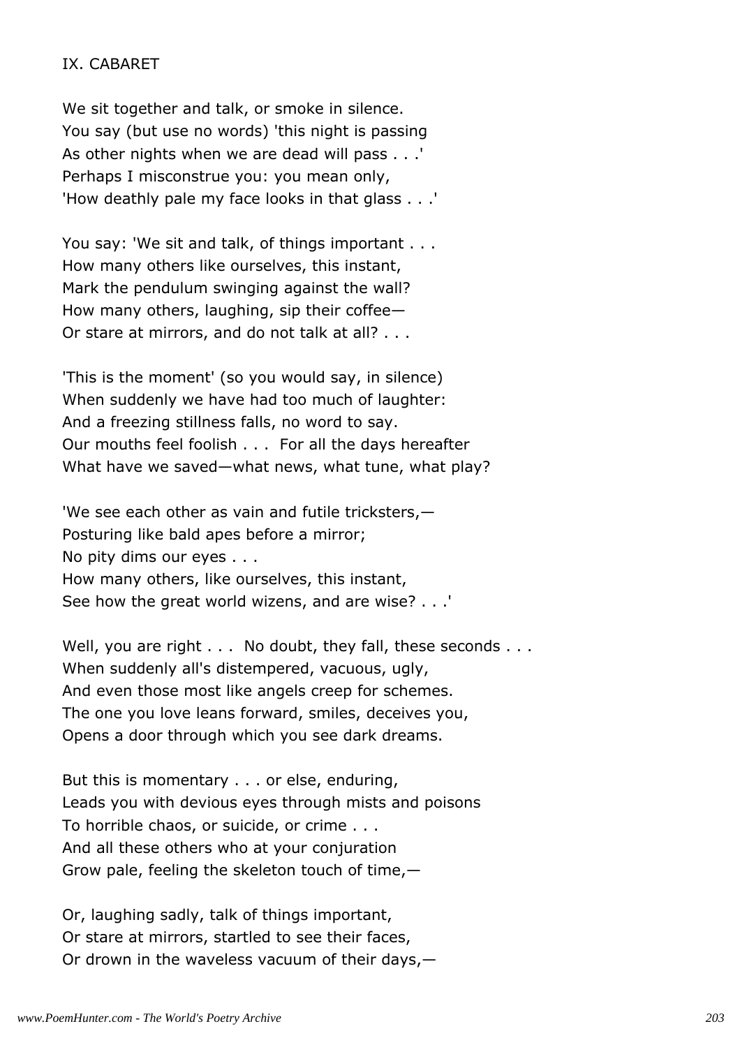IX. CABARET

We sit together and talk, or smoke in silence.  
You say (but use no words) 'this night is passing  
As other nights when we are dead will pass . . .'  
Perhaps I misconstrue you: you mean only,  
'How deathly pale my face looks in that glass . . .'

You say: 'We sit and talk, of things important . . .  
How many others like ourselves, this instant,  
Mark the pendulum swinging against the wall?  
How many others, laughing, sip their coffee—  
Or stare at mirrors, and do not talk at all? . . .

'This is the moment' (so you would say, in silence)  
When suddenly we have had too much of laughter:  
And a freezing stillness falls, no word to say.  
Our mouths feel foolish . . . For all the days hereafter  
What have we saved—what news, what tune, what play?

'We see each other as vain and futile tricksters,—  
Posturing like bald apes before a mirror;  
No pity dims our eyes . . .  
How many others, like ourselves, this instant,  
See how the great world wizens, and are wise? . . .'

Well, you are right . . . No doubt, they fall, these seconds . . .  
When suddenly all's distempered, vacuous, ugly,  
And even those most like angels creep for schemes.  
The one you love leans forward, smiles, deceives you,  
Opens a door through which you see dark dreams.

But this is momentary . . . or else, enduring,  
Leads you with devious eyes through mists and poisons  
To horrible chaos, or suicide, or crime . . .  
And all these others who at your conjuration  
Grow pale, feeling the skeleton touch of time,—

Or, laughing sadly, talk of things important,  
Or stare at mirrors, startled to see their faces,  
Or drown in the waveless vacuum of their days,—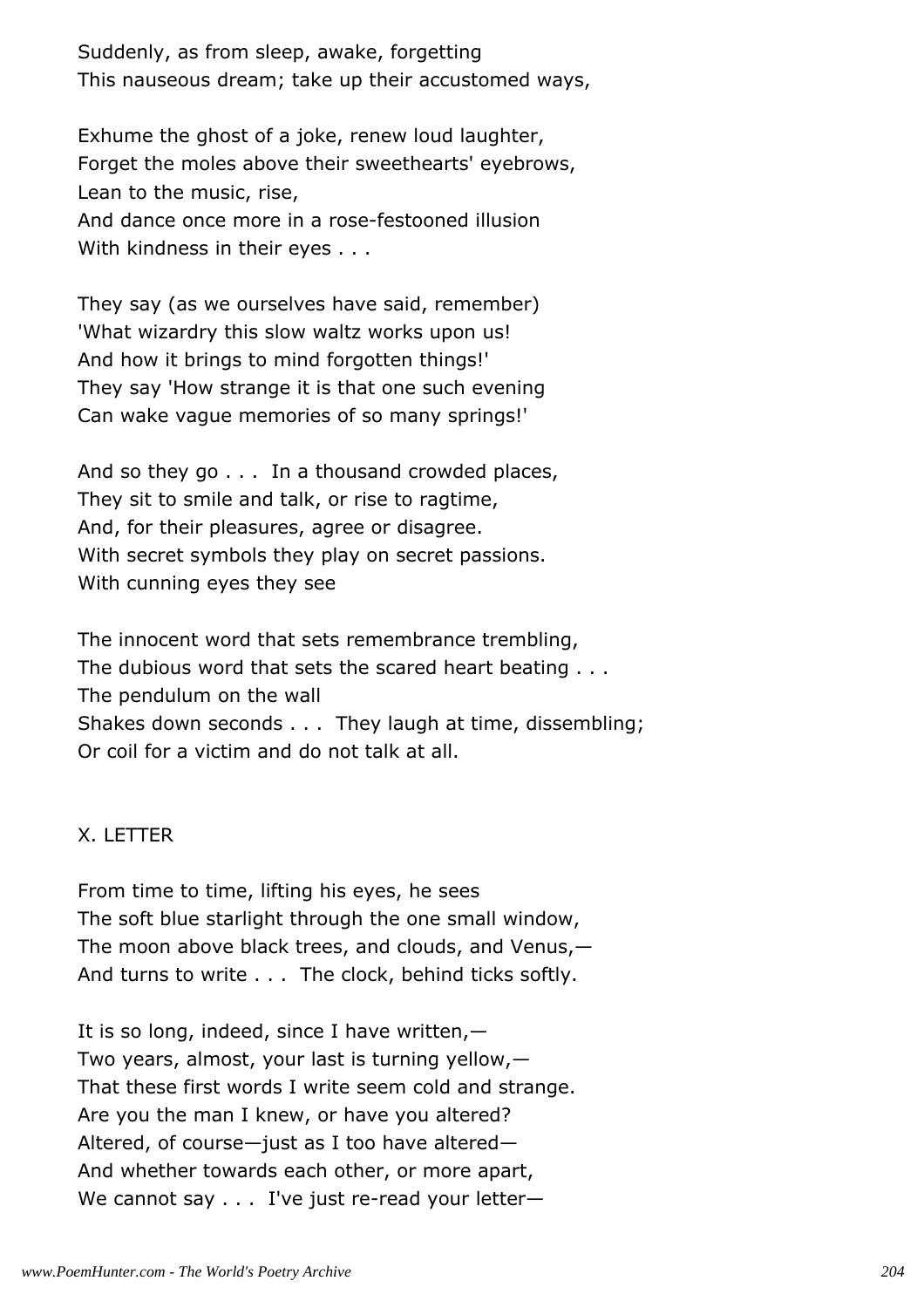Suddenly, as from sleep, awake, forgetting
This nauseous dream; take up their accustomed ways,

Exhume the ghost of a joke, renew loud laughter,
Forget the moles above their sweethearts' eyebrows,
Lean to the music, rise,
And dance once more in a rose-festooned illusion
With kindness in their eyes . . .

They say (as we ourselves have said, remember)
'What wizardry this slow waltz works upon us!
And how it brings to mind forgotten things!'
They say 'How strange it is that one such evening
Can wake vague memories of so many springs!'

And so they go . . . In a thousand crowded places,
They sit to smile and talk, or rise to ragtime,
And, for their pleasures, agree or disagree.
With secret symbols they play on secret passions.
With cunning eyes they see

The innocent word that sets remembrance trembling,
The dubious word that sets the scared heart beating . . .
The pendulum on the wall
Shakes down seconds . . . They laugh at time, dissembling;
Or coil for a victim and do not talk at all.

## X. LETTER

From time to time, lifting his eyes, he sees
The soft blue starlight through the one small window,
The moon above black trees, and clouds, and Venus,—
And turns to write . . . The clock, behind ticks softly.

It is so long, indeed, since I have written,—
Two years, almost, your last is turning yellow,—
That these first words I write seem cold and strange.
Are you the man I knew, or have you altered?
Altered, of course—just as I too have altered—
And whether towards each other, or more apart,
We cannot say . . . I've just re-read your letter—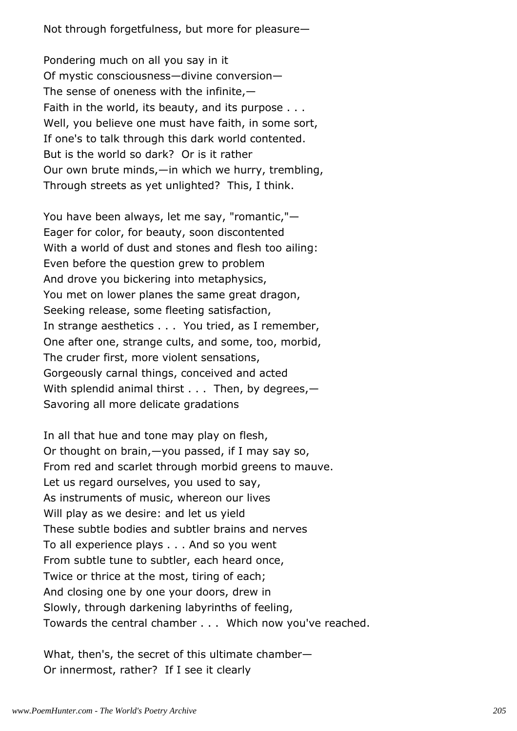Not through forgetfulness, but more for pleasure—

Pondering much on all you say in it
Of mystic consciousness—divine conversion—
The sense of oneness with the infinite,—
Faith in the world, its beauty, and its purpose . . .
Well, you believe one must have faith, in some sort,
If one's to talk through this dark world contented.
But is the world so dark? Or is it rather
Our own brute minds,—in which we hurry, trembling,
Through streets as yet unlighted? This, I think.

You have been always, let me say, "romantic,"—
Eager for color, for beauty, soon discontented
With a world of dust and stones and flesh too ailing:
Even before the question grew to problem
And drove you bickering into metaphysics,
You met on lower planes the same great dragon,
Seeking release, some fleeting satisfaction,
In strange aesthetics . . . You tried, as I remember,
One after one, strange cults, and some, too, morbid,
The cruder first, more violent sensations,
Gorgeously carnal things, conceived and acted
With splendid animal thirst . . . Then, by degrees,—
Savoring all more delicate gradations

In all that hue and tone may play on flesh,
Or thought on brain,—you passed, if I may say so,
From red and scarlet through morbid greens to mauve.
Let us regard ourselves, you used to say,
As instruments of music, whereon our lives
Will play as we desire: and let us yield
These subtle bodies and subtler brains and nerves
To all experience plays . . . And so you went
From subtle tune to subtler, each heard once,
Twice or thrice at the most, tiring of each;
And closing one by one your doors, drew in
Slowly, through darkening labyrinths of feeling,
Towards the central chamber . . . Which now you've reached.

What, then's, the secret of this ultimate chamber—
Or innermost, rather? If I see it clearly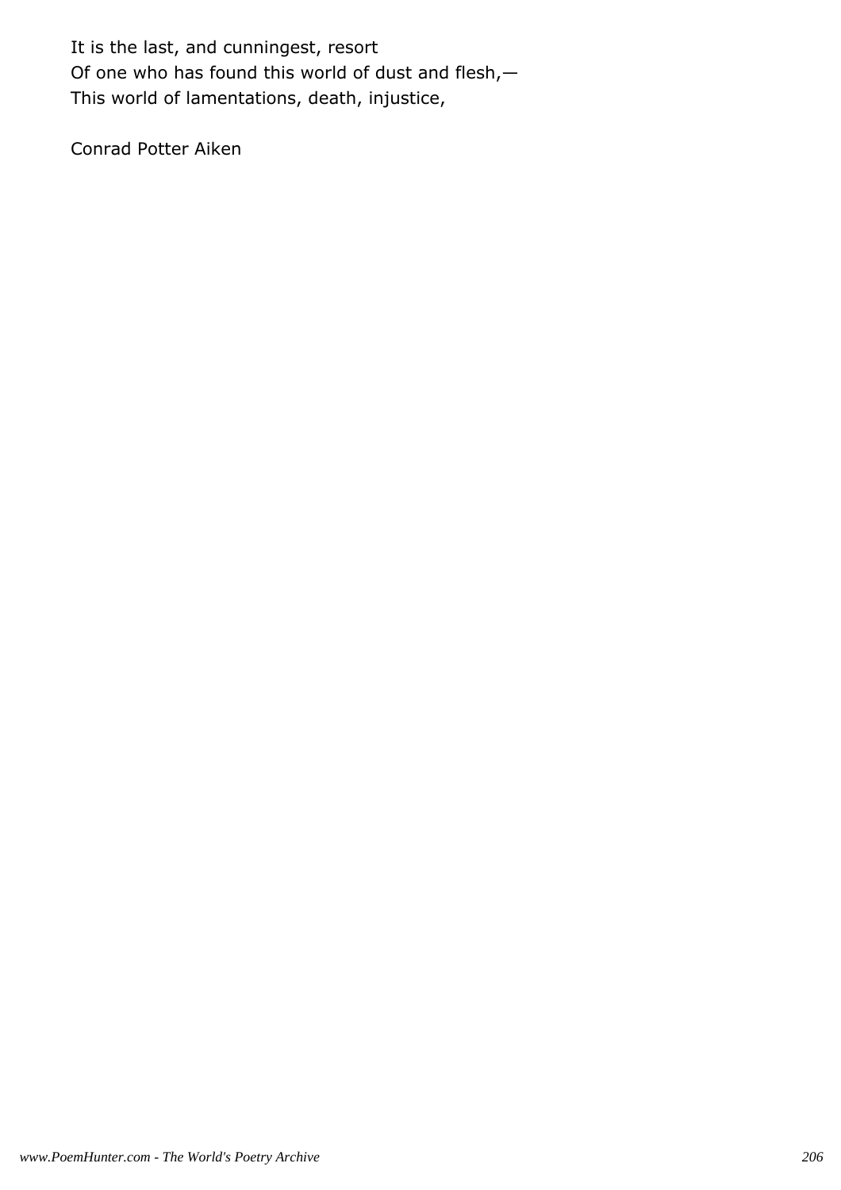It is the last, and cunningest, resort
Of one who has found this world of dust and flesh,—
This world of lamentations, death, injustice,

Conrad Potter Aiken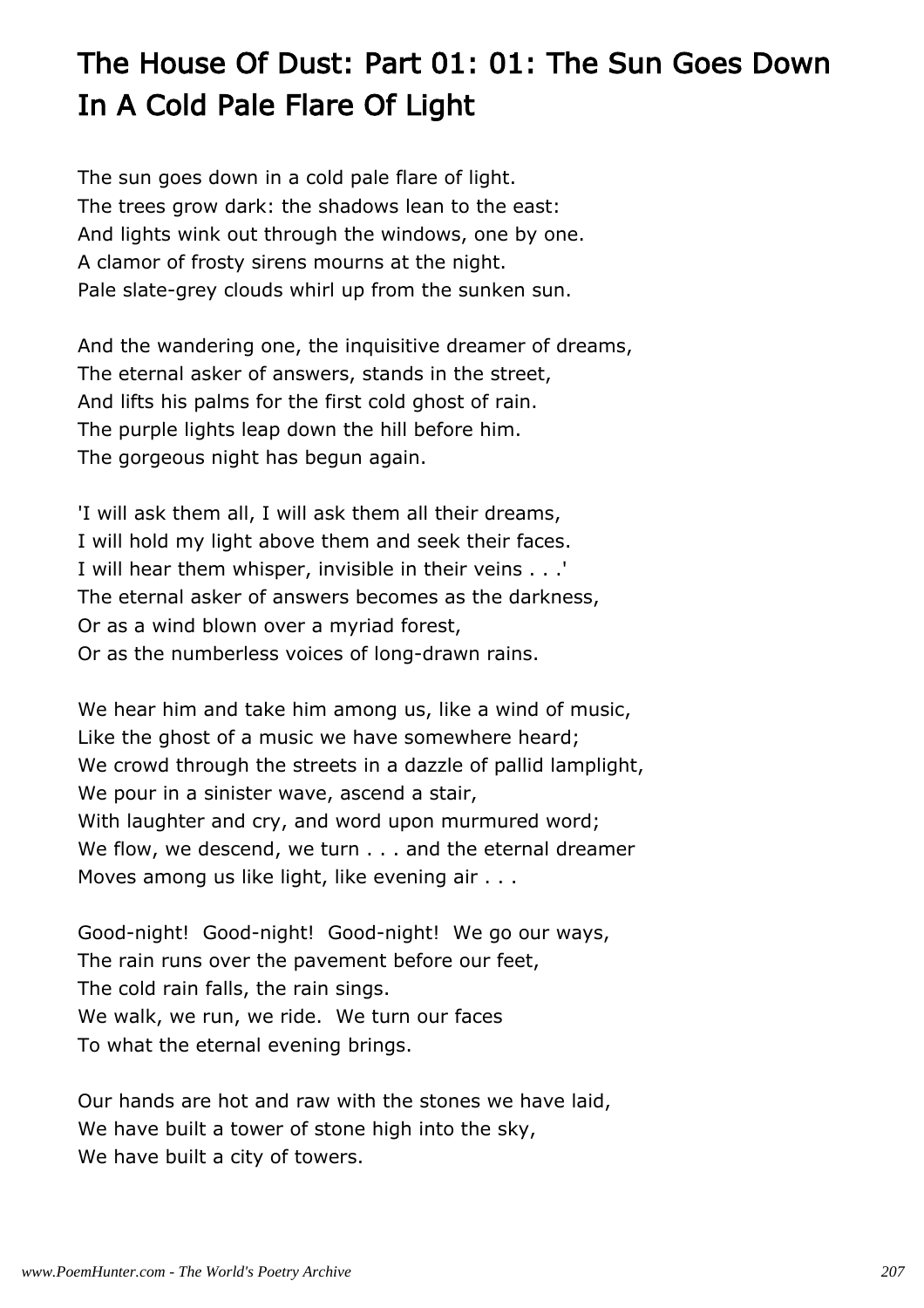## The House Of Dust: Part 01: 01: The Sun Goes Down In A Cold Pale Flare Of Light

The sun goes down in a cold pale flare of light.  
The trees grow dark: the shadows lean to the east:  
And lights wink out through the windows, one by one.  
A clamor of frosty sirens mourns at the night.  
Pale slate-grey clouds whirl up from the sunken sun.

And the wandering one, the inquisitive dreamer of dreams,  
The eternal asker of answers, stands in the street,  
And lifts his palms for the first cold ghost of rain.  
The purple lights leap down the hill before him.  
The gorgeous night has begun again.

'I will ask them all, I will ask them all their dreams,  
I will hold my light above them and seek their faces.  
I will hear them whisper, invisible in their veins . . .'  
The eternal asker of answers becomes as the darkness,  
Or as a wind blown over a myriad forest,  
Or as the numberless voices of long-drawn rains.

We hear him and take him among us, like a wind of music,  
Like the ghost of a music we have somewhere heard;  
We crowd through the streets in a dazzle of pallid lamplight,  
We pour in a sinister wave, ascend a stair,  
With laughter and cry, and word upon murmured word;  
We flow, we descend, we turn . . . and the eternal dreamer  
Moves among us like light, like evening air . . .

Good-night! Good-night! Good-night! We go our ways,  
The rain runs over the pavement before our feet,  
The cold rain falls, the rain sings.  
We walk, we run, we ride. We turn our faces  
To what the eternal evening brings.

Our hands are hot and raw with the stones we have laid,  
We have built a tower of stone high into the sky,  
We have built a city of towers.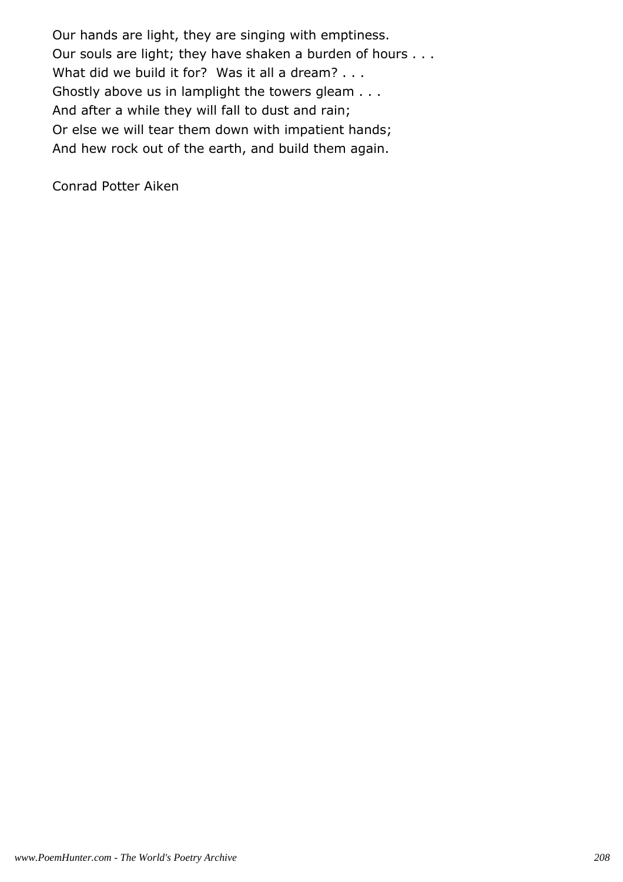Our hands are light, they are singing with emptiness.
Our souls are light; they have shaken a burden of hours . . .
What did we build it for? Was it all a dream? . . .
Ghostly above us in lamplight the towers gleam . . .
And after a while they will fall to dust and rain;
Or else we will tear them down with impatient hands;
And hew rock out of the earth, and build them again.

Conrad Potter Aiken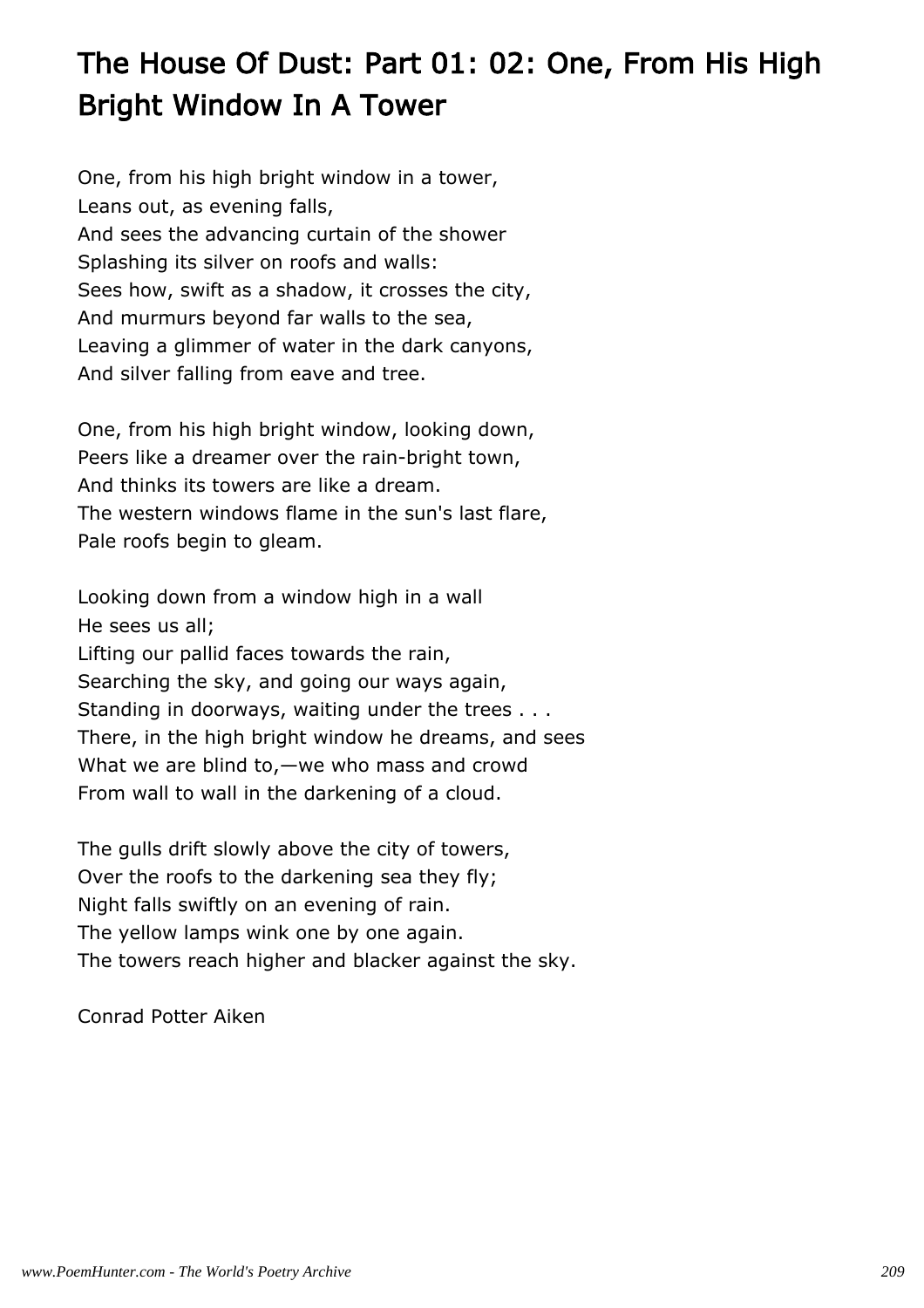# The House Of Dust: Part 01: 02: One, From His High Bright Window In A Tower

One, from his high bright window in a tower,  
Leans out, as evening falls,  
And sees the advancing curtain of the shower  
Splashing its silver on roofs and walls:  
Sees how, swift as a shadow, it crosses the city,  
And murmurs beyond far walls to the sea,  
Leaving a glimmer of water in the dark canyons,  
And silver falling from eave and tree.

One, from his high bright window, looking down,  
Peers like a dreamer over the rain-bright town,  
And thinks its towers are like a dream.  
The western windows flame in the sun's last flare,  
Pale roofs begin to gleam.

Looking down from a window high in a wall  
He sees us all;  
Lifting our pallid faces towards the rain,  
Searching the sky, and going our ways again,  
Standing in doorways, waiting under the trees . . .  
There, in the high bright window he dreams, and sees  
What we are blind to,—we who mass and crowd  
From wall to wall in the darkening of a cloud.

The gulls drift slowly above the city of towers,  
Over the roofs to the darkening sea they fly;  
Night falls swiftly on an evening of rain.  
The yellow lamps wink one by one again.  
The towers reach higher and blacker against the sky.

Conrad Potter Aiken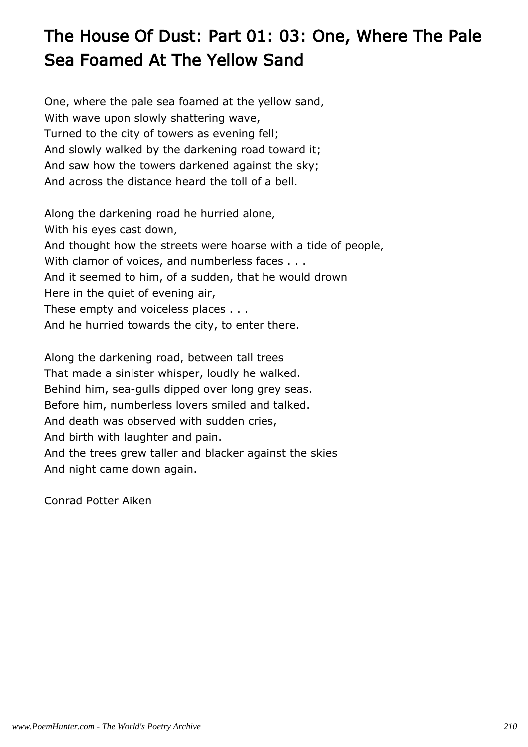# The House Of Dust: Part 01: 03: One, Where The Pale Sea Foamed At The Yellow Sand

One, where the pale sea foamed at the yellow sand,  
With wave upon slowly shattering wave,  
Turned to the city of towers as evening fell;  
And slowly walked by the darkening road toward it;  
And saw how the towers darkened against the sky;  
And across the distance heard the toll of a bell.

Along the darkening road he hurried alone,  
With his eyes cast down,  
And thought how the streets were hoarse with a tide of people,  
With clamor of voices, and numberless faces . . .  
And it seemed to him, of a sudden, that he would drown  
Here in the quiet of evening air,  
These empty and voiceless places . . .  
And he hurried towards the city, to enter there.

Along the darkening road, between tall trees  
That made a sinister whisper, loudly he walked.  
Behind him, sea-gulls dipped over long grey seas.  
Before him, numberless lovers smiled and talked.  
And death was observed with sudden cries,  
And birth with laughter and pain.  
And the trees grew taller and blacker against the skies  
And night came down again.

Conrad Potter Aiken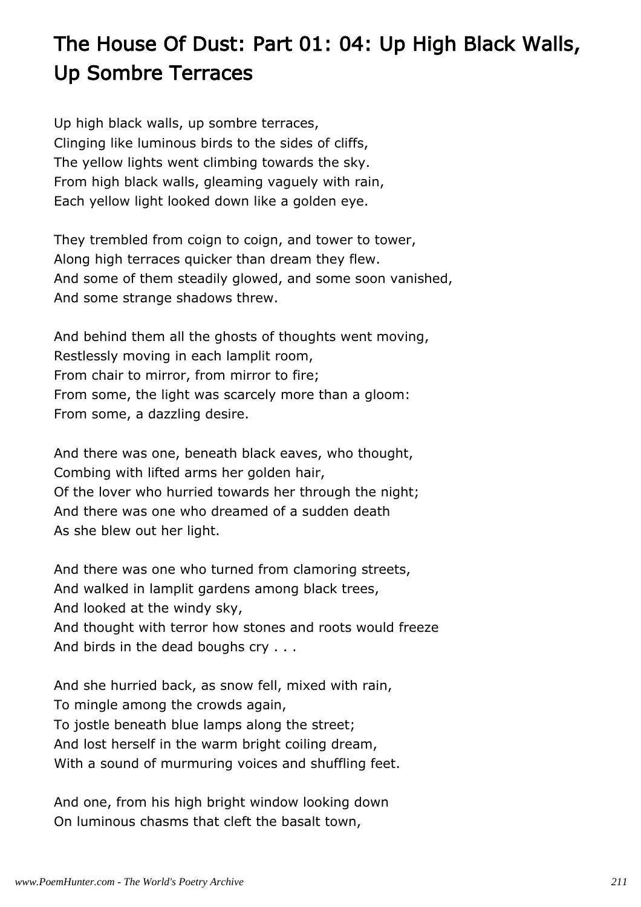# The House Of Dust: Part 01: 04: Up High Black Walls, Up Sombre Terraces

Up high black walls, up sombre terraces,  
Clinging like luminous birds to the sides of cliffs,  
The yellow lights went climbing towards the sky.  
From high black walls, gleaming vaguely with rain,  
Each yellow light looked down like a golden eye.

They trembled from coign to coign, and tower to tower,  
Along high terraces quicker than dream they flew.  
And some of them steadily glowed, and some soon vanished,  
And some strange shadows threw.

And behind them all the ghosts of thoughts went moving,  
Restlessly moving in each lamplit room,  
From chair to mirror, from mirror to fire;  
From some, the light was scarcely more than a gloom:  
From some, a dazzling desire.

And there was one, beneath black eaves, who thought,  
Combing with lifted arms her golden hair,  
Of the lover who hurried towards her through the night;  
And there was one who dreamed of a sudden death  
As she blew out her light.

And there was one who turned from clamoring streets,  
And walked in lamplit gardens among black trees,  
And looked at the windy sky,  
And thought with terror how stones and roots would freeze  
And birds in the dead boughs cry . . .

And she hurried back, as snow fell, mixed with rain,  
To mingle among the crowds again,  
To jostle beneath blue lamps along the street;  
And lost herself in the warm bright coiling dream,  
With a sound of murmuring voices and shuffling feet.

And one, from his high bright window looking down  
On luminous chasms that cleft the basalt town,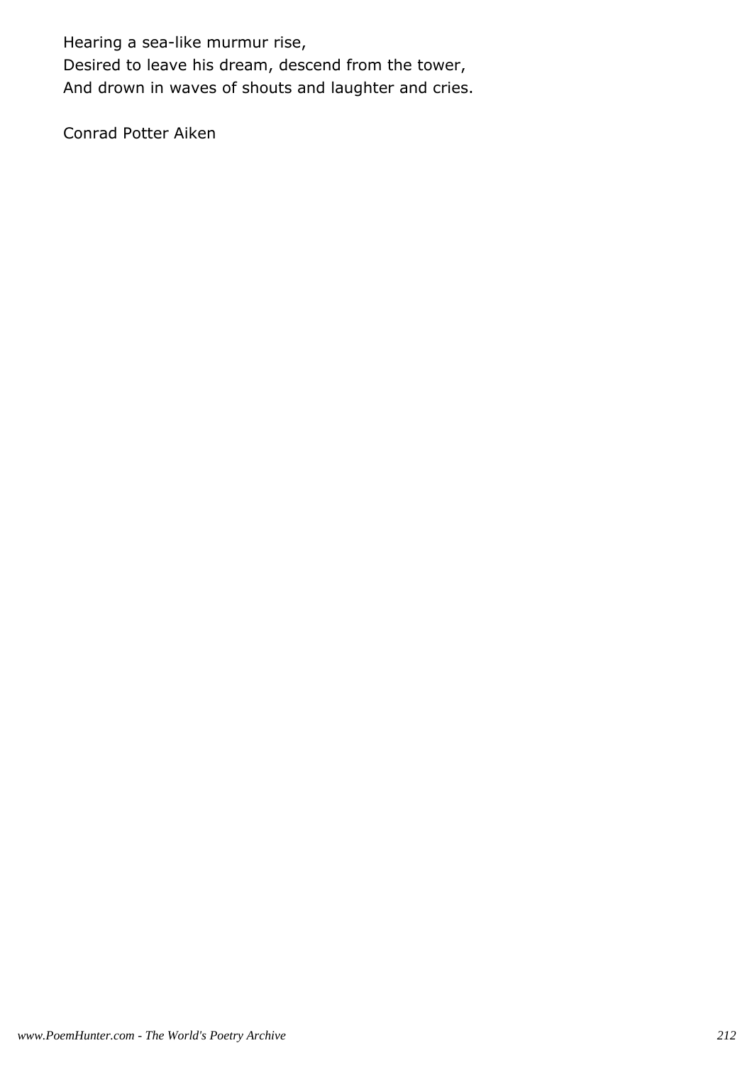Hearing a sea-like murmur rise,  
Desired to leave his dream, descend from the tower,  
And drown in waves of shouts and laughter and cries.

Conrad Potter Aiken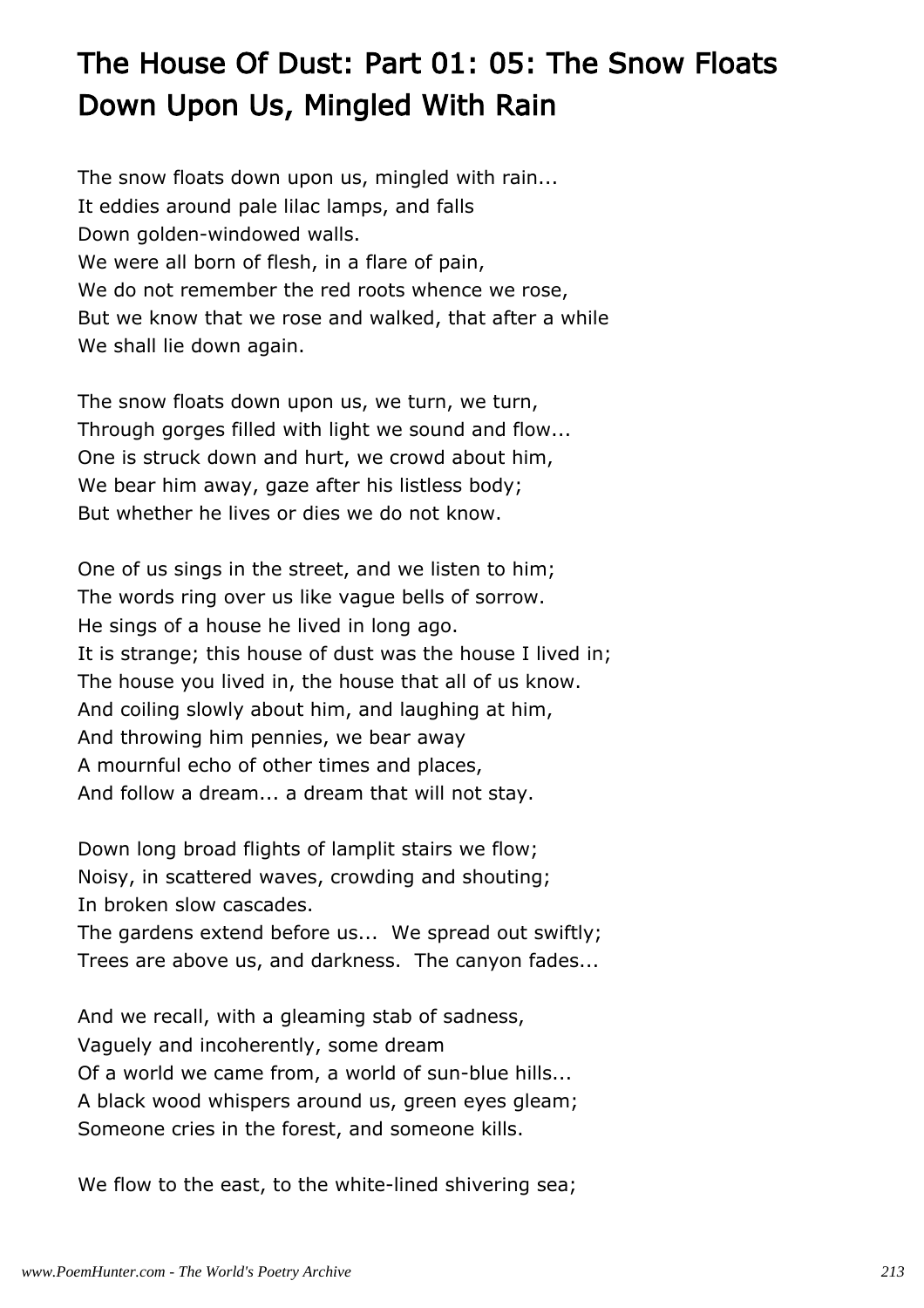## The House Of Dust: Part 01: 05: The Snow Floats Down Upon Us, Mingled With Rain

The snow floats down upon us, mingled with rain...  
It eddies around pale lilac lamps, and falls  
Down golden-windowed walls.  
We were all born of flesh, in a flare of pain,  
We do not remember the red roots whence we rose,  
But we know that we rose and walked, that after a while  
We shall lie down again.

The snow floats down upon us, we turn, we turn,  
Through gorges filled with light we sound and flow...  
One is struck down and hurt, we crowd about him,  
We bear him away, gaze after his listless body;  
But whether he lives or dies we do not know.

One of us sings in the street, and we listen to him;  
The words ring over us like vague bells of sorrow.  
He sings of a house he lived in long ago.  
It is strange; this house of dust was the house I lived in;  
The house you lived in, the house that all of us know.  
And coiling slowly about him, and laughing at him,  
And throwing him pennies, we bear away  
A mournful echo of other times and places,  
And follow a dream... a dream that will not stay.

Down long broad flights of lamplit stairs we flow;  
Noisy, in scattered waves, crowding and shouting;  
In broken slow cascades.  
The gardens extend before us... We spread out swiftly;  
Trees are above us, and darkness. The canyon fades...

And we recall, with a gleaming stab of sadness,  
Vaguely and incoherently, some dream  
Of a world we came from, a world of sun-blue hills...  
A black wood whispers around us, green eyes gleam;  
Someone cries in the forest, and someone kills.

We flow to the east, to the white-lined shivering sea;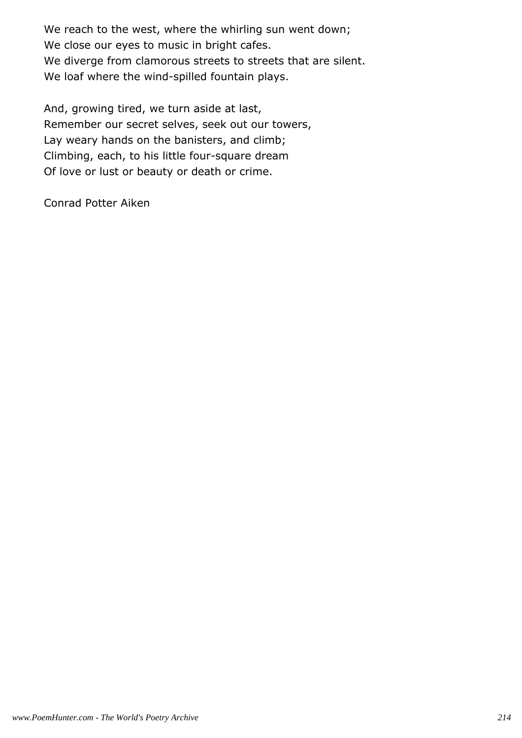We reach to the west, where the whirling sun went down;
We close our eyes to music in bright cafes.
We diverge from clamorous streets to streets that are silent.
We loaf where the wind-spilled fountain plays.

And, growing tired, we turn aside at last,
Remember our secret selves, seek out our towers,
Lay weary hands on the banisters, and climb;
Climbing, each, to his little four-square dream
Of love or lust or beauty or death or crime.

Conrad Potter Aiken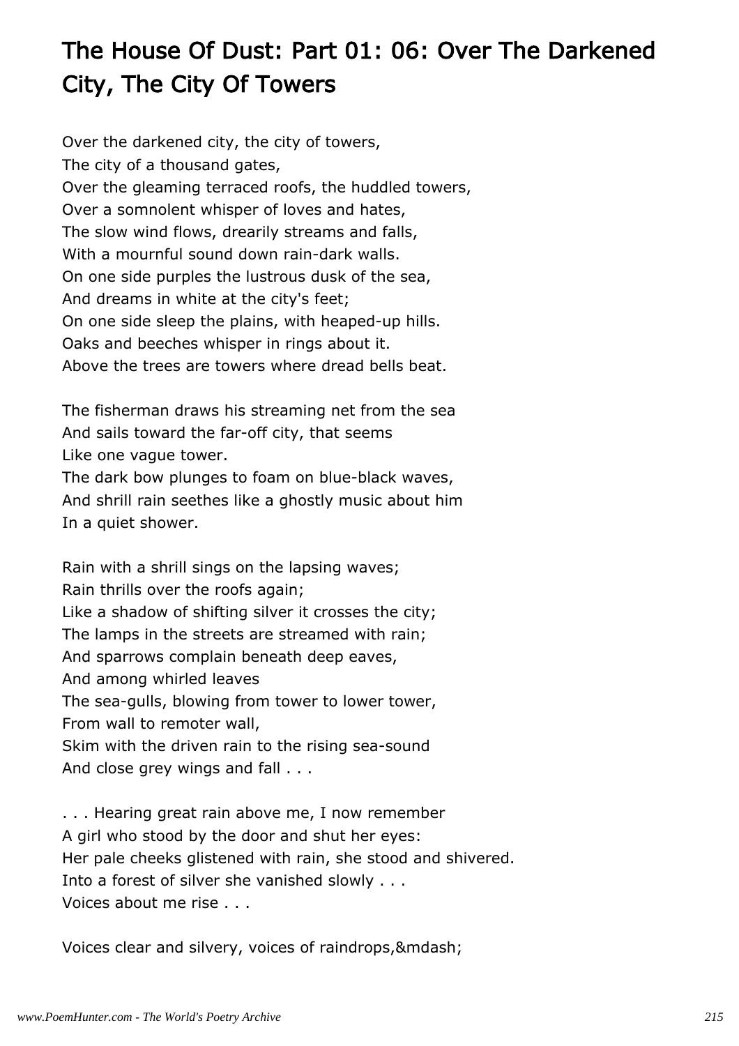# The House Of Dust: Part 01: 06: Over The Darkened City, The City Of Towers

Over the darkened city, the city of towers,
The city of a thousand gates,
Over the gleaming terraced roofs, the huddled towers,
Over a somnolent whisper of loves and hates,
The slow wind flows, drearily streams and falls,
With a mournful sound down rain-dark walls.
On one side purples the lustrous dusk of the sea,
And dreams in white at the city's feet;
On one side sleep the plains, with heaped-up hills.
Oaks and beeches whisper in rings about it.
Above the trees are towers where dread bells beat.

The fisherman draws his streaming net from the sea
And sails toward the far-off city, that seems
Like one vague tower.
The dark bow plunges to foam on blue-black waves,
And shrill rain seethes like a ghostly music about him
In a quiet shower.

Rain with a shrill sings on the lapsing waves;
Rain thrills over the roofs again;
Like a shadow of shifting silver it crosses the city;
The lamps in the streets are streamed with rain;
And sparrows complain beneath deep eaves,
And among whirled leaves
The sea-gulls, blowing from tower to lower tower,
From wall to remoter wall,
Skim with the driven rain to the rising sea-sound
And close grey wings and fall . . .

. . . Hearing great rain above me, I now remember
A girl who stood by the door and shut her eyes:
Her pale cheeks glistened with rain, she stood and shivered.
Into a forest of silver she vanished slowly . . .
Voices about me rise . . .

Voices clear and silvery, voices of raindrops,&mdash;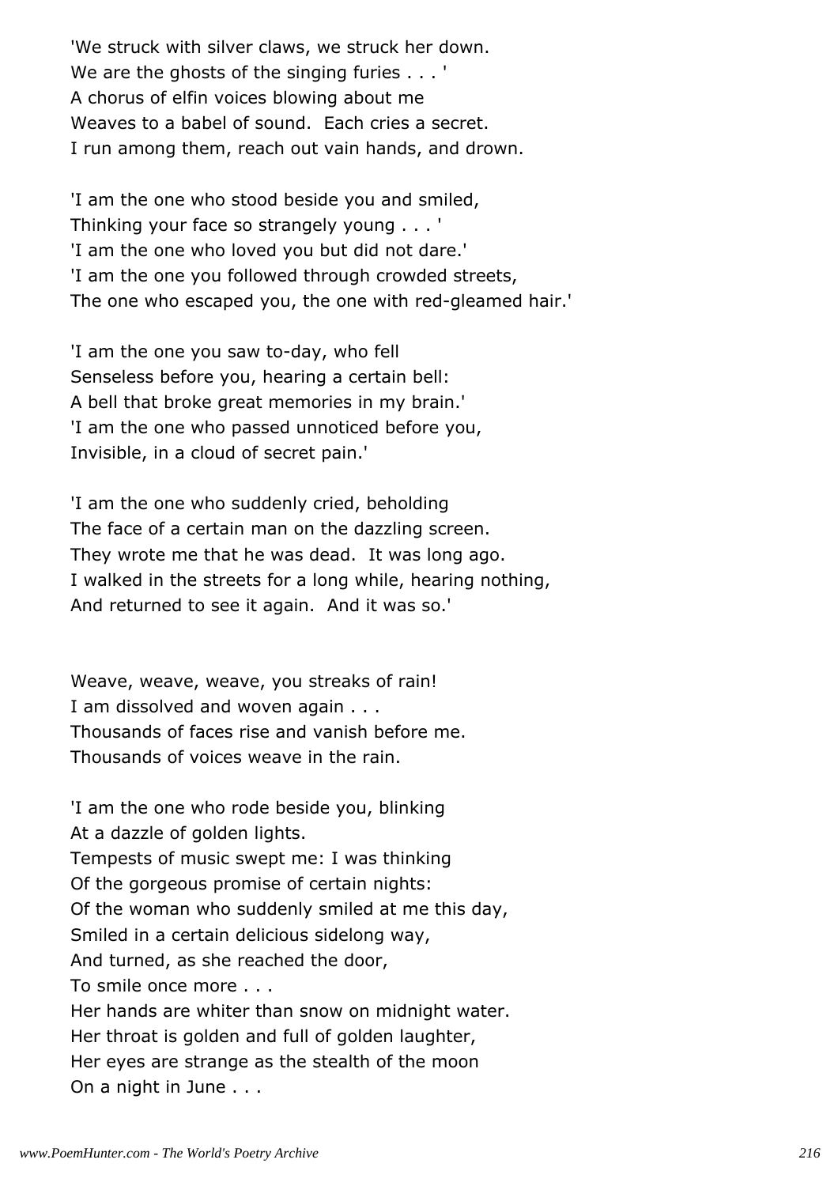'We struck with silver claws, we struck her down.
We are the ghosts of the singing furies . . . '
A chorus of elfin voices blowing about me
Weaves to a babel of sound. Each cries a secret.
I run among them, reach out vain hands, and drown.

'I am the one who stood beside you and smiled,
Thinking your face so strangely young . . . '
'I am the one who loved you but did not dare.'
'I am the one you followed through crowded streets,
The one who escaped you, the one with red-gleamed hair.'

'I am the one you saw to-day, who fell
Senseless before you, hearing a certain bell:
A bell that broke great memories in my brain.'
'I am the one who passed unnoticed before you,
Invisible, in a cloud of secret pain.'

'I am the one who suddenly cried, beholding
The face of a certain man on the dazzling screen.
They wrote me that he was dead. It was long ago.
I walked in the streets for a long while, hearing nothing,
And returned to see it again. And it was so.'

Weave, weave, weave, you streaks of rain!
I am dissolved and woven again . . .
Thousands of faces rise and vanish before me.
Thousands of voices weave in the rain.

'I am the one who rode beside you, blinking
At a dazzle of golden lights.
Tempests of music swept me: I was thinking
Of the gorgeous promise of certain nights:
Of the woman who suddenly smiled at me this day,
Smiled in a certain delicious sidelong way,
And turned, as she reached the door,
To smile once more . . .
Her hands are whiter than snow on midnight water.
Her throat is golden and full of golden laughter,
Her eyes are strange as the stealth of the moon
On a night in June . . .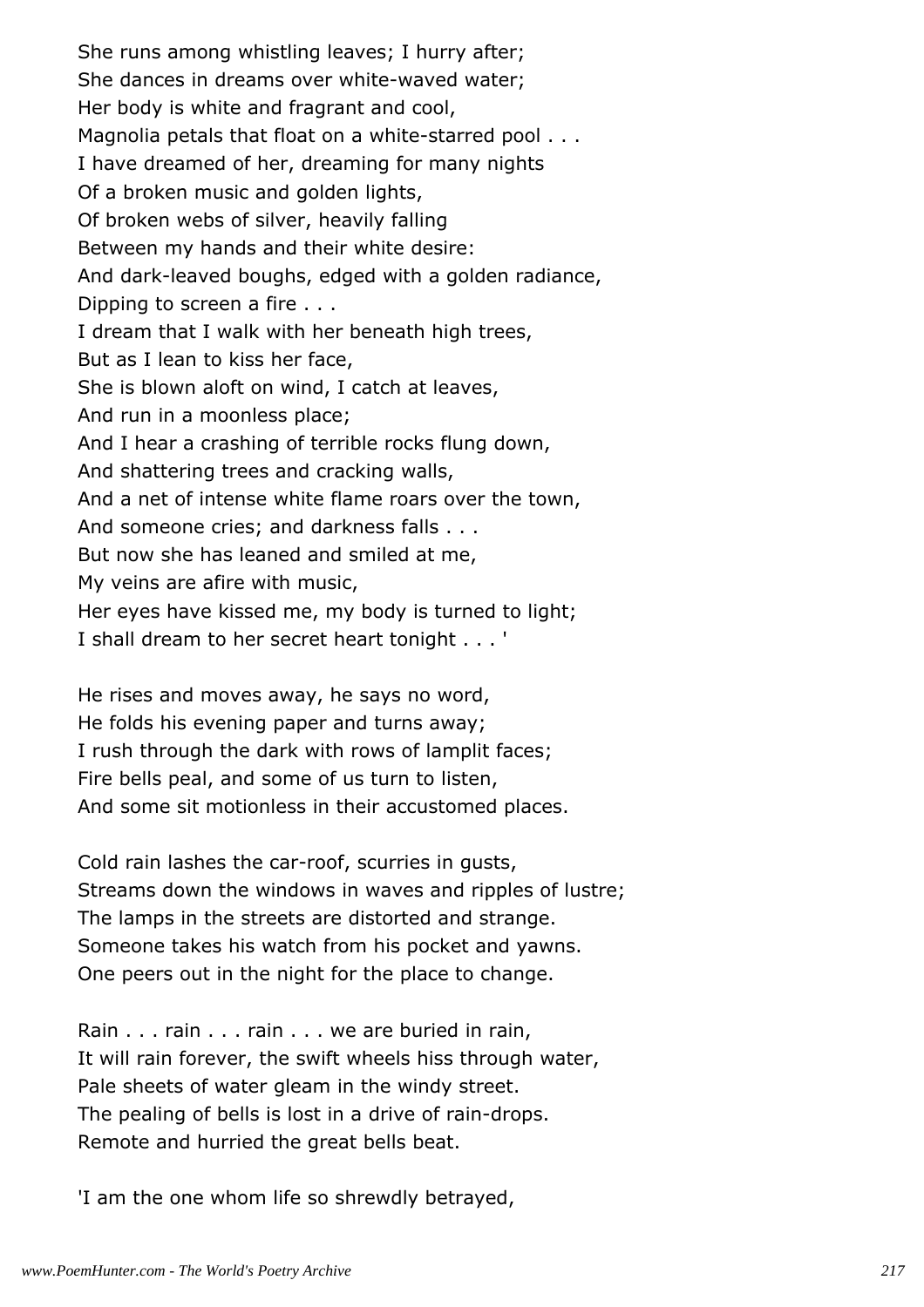She runs among whistling leaves; I hurry after;
She dances in dreams over white-waved water;
Her body is white and fragrant and cool,
Magnolia petals that float on a white-starred pool . . .
I have dreamed of her, dreaming for many nights
Of a broken music and golden lights,
Of broken webs of silver, heavily falling
Between my hands and their white desire:
And dark-leaved boughs, edged with a golden radiance,
Dipping to screen a fire . . .
I dream that I walk with her beneath high trees,
But as I lean to kiss her face,
She is blown aloft on wind, I catch at leaves,
And run in a moonless place;
And I hear a crashing of terrible rocks flung down,
And shattering trees and cracking walls,
And a net of intense white flame roars over the town,
And someone cries; and darkness falls . . .
But now she has leaned and smiled at me,
My veins are afire with music,
Her eyes have kissed me, my body is turned to light;
I shall dream to her secret heart tonight . . . '

He rises and moves away, he says no word,
He folds his evening paper and turns away;
I rush through the dark with rows of lamplit faces;
Fire bells peal, and some of us turn to listen,
And some sit motionless in their accustomed places.

Cold rain lashes the car-roof, scurries in gusts,
Streams down the windows in waves and ripples of lustre;
The lamps in the streets are distorted and strange.
Someone takes his watch from his pocket and yawns.
One peers out in the night for the place to change.

Rain . . . rain . . . rain . . . we are buried in rain,
It will rain forever, the swift wheels hiss through water,
Pale sheets of water gleam in the windy street.
The pealing of bells is lost in a drive of rain-drops.
Remote and hurried the great bells beat.

'I am the one whom life so shrewdly betrayed,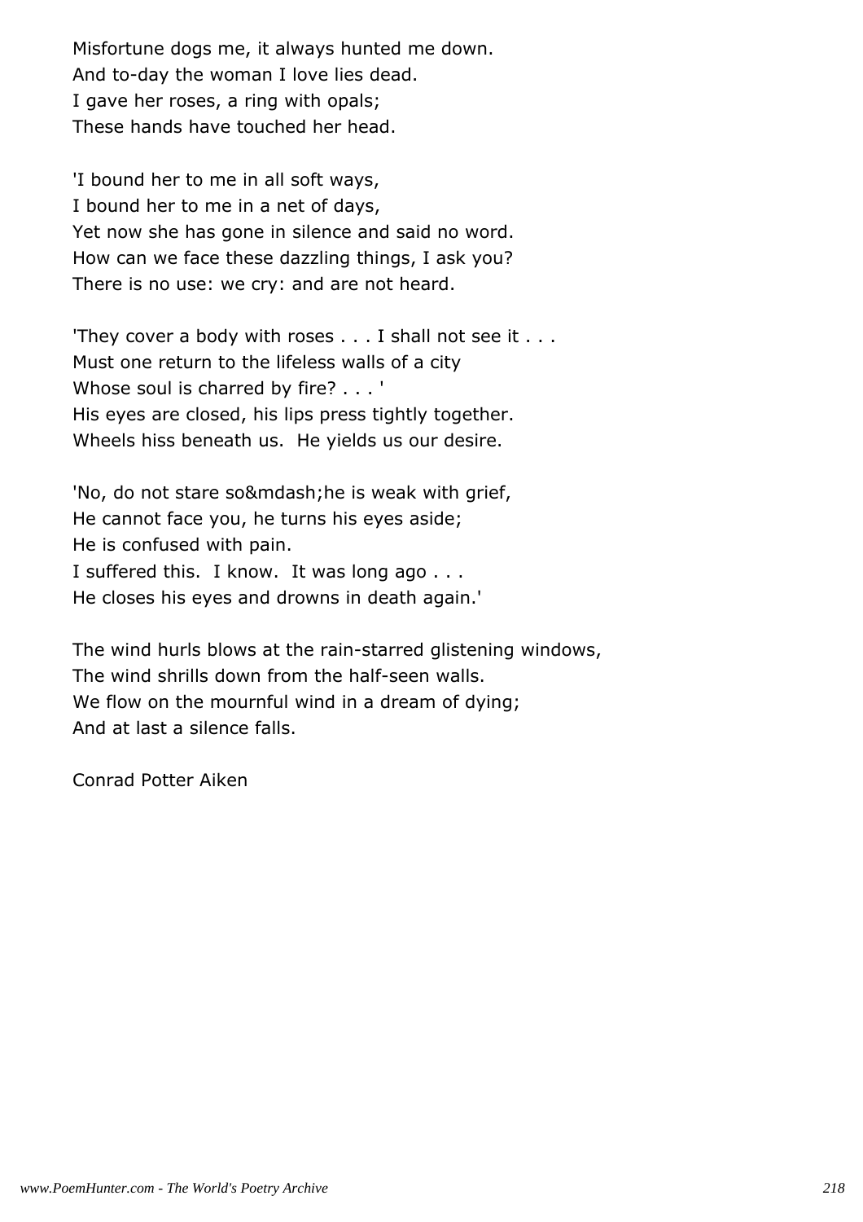Misfortune dogs me, it always hunted me down.
And to-day the woman I love lies dead.
I gave her roses, a ring with opals;
These hands have touched her head.

'I bound her to me in all soft ways,
I bound her to me in a net of days,
Yet now she has gone in silence and said no word.
How can we face these dazzling things, I ask you?
There is no use: we cry: and are not heard.

'They cover a body with roses . . . I shall not see it . . .
Must one return to the lifeless walls of a city
Whose soul is charred by fire? . . . '
His eyes are closed, his lips press tightly together.
Wheels hiss beneath us. He yields us our desire.

'No, do not stare so&mdash;he is weak with grief,
He cannot face you, he turns his eyes aside;
He is confused with pain.
I suffered this. I know. It was long ago . . .
He closes his eyes and drowns in death again.'

The wind hurls blows at the rain-starred glistening windows,
The wind shrills down from the half-seen walls.
We flow on the mournful wind in a dream of dying;
And at last a silence falls.

Conrad Potter Aiken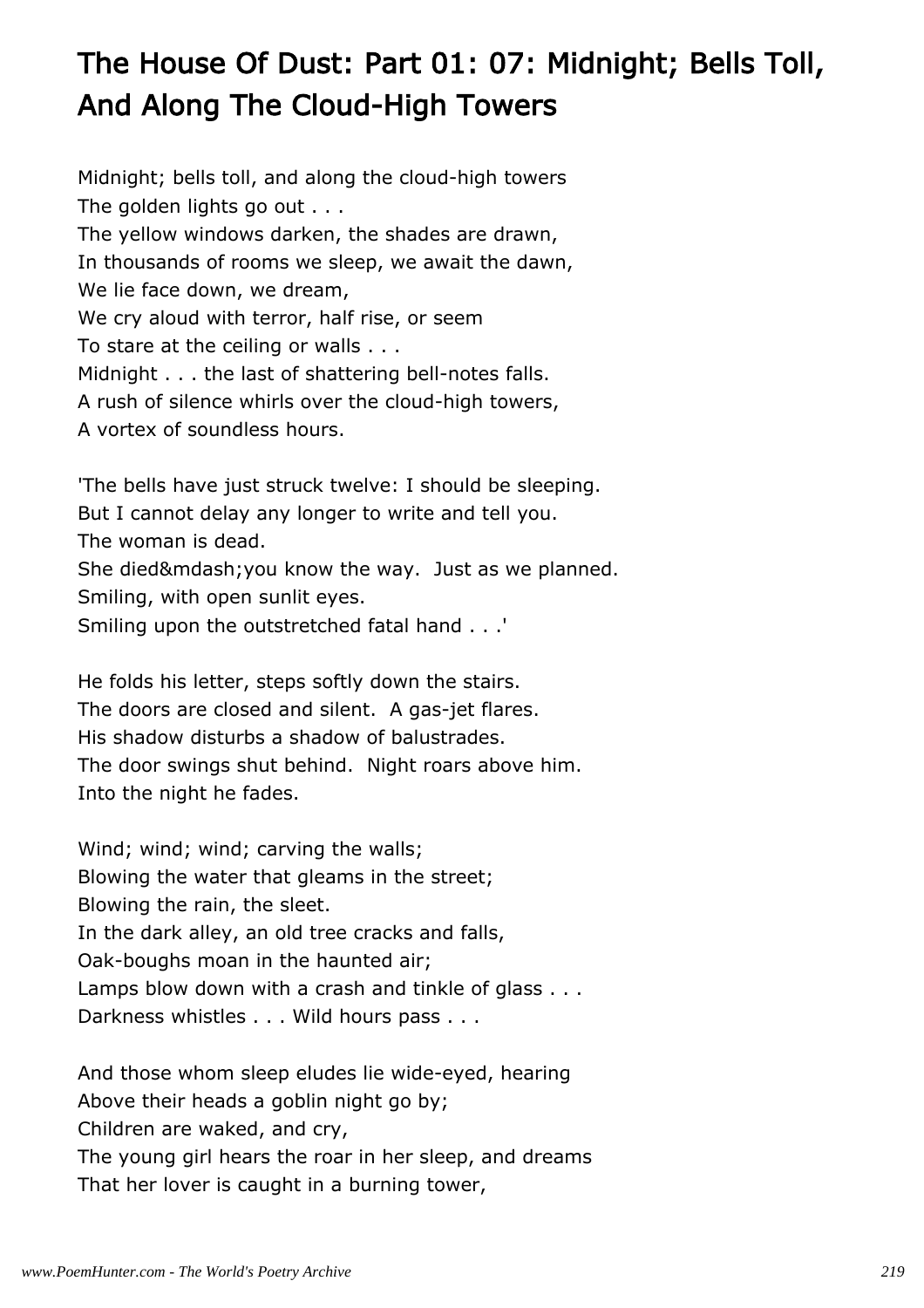# The House Of Dust: Part 01: 07: Midnight; Bells Toll, And Along The Cloud-High Towers

Midnight; bells toll, and along the cloud-high towers
The golden lights go out . . .
The yellow windows darken, the shades are drawn,
In thousands of rooms we sleep, we await the dawn,
We lie face down, we dream,
We cry aloud with terror, half rise, or seem
To stare at the ceiling or walls . . .
Midnight . . . the last of shattering bell-notes falls.
A rush of silence whirls over the cloud-high towers,
A vortex of soundless hours.

'The bells have just struck twelve: I should be sleeping.
But I cannot delay any longer to write and tell you.
The woman is dead.
She died&mdash;you know the way.  Just as we planned.
Smiling, with open sunlit eyes.
Smiling upon the outstretched fatal hand . . .'

He folds his letter, steps softly down the stairs.
The doors are closed and silent.  A gas-jet flares.
His shadow disturbs a shadow of balustrades.
The door swings shut behind.  Night roars above him.
Into the night he fades.

Wind; wind; wind; carving the walls;
Blowing the water that gleams in the street;
Blowing the rain, the sleet.
In the dark alley, an old tree cracks and falls,
Oak-boughs moan in the haunted air;
Lamps blow down with a crash and tinkle of glass . . .
Darkness whistles . . . Wild hours pass . . .

And those whom sleep eludes lie wide-eyed, hearing
Above their heads a goblin night go by;
Children are waked, and cry,
The young girl hears the roar in her sleep, and dreams
That her lover is caught in a burning tower,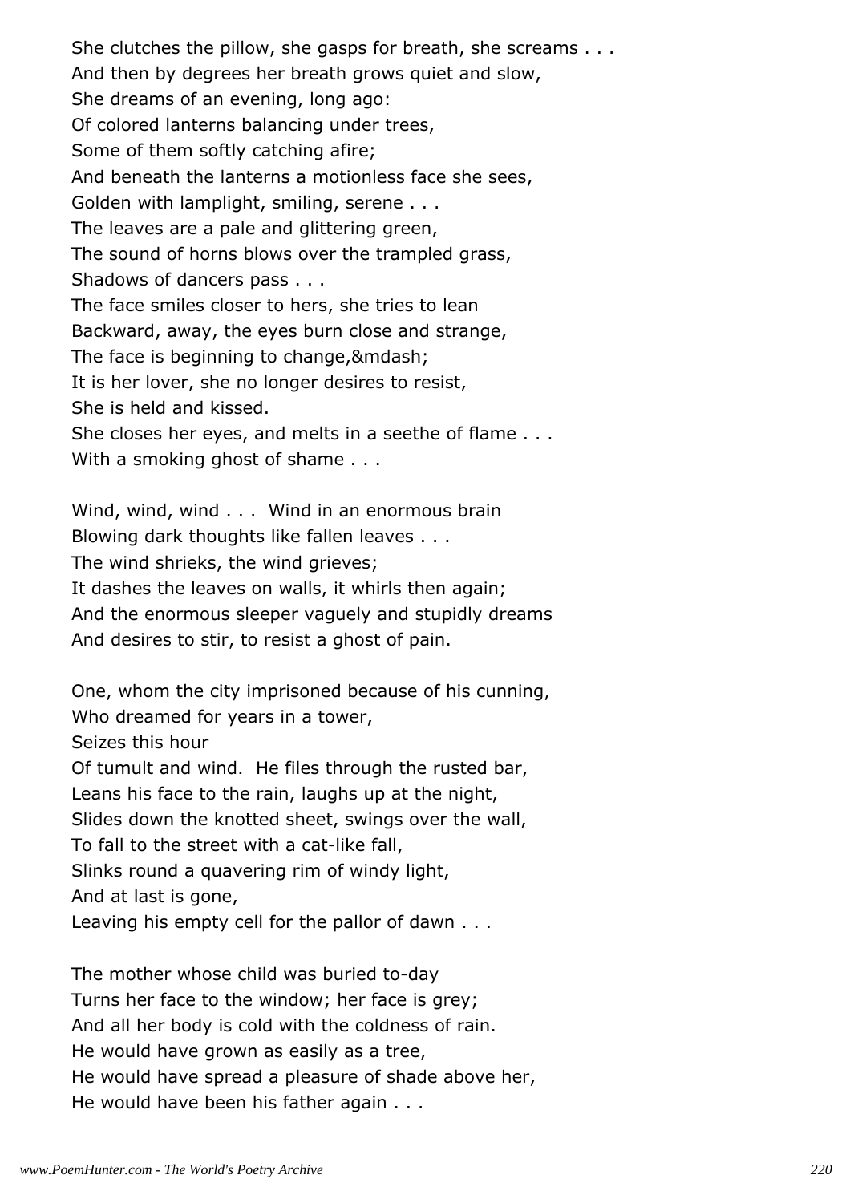She clutches the pillow, she gasps for breath, she screams . . .  
And then by degrees her breath grows quiet and slow,  
She dreams of an evening, long ago:  
Of colored lanterns balancing under trees,  
Some of them softly catching afire;  
And beneath the lanterns a motionless face she sees,  
Golden with lamplight, smiling, serene . . .  
The leaves are a pale and glittering green,  
The sound of horns blows over the trampled grass,  
Shadows of dancers pass . . .  
The face smiles closer to hers, she tries to lean  
Backward, away, the eyes burn close and strange,  
The face is beginning to change,&mdash;  
It is her lover, she no longer desires to resist,  
She is held and kissed.  
She closes her eyes, and melts in a seethe of flame . . .  
With a smoking ghost of shame . . .

Wind, wind, wind . . .  Wind in an enormous brain  
Blowing dark thoughts like fallen leaves . . .  
The wind shrieks, the wind grieves;  
It dashes the leaves on walls, it whirls then again;  
And the enormous sleeper vaguely and stupidly dreams  
And desires to stir, to resist a ghost of pain.

One, whom the city imprisoned because of his cunning,  
Who dreamed for years in a tower,  
Seizes this hour  
Of tumult and wind.  He files through the rusted bar,  
Leans his face to the rain, laughs up at the night,  
Slides down the knotted sheet, swings over the wall,  
To fall to the street with a cat-like fall,  
Slinks round a quavering rim of windy light,  
And at last is gone,  
Leaving his empty cell for the pallor of dawn . . .

The mother whose child was buried to-day  
Turns her face to the window; her face is grey;  
And all her body is cold with the coldness of rain.  
He would have grown as easily as a tree,  
He would have spread a pleasure of shade above her,  
He would have been his father again . . .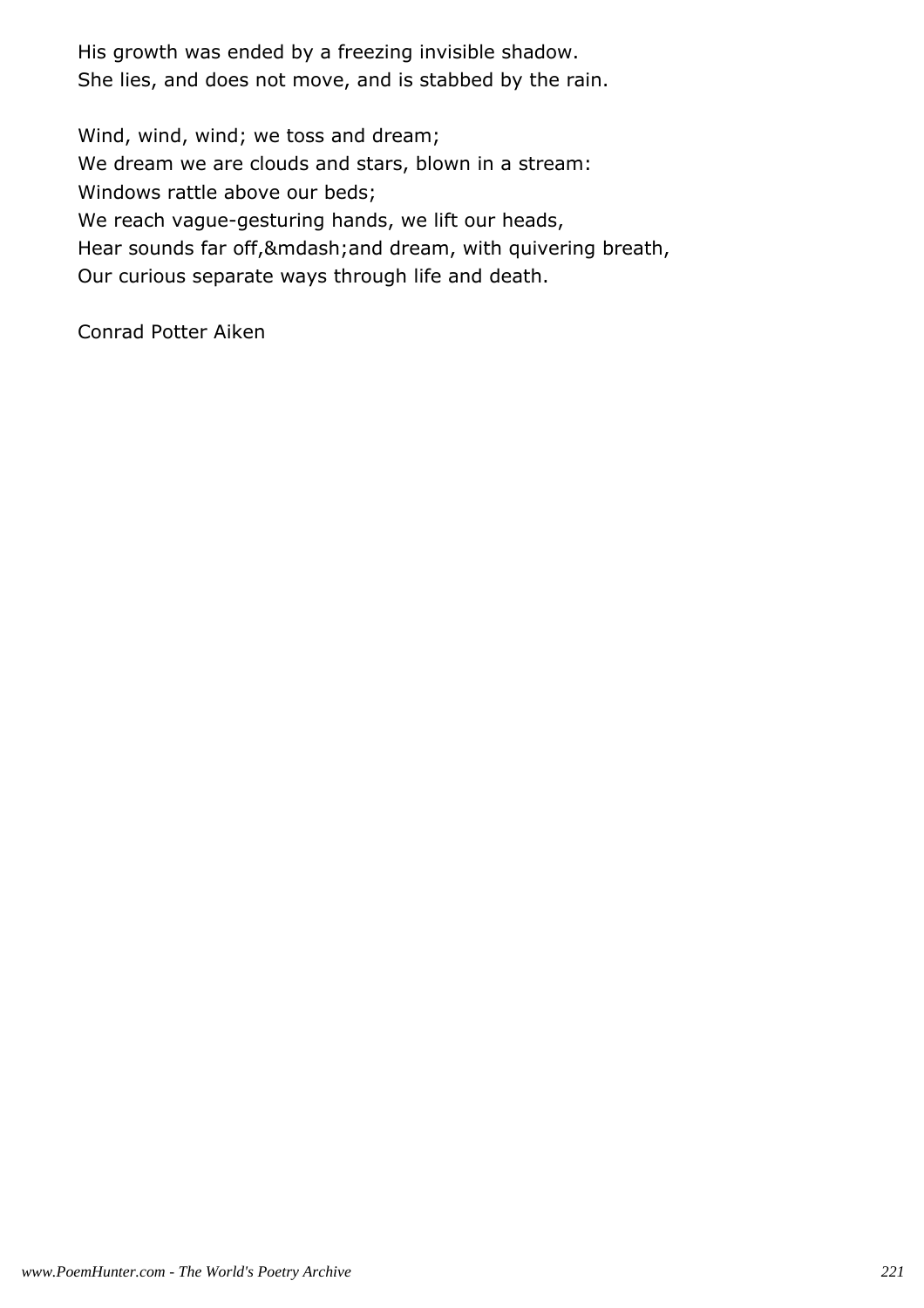His growth was ended by a freezing invisible shadow.
She lies, and does not move, and is stabbed by the rain.

Wind, wind, wind; we toss and dream;
We dream we are clouds and stars, blown in a stream:
Windows rattle above our beds;
We reach vague-gesturing hands, we lift our heads,
Hear sounds far off,&mdash;and dream, with quivering breath,
Our curious separate ways through life and death.

Conrad Potter Aiken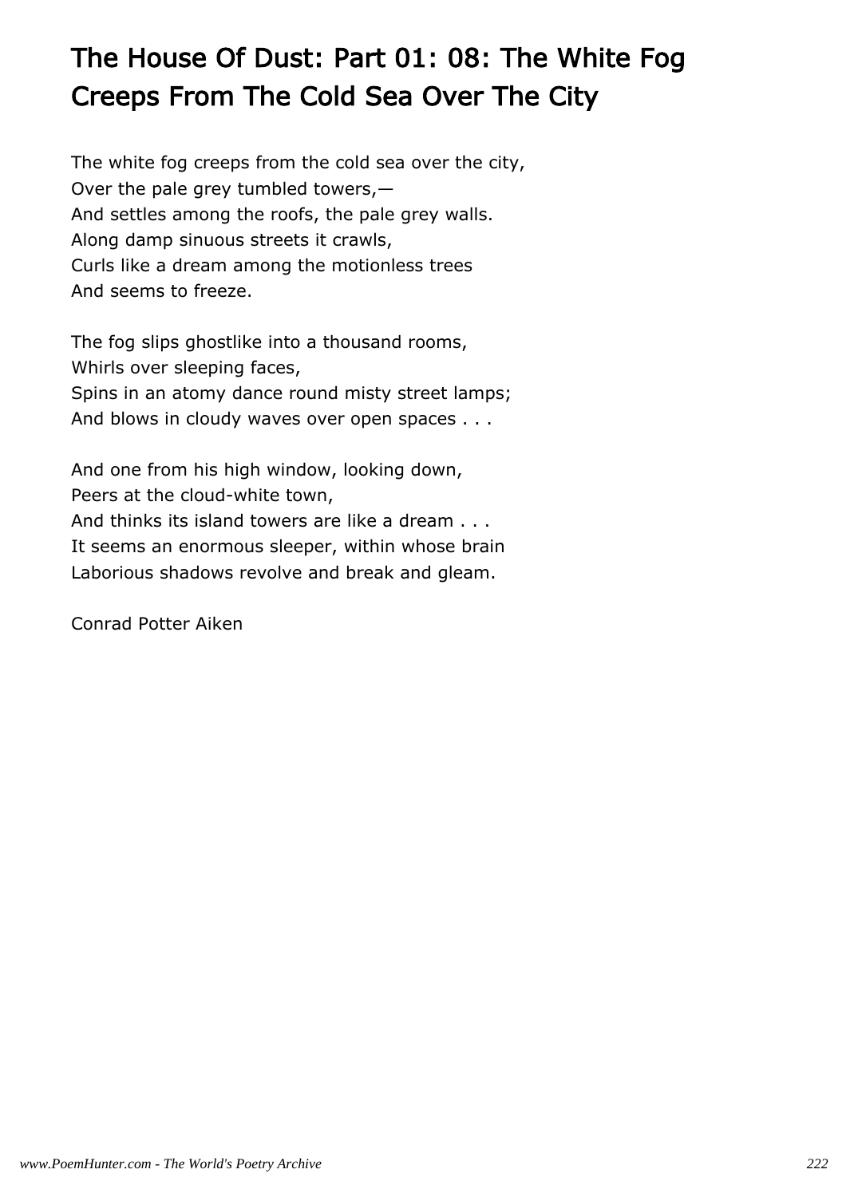# The House Of Dust: Part 01: 08: The White Fog Creeps From The Cold Sea Over The City

The white fog creeps from the cold sea over the city,  
Over the pale grey tumbled towers,—  
And settles among the roofs, the pale grey walls.  
Along damp sinuous streets it crawls,  
Curls like a dream among the motionless trees  
And seems to freeze.

The fog slips ghostlike into a thousand rooms,  
Whirls over sleeping faces,  
Spins in an atomy dance round misty street lamps;  
And blows in cloudy waves over open spaces . . .

And one from his high window, looking down,  
Peers at the cloud-white town,  
And thinks its island towers are like a dream . . .  
It seems an enormous sleeper, within whose brain  
Laborious shadows revolve and break and gleam.

Conrad Potter Aiken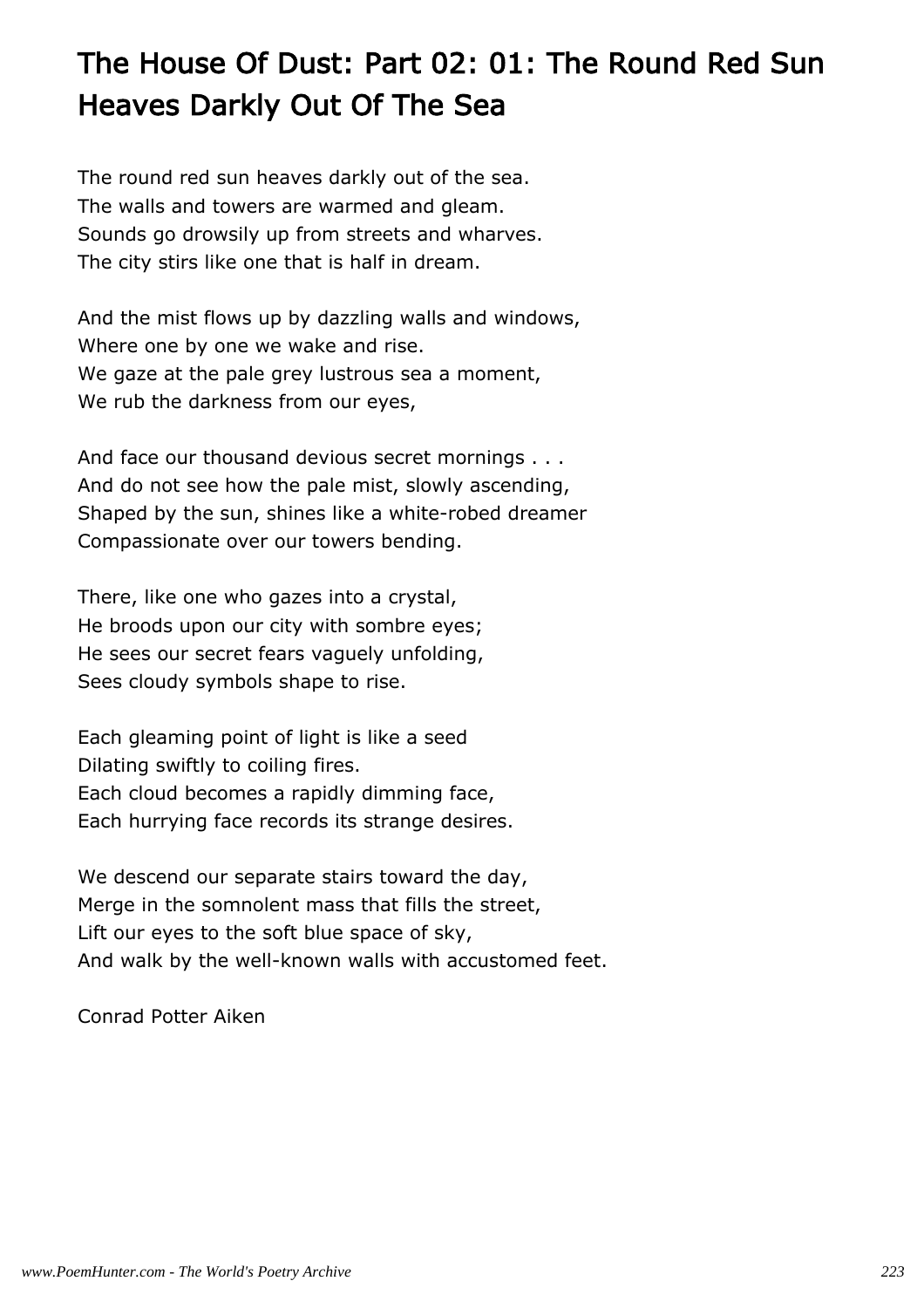# The House Of Dust: Part 02: 01: The Round Red Sun Heaves Darkly Out Of The Sea

The round red sun heaves darkly out of the sea.  
The walls and towers are warmed and gleam.  
Sounds go drowsily up from streets and wharves.  
The city stirs like one that is half in dream.

And the mist flows up by dazzling walls and windows,  
Where one by one we wake and rise.  
We gaze at the pale grey lustrous sea a moment,  
We rub the darkness from our eyes,

And face our thousand devious secret mornings . . .  
And do not see how the pale mist, slowly ascending,  
Shaped by the sun, shines like a white-robed dreamer  
Compassionate over our towers bending.

There, like one who gazes into a crystal,  
He broods upon our city with sombre eyes;  
He sees our secret fears vaguely unfolding,  
Sees cloudy symbols shape to rise.

Each gleaming point of light is like a seed  
Dilating swiftly to coiling fires.  
Each cloud becomes a rapidly dimming face,  
Each hurrying face records its strange desires.

We descend our separate stairs toward the day,  
Merge in the somnolent mass that fills the street,  
Lift our eyes to the soft blue space of sky,  
And walk by the well-known walls with accustomed feet.

Conrad Potter Aiken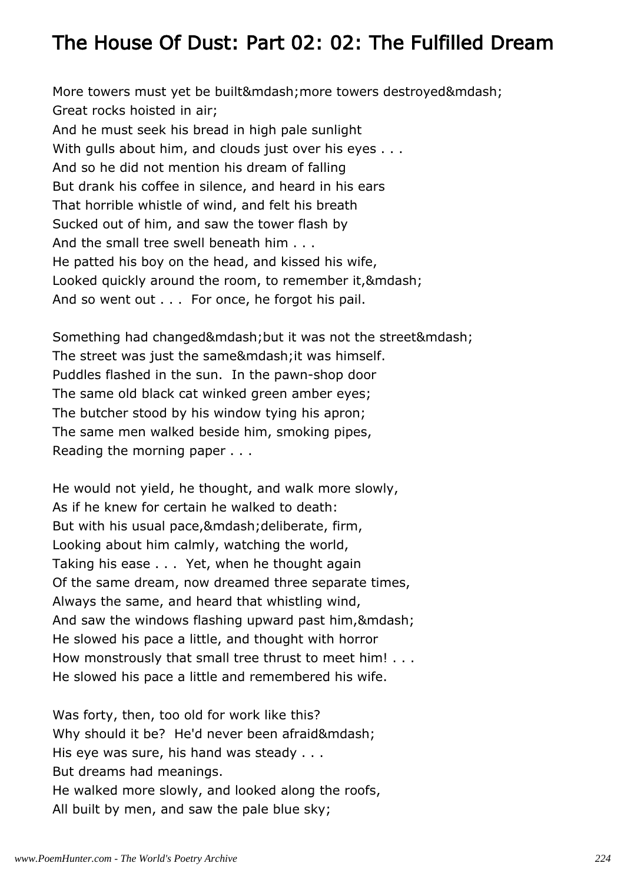# The House Of Dust: Part 02: 02: The Fulfilled Dream

More towers must yet be built&mdash;more towers destroyed&mdash;
Great rocks hoisted in air;
And he must seek his bread in high pale sunlight
With gulls about him, and clouds just over his eyes . . .
And so he did not mention his dream of falling
But drank his coffee in silence, and heard in his ears
That horrible whistle of wind, and felt his breath
Sucked out of him, and saw the tower flash by
And the small tree swell beneath him . . .
He patted his boy on the head, and kissed his wife,
Looked quickly around the room, to remember it,&mdash;
And so went out . . . For once, he forgot his pail.

Something had changed&mdash;but it was not the street&mdash;
The street was just the same&mdash;it was himself.
Puddles flashed in the sun. In the pawn-shop door
The same old black cat winked green amber eyes;
The butcher stood by his window tying his apron;
The same men walked beside him, smoking pipes,
Reading the morning paper . . .

He would not yield, he thought, and walk more slowly,
As if he knew for certain he walked to death:
But with his usual pace,&mdash;deliberate, firm,
Looking about him calmly, watching the world,
Taking his ease . . . Yet, when he thought again
Of the same dream, now dreamed three separate times,
Always the same, and heard that whistling wind,
And saw the windows flashing upward past him,&mdash;
He slowed his pace a little, and thought with horror
How monstrously that small tree thrust to meet him! . . .
He slowed his pace a little and remembered his wife.

Was forty, then, too old for work like this?
Why should it be? He'd never been afraid&mdash;
His eye was sure, his hand was steady . . .
But dreams had meanings.
He walked more slowly, and looked along the roofs,
All built by men, and saw the pale blue sky;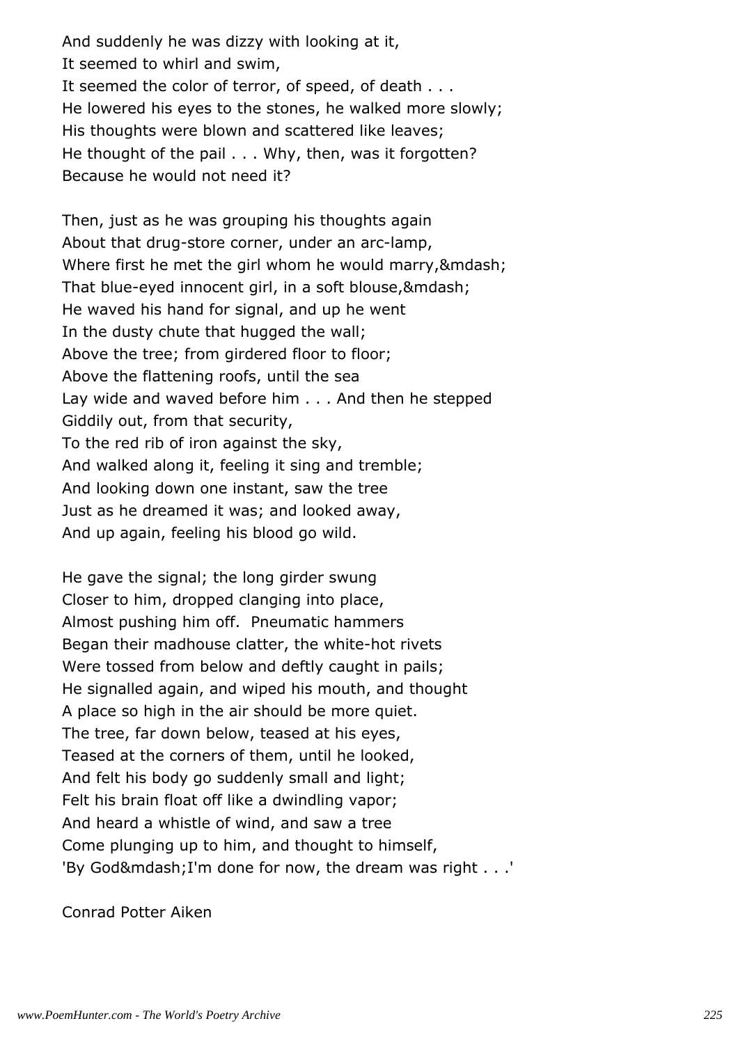And suddenly he was dizzy with looking at it,
It seemed to whirl and swim,
It seemed the color of terror, of speed, of death . . .
He lowered his eyes to the stones, he walked more slowly;
His thoughts were blown and scattered like leaves;
He thought of the pail . . . Why, then, was it forgotten?
Because he would not need it?

Then, just as he was grouping his thoughts again
About that drug-store corner, under an arc-lamp,
Where first he met the girl whom he would marry,&mdash;
That blue-eyed innocent girl, in a soft blouse,&mdash;
He waved his hand for signal, and up he went
In the dusty chute that hugged the wall;
Above the tree; from girdered floor to floor;
Above the flattening roofs, until the sea
Lay wide and waved before him . . . And then he stepped
Giddily out, from that security,
To the red rib of iron against the sky,
And walked along it, feeling it sing and tremble;
And looking down one instant, saw the tree
Just as he dreamed it was; and looked away,
And up again, feeling his blood go wild.

He gave the signal; the long girder swung
Closer to him, dropped clanging into place,
Almost pushing him off. Pneumatic hammers
Began their madhouse clatter, the white-hot rivets
Were tossed from below and deftly caught in pails;
He signalled again, and wiped his mouth, and thought
A place so high in the air should be more quiet.
The tree, far down below, teased at his eyes,
Teased at the corners of them, until he looked,
And felt his body go suddenly small and light;
Felt his brain float off like a dwindling vapor;
And heard a whistle of wind, and saw a tree
Come plunging up to him, and thought to himself,
'By God&mdash;I'm done for now, the dream was right . . .'

Conrad Potter Aiken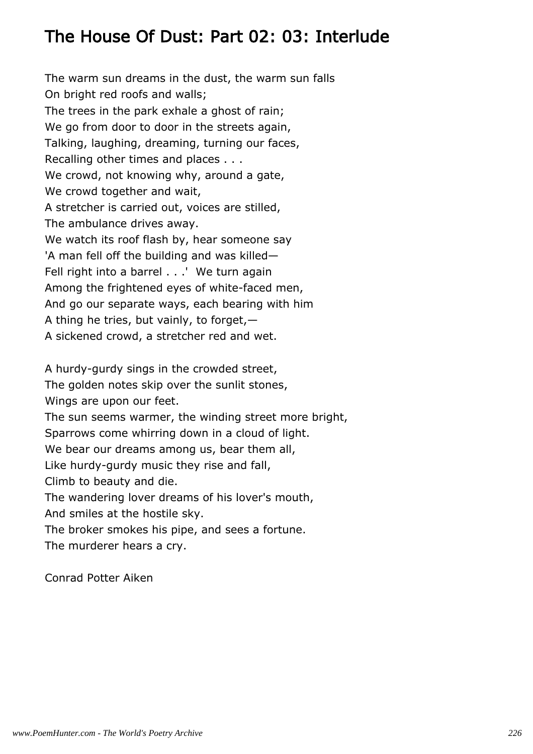## The House Of Dust: Part 02: 03: Interlude

The warm sun dreams in the dust, the warm sun falls
On bright red roofs and walls;
The trees in the park exhale a ghost of rain;
We go from door to door in the streets again,
Talking, laughing, dreaming, turning our faces,
Recalling other times and places . . .
We crowd, not knowing why, around a gate,
We crowd together and wait,
A stretcher is carried out, voices are stilled,
The ambulance drives away.
We watch its roof flash by, hear someone say
'A man fell off the building and was killed—
Fell right into a barrel . . .' We turn again
Among the frightened eyes of white-faced men,
And go our separate ways, each bearing with him
A thing he tries, but vainly, to forget,—
A sickened crowd, a stretcher red and wet.

A hurdy-gurdy sings in the crowded street,
The golden notes skip over the sunlit stones,
Wings are upon our feet.
The sun seems warmer, the winding street more bright,
Sparrows come whirring down in a cloud of light.
We bear our dreams among us, bear them all,
Like hurdy-gurdy music they rise and fall,
Climb to beauty and die.
The wandering lover dreams of his lover's mouth,
And smiles at the hostile sky.
The broker smokes his pipe, and sees a fortune.
The murderer hears a cry.

Conrad Potter Aiken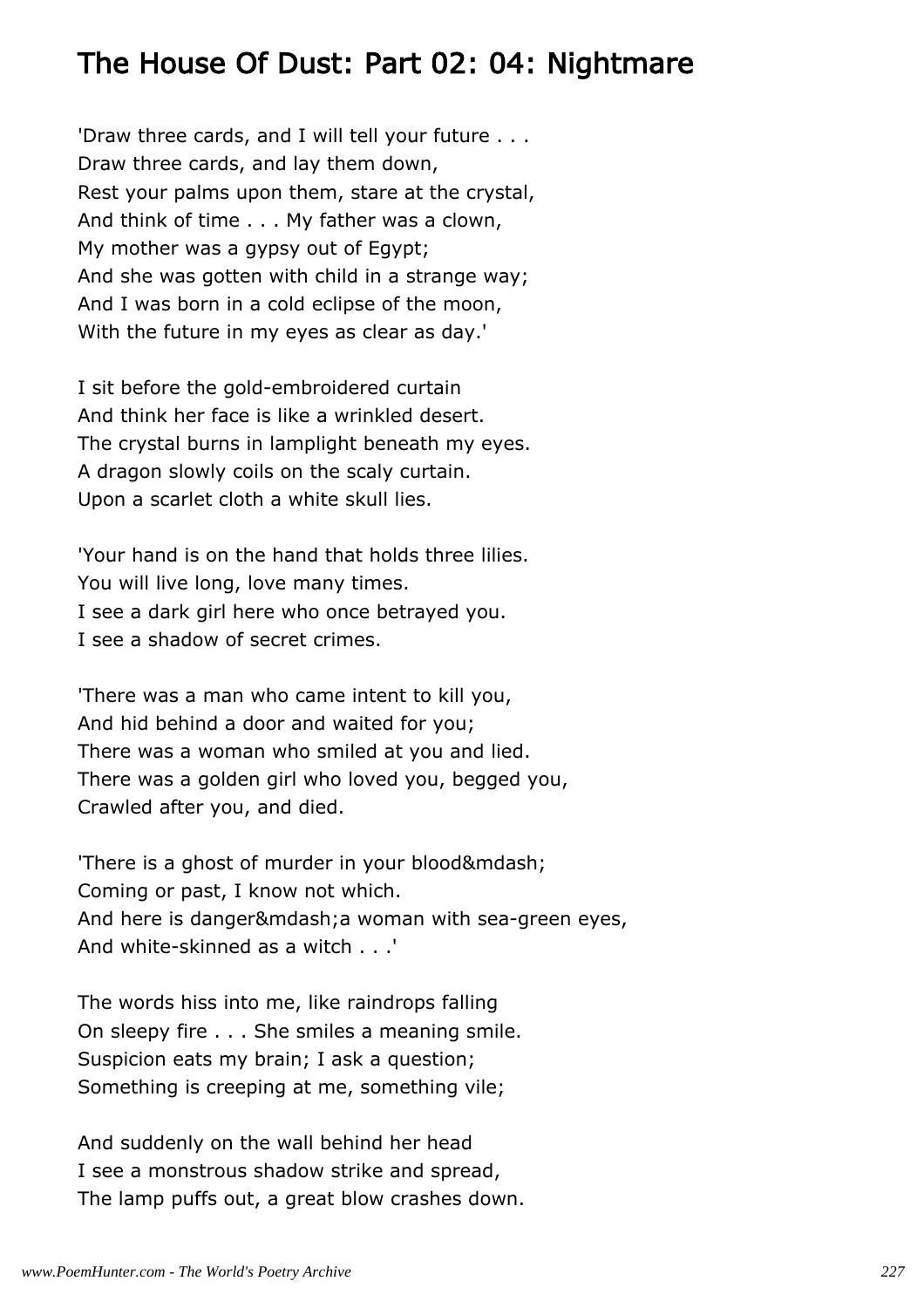# The House Of Dust: Part 02: 04: Nightmare

'Draw three cards, and I will tell your future . . .  
Draw three cards, and lay them down,  
Rest your palms upon them, stare at the crystal,  
And think of time . . . My father was a clown,  
My mother was a gypsy out of Egypt;  
And she was gotten with child in a strange way;  
And I was born in a cold eclipse of the moon,  
With the future in my eyes as clear as day.'

I sit before the gold-embroidered curtain  
And think her face is like a wrinkled desert.  
The crystal burns in lamplight beneath my eyes.  
A dragon slowly coils on the scaly curtain.  
Upon a scarlet cloth a white skull lies.

'Your hand is on the hand that holds three lilies.  
You will live long, love many times.  
I see a dark girl here who once betrayed you.  
I see a shadow of secret crimes.

'There was a man who came intent to kill you,  
And hid behind a door and waited for you;  
There was a woman who smiled at you and lied.  
There was a golden girl who loved you, begged you,  
Crawled after you, and died.

'There is a ghost of murder in your blood&mdash;  
Coming or past, I know not which.  
And here is danger&mdash;a woman with sea-green eyes,  
And white-skinned as a witch . . .'

The words hiss into me, like raindrops falling  
On sleepy fire . . . She smiles a meaning smile.  
Suspicion eats my brain; I ask a question;  
Something is creeping at me, something vile;

And suddenly on the wall behind her head  
I see a monstrous shadow strike and spread,  
The lamp puffs out, a great blow crashes down.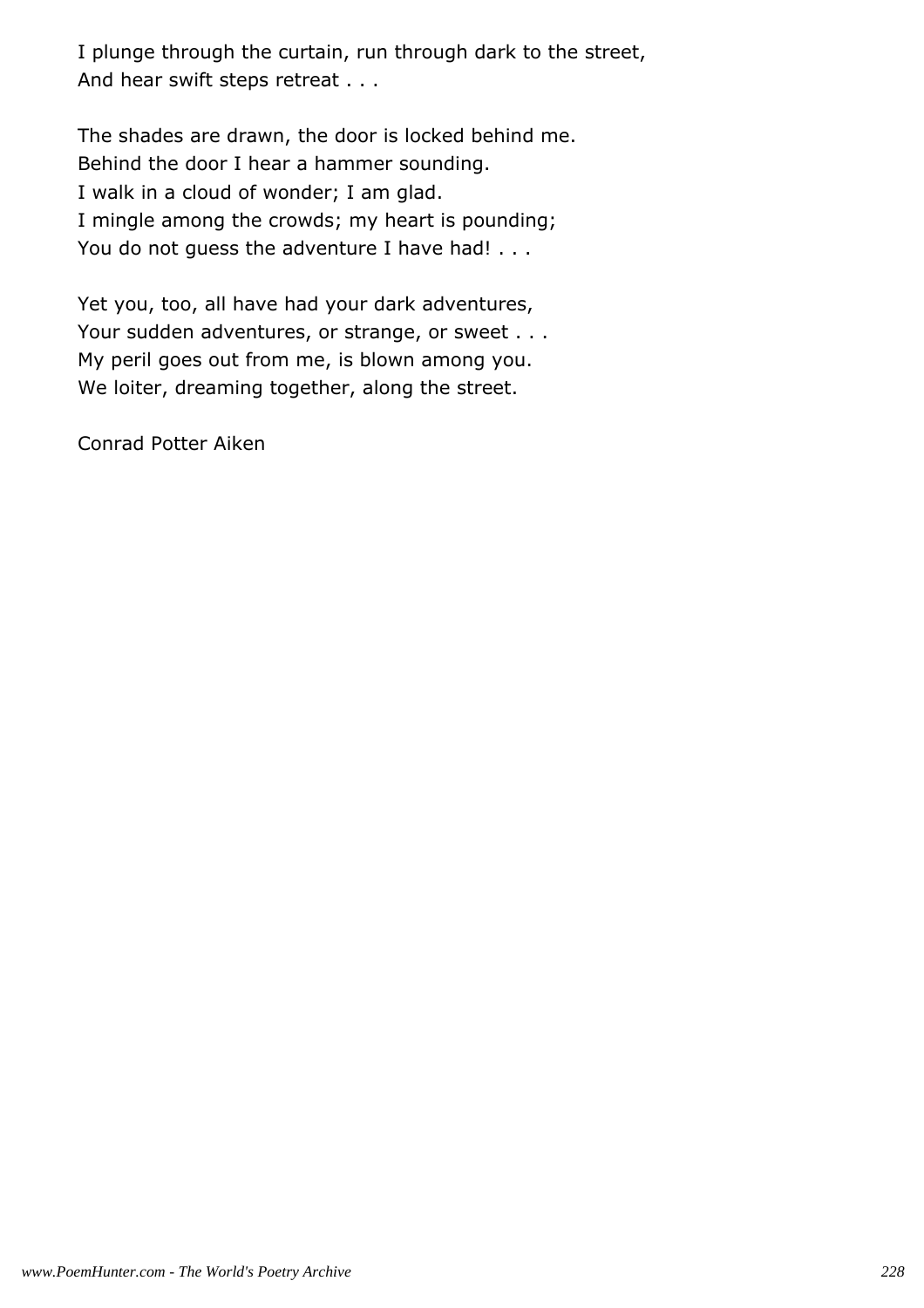I plunge through the curtain, run through dark to the street,
And hear swift steps retreat . . .

The shades are drawn, the door is locked behind me.
Behind the door I hear a hammer sounding.
I walk in a cloud of wonder; I am glad.
I mingle among the crowds; my heart is pounding;
You do not guess the adventure I have had! . . .

Yet you, too, all have had your dark adventures,
Your sudden adventures, or strange, or sweet . . .
My peril goes out from me, is blown among you.
We loiter, dreaming together, along the street.

Conrad Potter Aiken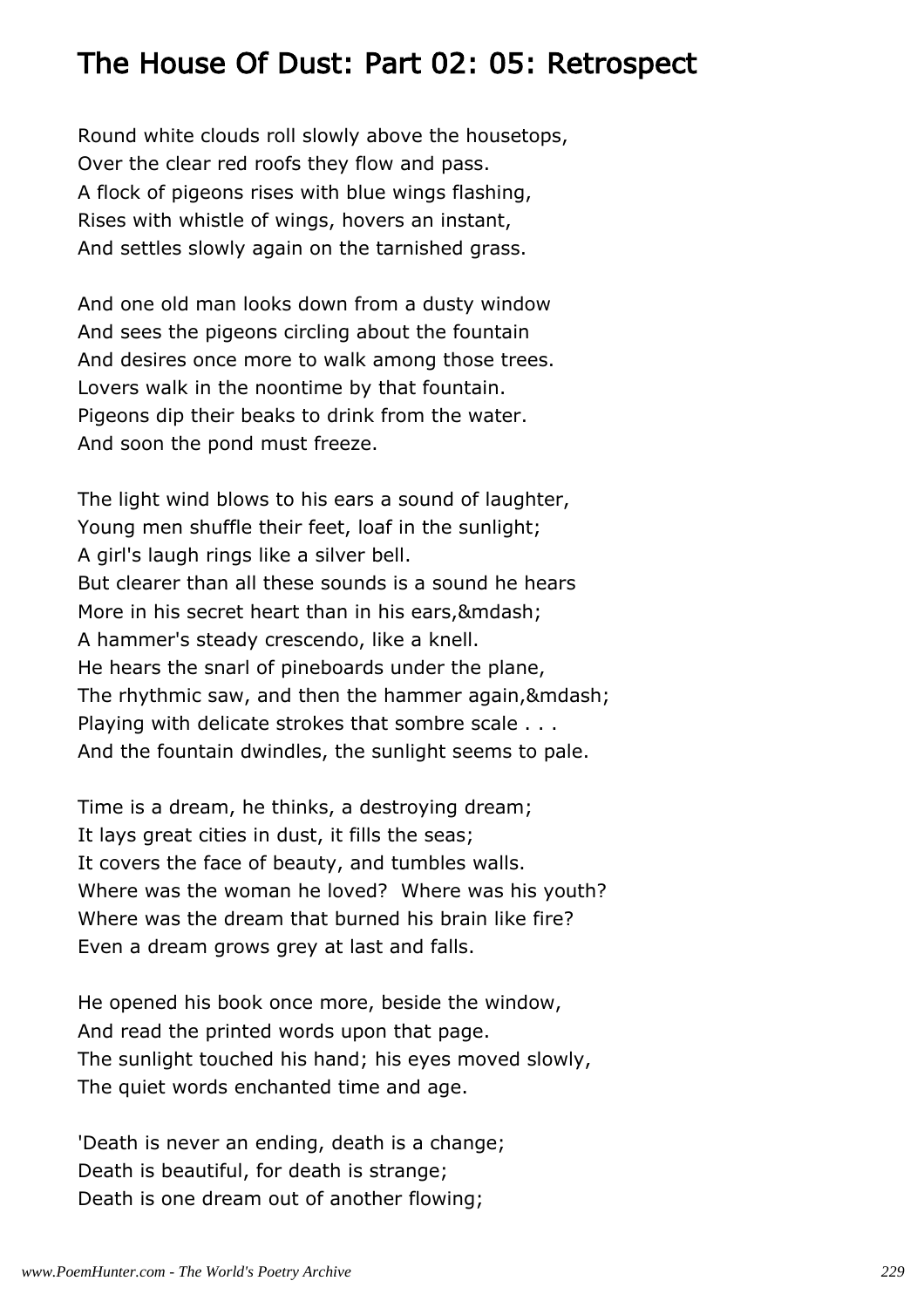# The House Of Dust: Part 02: 05: Retrospect

Round white clouds roll slowly above the housetops,
Over the clear red roofs they flow and pass.
A flock of pigeons rises with blue wings flashing,
Rises with whistle of wings, hovers an instant,
And settles slowly again on the tarnished grass.

And one old man looks down from a dusty window
And sees the pigeons circling about the fountain
And desires once more to walk among those trees.
Lovers walk in the noontime by that fountain.
Pigeons dip their beaks to drink from the water.
And soon the pond must freeze.

The light wind blows to his ears a sound of laughter,
Young men shuffle their feet, loaf in the sunlight;
A girl's laugh rings like a silver bell.
But clearer than all these sounds is a sound he hears
More in his secret heart than in his ears,&mdash;
A hammer's steady crescendo, like a knell.
He hears the snarl of pineboards under the plane,
The rhythmic saw, and then the hammer again,&mdash;
Playing with delicate strokes that sombre scale . . .
And the fountain dwindles, the sunlight seems to pale.

Time is a dream, he thinks, a destroying dream;
It lays great cities in dust, it fills the seas;
It covers the face of beauty, and tumbles walls.
Where was the woman he loved?  Where was his youth?
Where was the dream that burned his brain like fire?
Even a dream grows grey at last and falls.

He opened his book once more, beside the window,
And read the printed words upon that page.
The sunlight touched his hand; his eyes moved slowly,
The quiet words enchanted time and age.

'Death is never an ending, death is a change;
Death is beautiful, for death is strange;
Death is one dream out of another flowing;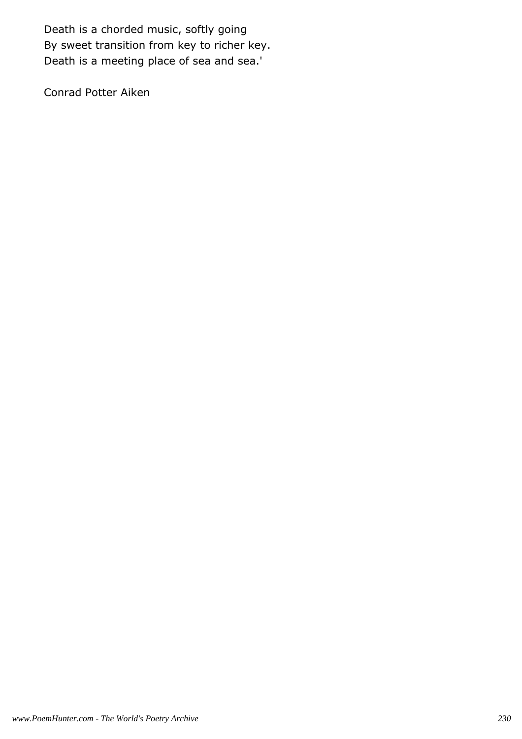Death is a chorded music, softly going
By sweet transition from key to richer key.
Death is a meeting place of sea and sea.'

Conrad Potter Aiken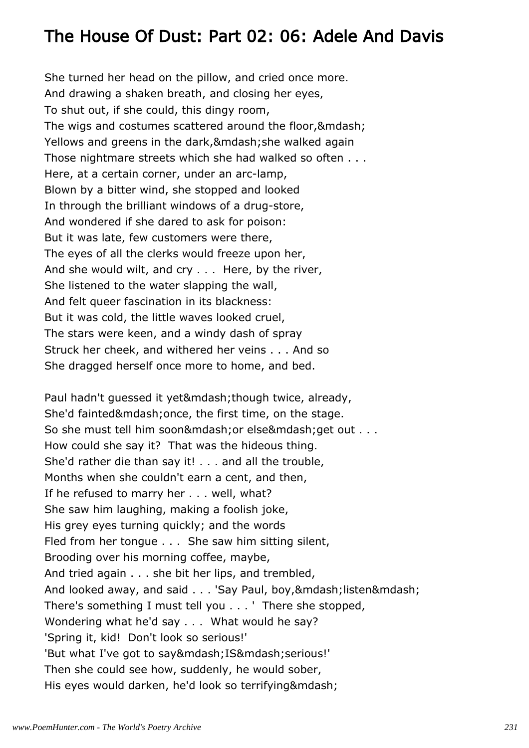# The House Of Dust: Part 02: 06: Adele And Davis

She turned her head on the pillow, and cried once more.
And drawing a shaken breath, and closing her eyes,
To shut out, if she could, this dingy room,
The wigs and costumes scattered around the floor,&mdash;
Yellows and greens in the dark,&mdash;she walked again
Those nightmare streets which she had walked so often . . .
Here, at a certain corner, under an arc-lamp,
Blown by a bitter wind, she stopped and looked
In through the brilliant windows of a drug-store,
And wondered if she dared to ask for poison:
But it was late, few customers were there,
The eyes of all the clerks would freeze upon her,
And she would wilt, and cry . . .  Here, by the river,
She listened to the water slapping the wall,
And felt queer fascination in its blackness:
But it was cold, the little waves looked cruel,
The stars were keen, and a windy dash of spray
Struck her cheek, and withered her veins . . . And so
She dragged herself once more to home, and bed.

Paul hadn't guessed it yet&mdash;though twice, already,
She'd fainted&mdash;once, the first time, on the stage.
So she must tell him soon&mdash;or else&mdash;get out . . .
How could she say it?  That was the hideous thing.
She'd rather die than say it! . . . and all the trouble,
Months when she couldn't earn a cent, and then,
If he refused to marry her . . . well, what?
She saw him laughing, making a foolish joke,
His grey eyes turning quickly; and the words
Fled from her tongue . . .  She saw him sitting silent,
Brooding over his morning coffee, maybe,
And tried again . . . she bit her lips, and trembled,
And looked away, and said . . . 'Say Paul, boy,&mdash;listen&mdash;
There's something I must tell you . . . '  There she stopped,
Wondering what he'd say . . .  What would he say?
'Spring it, kid!  Don't look so serious!'
'But what I've got to say&mdash;IS&mdash;serious!'
Then she could see how, suddenly, he would sober,
His eyes would darken, he'd look so terrifying&mdash;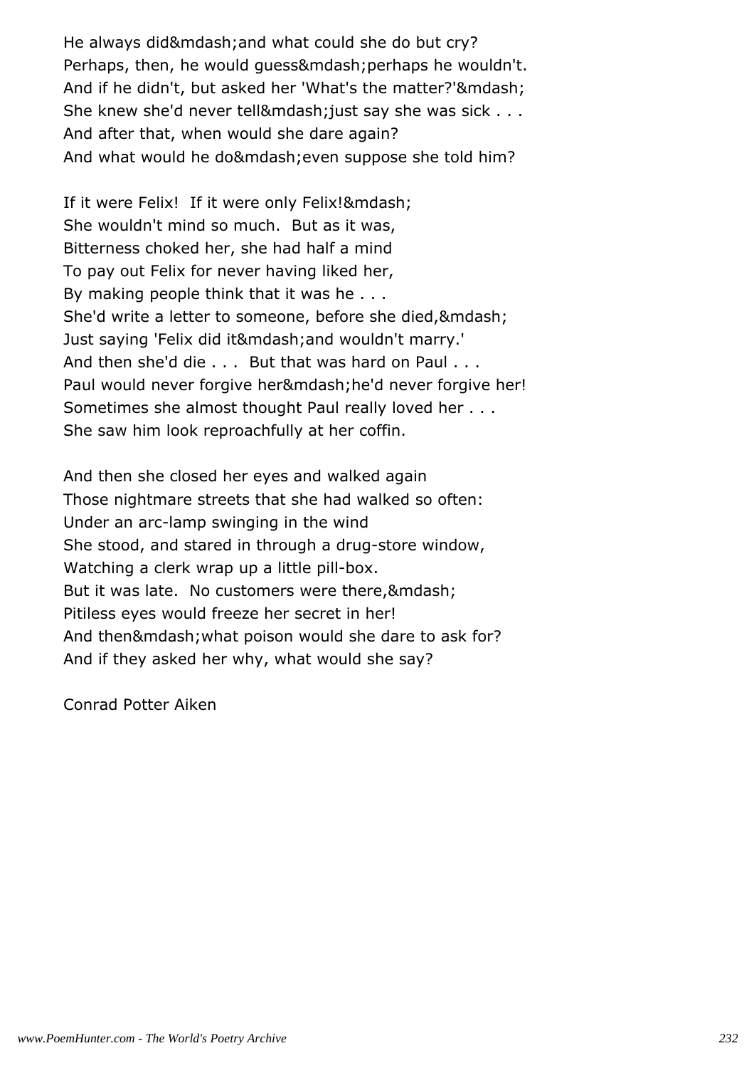He always did&mdash;and what could she do but cry?
Perhaps, then, he would guess&mdash;perhaps he wouldn't.
And if he didn't, but asked her 'What's the matter?'&mdash;
She knew she'd never tell&mdash;just say she was sick . . .
And after that, when would she dare again?
And what would he do&mdash;even suppose she told him?

If it were Felix! If it were only Felix!&mdash;
She wouldn't mind so much. But as it was,
Bitterness choked her, she had half a mind
To pay out Felix for never having liked her,
By making people think that it was he . . .
She'd write a letter to someone, before she died,&mdash;
Just saying 'Felix did it&mdash;and wouldn't marry.'
And then she'd die . . . But that was hard on Paul . . .
Paul would never forgive her&mdash;he'd never forgive her!
Sometimes she almost thought Paul really loved her . . .
She saw him look reproachfully at her coffin.

And then she closed her eyes and walked again
Those nightmare streets that she had walked so often:
Under an arc-lamp swinging in the wind
She stood, and stared in through a drug-store window,
Watching a clerk wrap up a little pill-box.
But it was late. No customers were there,&mdash;
Pitiless eyes would freeze her secret in her!
And then&mdash;what poison would she dare to ask for?
And if they asked her why, what would she say?

Conrad Potter Aiken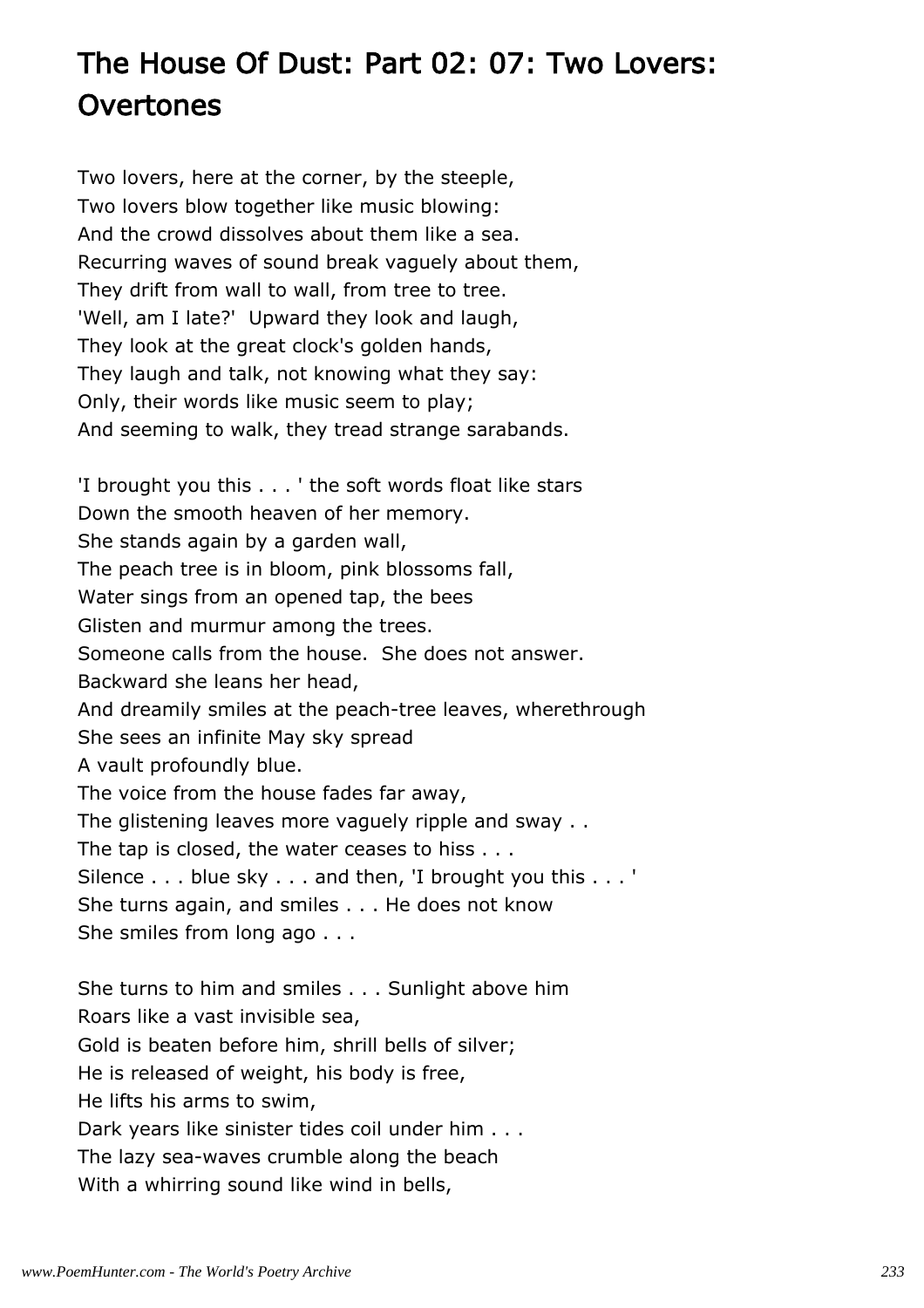# The House Of Dust: Part 02: 07: Two Lovers: Overtones

Two lovers, here at the corner, by the steeple,  
Two lovers blow together like music blowing:  
And the crowd dissolves about them like a sea.  
Recurring waves of sound break vaguely about them,  
They drift from wall to wall, from tree to tree.  
'Well, am I late?' Upward they look and laugh,  
They look at the great clock's golden hands,  
They laugh and talk, not knowing what they say:  
Only, their words like music seem to play;  
And seeming to walk, they tread strange sarabands.

'I brought you this . . . ' the soft words float like stars  
Down the smooth heaven of her memory.  
She stands again by a garden wall,  
The peach tree is in bloom, pink blossoms fall,  
Water sings from an opened tap, the bees  
Glisten and murmur among the trees.  
Someone calls from the house. She does not answer.  
Backward she leans her head,  
And dreamily smiles at the peach-tree leaves, wherethrough  
She sees an infinite May sky spread  
A vault profoundly blue.  
The voice from the house fades far away,  
The glistening leaves more vaguely ripple and sway . .  
The tap is closed, the water ceases to hiss . . .  
Silence . . . blue sky . . . and then, 'I brought you this . . . '  
She turns again, and smiles . . . He does not know  
She smiles from long ago . . .

She turns to him and smiles . . . Sunlight above him  
Roars like a vast invisible sea,  
Gold is beaten before him, shrill bells of silver;  
He is released of weight, his body is free,  
He lifts his arms to swim,  
Dark years like sinister tides coil under him . . .  
The lazy sea-waves crumble along the beach  
With a whirring sound like wind in bells,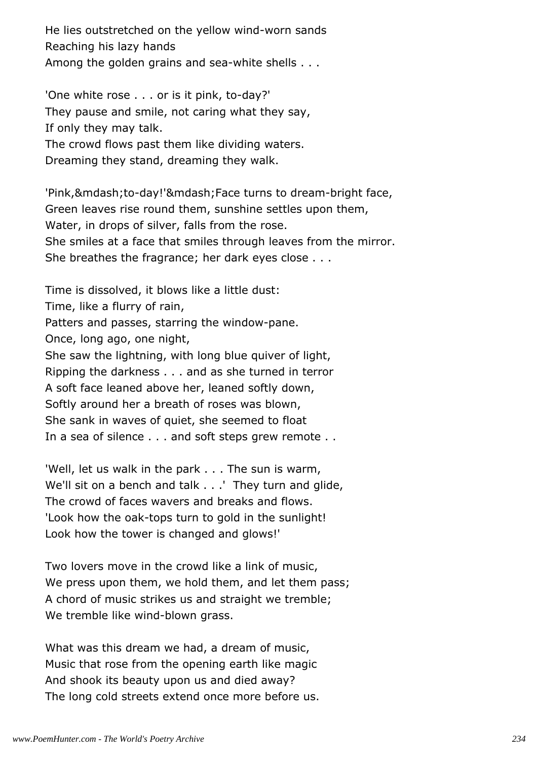He lies outstretched on the yellow wind-worn sands
Reaching his lazy hands
Among the golden grains and sea-white shells . . .

'One white rose . . . or is it pink, to-day?'
They pause and smile, not caring what they say,
If only they may talk.
The crowd flows past them like dividing waters.
Dreaming they stand, dreaming they walk.

'Pink,&mdash;to-day!'&mdash;Face turns to dream-bright face,
Green leaves rise round them, sunshine settles upon them,
Water, in drops of silver, falls from the rose.
She smiles at a face that smiles through leaves from the mirror.
She breathes the fragrance; her dark eyes close . . .

Time is dissolved, it blows like a little dust:
Time, like a flurry of rain,
Patters and passes, starring the window-pane.
Once, long ago, one night,
She saw the lightning, with long blue quiver of light,
Ripping the darkness . . . and as she turned in terror
A soft face leaned above her, leaned softly down,
Softly around her a breath of roses was blown,
She sank in waves of quiet, she seemed to float
In a sea of silence . . . and soft steps grew remote . .

'Well, let us walk in the park . . . The sun is warm,
We'll sit on a bench and talk . . .' They turn and glide,
The crowd of faces wavers and breaks and flows.
'Look how the oak-tops turn to gold in the sunlight!
Look how the tower is changed and glows!'

Two lovers move in the crowd like a link of music,
We press upon them, we hold them, and let them pass;
A chord of music strikes us and straight we tremble;
We tremble like wind-blown grass.

What was this dream we had, a dream of music,
Music that rose from the opening earth like magic
And shook its beauty upon us and died away?
The long cold streets extend once more before us.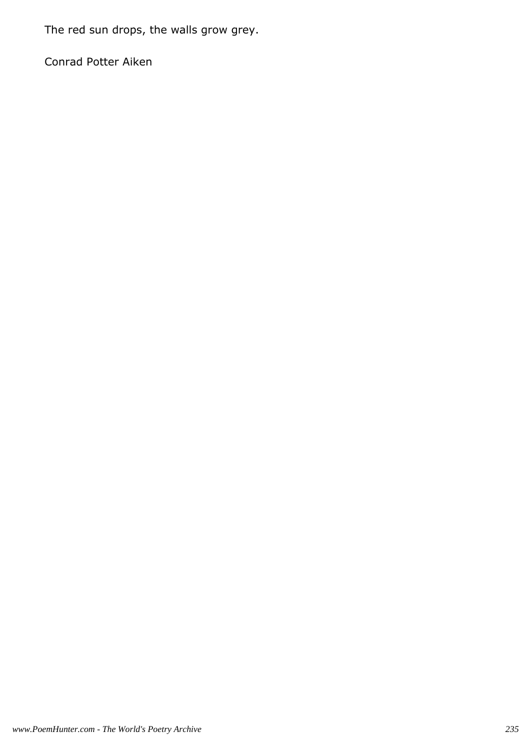The red sun drops, the walls grow grey.

Conrad Potter Aiken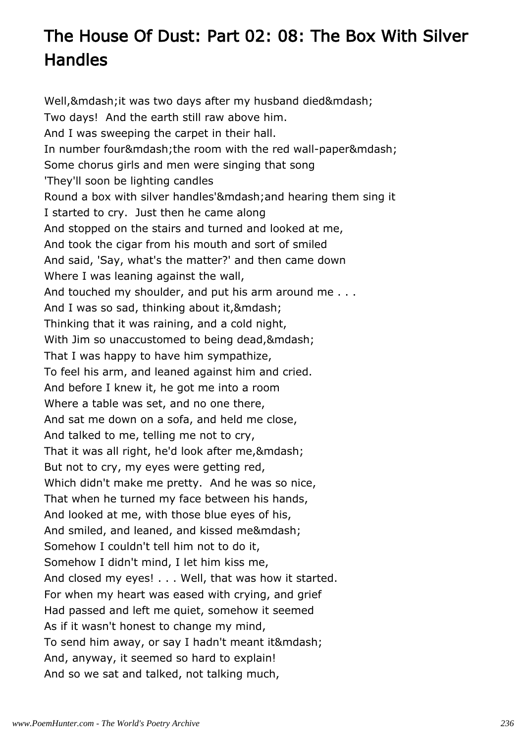# The House Of Dust: Part 02: 08: The Box With Silver Handles

Well,&mdash;it was two days after my husband died&mdash;
Two days! And the earth still raw above him.
And I was sweeping the carpet in their hall.
In number four&mdash;the room with the red wall-paper&mdash;
Some chorus girls and men were singing that song
'They'll soon be lighting candles
Round a box with silver handles'&mdash;and hearing them sing it
I started to cry. Just then he came along
And stopped on the stairs and turned and looked at me,
And took the cigar from his mouth and sort of smiled
And said, 'Say, what's the matter?' and then came down
Where I was leaning against the wall,
And touched my shoulder, and put his arm around me . . .
And I was so sad, thinking about it,&mdash;
Thinking that it was raining, and a cold night,
With Jim so unaccustomed to being dead,&mdash;
That I was happy to have him sympathize,
To feel his arm, and leaned against him and cried.
And before I knew it, he got me into a room
Where a table was set, and no one there,
And sat me down on a sofa, and held me close,
And talked to me, telling me not to cry,
That it was all right, he'd look after me,&mdash;
But not to cry, my eyes were getting red,
Which didn't make me pretty. And he was so nice,
That when he turned my face between his hands,
And looked at me, with those blue eyes of his,
And smiled, and leaned, and kissed me&mdash;
Somehow I couldn't tell him not to do it,
Somehow I didn't mind, I let him kiss me,
And closed my eyes! . . . Well, that was how it started.
For when my heart was eased with crying, and grief
Had passed and left me quiet, somehow it seemed
As if it wasn't honest to change my mind,
To send him away, or say I hadn't meant it&mdash;
And, anyway, it seemed so hard to explain!
And so we sat and talked, not talking much,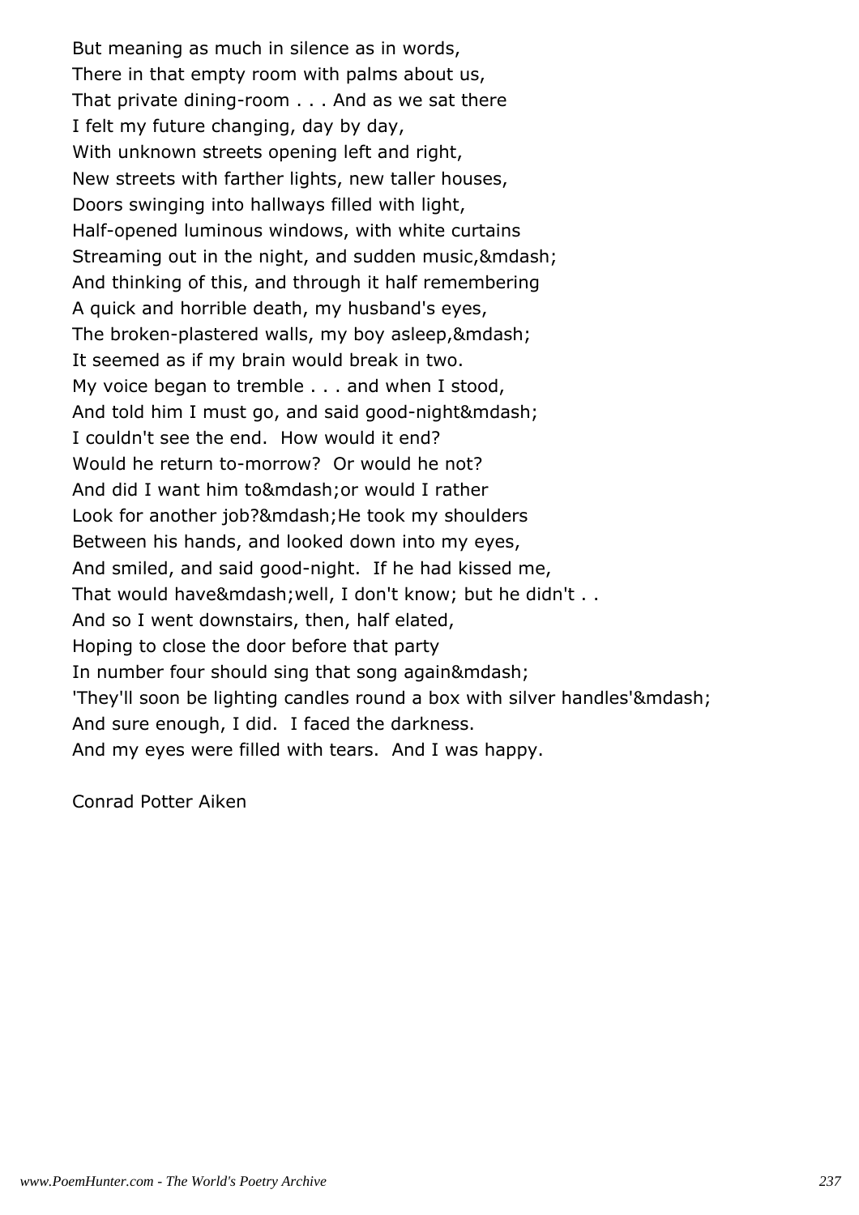But meaning as much in silence as in words,
There in that empty room with palms about us,
That private dining-room . . . And as we sat there
I felt my future changing, day by day,
With unknown streets opening left and right,
New streets with farther lights, new taller houses,
Doors swinging into hallways filled with light,
Half-opened luminous windows, with white curtains
Streaming out in the night, and sudden music,&mdash;
And thinking of this, and through it half remembering
A quick and horrible death, my husband's eyes,
The broken-plastered walls, my boy asleep,&mdash;
It seemed as if my brain would break in two.
My voice began to tremble . . . and when I stood,
And told him I must go, and said good-night&mdash;
I couldn't see the end. How would it end?
Would he return to-morrow? Or would he not?
And did I want him to&mdash;or would I rather
Look for another job?&mdash;He took my shoulders
Between his hands, and looked down into my eyes,
And smiled, and said good-night. If he had kissed me,
That would have&mdash;well, I don't know; but he didn't . .
And so I went downstairs, then, half elated,
Hoping to close the door before that party
In number four should sing that song again&mdash;
'They'll soon be lighting candles round a box with silver handles'&mdash;
And sure enough, I did. I faced the darkness.
And my eyes were filled with tears. And I was happy.

Conrad Potter Aiken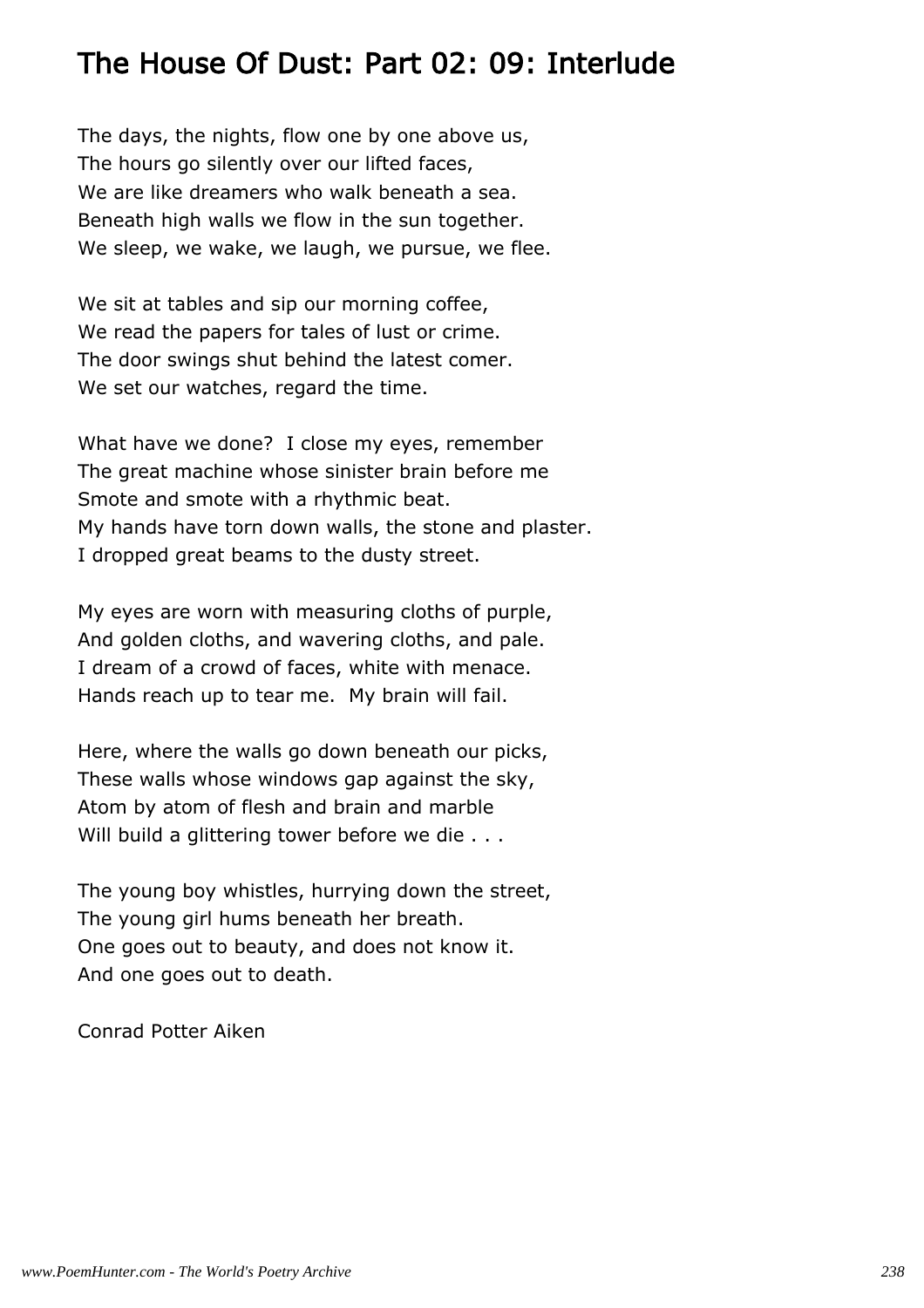# The House Of Dust: Part 02: 09: Interlude

The days, the nights, flow one by one above us,
The hours go silently over our lifted faces,
We are like dreamers who walk beneath a sea.
Beneath high walls we flow in the sun together.
We sleep, we wake, we laugh, we pursue, we flee.

We sit at tables and sip our morning coffee,
We read the papers for tales of lust or crime.
The door swings shut behind the latest comer.
We set our watches, regard the time.

What have we done? I close my eyes, remember
The great machine whose sinister brain before me
Smote and smote with a rhythmic beat.
My hands have torn down walls, the stone and plaster.
I dropped great beams to the dusty street.

My eyes are worn with measuring cloths of purple,
And golden cloths, and wavering cloths, and pale.
I dream of a crowd of faces, white with menace.
Hands reach up to tear me. My brain will fail.

Here, where the walls go down beneath our picks,
These walls whose windows gap against the sky,
Atom by atom of flesh and brain and marble
Will build a glittering tower before we die . . .

The young boy whistles, hurrying down the street,
The young girl hums beneath her breath.
One goes out to beauty, and does not know it.
And one goes out to death.

Conrad Potter Aiken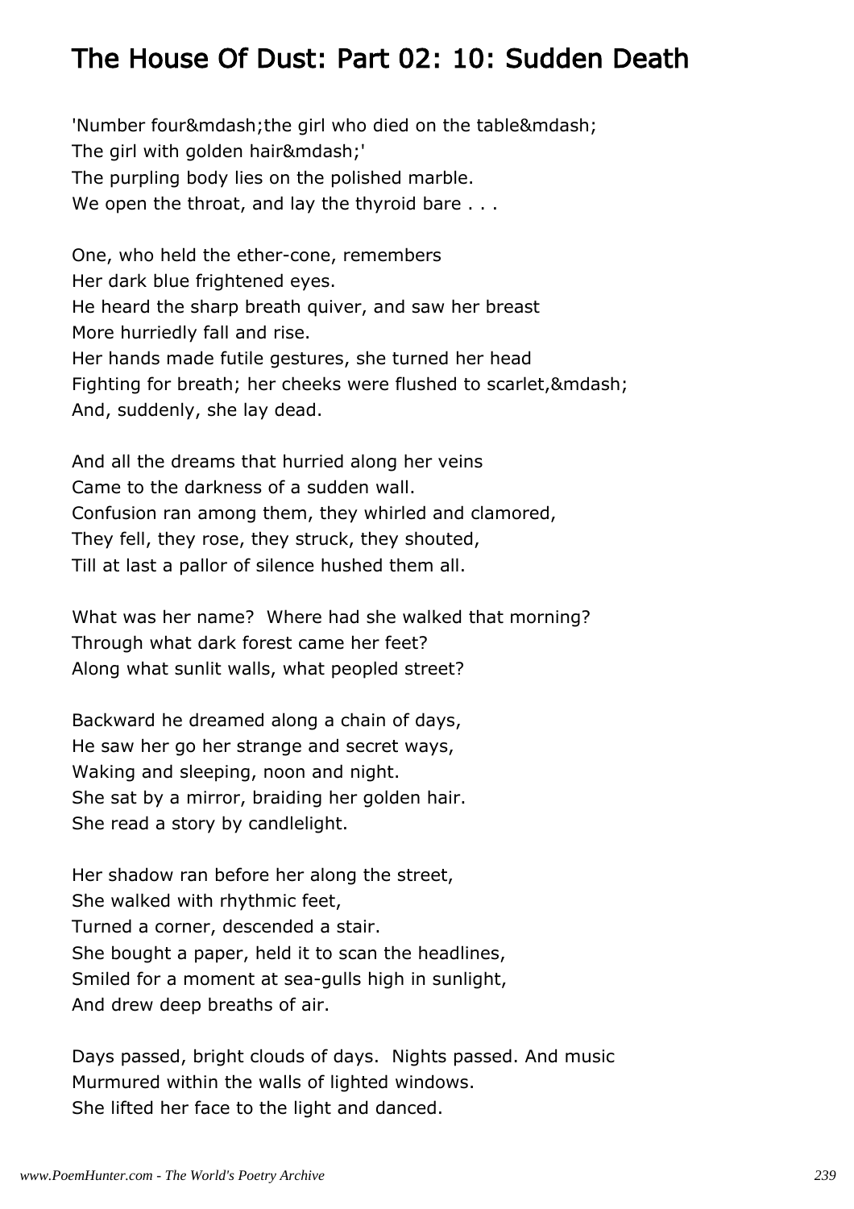# The House Of Dust: Part 02: 10: Sudden Death

'Number four&mdash;the girl who died on the table&mdash;
The girl with golden hair&mdash;'
The purpling body lies on the polished marble.
We open the throat, and lay the thyroid bare . . .

One, who held the ether-cone, remembers
Her dark blue frightened eyes.
He heard the sharp breath quiver, and saw her breast
More hurriedly fall and rise.
Her hands made futile gestures, she turned her head
Fighting for breath; her cheeks were flushed to scarlet,&mdash;
And, suddenly, she lay dead.

And all the dreams that hurried along her veins
Came to the darkness of a sudden wall.
Confusion ran among them, they whirled and clamored,
They fell, they rose, they struck, they shouted,
Till at last a pallor of silence hushed them all.

What was her name? Where had she walked that morning?
Through what dark forest came her feet?
Along what sunlit walls, what peopled street?

Backward he dreamed along a chain of days,
He saw her go her strange and secret ways,
Waking and sleeping, noon and night.
She sat by a mirror, braiding her golden hair.
She read a story by candlelight.

Her shadow ran before her along the street,
She walked with rhythmic feet,
Turned a corner, descended a stair.
She bought a paper, held it to scan the headlines,
Smiled for a moment at sea-gulls high in sunlight,
And drew deep breaths of air.

Days passed, bright clouds of days. Nights passed. And music
Murmured within the walls of lighted windows.
She lifted her face to the light and danced.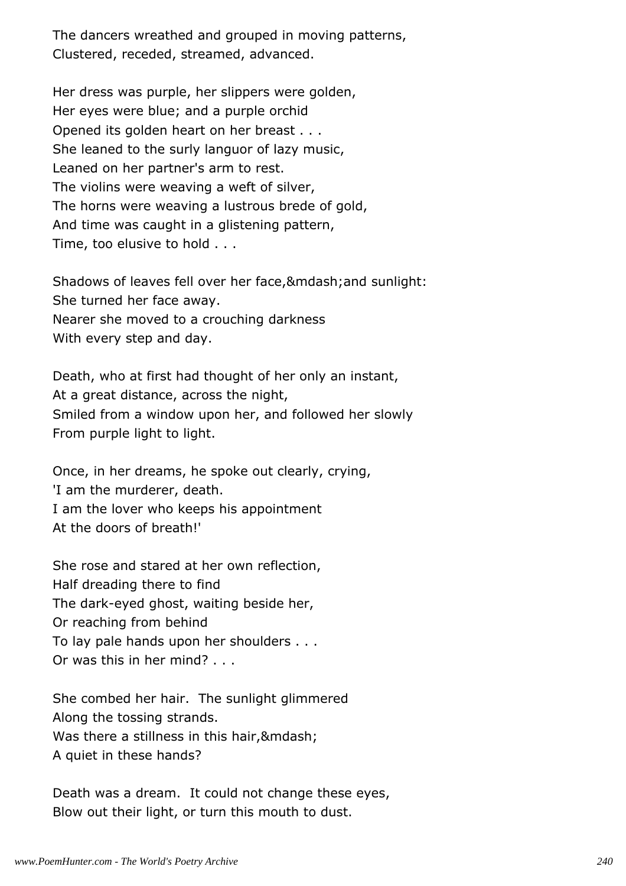The dancers wreathed and grouped in moving patterns,
Clustered, receded, streamed, advanced.

Her dress was purple, her slippers were golden,
Her eyes were blue; and a purple orchid
Opened its golden heart on her breast . . .
She leaned to the surly languor of lazy music,
Leaned on her partner's arm to rest.
The violins were weaving a weft of silver,
The horns were weaving a lustrous brede of gold,
And time was caught in a glistening pattern,
Time, too elusive to hold . . .

Shadows of leaves fell over her face,&mdash;and sunlight:
She turned her face away.
Nearer she moved to a crouching darkness
With every step and day.

Death, who at first had thought of her only an instant,
At a great distance, across the night,
Smiled from a window upon her, and followed her slowly
From purple light to light.

Once, in her dreams, he spoke out clearly, crying,
'I am the murderer, death.
I am the lover who keeps his appointment
At the doors of breath!'

She rose and stared at her own reflection,
Half dreading there to find
The dark-eyed ghost, waiting beside her,
Or reaching from behind
To lay pale hands upon her shoulders . . .
Or was this in her mind? . . .

She combed her hair. The sunlight glimmered
Along the tossing strands.
Was there a stillness in this hair,&mdash;
A quiet in these hands?

Death was a dream. It could not change these eyes,
Blow out their light, or turn this mouth to dust.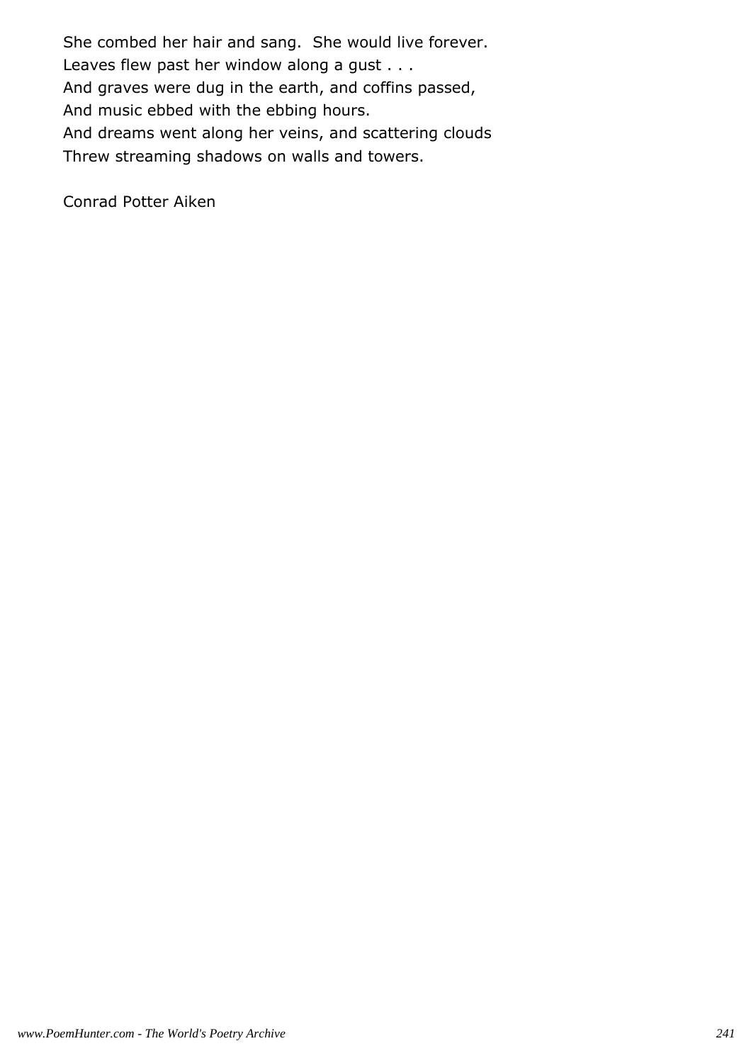She combed her hair and sang.  She would live forever.
Leaves flew past her window along a gust . . .
And graves were dug in the earth, and coffins passed,
And music ebbed with the ebbing hours.
And dreams went along her veins, and scattering clouds
Threw streaming shadows on walls and towers.

Conrad Potter Aiken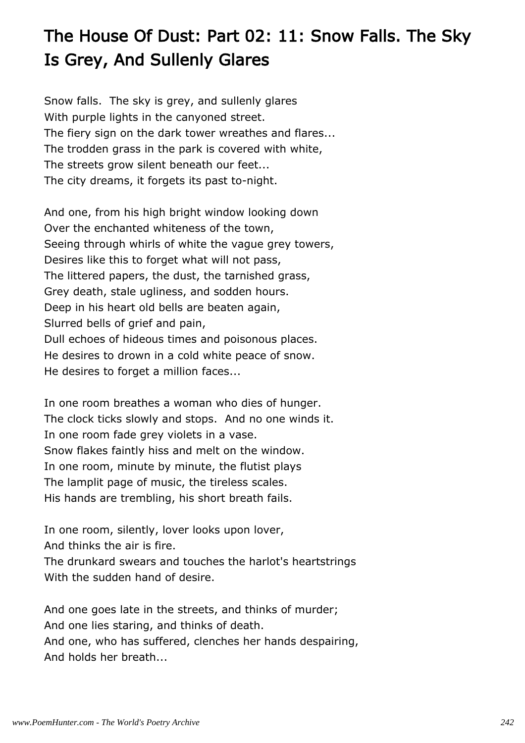# The House Of Dust: Part 02: 11: Snow Falls. The Sky Is Grey, And Sullenly Glares

Snow falls.  The sky is grey, and sullenly glares
With purple lights in the canyoned street.
The fiery sign on the dark tower wreathes and flares...
The trodden grass in the park is covered with white,
The streets grow silent beneath our feet...
The city dreams, it forgets its past to-night.

And one, from his high bright window looking down
Over the enchanted whiteness of the town,
Seeing through whirls of white the vague grey towers,
Desires like this to forget what will not pass,
The littered papers, the dust, the tarnished grass,
Grey death, stale ugliness, and sodden hours.
Deep in his heart old bells are beaten again,
Slurred bells of grief and pain,
Dull echoes of hideous times and poisonous places.
He desires to drown in a cold white peace of snow.
He desires to forget a million faces...

In one room breathes a woman who dies of hunger.
The clock ticks slowly and stops.  And no one winds it.
In one room fade grey violets in a vase.
Snow flakes faintly hiss and melt on the window.
In one room, minute by minute, the flutist plays
The lamplit page of music, the tireless scales.
His hands are trembling, his short breath fails.

In one room, silently, lover looks upon lover,
And thinks the air is fire.
The drunkard swears and touches the harlot's heartstrings
With the sudden hand of desire.

And one goes late in the streets, and thinks of murder;
And one lies staring, and thinks of death.
And one, who has suffered, clenches her hands despairing,
And holds her breath...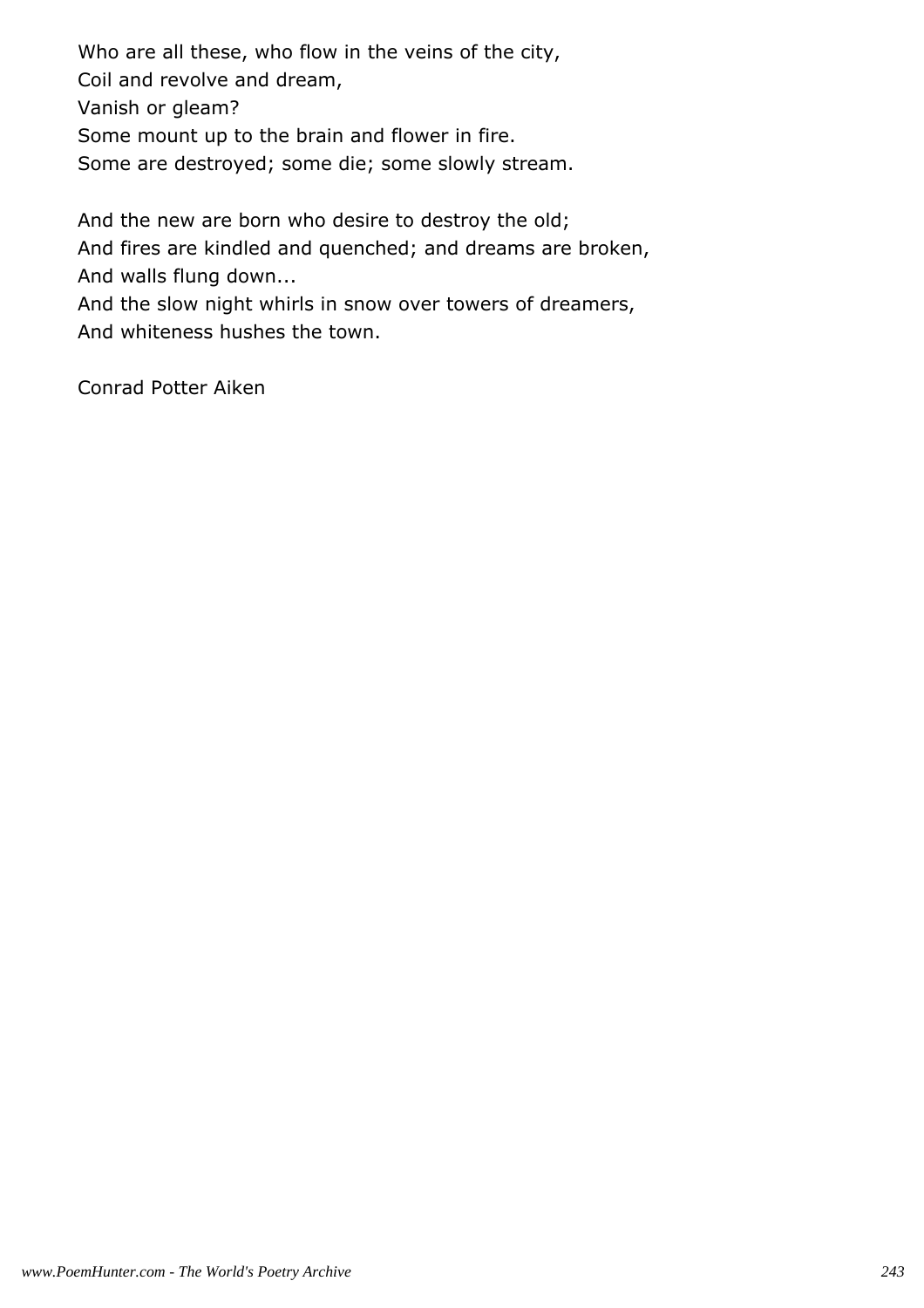Who are all these, who flow in the veins of the city,
Coil and revolve and dream,
Vanish or gleam?
Some mount up to the brain and flower in fire.
Some are destroyed; some die; some slowly stream.

And the new are born who desire to destroy the old;
And fires are kindled and quenched; and dreams are broken,
And walls flung down...
And the slow night whirls in snow over towers of dreamers,
And whiteness hushes the town.

Conrad Potter Aiken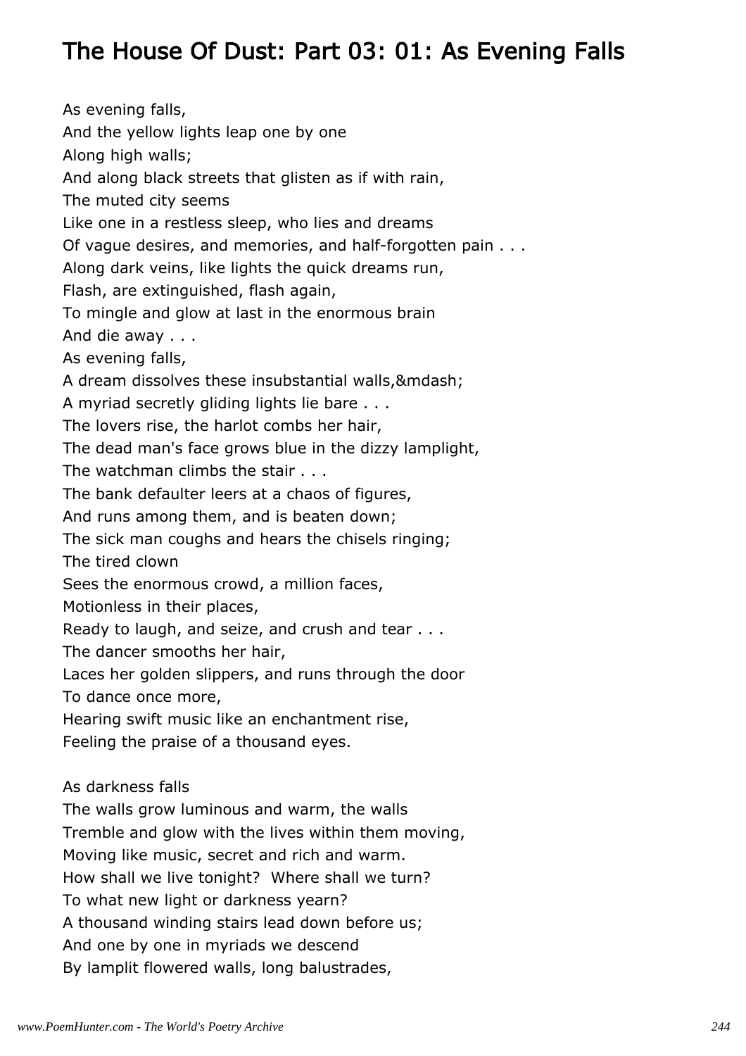# The House Of Dust: Part 03: 01: As Evening Falls

As evening falls,
And the yellow lights leap one by one
Along high walls;
And along black streets that glisten as if with rain,
The muted city seems
Like one in a restless sleep, who lies and dreams
Of vague desires, and memories, and half-forgotten pain . . .
Along dark veins, like lights the quick dreams run,
Flash, are extinguished, flash again,
To mingle and glow at last in the enormous brain
And die away . . .
As evening falls,
A dream dissolves these insubstantial walls,&mdash;
A myriad secretly gliding lights lie bare . . .
The lovers rise, the harlot combs her hair,
The dead man's face grows blue in the dizzy lamplight,
The watchman climbs the stair . . .
The bank defaulter leers at a chaos of figures,
And runs among them, and is beaten down;
The sick man coughs and hears the chisels ringing;
The tired clown
Sees the enormous crowd, a million faces,
Motionless in their places,
Ready to laugh, and seize, and crush and tear . . .
The dancer smooths her hair,
Laces her golden slippers, and runs through the door
To dance once more,
Hearing swift music like an enchantment rise,
Feeling the praise of a thousand eyes.

As darkness falls
The walls grow luminous and warm, the walls
Tremble and glow with the lives within them moving,
Moving like music, secret and rich and warm.
How shall we live tonight? Where shall we turn?
To what new light or darkness yearn?
A thousand winding stairs lead down before us;
And one by one in myriads we descend
By lamplit flowered walls, long balustrades,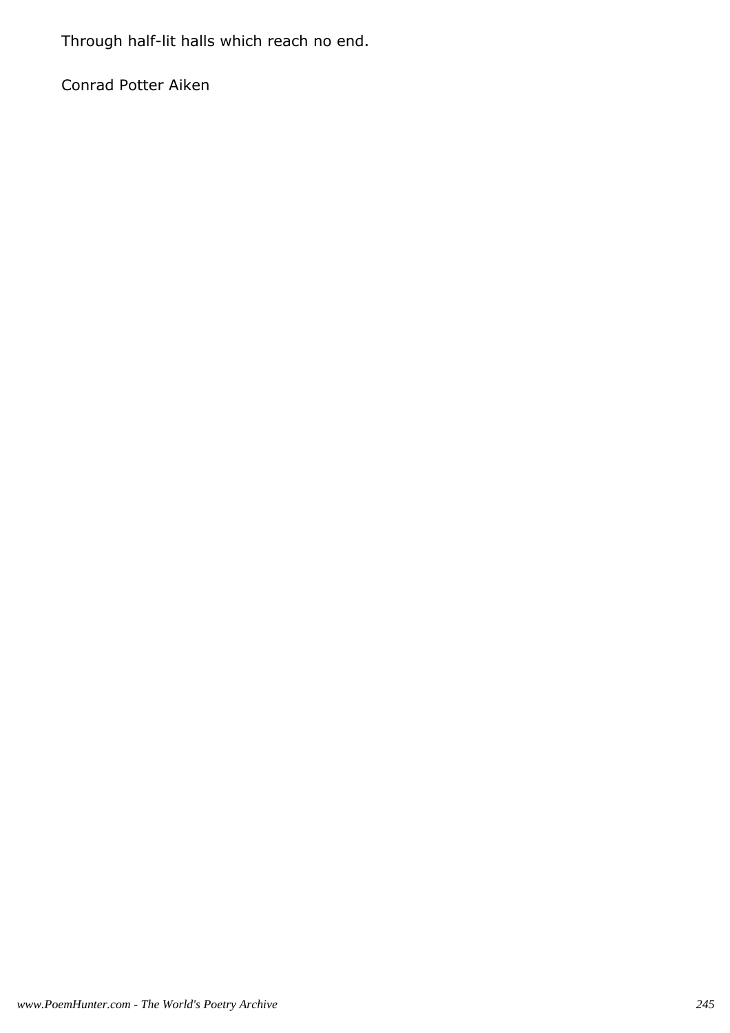Through half-lit halls which reach no end.

Conrad Potter Aiken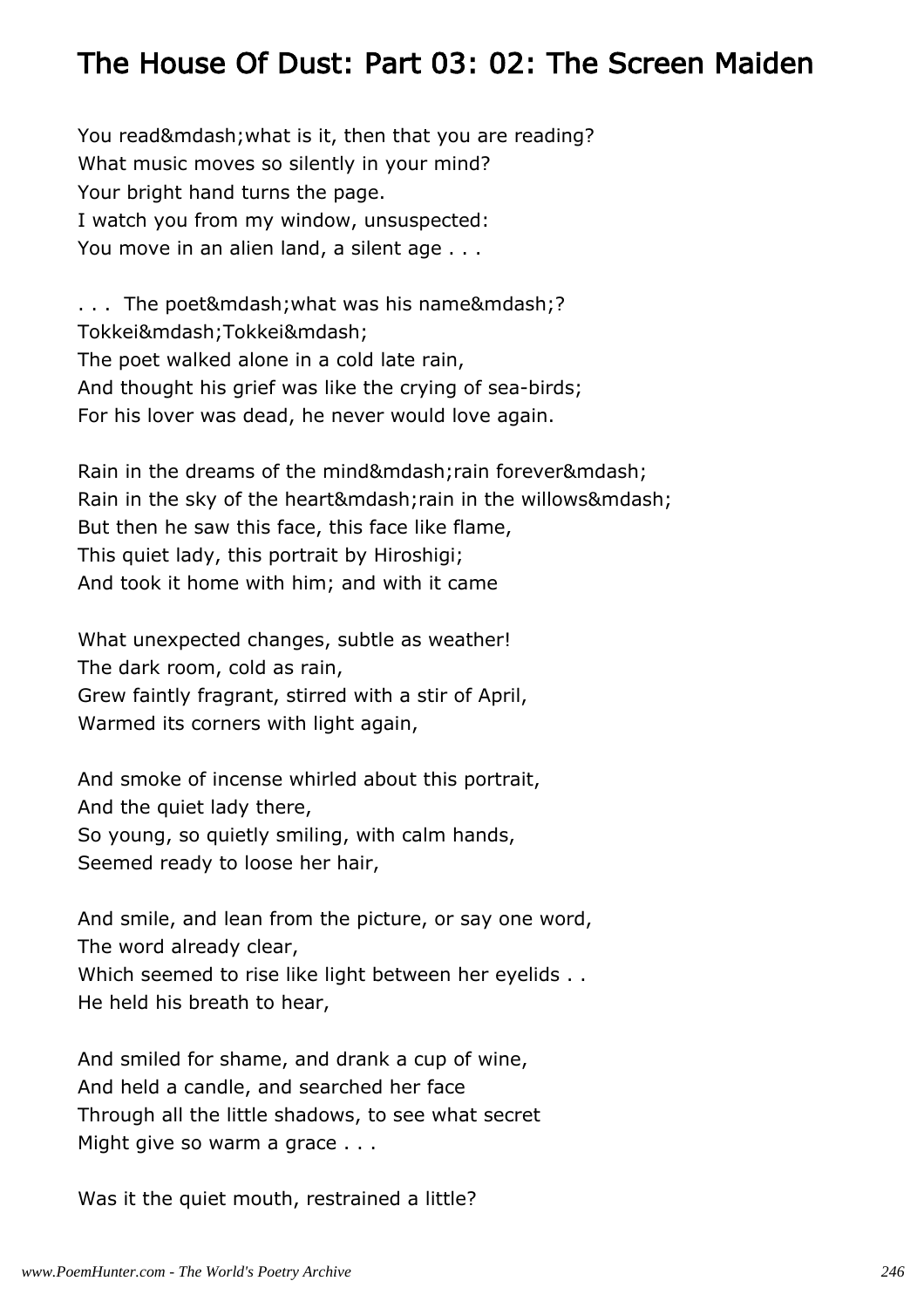# The House Of Dust: Part 03: 02: The Screen Maiden

You read&mdash;what is it, then that you are reading?  
What music moves so silently in your mind?  
Your bright hand turns the page.  
I watch you from my window, unsuspected:  
You move in an alien land, a silent age . . .

. . . The poet&mdash;what was his name&mdash;?  
Tokkei&mdash;Tokkei&mdash;  
The poet walked alone in a cold late rain,  
And thought his grief was like the crying of sea-birds;  
For his lover was dead, he never would love again.

Rain in the dreams of the mind&mdash;rain forever&mdash;  
Rain in the sky of the heart&mdash;rain in the willows&mdash;  
But then he saw this face, this face like flame,  
This quiet lady, this portrait by Hiroshigi;  
And took it home with him; and with it came

What unexpected changes, subtle as weather!  
The dark room, cold as rain,  
Grew faintly fragrant, stirred with a stir of April,  
Warmed its corners with light again,

And smoke of incense whirled about this portrait,  
And the quiet lady there,  
So young, so quietly smiling, with calm hands,  
Seemed ready to loose her hair,

And smile, and lean from the picture, or say one word,  
The word already clear,  
Which seemed to rise like light between her eyelids . .  
He held his breath to hear,

And smiled for shame, and drank a cup of wine,  
And held a candle, and searched her face  
Through all the little shadows, to see what secret  
Might give so warm a grace . . .

Was it the quiet mouth, restrained a little?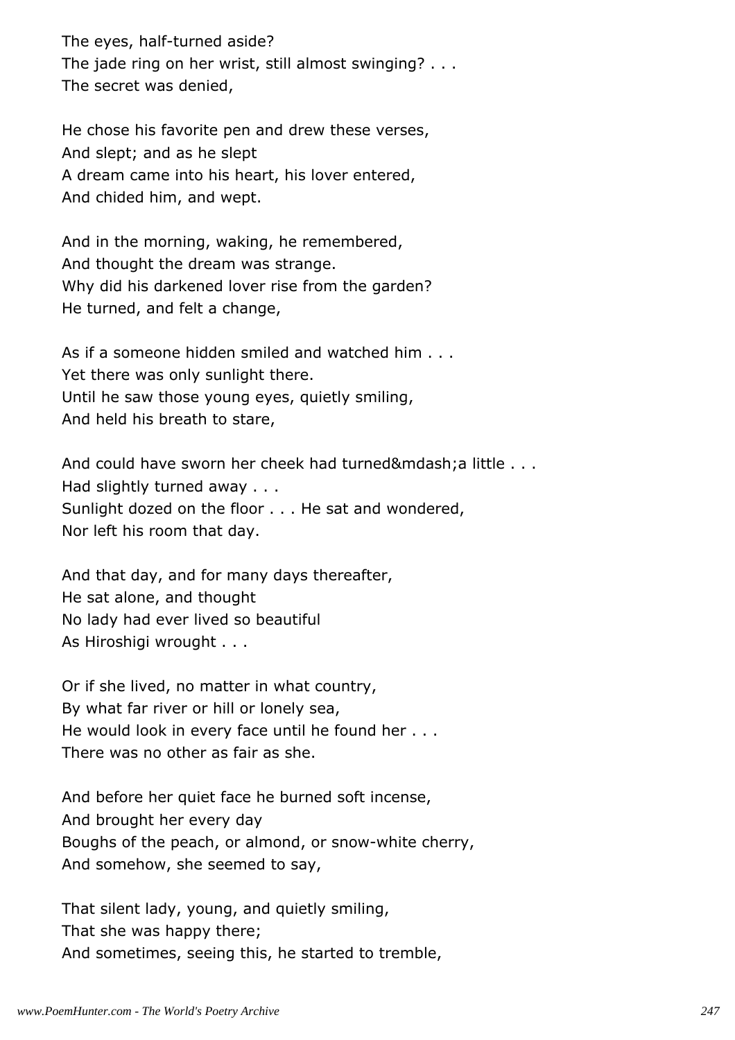The eyes, half-turned aside?
The jade ring on her wrist, still almost swinging? . . .
The secret was denied,

He chose his favorite pen and drew these verses,
And slept; and as he slept
A dream came into his heart, his lover entered,
And chided him, and wept.

And in the morning, waking, he remembered,
And thought the dream was strange.
Why did his darkened lover rise from the garden?
He turned, and felt a change,

As if a someone hidden smiled and watched him . . .
Yet there was only sunlight there.
Until he saw those young eyes, quietly smiling,
And held his breath to stare,

And could have sworn her cheek had turned&mdash;a little . . .
Had slightly turned away . . .
Sunlight dozed on the floor . . . He sat and wondered,
Nor left his room that day.

And that day, and for many days thereafter,
He sat alone, and thought
No lady had ever lived so beautiful
As Hiroshigi wrought . . .

Or if she lived, no matter in what country,
By what far river or hill or lonely sea,
He would look in every face until he found her . . .
There was no other as fair as she.

And before her quiet face he burned soft incense,
And brought her every day
Boughs of the peach, or almond, or snow-white cherry,
And somehow, she seemed to say,

That silent lady, young, and quietly smiling,
That she was happy there;
And sometimes, seeing this, he started to tremble,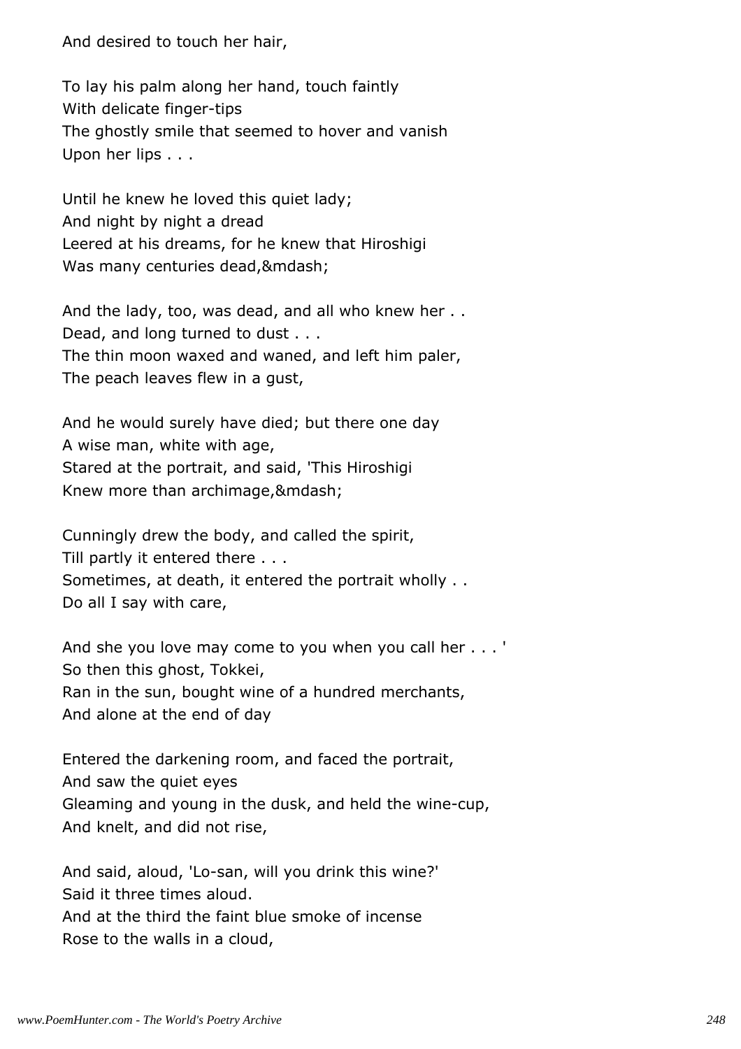And desired to touch her hair,

To lay his palm along her hand, touch faintly  
With delicate finger-tips  
The ghostly smile that seemed to hover and vanish  
Upon her lips . . .

Until he knew he loved this quiet lady;  
And night by night a dread  
Leered at his dreams, for he knew that Hiroshigi  
Was many centuries dead,&mdash;

And the lady, too, was dead, and all who knew her . .  
Dead, and long turned to dust . . .  
The thin moon waxed and waned, and left him paler,  
The peach leaves flew in a gust,

And he would surely have died; but there one day  
A wise man, white with age,  
Stared at the portrait, and said, 'This Hiroshigi  
Knew more than archimage,&mdash;

Cunningly drew the body, and called the spirit,  
Till partly it entered there . . .  
Sometimes, at death, it entered the portrait wholly . .  
Do all I say with care,

And she you love may come to you when you call her . . . '  
So then this ghost, Tokkei,  
Ran in the sun, bought wine of a hundred merchants,  
And alone at the end of day

Entered the darkening room, and faced the portrait,  
And saw the quiet eyes  
Gleaming and young in the dusk, and held the wine-cup,  
And knelt, and did not rise,

And said, aloud, 'Lo-san, will you drink this wine?'  
Said it three times aloud.  
And at the third the faint blue smoke of incense  
Rose to the walls in a cloud,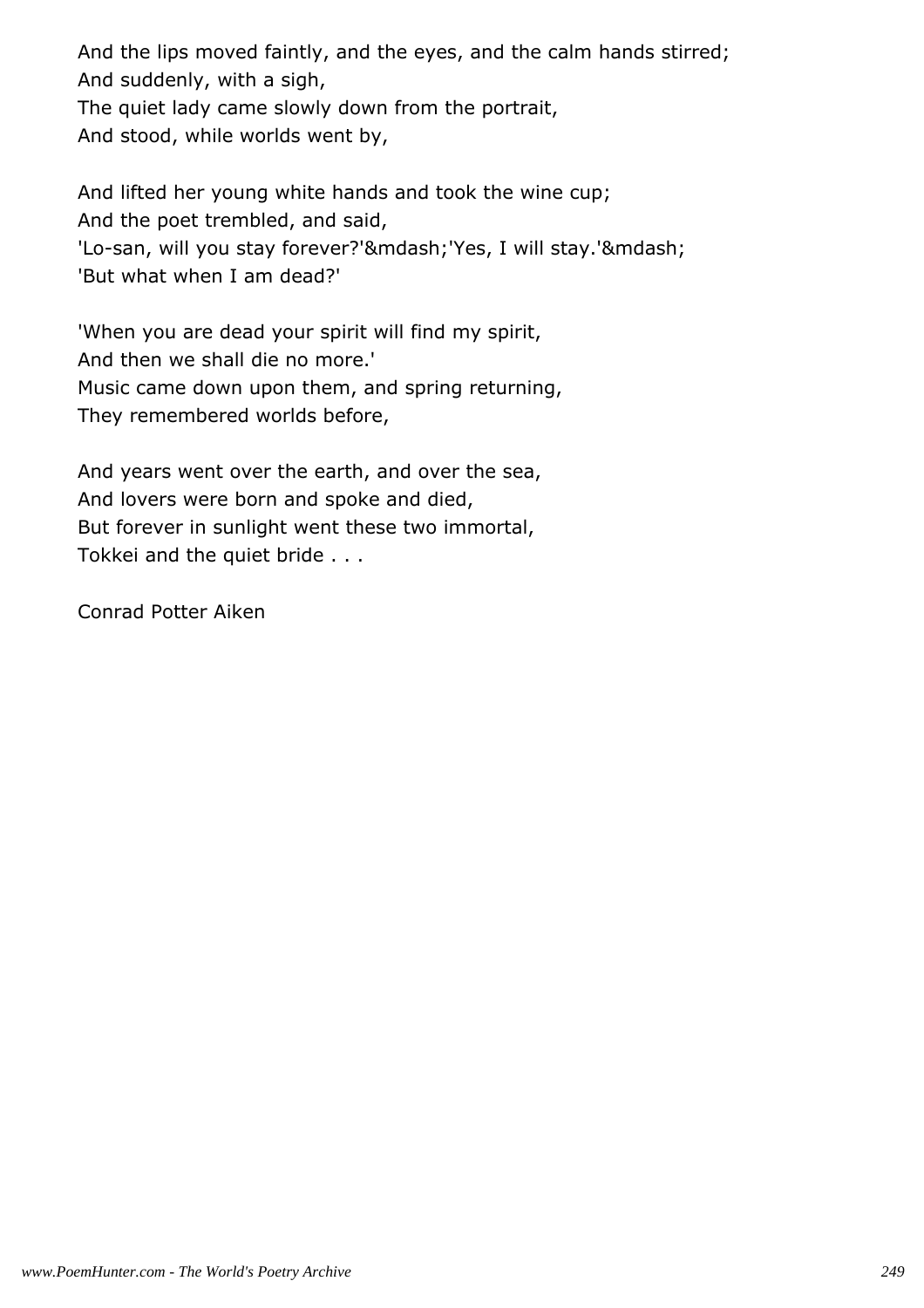And the lips moved faintly, and the eyes, and the calm hands stirred;
And suddenly, with a sigh,
The quiet lady came slowly down from the portrait,
And stood, while worlds went by,

And lifted her young white hands and took the wine cup;
And the poet trembled, and said,
'Lo-san, will you stay forever?'&mdash;'Yes, I will stay.'&mdash;
'But what when I am dead?'

'When you are dead your spirit will find my spirit,
And then we shall die no more.'
Music came down upon them, and spring returning,
They remembered worlds before,

And years went over the earth, and over the sea,
And lovers were born and spoke and died,
But forever in sunlight went these two immortal,
Tokkei and the quiet bride . . .

Conrad Potter Aiken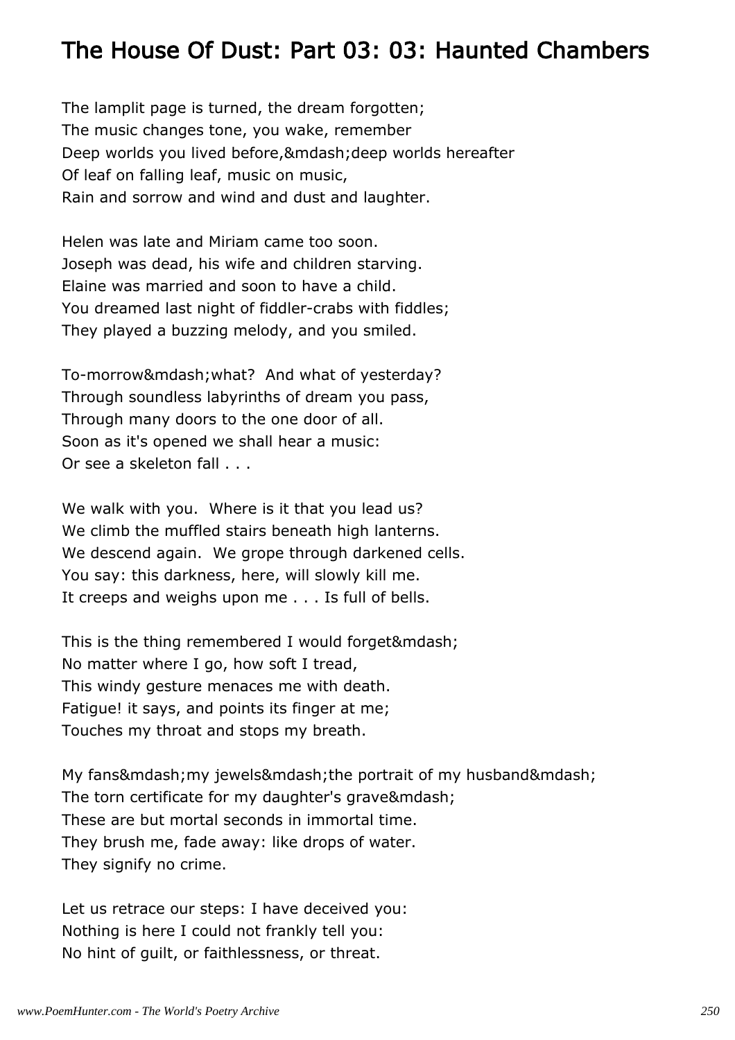# The House Of Dust: Part 03: 03: Haunted Chambers

The lamplit page is turned, the dream forgotten;  
The music changes tone, you wake, remember  
Deep worlds you lived before,&mdash;deep worlds hereafter  
Of leaf on falling leaf, music on music,  
Rain and sorrow and wind and dust and laughter.

Helen was late and Miriam came too soon.  
Joseph was dead, his wife and children starving.  
Elaine was married and soon to have a child.  
You dreamed last night of fiddler-crabs with fiddles;  
They played a buzzing melody, and you smiled.

To-morrow&mdash;what? And what of yesterday?  
Through soundless labyrinths of dream you pass,  
Through many doors to the one door of all.  
Soon as it's opened we shall hear a music:  
Or see a skeleton fall . . .

We walk with you. Where is it that you lead us?  
We climb the muffled stairs beneath high lanterns.  
We descend again. We grope through darkened cells.  
You say: this darkness, here, will slowly kill me.  
It creeps and weighs upon me . . . Is full of bells.

This is the thing remembered I would forget&mdash;  
No matter where I go, how soft I tread,  
This windy gesture menaces me with death.  
Fatigue! it says, and points its finger at me;  
Touches my throat and stops my breath.

My fans&mdash;my jewels&mdash;the portrait of my husband&mdash;  
The torn certificate for my daughter's grave&mdash;  
These are but mortal seconds in immortal time.  
They brush me, fade away: like drops of water.  
They signify no crime.

Let us retrace our steps: I have deceived you:  
Nothing is here I could not frankly tell you:  
No hint of guilt, or faithlessness, or threat.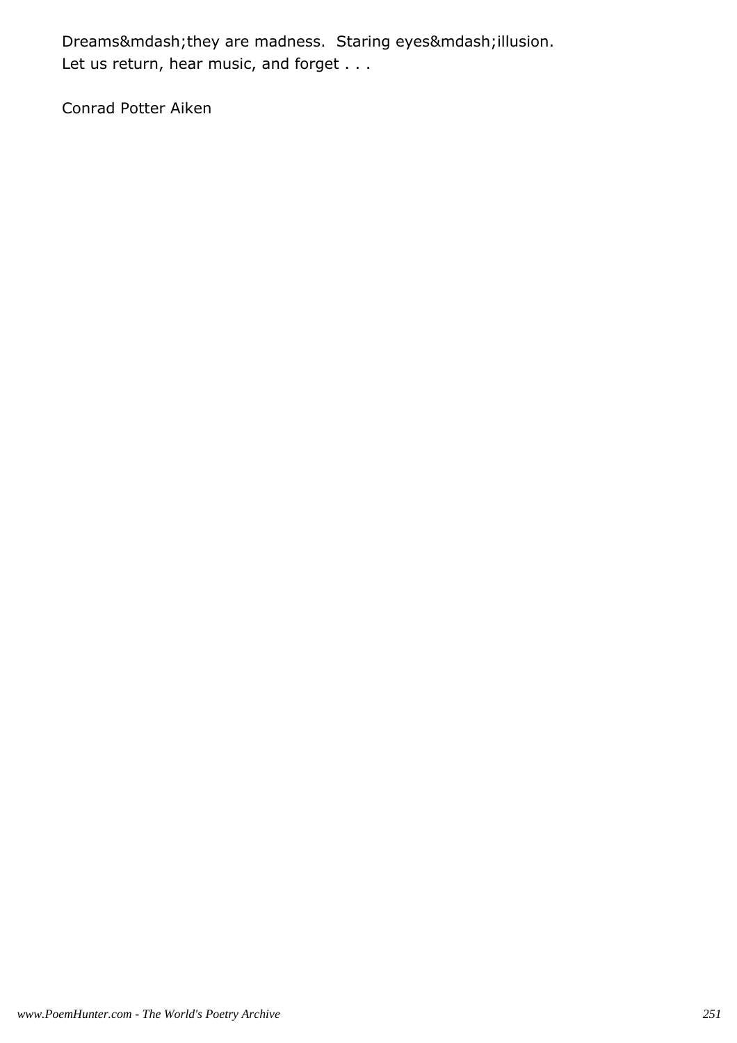Dreams&mdash;they are madness.  Staring eyes&mdash;illusion.
Let us return, hear music, and forget . . .

Conrad Potter Aiken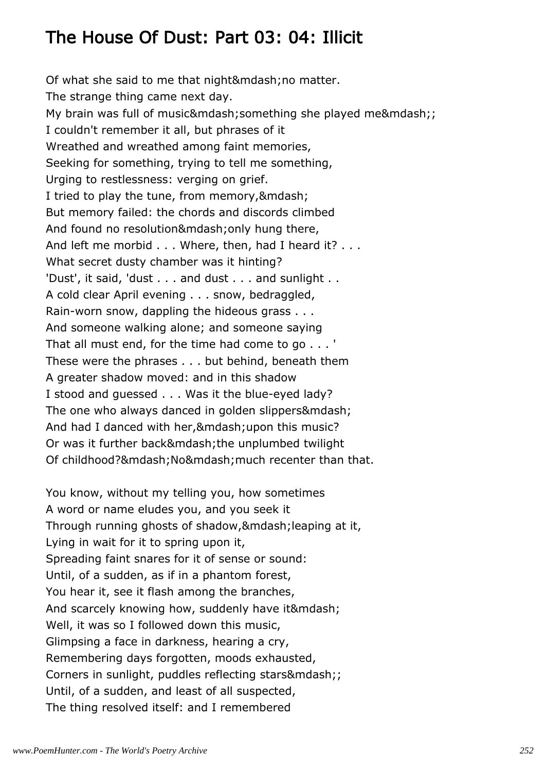# The House Of Dust: Part 03: 04: Illicit

Of what she said to me that night&mdash;no matter.
The strange thing came next day.
My brain was full of music&mdash;something she played me&mdash;;
I couldn't remember it all, but phrases of it
Wreathed and wreathed among faint memories,
Seeking for something, trying to tell me something,
Urging to restlessness: verging on grief.
I tried to play the tune, from memory,&mdash;
But memory failed: the chords and discords climbed
And found no resolution&mdash;only hung there,
And left me morbid . . . Where, then, had I heard it? . . .
What secret dusty chamber was it hinting?
'Dust', it said, 'dust . . . and dust . . . and sunlight . .
A cold clear April evening . . . snow, bedraggled,
Rain-worn snow, dappling the hideous grass . . .
And someone walking alone; and someone saying
That all must end, for the time had come to go . . . '
These were the phrases . . . but behind, beneath them
A greater shadow moved: and in this shadow
I stood and guessed . . . Was it the blue-eyed lady?
The one who always danced in golden slippers&mdash;
And had I danced with her,&mdash;upon this music?
Or was it further back&mdash;the unplumbed twilight
Of childhood?&mdash;No&mdash;much recenter than that.

You know, without my telling you, how sometimes
A word or name eludes you, and you seek it
Through running ghosts of shadow,&mdash;leaping at it,
Lying in wait for it to spring upon it,
Spreading faint snares for it of sense or sound:
Until, of a sudden, as if in a phantom forest,
You hear it, see it flash among the branches,
And scarcely knowing how, suddenly have it&mdash;
Well, it was so I followed down this music,
Glimpsing a face in darkness, hearing a cry,
Remembering days forgotten, moods exhausted,
Corners in sunlight, puddles reflecting stars&mdash;;
Until, of a sudden, and least of all suspected,
The thing resolved itself: and I remembered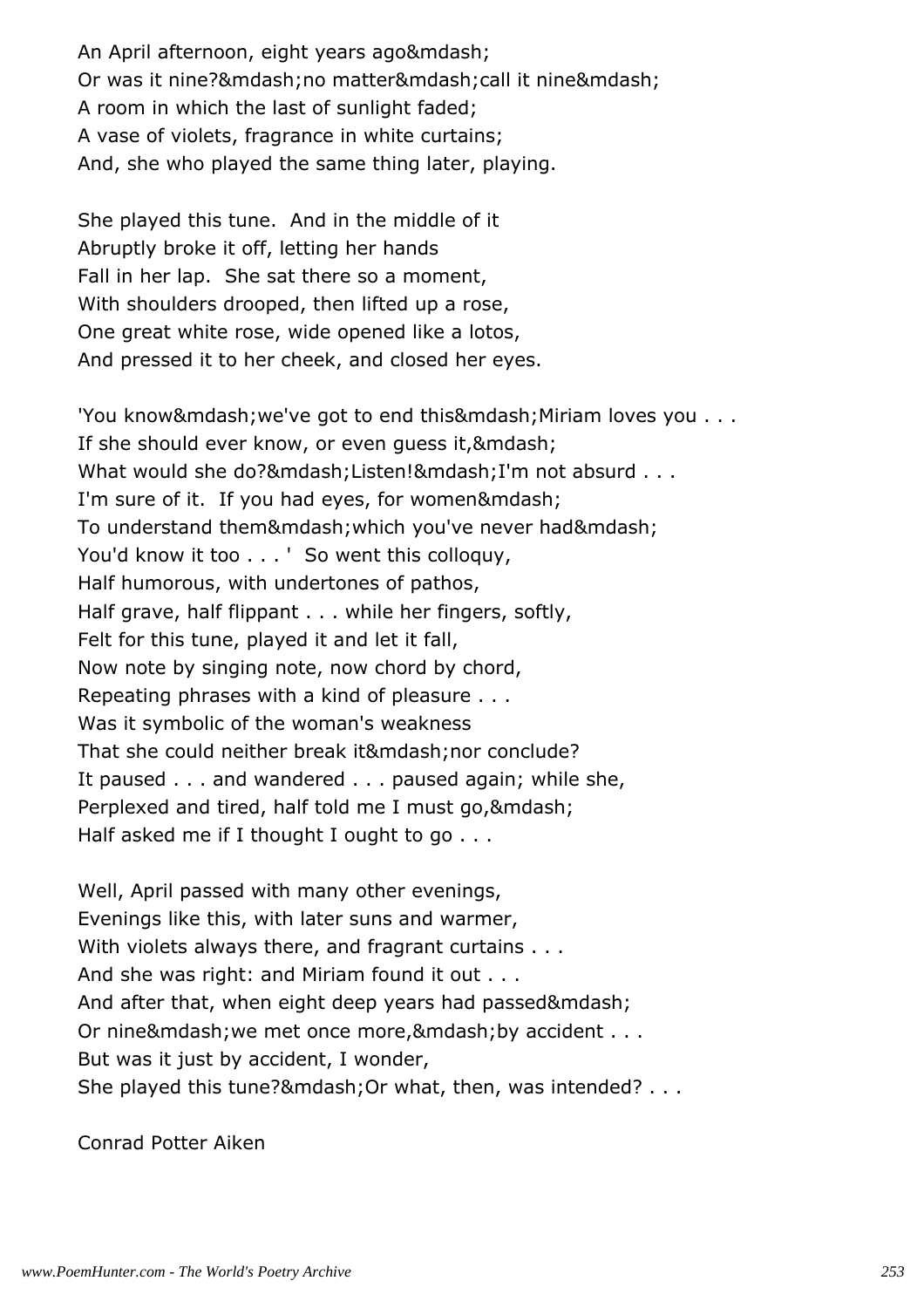An April afternoon, eight years ago&mdash;
Or was it nine?&mdash;no matter&mdash;call it nine&mdash;
A room in which the last of sunlight faded;
A vase of violets, fragrance in white curtains;
And, she who played the same thing later, playing.

She played this tune. And in the middle of it
Abruptly broke it off, letting her hands
Fall in her lap. She sat there so a moment,
With shoulders drooped, then lifted up a rose,
One great white rose, wide opened like a lotos,
And pressed it to her cheek, and closed her eyes.

'You know&mdash;we've got to end this&mdash;Miriam loves you . . .
If she should ever know, or even guess it,&mdash;
What would she do?&mdash;Listen!&mdash;I'm not absurd . . .
I'm sure of it. If you had eyes, for women&mdash;
To understand them&mdash;which you've never had&mdash;
You'd know it too . . . ' So went this colloquy,
Half humorous, with undertones of pathos,
Half grave, half flippant . . . while her fingers, softly,
Felt for this tune, played it and let it fall,
Now note by singing note, now chord by chord,
Repeating phrases with a kind of pleasure . . .
Was it symbolic of the woman's weakness
That she could neither break it&mdash;nor conclude?
It paused . . . and wandered . . . paused again; while she,
Perplexed and tired, half told me I must go,&mdash;
Half asked me if I thought I ought to go . . .

Well, April passed with many other evenings,
Evenings like this, with later suns and warmer,
With violets always there, and fragrant curtains . . .
And she was right: and Miriam found it out . . .
And after that, when eight deep years had passed&mdash;
Or nine&mdash;we met once more,&mdash;by accident . . .
But was it just by accident, I wonder,
She played this tune?&mdash;Or what, then, was intended? . . .

Conrad Potter Aiken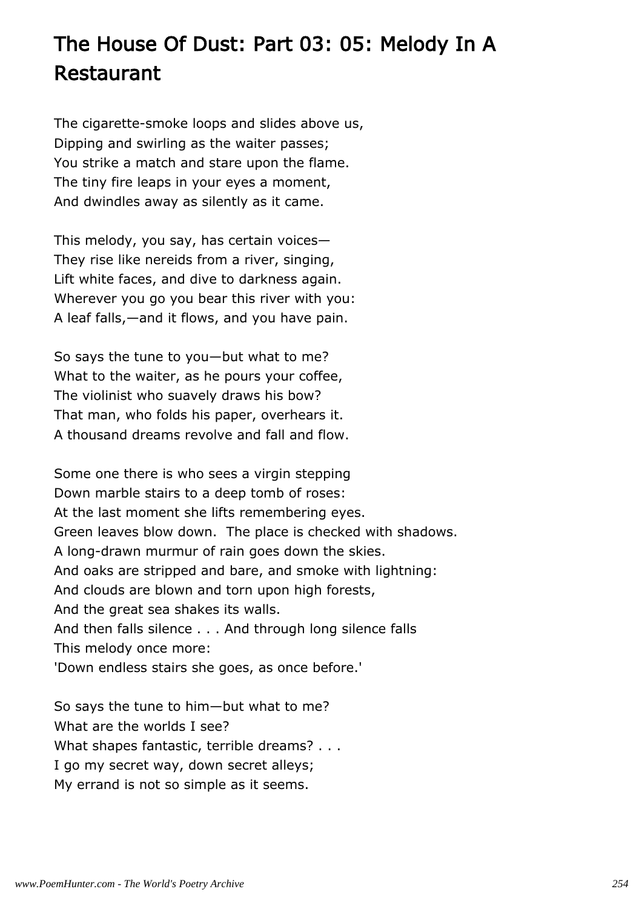# The House Of Dust: Part 03: 05: Melody In A Restaurant

The cigarette-smoke loops and slides above us,  
Dipping and swirling as the waiter passes;  
You strike a match and stare upon the flame.  
The tiny fire leaps in your eyes a moment,  
And dwindles away as silently as it came.

This melody, you say, has certain voices—  
They rise like nereids from a river, singing,  
Lift white faces, and dive to darkness again.  
Wherever you go you bear this river with you:  
A leaf falls,—and it flows, and you have pain.

So says the tune to you—but what to me?  
What to the waiter, as he pours your coffee,  
The violinist who suavely draws his bow?  
That man, who folds his paper, overhears it.  
A thousand dreams revolve and fall and flow.

Some one there is who sees a virgin stepping  
Down marble stairs to a deep tomb of roses:  
At the last moment she lifts remembering eyes.  
Green leaves blow down. The place is checked with shadows.  
A long-drawn murmur of rain goes down the skies.  
And oaks are stripped and bare, and smoke with lightning:  
And clouds are blown and torn upon high forests,  
And the great sea shakes its walls.  
And then falls silence . . . And through long silence falls  
This melody once more:  
'Down endless stairs she goes, as once before.'

So says the tune to him—but what to me?  
What are the worlds I see?  
What shapes fantastic, terrible dreams? . . .  
I go my secret way, down secret alleys;  
My errand is not so simple as it seems.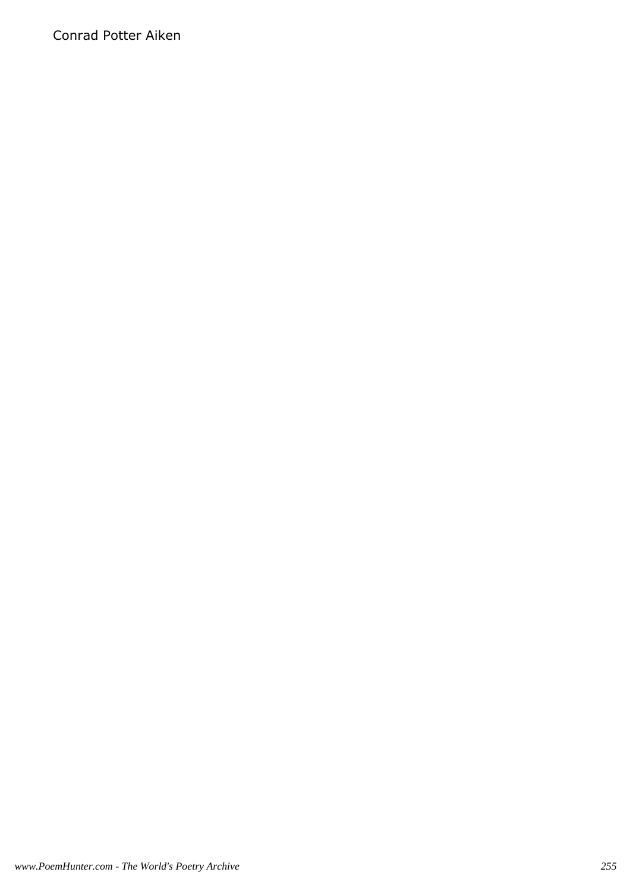Conrad Potter Aiken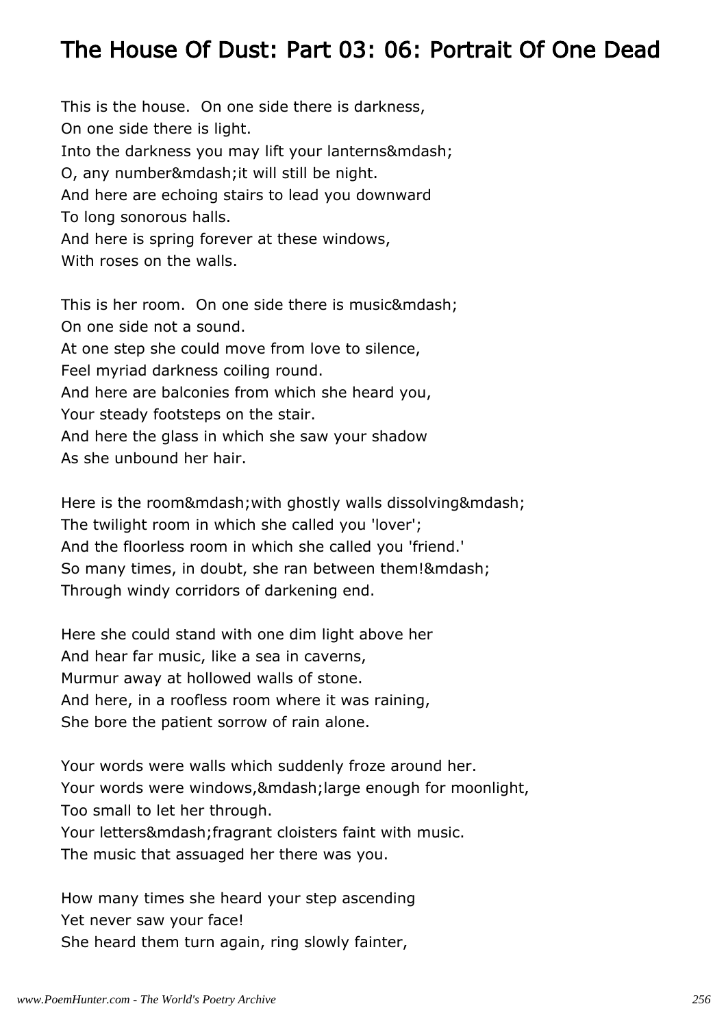# The House Of Dust: Part 03: 06: Portrait Of One Dead

This is the house.  On one side there is darkness,  
On one side there is light.  
Into the darkness you may lift your lanterns&mdash;  
O, any number&mdash;it will still be night.  
And here are echoing stairs to lead you downward  
To long sonorous halls.  
And here is spring forever at these windows,  
With roses on the walls.

This is her room.  On one side there is music&mdash;  
On one side not a sound.  
At one step she could move from love to silence,  
Feel myriad darkness coiling round.  
And here are balconies from which she heard you,  
Your steady footsteps on the stair.  
And here the glass in which she saw your shadow  
As she unbound her hair.

Here is the room&mdash;with ghostly walls dissolving&mdash;  
The twilight room in which she called you 'lover';  
And the floorless room in which she called you 'friend.'  
So many times, in doubt, she ran between them!&mdash;  
Through windy corridors of darkening end.

Here she could stand with one dim light above her  
And hear far music, like a sea in caverns,  
Murmur away at hollowed walls of stone.  
And here, in a roofless room where it was raining,  
She bore the patient sorrow of rain alone.

Your words were walls which suddenly froze around her.  
Your words were windows,&mdash;large enough for moonlight,  
Too small to let her through.  
Your letters&mdash;fragrant cloisters faint with music.  
The music that assuaged her there was you.

How many times she heard your step ascending  
Yet never saw your face!  
She heard them turn again, ring slowly fainter,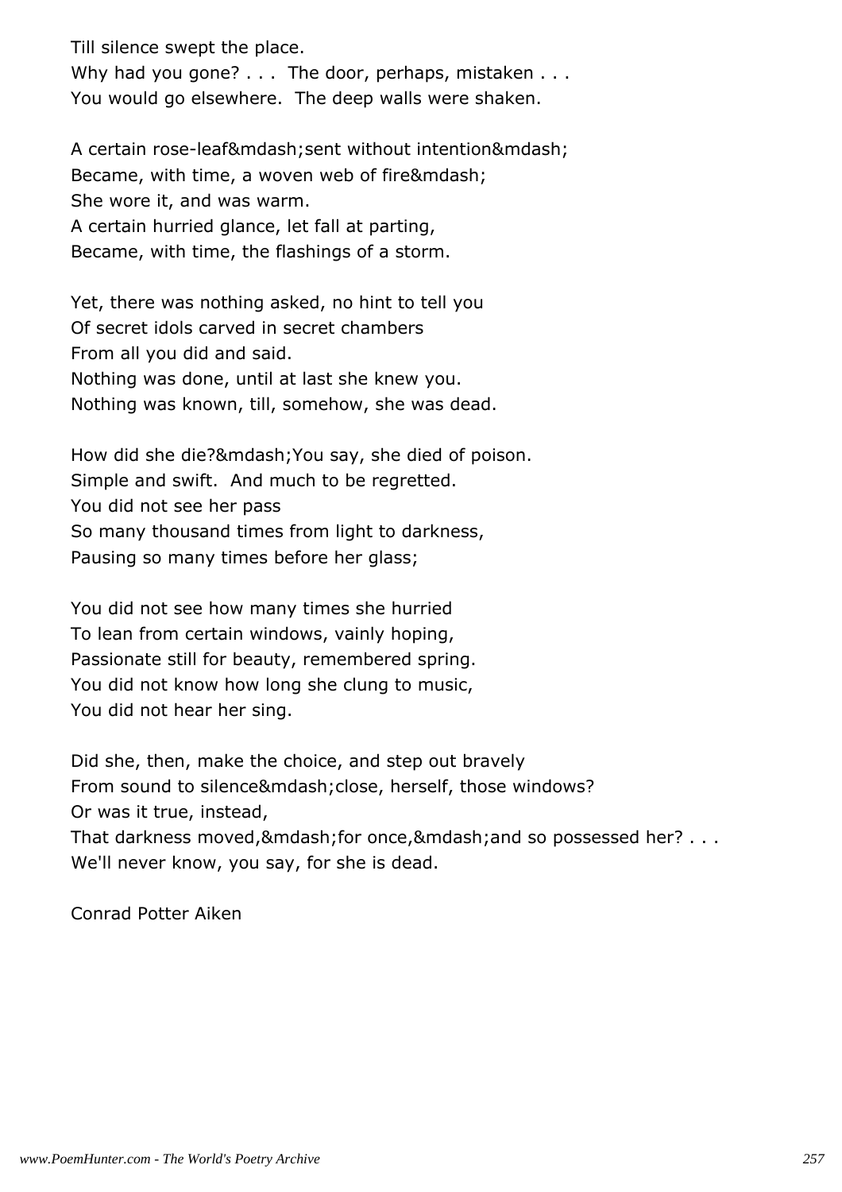Till silence swept the place.
Why had you gone? . . . The door, perhaps, mistaken . . .
You would go elsewhere. The deep walls were shaken.

A certain rose-leaf&mdash;sent without intention&mdash;
Became, with time, a woven web of fire&mdash;
She wore it, and was warm.
A certain hurried glance, let fall at parting,
Became, with time, the flashings of a storm.

Yet, there was nothing asked, no hint to tell you
Of secret idols carved in secret chambers
From all you did and said.
Nothing was done, until at last she knew you.
Nothing was known, till, somehow, she was dead.

How did she die?&mdash;You say, she died of poison.
Simple and swift. And much to be regretted.
You did not see her pass
So many thousand times from light to darkness,
Pausing so many times before her glass;

You did not see how many times she hurried
To lean from certain windows, vainly hoping,
Passionate still for beauty, remembered spring.
You did not know how long she clung to music,
You did not hear her sing.

Did she, then, make the choice, and step out bravely
From sound to silence&mdash;close, herself, those windows?
Or was it true, instead,
That darkness moved,&mdash;for once,&mdash;and so possessed her? . . .
We'll never know, you say, for she is dead.

Conrad Potter Aiken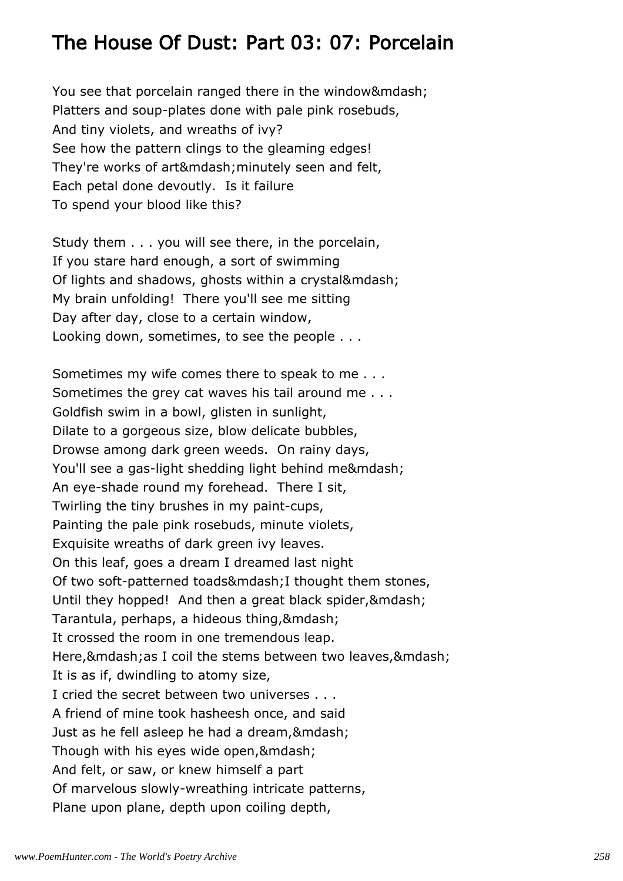## The House Of Dust: Part 03: 07: Porcelain

You see that porcelain ranged there in the window&mdash;
Platters and soup-plates done with pale pink rosebuds,
And tiny violets, and wreaths of ivy?
See how the pattern clings to the gleaming edges!
They're works of art&mdash;minutely seen and felt,
Each petal done devoutly. Is it failure
To spend your blood like this?

Study them . . . you will see there, in the porcelain,
If you stare hard enough, a sort of swimming
Of lights and shadows, ghosts within a crystal&mdash;
My brain unfolding! There you'll see me sitting
Day after day, close to a certain window,
Looking down, sometimes, to see the people . . .

Sometimes my wife comes there to speak to me . . .
Sometimes the grey cat waves his tail around me . . .
Goldfish swim in a bowl, glisten in sunlight,
Dilate to a gorgeous size, blow delicate bubbles,
Drowse among dark green weeds. On rainy days,
You'll see a gas-light shedding light behind me&mdash;
An eye-shade round my forehead. There I sit,
Twirling the tiny brushes in my paint-cups,
Painting the pale pink rosebuds, minute violets,
Exquisite wreaths of dark green ivy leaves.
On this leaf, goes a dream I dreamed last night
Of two soft-patterned toads&mdash;I thought them stones,
Until they hopped! And then a great black spider,&mdash;
Tarantula, perhaps, a hideous thing,&mdash;
It crossed the room in one tremendous leap.
Here,&mdash;as I coil the stems between two leaves,&mdash;
It is as if, dwindling to atomy size,
I cried the secret between two universes . . .
A friend of mine took hasheesh once, and said
Just as he fell asleep he had a dream,&mdash;
Though with his eyes wide open,&mdash;
And felt, or saw, or knew himself a part
Of marvelous slowly-wreathing intricate patterns,
Plane upon plane, depth upon coiling depth,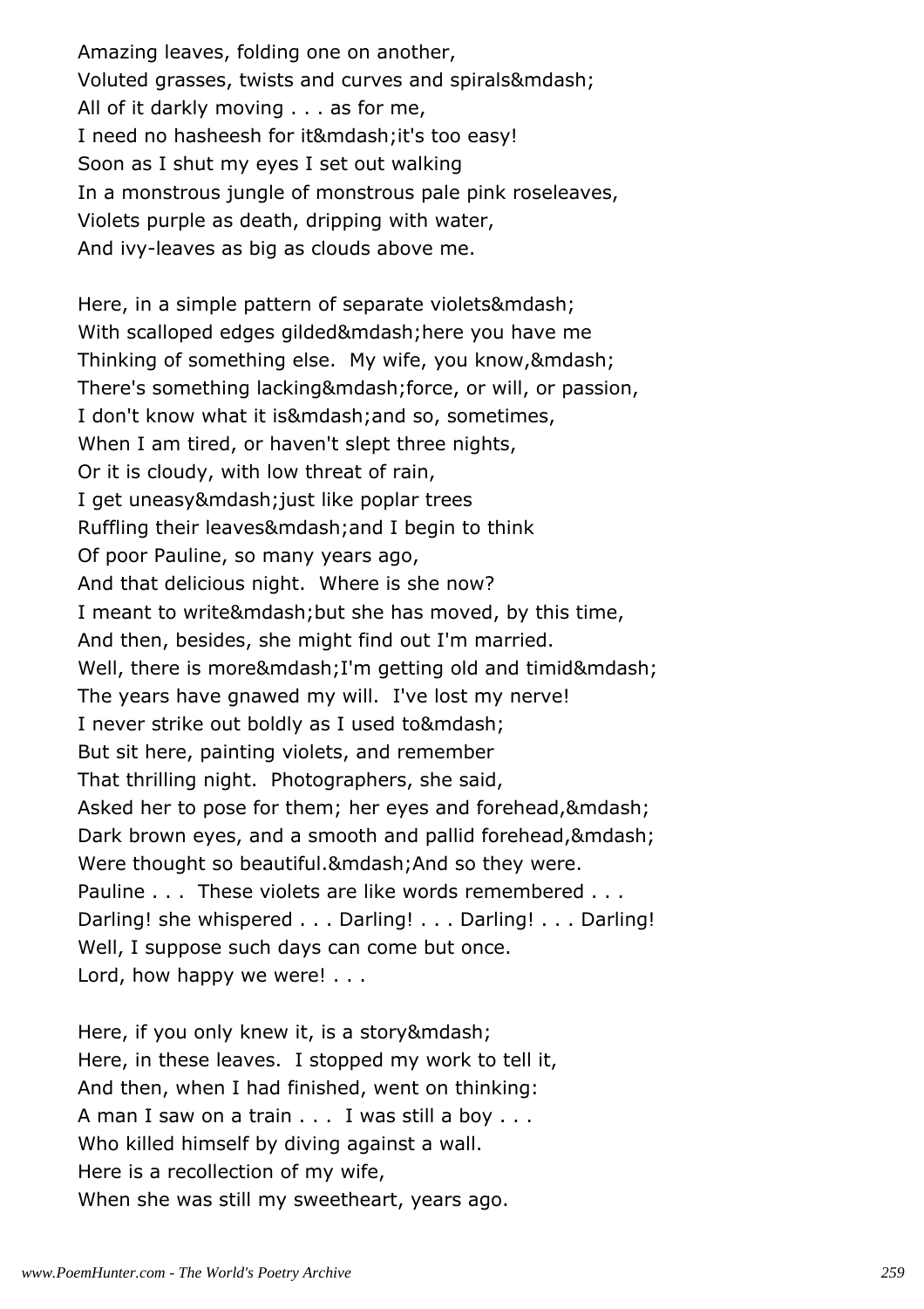Amazing leaves, folding one on another,
Voluted grasses, twists and curves and spirals&mdash;
All of it darkly moving . . . as for me,
I need no hasheesh for it&mdash;it's too easy!
Soon as I shut my eyes I set out walking
In a monstrous jungle of monstrous pale pink roseleaves,
Violets purple as death, dripping with water,
And ivy-leaves as big as clouds above me.

Here, in a simple pattern of separate violets&mdash;
With scalloped edges gilded&mdash;here you have me
Thinking of something else. My wife, you know,&mdash;
There's something lacking&mdash;force, or will, or passion,
I don't know what it is&mdash;and so, sometimes,
When I am tired, or haven't slept three nights,
Or it is cloudy, with low threat of rain,
I get uneasy&mdash;just like poplar trees
Ruffling their leaves&mdash;and I begin to think
Of poor Pauline, so many years ago,
And that delicious night. Where is she now?
I meant to write&mdash;but she has moved, by this time,
And then, besides, she might find out I'm married.
Well, there is more&mdash;I'm getting old and timid&mdash;
The years have gnawed my will. I've lost my nerve!
I never strike out boldly as I used to&mdash;
But sit here, painting violets, and remember
That thrilling night. Photographers, she said,
Asked her to pose for them; her eyes and forehead,&mdash;
Dark brown eyes, and a smooth and pallid forehead,&mdash;
Were thought so beautiful.&mdash;And so they were.
Pauline . . . These violets are like words remembered . . .
Darling! she whispered . . . Darling! . . . Darling! . . . Darling!
Well, I suppose such days can come but once.
Lord, how happy we were! . . .

Here, if you only knew it, is a story&mdash;
Here, in these leaves. I stopped my work to tell it,
And then, when I had finished, went on thinking:
A man I saw on a train . . . I was still a boy . . .
Who killed himself by diving against a wall.
Here is a recollection of my wife,
When she was still my sweetheart, years ago.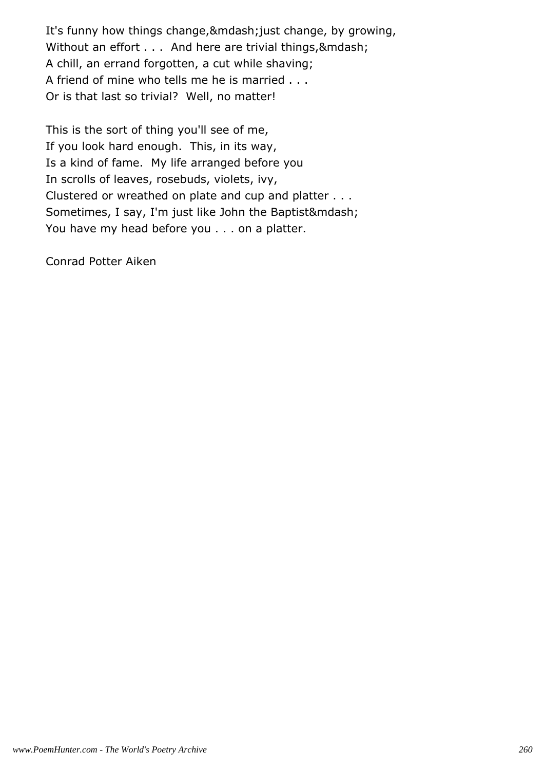It's funny how things change,&mdash;just change, by growing,
Without an effort . . . And here are trivial things,&mdash;
A chill, an errand forgotten, a cut while shaving;
A friend of mine who tells me he is married . . .
Or is that last so trivial? Well, no matter!

This is the sort of thing you'll see of me,
If you look hard enough. This, in its way,
Is a kind of fame. My life arranged before you
In scrolls of leaves, rosebuds, violets, ivy,
Clustered or wreathed on plate and cup and platter . . .
Sometimes, I say, I'm just like John the Baptist&mdash;
You have my head before you . . . on a platter.

Conrad Potter Aiken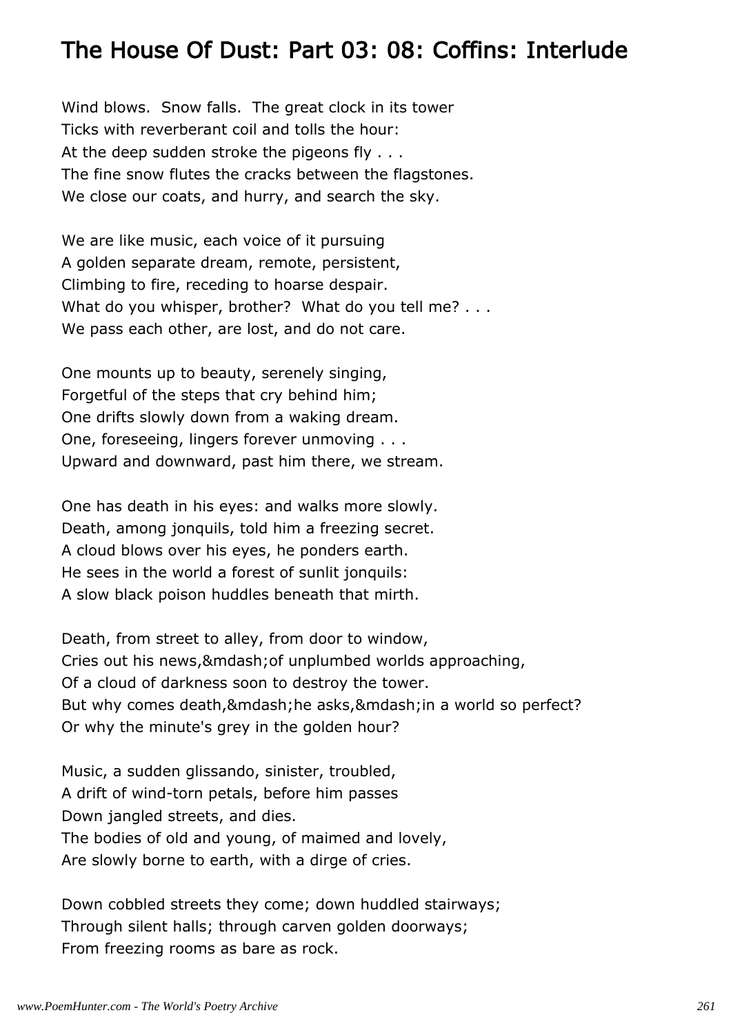## The House Of Dust: Part 03: 08: Coffins: Interlude

Wind blows. Snow falls. The great clock in its tower
Ticks with reverberant coil and tolls the hour:
At the deep sudden stroke the pigeons fly . . .
The fine snow flutes the cracks between the flagstones.
We close our coats, and hurry, and search the sky.

We are like music, each voice of it pursuing
A golden separate dream, remote, persistent,
Climbing to fire, receding to hoarse despair.
What do you whisper, brother? What do you tell me? . . .
We pass each other, are lost, and do not care.

One mounts up to beauty, serenely singing,
Forgetful of the steps that cry behind him;
One drifts slowly down from a waking dream.
One, foreseeing, lingers forever unmoving . . .
Upward and downward, past him there, we stream.

One has death in his eyes: and walks more slowly.
Death, among jonquils, told him a freezing secret.
A cloud blows over his eyes, he ponders earth.
He sees in the world a forest of sunlit jonquils:
A slow black poison huddles beneath that mirth.

Death, from street to alley, from door to window,
Cries out his news,&mdash;of unplumbed worlds approaching,
Of a cloud of darkness soon to destroy the tower.
But why comes death,&mdash;he asks,&mdash;in a world so perfect?
Or why the minute's grey in the golden hour?

Music, a sudden glissando, sinister, troubled,
A drift of wind-torn petals, before him passes
Down jangled streets, and dies.
The bodies of old and young, of maimed and lovely,
Are slowly borne to earth, with a dirge of cries.

Down cobbled streets they come; down huddled stairways;
Through silent halls; through carven golden doorways;
From freezing rooms as bare as rock.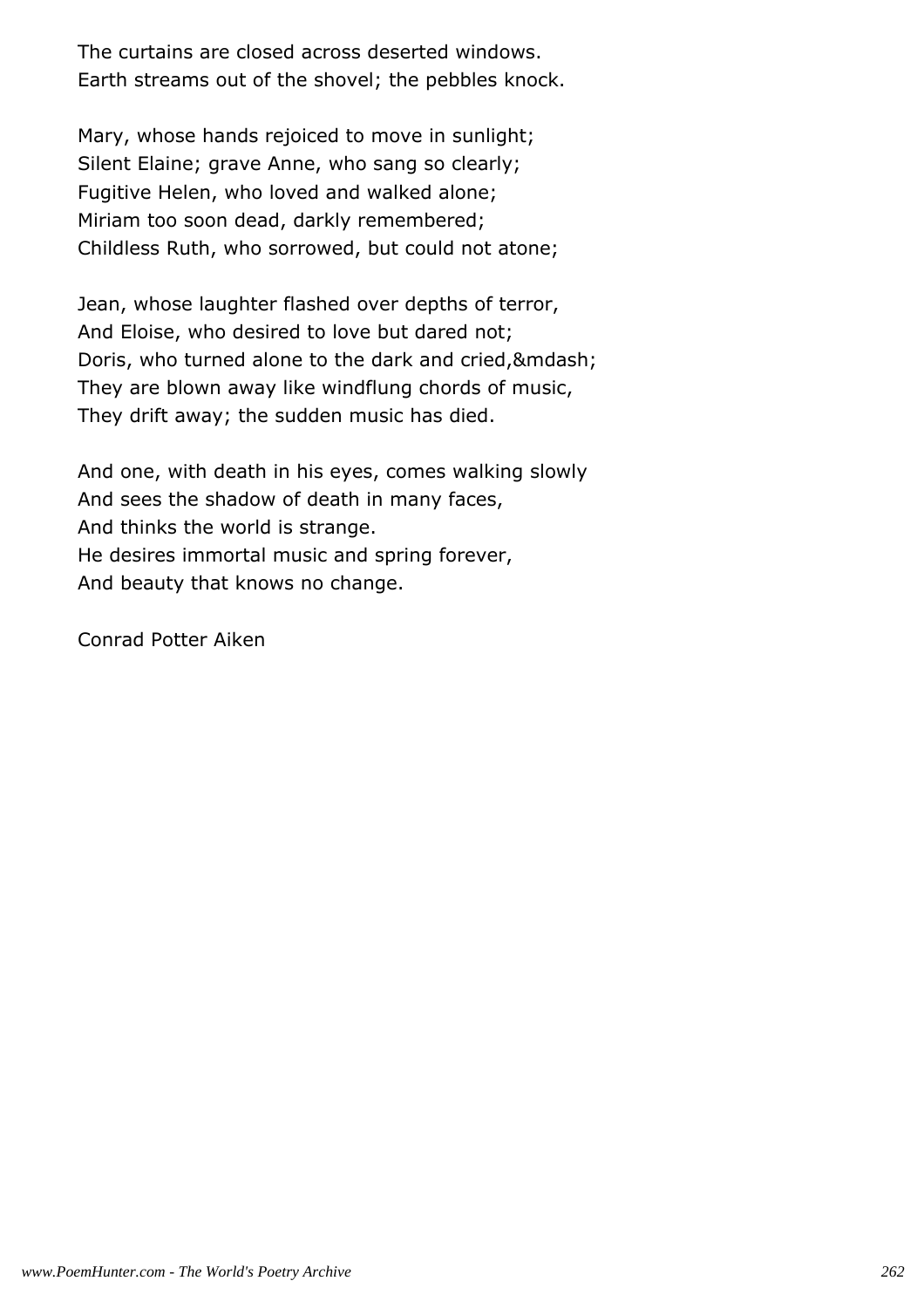The curtains are closed across deserted windows.  
Earth streams out of the shovel; the pebbles knock.

Mary, whose hands rejoiced to move in sunlight;  
Silent Elaine; grave Anne, who sang so clearly;  
Fugitive Helen, who loved and walked alone;  
Miriam too soon dead, darkly remembered;  
Childless Ruth, who sorrowed, but could not atone;

Jean, whose laughter flashed over depths of terror,  
And Eloise, who desired to love but dared not;  
Doris, who turned alone to the dark and cried,&mdash;  
They are blown away like windflung chords of music,  
They drift away; the sudden music has died.

And one, with death in his eyes, comes walking slowly  
And sees the shadow of death in many faces,  
And thinks the world is strange.  
He desires immortal music and spring forever,  
And beauty that knows no change.

Conrad Potter Aiken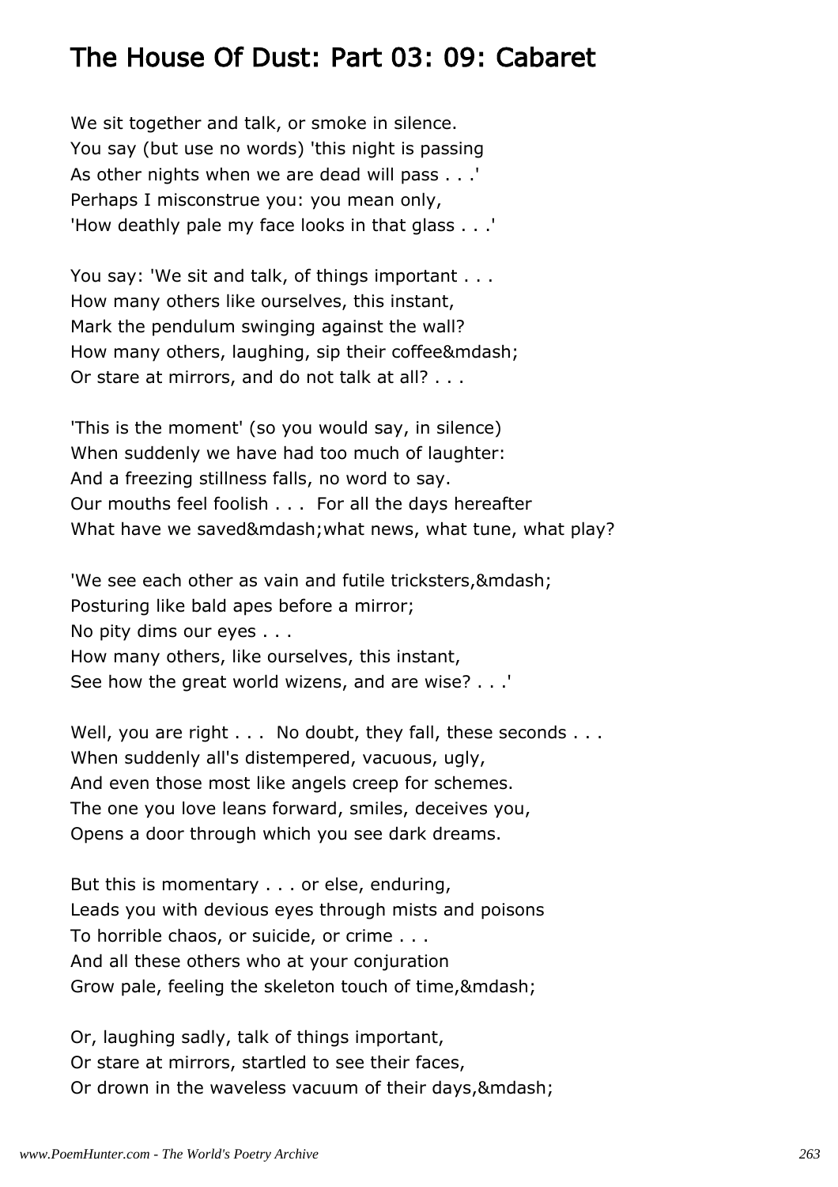# The House Of Dust: Part 03: 09: Cabaret

We sit together and talk, or smoke in silence.
You say (but use no words) 'this night is passing
As other nights when we are dead will pass . . .'
Perhaps I misconstrue you: you mean only,
'How deathly pale my face looks in that glass . . .'

You say: 'We sit and talk, of things important . . .
How many others like ourselves, this instant,
Mark the pendulum swinging against the wall?
How many others, laughing, sip their coffee&mdash;
Or stare at mirrors, and do not talk at all? . . .

'This is the moment' (so you would say, in silence)
When suddenly we have had too much of laughter:
And a freezing stillness falls, no word to say.
Our mouths feel foolish . . .  For all the days hereafter
What have we saved&mdash;what news, what tune, what play?

'We see each other as vain and futile tricksters,&mdash;
Posturing like bald apes before a mirror;
No pity dims our eyes . . .
How many others, like ourselves, this instant,
See how the great world wizens, and are wise? . . .'

Well, you are right . . .  No doubt, they fall, these seconds . . .
When suddenly all's distempered, vacuous, ugly,
And even those most like angels creep for schemes.
The one you love leans forward, smiles, deceives you,
Opens a door through which you see dark dreams.

But this is momentary . . . or else, enduring,
Leads you with devious eyes through mists and poisons
To horrible chaos, or suicide, or crime . . .
And all these others who at your conjuration
Grow pale, feeling the skeleton touch of time,&mdash;

Or, laughing sadly, talk of things important,
Or stare at mirrors, startled to see their faces,
Or drown in the waveless vacuum of their days,&mdash;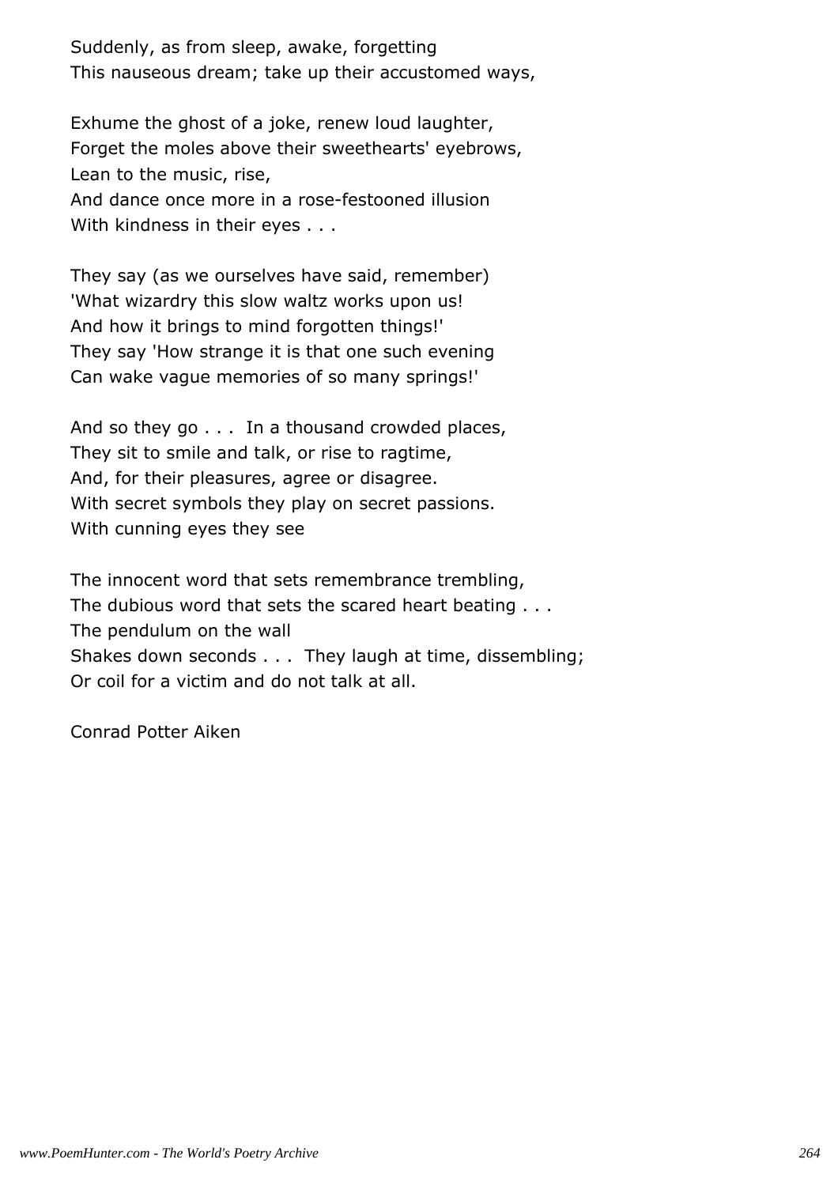Suddenly, as from sleep, awake, forgetting
This nauseous dream; take up their accustomed ways,

Exhume the ghost of a joke, renew loud laughter,
Forget the moles above their sweethearts' eyebrows,
Lean to the music, rise,
And dance once more in a rose-festooned illusion
With kindness in their eyes . . .

They say (as we ourselves have said, remember)
'What wizardry this slow waltz works upon us!
And how it brings to mind forgotten things!'
They say 'How strange it is that one such evening
Can wake vague memories of so many springs!'

And so they go . . . In a thousand crowded places,
They sit to smile and talk, or rise to ragtime,
And, for their pleasures, agree or disagree.
With secret symbols they play on secret passions.
With cunning eyes they see

The innocent word that sets remembrance trembling,
The dubious word that sets the scared heart beating . . .
The pendulum on the wall
Shakes down seconds . . . They laugh at time, dissembling;
Or coil for a victim and do not talk at all.

Conrad Potter Aiken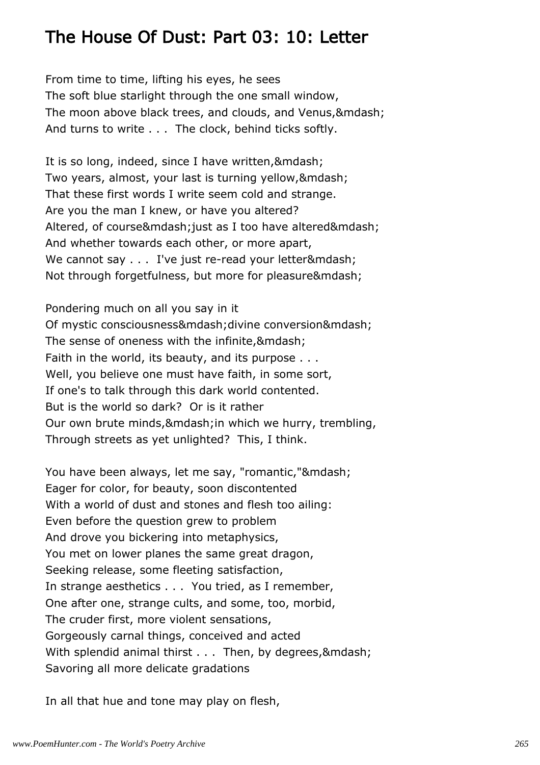# The House Of Dust: Part 03: 10: Letter

From time to time, lifting his eyes, he sees
The soft blue starlight through the one small window,
The moon above black trees, and clouds, and Venus,&mdash;
And turns to write . . .  The clock, behind ticks softly.

It is so long, indeed, since I have written,&mdash;
Two years, almost, your last is turning yellow,&mdash;
That these first words I write seem cold and strange.
Are you the man I knew, or have you altered?
Altered, of course&mdash;just as I too have altered&mdash;
And whether towards each other, or more apart,
We cannot say . . .  I've just re-read your letter&mdash;
Not through forgetfulness, but more for pleasure&mdash;

Pondering much on all you say in it
Of mystic consciousness&mdash;divine conversion&mdash;
The sense of oneness with the infinite,&mdash;
Faith in the world, its beauty, and its purpose . . .
Well, you believe one must have faith, in some sort,
If one's to talk through this dark world contented.
But is the world so dark?  Or is it rather
Our own brute minds,&mdash;in which we hurry, trembling,
Through streets as yet unlighted?  This, I think.

You have been always, let me say, "romantic,"&mdash;
Eager for color, for beauty, soon discontented
With a world of dust and stones and flesh too ailing:
Even before the question grew to problem
And drove you bickering into metaphysics,
You met on lower planes the same great dragon,
Seeking release, some fleeting satisfaction,
In strange aesthetics . . .  You tried, as I remember,
One after one, strange cults, and some, too, morbid,
The cruder first, more violent sensations,
Gorgeously carnal things, conceived and acted
With splendid animal thirst . . .  Then, by degrees,&mdash;
Savoring all more delicate gradations

In all that hue and tone may play on flesh,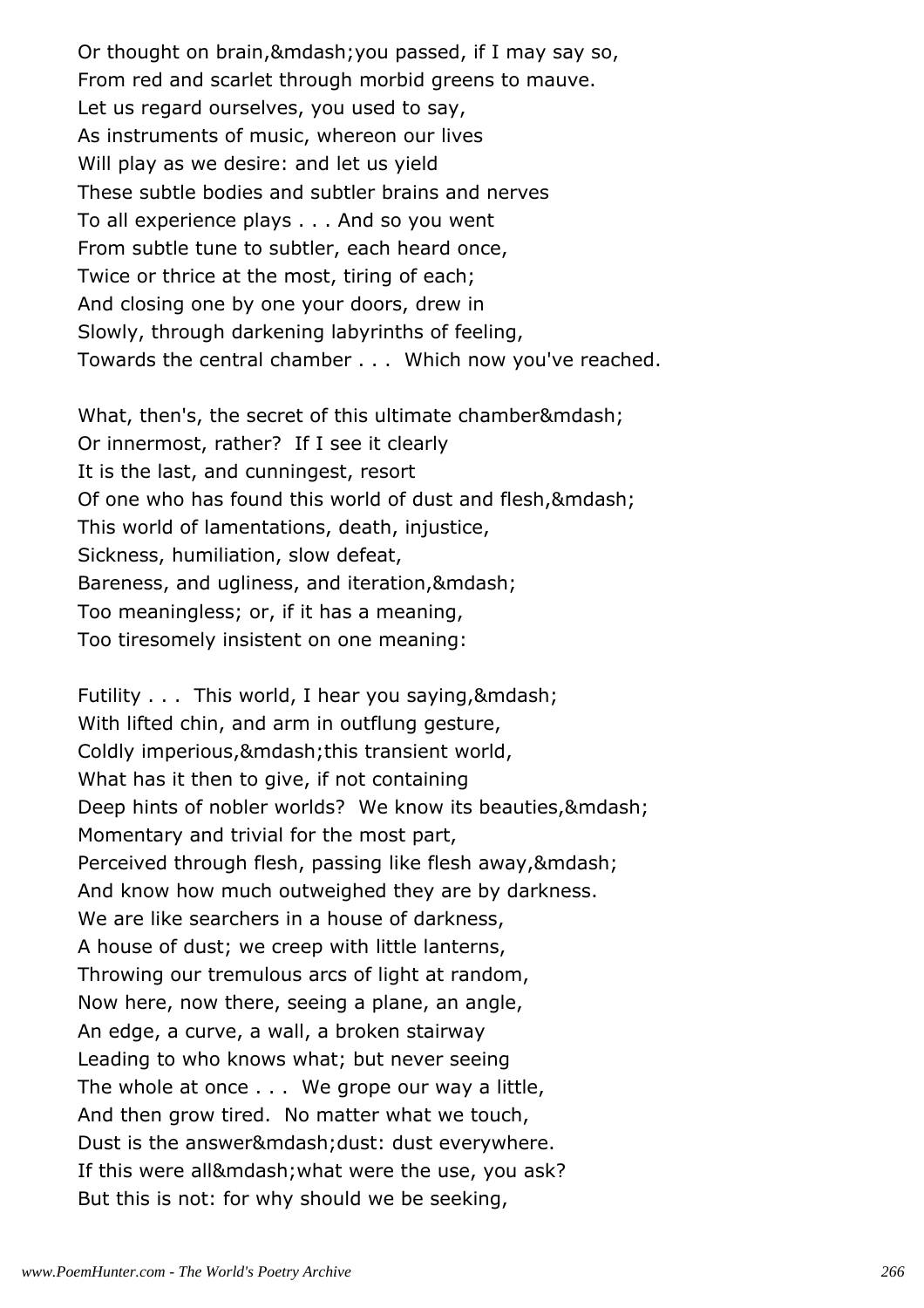Or thought on brain,&mdash;you passed, if I may say so,
From red and scarlet through morbid greens to mauve.
Let us regard ourselves, you used to say,
As instruments of music, whereon our lives
Will play as we desire: and let us yield
These subtle bodies and subtler brains and nerves
To all experience plays . . . And so you went
From subtle tune to subtler, each heard once,
Twice or thrice at the most, tiring of each;
And closing one by one your doors, drew in
Slowly, through darkening labyrinths of feeling,
Towards the central chamber . . .  Which now you've reached.

What, then's, the secret of this ultimate chamber&mdash;
Or innermost, rather?  If I see it clearly
It is the last, and cunningest, resort
Of one who has found this world of dust and flesh,&mdash;
This world of lamentations, death, injustice,
Sickness, humiliation, slow defeat,
Bareness, and ugliness, and iteration,&mdash;
Too meaningless; or, if it has a meaning,
Too tiresomely insistent on one meaning:

Futility . . .  This world, I hear you saying,&mdash;
With lifted chin, and arm in outflung gesture,
Coldly imperious,&mdash;this transient world,
What has it then to give, if not containing
Deep hints of nobler worlds?  We know its beauties,&mdash;
Momentary and trivial for the most part,
Perceived through flesh, passing like flesh away,&mdash;
And know how much outweighed they are by darkness.
We are like searchers in a house of darkness,
A house of dust; we creep with little lanterns,
Throwing our tremulous arcs of light at random,
Now here, now there, seeing a plane, an angle,
An edge, a curve, a wall, a broken stairway
Leading to who knows what; but never seeing
The whole at once . . .  We grope our way a little,
And then grow tired.  No matter what we touch,
Dust is the answer&mdash;dust: dust everywhere.
If this were all&mdash;what were the use, you ask?
But this is not: for why should we be seeking,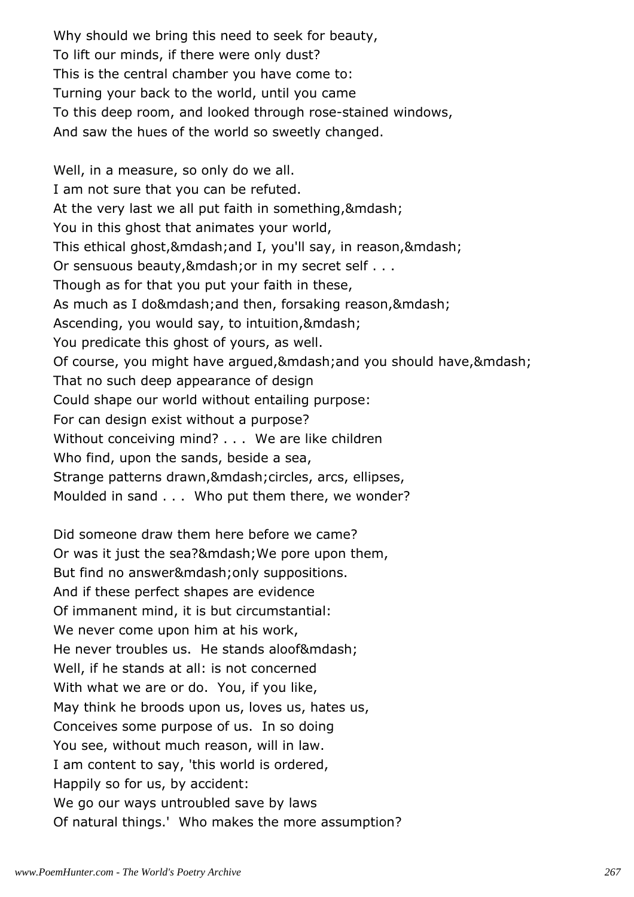Why should we bring this need to seek for beauty,  
To lift our minds, if there were only dust?  
This is the central chamber you have come to:  
Turning your back to the world, until you came  
To this deep room, and looked through rose-stained windows,  
And saw the hues of the world so sweetly changed.

Well, in a measure, so only do we all.  
I am not sure that you can be refuted.  
At the very last we all put faith in something,&mdash;  
You in this ghost that animates your world,  
This ethical ghost,&mdash;and I, you'll say, in reason,&mdash;  
Or sensuous beauty,&mdash;or in my secret self . . .  
Though as for that you put your faith in these,  
As much as I do&mdash;and then, forsaking reason,&mdash;  
Ascending, you would say, to intuition,&mdash;  
You predicate this ghost of yours, as well.  
Of course, you might have argued,&mdash;and you should have,&mdash;  
That no such deep appearance of design  
Could shape our world without entailing purpose:  
For can design exist without a purpose?  
Without conceiving mind? . . . We are like children  
Who find, upon the sands, beside a sea,  
Strange patterns drawn,&mdash;circles, arcs, ellipses,  
Moulded in sand . . . Who put them there, we wonder?

Did someone draw them here before we came?  
Or was it just the sea?&mdash;We pore upon them,  
But find no answer&mdash;only suppositions.  
And if these perfect shapes are evidence  
Of immanent mind, it is but circumstantial:  
We never come upon him at his work,  
He never troubles us. He stands aloof&mdash;  
Well, if he stands at all: is not concerned  
With what we are or do. You, if you like,  
May think he broods upon us, loves us, hates us,  
Conceives some purpose of us. In so doing  
You see, without much reason, will in law.  
I am content to say, 'this world is ordered,  
Happily so for us, by accident:  
We go our ways untroubled save by laws  
Of natural things.' Who makes the more assumption?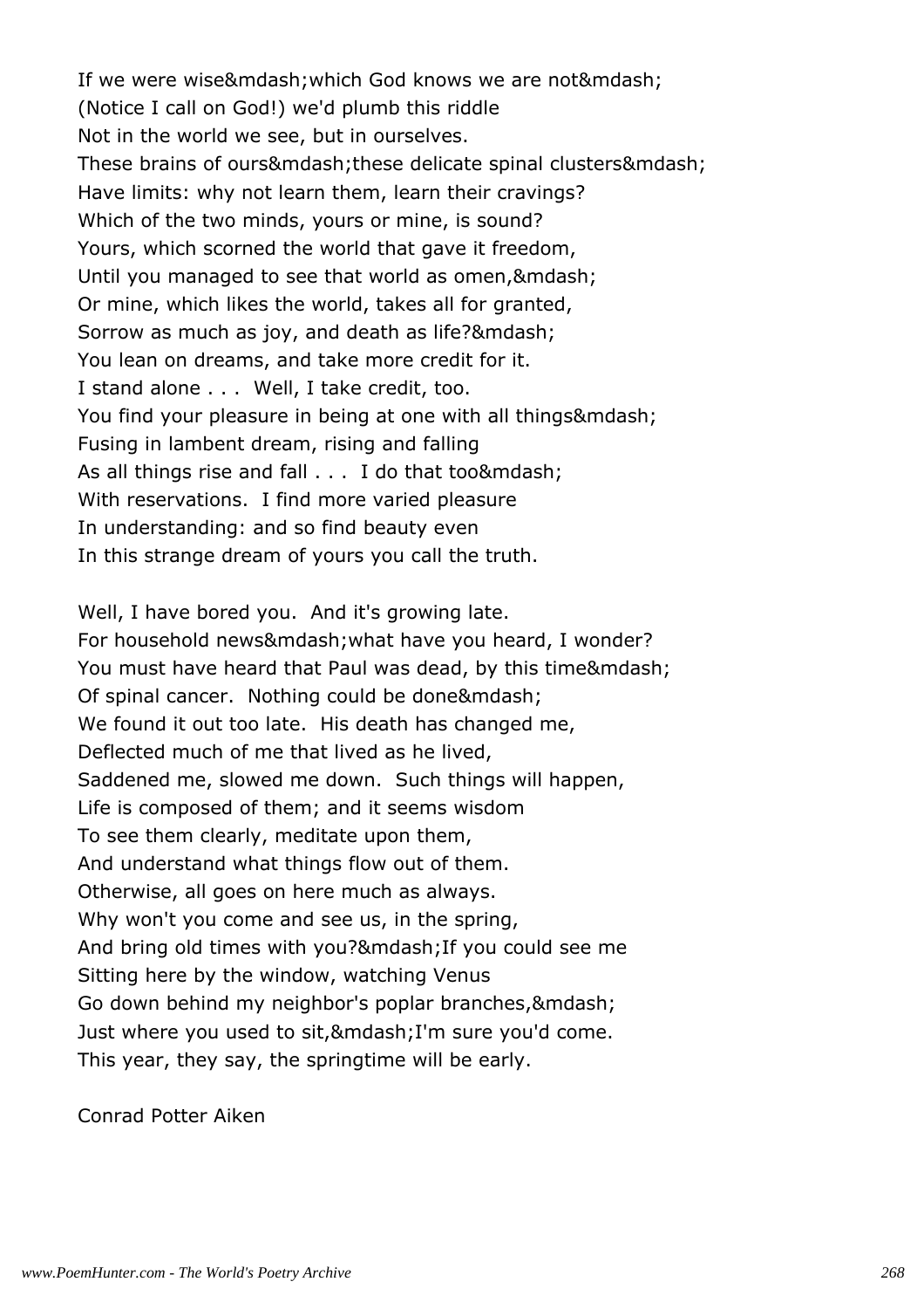If we were wise&mdash;which God knows we are not&mdash;
(Notice I call on God!) we'd plumb this riddle
Not in the world we see, but in ourselves.
These brains of ours&mdash;these delicate spinal clusters&mdash;
Have limits: why not learn them, learn their cravings?
Which of the two minds, yours or mine, is sound?
Yours, which scorned the world that gave it freedom,
Until you managed to see that world as omen,&mdash;
Or mine, which likes the world, takes all for granted,
Sorrow as much as joy, and death as life?&mdash;
You lean on dreams, and take more credit for it.
I stand alone . . . Well, I take credit, too.
You find your pleasure in being at one with all things&mdash;
Fusing in lambent dream, rising and falling
As all things rise and fall . . . I do that too&mdash;
With reservations. I find more varied pleasure
In understanding: and so find beauty even
In this strange dream of yours you call the truth.

Well, I have bored you. And it's growing late.
For household news&mdash;what have you heard, I wonder?
You must have heard that Paul was dead, by this time&mdash;
Of spinal cancer. Nothing could be done&mdash;
We found it out too late. His death has changed me,
Deflected much of me that lived as he lived,
Saddened me, slowed me down. Such things will happen,
Life is composed of them; and it seems wisdom
To see them clearly, meditate upon them,
And understand what things flow out of them.
Otherwise, all goes on here much as always.
Why won't you come and see us, in the spring,
And bring old times with you?&mdash;If you could see me
Sitting here by the window, watching Venus
Go down behind my neighbor's poplar branches,&mdash;
Just where you used to sit,&mdash;I'm sure you'd come.
This year, they say, the springtime will be early.

Conrad Potter Aiken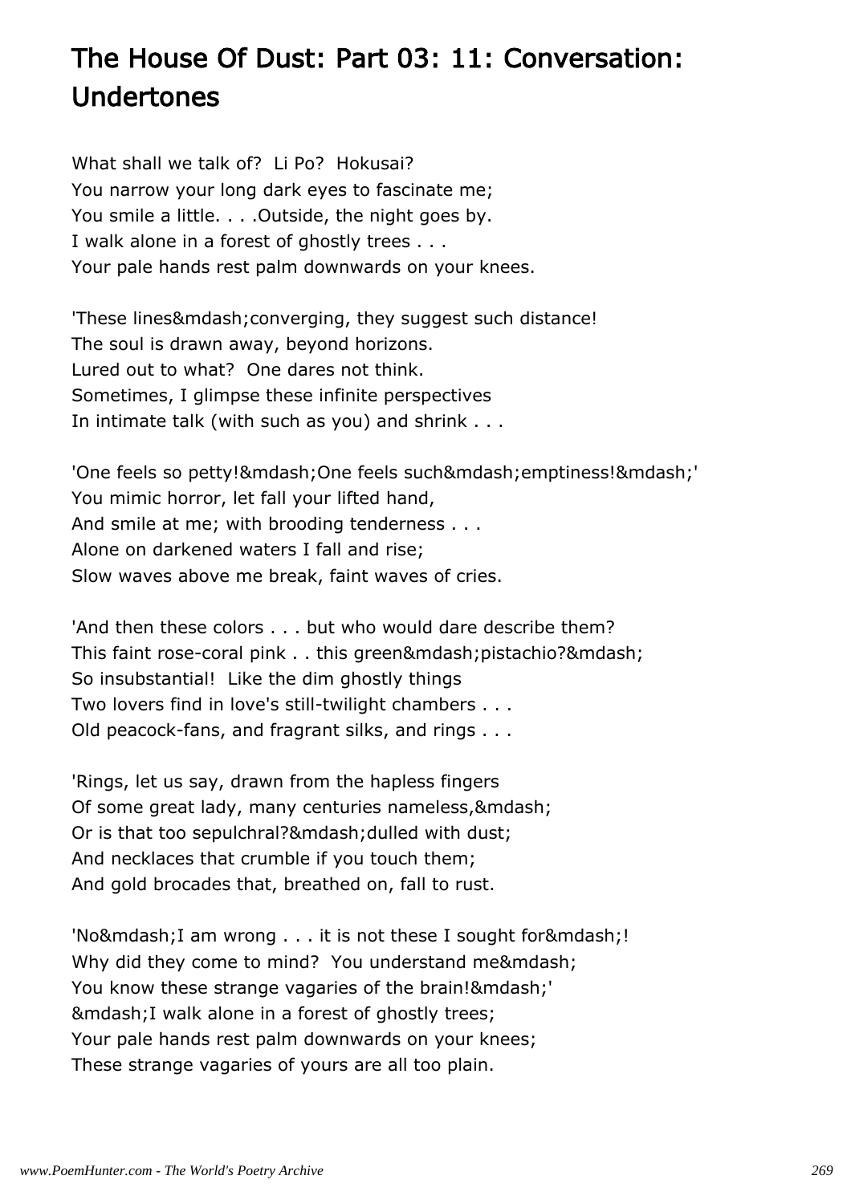# The House Of Dust: Part 03: 11: Conversation: Undertones

What shall we talk of? Li Po? Hokusai?
You narrow your long dark eyes to fascinate me;
You smile a little. . . .Outside, the night goes by.
I walk alone in a forest of ghostly trees . . .
Your pale hands rest palm downwards on your knees.

'These lines&mdash;converging, they suggest such distance!
The soul is drawn away, beyond horizons.
Lured out to what? One dares not think.
Sometimes, I glimpse these infinite perspectives
In intimate talk (with such as you) and shrink . . .

'One feels so petty!&mdash;One feels such&mdash;emptiness!&mdash;'
You mimic horror, let fall your lifted hand,
And smile at me; with brooding tenderness . . .
Alone on darkened waters I fall and rise;
Slow waves above me break, faint waves of cries.

'And then these colors . . . but who would dare describe them?
This faint rose-coral pink . . this green&mdash;pistachio?&mdash;
So insubstantial! Like the dim ghostly things
Two lovers find in love's still-twilight chambers . . .
Old peacock-fans, and fragrant silks, and rings . . .

'Rings, let us say, drawn from the hapless fingers
Of some great lady, many centuries nameless,&mdash;
Or is that too sepulchral?&mdash;dulled with dust;
And necklaces that crumble if you touch them;
And gold brocades that, breathed on, fall to rust.

'No&mdash;I am wrong . . . it is not these I sought for&mdash;!
Why did they come to mind? You understand me&mdash;
You know these strange vagaries of the brain!&mdash;'
&mdash;I walk alone in a forest of ghostly trees;
Your pale hands rest palm downwards on your knees;
These strange vagaries of yours are all too plain.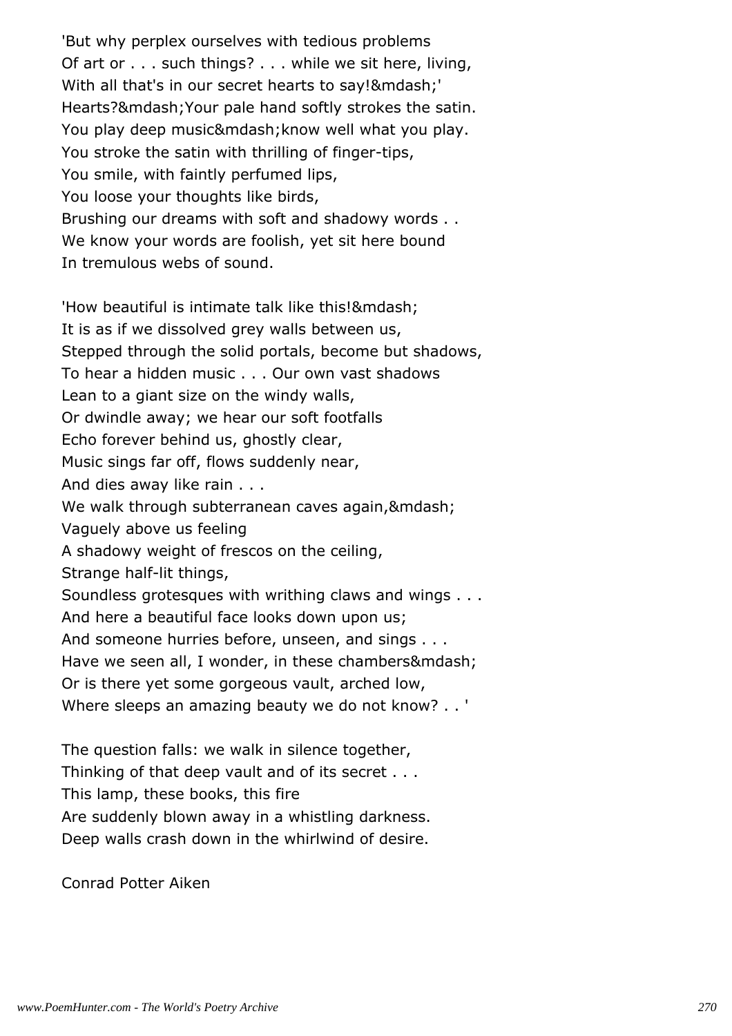'But why perplex ourselves with tedious problems
Of art or . . . such things? . . . while we sit here, living,
With all that's in our secret hearts to say!&mdash;'
Hearts?&mdash;Your pale hand softly strokes the satin.
You play deep music&mdash;know well what you play.
You stroke the satin with thrilling of finger-tips,
You smile, with faintly perfumed lips,
You loose your thoughts like birds,
Brushing our dreams with soft and shadowy words . .
We know your words are foolish, yet sit here bound
In tremulous webs of sound.

'How beautiful is intimate talk like this!&mdash;
It is as if we dissolved grey walls between us,
Stepped through the solid portals, become but shadows,
To hear a hidden music . . . Our own vast shadows
Lean to a giant size on the windy walls,
Or dwindle away; we hear our soft footfalls
Echo forever behind us, ghostly clear,
Music sings far off, flows suddenly near,
And dies away like rain . . .
We walk through subterranean caves again,&mdash;
Vaguely above us feeling
A shadowy weight of frescos on the ceiling,
Strange half-lit things,
Soundless grotesques with writhing claws and wings . . .
And here a beautiful face looks down upon us;
And someone hurries before, unseen, and sings . . .
Have we seen all, I wonder, in these chambers&mdash;
Or is there yet some gorgeous vault, arched low,
Where sleeps an amazing beauty we do not know? . . '

The question falls: we walk in silence together,
Thinking of that deep vault and of its secret . . .
This lamp, these books, this fire
Are suddenly blown away in a whistling darkness.
Deep walls crash down in the whirlwind of desire.

Conrad Potter Aiken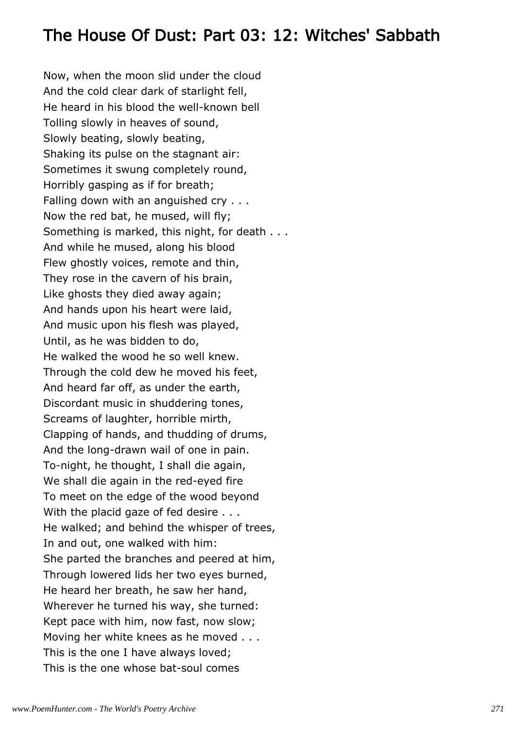# The House Of Dust: Part 03: 12: Witches' Sabbath

Now, when the moon slid under the cloud
And the cold clear dark of starlight fell,
He heard in his blood the well-known bell
Tolling slowly in heaves of sound,
Slowly beating, slowly beating,
Shaking its pulse on the stagnant air:
Sometimes it swung completely round,
Horribly gasping as if for breath;
Falling down with an anguished cry . . .
Now the red bat, he mused, will fly;
Something is marked, this night, for death . . .
And while he mused, along his blood
Flew ghostly voices, remote and thin,
They rose in the cavern of his brain,
Like ghosts they died away again;
And hands upon his heart were laid,
And music upon his flesh was played,
Until, as he was bidden to do,
He walked the wood he so well knew.
Through the cold dew he moved his feet,
And heard far off, as under the earth,
Discordant music in shuddering tones,
Screams of laughter, horrible mirth,
Clapping of hands, and thudding of drums,
And the long-drawn wail of one in pain.
To-night, he thought, I shall die again,
We shall die again in the red-eyed fire
To meet on the edge of the wood beyond
With the placid gaze of fed desire . . .
He walked; and behind the whisper of trees,
In and out, one walked with him:
She parted the branches and peered at him,
Through lowered lids her two eyes burned,
He heard her breath, he saw her hand,
Wherever he turned his way, she turned:
Kept pace with him, now fast, now slow;
Moving her white knees as he moved . . .
This is the one I have always loved;
This is the one whose bat-soul comes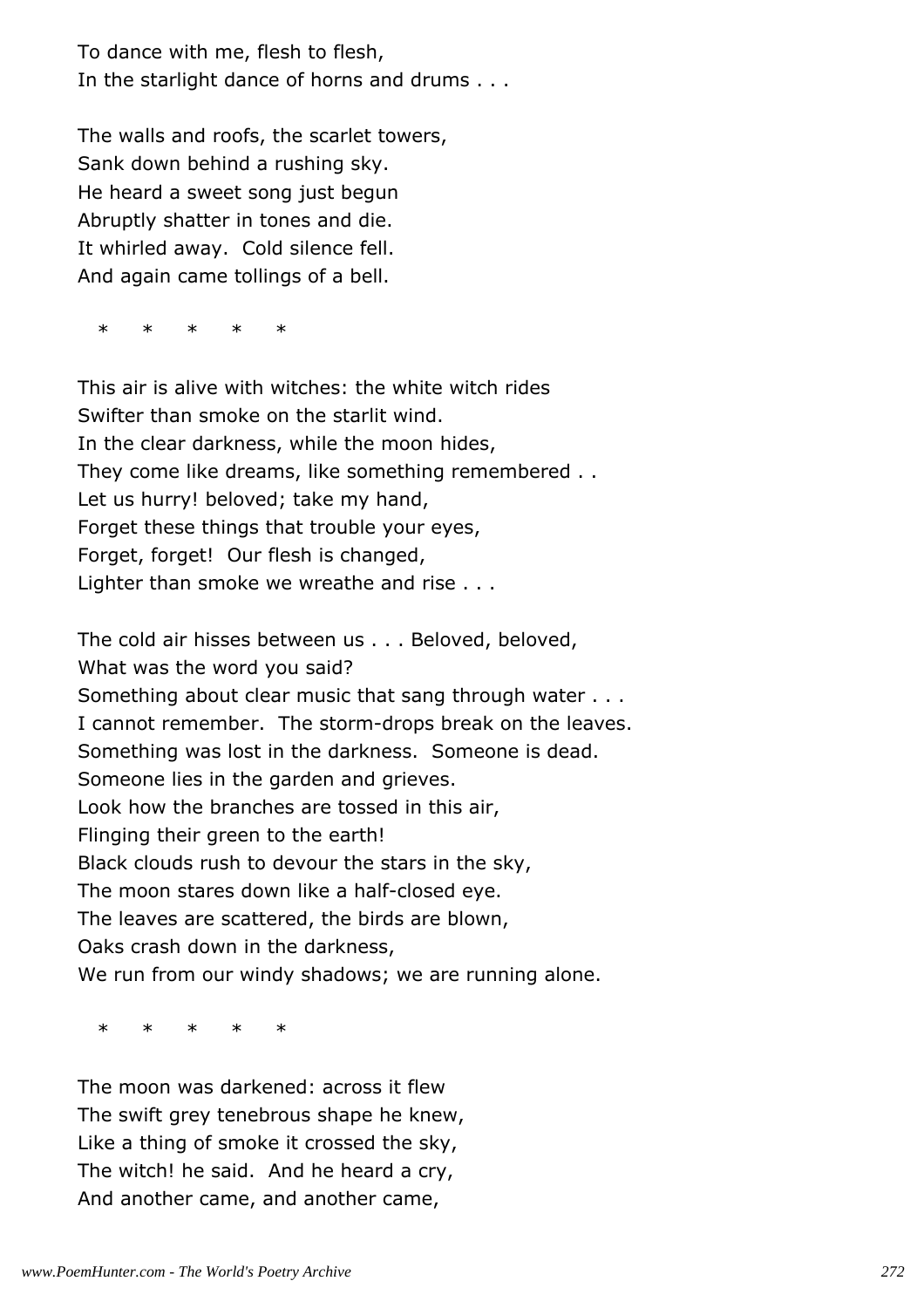To dance with me, flesh to flesh,
In the starlight dance of horns and drums . . .

The walls and roofs, the scarlet towers,
Sank down behind a rushing sky.
He heard a sweet song just begun
Abruptly shatter in tones and die.
It whirled away.  Cold silence fell.
And again came tollings of a bell.

\*     \*     \*     \*     \*

This air is alive with witches: the white witch rides
Swifter than smoke on the starlit wind.
In the clear darkness, while the moon hides,
They come like dreams, like something remembered . .
Let us hurry! beloved; take my hand,
Forget these things that trouble your eyes,
Forget, forget!  Our flesh is changed,
Lighter than smoke we wreathe and rise . . .

The cold air hisses between us . . . Beloved, beloved,
What was the word you said?
Something about clear music that sang through water . . .
I cannot remember.  The storm-drops break on the leaves.
Something was lost in the darkness.  Someone is dead.
Someone lies in the garden and grieves.
Look how the branches are tossed in this air,
Flinging their green to the earth!
Black clouds rush to devour the stars in the sky,
The moon stares down like a half-closed eye.
The leaves are scattered, the birds are blown,
Oaks crash down in the darkness,
We run from our windy shadows; we are running alone.

\*     \*     \*     \*     \*

The moon was darkened: across it flew
The swift grey tenebrous shape he knew,
Like a thing of smoke it crossed the sky,
The witch! he said.  And he heard a cry,
And another came, and another came,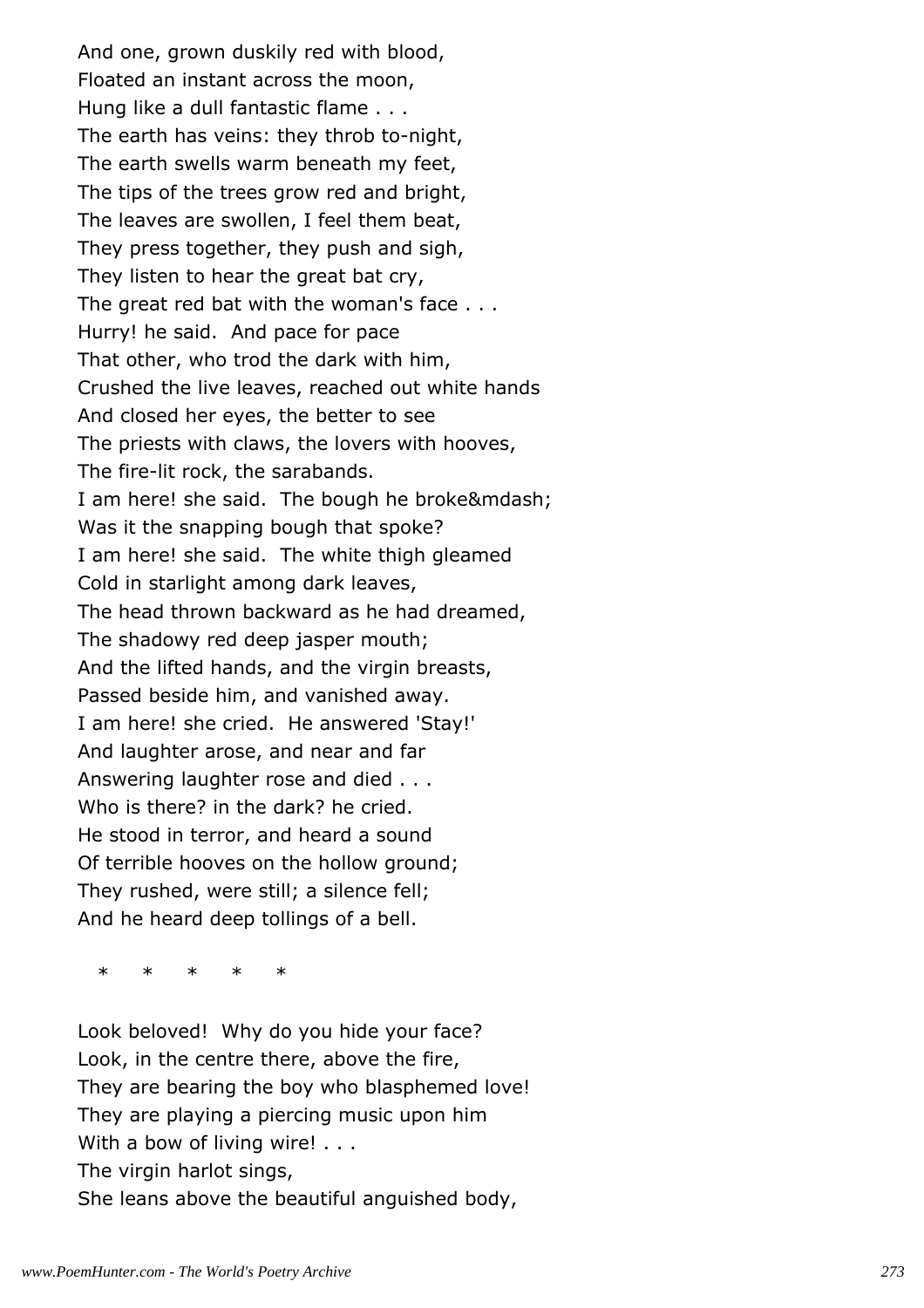And one, grown duskily red with blood,
Floated an instant across the moon,
Hung like a dull fantastic flame . . .
The earth has veins: they throb to-night,
The earth swells warm beneath my feet,
The tips of the trees grow red and bright,
The leaves are swollen, I feel them beat,
They press together, they push and sigh,
They listen to hear the great bat cry,
The great red bat with the woman's face . . .
Hurry! he said.  And pace for pace
That other, who trod the dark with him,
Crushed the live leaves, reached out white hands
And closed her eyes, the better to see
The priests with claws, the lovers with hooves,
The fire-lit rock, the sarabands.
I am here! she said.  The bough he broke&mdash;
Was it the snapping bough that spoke?
I am here! she said.  The white thigh gleamed
Cold in starlight among dark leaves,
The head thrown backward as he had dreamed,
The shadowy red deep jasper mouth;
And the lifted hands, and the virgin breasts,
Passed beside him, and vanished away.
I am here! she cried.  He answered 'Stay!'
And laughter arose, and near and far
Answering laughter rose and died . . .
Who is there? in the dark? he cried.
He stood in terror, and heard a sound
Of terrible hooves on the hollow ground;
They rushed, were still; a silence fell;
And he heard deep tollings of a bell.

*     *     *     *     *

Look beloved!  Why do you hide your face?
Look, in the centre there, above the fire,
They are bearing the boy who blasphemed love!
They are playing a piercing music upon him
With a bow of living wire! . . .
The virgin harlot sings,
She leans above the beautiful anguished body,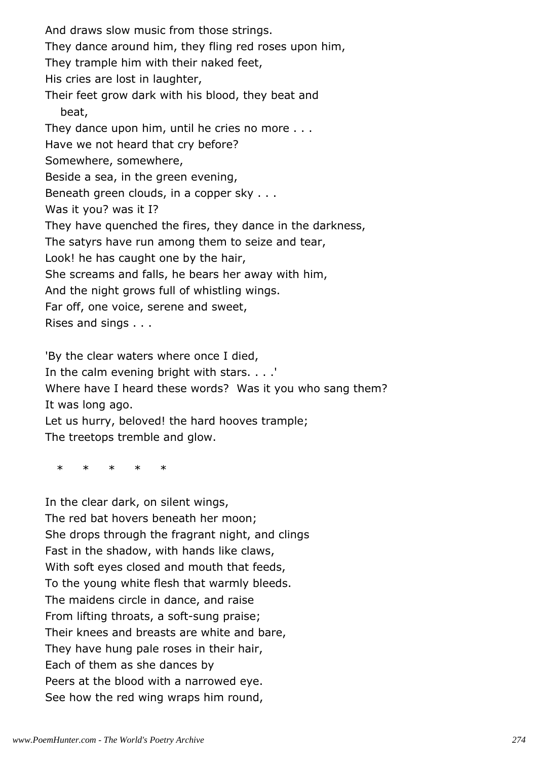And draws slow music from those strings.
They dance around him, they fling red roses upon him,
They trample him with their naked feet,
His cries are lost in laughter,
Their feet grow dark with his blood, they beat and
beat,
They dance upon him, until he cries no more . . .
Have we not heard that cry before?
Somewhere, somewhere,
Beside a sea, in the green evening,
Beneath green clouds, in a copper sky . . .
Was it you? was it I?
They have quenched the fires, they dance in the darkness,
The satyrs have run among them to seize and tear,
Look! he has caught one by the hair,
She screams and falls, he bears her away with him,
And the night grows full of whistling wings.
Far off, one voice, serene and sweet,
Rises and sings . . .

'By the clear waters where once I died,
In the calm evening bright with stars. . . .'
Where have I heard these words? Was it you who sang them?
It was long ago.
Let us hurry, beloved! the hard hooves trample;
The treetops tremble and glow.

\* \* \* \* \*

In the clear dark, on silent wings,
The red bat hovers beneath her moon;
She drops through the fragrant night, and clings
Fast in the shadow, with hands like claws,
With soft eyes closed and mouth that feeds,
To the young white flesh that warmly bleeds.
The maidens circle in dance, and raise
From lifting throats, a soft-sung praise;
Their knees and breasts are white and bare,
They have hung pale roses in their hair,
Each of them as she dances by
Peers at the blood with a narrowed eye.
See how the red wing wraps him round,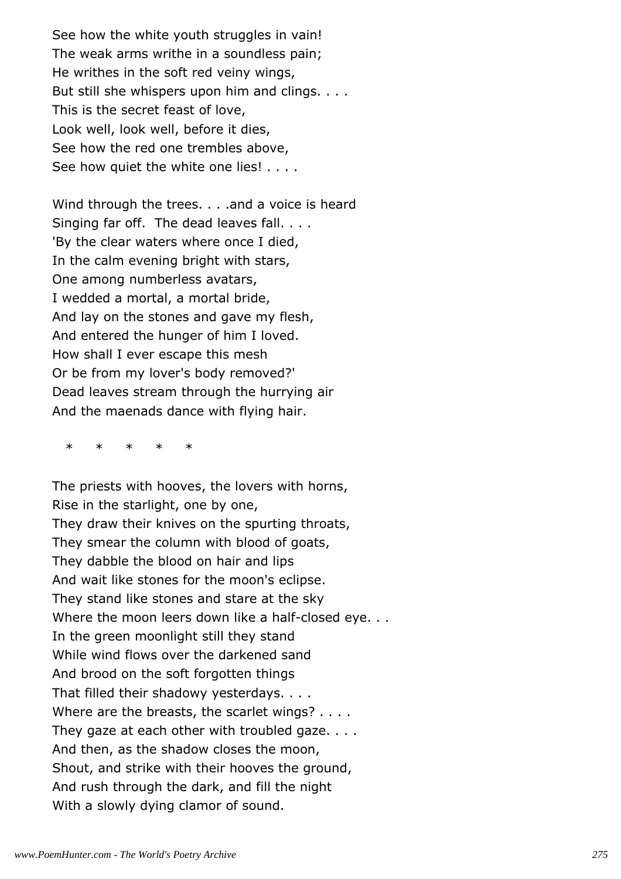See how the white youth struggles in vain!
The weak arms writhe in a soundless pain;
He writhes in the soft red veiny wings,
But still she whispers upon him and clings. . . .
This is the secret feast of love,
Look well, look well, before it dies,
See how the red one trembles above,
See how quiet the white one lies! . . . .

Wind through the trees. . . .and a voice is heard
Singing far off. The dead leaves fall. . . .
'By the clear waters where once I died,
In the calm evening bright with stars,
One among numberless avatars,
I wedded a mortal, a mortal bride,
And lay on the stones and gave my flesh,
And entered the hunger of him I loved.
How shall I ever escape this mesh
Or be from my lover's body removed?'
Dead leaves stream through the hurrying air
And the maenads dance with flying hair.

\* \* \* \* \*

The priests with hooves, the lovers with horns,
Rise in the starlight, one by one,
They draw their knives on the spurting throats,
They smear the column with blood of goats,
They dabble the blood on hair and lips
And wait like stones for the moon's eclipse.
They stand like stones and stare at the sky
Where the moon leers down like a half-closed eye. . .
In the green moonlight still they stand
While wind flows over the darkened sand
And brood on the soft forgotten things
That filled their shadowy yesterdays. . . .
Where are the breasts, the scarlet wings? . . . .
They gaze at each other with troubled gaze. . . .
And then, as the shadow closes the moon,
Shout, and strike with their hooves the ground,
And rush through the dark, and fill the night
With a slowly dying clamor of sound.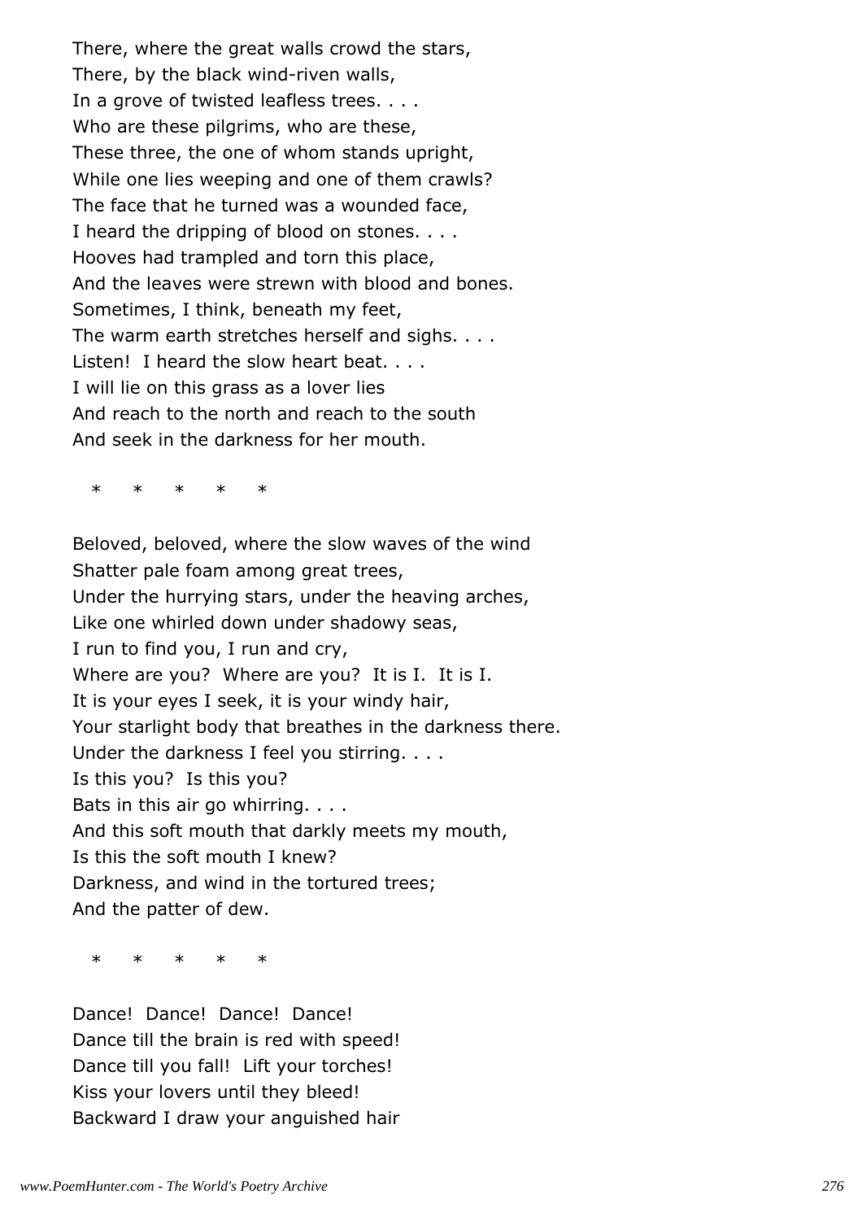There, where the great walls crowd the stars,
There, by the black wind-riven walls,
In a grove of twisted leafless trees. . . .
Who are these pilgrims, who are these,
These three, the one of whom stands upright,
While one lies weeping and one of them crawls?
The face that he turned was a wounded face,
I heard the dripping of blood on stones. . . .
Hooves had trampled and torn this place,
And the leaves were strewn with blood and bones.
Sometimes, I think, beneath my feet,
The warm earth stretches herself and sighs. . . .
Listen! I heard the slow heart beat. . . .
I will lie on this grass as a lover lies
And reach to the north and reach to the south
And seek in the darkness for her mouth.

\*     \*     \*     \*     \*

Beloved, beloved, where the slow waves of the wind
Shatter pale foam among great trees,
Under the hurrying stars, under the heaving arches,
Like one whirled down under shadowy seas,
I run to find you, I run and cry,
Where are you? Where are you? It is I. It is I.
It is your eyes I seek, it is your windy hair,
Your starlight body that breathes in the darkness there.
Under the darkness I feel you stirring. . . .
Is this you? Is this you?
Bats in this air go whirring. . . .
And this soft mouth that darkly meets my mouth,
Is this the soft mouth I knew?
Darkness, and wind in the tortured trees;
And the patter of dew.

\*     \*     \*     \*     \*

Dance! Dance! Dance! Dance!
Dance till the brain is red with speed!
Dance till you fall! Lift your torches!
Kiss your lovers until they bleed!
Backward I draw your anguished hair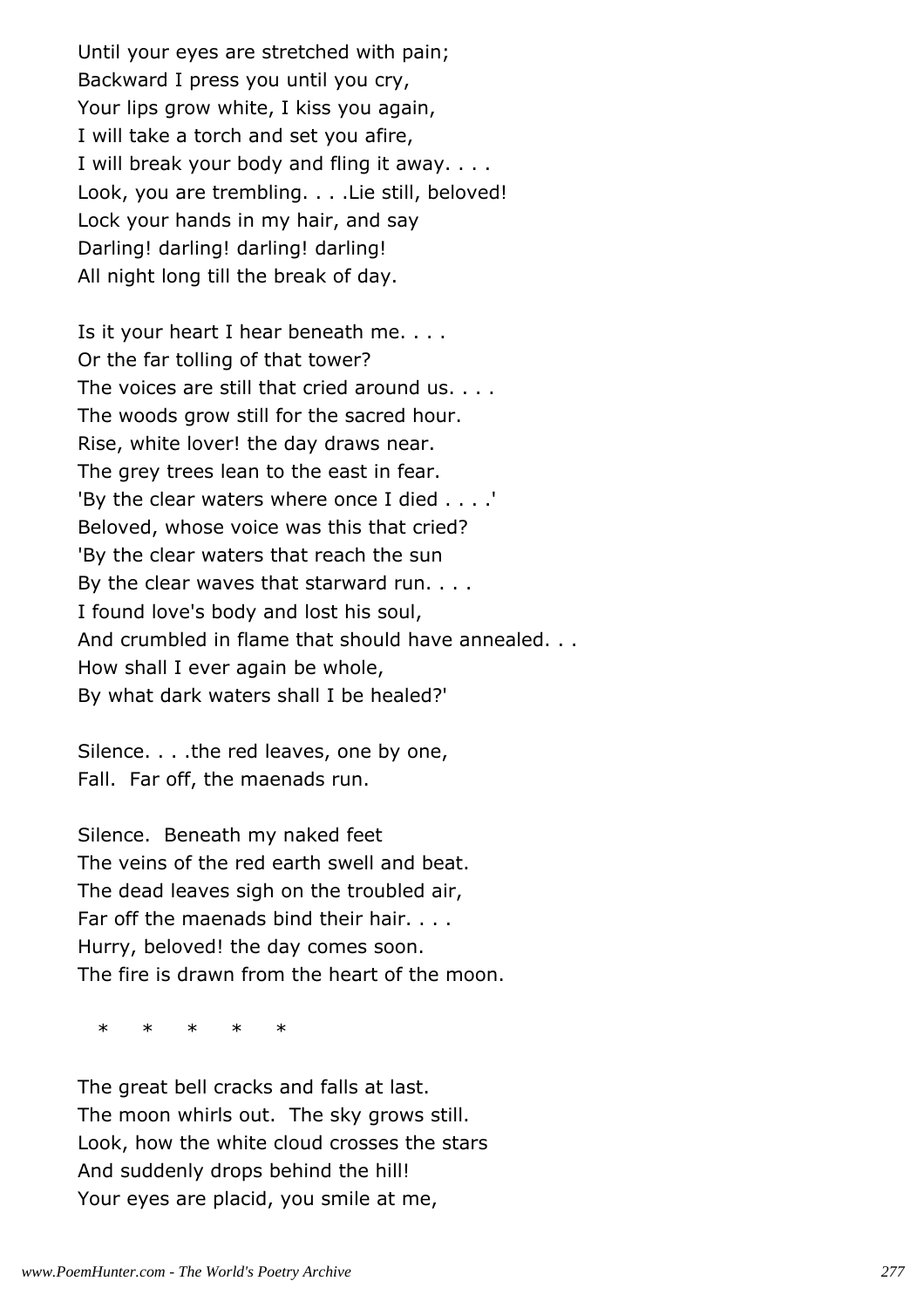Until your eyes are stretched with pain;
Backward I press you until you cry,
Your lips grow white, I kiss you again,
I will take a torch and set you afire,
I will break your body and fling it away. . . .
Look, you are trembling. . . .Lie still, beloved!
Lock your hands in my hair, and say
Darling! darling! darling! darling!
All night long till the break of day.

Is it your heart I hear beneath me. . . .
Or the far tolling of that tower?
The voices are still that cried around us. . . .
The woods grow still for the sacred hour.
Rise, white lover! the day draws near.
The grey trees lean to the east in fear.
'By the clear waters where once I died . . . .'
Beloved, whose voice was this that cried?
'By the clear waters that reach the sun
By the clear waves that starward run. . . .
I found love's body and lost his soul,
And crumbled in flame that should have annealed. . .
How shall I ever again be whole,
By what dark waters shall I be healed?'

Silence. . . .the red leaves, one by one,
Fall. Far off, the maenads run.

Silence. Beneath my naked feet
The veins of the red earth swell and beat.
The dead leaves sigh on the troubled air,
Far off the maenads bind their hair. . . .
Hurry, beloved! the day comes soon.
The fire is drawn from the heart of the moon.

\* \* \* \* \*

The great bell cracks and falls at last.
The moon whirls out. The sky grows still.
Look, how the white cloud crosses the stars
And suddenly drops behind the hill!
Your eyes are placid, you smile at me,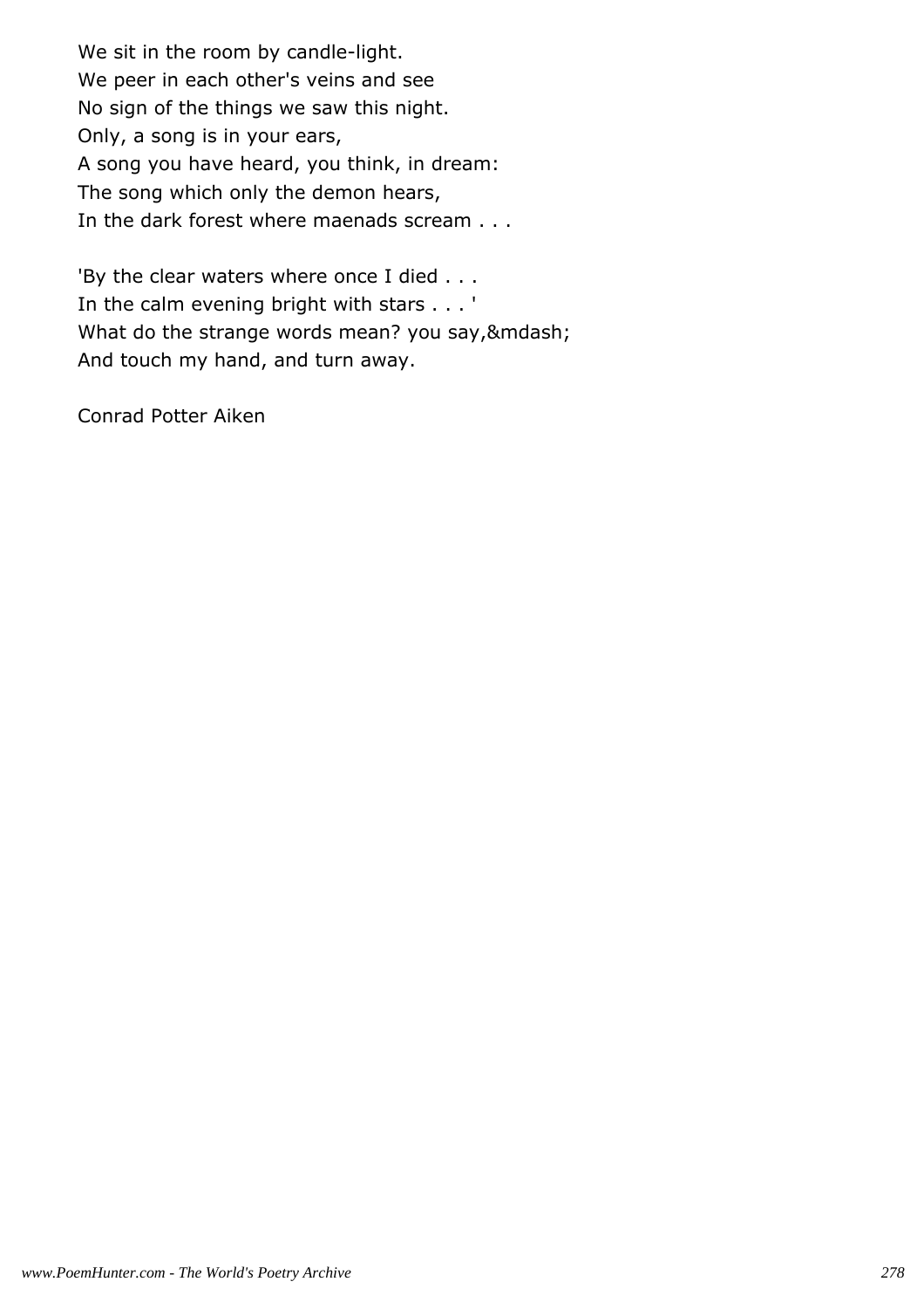We sit in the room by candle-light.  
We peer in each other's veins and see  
No sign of the things we saw this night.  
Only, a song is in your ears,  
A song you have heard, you think, in dream:  
The song which only the demon hears,  
In the dark forest where maenads scream . . .

'By the clear waters where once I died . . .  
In the calm evening bright with stars . . . '  
What do the strange words mean? you say,&mdash;  
And touch my hand, and turn away.

Conrad Potter Aiken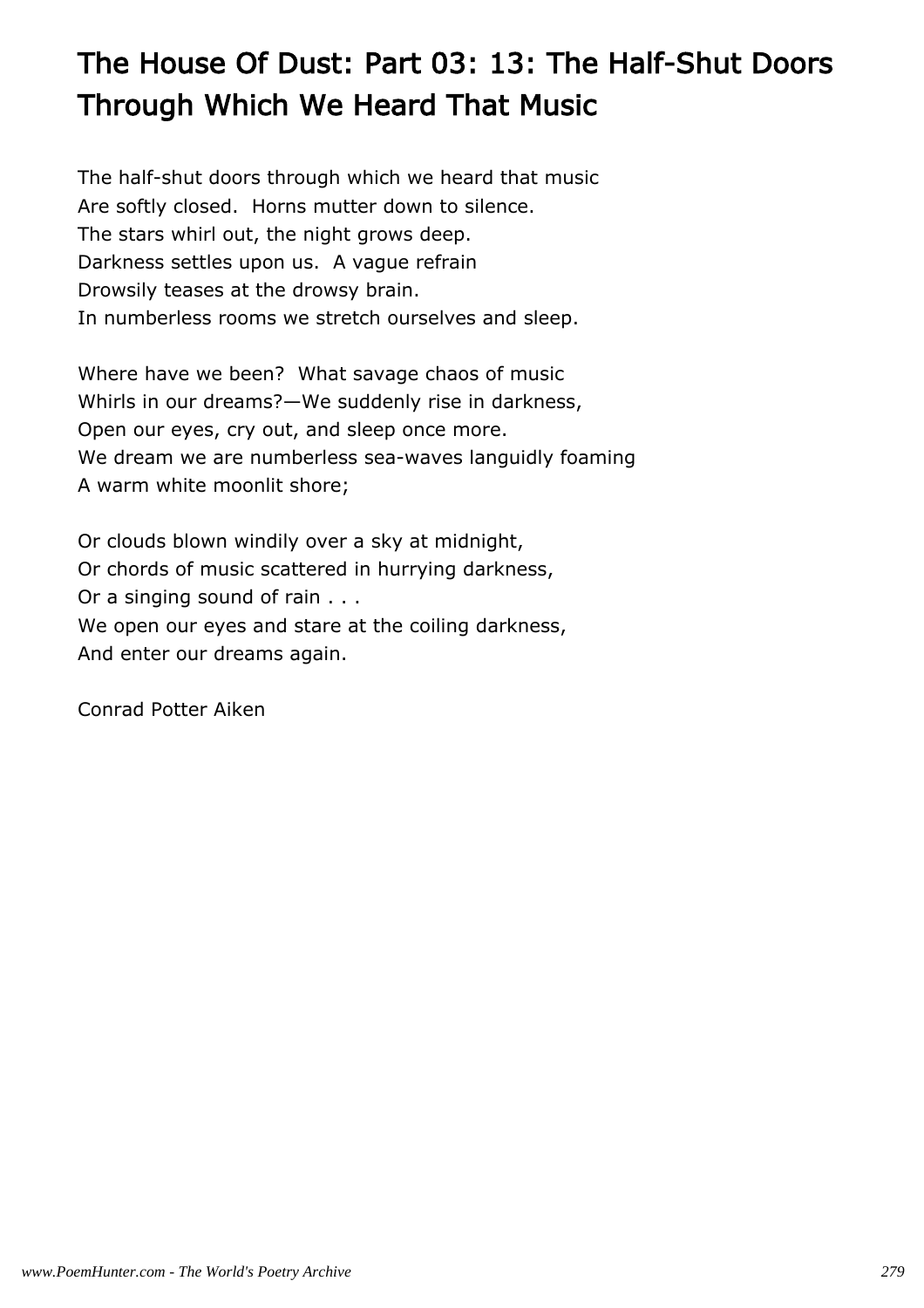# The House Of Dust: Part 03: 13: The Half-Shut Doors Through Which We Heard That Music

The half-shut doors through which we heard that music  
Are softly closed.  Horns mutter down to silence.  
The stars whirl out, the night grows deep.  
Darkness settles upon us.  A vague refrain  
Drowsily teases at the drowsy brain.  
In numberless rooms we stretch ourselves and sleep.

Where have we been?  What savage chaos of music  
Whirls in our dreams?—We suddenly rise in darkness,  
Open our eyes, cry out, and sleep once more.  
We dream we are numberless sea-waves languidly foaming  
A warm white moonlit shore;

Or clouds blown windily over a sky at midnight,  
Or chords of music scattered in hurrying darkness,  
Or a singing sound of rain . . .  
We open our eyes and stare at the coiling darkness,  
And enter our dreams again.

Conrad Potter Aiken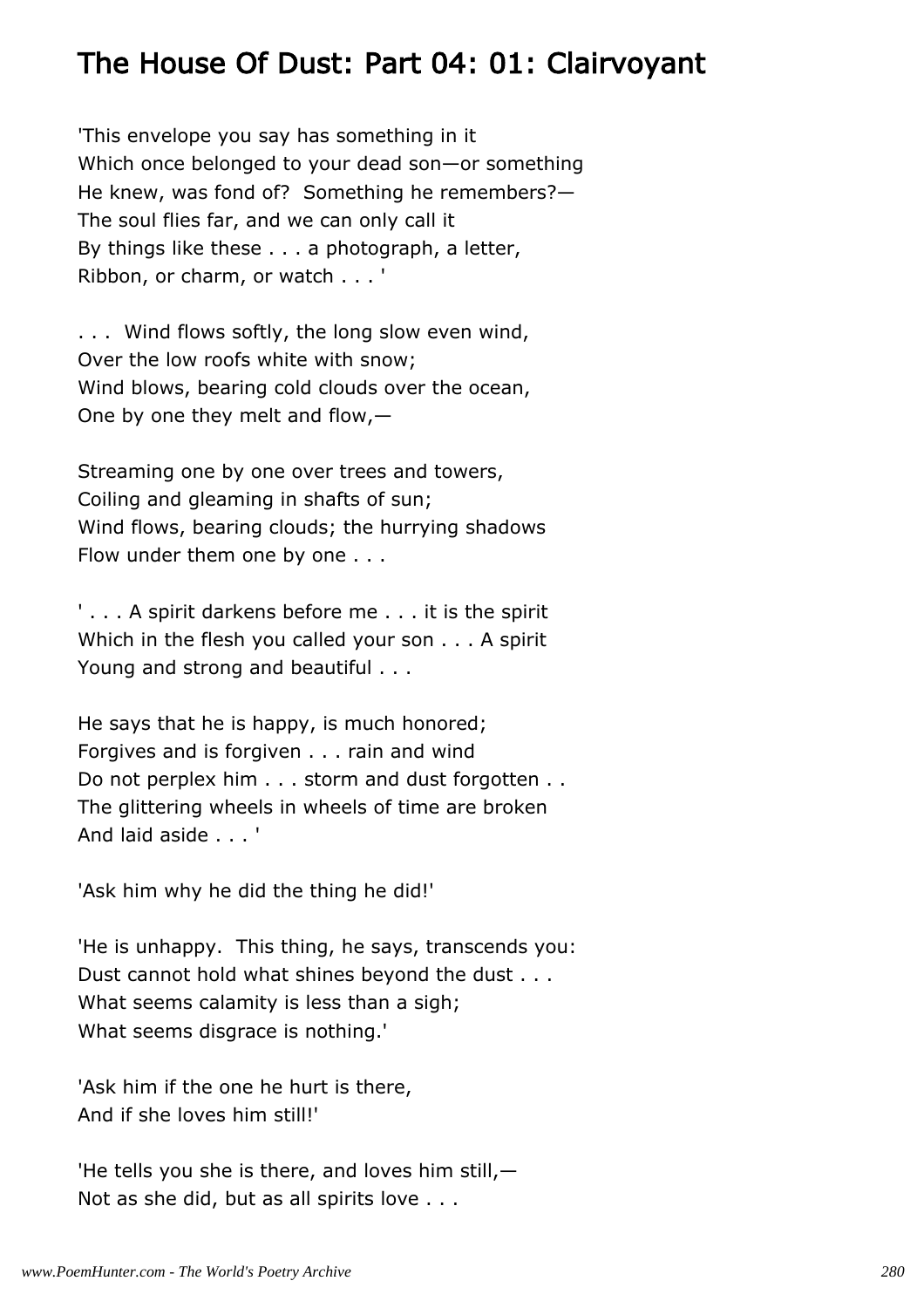## The House Of Dust: Part 04: 01: Clairvoyant

'This envelope you say has something in it  
Which once belonged to your dead son—or something  
He knew, was fond of?  Something he remembers?—  
The soul flies far, and we can only call it  
By things like these . . . a photograph, a letter,  
Ribbon, or charm, or watch . . . '

. . .  Wind flows softly, the long slow even wind,  
Over the low roofs white with snow;  
Wind blows, bearing cold clouds over the ocean,  
One by one they melt and flow,—

Streaming one by one over trees and towers,  
Coiling and gleaming in shafts of sun;  
Wind flows, bearing clouds; the hurrying shadows  
Flow under them one by one . . .

' . . . A spirit darkens before me . . . it is the spirit  
Which in the flesh you called your son . . . A spirit  
Young and strong and beautiful . . .

He says that he is happy, is much honored;  
Forgives and is forgiven . . . rain and wind  
Do not perplex him . . . storm and dust forgotten . .  
The glittering wheels in wheels of time are broken  
And laid aside . . . '

'Ask him why he did the thing he did!'

'He is unhappy.  This thing, he says, transcends you:  
Dust cannot hold what shines beyond the dust . . .  
What seems calamity is less than a sigh;  
What seems disgrace is nothing.'

'Ask him if the one he hurt is there,  
And if she loves him still!'

'He tells you she is there, and loves him still,—  
Not as she did, but as all spirits love . . .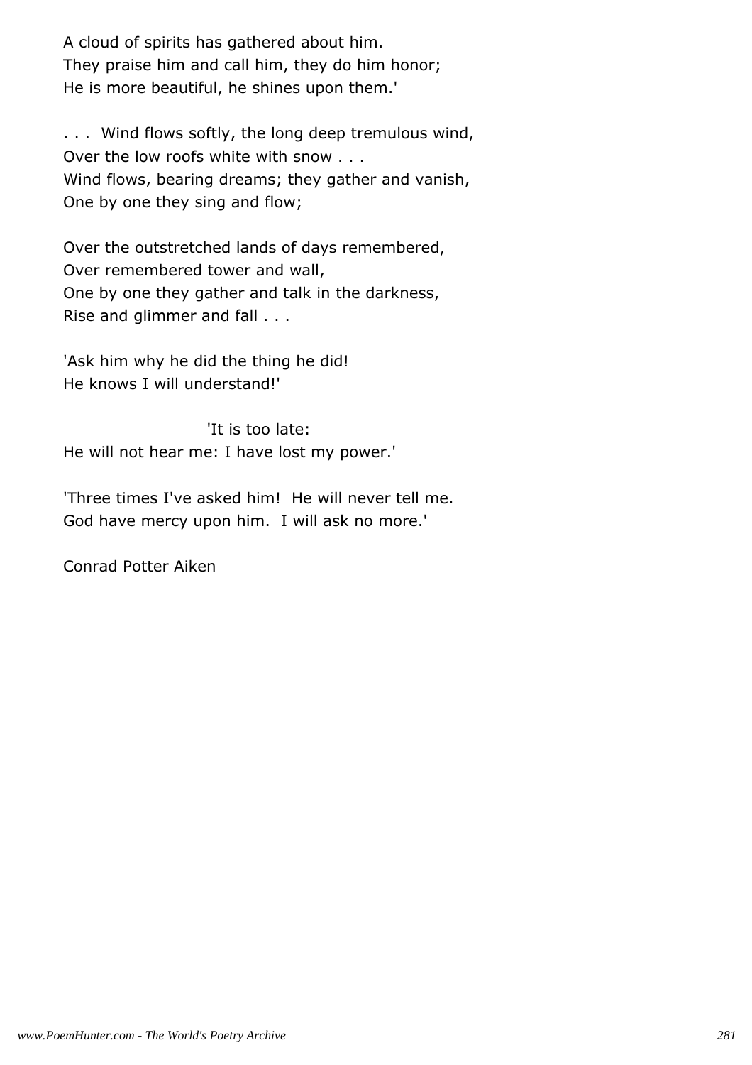A cloud of spirits has gathered about him.
They praise him and call him, they do him honor;
He is more beautiful, he shines upon them.'

. . .  Wind flows softly, the long deep tremulous wind,
Over the low roofs white with snow . . .
Wind flows, bearing dreams; they gather and vanish,
One by one they sing and flow;

Over the outstretched lands of days remembered,
Over remembered tower and wall,
One by one they gather and talk in the darkness,
Rise and glimmer and fall . . .

'Ask him why he did the thing he did!
He knows I will understand!'

'It is too late:
He will not hear me: I have lost my power.'

'Three times I've asked him!  He will never tell me.
God have mercy upon him.  I will ask no more.'

Conrad Potter Aiken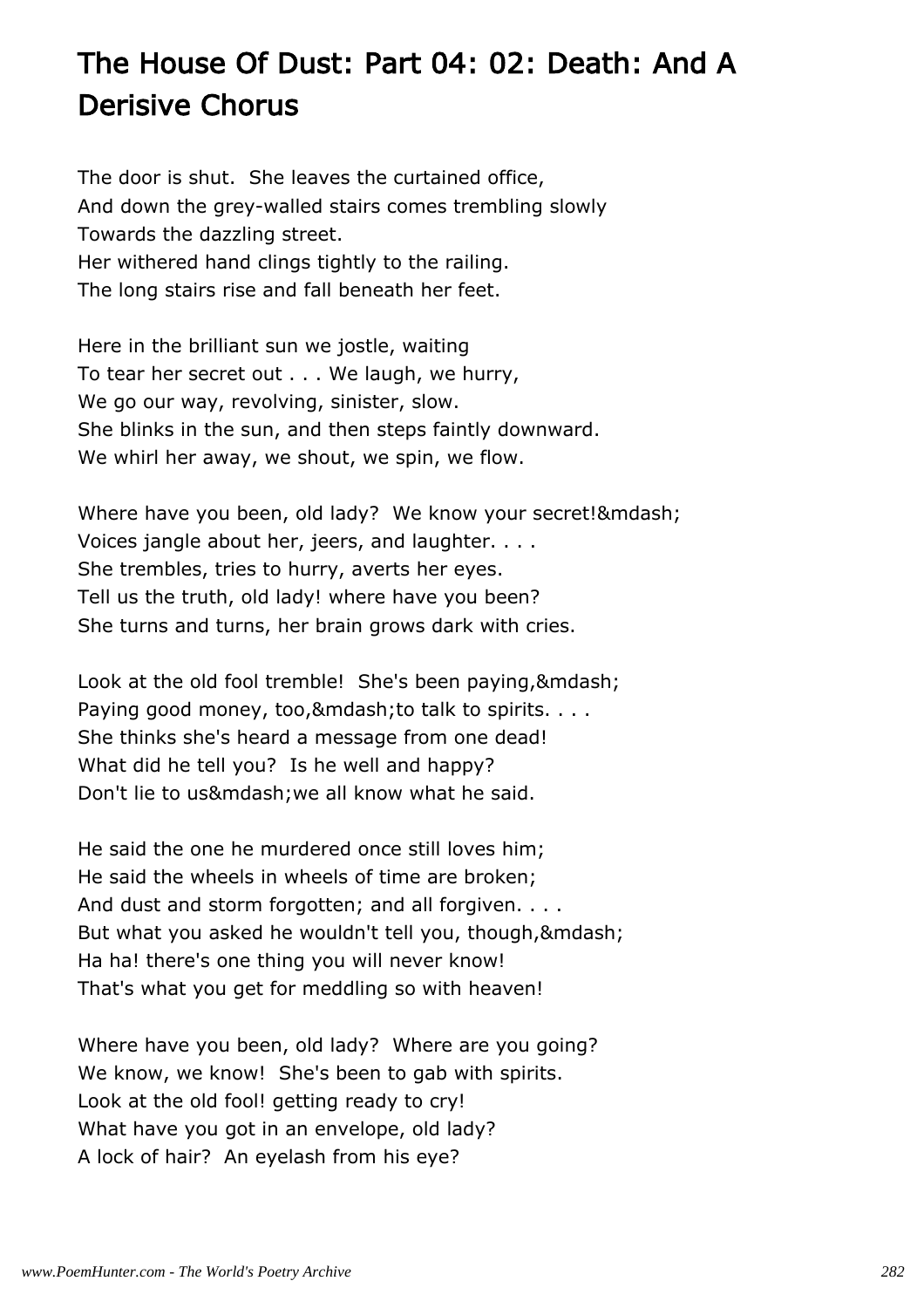# The House Of Dust: Part 04: 02: Death: And A Derisive Chorus

The door is shut.  She leaves the curtained office,
And down the grey-walled stairs comes trembling slowly
Towards the dazzling street.
Her withered hand clings tightly to the railing.
The long stairs rise and fall beneath her feet.

Here in the brilliant sun we jostle, waiting
To tear her secret out . . . We laugh, we hurry,
We go our way, revolving, sinister, slow.
She blinks in the sun, and then steps faintly downward.
We whirl her away, we shout, we spin, we flow.

Where have you been, old lady?  We know your secret!&mdash;
Voices jangle about her, jeers, and laughter. . . .
She trembles, tries to hurry, averts her eyes.
Tell us the truth, old lady! where have you been?
She turns and turns, her brain grows dark with cries.

Look at the old fool tremble!  She's been paying,&mdash;
Paying good money, too,&mdash;to talk to spirits. . . .
She thinks she's heard a message from one dead!
What did he tell you?  Is he well and happy?
Don't lie to us&mdash;we all know what he said.

He said the one he murdered once still loves him;
He said the wheels in wheels of time are broken;
And dust and storm forgotten; and all forgiven. . . .
But what you asked he wouldn't tell you, though,&mdash;
Ha ha! there's one thing you will never know!
That's what you get for meddling so with heaven!

Where have you been, old lady?  Where are you going?
We know, we know!  She's been to gab with spirits.
Look at the old fool! getting ready to cry!
What have you got in an envelope, old lady?
A lock of hair?  An eyelash from his eye?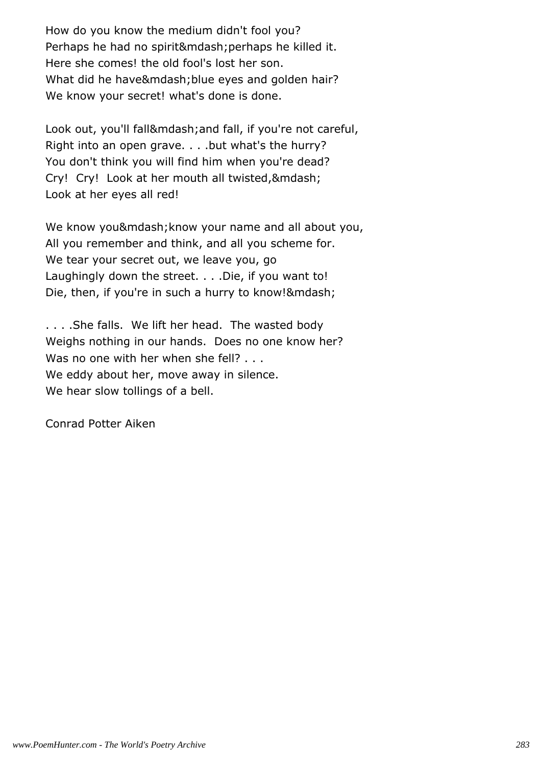How do you know the medium didn't fool you?  
Perhaps he had no spirit&mdash;perhaps he killed it.  
Here she comes! the old fool's lost her son.  
What did he have&mdash;blue eyes and golden hair?  
We know your secret! what's done is done.

Look out, you'll fall&mdash;and fall, if you're not careful,  
Right into an open grave. . . .but what's the hurry?  
You don't think you will find him when you're dead?  
Cry!  Cry!  Look at her mouth all twisted,&mdash;  
Look at her eyes all red!

We know you&mdash;know your name and all about you,  
All you remember and think, and all you scheme for.  
We tear your secret out, we leave you, go  
Laughingly down the street. . . .Die, if you want to!  
Die, then, if you're in such a hurry to know!&mdash;

. . . .She falls.  We lift her head.  The wasted body  
Weighs nothing in our hands.  Does no one know her?  
Was no one with her when she fell? . . .  
We eddy about her, move away in silence.  
We hear slow tollings of a bell.

Conrad Potter Aiken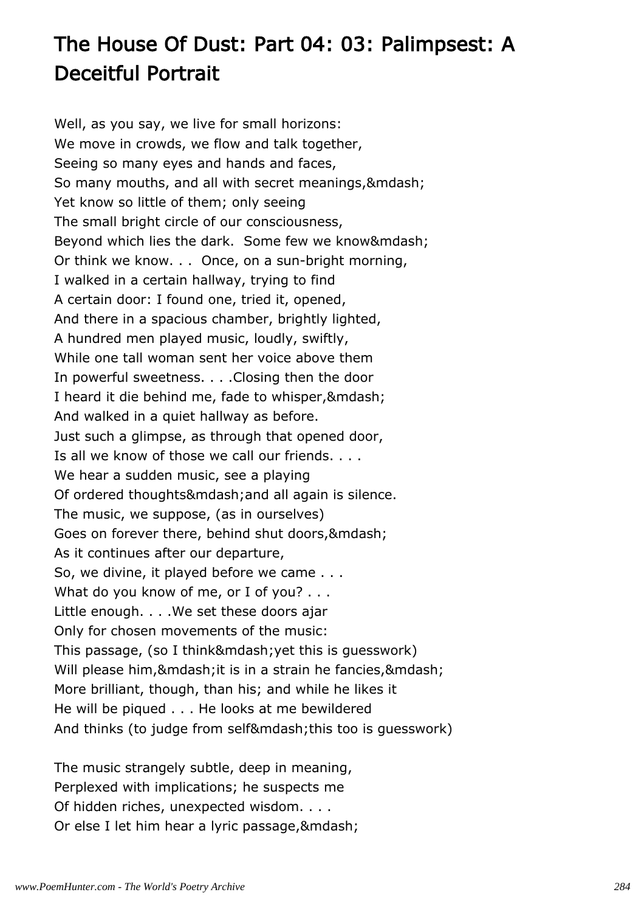# The House Of Dust: Part 04: 03: Palimpsest: A Deceitful Portrait

Well, as you say, we live for small horizons:
We move in crowds, we flow and talk together,
Seeing so many eyes and hands and faces,
So many mouths, and all with secret meanings,&mdash;
Yet know so little of them; only seeing
The small bright circle of our consciousness,
Beyond which lies the dark. Some few we know&mdash;
Or think we know. . . Once, on a sun-bright morning,
I walked in a certain hallway, trying to find
A certain door: I found one, tried it, opened,
And there in a spacious chamber, brightly lighted,
A hundred men played music, loudly, swiftly,
While one tall woman sent her voice above them
In powerful sweetness. . . .Closing then the door
I heard it die behind me, fade to whisper,&mdash;
And walked in a quiet hallway as before.
Just such a glimpse, as through that opened door,
Is all we know of those we call our friends. . . .
We hear a sudden music, see a playing
Of ordered thoughts&mdash;and all again is silence.
The music, we suppose, (as in ourselves)
Goes on forever there, behind shut doors,&mdash;
As it continues after our departure,
So, we divine, it played before we came . . .
What do you know of me, or I of you? . . .
Little enough. . . .We set these doors ajar
Only for chosen movements of the music:
This passage, (so I think&mdash;yet this is guesswork)
Will please him,&mdash;it is in a strain he fancies,&mdash;
More brilliant, though, than his; and while he likes it
He will be piqued . . . He looks at me bewildered
And thinks (to judge from self&mdash;this too is guesswork)

The music strangely subtle, deep in meaning,
Perplexed with implications; he suspects me
Of hidden riches, unexpected wisdom. . . .
Or else I let him hear a lyric passage,&mdash;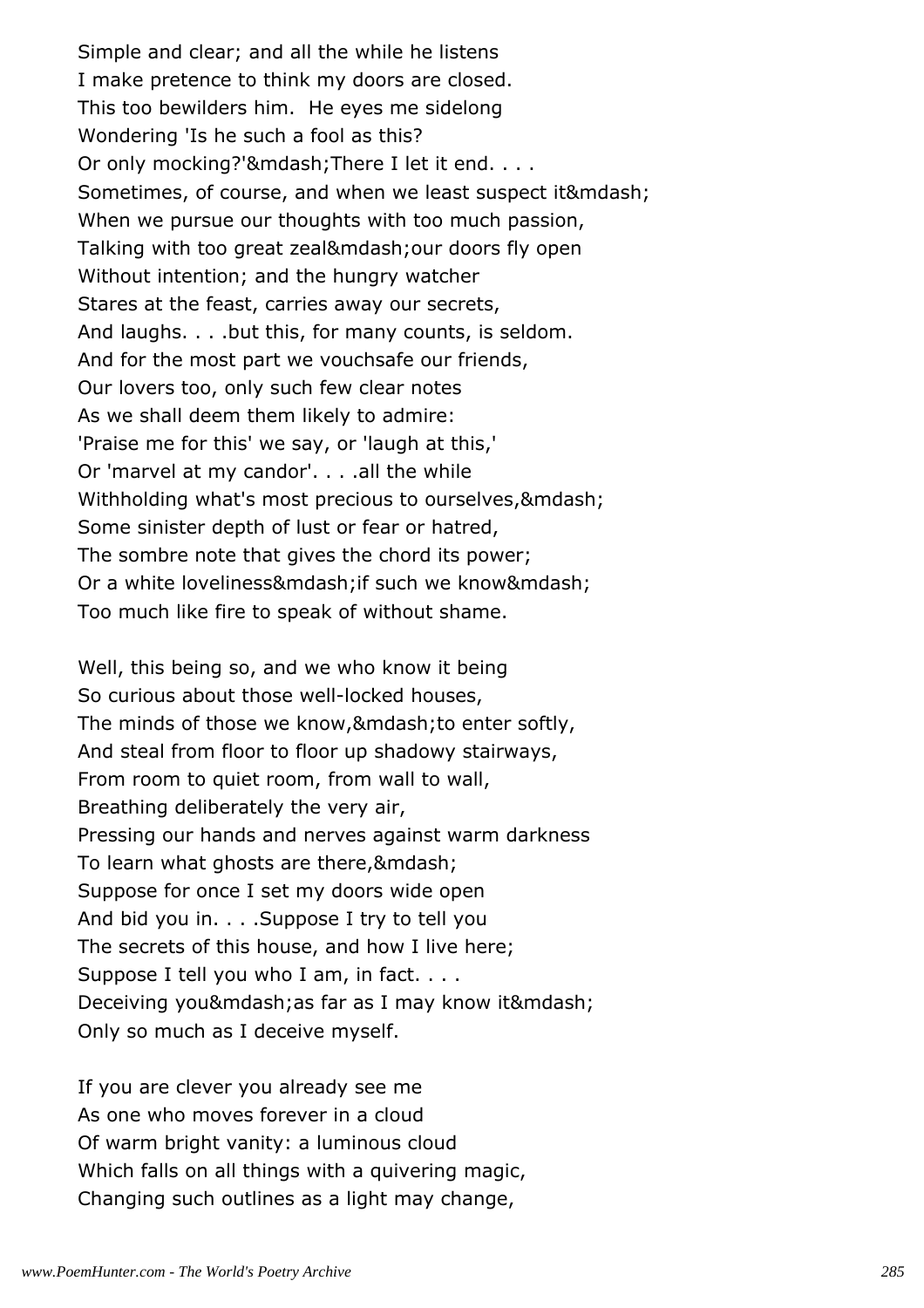Simple and clear; and all the while he listens
I make pretence to think my doors are closed.
This too bewilders him. He eyes me sidelong
Wondering 'Is he such a fool as this?
Or only mocking?'&mdash;There I let it end. . . .
Sometimes, of course, and when we least suspect it&mdash;
When we pursue our thoughts with too much passion,
Talking with too great zeal&mdash;our doors fly open
Without intention; and the hungry watcher
Stares at the feast, carries away our secrets,
And laughs. . . .but this, for many counts, is seldom.
And for the most part we vouchsafe our friends,
Our lovers too, only such few clear notes
As we shall deem them likely to admire:
'Praise me for this' we say, or 'laugh at this,'
Or 'marvel at my candor'. . . .all the while
Withholding what's most precious to ourselves,&mdash;
Some sinister depth of lust or fear or hatred,
The sombre note that gives the chord its power;
Or a white loveliness&mdash;if such we know&mdash;
Too much like fire to speak of without shame.

Well, this being so, and we who know it being
So curious about those well-locked houses,
The minds of those we know,&mdash;to enter softly,
And steal from floor to floor up shadowy stairways,
From room to quiet room, from wall to wall,
Breathing deliberately the very air,
Pressing our hands and nerves against warm darkness
To learn what ghosts are there,&mdash;
Suppose for once I set my doors wide open
And bid you in. . . .Suppose I try to tell you
The secrets of this house, and how I live here;
Suppose I tell you who I am, in fact. . . .
Deceiving you&mdash;as far as I may know it&mdash;
Only so much as I deceive myself.

If you are clever you already see me
As one who moves forever in a cloud
Of warm bright vanity: a luminous cloud
Which falls on all things with a quivering magic,
Changing such outlines as a light may change,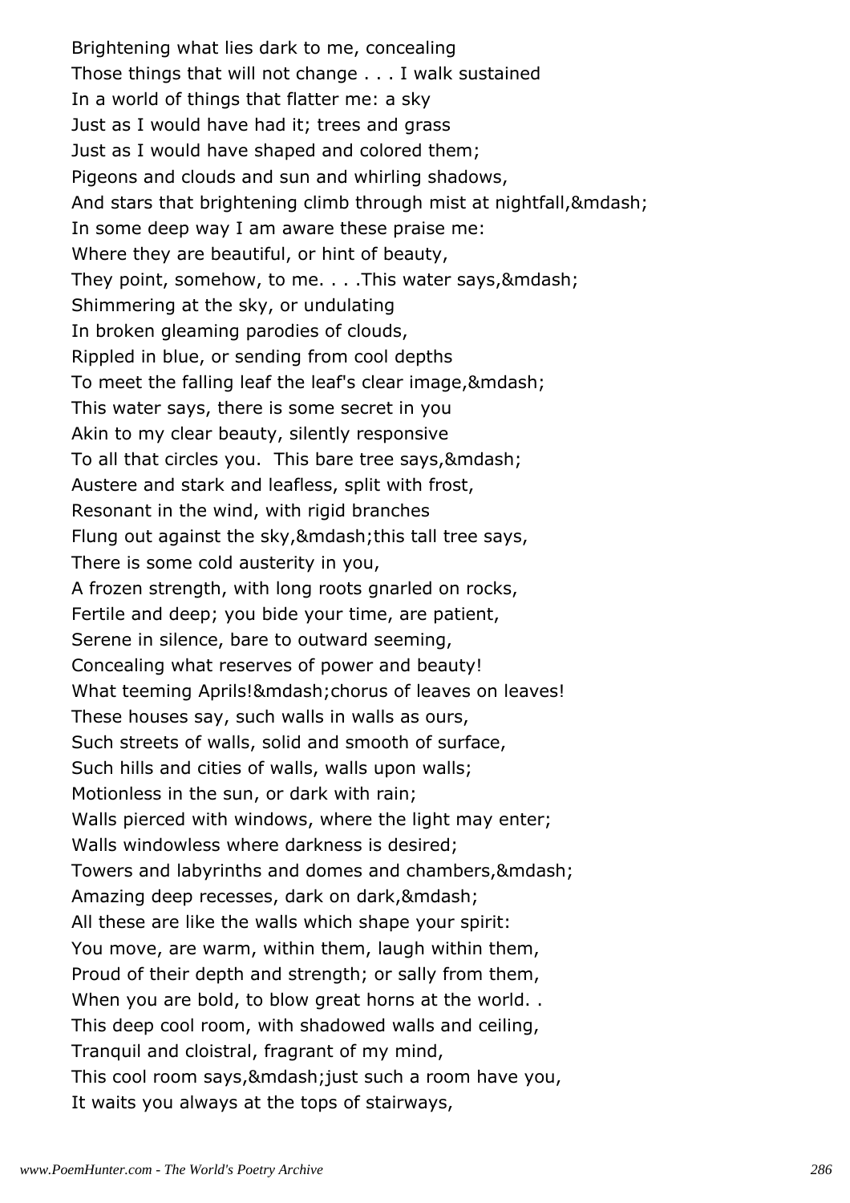Brightening what lies dark to me, concealing
Those things that will not change . . . I walk sustained
In a world of things that flatter me: a sky
Just as I would have had it; trees and grass
Just as I would have shaped and colored them;
Pigeons and clouds and sun and whirling shadows,
And stars that brightening climb through mist at nightfall,&mdash;
In some deep way I am aware these praise me:
Where they are beautiful, or hint of beauty,
They point, somehow, to me. . . .This water says,&mdash;
Shimmering at the sky, or undulating
In broken gleaming parodies of clouds,
Rippled in blue, or sending from cool depths
To meet the falling leaf the leaf's clear image,&mdash;
This water says, there is some secret in you
Akin to my clear beauty, silently responsive
To all that circles you. This bare tree says,&mdash;
Austere and stark and leafless, split with frost,
Resonant in the wind, with rigid branches
Flung out against the sky,&mdash;this tall tree says,
There is some cold austerity in you,
A frozen strength, with long roots gnarled on rocks,
Fertile and deep; you bide your time, are patient,
Serene in silence, bare to outward seeming,
Concealing what reserves of power and beauty!
What teeming Aprils!&mdash;chorus of leaves on leaves!
These houses say, such walls in walls as ours,
Such streets of walls, solid and smooth of surface,
Such hills and cities of walls, walls upon walls;
Motionless in the sun, or dark with rain;
Walls pierced with windows, where the light may enter;
Walls windowless where darkness is desired;
Towers and labyrinths and domes and chambers,&mdash;
Amazing deep recesses, dark on dark,&mdash;
All these are like the walls which shape your spirit:
You move, are warm, within them, laugh within them,
Proud of their depth and strength; or sally from them,
When you are bold, to blow great horns at the world. .
This deep cool room, with shadowed walls and ceiling,
Tranquil and cloistral, fragrant of my mind,
This cool room says,&mdash;just such a room have you,
It waits you always at the tops of stairways,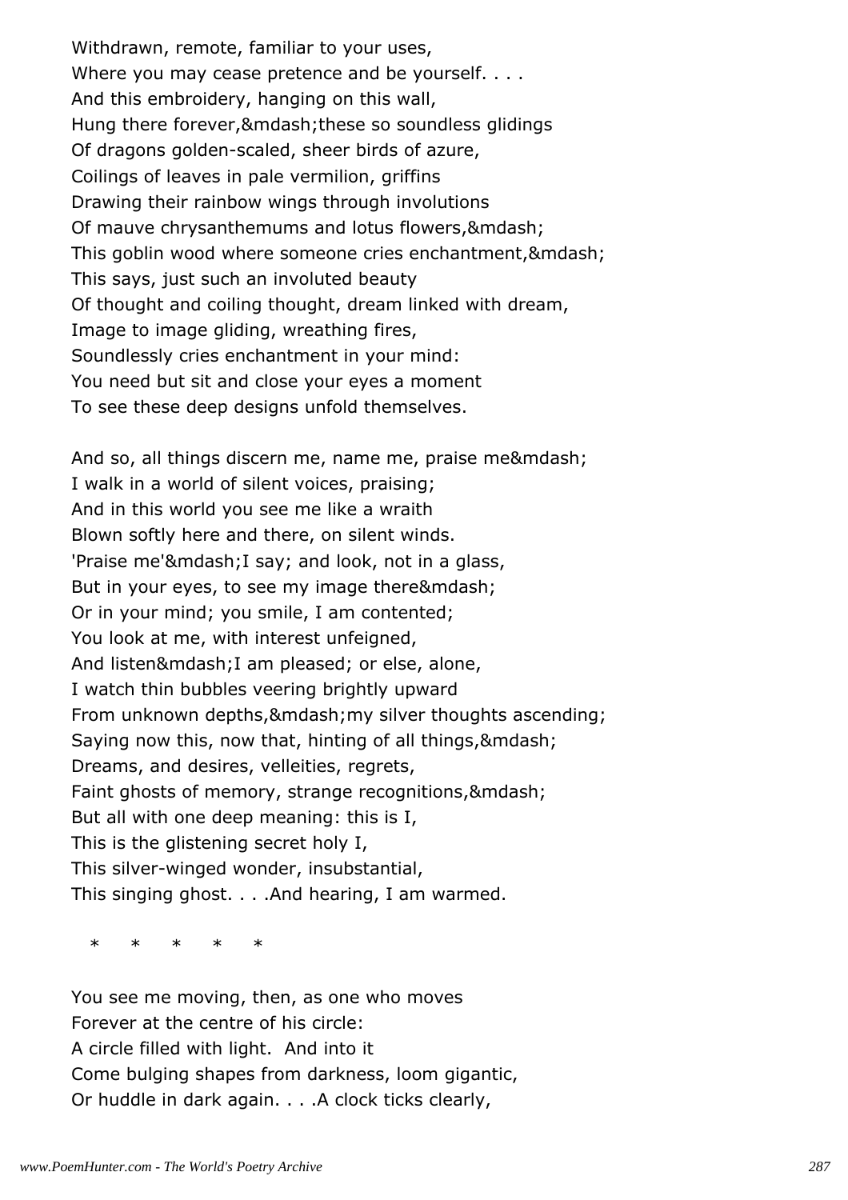Withdrawn, remote, familiar to your uses,
Where you may cease pretence and be yourself. . . .
And this embroidery, hanging on this wall,
Hung there forever,&mdash;these so soundless glidings
Of dragons golden-scaled, sheer birds of azure,
Coilings of leaves in pale vermilion, griffins
Drawing their rainbow wings through involutions
Of mauve chrysanthemums and lotus flowers,&mdash;
This goblin wood where someone cries enchantment,&mdash;
This says, just such an involuted beauty
Of thought and coiling thought, dream linked with dream,
Image to image gliding, wreathing fires,
Soundlessly cries enchantment in your mind:
You need but sit and close your eyes a moment
To see these deep designs unfold themselves.

And so, all things discern me, name me, praise me&mdash;
I walk in a world of silent voices, praising;
And in this world you see me like a wraith
Blown softly here and there, on silent winds.
'Praise me'&mdash;I say; and look, not in a glass,
But in your eyes, to see my image there&mdash;
Or in your mind; you smile, I am contented;
You look at me, with interest unfeigned,
And listen&mdash;I am pleased; or else, alone,
I watch thin bubbles veering brightly upward
From unknown depths,&mdash;my silver thoughts ascending;
Saying now this, now that, hinting of all things,&mdash;
Dreams, and desires, velleities, regrets,
Faint ghosts of memory, strange recognitions,&mdash;
But all with one deep meaning: this is I,
This is the glistening secret holy I,
This silver-winged wonder, insubstantial,
This singing ghost. . . .And hearing, I am warmed.

\* \* \* \* \*

You see me moving, then, as one who moves
Forever at the centre of his circle:
A circle filled with light. And into it
Come bulging shapes from darkness, loom gigantic,
Or huddle in dark again. . . .A clock ticks clearly,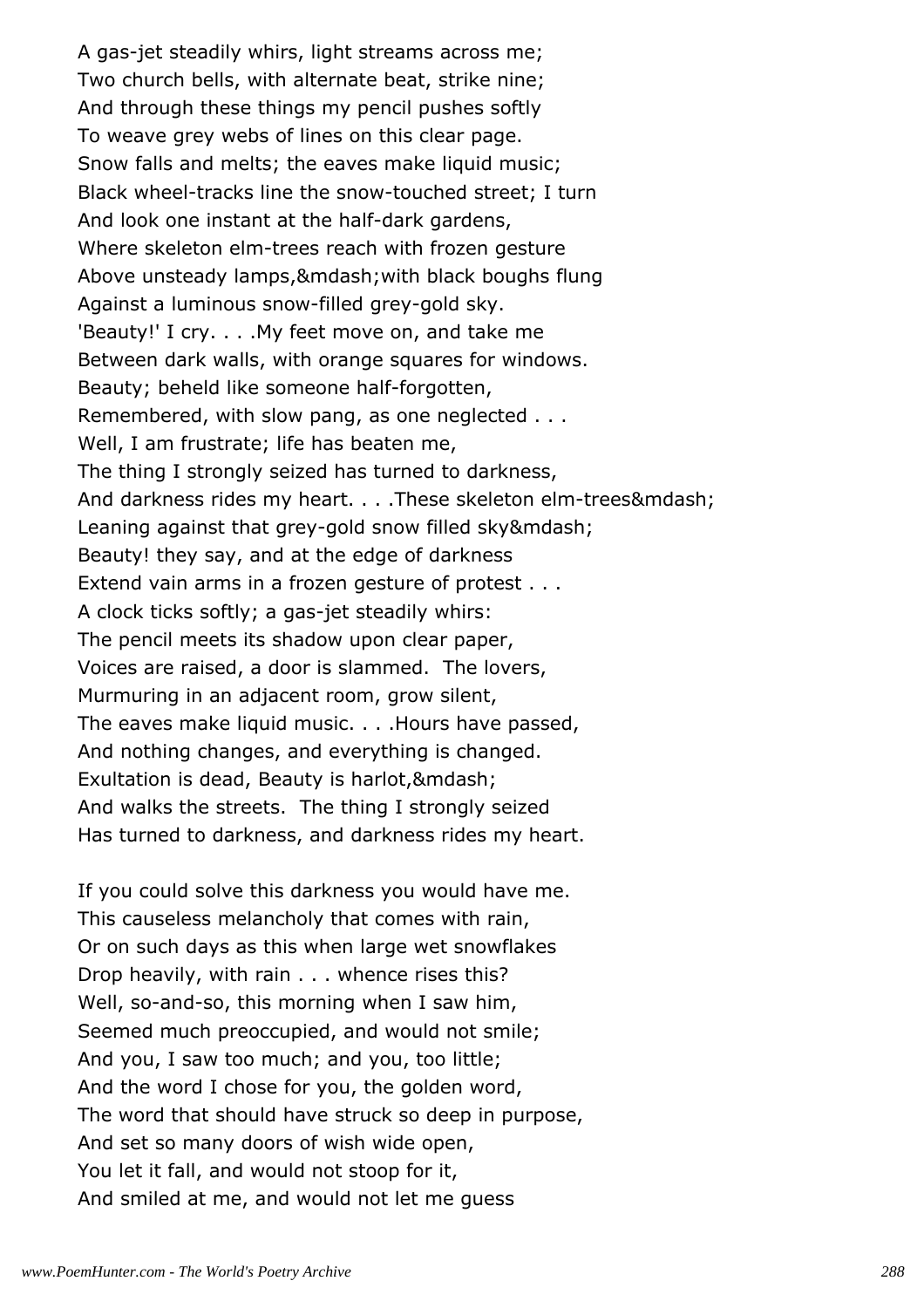A gas-jet steadily whirs, light streams across me;
Two church bells, with alternate beat, strike nine;
And through these things my pencil pushes softly
To weave grey webs of lines on this clear page.
Snow falls and melts; the eaves make liquid music;
Black wheel-tracks line the snow-touched street; I turn
And look one instant at the half-dark gardens,
Where skeleton elm-trees reach with frozen gesture
Above unsteady lamps,&mdash;with black boughs flung
Against a luminous snow-filled grey-gold sky.
'Beauty!' I cry. . . .My feet move on, and take me
Between dark walls, with orange squares for windows.
Beauty; beheld like someone half-forgotten,
Remembered, with slow pang, as one neglected . . .
Well, I am frustrate; life has beaten me,
The thing I strongly seized has turned to darkness,
And darkness rides my heart. . . .These skeleton elm-trees&mdash;
Leaning against that grey-gold snow filled sky&mdash;
Beauty! they say, and at the edge of darkness
Extend vain arms in a frozen gesture of protest . . .
A clock ticks softly; a gas-jet steadily whirs:
The pencil meets its shadow upon clear paper,
Voices are raised, a door is slammed.  The lovers,
Murmuring in an adjacent room, grow silent,
The eaves make liquid music. . . .Hours have passed,
And nothing changes, and everything is changed.
Exultation is dead, Beauty is harlot,&mdash;
And walks the streets.  The thing I strongly seized
Has turned to darkness, and darkness rides my heart.

If you could solve this darkness you would have me.
This causeless melancholy that comes with rain,
Or on such days as this when large wet snowflakes
Drop heavily, with rain . . . whence rises this?
Well, so-and-so, this morning when I saw him,
Seemed much preoccupied, and would not smile;
And you, I saw too much; and you, too little;
And the word I chose for you, the golden word,
The word that should have struck so deep in purpose,
And set so many doors of wish wide open,
You let it fall, and would not stoop for it,
And smiled at me, and would not let me guess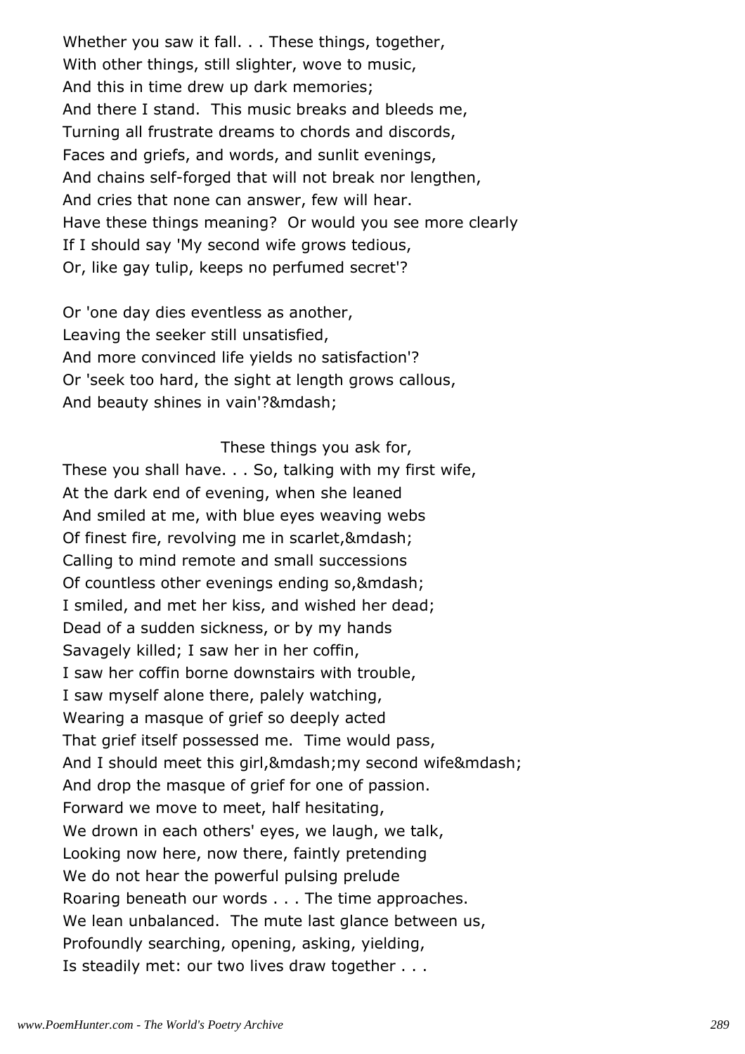Whether you saw it fall. . . These things, together,
With other things, still slighter, wove to music,
And this in time drew up dark memories;
And there I stand. This music breaks and bleeds me,
Turning all frustrate dreams to chords and discords,
Faces and griefs, and words, and sunlit evenings,
And chains self-forged that will not break nor lengthen,
And cries that none can answer, few will hear.
Have these things meaning? Or would you see more clearly
If I should say 'My second wife grows tedious,
Or, like gay tulip, keeps no perfumed secret'?

Or 'one day dies eventless as another,
Leaving the seeker still unsatisfied,
And more convinced life yields no satisfaction'?
Or 'seek too hard, the sight at length grows callous,
And beauty shines in vain'?&mdash;

These things you ask for,
These you shall have. . . So, talking with my first wife,
At the dark end of evening, when she leaned
And smiled at me, with blue eyes weaving webs
Of finest fire, revolving me in scarlet,&mdash;
Calling to mind remote and small successions
Of countless other evenings ending so,&mdash;
I smiled, and met her kiss, and wished her dead;
Dead of a sudden sickness, or by my hands
Savagely killed; I saw her in her coffin,
I saw her coffin borne downstairs with trouble,
I saw myself alone there, palely watching,
Wearing a masque of grief so deeply acted
That grief itself possessed me. Time would pass,
And I should meet this girl,&mdash;my second wife&mdash;
And drop the masque of grief for one of passion.
Forward we move to meet, half hesitating,
We drown in each others' eyes, we laugh, we talk,
Looking now here, now there, faintly pretending
We do not hear the powerful pulsing prelude
Roaring beneath our words . . . The time approaches.
We lean unbalanced. The mute last glance between us,
Profoundly searching, opening, asking, yielding,
Is steadily met: our two lives draw together . . .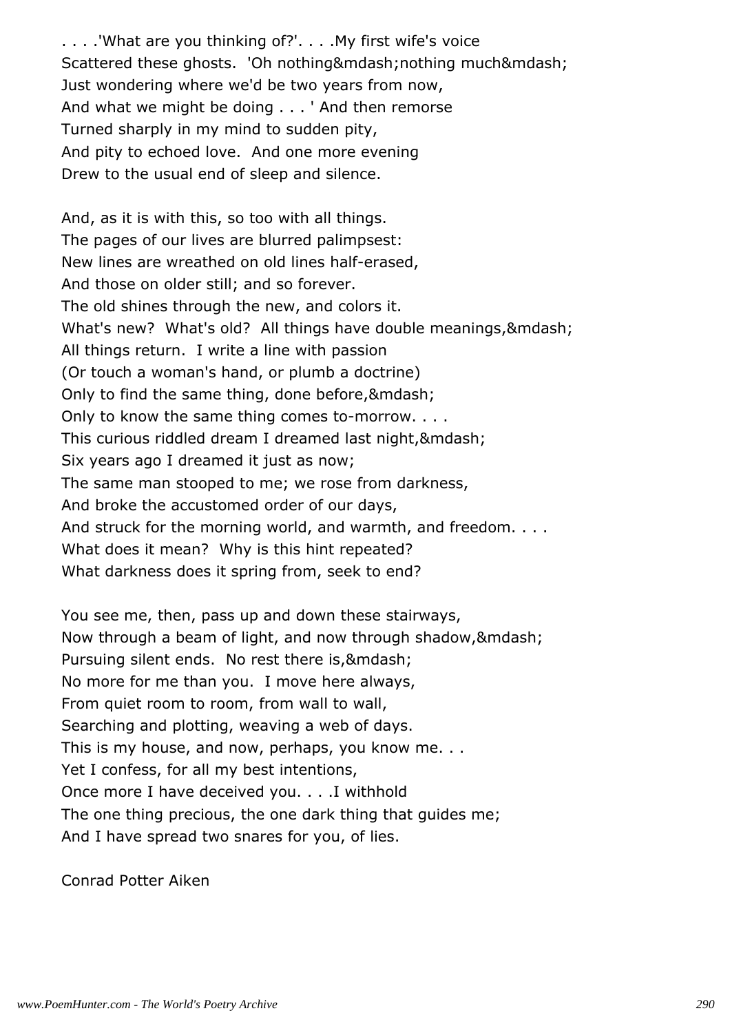. . . .'What are you thinking of?'. . . .My first wife's voice
Scattered these ghosts. 'Oh nothing&mdash;nothing much&mdash;
Just wondering where we'd be two years from now,
And what we might be doing . . . ' And then remorse
Turned sharply in my mind to sudden pity,
And pity to echoed love. And one more evening
Drew to the usual end of sleep and silence.

And, as it is with this, so too with all things.
The pages of our lives are blurred palimpsest:
New lines are wreathed on old lines half-erased,
And those on older still; and so forever.
The old shines through the new, and colors it.
What's new? What's old? All things have double meanings,&mdash;
All things return. I write a line with passion
(Or touch a woman's hand, or plumb a doctrine)
Only to find the same thing, done before,&mdash;
Only to know the same thing comes to-morrow. . . .
This curious riddled dream I dreamed last night,&mdash;
Six years ago I dreamed it just as now;
The same man stooped to me; we rose from darkness,
And broke the accustomed order of our days,
And struck for the morning world, and warmth, and freedom. . . .
What does it mean? Why is this hint repeated?
What darkness does it spring from, seek to end?

You see me, then, pass up and down these stairways,
Now through a beam of light, and now through shadow,&mdash;
Pursuing silent ends. No rest there is,&mdash;
No more for me than you. I move here always,
From quiet room to room, from wall to wall,
Searching and plotting, weaving a web of days.
This is my house, and now, perhaps, you know me. . .
Yet I confess, for all my best intentions,
Once more I have deceived you. . . .I withhold
The one thing precious, the one dark thing that guides me;
And I have spread two snares for you, of lies.

Conrad Potter Aiken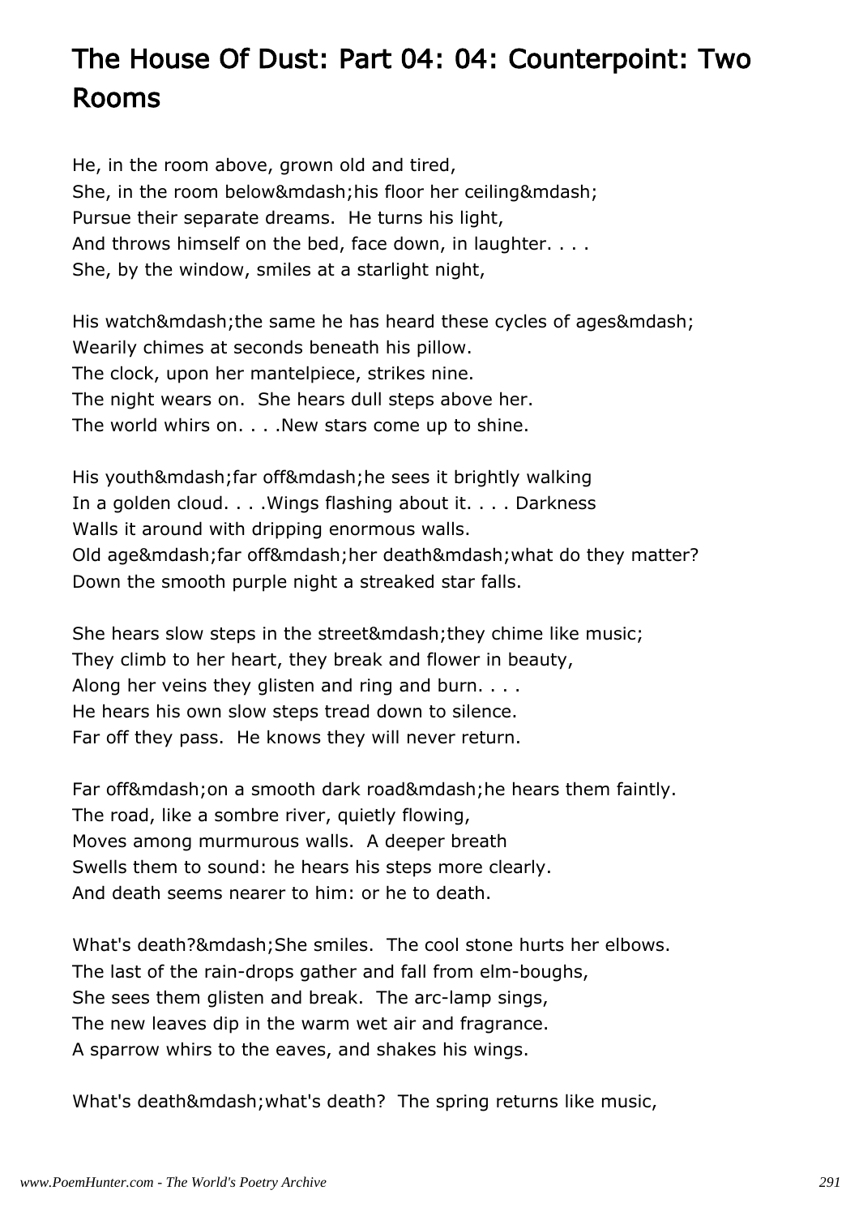# The House Of Dust: Part 04: 04: Counterpoint: Two Rooms

He, in the room above, grown old and tired,
She, in the room below&mdash;his floor her ceiling&mdash;
Pursue their separate dreams. He turns his light,
And throws himself on the bed, face down, in laughter. . . .
She, by the window, smiles at a starlight night,

His watch&mdash;the same he has heard these cycles of ages&mdash;
Wearily chimes at seconds beneath his pillow.
The clock, upon her mantelpiece, strikes nine.
The night wears on. She hears dull steps above her.
The world whirs on. . . .New stars come up to shine.

His youth&mdash;far off&mdash;he sees it brightly walking
In a golden cloud. . . .Wings flashing about it. . . . Darkness
Walls it around with dripping enormous walls.
Old age&mdash;far off&mdash;her death&mdash;what do they matter?
Down the smooth purple night a streaked star falls.

She hears slow steps in the street&mdash;they chime like music;
They climb to her heart, they break and flower in beauty,
Along her veins they glisten and ring and burn. . . .
He hears his own slow steps tread down to silence.
Far off they pass. He knows they will never return.

Far off&mdash;on a smooth dark road&mdash;he hears them faintly.
The road, like a sombre river, quietly flowing,
Moves among murmurous walls. A deeper breath
Swells them to sound: he hears his steps more clearly.
And death seems nearer to him: or he to death.

What's death?&mdash;She smiles. The cool stone hurts her elbows.
The last of the rain-drops gather and fall from elm-boughs,
She sees them glisten and break. The arc-lamp sings,
The new leaves dip in the warm wet air and fragrance.
A sparrow whirs to the eaves, and shakes his wings.

What's death&mdash;what's death? The spring returns like music,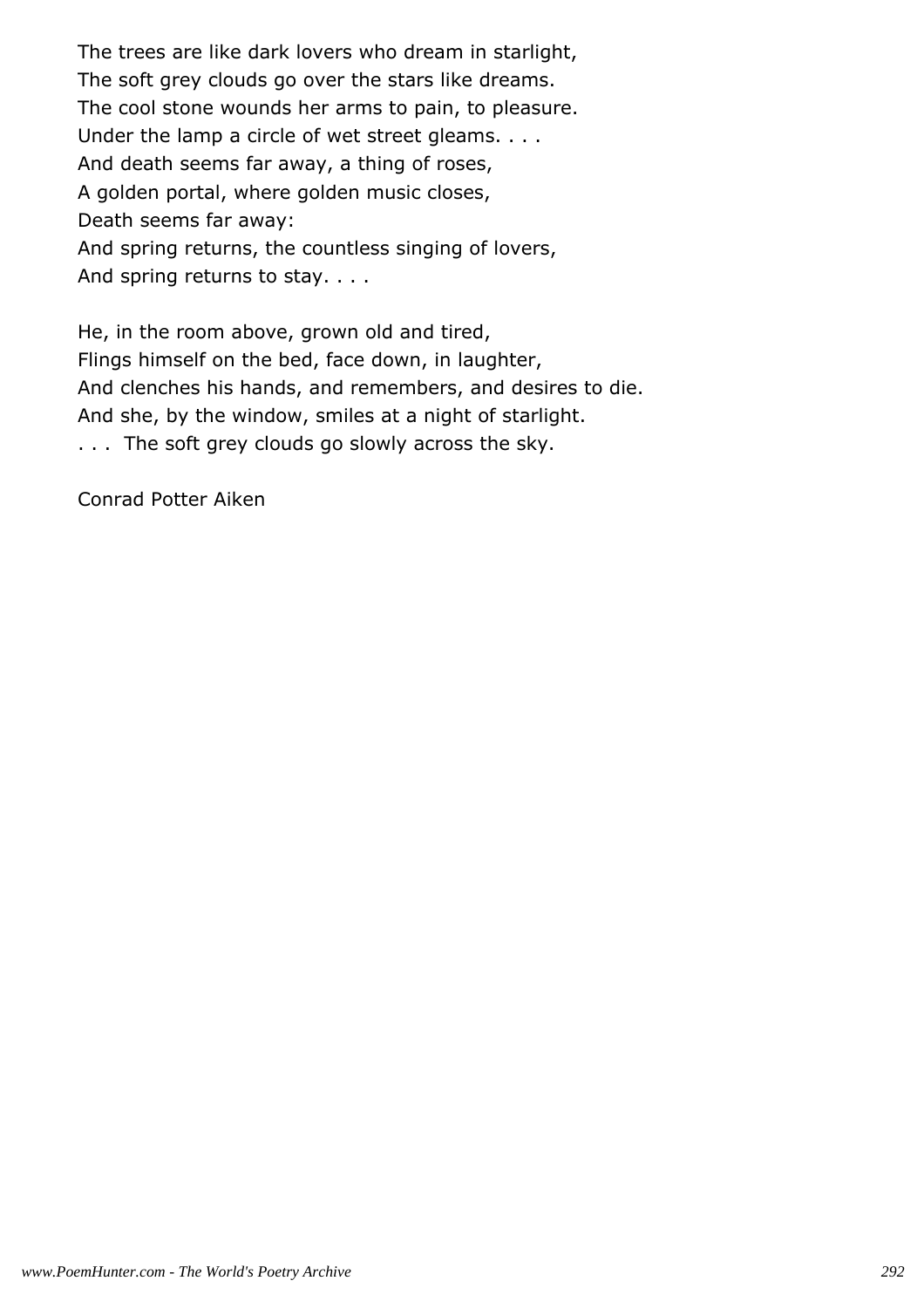The trees are like dark lovers who dream in starlight,
The soft grey clouds go over the stars like dreams.
The cool stone wounds her arms to pain, to pleasure.
Under the lamp a circle of wet street gleams. . . .
And death seems far away, a thing of roses,
A golden portal, where golden music closes,
Death seems far away:
And spring returns, the countless singing of lovers,
And spring returns to stay. . . .

He, in the room above, grown old and tired,
Flings himself on the bed, face down, in laughter,
And clenches his hands, and remembers, and desires to die.
And she, by the window, smiles at a night of starlight.
. . . The soft grey clouds go slowly across the sky.

Conrad Potter Aiken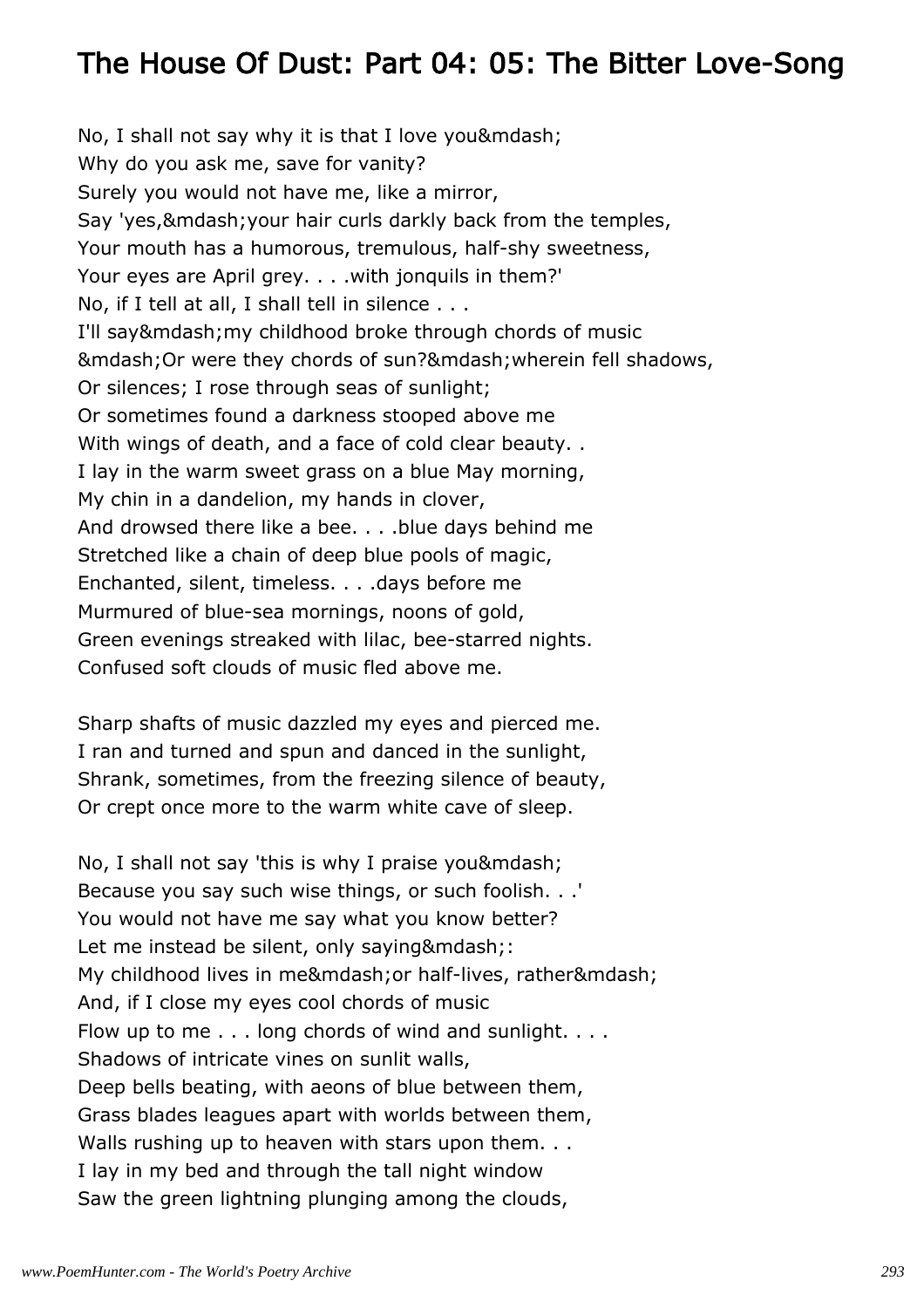# The House Of Dust: Part 04: 05: The Bitter Love-Song

No, I shall not say why it is that I love you&mdash;  
Why do you ask me, save for vanity?  
Surely you would not have me, like a mirror,  
Say 'yes,&mdash;your hair curls darkly back from the temples,  
Your mouth has a humorous, tremulous, half-shy sweetness,  
Your eyes are April grey. . . .with jonquils in them?'  
No, if I tell at all, I shall tell in silence . . .  
I'll say&mdash;my childhood broke through chords of music  
&mdash;Or were they chords of sun?&mdash;wherein fell shadows,  
Or silences; I rose through seas of sunlight;  
Or sometimes found a darkness stooped above me  
With wings of death, and a face of cold clear beauty. .  
I lay in the warm sweet grass on a blue May morning,  
My chin in a dandelion, my hands in clover,  
And drowsed there like a bee. . . .blue days behind me  
Stretched like a chain of deep blue pools of magic,  
Enchanted, silent, timeless. . . .days before me  
Murmured of blue-sea mornings, noons of gold,  
Green evenings streaked with lilac, bee-starred nights.  
Confused soft clouds of music fled above me.

Sharp shafts of music dazzled my eyes and pierced me.  
I ran and turned and spun and danced in the sunlight,  
Shrank, sometimes, from the freezing silence of beauty,  
Or crept once more to the warm white cave of sleep.

No, I shall not say 'this is why I praise you&mdash;  
Because you say such wise things, or such foolish. . .'  
You would not have me say what you know better?  
Let me instead be silent, only saying&mdash;:  
My childhood lives in me&mdash;or half-lives, rather&mdash;  
And, if I close my eyes cool chords of music  
Flow up to me . . . long chords of wind and sunlight. . . .  
Shadows of intricate vines on sunlit walls,  
Deep bells beating, with aeons of blue between them,  
Grass blades leagues apart with worlds between them,  
Walls rushing up to heaven with stars upon them. . .  
I lay in my bed and through the tall night window  
Saw the green lightning plunging among the clouds,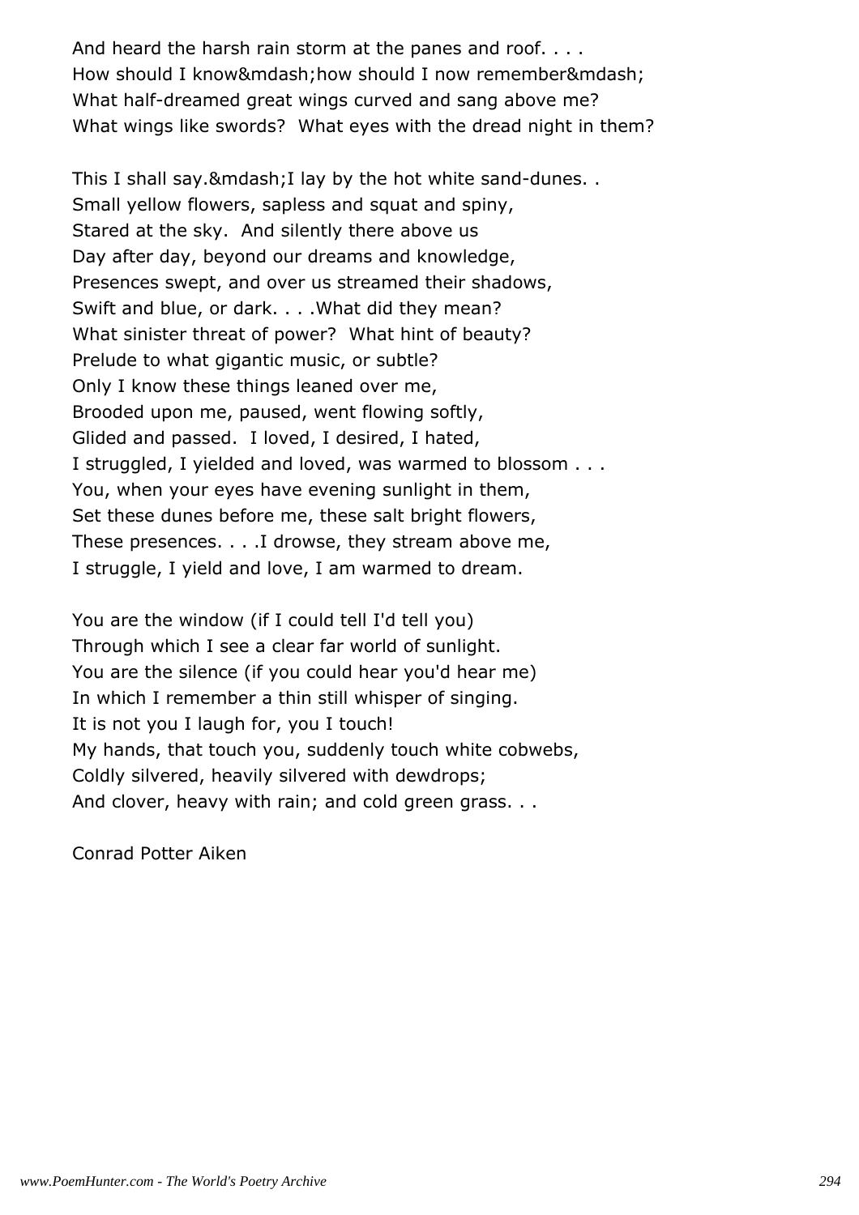And heard the harsh rain storm at the panes and roof. . . .  
How should I know&mdash;how should I now remember&mdash;  
What half-dreamed great wings curved and sang above me?  
What wings like swords? What eyes with the dread night in them?

This I shall say.&mdash;I lay by the hot white sand-dunes. .  
Small yellow flowers, sapless and squat and spiny,  
Stared at the sky. And silently there above us  
Day after day, beyond our dreams and knowledge,  
Presences swept, and over us streamed their shadows,  
Swift and blue, or dark. . . .What did they mean?  
What sinister threat of power? What hint of beauty?  
Prelude to what gigantic music, or subtle?  
Only I know these things leaned over me,  
Brooded upon me, paused, went flowing softly,  
Glided and passed. I loved, I desired, I hated,  
I struggled, I yielded and loved, was warmed to blossom . . .  
You, when your eyes have evening sunlight in them,  
Set these dunes before me, these salt bright flowers,  
These presences. . . .I drowse, they stream above me,  
I struggle, I yield and love, I am warmed to dream.

You are the window (if I could tell I'd tell you)  
Through which I see a clear far world of sunlight.  
You are the silence (if you could hear you'd hear me)  
In which I remember a thin still whisper of singing.  
It is not you I laugh for, you I touch!  
My hands, that touch you, suddenly touch white cobwebs,  
Coldly silvered, heavily silvered with dewdrops;  
And clover, heavy with rain; and cold green grass. . .

Conrad Potter Aiken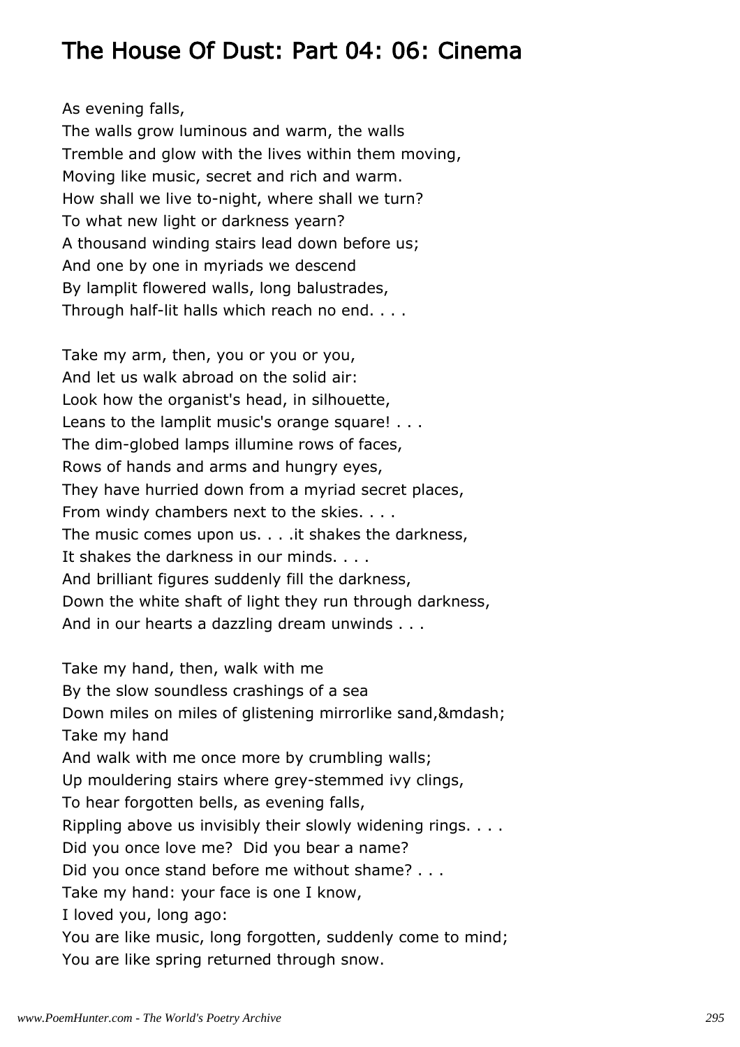# The House Of Dust: Part 04: 06: Cinema

As evening falls,  
The walls grow luminous and warm, the walls  
Tremble and glow with the lives within them moving,  
Moving like music, secret and rich and warm.  
How shall we live to-night, where shall we turn?  
To what new light or darkness yearn?  
A thousand winding stairs lead down before us;  
And one by one in myriads we descend  
By lamplit flowered walls, long balustrades,  
Through half-lit halls which reach no end. . . .

Take my arm, then, you or you or you,  
And let us walk abroad on the solid air:  
Look how the organist's head, in silhouette,  
Leans to the lamplit music's orange square! . . .  
The dim-globed lamps illumine rows of faces,  
Rows of hands and arms and hungry eyes,  
They have hurried down from a myriad secret places,  
From windy chambers next to the skies. . . .  
The music comes upon us. . . .it shakes the darkness,  
It shakes the darkness in our minds. . . .  
And brilliant figures suddenly fill the darkness,  
Down the white shaft of light they run through darkness,  
And in our hearts a dazzling dream unwinds . . .

Take my hand, then, walk with me  
By the slow soundless crashings of a sea  
Down miles on miles of glistening mirrorlike sand,&mdash;  
Take my hand  
And walk with me once more by crumbling walls;  
Up mouldering stairs where grey-stemmed ivy clings,  
To hear forgotten bells, as evening falls,  
Rippling above us invisibly their slowly widening rings. . . .  
Did you once love me? Did you bear a name?  
Did you once stand before me without shame? . . .  
Take my hand: your face is one I know,  
I loved you, long ago:  
You are like music, long forgotten, suddenly come to mind;  
You are like spring returned through snow.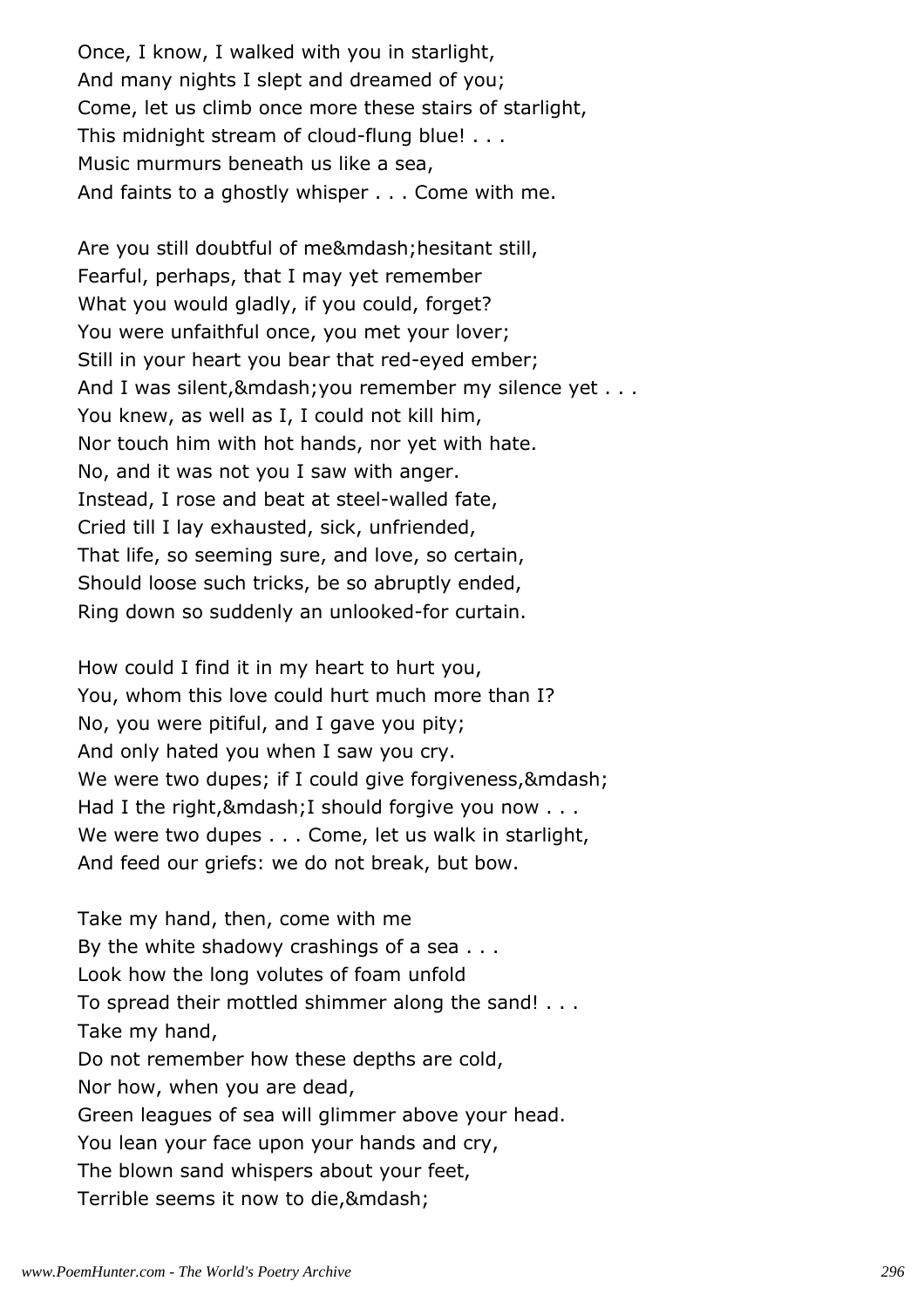Once, I know, I walked with you in starlight,
And many nights I slept and dreamed of you;
Come, let us climb once more these stairs of starlight,
This midnight stream of cloud-flung blue! . . .
Music murmurs beneath us like a sea,
And faints to a ghostly whisper . . . Come with me.

Are you still doubtful of me&mdash;hesitant still,
Fearful, perhaps, that I may yet remember
What you would gladly, if you could, forget?
You were unfaithful once, you met your lover;
Still in your heart you bear that red-eyed ember;
And I was silent,&mdash;you remember my silence yet . . .
You knew, as well as I, I could not kill him,
Nor touch him with hot hands, nor yet with hate.
No, and it was not you I saw with anger.
Instead, I rose and beat at steel-walled fate,
Cried till I lay exhausted, sick, unfriended,
That life, so seeming sure, and love, so certain,
Should loose such tricks, be so abruptly ended,
Ring down so suddenly an unlooked-for curtain.

How could I find it in my heart to hurt you,
You, whom this love could hurt much more than I?
No, you were pitiful, and I gave you pity;
And only hated you when I saw you cry.
We were two dupes; if I could give forgiveness,&mdash;
Had I the right,&mdash;I should forgive you now . . .
We were two dupes . . . Come, let us walk in starlight,
And feed our griefs: we do not break, but bow.

Take my hand, then, come with me
By the white shadowy crashings of a sea . . .
Look how the long volutes of foam unfold
To spread their mottled shimmer along the sand! . . .
Take my hand,
Do not remember how these depths are cold,
Nor how, when you are dead,
Green leagues of sea will glimmer above your head.
You lean your face upon your hands and cry,
The blown sand whispers about your feet,
Terrible seems it now to die,&mdash;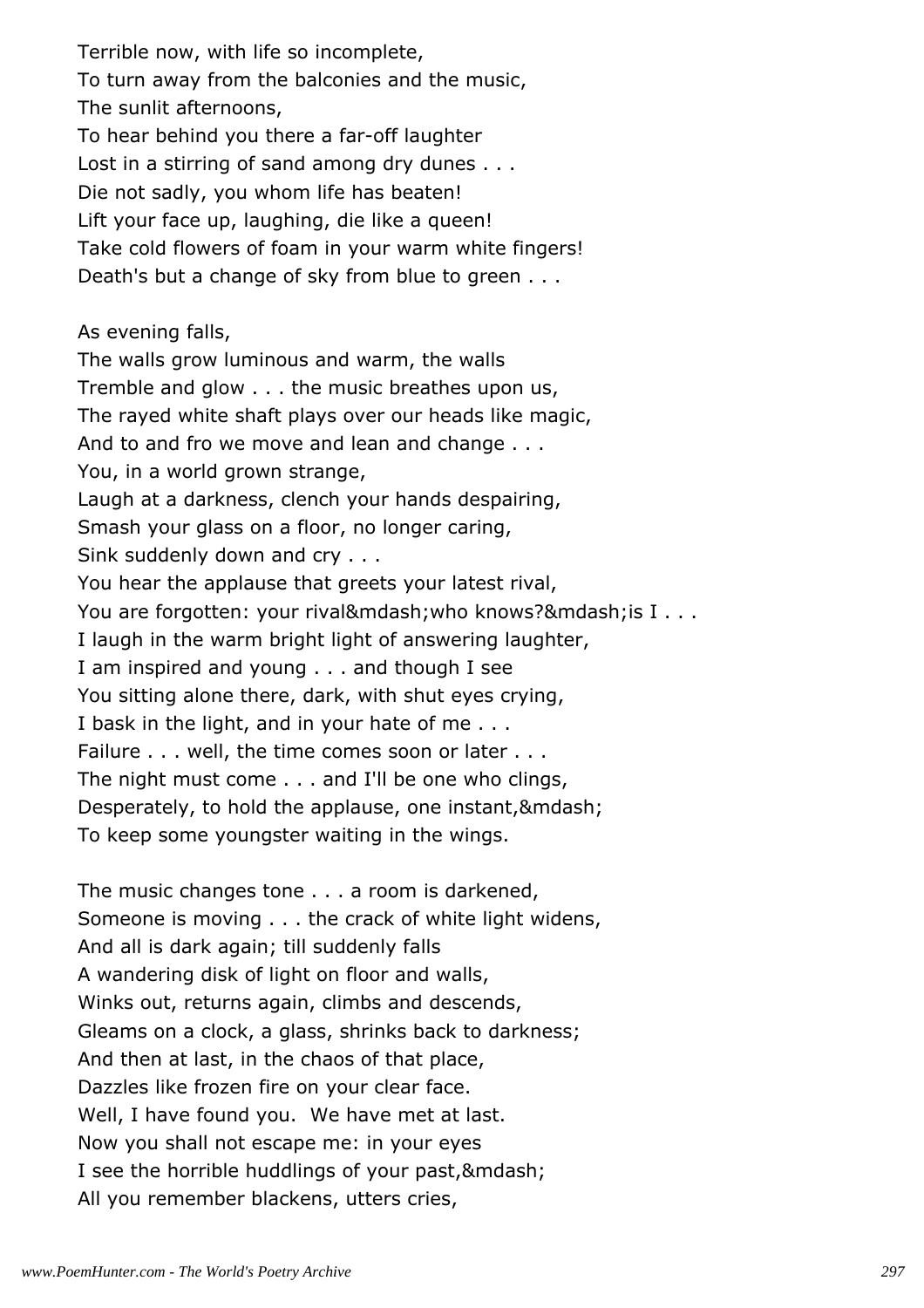Terrible now, with life so incomplete,
To turn away from the balconies and the music,
The sunlit afternoons,
To hear behind you there a far-off laughter
Lost in a stirring of sand among dry dunes . . .
Die not sadly, you whom life has beaten!
Lift your face up, laughing, die like a queen!
Take cold flowers of foam in your warm white fingers!
Death's but a change of sky from blue to green . . .

As evening falls,
The walls grow luminous and warm, the walls
Tremble and glow . . . the music breathes upon us,
The rayed white shaft plays over our heads like magic,
And to and fro we move and lean and change . . .
You, in a world grown strange,
Laugh at a darkness, clench your hands despairing,
Smash your glass on a floor, no longer caring,
Sink suddenly down and cry . . .
You hear the applause that greets your latest rival,
You are forgotten: your rival&mdash;who knows?&mdash;is I . . .
I laugh in the warm bright light of answering laughter,
I am inspired and young . . . and though I see
You sitting alone there, dark, with shut eyes crying,
I bask in the light, and in your hate of me . . .
Failure . . . well, the time comes soon or later . . .
The night must come . . . and I'll be one who clings,
Desperately, to hold the applause, one instant,&mdash;
To keep some youngster waiting in the wings.

The music changes tone . . . a room is darkened,
Someone is moving . . . the crack of white light widens,
And all is dark again; till suddenly falls
A wandering disk of light on floor and walls,
Winks out, returns again, climbs and descends,
Gleams on a clock, a glass, shrinks back to darkness;
And then at last, in the chaos of that place,
Dazzles like frozen fire on your clear face.
Well, I have found you. We have met at last.
Now you shall not escape me: in your eyes
I see the horrible huddlings of your past,&mdash;
All you remember blackens, utters cries,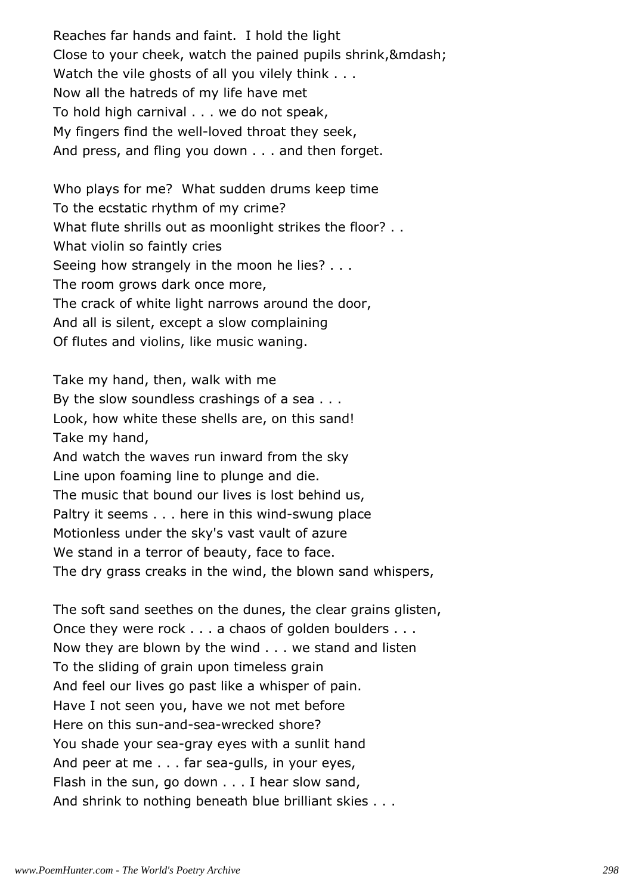Reaches far hands and faint. I hold the light
Close to your cheek, watch the pained pupils shrink,&mdash;
Watch the vile ghosts of all you vilely think . . .
Now all the hatreds of my life have met
To hold high carnival . . . we do not speak,
My fingers find the well-loved throat they seek,
And press, and fling you down . . . and then forget.

Who plays for me? What sudden drums keep time
To the ecstatic rhythm of my crime?
What flute shrills out as moonlight strikes the floor? . .
What violin so faintly cries
Seeing how strangely in the moon he lies? . . .
The room grows dark once more,
The crack of white light narrows around the door,
And all is silent, except a slow complaining
Of flutes and violins, like music waning.

Take my hand, then, walk with me
By the slow soundless crashings of a sea . . .
Look, how white these shells are, on this sand!
Take my hand,
And watch the waves run inward from the sky
Line upon foaming line to plunge and die.
The music that bound our lives is lost behind us,
Paltry it seems . . . here in this wind-swung place
Motionless under the sky's vast vault of azure
We stand in a terror of beauty, face to face.
The dry grass creaks in the wind, the blown sand whispers,

The soft sand seethes on the dunes, the clear grains glisten,
Once they were rock . . . a chaos of golden boulders . . .
Now they are blown by the wind . . . we stand and listen
To the sliding of grain upon timeless grain
And feel our lives go past like a whisper of pain.
Have I not seen you, have we not met before
Here on this sun-and-sea-wrecked shore?
You shade your sea-gray eyes with a sunlit hand
And peer at me . . . far sea-gulls, in your eyes,
Flash in the sun, go down . . . I hear slow sand,
And shrink to nothing beneath blue brilliant skies . . .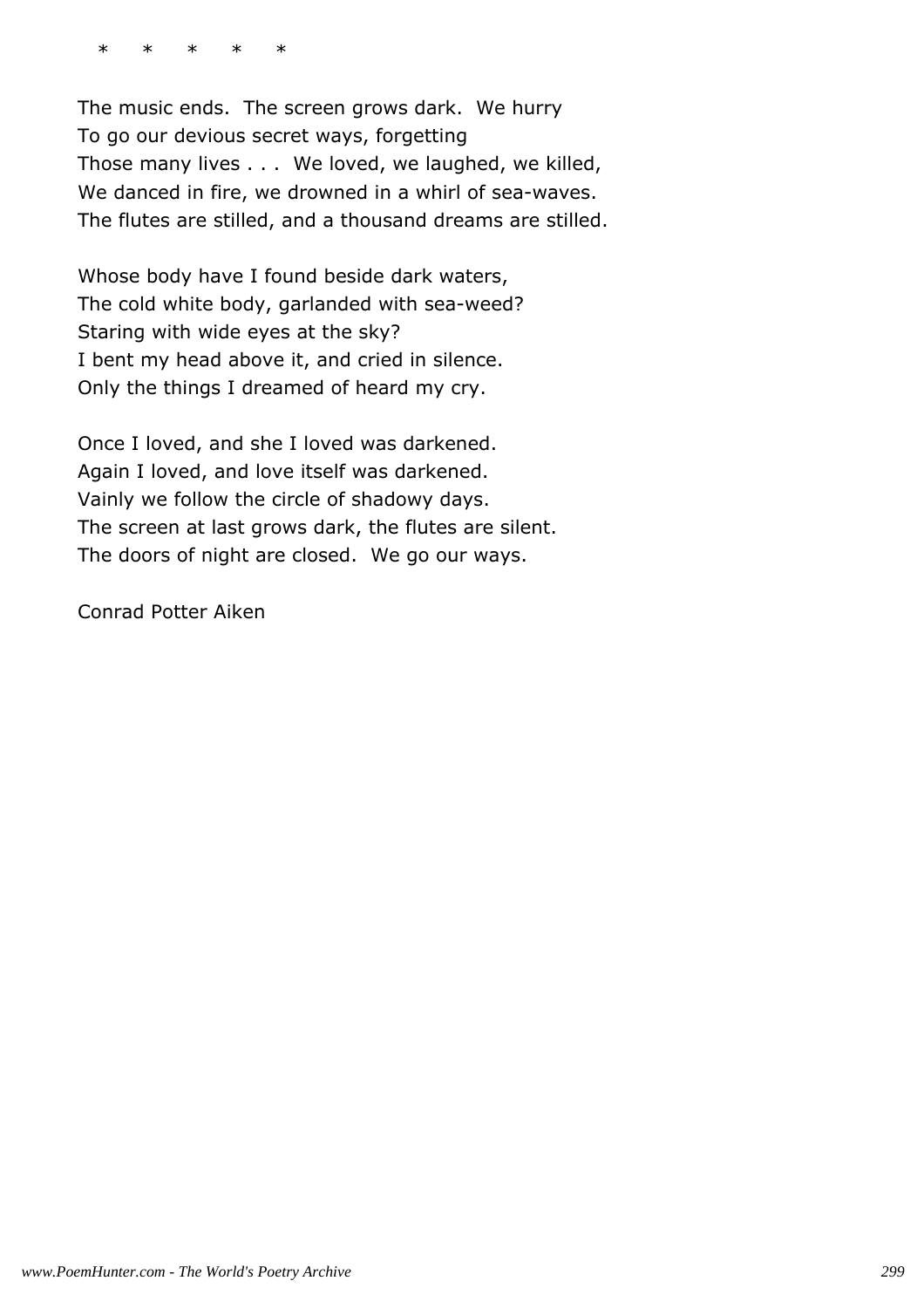\*     \*     \*     \*     \*

The music ends.  The screen grows dark.  We hurry  
To go our devious secret ways, forgetting  
Those many lives . . .  We loved, we laughed, we killed,  
We danced in fire, we drowned in a whirl of sea-waves.  
The flutes are stilled, and a thousand dreams are stilled.

Whose body have I found beside dark waters,  
The cold white body, garlanded with sea-weed?  
Staring with wide eyes at the sky?  
I bent my head above it, and cried in silence.  
Only the things I dreamed of heard my cry.

Once I loved, and she I loved was darkened.  
Again I loved, and love itself was darkened.  
Vainly we follow the circle of shadowy days.  
The screen at last grows dark, the flutes are silent.  
The doors of night are closed.  We go our ways.

Conrad Potter Aiken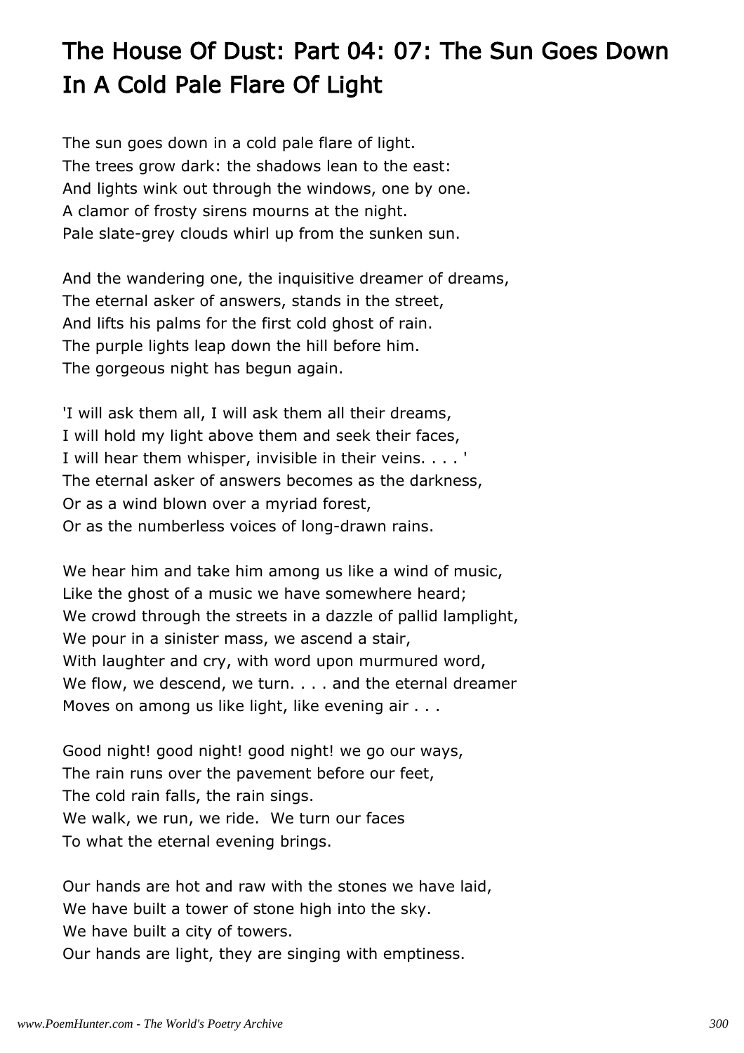# The House Of Dust: Part 04: 07: The Sun Goes Down In A Cold Pale Flare Of Light

The sun goes down in a cold pale flare of light.
The trees grow dark: the shadows lean to the east:
And lights wink out through the windows, one by one.
A clamor of frosty sirens mourns at the night.
Pale slate-grey clouds whirl up from the sunken sun.

And the wandering one, the inquisitive dreamer of dreams,
The eternal asker of answers, stands in the street,
And lifts his palms for the first cold ghost of rain.
The purple lights leap down the hill before him.
The gorgeous night has begun again.

'I will ask them all, I will ask them all their dreams,
I will hold my light above them and seek their faces,
I will hear them whisper, invisible in their veins. . . . '
The eternal asker of answers becomes as the darkness,
Or as a wind blown over a myriad forest,
Or as the numberless voices of long-drawn rains.

We hear him and take him among us like a wind of music,
Like the ghost of a music we have somewhere heard;
We crowd through the streets in a dazzle of pallid lamplight,
We pour in a sinister mass, we ascend a stair,
With laughter and cry, with word upon murmured word,
We flow, we descend, we turn. . . . and the eternal dreamer
Moves on among us like light, like evening air . . .

Good night! good night! good night! we go our ways,
The rain runs over the pavement before our feet,
The cold rain falls, the rain sings.
We walk, we run, we ride. We turn our faces
To what the eternal evening brings.

Our hands are hot and raw with the stones we have laid,
We have built a tower of stone high into the sky.
We have built a city of towers.
Our hands are light, they are singing with emptiness.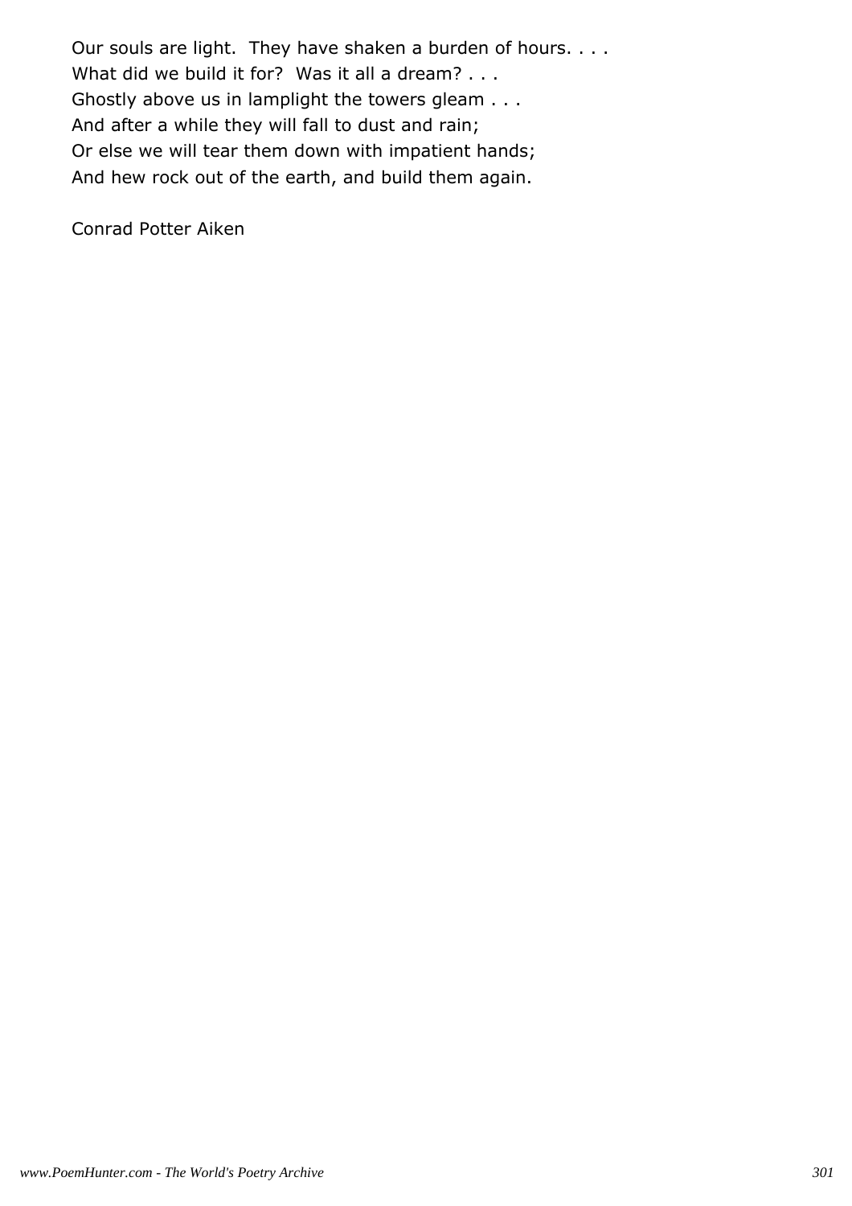Our souls are light. They have shaken a burden of hours. . . .  
What did we build it for? Was it all a dream? . . .  
Ghostly above us in lamplight the towers gleam . . .  
And after a while they will fall to dust and rain;  
Or else we will tear them down with impatient hands;  
And hew rock out of the earth, and build them again.

Conrad Potter Aiken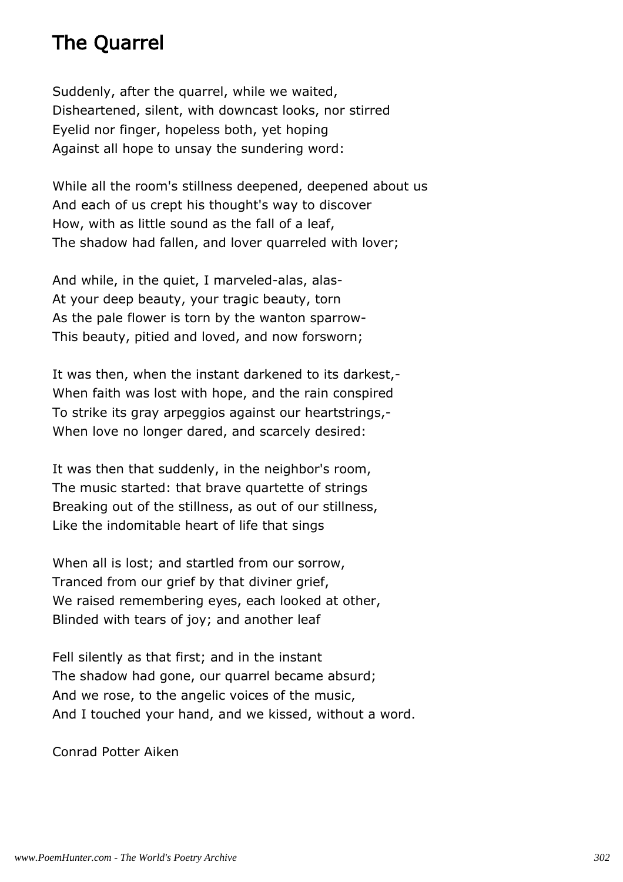# The Quarrel

Suddenly, after the quarrel, while we waited,
Disheartened, silent, with downcast looks, nor stirred
Eyelid nor finger, hopeless both, yet hoping
Against all hope to unsay the sundering word:

While all the room's stillness deepened, deepened about us
And each of us crept his thought's way to discover
How, with as little sound as the fall of a leaf,
The shadow had fallen, and lover quarreled with lover;

And while, in the quiet, I marveled-alas, alas-
At your deep beauty, your tragic beauty, torn
As the pale flower is torn by the wanton sparrow-
This beauty, pitied and loved, and now forsworn;

It was then, when the instant darkened to its darkest,-
When faith was lost with hope, and the rain conspired
To strike its gray arpeggios against our heartstrings,-
When love no longer dared, and scarcely desired:

It was then that suddenly, in the neighbor's room,
The music started: that brave quartette of strings
Breaking out of the stillness, as out of our stillness,
Like the indomitable heart of life that sings

When all is lost; and startled from our sorrow,
Tranced from our grief by that diviner grief,
We raised remembering eyes, each looked at other,
Blinded with tears of joy; and another leaf

Fell silently as that first; and in the instant
The shadow had gone, our quarrel became absurd;
And we rose, to the angelic voices of the music,
And I touched your hand, and we kissed, without a word.

Conrad Potter Aiken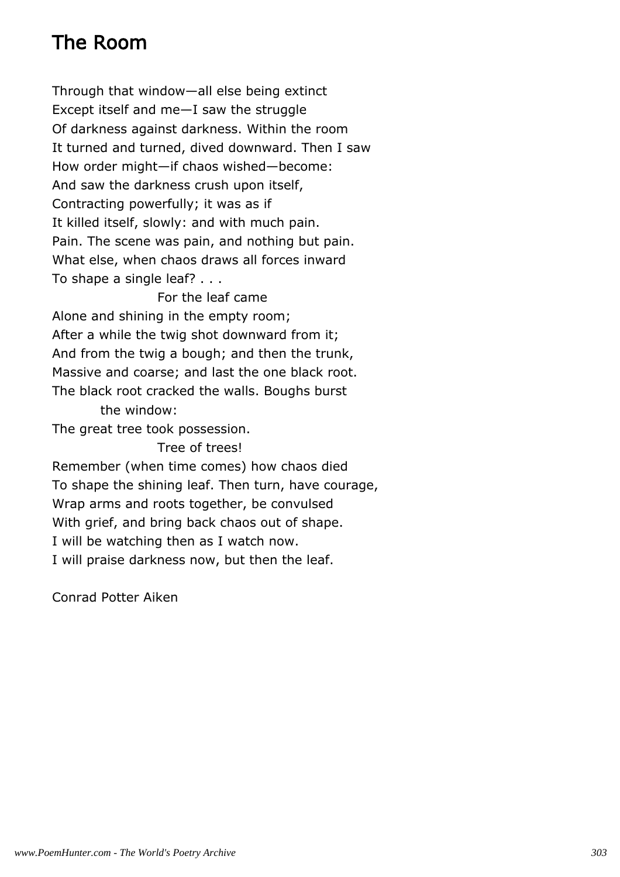## The Room

Through that window—all else being extinct
Except itself and me—I saw the struggle
Of darkness against darkness. Within the room
It turned and turned, dived downward. Then I saw
How order might—if chaos wished—become:
And saw the darkness crush upon itself,
Contracting powerfully; it was as if
It killed itself, slowly: and with much pain.
Pain. The scene was pain, and nothing but pain.
What else, when chaos draws all forces inward
To shape a single leaf? . . .
                    For the leaf came
Alone and shining in the empty room;
After a while the twig shot downward from it;
And from the twig a bough; and then the trunk,
Massive and coarse; and last the one black root.
The black root cracked the walls. Boughs burst
         the window:
The great tree took possession.
                    Tree of trees!
Remember (when time comes) how chaos died
To shape the shining leaf. Then turn, have courage,
Wrap arms and roots together, be convulsed
With grief, and bring back chaos out of shape.
I will be watching then as I watch now.
I will praise darkness now, but then the leaf.

Conrad Potter Aiken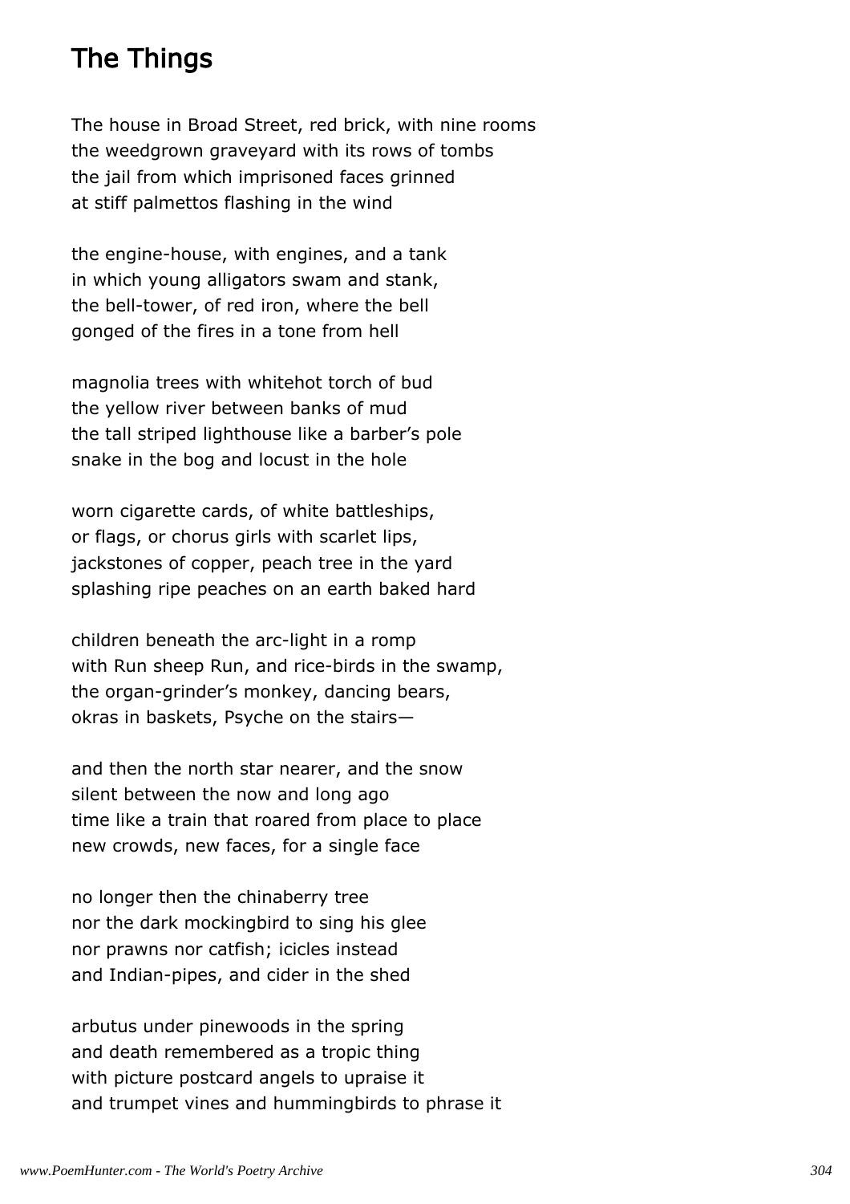## The Things

The house in Broad Street, red brick, with nine rooms
the weedgrown graveyard with its rows of tombs
the jail from which imprisoned faces grinned
at stiff palmettos flashing in the wind

the engine-house, with engines, and a tank
in which young alligators swam and stank,
the bell-tower, of red iron, where the bell
gonged of the fires in a tone from hell

magnolia trees with whitehot torch of bud
the yellow river between banks of mud
the tall striped lighthouse like a barber's pole
snake in the bog and locust in the hole

worn cigarette cards, of white battleships,
or flags, or chorus girls with scarlet lips,
jackstones of copper, peach tree in the yard
splashing ripe peaches on an earth baked hard

children beneath the arc-light in a romp
with Run sheep Run, and rice-birds in the swamp,
the organ-grinder's monkey, dancing bears,
okras in baskets, Psyche on the stairs—

and then the north star nearer, and the snow
silent between the now and long ago
time like a train that roared from place to place
new crowds, new faces, for a single face

no longer then the chinaberry tree
nor the dark mockingbird to sing his glee
nor prawns nor catfish; icicles instead
and Indian-pipes, and cider in the shed

arbutus under pinewoods in the spring
and death remembered as a tropic thing
with picture postcard angels to upraise it
and trumpet vines and hummingbirds to phrase it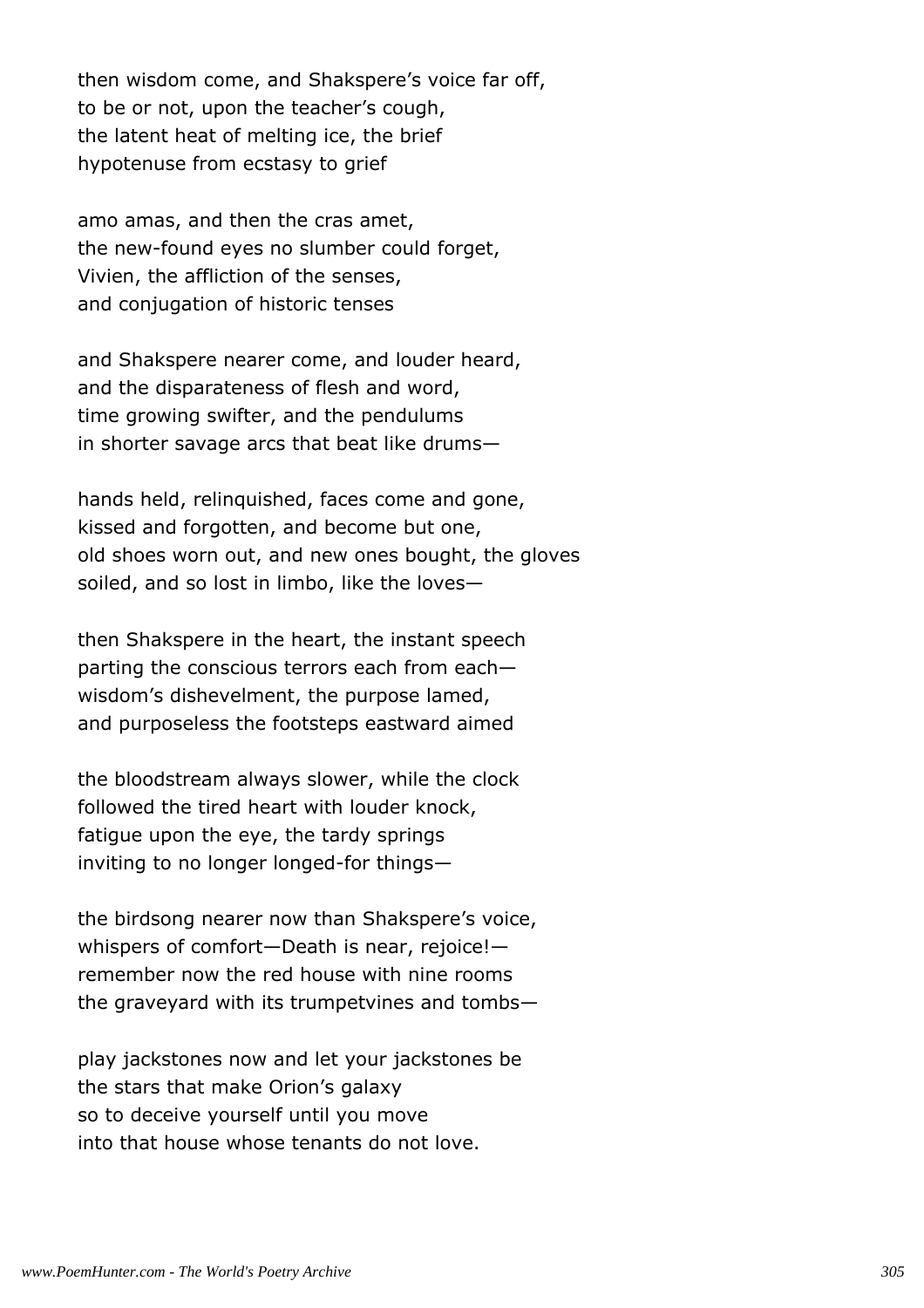then wisdom come, and Shakspere's voice far off,  
to be or not, upon the teacher's cough,  
the latent heat of melting ice, the brief  
hypotenuse from ecstasy to grief

amo amas, and then the cras amet,  
the new-found eyes no slumber could forget,  
Vivien, the affliction of the senses,  
and conjugation of historic tenses

and Shakspere nearer come, and louder heard,  
and the disparateness of flesh and word,  
time growing swifter, and the pendulums  
in shorter savage arcs that beat like drums—

hands held, relinquished, faces come and gone,  
kissed and forgotten, and become but one,  
old shoes worn out, and new ones bought, the gloves  
soiled, and so lost in limbo, like the loves—

then Shakspere in the heart, the instant speech  
parting the conscious terrors each from each—  
wisdom's dishevelment, the purpose lamed,  
and purposeless the footsteps eastward aimed

the bloodstream always slower, while the clock  
followed the tired heart with louder knock,  
fatigue upon the eye, the tardy springs  
inviting to no longer longed-for things—

the birdsong nearer now than Shakspere's voice,  
whispers of comfort—Death is near, rejoice!—  
remember now the red house with nine rooms  
the graveyard with its trumpetvines and tombs—

play jackstones now and let your jackstones be  
the stars that make Orion's galaxy  
so to deceive yourself until you move  
into that house whose tenants do not love.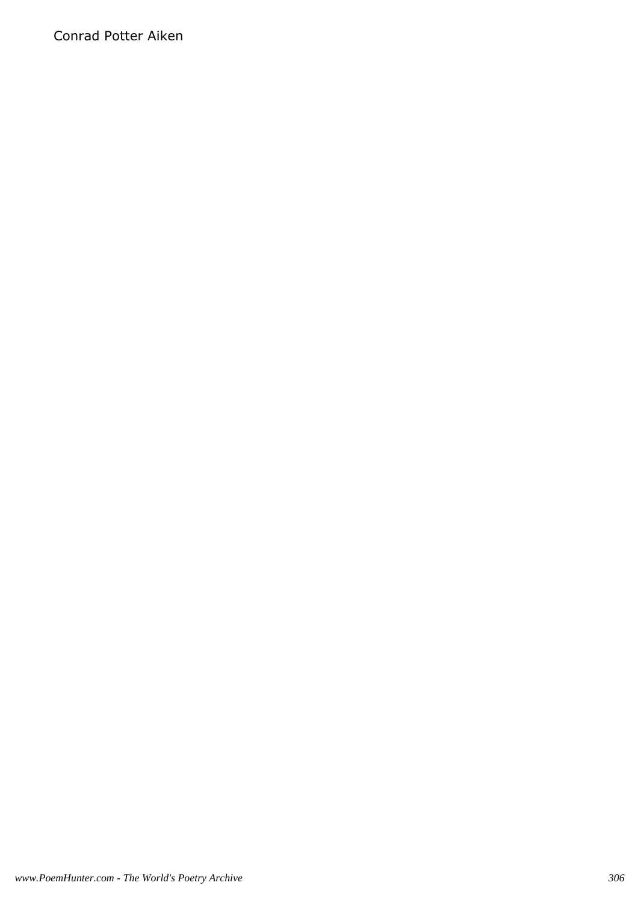Conrad Potter Aiken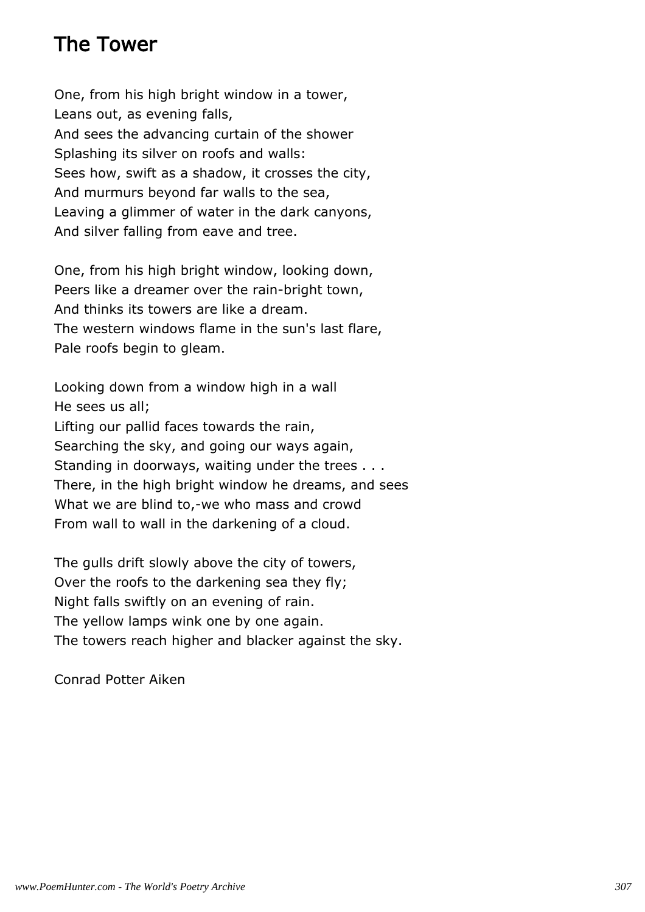## The Tower

One, from his high bright window in a tower,  
Leans out, as evening falls,  
And sees the advancing curtain of the shower  
Splashing its silver on roofs and walls:  
Sees how, swift as a shadow, it crosses the city,  
And murmurs beyond far walls to the sea,  
Leaving a glimmer of water in the dark canyons,  
And silver falling from eave and tree.

One, from his high bright window, looking down,  
Peers like a dreamer over the rain-bright town,  
And thinks its towers are like a dream.  
The western windows flame in the sun's last flare,  
Pale roofs begin to gleam.

Looking down from a window high in a wall  
He sees us all;  
Lifting our pallid faces towards the rain,  
Searching the sky, and going our ways again,  
Standing in doorways, waiting under the trees . . .  
There, in the high bright window he dreams, and sees  
What we are blind to,-we who mass and crowd  
From wall to wall in the darkening of a cloud.

The gulls drift slowly above the city of towers,  
Over the roofs to the darkening sea they fly;  
Night falls swiftly on an evening of rain.  
The yellow lamps wink one by one again.  
The towers reach higher and blacker against the sky.

Conrad Potter Aiken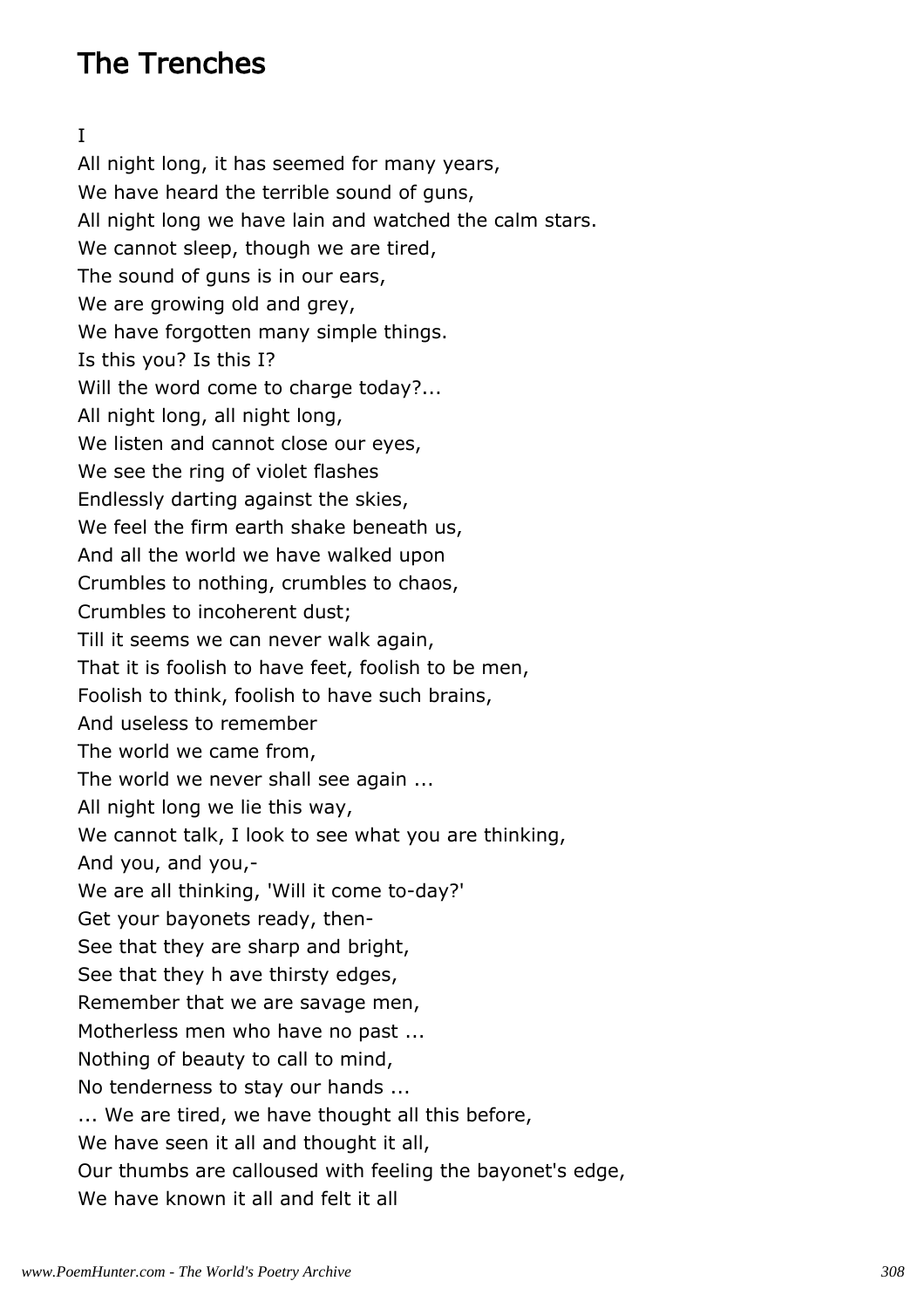## The Trenches

I

All night long, it has seemed for many years,
We have heard the terrible sound of guns,
All night long we have lain and watched the calm stars.
We cannot sleep, though we are tired,
The sound of guns is in our ears,
We are growing old and grey,
We have forgotten many simple things.
Is this you? Is this I?
Will the word come to charge today?...
All night long, all night long,
We listen and cannot close our eyes,
We see the ring of violet flashes
Endlessly darting against the skies,
We feel the firm earth shake beneath us,
And all the world we have walked upon
Crumbles to nothing, crumbles to chaos,
Crumbles to incoherent dust;
Till it seems we can never walk again,
That it is foolish to have feet, foolish to be men,
Foolish to think, foolish to have such brains,
And useless to remember
The world we came from,
The world we never shall see again ...
All night long we lie this way,
We cannot talk, I look to see what you are thinking,
And you, and you,-
We are all thinking, 'Will it come to-day?'
Get your bayonets ready, then-
See that they are sharp and bright,
See that they h ave thirsty edges,
Remember that we are savage men,
Motherless men who have no past ...
Nothing of beauty to call to mind,
No tenderness to stay our hands ...
... We are tired, we have thought all this before,
We have seen it all and thought it all,
Our thumbs are calloused with feeling the bayonet's edge,
We have known it all and felt it all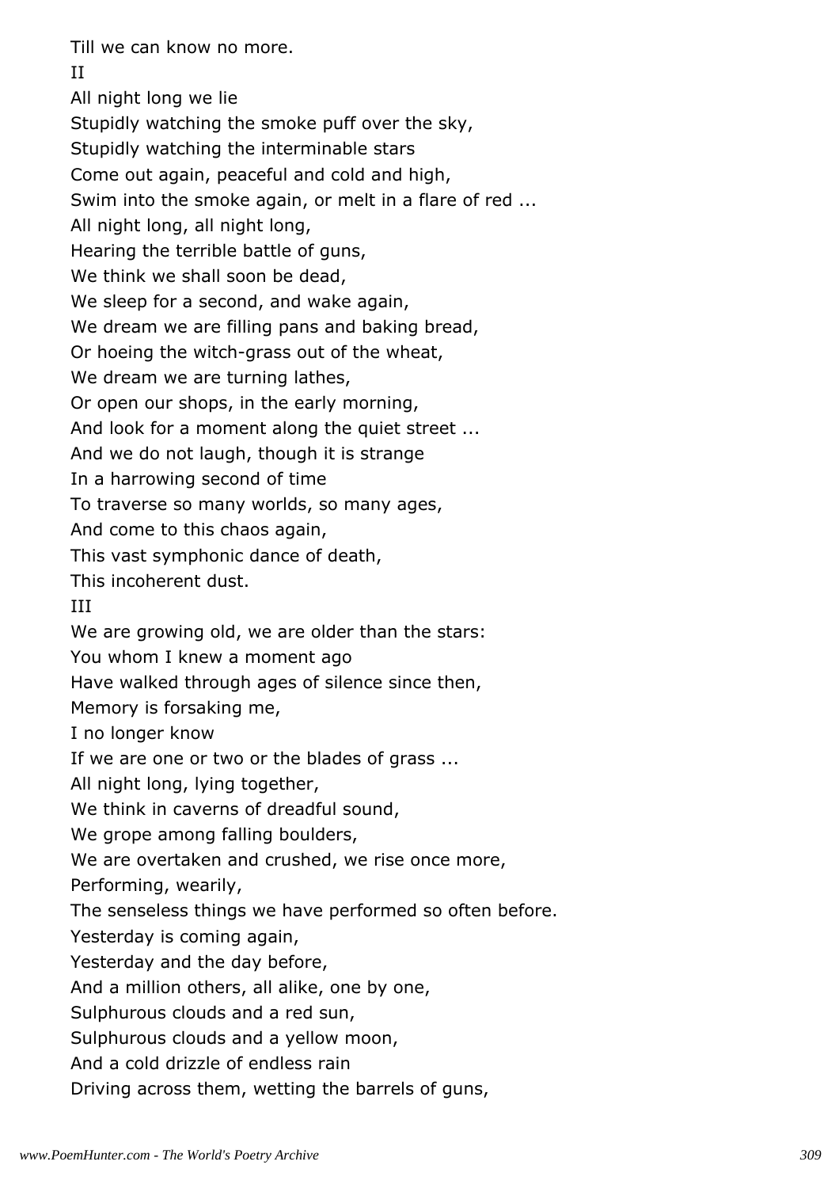Till we can know no more.

II

All night long we lie
Stupidly watching the smoke puff over the sky,
Stupidly watching the interminable stars
Come out again, peaceful and cold and high,
Swim into the smoke again, or melt in a flare of red ...
All night long, all night long,
Hearing the terrible battle of guns,
We think we shall soon be dead,
We sleep for a second, and wake again,
We dream we are filling pans and baking bread,
Or hoeing the witch-grass out of the wheat,
We dream we are turning lathes,
Or open our shops, in the early morning,
And look for a moment along the quiet street ...
And we do not laugh, though it is strange
In a harrowing second of time
To traverse so many worlds, so many ages,
And come to this chaos again,
This vast symphonic dance of death,
This incoherent dust.

III

We are growing old, we are older than the stars:
You whom I knew a moment ago
Have walked through ages of silence since then,
Memory is forsaking me,
I no longer know
If we are one or two or the blades of grass ...
All night long, lying together,
We think in caverns of dreadful sound,
We grope among falling boulders,
We are overtaken and crushed, we rise once more,
Performing, wearily,
The senseless things we have performed so often before.
Yesterday is coming again,
Yesterday and the day before,
And a million others, all alike, one by one,
Sulphurous clouds and a red sun,
Sulphurous clouds and a yellow moon,
And a cold drizzle of endless rain
Driving across them, wetting the barrels of guns,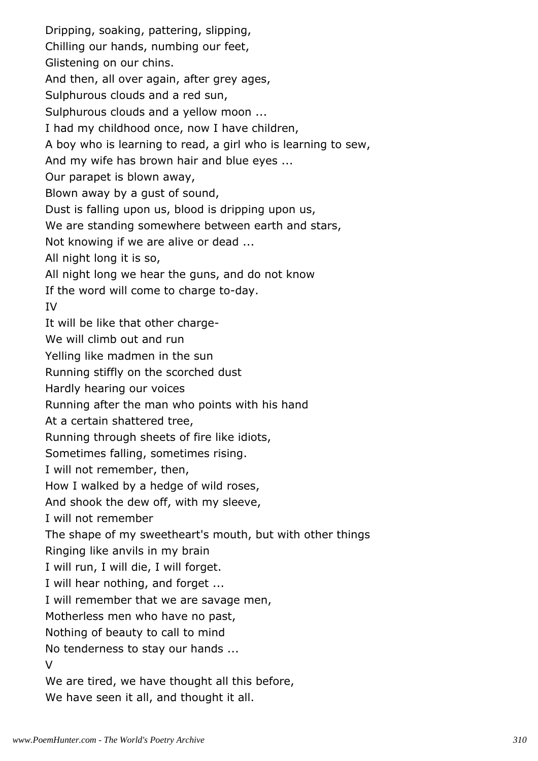Dripping, soaking, pattering, slipping,
Chilling our hands, numbing our feet,
Glistening on our chins.
And then, all over again, after grey ages,
Sulphurous clouds and a red sun,
Sulphurous clouds and a yellow moon ...
I had my childhood once, now I have children,
A boy who is learning to read, a girl who is learning to sew,
And my wife has brown hair and blue eyes ...
Our parapet is blown away,
Blown away by a gust of sound,
Dust is falling upon us, blood is dripping upon us,
We are standing somewhere between earth and stars,
Not knowing if we are alive or dead ...
All night long it is so,
All night long we hear the guns, and do not know
If the word will come to charge to-day.

IV

It will be like that other charge-
We will climb out and run
Yelling like madmen in the sun
Running stiffly on the scorched dust
Hardly hearing our voices
Running after the man who points with his hand
At a certain shattered tree,
Running through sheets of fire like idiots,
Sometimes falling, sometimes rising.
I will not remember, then,
How I walked by a hedge of wild roses,
And shook the dew off, with my sleeve,
I will not remember
The shape of my sweetheart's mouth, but with other things
Ringing like anvils in my brain
I will run, I will die, I will forget.
I will hear nothing, and forget ...
I will remember that we are savage men,
Motherless men who have no past,
Nothing of beauty to call to mind
No tenderness to stay our hands ...

V

We are tired, we have thought all this before,
We have seen it all, and thought it all.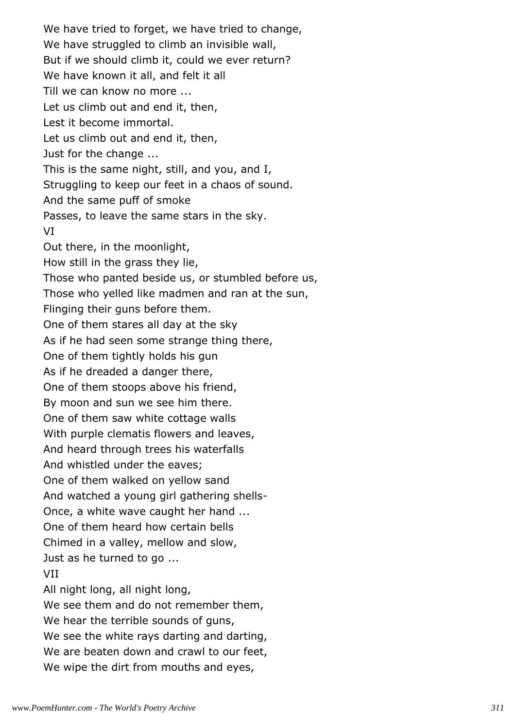We have tried to forget, we have tried to change,  
We have struggled to climb an invisible wall,  
But if we should climb it, could we ever return?  
We have known it all, and felt it all  
Till we can know no more ...  
Let us climb out and end it, then,  
Lest it become immortal.  
Let us climb out and end it, then,  
Just for the change ...  
This is the same night, still, and you, and I,  
Struggling to keep our feet in a chaos of sound.  
And the same puff of smoke  
Passes, to leave the same stars in the sky.

VI

Out there, in the moonlight,  
How still in the grass they lie,  
Those who panted beside us, or stumbled before us,  
Those who yelled like madmen and ran at the sun,  
Flinging their guns before them.  
One of them stares all day at the sky  
As if he had seen some strange thing there,  
One of them tightly holds his gun  
As if he dreaded a danger there,  
One of them stoops above his friend,  
By moon and sun we see him there.  
One of them saw white cottage walls  
With purple clematis flowers and leaves,  
And heard through trees his waterfalls  
And whistled under the eaves;  
One of them walked on yellow sand  
And watched a young girl gathering shells-  
Once, a white wave caught her hand ...  
One of them heard how certain bells  
Chimed in a valley, mellow and slow,  
Just as he turned to go ...

VII

All night long, all night long,  
We see them and do not remember them,  
We hear the terrible sounds of guns,  
We see the white rays darting and darting,  
We are beaten down and crawl to our feet,  
We wipe the dirt from mouths and eyes,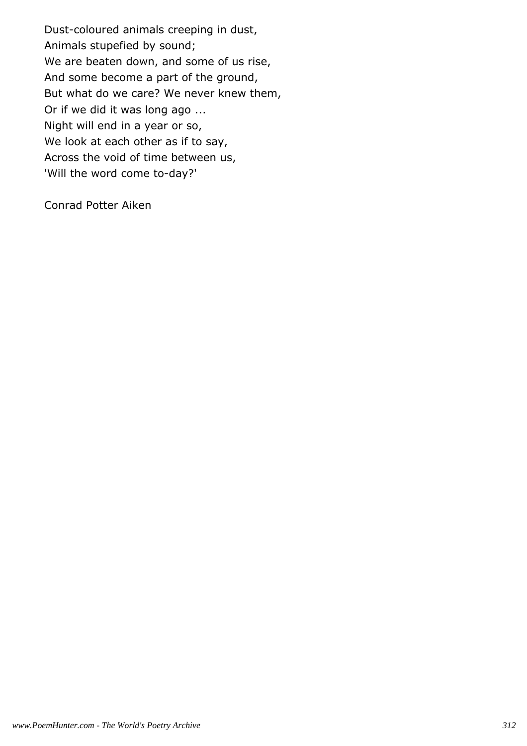Dust-coloured animals creeping in dust,  
Animals stupefied by sound;  
We are beaten down, and some of us rise,  
And some become a part of the ground,  
But what do we care? We never knew them,  
Or if we did it was long ago ...  
Night will end in a year or so,  
We look at each other as if to say,  
Across the void of time between us,  
'Will the word come to-day?'

Conrad Potter Aiken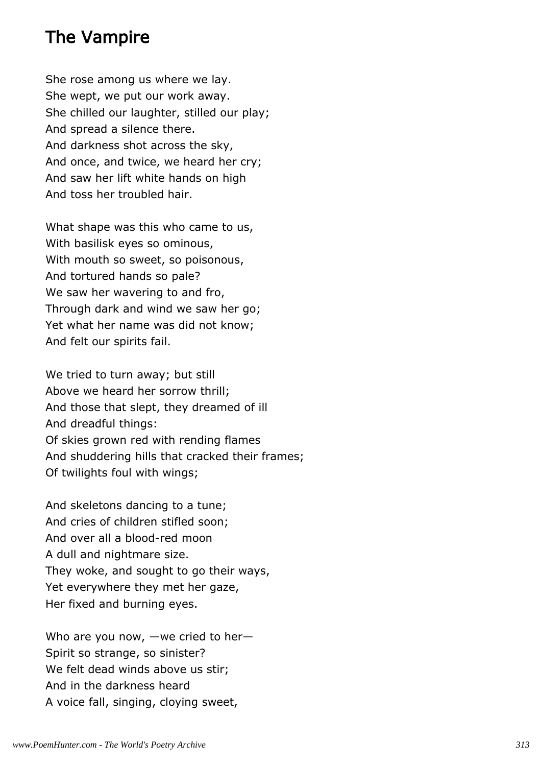# The Vampire

She rose among us where we lay.  
She wept, we put our work away.  
She chilled our laughter, stilled our play;  
And spread a silence there.  
And darkness shot across the sky,  
And once, and twice, we heard her cry;  
And saw her lift white hands on high  
And toss her troubled hair.

What shape was this who came to us,  
With basilisk eyes so ominous,  
With mouth so sweet, so poisonous,  
And tortured hands so pale?  
We saw her wavering to and fro,  
Through dark and wind we saw her go;  
Yet what her name was did not know;  
And felt our spirits fail.

We tried to turn away; but still  
Above we heard her sorrow thrill;  
And those that slept, they dreamed of ill  
And dreadful things:  
Of skies grown red with rending flames  
And shuddering hills that cracked their frames;  
Of twilights foul with wings;

And skeletons dancing to a tune;  
And cries of children stifled soon;  
And over all a blood-red moon  
A dull and nightmare size.  
They woke, and sought to go their ways,  
Yet everywhere they met her gaze,  
Her fixed and burning eyes.

Who are you now, —we cried to her—  
Spirit so strange, so sinister?  
We felt dead winds above us stir;  
And in the darkness heard  
A voice fall, singing, cloying sweet,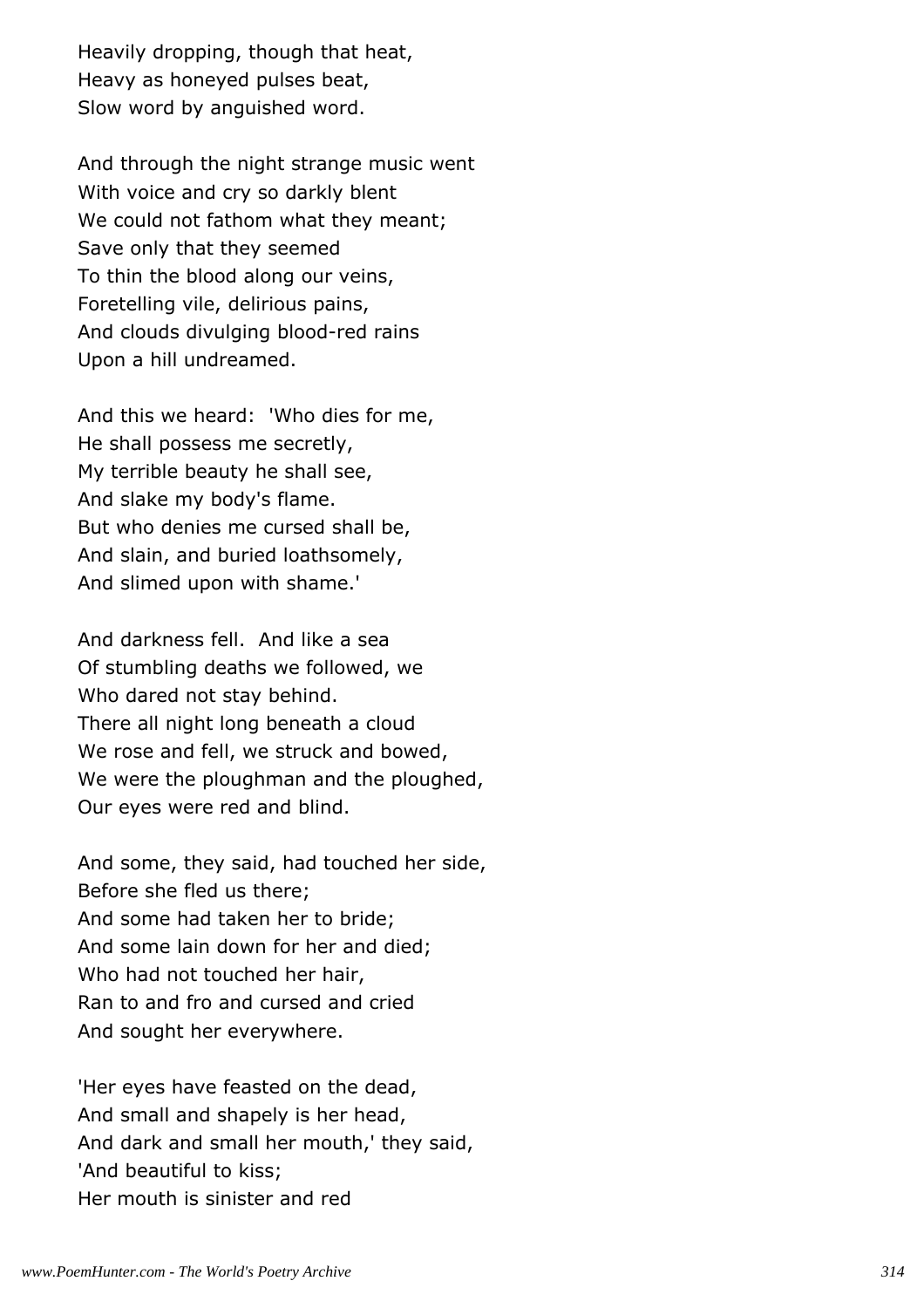Heavily dropping, though that heat,
Heavy as honeyed pulses beat,
Slow word by anguished word.

And through the night strange music went
With voice and cry so darkly blent
We could not fathom what they meant;
Save only that they seemed
To thin the blood along our veins,
Foretelling vile, delirious pains,
And clouds divulging blood-red rains
Upon a hill undreamed.

And this we heard: 'Who dies for me,
He shall possess me secretly,
My terrible beauty he shall see,
And slake my body's flame.
But who denies me cursed shall be,
And slain, and buried loathsomely,
And slimed upon with shame.'

And darkness fell. And like a sea
Of stumbling deaths we followed, we
Who dared not stay behind.
There all night long beneath a cloud
We rose and fell, we struck and bowed,
We were the ploughman and the ploughed,
Our eyes were red and blind.

And some, they said, had touched her side,
Before she fled us there;
And some had taken her to bride;
And some lain down for her and died;
Who had not touched her hair,
Ran to and fro and cursed and cried
And sought her everywhere.

'Her eyes have feasted on the dead,
And small and shapely is her head,
And dark and small her mouth,' they said,
'And beautiful to kiss;
Her mouth is sinister and red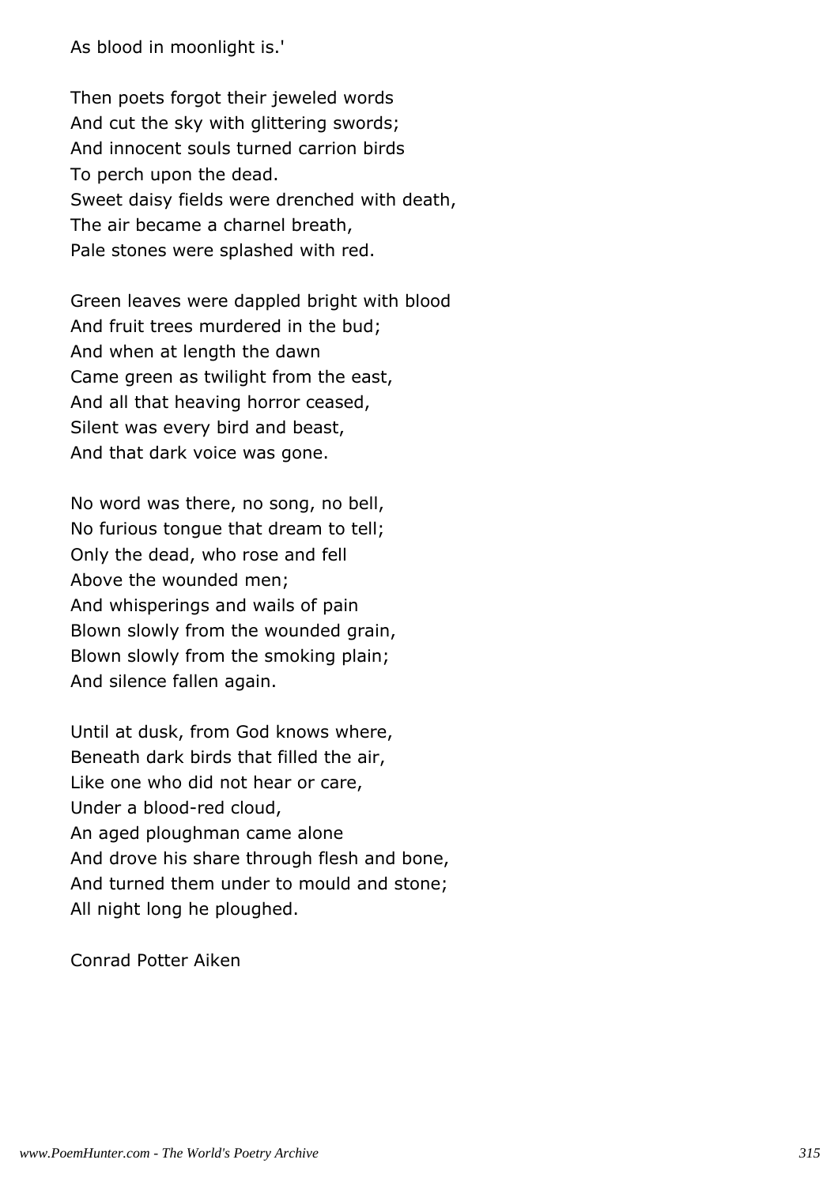As blood in moonlight is.'

Then poets forgot their jeweled words
And cut the sky with glittering swords;
And innocent souls turned carrion birds
To perch upon the dead.
Sweet daisy fields were drenched with death,
The air became a charnel breath,
Pale stones were splashed with red.

Green leaves were dappled bright with blood
And fruit trees murdered in the bud;
And when at length the dawn
Came green as twilight from the east,
And all that heaving horror ceased,
Silent was every bird and beast,
And that dark voice was gone.

No word was there, no song, no bell,
No furious tongue that dream to tell;
Only the dead, who rose and fell
Above the wounded men;
And whisperings and wails of pain
Blown slowly from the wounded grain,
Blown slowly from the smoking plain;
And silence fallen again.

Until at dusk, from God knows where,
Beneath dark birds that filled the air,
Like one who did not hear or care,
Under a blood-red cloud,
An aged ploughman came alone
And drove his share through flesh and bone,
And turned them under to mould and stone;
All night long he ploughed.

Conrad Potter Aiken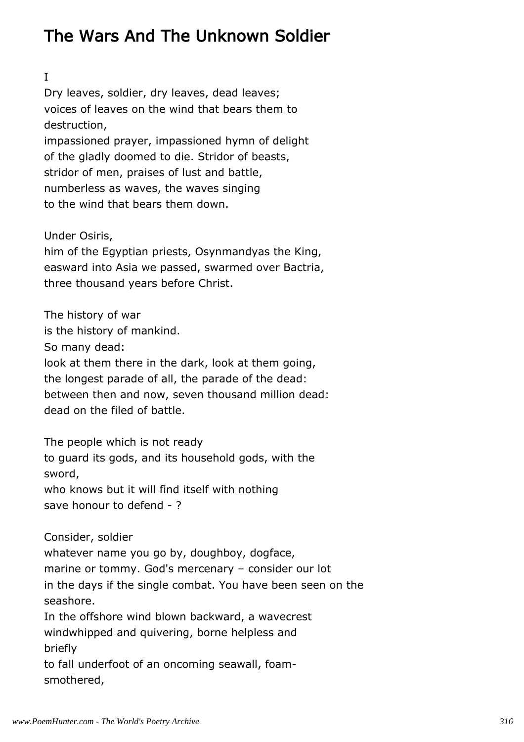# The Wars And The Unknown Soldier

I

Dry leaves, soldier, dry leaves, dead leaves;
voices of leaves on the wind that bears them to
destruction,
impassioned prayer, impassioned hymn of delight
of the gladly doomed to die. Stridor of beasts,
stridor of men, praises of lust and battle,
numberless as waves, the waves singing
to the wind that bears them down.

Under Osiris,
him of the Egyptian priests, Osynmandyas the King,
easward into Asia we passed, swarmed over Bactria,
three thousand years before Christ.

The history of war
is the history of mankind.
So many dead:
look at them there in the dark, look at them going,
the longest parade of all, the parade of the dead:
between then and now, seven thousand million dead:
dead on the filed of battle.

The people which is not ready
to guard its gods, and its household gods, with the
sword,
who knows but it will find itself with nothing
save honour to defend - ?

Consider, soldier
whatever name you go by, doughboy, dogface,
marine or tommy. God's mercenary – consider our lot
in the days if the single combat. You have been seen on the
seashore.
In the offshore wind blown backward, a wavecrest
windwhipped and quivering, borne helpless and
briefly
to fall underfoot of an oncoming seawall, foam-
smothered,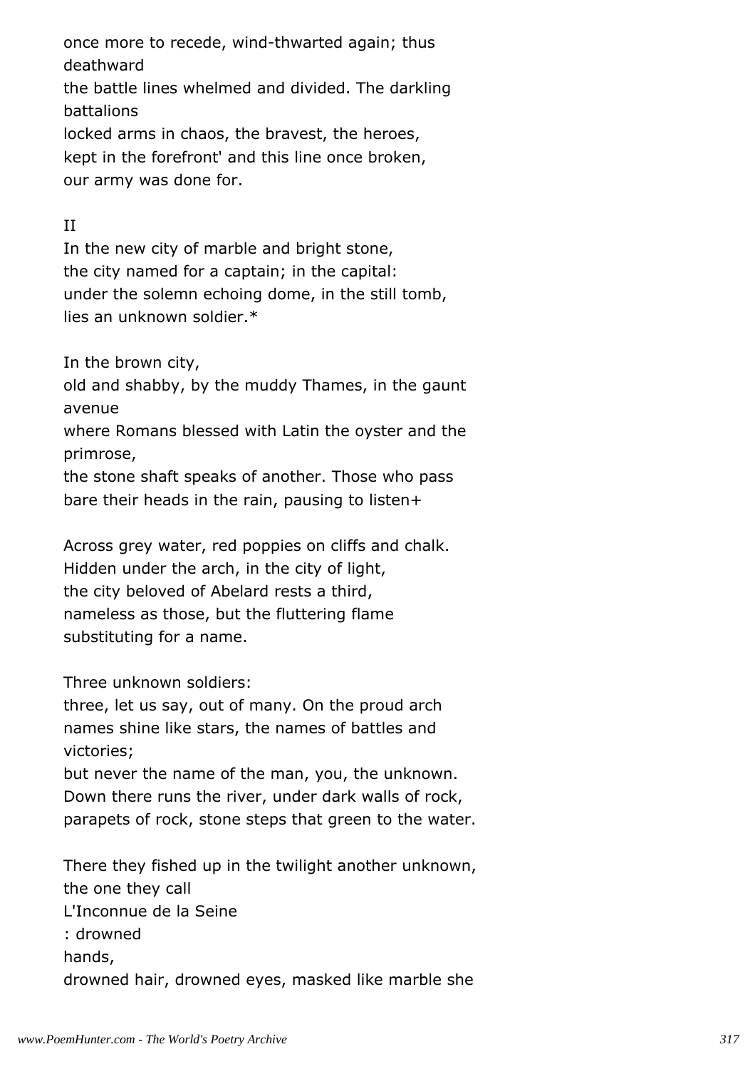once more to recede, wind-thwarted again; thus
deathward
the battle lines whelmed and divided. The darkling
battalions
locked arms in chaos, the bravest, the heroes,
kept in the forefront' and this line once broken,
our army was done for.

II

In the new city of marble and bright stone,
the city named for a captain; in the capital:
under the solemn echoing dome, in the still tomb,
lies an unknown soldier.*

In the brown city,
old and shabby, by the muddy Thames, in the gaunt
avenue
where Romans blessed with Latin the oyster and the
primrose,
the stone shaft speaks of another. Those who pass
bare their heads in the rain, pausing to listen+

Across grey water, red poppies on cliffs and chalk.
Hidden under the arch, in the city of light,
the city beloved of Abelard rests a third,
nameless as those, but the fluttering flame
substituting for a name.

Three unknown soldiers:
three, let us say, out of many. On the proud arch
names shine like stars, the names of battles and
victories;
but never the name of the man, you, the unknown.
Down there runs the river, under dark walls of rock,
parapets of rock, stone steps that green to the water.

There they fished up in the twilight another unknown,
the one they call
L'Inconnue de la Seine
: drowned
hands,
drowned hair, drowned eyes, masked like marble she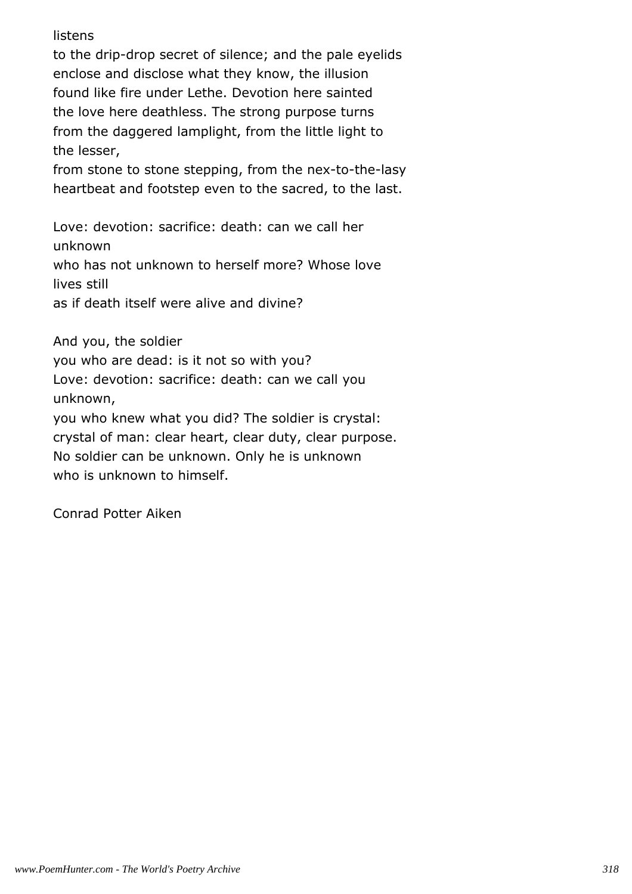listens
to the drip-drop secret of silence; and the pale eyelids
enclose and disclose what they know, the illusion
found like fire under Lethe. Devotion here sainted
the love here deathless. The strong purpose turns
from the daggered lamplight, from the little light to
the lesser,
from stone to stone stepping, from the nex-to-the-lasy
heartbeat and footstep even to the sacred, to the last.

Love: devotion: sacrifice: death: can we call her
unknown
who has not unknown to herself more? Whose love
lives still
as if death itself were alive and divine?

And you, the soldier
you who are dead: is it not so with you?
Love: devotion: sacrifice: death: can we call you
unknown,
you who knew what you did? The soldier is crystal:
crystal of man: clear heart, clear duty, clear purpose.
No soldier can be unknown. Only he is unknown
who is unknown to himself.

Conrad Potter Aiken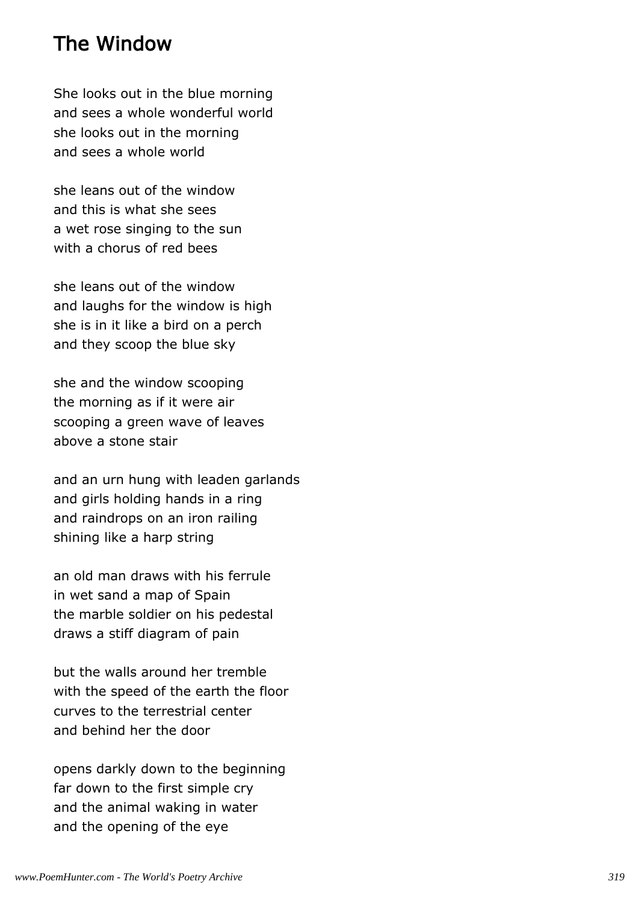# The Window

She looks out in the blue morning
and sees a whole wonderful world
she looks out in the morning
and sees a whole world

she leans out of the window
and this is what she sees
a wet rose singing to the sun
with a chorus of red bees

she leans out of the window
and laughs for the window is high
she is in it like a bird on a perch
and they scoop the blue sky

she and the window scooping
the morning as if it were air
scooping a green wave of leaves
above a stone stair

and an urn hung with leaden garlands
and girls holding hands in a ring
and raindrops on an iron railing
shining like a harp string

an old man draws with his ferrule
in wet sand a map of Spain
the marble soldier on his pedestal
draws a stiff diagram of pain

but the walls around her tremble
with the speed of the earth the floor
curves to the terrestrial center
and behind her the door

opens darkly down to the beginning
far down to the first simple cry
and the animal waking in water
and the opening of the eye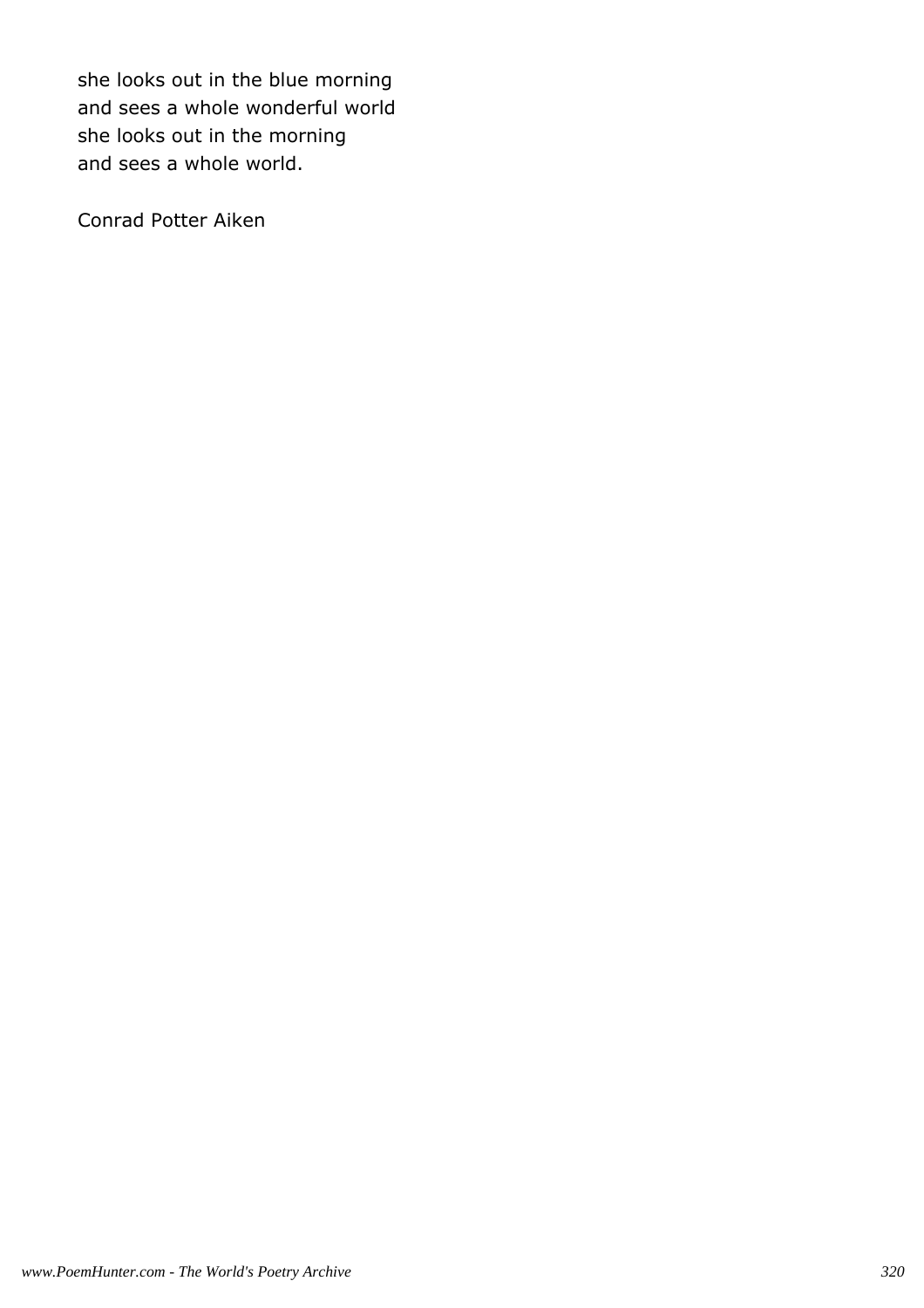she looks out in the blue morning
and sees a whole wonderful world
she looks out in the morning
and sees a whole world.

Conrad Potter Aiken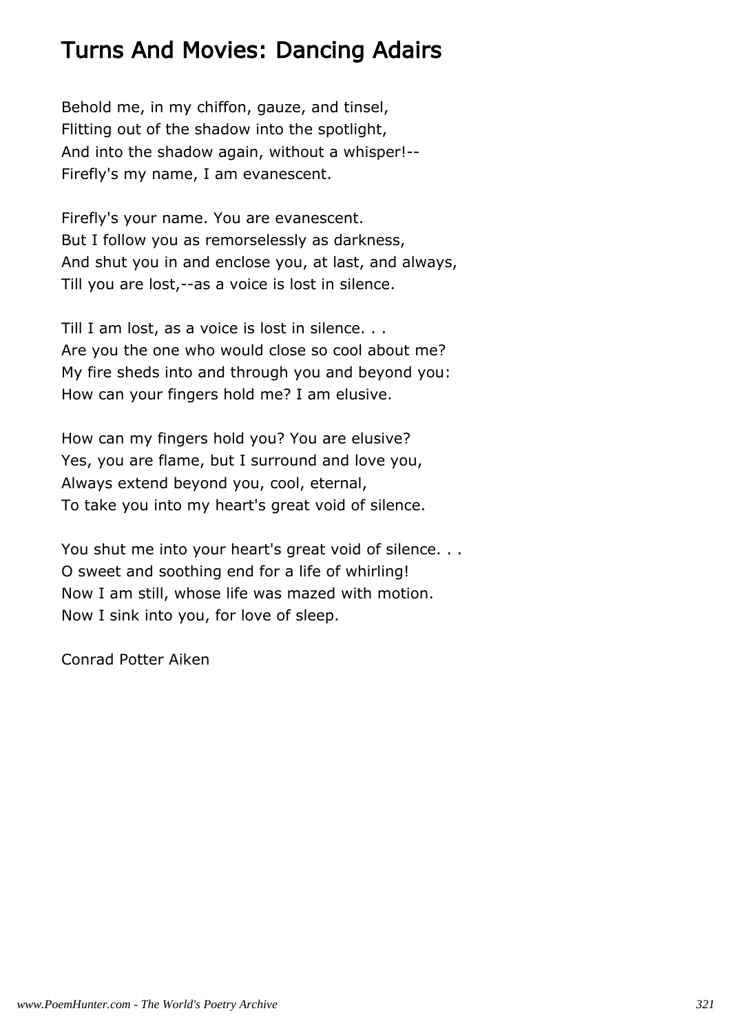# Turns And Movies: Dancing Adairs

Behold me, in my chiffon, gauze, and tinsel,
Flitting out of the shadow into the spotlight,
And into the shadow again, without a whisper!--
Firefly's my name, I am evanescent.

Firefly's your name. You are evanescent.
But I follow you as remorselessly as darkness,
And shut you in and enclose you, at last, and always,
Till you are lost,--as a voice is lost in silence.

Till I am lost, as a voice is lost in silence. . .
Are you the one who would close so cool about me?
My fire sheds into and through you and beyond you:
How can your fingers hold me? I am elusive.

How can my fingers hold you? You are elusive?
Yes, you are flame, but I surround and love you,
Always extend beyond you, cool, eternal,
To take you into my heart's great void of silence.

You shut me into your heart's great void of silence. . .
O sweet and soothing end for a life of whirling!
Now I am still, whose life was mazed with motion.
Now I sink into you, for love of sleep.

Conrad Potter Aiken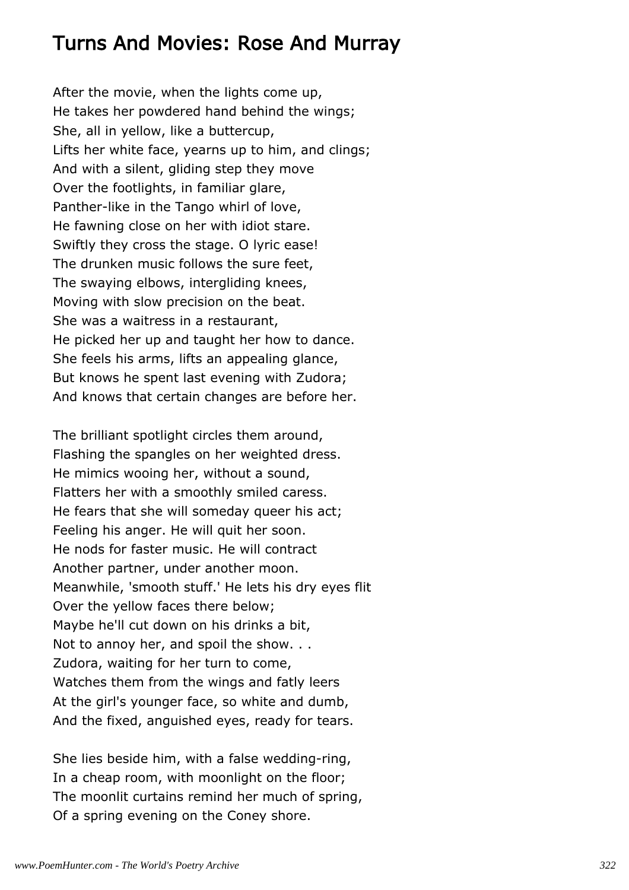## Turns And Movies: Rose And Murray

After the movie, when the lights come up,
He takes her powdered hand behind the wings;
She, all in yellow, like a buttercup,
Lifts her white face, yearns up to him, and clings;
And with a silent, gliding step they move
Over the footlights, in familiar glare,
Panther-like in the Tango whirl of love,
He fawning close on her with idiot stare.
Swiftly they cross the stage. O lyric ease!
The drunken music follows the sure feet,
The swaying elbows, intergliding knees,
Moving with slow precision on the beat.
She was a waitress in a restaurant,
He picked her up and taught her how to dance.
She feels his arms, lifts an appealing glance,
But knows he spent last evening with Zudora;
And knows that certain changes are before her.

The brilliant spotlight circles them around,
Flashing the spangles on her weighted dress.
He mimics wooing her, without a sound,
Flatters her with a smoothly smiled caress.
He fears that she will someday queer his act;
Feeling his anger. He will quit her soon.
He nods for faster music. He will contract
Another partner, under another moon.
Meanwhile, 'smooth stuff.' He lets his dry eyes flit
Over the yellow faces there below;
Maybe he'll cut down on his drinks a bit,
Not to annoy her, and spoil the show. . .
Zudora, waiting for her turn to come,
Watches them from the wings and fatly leers
At the girl's younger face, so white and dumb,
And the fixed, anguished eyes, ready for tears.

She lies beside him, with a false wedding-ring,
In a cheap room, with moonlight on the floor;
The moonlit curtains remind her much of spring,
Of a spring evening on the Coney shore.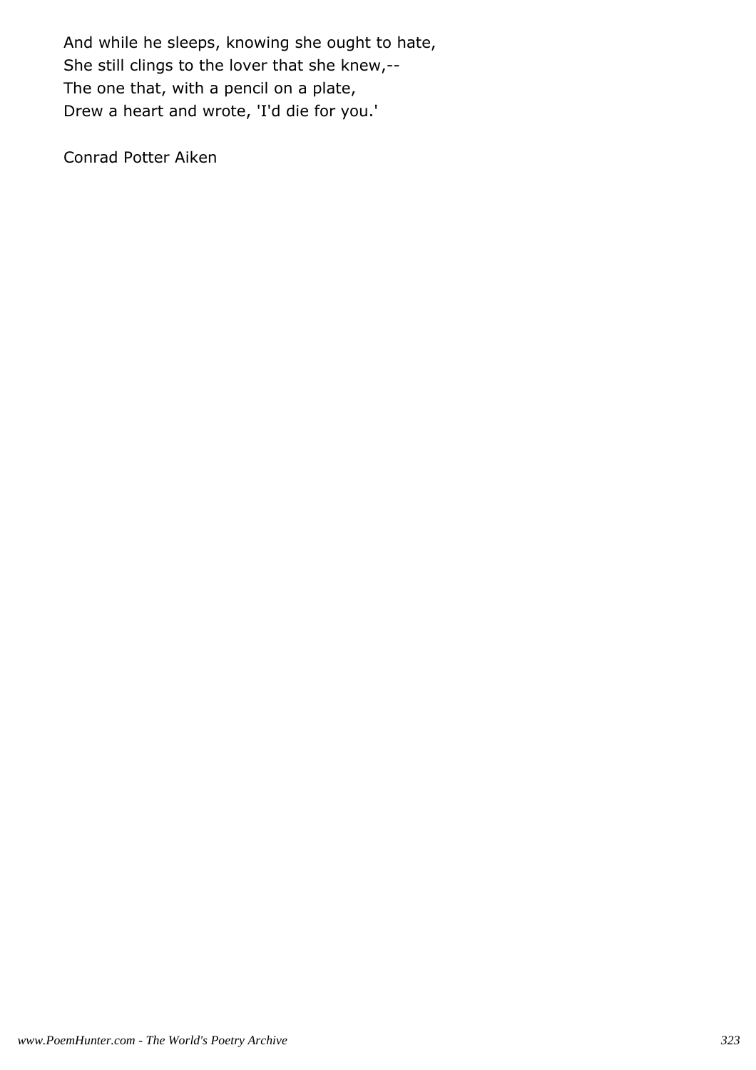And while he sleeps, knowing she ought to hate,
She still clings to the lover that she knew,--
The one that, with a pencil on a plate,
Drew a heart and wrote, 'I'd die for you.'

Conrad Potter Aiken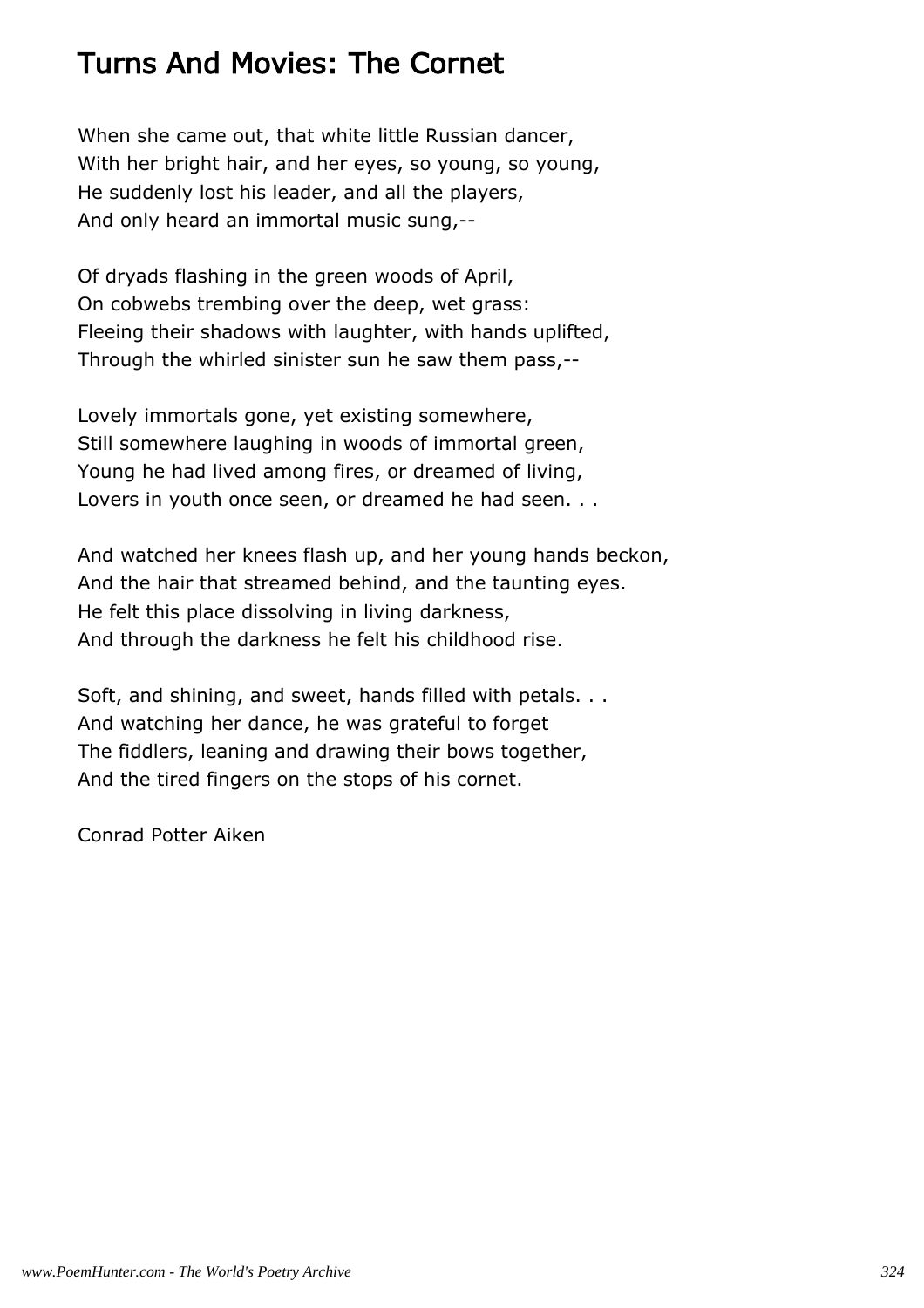# Turns And Movies: The Cornet

When she came out, that white little Russian dancer,
With her bright hair, and her eyes, so young, so young,
He suddenly lost his leader, and all the players,
And only heard an immortal music sung,--

Of dryads flashing in the green woods of April,
On cobwebs trembing over the deep, wet grass:
Fleeing their shadows with laughter, with hands uplifted,
Through the whirled sinister sun he saw them pass,--

Lovely immortals gone, yet existing somewhere,
Still somewhere laughing in woods of immortal green,
Young he had lived among fires, or dreamed of living,
Lovers in youth once seen, or dreamed he had seen. . .

And watched her knees flash up, and her young hands beckon,
And the hair that streamed behind, and the taunting eyes.
He felt this place dissolving in living darkness,
And through the darkness he felt his childhood rise.

Soft, and shining, and sweet, hands filled with petals. . .
And watching her dance, he was grateful to forget
The fiddlers, leaning and drawing their bows together,
And the tired fingers on the stops of his cornet.

Conrad Potter Aiken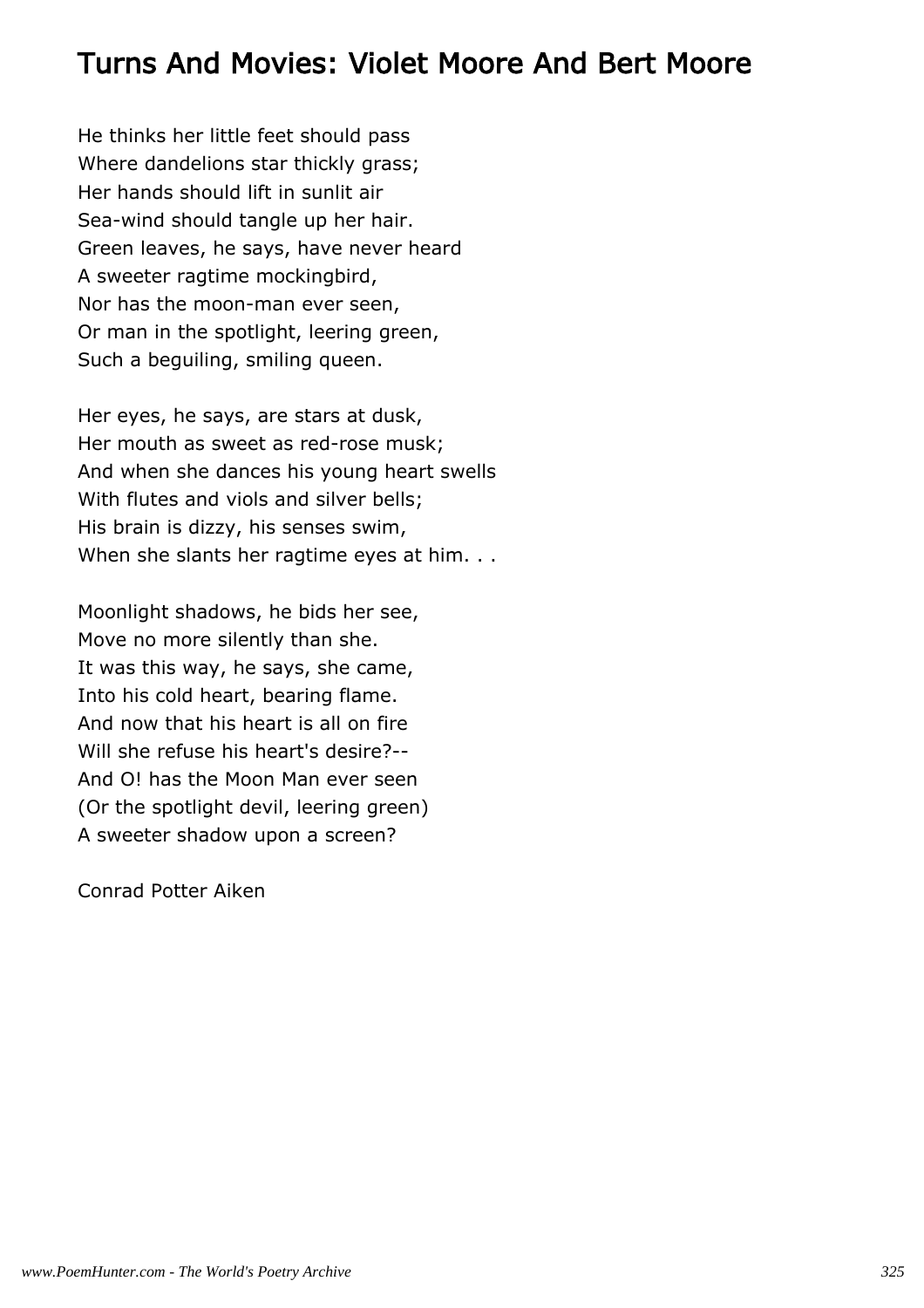# Turns And Movies: Violet Moore And Bert Moore

He thinks her little feet should pass  
Where dandelions star thickly grass;  
Her hands should lift in sunlit air  
Sea-wind should tangle up her hair.  
Green leaves, he says, have never heard  
A sweeter ragtime mockingbird,  
Nor has the moon-man ever seen,  
Or man in the spotlight, leering green,  
Such a beguiling, smiling queen.

Her eyes, he says, are stars at dusk,  
Her mouth as sweet as red-rose musk;  
And when she dances his young heart swells  
With flutes and viols and silver bells;  
His brain is dizzy, his senses swim,  
When she slants her ragtime eyes at him. . .

Moonlight shadows, he bids her see,  
Move no more silently than she.  
It was this way, he says, she came,  
Into his cold heart, bearing flame.  
And now that his heart is all on fire  
Will she refuse his heart's desire?--  
And O! has the Moon Man ever seen  
(Or the spotlight devil, leering green)  
A sweeter shadow upon a screen?

Conrad Potter Aiken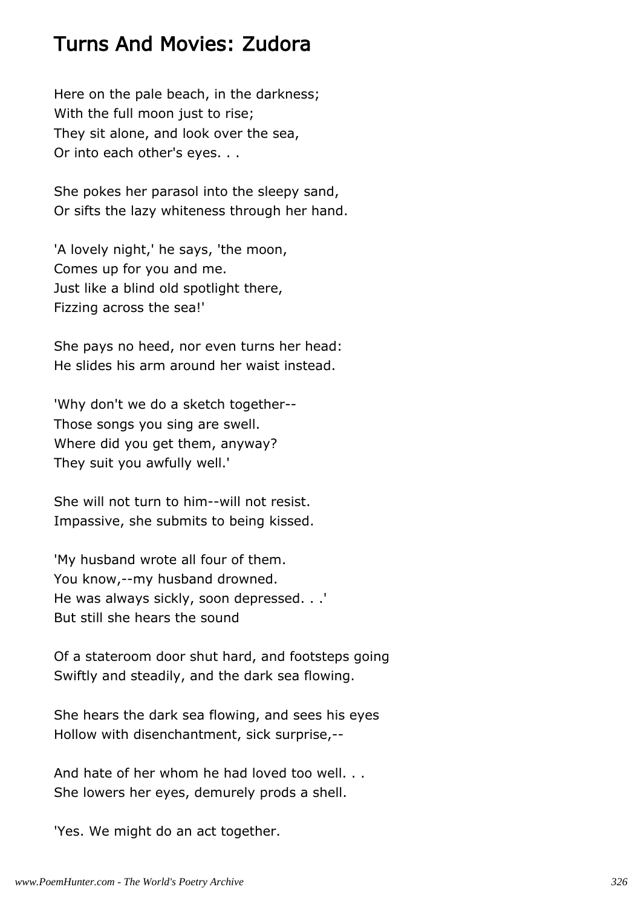# Turns And Movies: Zudora

Here on the pale beach, in the darkness;
With the full moon just to rise;
They sit alone, and look over the sea,
Or into each other's eyes. . .

She pokes her parasol into the sleepy sand,
Or sifts the lazy whiteness through her hand.

'A lovely night,' he says, 'the moon,
Comes up for you and me.
Just like a blind old spotlight there,
Fizzing across the sea!'

She pays no heed, nor even turns her head:
He slides his arm around her waist instead.

'Why don't we do a sketch together--
Those songs you sing are swell.
Where did you get them, anyway?
They suit you awfully well.'

She will not turn to him--will not resist.
Impassive, she submits to being kissed.

'My husband wrote all four of them.
You know,--my husband drowned.
He was always sickly, soon depressed. . .'
But still she hears the sound

Of a stateroom door shut hard, and footsteps going
Swiftly and steadily, and the dark sea flowing.

She hears the dark sea flowing, and sees his eyes
Hollow with disenchantment, sick surprise,--

And hate of her whom he had loved too well. . .
She lowers her eyes, demurely prods a shell.

'Yes. We might do an act together.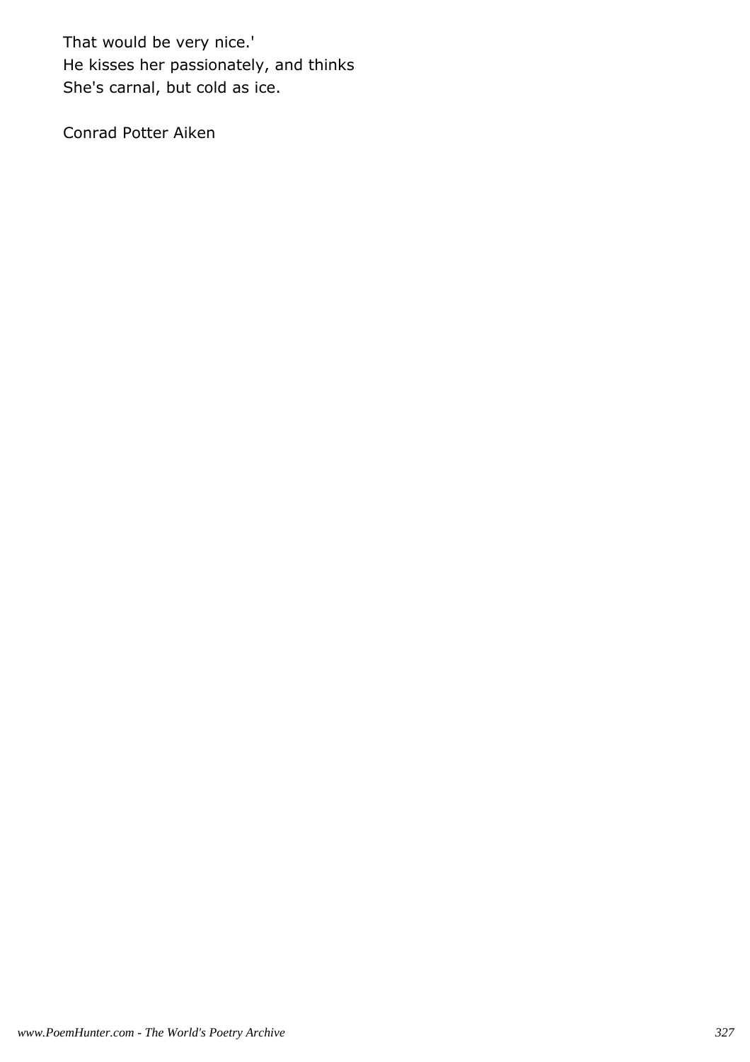That would be very nice.'
He kisses her passionately, and thinks
She's carnal, but cold as ice.

Conrad Potter Aiken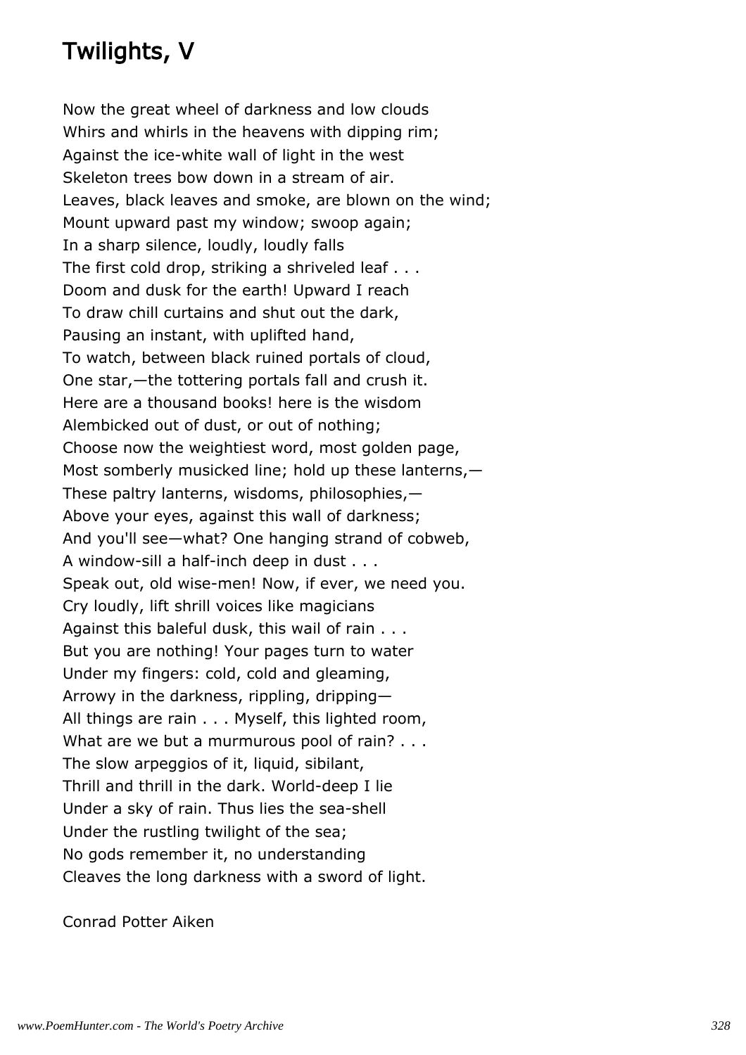# Twilights, V

Now the great wheel of darkness and low clouds  
Whirs and whirls in the heavens with dipping rim;  
Against the ice-white wall of light in the west  
Skeleton trees bow down in a stream of air.  
Leaves, black leaves and smoke, are blown on the wind;  
Mount upward past my window; swoop again;  
In a sharp silence, loudly, loudly falls  
The first cold drop, striking a shriveled leaf . . .  
Doom and dusk for the earth! Upward I reach  
To draw chill curtains and shut out the dark,  
Pausing an instant, with uplifted hand,  
To watch, between black ruined portals of cloud,  
One star,—the tottering portals fall and crush it.  
Here are a thousand books! here is the wisdom  
Alembicked out of dust, or out of nothing;  
Choose now the weightiest word, most golden page,  
Most somberly musicked line; hold up these lanterns,—  
These paltry lanterns, wisdoms, philosophies,—  
Above your eyes, against this wall of darkness;  
And you'll see—what? One hanging strand of cobweb,  
A window-sill a half-inch deep in dust . . .  
Speak out, old wise-men! Now, if ever, we need you.  
Cry loudly, lift shrill voices like magicians  
Against this baleful dusk, this wail of rain . . .  
But you are nothing! Your pages turn to water  
Under my fingers: cold, cold and gleaming,  
Arrowy in the darkness, rippling, dripping—  
All things are rain . . . Myself, this lighted room,  
What are we but a murmurous pool of rain? . . .  
The slow arpeggios of it, liquid, sibilant,  
Thrill and thrill in the dark. World-deep I lie  
Under a sky of rain. Thus lies the sea-shell  
Under the rustling twilight of the sea;  
No gods remember it, no understanding  
Cleaves the long darkness with a sword of light.

Conrad Potter Aiken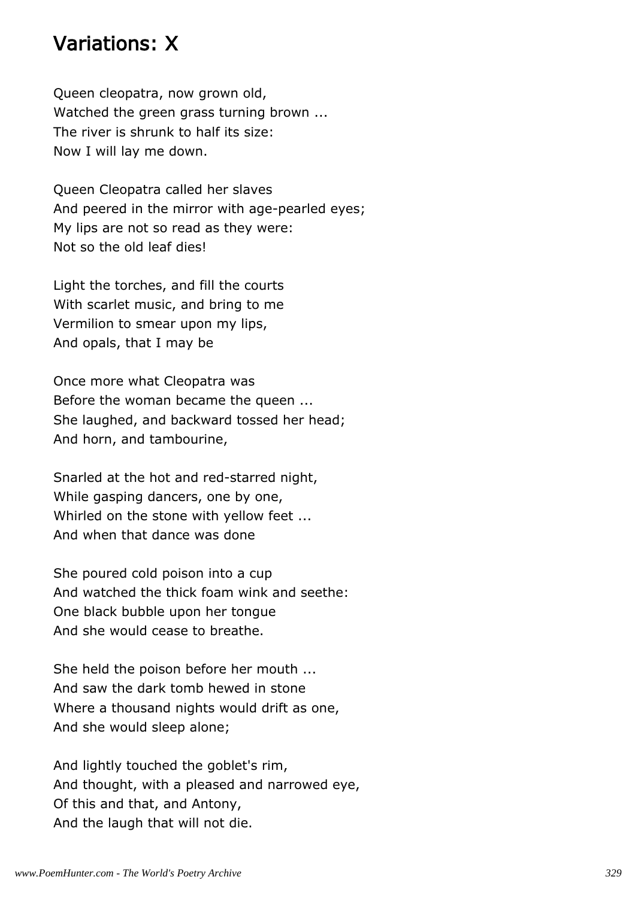## Variations: X

Queen cleopatra, now grown old,
Watched the green grass turning brown ...
The river is shrunk to half its size:
Now I will lay me down.

Queen Cleopatra called her slaves
And peered in the mirror with age-pearled eyes;
My lips are not so read as they were:
Not so the old leaf dies!

Light the torches, and fill the courts
With scarlet music, and bring to me
Vermilion to smear upon my lips,
And opals, that I may be

Once more what Cleopatra was
Before the woman became the queen ...
She laughed, and backward tossed her head;
And horn, and tambourine,

Snarled at the hot and red-starred night,
While gasping dancers, one by one,
Whirled on the stone with yellow feet ...
And when that dance was done

She poured cold poison into a cup
And watched the thick foam wink and seethe:
One black bubble upon her tongue
And she would cease to breathe.

She held the poison before her mouth ...
And saw the dark tomb hewed in stone
Where a thousand nights would drift as one,
And she would sleep alone;

And lightly touched the goblet's rim,
And thought, with a pleased and narrowed eye,
Of this and that, and Antony,
And the laugh that will not die.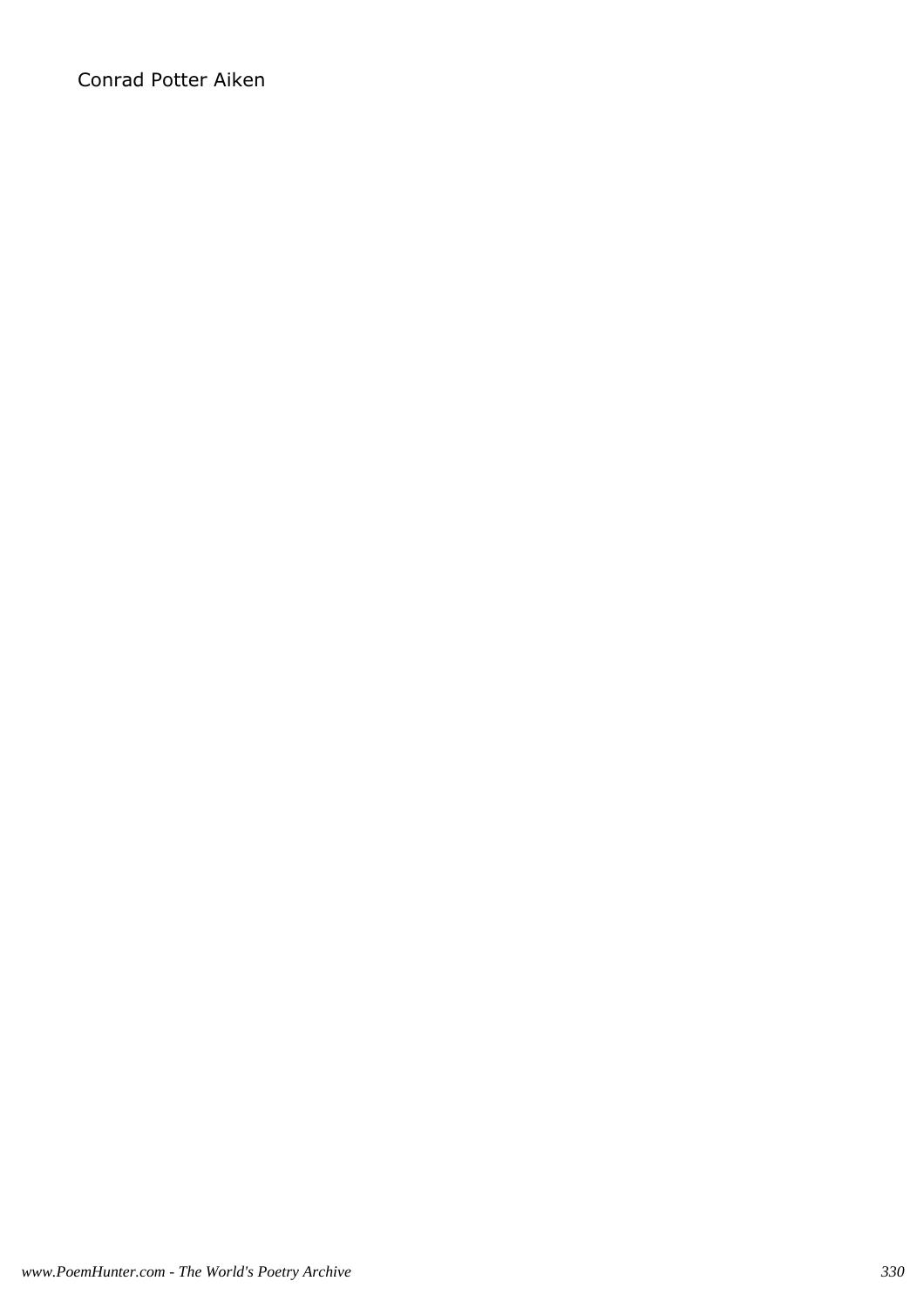Conrad Potter Aiken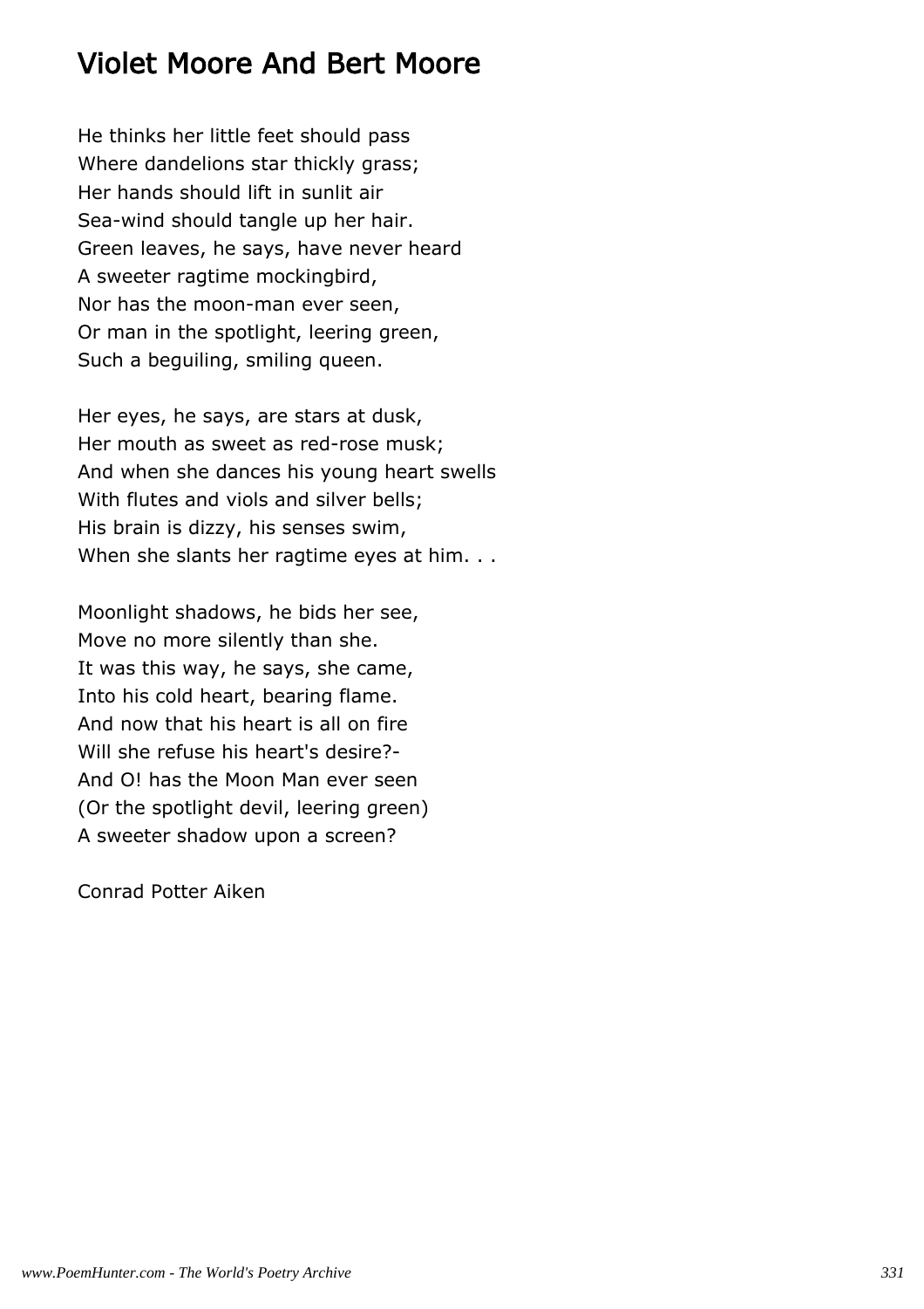# Violet Moore And Bert Moore

He thinks her little feet should pass  
Where dandelions star thickly grass;  
Her hands should lift in sunlit air  
Sea-wind should tangle up her hair.  
Green leaves, he says, have never heard  
A sweeter ragtime mockingbird,  
Nor has the moon-man ever seen,  
Or man in the spotlight, leering green,  
Such a beguiling, smiling queen.

Her eyes, he says, are stars at dusk,  
Her mouth as sweet as red-rose musk;  
And when she dances his young heart swells  
With flutes and viols and silver bells;  
His brain is dizzy, his senses swim,  
When she slants her ragtime eyes at him. . .

Moonlight shadows, he bids her see,  
Move no more silently than she.  
It was this way, he says, she came,  
Into his cold heart, bearing flame.  
And now that his heart is all on fire  
Will she refuse his heart's desire?-  
And O! has the Moon Man ever seen  
(Or the spotlight devil, leering green)  
A sweeter shadow upon a screen?

Conrad Potter Aiken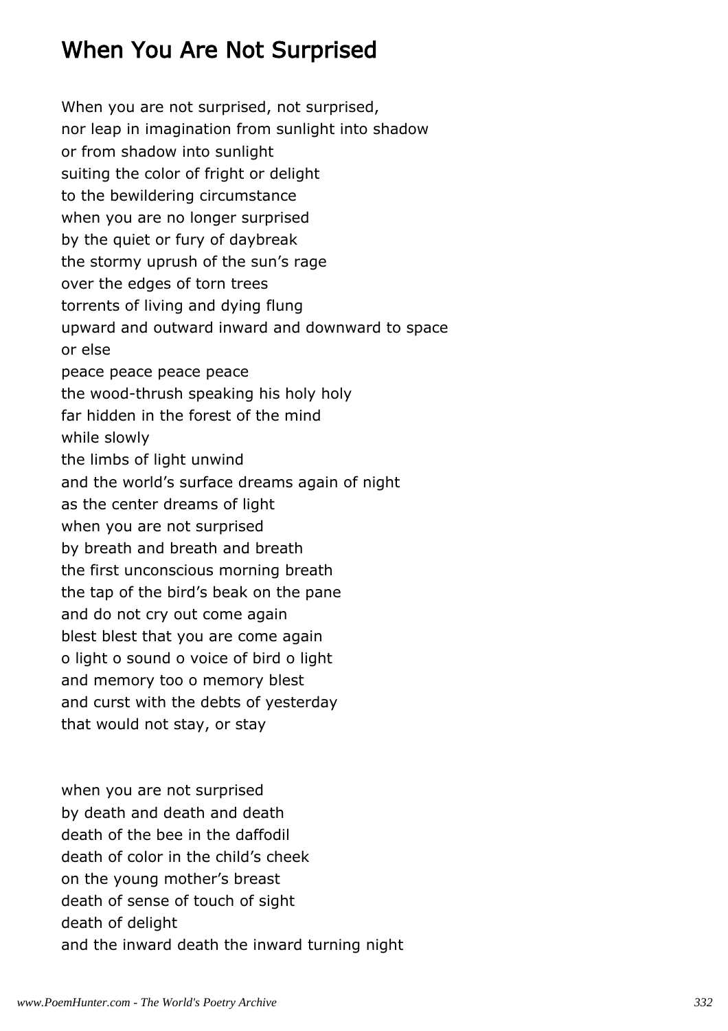## When You Are Not Surprised

When you are not surprised, not surprised,  
nor leap in imagination from sunlight into shadow  
or from shadow into sunlight  
suiting the color of fright or delight  
to the bewildering circumstance  
when you are no longer surprised  
by the quiet or fury of daybreak  
the stormy uprush of the sun's rage  
over the edges of torn trees  
torrents of living and dying flung  
upward and outward inward and downward to space  
or else  
peace peace peace peace  
the wood-thrush speaking his holy holy  
far hidden in the forest of the mind  
while slowly  
the limbs of light unwind  
and the world's surface dreams again of night  
as the center dreams of light  
when you are not surprised  
by breath and breath and breath  
the first unconscious morning breath  
the tap of the bird's beak on the pane  
and do not cry out come again  
blest blest that you are come again  
o light o sound o voice of bird o light  
and memory too o memory blest  
and curst with the debts of yesterday  
that would not stay, or stay

when you are not surprised  
by death and death and death  
death of the bee in the daffodil  
death of color in the child's cheek  
on the young mother's breast  
death of sense of touch of sight  
death of delight  
and the inward death the inward turning night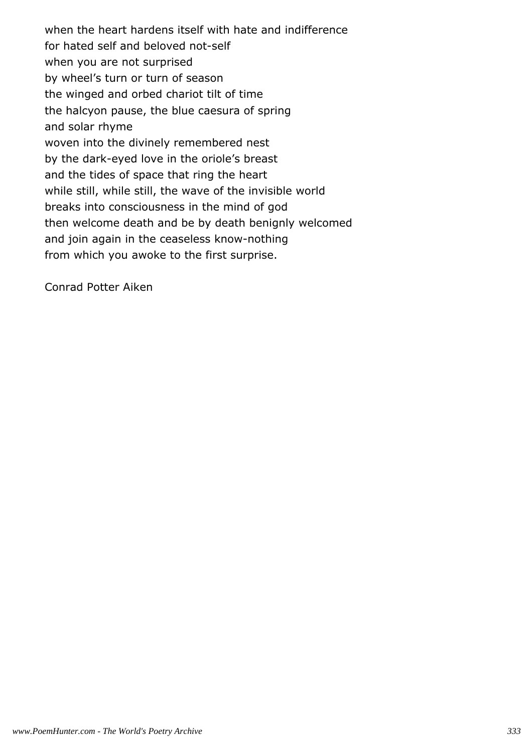when the heart hardens itself with hate and indifference
for hated self and beloved not-self
when you are not surprised
by wheel's turn or turn of season
the winged and orbed chariot tilt of time
the halcyon pause, the blue caesura of spring
and solar rhyme
woven into the divinely remembered nest
by the dark-eyed love in the oriole's breast
and the tides of space that ring the heart
while still, while still, the wave of the invisible world
breaks into consciousness in the mind of god
then welcome death and be by death benignly welcomed
and join again in the ceaseless know-nothing
from which you awoke to the first surprise.

Conrad Potter Aiken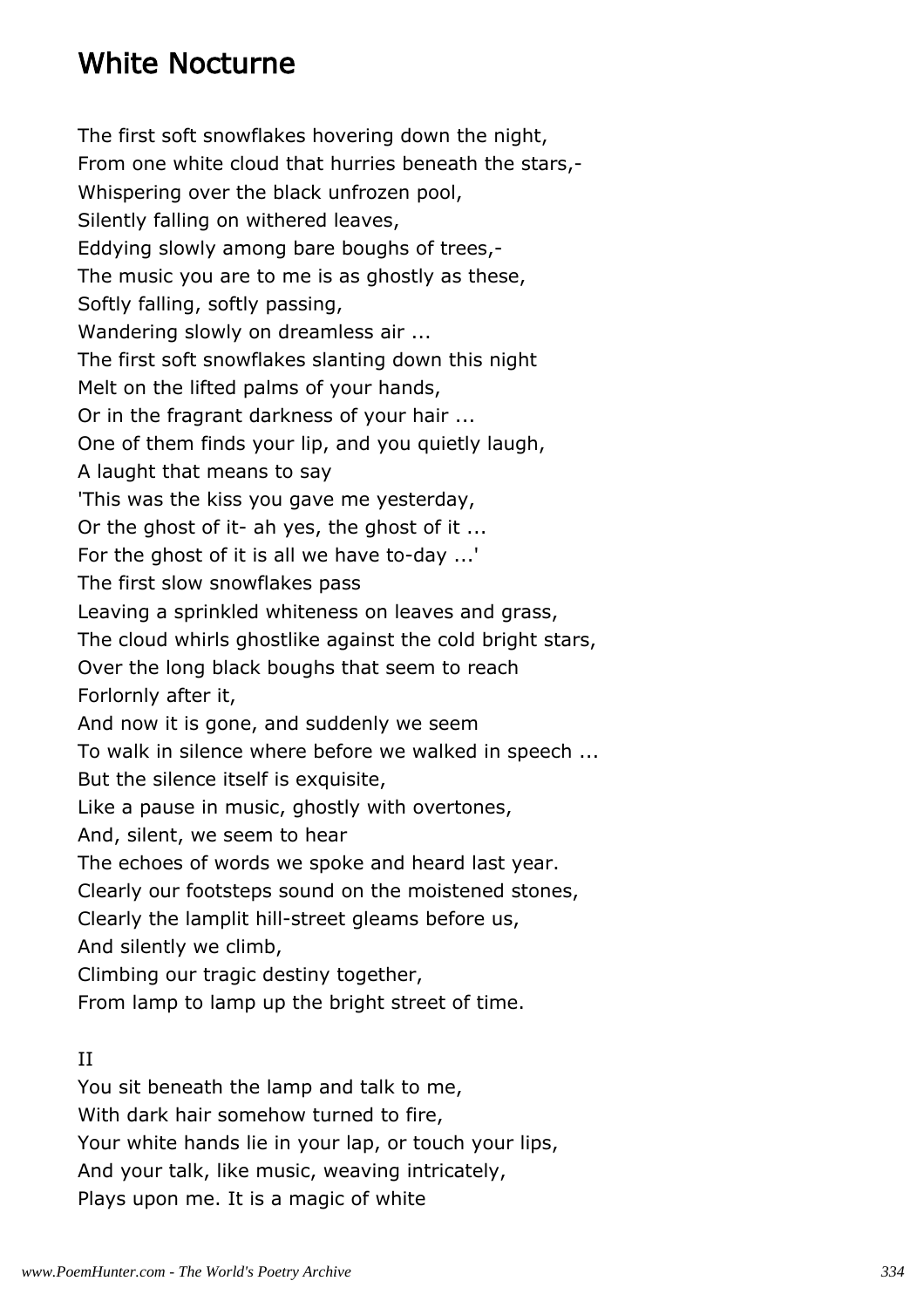## White Nocturne

The first soft snowflakes hovering down the night,
From one white cloud that hurries beneath the stars,-
Whispering over the black unfrozen pool,
Silently falling on withered leaves,
Eddying slowly among bare boughs of trees,-
The music you are to me is as ghostly as these,
Softly falling, softly passing,
Wandering slowly on dreamless air ...
The first soft snowflakes slanting down this night
Melt on the lifted palms of your hands,
Or in the fragrant darkness of your hair ...
One of them finds your lip, and you quietly laugh,
A laught that means to say
'This was the kiss you gave me yesterday,
Or the ghost of it- ah yes, the ghost of it ...
For the ghost of it is all we have to-day ...'
The first slow snowflakes pass
Leaving a sprinkled whiteness on leaves and grass,
The cloud whirls ghostlike against the cold bright stars,
Over the long black boughs that seem to reach
Forlornly after it,
And now it is gone, and suddenly we seem
To walk in silence where before we walked in speech ...
But the silence itself is exquisite,
Like a pause in music, ghostly with overtones,
And, silent, we seem to hear
The echoes of words we spoke and heard last year.
Clearly our footsteps sound on the moistened stones,
Clearly the lamplit hill-street gleams before us,
And silently we climb,
Climbing our tragic destiny together,
From lamp to lamp up the bright street of time.

II

You sit beneath the lamp and talk to me,
With dark hair somehow turned to fire,
Your white hands lie in your lap, or touch your lips,
And your talk, like music, weaving intricately,
Plays upon me. It is a magic of white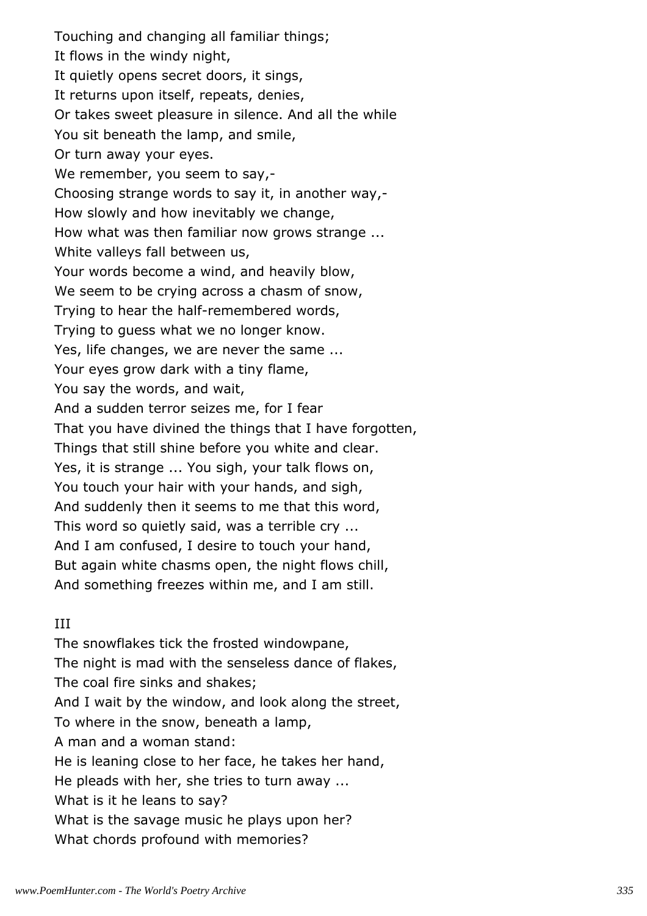Touching and changing all familiar things;
It flows in the windy night,
It quietly opens secret doors, it sings,
It returns upon itself, repeats, denies,
Or takes sweet pleasure in silence. And all the while
You sit beneath the lamp, and smile,
Or turn away your eyes.
We remember, you seem to say,-
Choosing strange words to say it, in another way,-
How slowly and how inevitably we change,
How what was then familiar now grows strange ...
White valleys fall between us,
Your words become a wind, and heavily blow,
We seem to be crying across a chasm of snow,
Trying to hear the half-remembered words,
Trying to guess what we no longer know.
Yes, life changes, we are never the same ...
Your eyes grow dark with a tiny flame,
You say the words, and wait,
And a sudden terror seizes me, for I fear
That you have divined the things that I have forgotten,
Things that still shine before you white and clear.
Yes, it is strange ... You sigh, your talk flows on,
You touch your hair with your hands, and sigh,
And suddenly then it seems to me that this word,
This word so quietly said, was a terrible cry ...
And I am confused, I desire to touch your hand,
But again white chasms open, the night flows chill,
And something freezes within me, and I am still.

III

The snowflakes tick the frosted windowpane,
The night is mad with the senseless dance of flakes,
The coal fire sinks and shakes;
And I wait by the window, and look along the street,
To where in the snow, beneath a lamp,
A man and a woman stand:
He is leaning close to her face, he takes her hand,
He pleads with her, she tries to turn away ...
What is it he leans to say?
What is the savage music he plays upon her?
What chords profound with memories?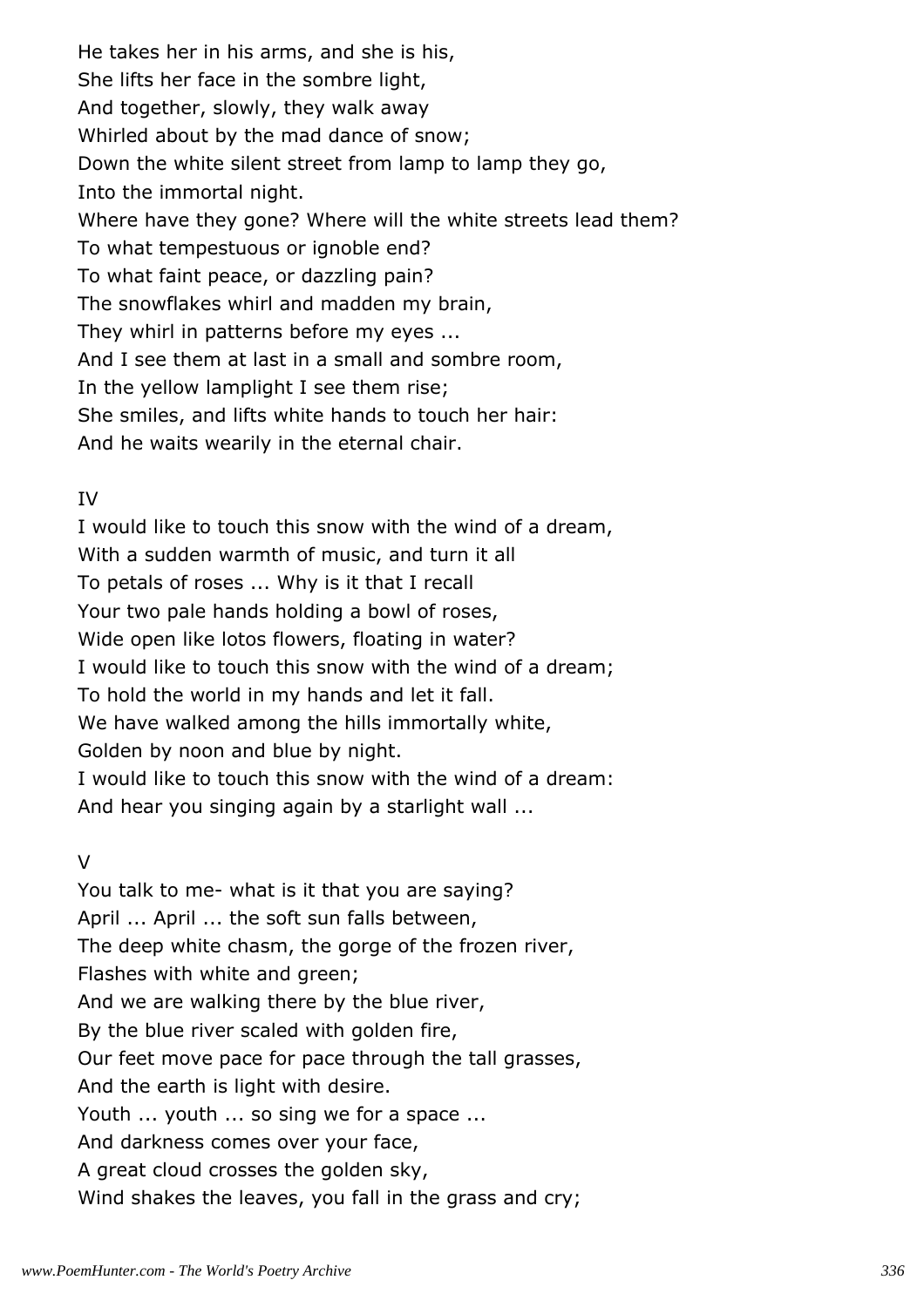He takes her in his arms, and she is his,
She lifts her face in the sombre light,
And together, slowly, they walk away
Whirled about by the mad dance of snow;
Down the white silent street from lamp to lamp they go,
Into the immortal night.
Where have they gone? Where will the white streets lead them?
To what tempestuous or ignoble end?
To what faint peace, or dazzling pain?
The snowflakes whirl and madden my brain,
They whirl in patterns before my eyes ...
And I see them at last in a small and sombre room,
In the yellow lamplight I see them rise;
She smiles, and lifts white hands to touch her hair:
And he waits wearily in the eternal chair.

IV

I would like to touch this snow with the wind of a dream,
With a sudden warmth of music, and turn it all
To petals of roses ... Why is it that I recall
Your two pale hands holding a bowl of roses,
Wide open like lotos flowers, floating in water?
I would like to touch this snow with the wind of a dream;
To hold the world in my hands and let it fall.
We have walked among the hills immortally white,
Golden by noon and blue by night.
I would like to touch this snow with the wind of a dream:
And hear you singing again by a starlight wall ...

V

You talk to me- what is it that you are saying?
April ... April ... the soft sun falls between,
The deep white chasm, the gorge of the frozen river,
Flashes with white and green;
And we are walking there by the blue river,
By the blue river scaled with golden fire,
Our feet move pace for pace through the tall grasses,
And the earth is light with desire.
Youth ... youth ... so sing we for a space ...
And darkness comes over your face,
A great cloud crosses the golden sky,
Wind shakes the leaves, you fall in the grass and cry;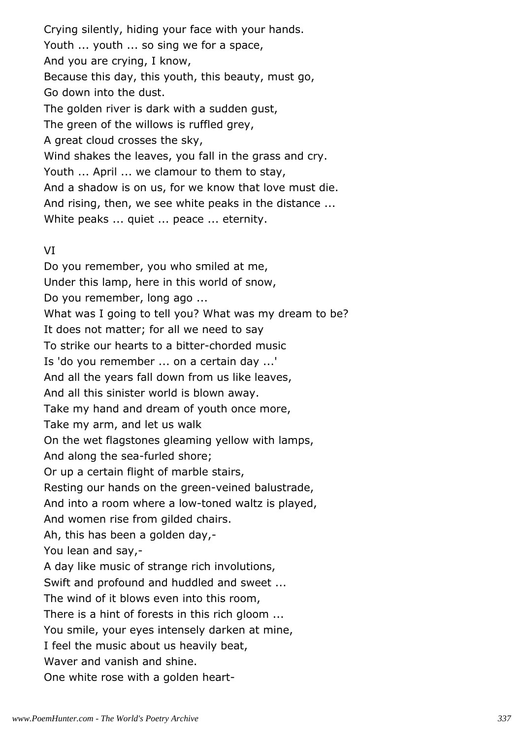Crying silently, hiding your face with your hands.
Youth ... youth ... so sing we for a space,
And you are crying, I know,
Because this day, this youth, this beauty, must go,
Go down into the dust.
The golden river is dark with a sudden gust,
The green of the willows is ruffled grey,
A great cloud crosses the sky,
Wind shakes the leaves, you fall in the grass and cry.
Youth ... April ... we clamour to them to stay,
And a shadow is on us, for we know that love must die.
And rising, then, we see white peaks in the distance ...
White peaks ... quiet ... peace ... eternity.

VI

Do you remember, you who smiled at me,
Under this lamp, here in this world of snow,
Do you remember, long ago ...
What was I going to tell you? What was my dream to be?
It does not matter; for all we need to say
To strike our hearts to a bitter-chorded music
Is 'do you remember ... on a certain day ...'
And all the years fall down from us like leaves,
And all this sinister world is blown away.
Take my hand and dream of youth once more,
Take my arm, and let us walk
On the wet flagstones gleaming yellow with lamps,
And along the sea-furled shore;
Or up a certain flight of marble stairs,
Resting our hands on the green-veined balustrade,
And into a room where a low-toned waltz is played,
And women rise from gilded chairs.
Ah, this has been a golden day,-
You lean and say,-
A day like music of strange rich involutions,
Swift and profound and huddled and sweet ...
The wind of it blows even into this room,
There is a hint of forests in this rich gloom ...
You smile, your eyes intensely darken at mine,
I feel the music about us heavily beat,
Waver and vanish and shine.
One white rose with a golden heart-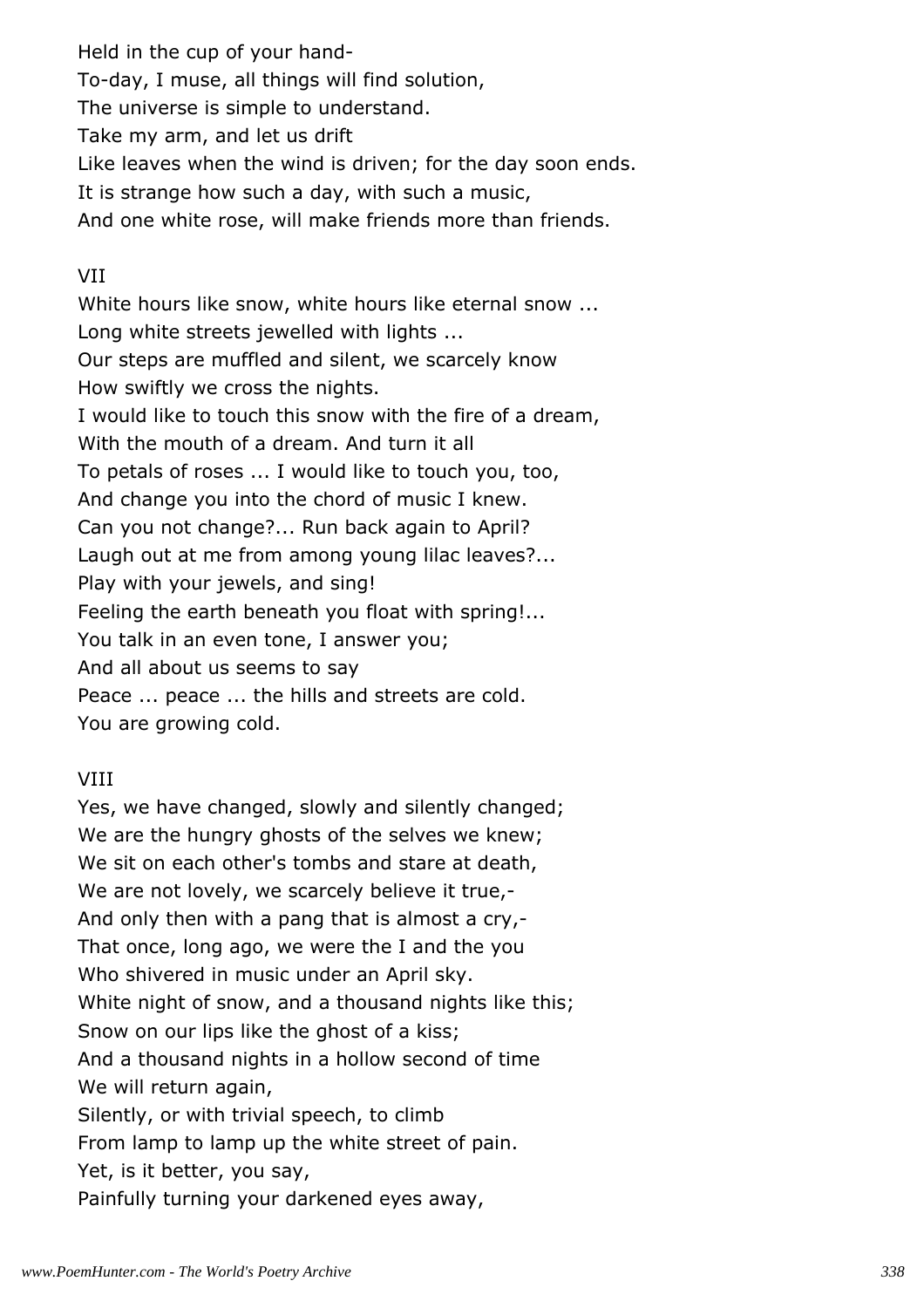Held in the cup of your hand-
To-day, I muse, all things will find solution,
The universe is simple to understand.
Take my arm, and let us drift
Like leaves when the wind is driven; for the day soon ends.
It is strange how such a day, with such a music,
And one white rose, will make friends more than friends.

VII

White hours like snow, white hours like eternal snow ...
Long white streets jewelled with lights ...
Our steps are muffled and silent, we scarcely know
How swiftly we cross the nights.
I would like to touch this snow with the fire of a dream,
With the mouth of a dream. And turn it all
To petals of roses ... I would like to touch you, too,
And change you into the chord of music I knew.
Can you not change?... Run back again to April?
Laugh out at me from among young lilac leaves?...
Play with your jewels, and sing!
Feeling the earth beneath you float with spring!...
You talk in an even tone, I answer you;
And all about us seems to say
Peace ... peace ... the hills and streets are cold.
You are growing cold.

VIII

Yes, we have changed, slowly and silently changed;
We are the hungry ghosts of the selves we knew;
We sit on each other's tombs and stare at death,
We are not lovely, we scarcely believe it true,-
And only then with a pang that is almost a cry,-
That once, long ago, we were the I and the you
Who shivered in music under an April sky.
White night of snow, and a thousand nights like this;
Snow on our lips like the ghost of a kiss;
And a thousand nights in a hollow second of time
We will return again,
Silently, or with trivial speech, to climb
From lamp to lamp up the white street of pain.
Yet, is it better, you say,
Painfully turning your darkened eyes away,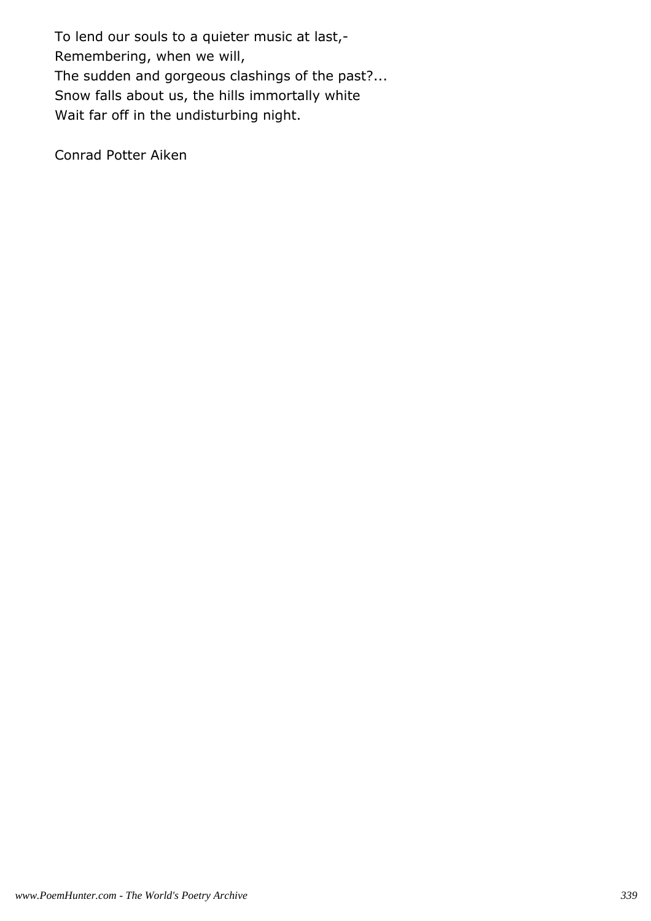To lend our souls to a quieter music at last,-  
Remembering, when we will,  
The sudden and gorgeous clashings of the past?...  
Snow falls about us, the hills immortally white  
Wait far off in the undisturbing night.

Conrad Potter Aiken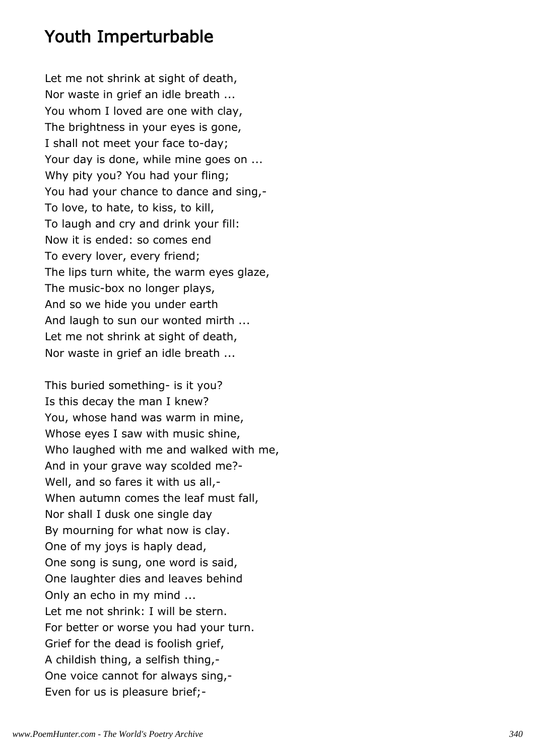# Youth Imperturbable

Let me not shrink at sight of death,  
Nor waste in grief an idle breath ...  
You whom I loved are one with clay,  
The brightness in your eyes is gone,  
I shall not meet your face to-day;  
Your day is done, while mine goes on ...  
Why pity you? You had your fling;  
You had your chance to dance and sing,-  
To love, to hate, to kiss, to kill,  
To laugh and cry and drink your fill:  
Now it is ended: so comes end  
To every lover, every friend;  
The lips turn white, the warm eyes glaze,  
The music-box no longer plays,  
And so we hide you under earth  
And laugh to sun our wonted mirth ...  
Let me not shrink at sight of death,  
Nor waste in grief an idle breath ...

This buried something- is it you?  
Is this decay the man I knew?  
You, whose hand was warm in mine,  
Whose eyes I saw with music shine,  
Who laughed with me and walked with me,  
And in your grave way scolded me?-  
Well, and so fares it with us all,-  
When autumn comes the leaf must fall,  
Nor shall I dusk one single day  
By mourning for what now is clay.  
One of my joys is haply dead,  
One song is sung, one word is said,  
One laughter dies and leaves behind  
Only an echo in my mind ...  
Let me not shrink: I will be stern.  
For better or worse you had your turn.  
Grief for the dead is foolish grief,  
A childish thing, a selfish thing,-  
One voice cannot for always sing,-  
Even for us is pleasure brief;-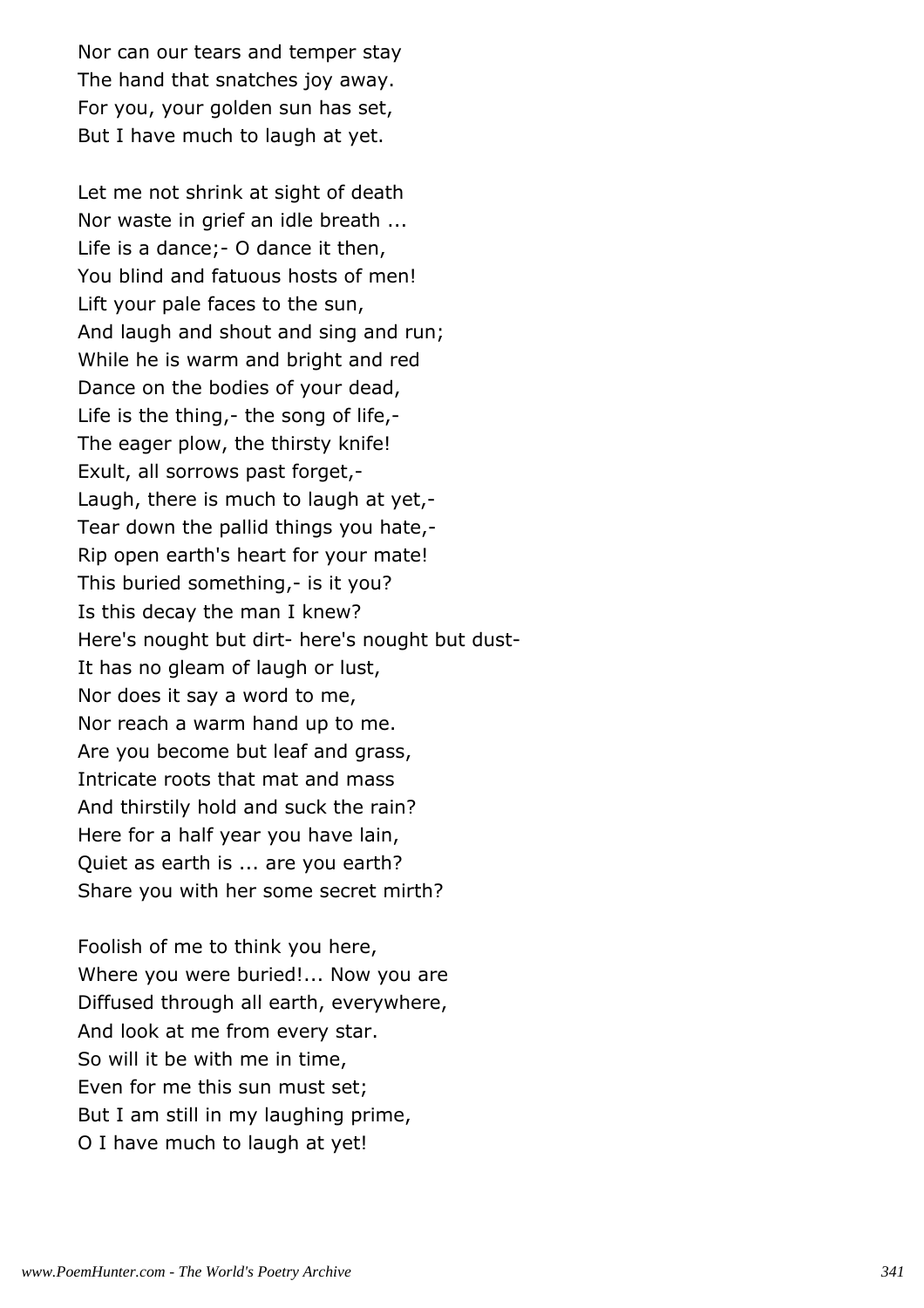Nor can our tears and temper stay  
The hand that snatches joy away.  
For you, your golden sun has set,  
But I have much to laugh at yet.

Let me not shrink at sight of death  
Nor waste in grief an idle breath ...  
Life is a dance;- O dance it then,  
You blind and fatuous hosts of men!  
Lift your pale faces to the sun,  
And laugh and shout and sing and run;  
While he is warm and bright and red  
Dance on the bodies of your dead,  
Life is the thing,- the song of life,-  
The eager plow, the thirsty knife!  
Exult, all sorrows past forget,-  
Laugh, there is much to laugh at yet,-  
Tear down the pallid things you hate,-  
Rip open earth's heart for your mate!  
This buried something,- is it you?  
Is this decay the man I knew?  
Here's nought but dirt- here's nought but dust-  
It has no gleam of laugh or lust,  
Nor does it say a word to me,  
Nor reach a warm hand up to me.  
Are you become but leaf and grass,  
Intricate roots that mat and mass  
And thirstily hold and suck the rain?  
Here for a half year you have lain,  
Quiet as earth is ... are you earth?  
Share you with her some secret mirth?

Foolish of me to think you here,  
Where you were buried!... Now you are  
Diffused through all earth, everywhere,  
And look at me from every star.  
So will it be with me in time,  
Even for me this sun must set;  
But I am still in my laughing prime,  
O I have much to laugh at yet!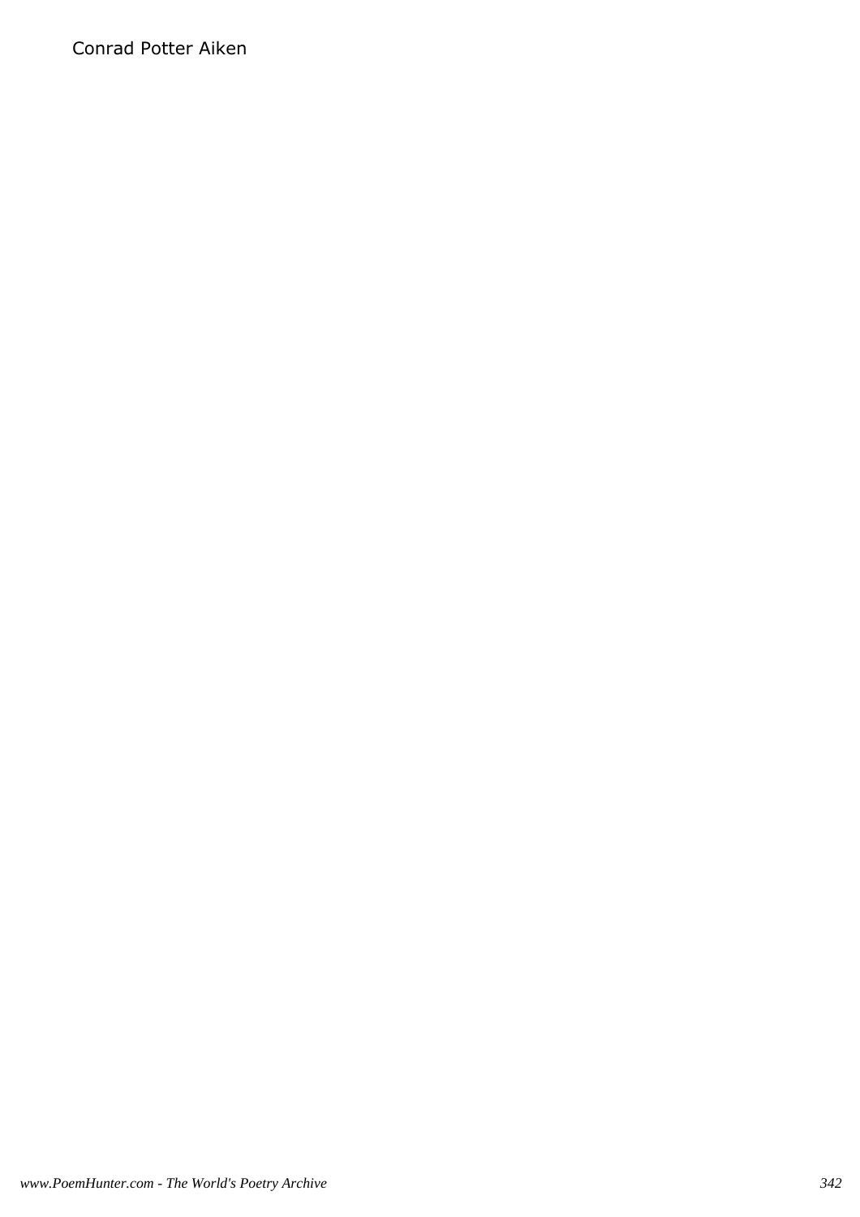Conrad Potter Aiken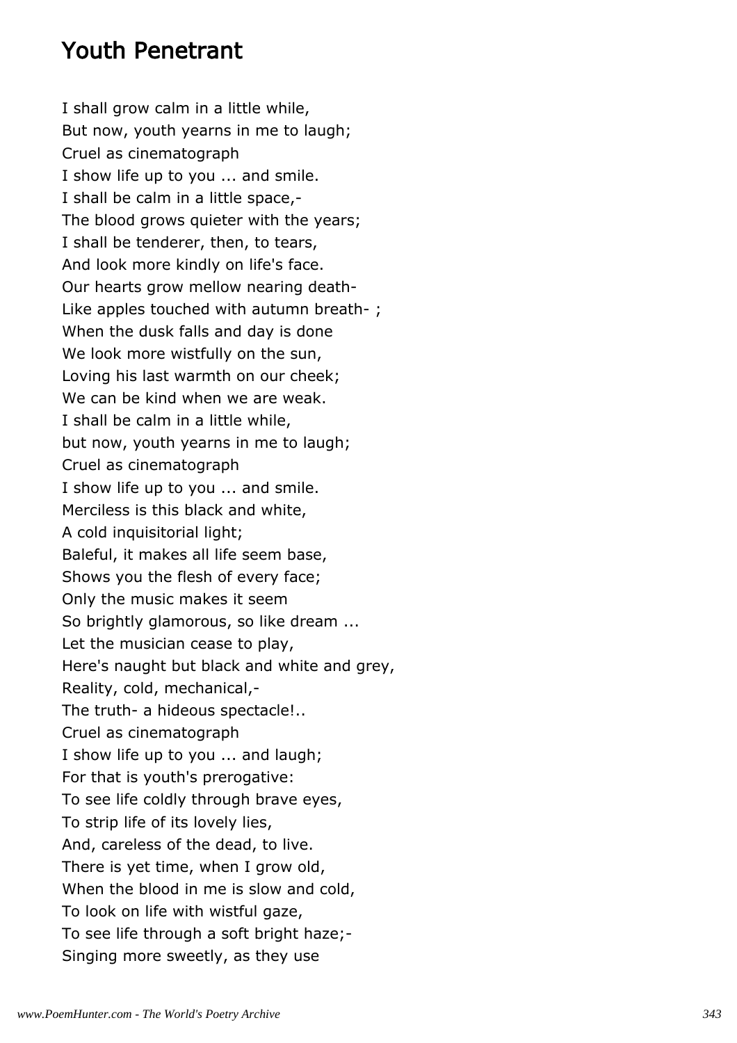## Youth Penetrant

I shall grow calm in a little while,
But now, youth yearns in me to laugh;
Cruel as cinematograph
I show life up to you ... and smile.
I shall be calm in a little space,-
The blood grows quieter with the years;
I shall be tenderer, then, to tears,
And look more kindly on life's face.
Our hearts grow mellow nearing death-
Like apples touched with autumn breath- ;
When the dusk falls and day is done
We look more wistfully on the sun,
Loving his last warmth on our cheek;
We can be kind when we are weak.
I shall be calm in a little while,
but now, youth yearns in me to laugh;
Cruel as cinematograph
I show life up to you ... and smile.
Merciless is this black and white,
A cold inquisitorial light;
Baleful, it makes all life seem base,
Shows you the flesh of every face;
Only the music makes it seem
So brightly glamorous, so like dream ...
Let the musician cease to play,
Here's naught but black and white and grey,
Reality, cold, mechanical,-
The truth- a hideous spectacle!..
Cruel as cinematograph
I show life up to you ... and laugh;
For that is youth's prerogative:
To see life coldly through brave eyes,
To strip life of its lovely lies,
And, careless of the dead, to live.
There is yet time, when I grow old,
When the blood in me is slow and cold,
To look on life with wistful gaze,
To see life through a soft bright haze;-
Singing more sweetly, as they use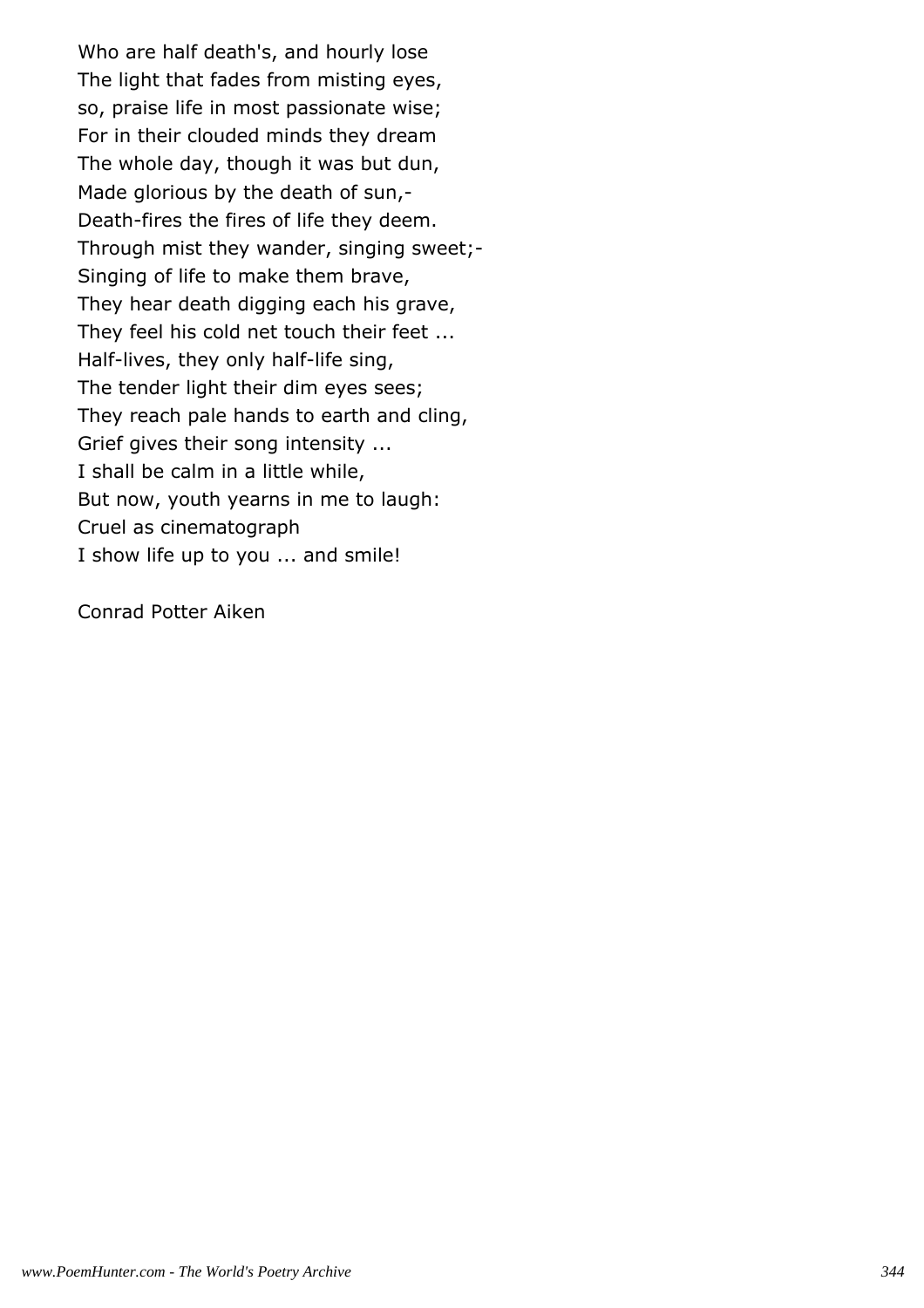Who are half death's, and hourly lose
The light that fades from misting eyes,
so, praise life in most passionate wise;
For in their clouded minds they dream
The whole day, though it was but dun,
Made glorious by the death of sun,-
Death-fires the fires of life they deem.
Through mist they wander, singing sweet;-
Singing of life to make them brave,
They hear death digging each his grave,
They feel his cold net touch their feet ...
Half-lives, they only half-life sing,
The tender light their dim eyes sees;
They reach pale hands to earth and cling,
Grief gives their song intensity ...
I shall be calm in a little while,
But now, youth yearns in me to laugh:
Cruel as cinematograph
I show life up to you ... and smile!

Conrad Potter Aiken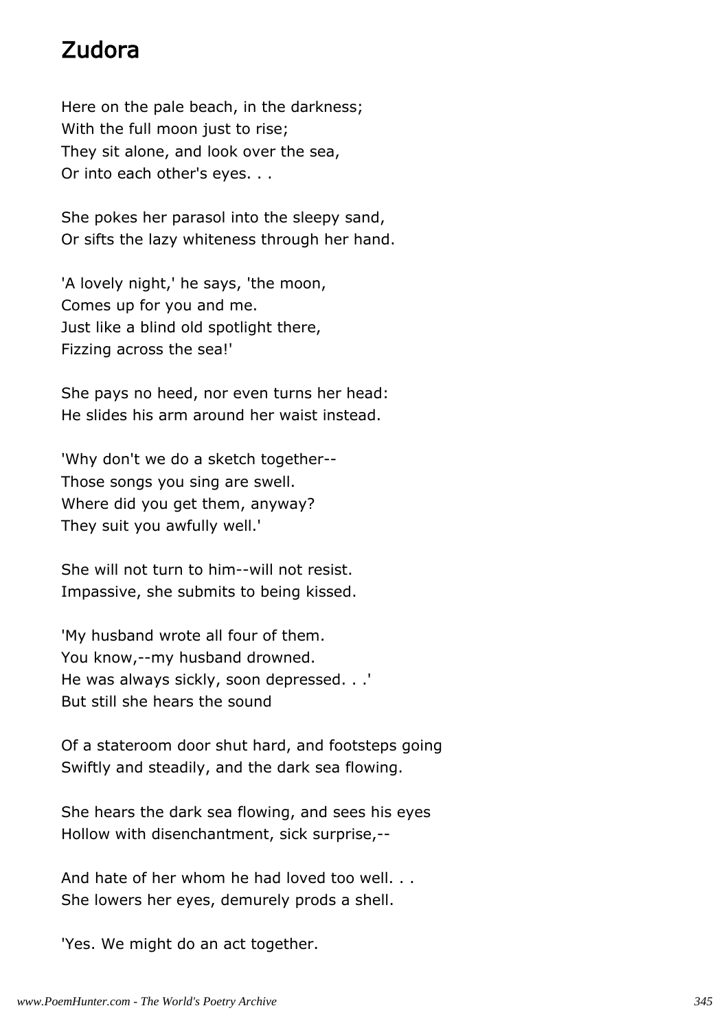# Zudora

Here on the pale beach, in the darkness;
With the full moon just to rise;
They sit alone, and look over the sea,
Or into each other's eyes. . .

She pokes her parasol into the sleepy sand,
Or sifts the lazy whiteness through her hand.

'A lovely night,' he says, 'the moon,
Comes up for you and me.
Just like a blind old spotlight there,
Fizzing across the sea!'

She pays no heed, nor even turns her head:
He slides his arm around her waist instead.

'Why don't we do a sketch together--
Those songs you sing are swell.
Where did you get them, anyway?
They suit you awfully well.'

She will not turn to him--will not resist.
Impassive, she submits to being kissed.

'My husband wrote all four of them.
You know,--my husband drowned.
He was always sickly, soon depressed. . .'
But still she hears the sound

Of a stateroom door shut hard, and footsteps going
Swiftly and steadily, and the dark sea flowing.

She hears the dark sea flowing, and sees his eyes
Hollow with disenchantment, sick surprise,--

And hate of her whom he had loved too well. . .
She lowers her eyes, demurely prods a shell.

'Yes. We might do an act together.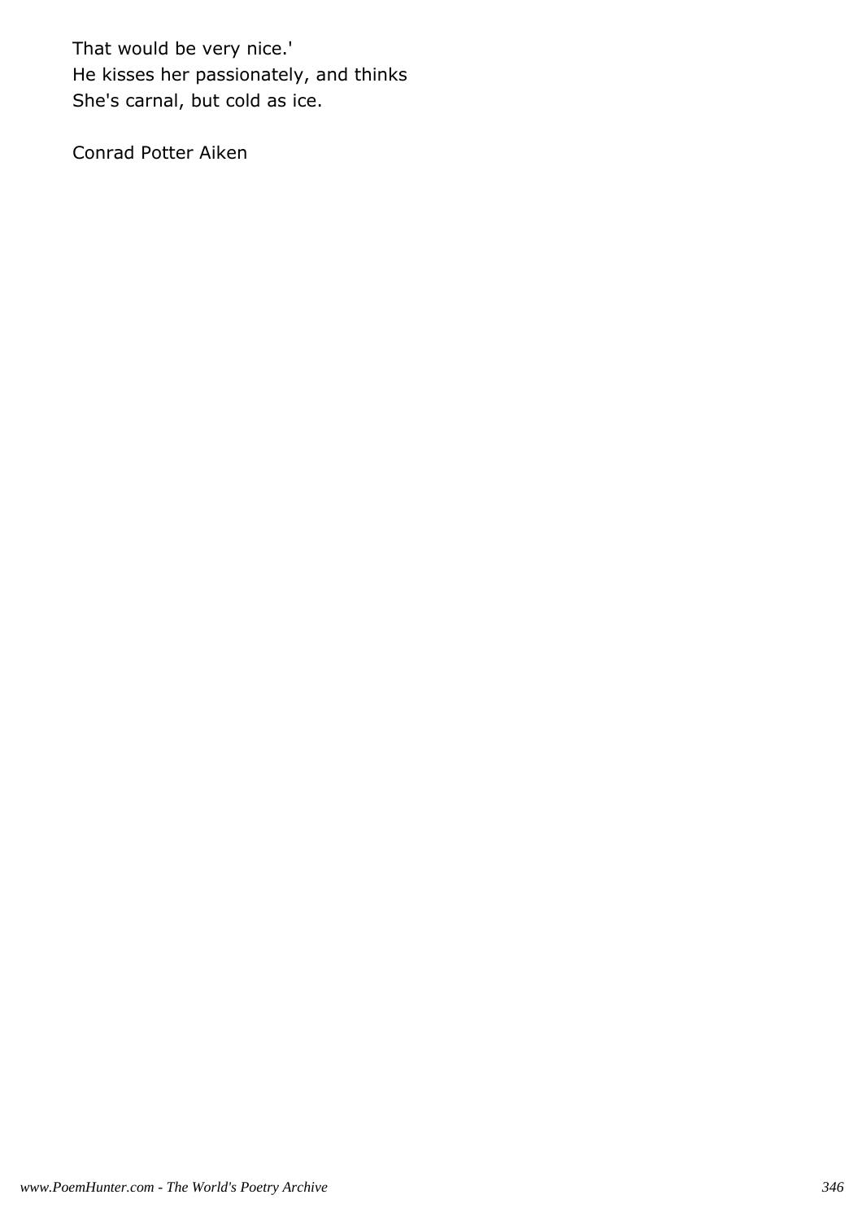That would be very nice.'
He kisses her passionately, and thinks
She's carnal, but cold as ice.

Conrad Potter Aiken